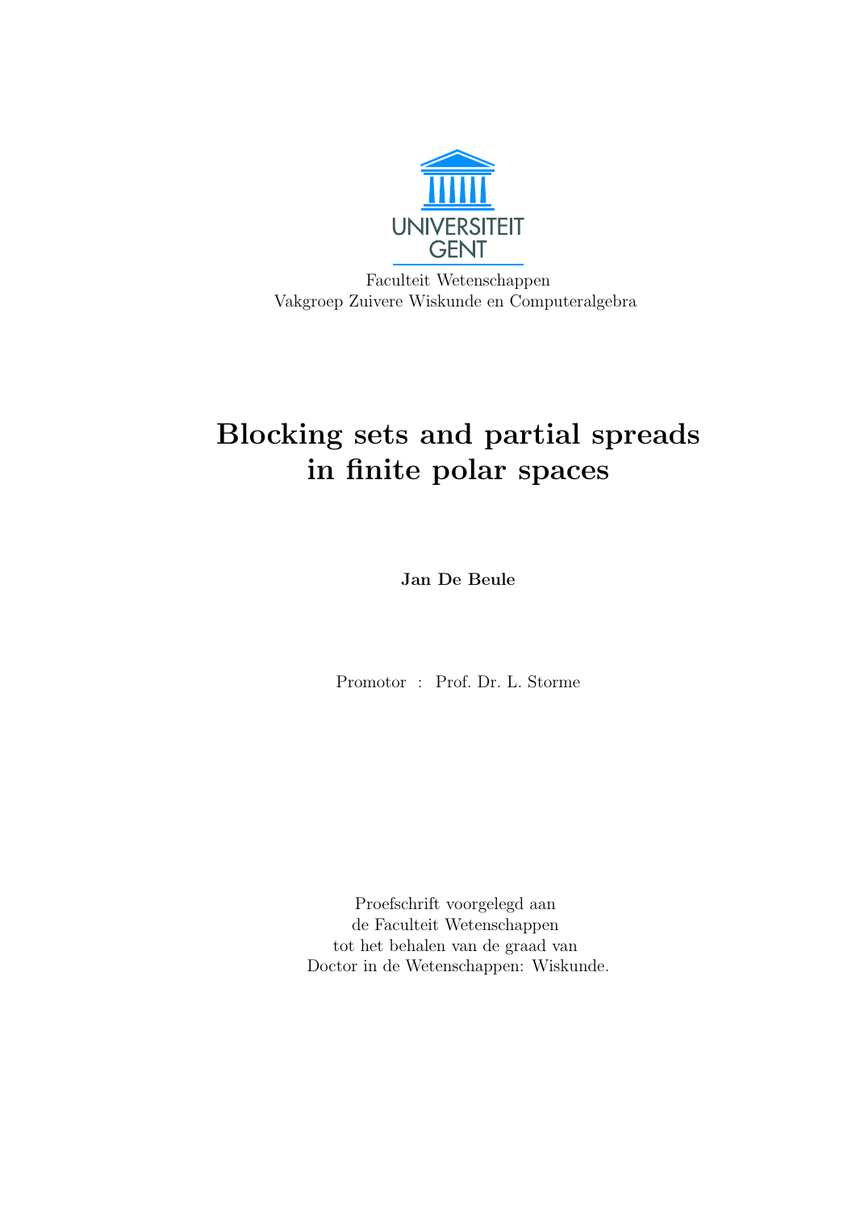UNIVERSITEIT GENT

Faculteit Wetenschappen
Vakgroep Zuivere Wiskunde en Computeralgebra

# Blocking sets and partial spreads in finite polar spaces

**Jan De Beule**

Promotor : Prof. Dr. L. Storme

Proefschrift voorgelegd aan
de Faculteit Wetenschappen
tot het behalen van de graad van
Doctor in de Wetenschappen: Wiskunde.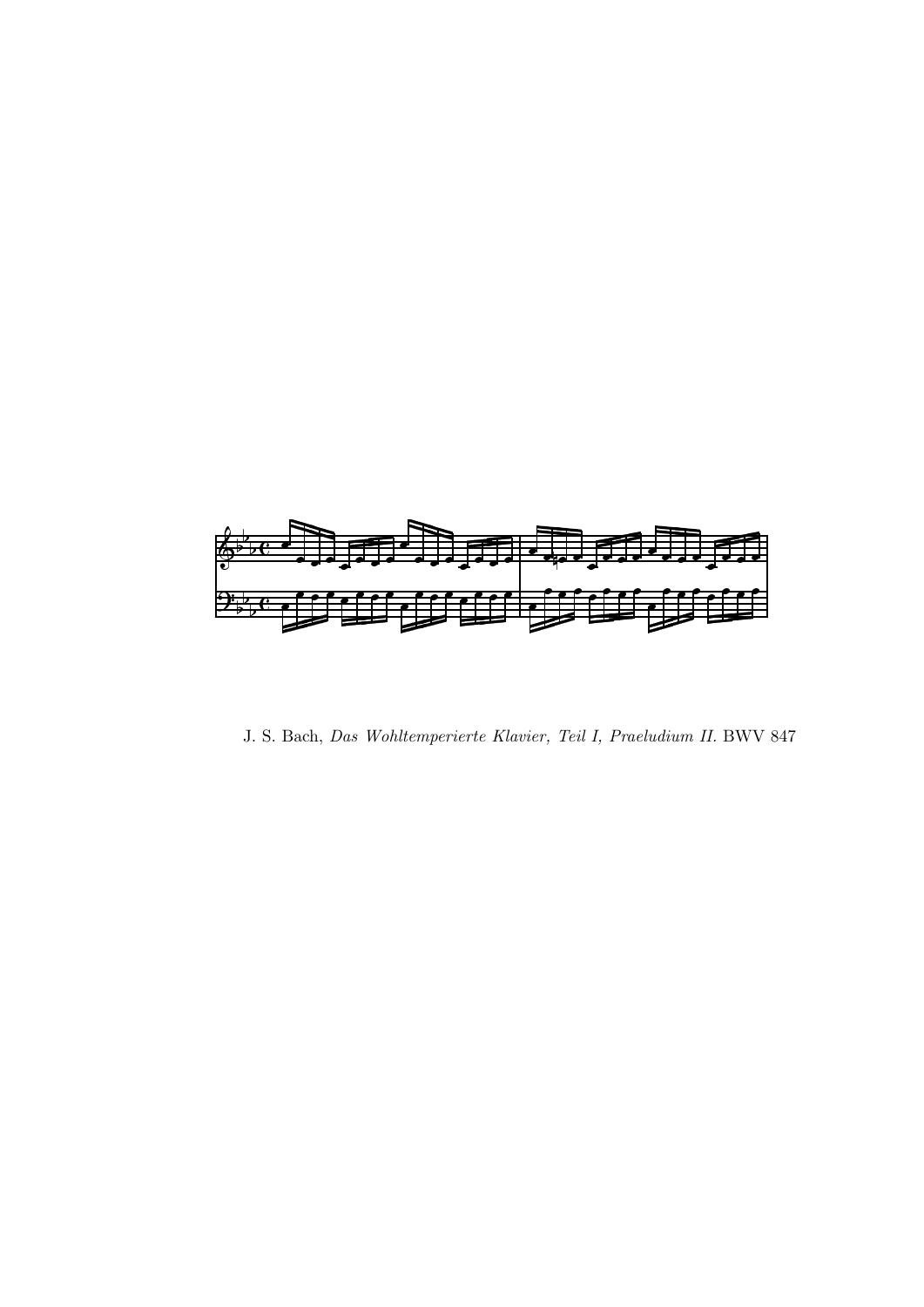J. S. Bach, *Das Wohltemperierte Klavier, Teil I, Praeludium II.* BWV 847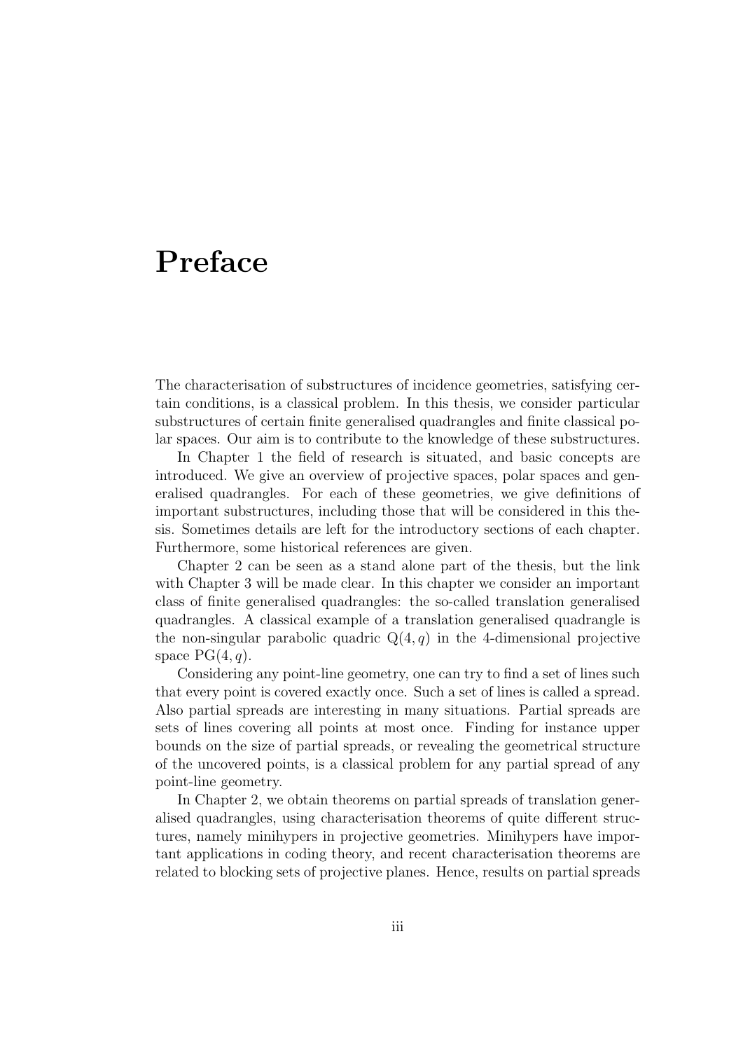# Preface

The characterisation of substructures of incidence geometries, satisfying certain conditions, is a classical problem. In this thesis, we consider particular substructures of certain finite generalised quadrangles and finite classical polar spaces. Our aim is to contribute to the knowledge of these substructures.

In Chapter 1 the field of research is situated, and basic concepts are introduced. We give an overview of projective spaces, polar spaces and generalised quadrangles. For each of these geometries, we give definitions of important substructures, including those that will be considered in this thesis. Sometimes details are left for the introductory sections of each chapter. Furthermore, some historical references are given.

Chapter 2 can be seen as a stand alone part of the thesis, but the link with Chapter 3 will be made clear. In this chapter we consider an important class of finite generalised quadrangles: the so-called translation generalised quadrangles. A classical example of a translation generalised quadrangle is the non-singular parabolic quadric $\mathrm{Q}(4, q)$ in the 4-dimensional projective space $\mathrm{PG}(4, q)$.

Considering any point-line geometry, one can try to find a set of lines such that every point is covered exactly once. Such a set of lines is called a spread. Also partial spreads are interesting in many situations. Partial spreads are sets of lines covering all points at most once. Finding for instance upper bounds on the size of partial spreads, or revealing the geometrical structure of the uncovered points, is a classical problem for any partial spread of any point-line geometry.

In Chapter 2, we obtain theorems on partial spreads of translation generalised quadrangles, using characterisation theorems of quite different structures, namely minihypers in projective geometries. Minihypers have important applications in coding theory, and recent characterisation theorems are related to blocking sets of projective planes. Hence, results on partial spreads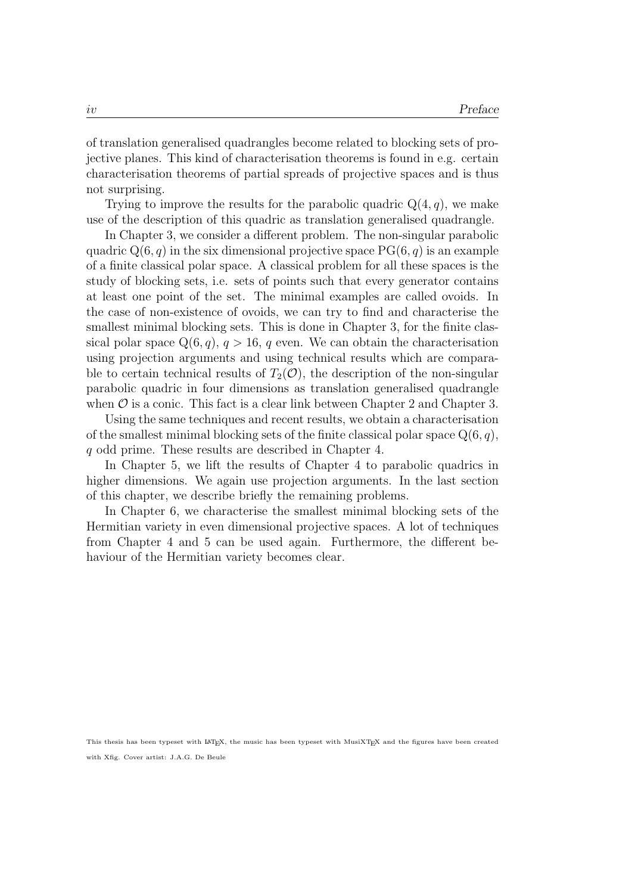of translation generalised quadrangles become related to blocking sets of projective planes. This kind of characterisation theorems is found in e.g. certain characterisation theorems of partial spreads of projective spaces and is thus not surprising.

Trying to improve the results for the parabolic quadric $Q(4, q)$, we make use of the description of this quadric as translation generalised quadrangle.

In Chapter 3, we consider a different problem. The non-singular parabolic quadric $Q(6, q)$ in the six dimensional projective space $PG(6, q)$ is an example of a finite classical polar space. A classical problem for all these spaces is the study of blocking sets, i.e. sets of points such that every generator contains at least one point of the set. The minimal examples are called ovoids. In the case of non-existence of ovoids, we can try to find and characterise the smallest minimal blocking sets. This is done in Chapter 3, for the finite classical polar space $Q(6, q)$, $q > 16$, $q$ even. We can obtain the characterisation using projection arguments and using technical results which are comparable to certain technical results of $T_2(\mathcal{O})$, the description of the non-singular parabolic quadric in four dimensions as translation generalised quadrangle when $\mathcal{O}$ is a conic. This fact is a clear link between Chapter 2 and Chapter 3.

Using the same techniques and recent results, we obtain a characterisation of the smallest minimal blocking sets of the finite classical polar space $Q(6, q)$, $q$ odd prime. These results are described in Chapter 4.

In Chapter 5, we lift the results of Chapter 4 to parabolic quadrics in higher dimensions. We again use projection arguments. In the last section of this chapter, we describe briefly the remaining problems.

In Chapter 6, we characterise the smallest minimal blocking sets of the Hermitian variety in even dimensional projective spaces. A lot of techniques from Chapter 4 and 5 can be used again. Furthermore, the different behaviour of the Hermitian variety becomes clear.

This thesis has been typeset with LaTeX, the music has been typeset with MusiXTeX and the figures have been created with Xfig. Cover artist: J.A.G. De Beule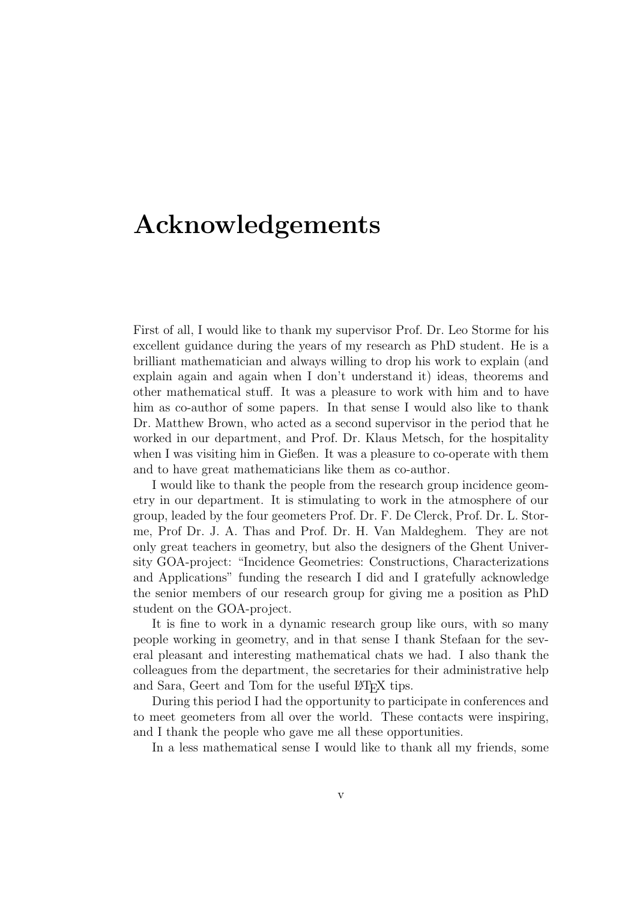# Acknowledgements

First of all, I would like to thank my supervisor Prof. Dr. Leo Storme for his excellent guidance during the years of my research as PhD student. He is a brilliant mathematician and always willing to drop his work to explain (and explain again and again when I don't understand it) ideas, theorems and other mathematical stuff. It was a pleasure to work with him and to have him as co-author of some papers. In that sense I would also like to thank Dr. Matthew Brown, who acted as a second supervisor in the period that he worked in our department, and Prof. Dr. Klaus Metsch, for the hospitality when I was visiting him in Gießen. It was a pleasure to co-operate with them and to have great mathematicians like them as co-author.

I would like to thank the people from the research group incidence geometry in our department. It is stimulating to work in the atmosphere of our group, leaded by the four geometers Prof. Dr. F. De Clerck, Prof. Dr. L. Storme, Prof Dr. J. A. Thas and Prof. Dr. H. Van Maldeghem. They are not only great teachers in geometry, but also the designers of the Ghent University GOA-project: "Incidence Geometries: Constructions, Characterizations and Applications" funding the research I did and I gratefully acknowledge the senior members of our research group for giving me a position as PhD student on the GOA-project.

It is fine to work in a dynamic research group like ours, with so many people working in geometry, and in that sense I thank Stefaan for the several pleasant and interesting mathematical chats we had. I also thank the colleagues from the department, the secretaries for their administrative help and Sara, Geert and Tom for the useful LaTeX tips.

During this period I had the opportunity to participate in conferences and to meet geometers from all over the world. These contacts were inspiring, and I thank the people who gave me all these opportunities.

In a less mathematical sense I would like to thank all my friends, some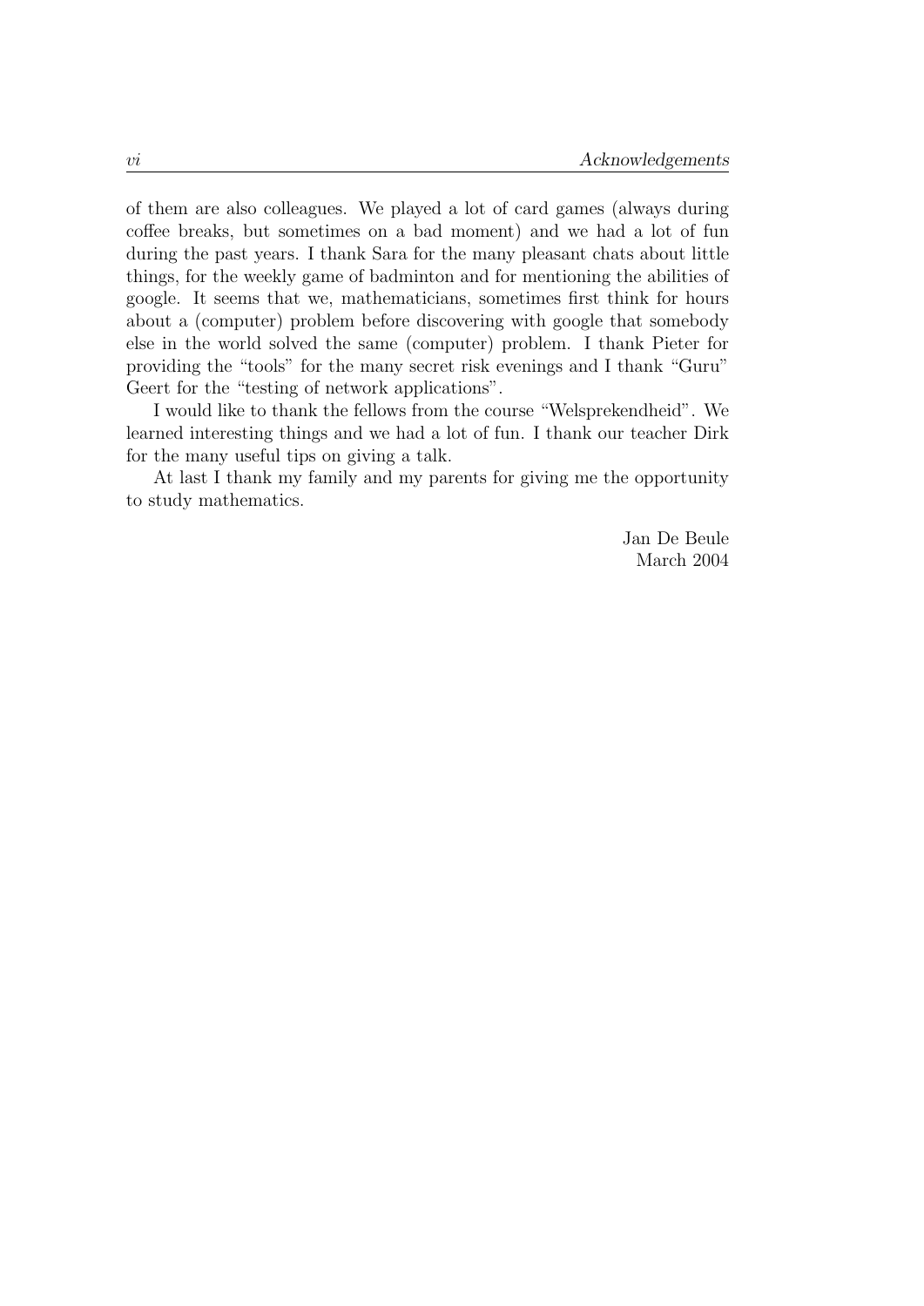of them are also colleagues. We played a lot of card games (always during coffee breaks, but sometimes on a bad moment) and we had a lot of fun during the past years. I thank Sara for the many pleasant chats about little things, for the weekly game of badminton and for mentioning the abilities of google. It seems that we, mathematicians, sometimes first think for hours about a (computer) problem before discovering with google that somebody else in the world solved the same (computer) problem. I thank Pieter for providing the "tools" for the many secret risk evenings and I thank "Guru" Geert for the "testing of network applications".

I would like to thank the fellows from the course "Welsprekendheid". We learned interesting things and we had a lot of fun. I thank our teacher Dirk for the many useful tips on giving a talk.

At last I thank my family and my parents for giving me the opportunity to study mathematics.

Jan De Beule
March 2004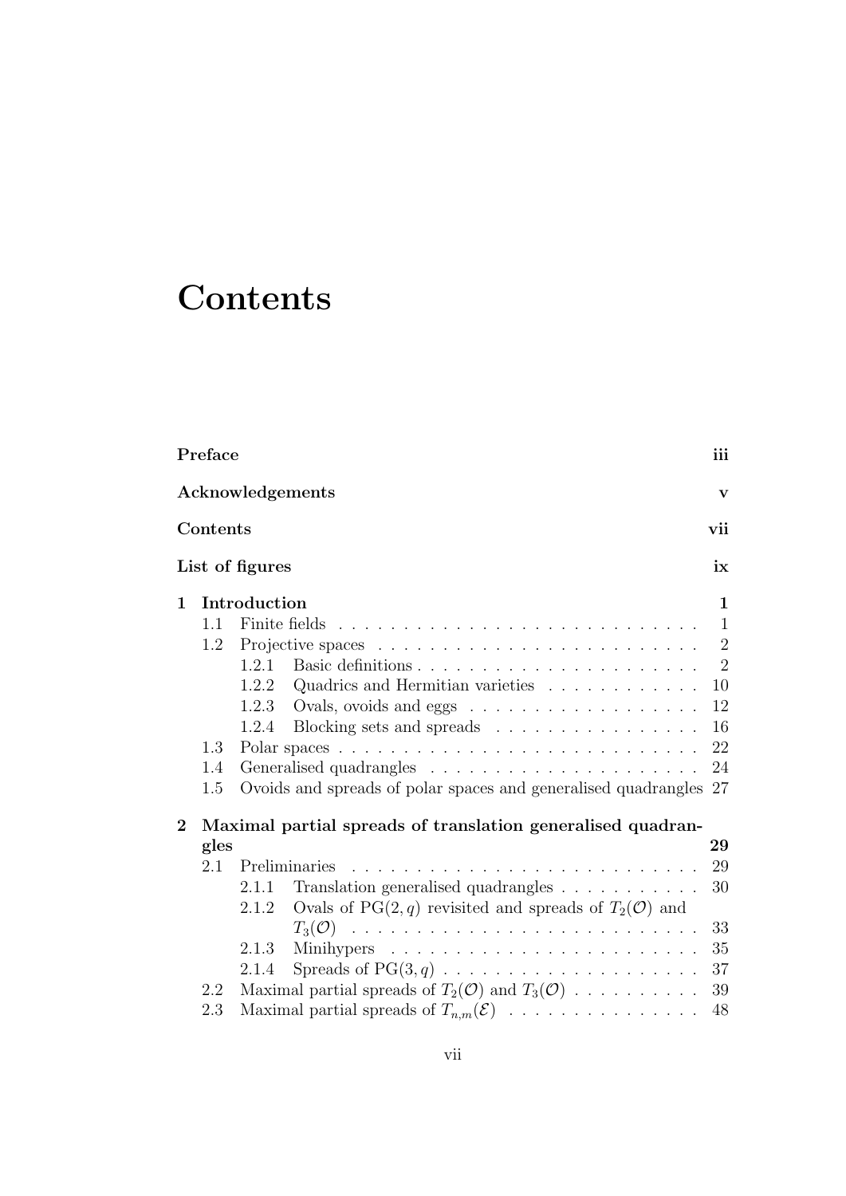# Contents

**Preface** **iii**

**Acknowledgements** **v**

**Contents** **vii**

**List of figures** **ix**

**1 Introduction** **1**

- 1.1 Finite fields . . . . . . . . . . . . . . . . . . . . . . . . . . . . 1
- 1.2 Projective spaces . . . . . . . . . . . . . . . . . . . . . . . . . . 2
  - 1.2.1 Basic definitions . . . . . . . . . . . . . . . . . . . . . . . 2
  - 1.2.2 Quadrics and Hermitian varieties . . . . . . . . . . . . . 10
  - 1.2.3 Ovals, ovoids and eggs . . . . . . . . . . . . . . . . . . 12
  - 1.2.4 Blocking sets and spreads . . . . . . . . . . . . . . . . 16
- 1.3 Polar spaces . . . . . . . . . . . . . . . . . . . . . . . . . . . . 22
- 1.4 Generalised quadrangles . . . . . . . . . . . . . . . . . . . . . 24
- 1.5 Ovoids and spreads of polar spaces and generalised quadrangles 27

**2 Maximal partial spreads of translation generalised quadrangles** **29**

- 2.1 Preliminaries . . . . . . . . . . . . . . . . . . . . . . . . . . . 29
  - 2.1.1 Translation generalised quadrangles . . . . . . . . . . . 30
  - 2.1.2 Ovals of $\mathrm{PG}(2, q)$ revisited and spreads of $T_2(\mathcal{O})$ and $T_3(\mathcal{O})$ . . . . . . . . . . . . . . . . . . . . . . . . . . . 33
  - 2.1.3 Minihypers . . . . . . . . . . . . . . . . . . . . . . . . 35
  - 2.1.4 Spreads of $\mathrm{PG}(3, q)$ . . . . . . . . . . . . . . . . . . . . 37
- 2.2 Maximal partial spreads of $T_2(\mathcal{O})$ and $T_3(\mathcal{O})$ . . . . . . . . . . 39
- 2.3 Maximal partial spreads of $T_{n,m}(\mathcal{E})$ . . . . . . . . . . . . . . . 48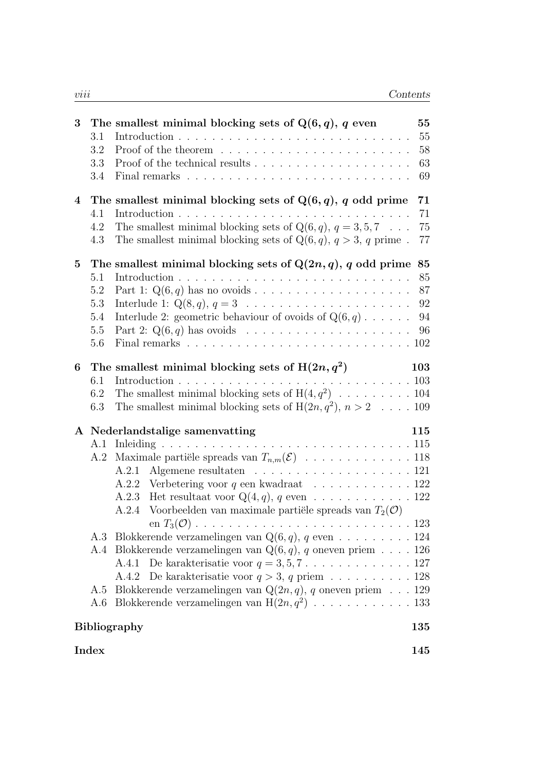**3 The smallest minimal blocking sets of $Q(6, q)$, $q$ even — 55**

- 3.1 Introduction — 55
- 3.2 Proof of the theorem — 58
- 3.3 Proof of the technical results — 63
- 3.4 Final remarks — 69

**4 The smallest minimal blocking sets of $Q(6, q)$, $q$ odd prime — 71**

- 4.1 Introduction — 71
- 4.2 The smallest minimal blocking sets of $Q(6, q)$, $q = 3, 5, 7$ — 75
- 4.3 The smallest minimal blocking sets of $Q(6, q)$, $q > 3$, $q$ prime — 77

**5 The smallest minimal blocking sets of $Q(2n, q)$, $q$ odd prime — 85**

- 5.1 Introduction — 85
- 5.2 Part 1: $Q(6, q)$ has no ovoids — 87
- 5.3 Interlude 1: $Q(8, q)$, $q = 3$ — 92
- 5.4 Interlude 2: geometric behaviour of ovoids of $Q(6, q)$ — 94
- 5.5 Part 2: $Q(6, q)$ has ovoids — 96
- 5.6 Final remarks — 102

**6 The smallest minimal blocking sets of $H(2n, q^2)$ — 103**

- 6.1 Introduction — 103
- 6.2 The smallest minimal blocking sets of $H(4, q^2)$ — 104
- 6.3 The smallest minimal blocking sets of $H(2n, q^2)$, $n > 2$ — 109

**A Nederlandstalige samenvatting — 115**

- A.1 Inleiding — 115
- A.2 Maximale partiële spreads van $T_{n,m}(\mathcal{E})$ — 118
  - A.2.1 Algemene resultaten — 121
  - A.2.2 Verbetering voor $q$ een kwadraat — 122
  - A.2.3 Het resultaat voor $Q(4, q)$, $q$ even — 122
  - A.2.4 Voorbeelden van maximale partiële spreads van $T_2(\mathcal{O})$ en $T_3(\mathcal{O})$ — 123
- A.3 Blokkerende verzamelingen van $Q(6, q)$, $q$ even — 124
- A.4 Blokkerende verzamelingen van $Q(6, q)$, $q$ oneven priem — 126
  - A.4.1 De karakterisatie voor $q = 3, 5, 7$ — 127
  - A.4.2 De karakterisatie voor $q > 3$, $q$ priem — 128
- A.5 Blokkerende verzamelingen van $Q(2n, q)$, $q$ oneven priem — 129
- A.6 Blokkerende verzamelingen van $H(2n, q^2)$ — 133

**Bibliography — 135**

**Index — 145**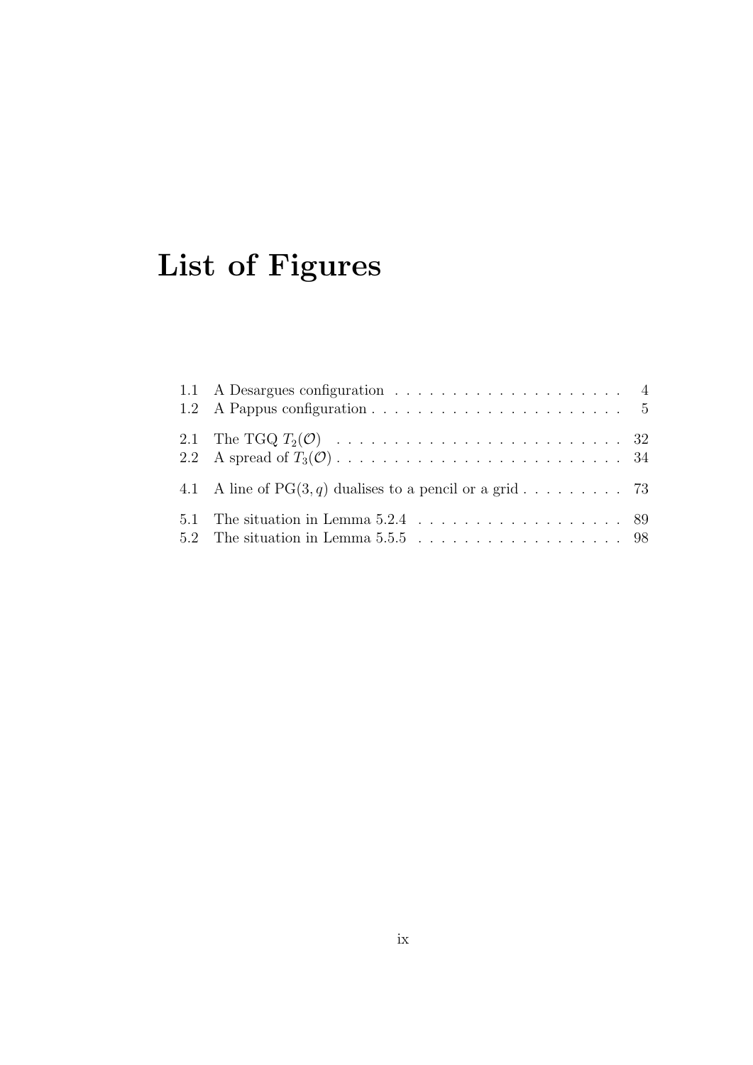# List of Figures

1.1 A Desargues configuration . . . . . . . . . . . . . . . . . . . . 4
1.2 A Pappus configuration . . . . . . . . . . . . . . . . . . . . . . 5

2.1 The TGQ $T_2(\mathcal{O})$ . . . . . . . . . . . . . . . . . . . . . . . . . 32
2.2 A spread of $T_3(\mathcal{O})$ . . . . . . . . . . . . . . . . . . . . . . . . . 34

4.1 A line of $\mathrm{PG}(3, q)$ dualises to a pencil or a grid . . . . . . . . . 73

5.1 The situation in Lemma 5.2.4 . . . . . . . . . . . . . . . . . . 89
5.2 The situation in Lemma 5.5.5 . . . . . . . . . . . . . . . . . . 98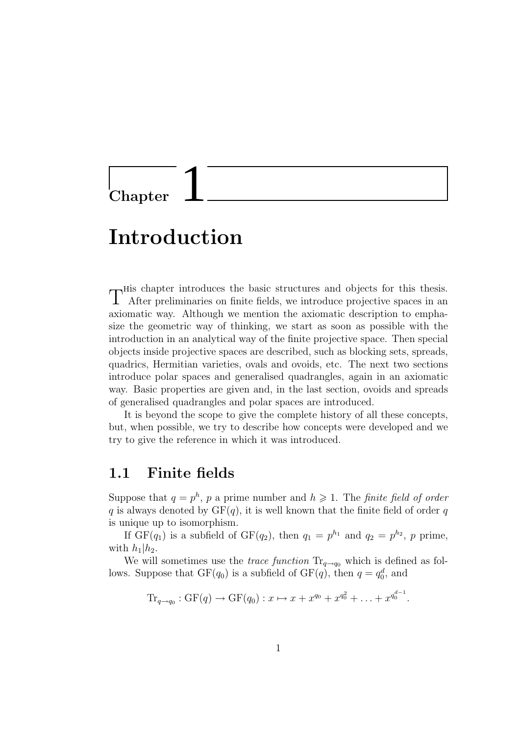# Chapter 1

# Introduction

This chapter introduces the basic structures and objects for this thesis. After preliminaries on finite fields, we introduce projective spaces in an axiomatic way. Although we mention the axiomatic description to emphasize the geometric way of thinking, we start as soon as possible with the introduction in an analytical way of the finite projective space. Then special objects inside projective spaces are described, such as blocking sets, spreads, quadrics, Hermitian varieties, ovals and ovoids, etc. The next two sections introduce polar spaces and generalised quadrangles, again in an axiomatic way. Basic properties are given and, in the last section, ovoids and spreads of generalised quadrangles and polar spaces are introduced.

It is beyond the scope to give the complete history of all these concepts, but, when possible, we try to describe how concepts were developed and we try to give the reference in which it was introduced.

## 1.1 Finite fields

Suppose that $q = p^h$, $p$ a prime number and $h \geqslant 1$. The *finite field of order* $q$ is always denoted by $\mathrm{GF}(q)$, it is well known that the finite field of order $q$ is unique up to isomorphism.

If $\mathrm{GF}(q_1)$ is a subfield of $\mathrm{GF}(q_2)$, then $q_1 = p^{h_1}$ and $q_2 = p^{h_2}$, $p$ prime, with $h_1|h_2$.

We will sometimes use the *trace function* $\mathrm{Tr}_{q \to q_0}$ which is defined as follows. Suppose that $\mathrm{GF}(q_0)$ is a subfield of $\mathrm{GF}(q)$, then $q = q_0^d$, and

$$\mathrm{Tr}_{q \to q_0} : \mathrm{GF}(q) \to \mathrm{GF}(q_0) : x \mapsto x + x^{q_0} + x^{q_0^2} + \ldots + x^{q_0^{d-1}}.$$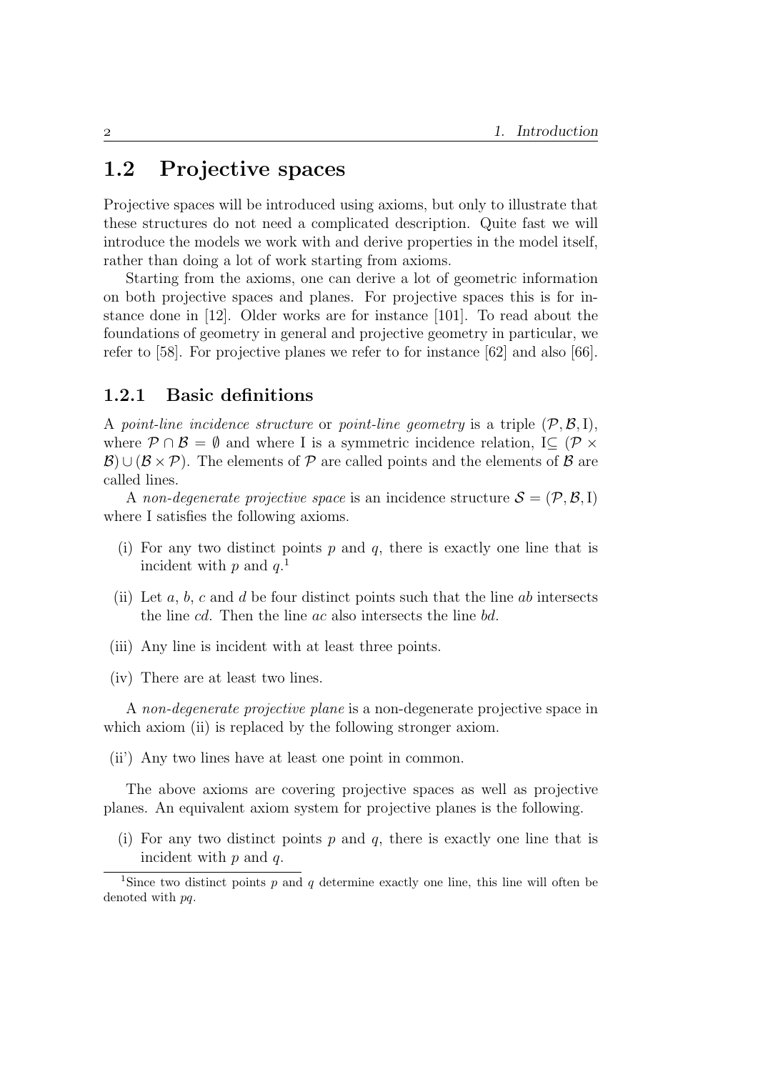## 1.2 Projective spaces

Projective spaces will be introduced using axioms, but only to illustrate that these structures do not need a complicated description. Quite fast we will introduce the models we work with and derive properties in the model itself, rather than doing a lot of work starting from axioms.

Starting from the axioms, one can derive a lot of geometric information on both projective spaces and planes. For projective spaces this is for instance done in [12]. Older works are for instance [101]. To read about the foundations of geometry in general and projective geometry in particular, we refer to [58]. For projective planes we refer to for instance [62] and also [66].

### 1.2.1 Basic definitions

A *point-line incidence structure* or *point-line geometry* is a triple $(\mathcal{P}, \mathcal{B}, \mathrm{I})$, where $\mathcal{P} \cap \mathcal{B} = \emptyset$ and where I is a symmetric incidence relation, $\mathrm{I} \subseteq (\mathcal{P} \times \mathcal{B}) \cup (\mathcal{B} \times \mathcal{P})$. The elements of $\mathcal{P}$ are called points and the elements of $\mathcal{B}$ are called lines.

A *non-degenerate projective space* is an incidence structure $\mathcal{S} = (\mathcal{P}, \mathcal{B}, \mathrm{I})$ where I satisfies the following axioms.

(i) For any two distinct points $p$ and $q$, there is exactly one line that is incident with $p$ and $q$.[1]

(ii) Let $a$, $b$, $c$ and $d$ be four distinct points such that the line $ab$ intersects the line $cd$. Then the line $ac$ also intersects the line $bd$.

(iii) Any line is incident with at least three points.

(iv) There are at least two lines.

A *non-degenerate projective plane* is a non-degenerate projective space in which axiom (ii) is replaced by the following stronger axiom.

(ii') Any two lines have at least one point in common.

The above axioms are covering projective spaces as well as projective planes. An equivalent axiom system for projective planes is the following.

(i) For any two distinct points $p$ and $q$, there is exactly one line that is incident with $p$ and $q$.

[1] Since two distinct points $p$ and $q$ determine exactly one line, this line will often be denoted with $pq$.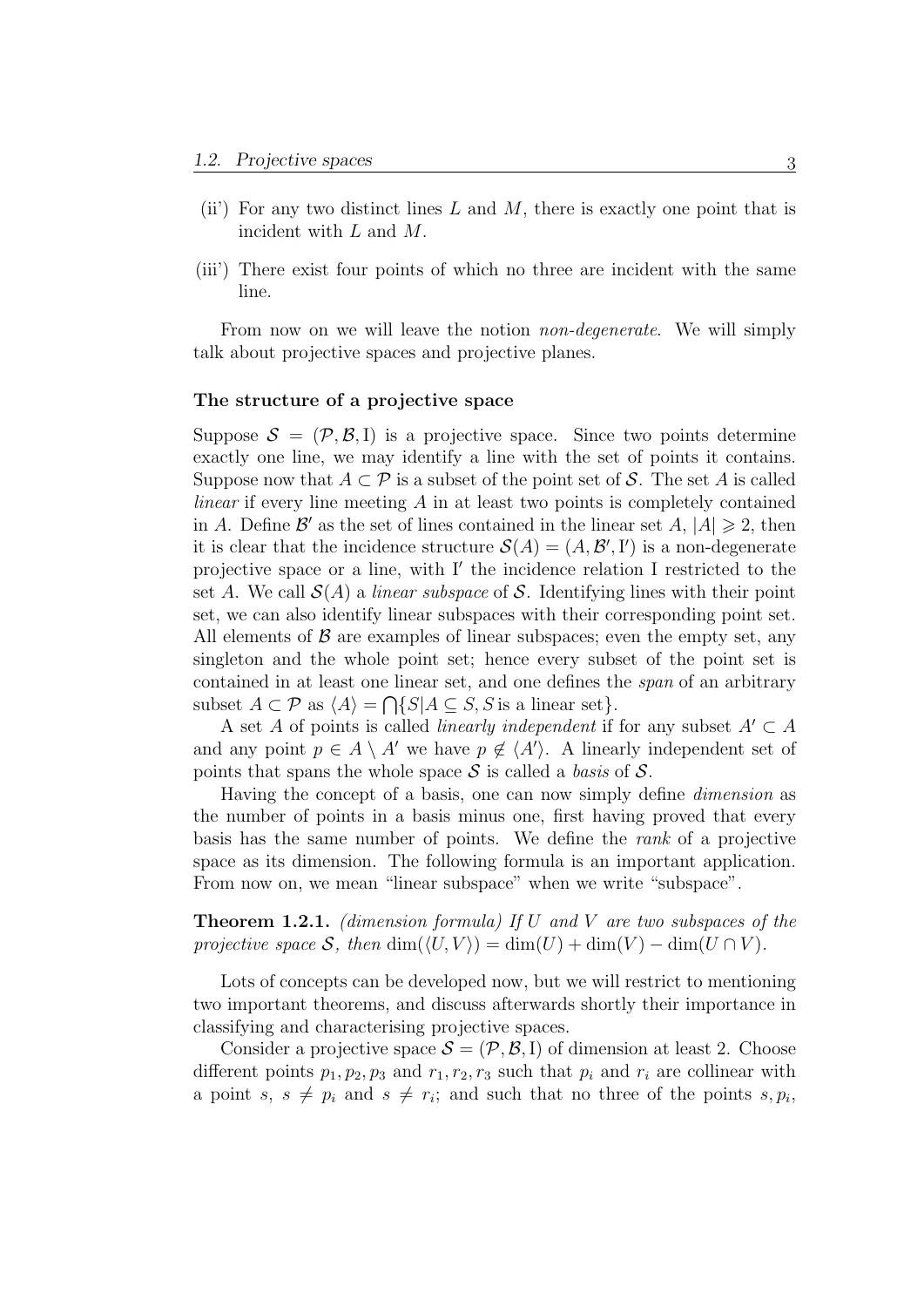(ii') For any two distinct lines $L$ and $M$, there is exactly one point that is incident with $L$ and $M$.

(iii') There exist four points of which no three are incident with the same line.

From now on we will leave the notion *non-degenerate*. We will simply talk about projective spaces and projective planes.

**The structure of a projective space**

Suppose $\mathcal{S} = (\mathcal{P}, \mathcal{B}, \mathrm{I})$ is a projective space. Since two points determine exactly one line, we may identify a line with the set of points it contains. Suppose now that $A \subset \mathcal{P}$ is a subset of the point set of $\mathcal{S}$. The set $A$ is called *linear* if every line meeting $A$ in at least two points is completely contained in $A$. Define $\mathcal{B}'$ as the set of lines contained in the linear set $A$, $|A| \geqslant 2$, then it is clear that the incidence structure $\mathcal{S}(A) = (A, \mathcal{B}', \mathrm{I}')$ is a non-degenerate projective space or a line, with $\mathrm{I}'$ the incidence relation $\mathrm{I}$ restricted to the set $A$. We call $\mathcal{S}(A)$ a *linear subspace* of $\mathcal{S}$. Identifying lines with their point set, we can also identify linear subspaces with their corresponding point set. All elements of $\mathcal{B}$ are examples of linear subspaces; even the empty set, any singleton and the whole point set; hence every subset of the point set is contained in at least one linear set, and one defines the *span* of an arbitrary subset $A \subset \mathcal{P}$ as $\langle A \rangle = \bigcap \{S | A \subseteq S, S \text{ is a linear set}\}$.

A set $A$ of points is called *linearly independent* if for any subset $A' \subset A$ and any point $p \in A \setminus A'$ we have $p \notin \langle A' \rangle$. A linearly independent set of points that spans the whole space $\mathcal{S}$ is called a *basis* of $\mathcal{S}$.

Having the concept of a basis, one can now simply define *dimension* as the number of points in a basis minus one, first having proved that every basis has the same number of points. We define the *rank* of a projective space as its dimension. The following formula is an important application. From now on, we mean "linear subspace" when we write "subspace".

**Theorem 1.2.1.** *(dimension formula) If $U$ and $V$ are two subspaces of the projective space $\mathcal{S}$, then $\dim(\langle U, V \rangle) = \dim(U) + \dim(V) - \dim(U \cap V)$.*

Lots of concepts can be developed now, but we will restrict to mentioning two important theorems, and discuss afterwards shortly their importance in classifying and characterising projective spaces.

Consider a projective space $\mathcal{S} = (\mathcal{P}, \mathcal{B}, \mathrm{I})$ of dimension at least 2. Choose different points $p_1, p_2, p_3$ and $r_1, r_2, r_3$ such that $p_i$ and $r_i$ are collinear with a point $s$, $s \neq p_i$ and $s \neq r_i$; and such that no three of the points $s, p_i$,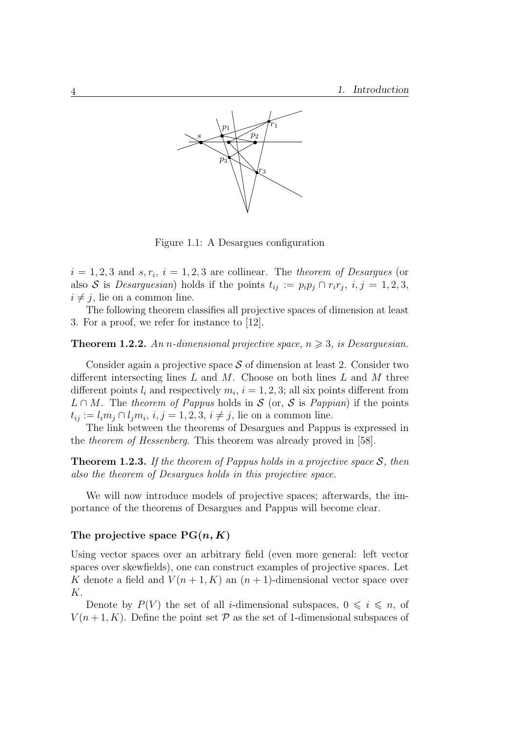Figure 1.1: A Desargues configuration

$i = 1, 2, 3$ and $s, r_i$, $i = 1, 2, 3$ are collinear. The *theorem of Desargues* (or also $\mathcal{S}$ is *Desarguesian*) holds if the points $t_{ij} := p_i p_j \cap r_i r_j$, $i, j = 1, 2, 3$, $i \neq j$, lie on a common line.

The following theorem classifies all projective spaces of dimension at least 3. For a proof, we refer for instance to [12].

**Theorem 1.2.2.** *An n-dimensional projective space, $n \geqslant 3$, is Desarguesian.*

Consider again a projective space $\mathcal{S}$ of dimension at least 2. Consider two different intersecting lines $L$ and $M$. Choose on both lines $L$ and $M$ three different points $l_i$ and respectively $m_i$, $i = 1, 2, 3$; all six points different from $L \cap M$. The *theorem of Pappus* holds in $\mathcal{S}$ (or, $\mathcal{S}$ is *Pappian*) if the points $t_{ij} := l_i m_j \cap l_j m_i$, $i, j = 1, 2, 3$, $i \neq j$, lie on a common line.

The link between the theorems of Desargues and Pappus is expressed in the *theorem of Hessenberg*. This theorem was already proved in [58].

**Theorem 1.2.3.** *If the theorem of Pappus holds in a projective space $\mathcal{S}$, then also the theorem of Desargues holds in this projective space.*

We will now introduce models of projective spaces; afterwards, the importance of the theorems of Desargues and Pappus will become clear.

### The projective space $\mathrm{PG}(n, K)$

Using vector spaces over an arbitrary field (even more general: left vector spaces over skewfields), one can construct examples of projective spaces. Let $K$ denote a field and $V(n+1, K)$ an $(n+1)$-dimensional vector space over $K$.

Denote by $P(V)$ the set of all $i$-dimensional subspaces, $0 \leqslant i \leqslant n$, of $V(n+1, K)$. Define the point set $\mathcal{P}$ as the set of 1-dimensional subspaces of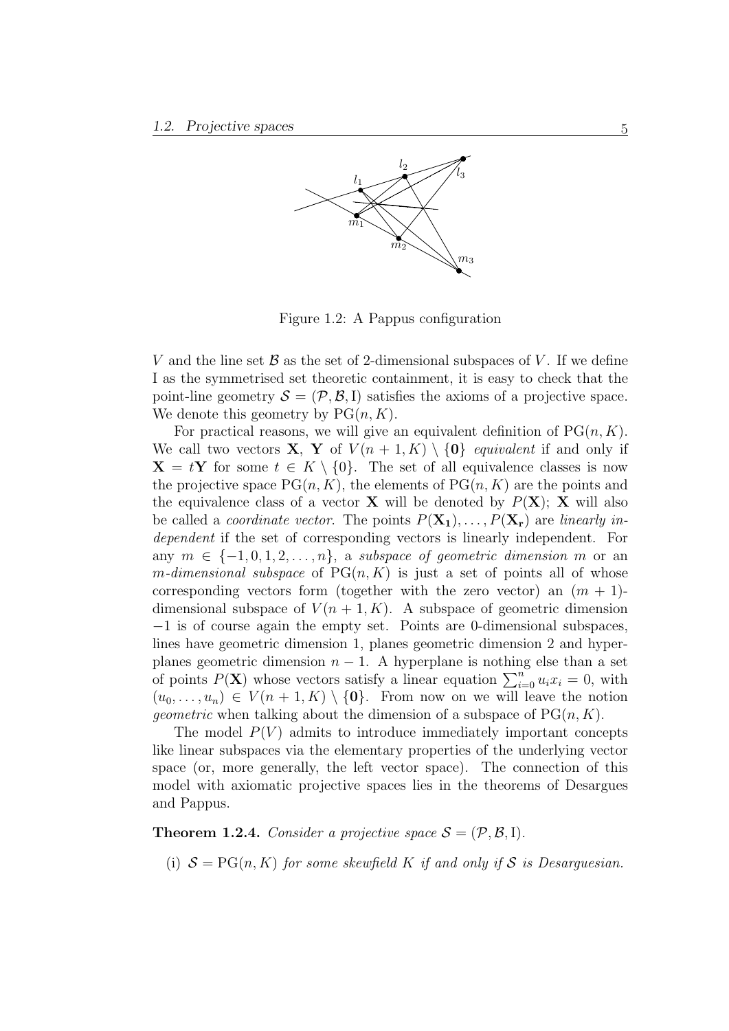Figure 1.2: A Pappus configuration

$V$ and the line set $\mathcal{B}$ as the set of 2-dimensional subspaces of $V$. If we define I as the symmetrised set theoretic containment, it is easy to check that the point-line geometry $\mathcal{S} = (\mathcal{P}, \mathcal{B}, \mathrm{I})$ satisfies the axioms of a projective space. We denote this geometry by $\mathrm{PG}(n, K)$.

For practical reasons, we will give an equivalent definition of $\mathrm{PG}(n, K)$. We call two vectors $\mathbf{X}$, $\mathbf{Y}$ of $V(n+1, K) \setminus \{\mathbf{0}\}$ *equivalent* if and only if $\mathbf{X} = t\mathbf{Y}$ for some $t \in K \setminus \{0\}$. The set of all equivalence classes is now the projective space $\mathrm{PG}(n, K)$, the elements of $\mathrm{PG}(n, K)$ are the points and the equivalence class of a vector $\mathbf{X}$ will be denoted by $P(\mathbf{X})$; $\mathbf{X}$ will also be called a *coordinate vector*. The points $P(\mathbf{X_1}), \ldots, P(\mathbf{X_r})$ are *linearly independent* if the set of corresponding vectors is linearly independent. For any $m \in \{-1, 0, 1, 2, \ldots, n\}$, a *subspace of geometric dimension* $m$ or an $m$*-dimensional subspace* of $\mathrm{PG}(n, K)$ is just a set of points all of whose corresponding vectors form (together with the zero vector) an $(m+1)$-dimensional subspace of $V(n+1, K)$. A subspace of geometric dimension $-1$ is of course again the empty set. Points are 0-dimensional subspaces, lines have geometric dimension 1, planes geometric dimension 2 and hyperplanes geometric dimension $n-1$. A hyperplane is nothing else than a set of points $P(\mathbf{X})$ whose vectors satisfy a linear equation $\sum_{i=0}^{n} u_i x_i = 0$, with $(u_0, \ldots, u_n) \in V(n+1, K) \setminus \{\mathbf{0}\}$. From now on we will leave the notion *geometric* when talking about the dimension of a subspace of $\mathrm{PG}(n, K)$.

The model $P(V)$ admits to introduce immediately important concepts like linear subspaces via the elementary properties of the underlying vector space (or, more generally, the left vector space). The connection of this model with axiomatic projective spaces lies in the theorems of Desargues and Pappus.

**Theorem 1.2.4.** *Consider a projective space $\mathcal{S} = (\mathcal{P}, \mathcal{B}, \mathrm{I})$.*

(i) *$\mathcal{S} = \mathrm{PG}(n, K)$ for some skewfield $K$ if and only if $\mathcal{S}$ is Desarguesian.*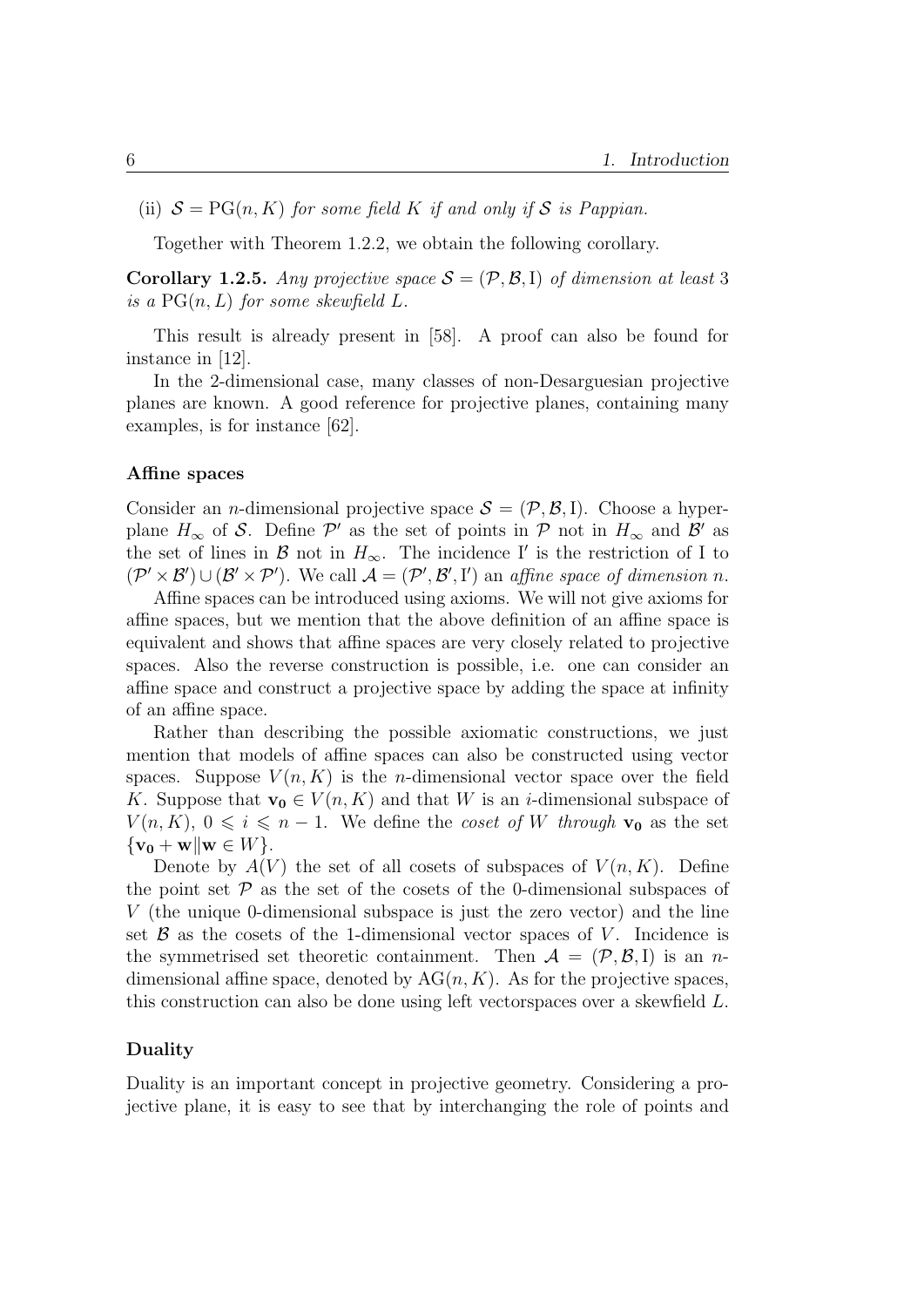(ii) $\mathcal{S} = \mathrm{PG}(n, K)$ *for some field $K$ if and only if $\mathcal{S}$ is Pappian.*

Together with Theorem 1.2.2, we obtain the following corollary.

**Corollary 1.2.5.** *Any projective space $\mathcal{S} = (\mathcal{P}, \mathcal{B}, \mathrm{I})$ of dimension at least 3 is a $\mathrm{PG}(n, L)$ for some skewfield $L$.*

This result is already present in [58]. A proof can also be found for instance in [12].

In the 2-dimensional case, many classes of non-Desarguesian projective planes are known. A good reference for projective planes, containing many examples, is for instance [62].

#### Affine spaces

Consider an $n$-dimensional projective space $\mathcal{S} = (\mathcal{P}, \mathcal{B}, \mathrm{I})$. Choose a hyperplane $H_\infty$ of $\mathcal{S}$. Define $\mathcal{P}'$ as the set of points in $\mathcal{P}$ not in $H_\infty$ and $\mathcal{B}'$ as the set of lines in $\mathcal{B}$ not in $H_\infty$. The incidence $\mathrm{I}'$ is the restriction of $\mathrm{I}$ to $(\mathcal{P}' \times \mathcal{B}') \cup (\mathcal{B}' \times \mathcal{P}')$. We call $\mathcal{A} = (\mathcal{P}', \mathcal{B}', \mathrm{I}')$ an *affine space of dimension $n$.*

Affine spaces can be introduced using axioms. We will not give axioms for affine spaces, but we mention that the above definition of an affine space is equivalent and shows that affine spaces are very closely related to projective spaces. Also the reverse construction is possible, i.e. one can consider an affine space and construct a projective space by adding the space at infinity of an affine space.

Rather than describing the possible axiomatic constructions, we just mention that models of affine spaces can also be constructed using vector spaces. Suppose $V(n, K)$ is the $n$-dimensional vector space over the field $K$. Suppose that $\mathbf{v_0} \in V(n, K)$ and that $W$ is an $i$-dimensional subspace of $V(n, K)$, $0 \leqslant i \leqslant n - 1$. We define the *coset of $W$ through $\mathbf{v_0}$* as the set $\{\mathbf{v_0} + \mathbf{w} \| \mathbf{w} \in W\}$.

Denote by $A(V)$ the set of all cosets of subspaces of $V(n, K)$. Define the point set $\mathcal{P}$ as the set of the cosets of the 0-dimensional subspaces of $V$ (the unique 0-dimensional subspace is just the zero vector) and the line set $\mathcal{B}$ as the cosets of the 1-dimensional vector spaces of $V$. Incidence is the symmetrised set theoretic containment. Then $\mathcal{A} = (\mathcal{P}, \mathcal{B}, \mathrm{I})$ is an $n$-dimensional affine space, denoted by $\mathrm{AG}(n, K)$. As for the projective spaces, this construction can also be done using left vectorspaces over a skewfield $L$.

#### Duality

Duality is an important concept in projective geometry. Considering a projective plane, it is easy to see that by interchanging the role of points and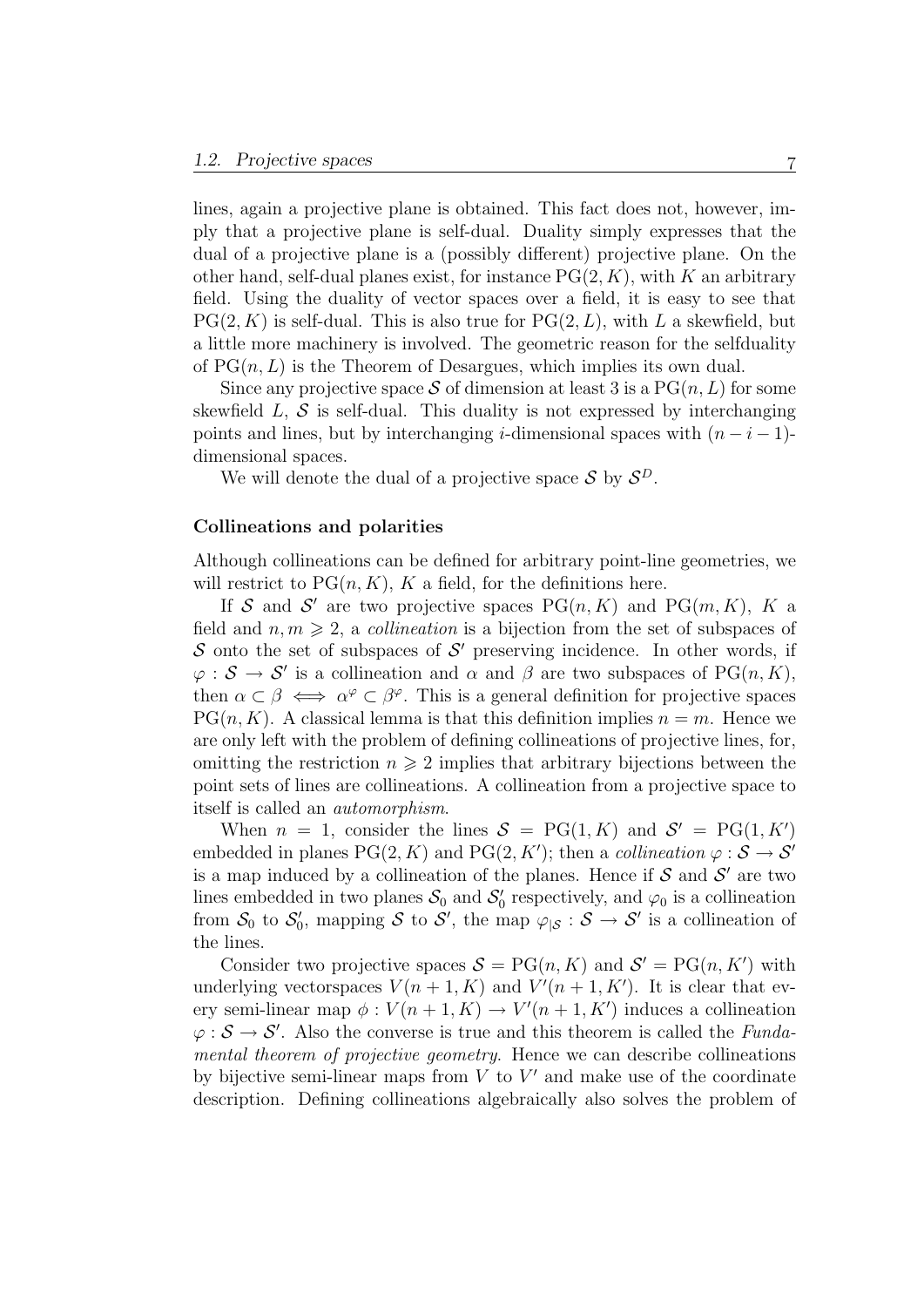lines, again a projective plane is obtained. This fact does not, however, imply that a projective plane is self-dual. Duality simply expresses that the dual of a projective plane is a (possibly different) projective plane. On the other hand, self-dual planes exist, for instance $\mathrm{PG}(2, K)$, with $K$ an arbitrary field. Using the duality of vector spaces over a field, it is easy to see that $\mathrm{PG}(2, K)$ is self-dual. This is also true for $\mathrm{PG}(2, L)$, with $L$ a skewfield, but a little more machinery is involved. The geometric reason for the selfduality of $\mathrm{PG}(n, L)$ is the Theorem of Desargues, which implies its own dual.

Since any projective space $\mathcal{S}$ of dimension at least 3 is a $\mathrm{PG}(n, L)$ for some skewfield $L$, $\mathcal{S}$ is self-dual. This duality is not expressed by interchanging points and lines, but by interchanging $i$-dimensional spaces with $(n - i - 1)$-dimensional spaces.

We will denote the dual of a projective space $\mathcal{S}$ by $\mathcal{S}^D$.

### Collineations and polarities

Although collineations can be defined for arbitrary point-line geometries, we will restrict to $\mathrm{PG}(n, K)$, $K$ a field, for the definitions here.

If $\mathcal{S}$ and $\mathcal{S}'$ are two projective spaces $\mathrm{PG}(n, K)$ and $\mathrm{PG}(m, K)$, $K$ a field and $n, m \geqslant 2$, a *collineation* is a bijection from the set of subspaces of $\mathcal{S}$ onto the set of subspaces of $\mathcal{S}'$ preserving incidence. In other words, if $\varphi : \mathcal{S} \to \mathcal{S}'$ is a collineation and $\alpha$ and $\beta$ are two subspaces of $\mathrm{PG}(n, K)$, then $\alpha \subset \beta \iff \alpha^\varphi \subset \beta^\varphi$. This is a general definition for projective spaces $\mathrm{PG}(n, K)$. A classical lemma is that this definition implies $n = m$. Hence we are only left with the problem of defining collineations of projective lines, for, omitting the restriction $n \geqslant 2$ implies that arbitrary bijections between the point sets of lines are collineations. A collineation from a projective space to itself is called an *automorphism*.

When $n = 1$, consider the lines $\mathcal{S} = \mathrm{PG}(1, K)$ and $\mathcal{S}' = \mathrm{PG}(1, K')$ embedded in planes $\mathrm{PG}(2, K)$ and $\mathrm{PG}(2, K')$; then a *collineation* $\varphi : \mathcal{S} \to \mathcal{S}'$ is a map induced by a collineation of the planes. Hence if $\mathcal{S}$ and $\mathcal{S}'$ are two lines embedded in two planes $\mathcal{S}_0$ and $\mathcal{S}_0'$ respectively, and $\varphi_0$ is a collineation from $\mathcal{S}_0$ to $\mathcal{S}_0'$, mapping $\mathcal{S}$ to $\mathcal{S}'$, the map $\varphi_{|\mathcal{S}} : \mathcal{S} \to \mathcal{S}'$ is a collineation of the lines.

Consider two projective spaces $\mathcal{S} = \mathrm{PG}(n, K)$ and $\mathcal{S}' = \mathrm{PG}(n, K')$ with underlying vectorspaces $V(n+1, K)$ and $V'(n+1, K')$. It is clear that every semi-linear map $\phi : V(n+1, K) \to V'(n+1, K')$ induces a collineation $\varphi : \mathcal{S} \to \mathcal{S}'$. Also the converse is true and this theorem is called the *Fundamental theorem of projective geometry*. Hence we can describe collineations by bijective semi-linear maps from $V$ to $V'$ and make use of the coordinate description. Defining collineations algebraically also solves the problem of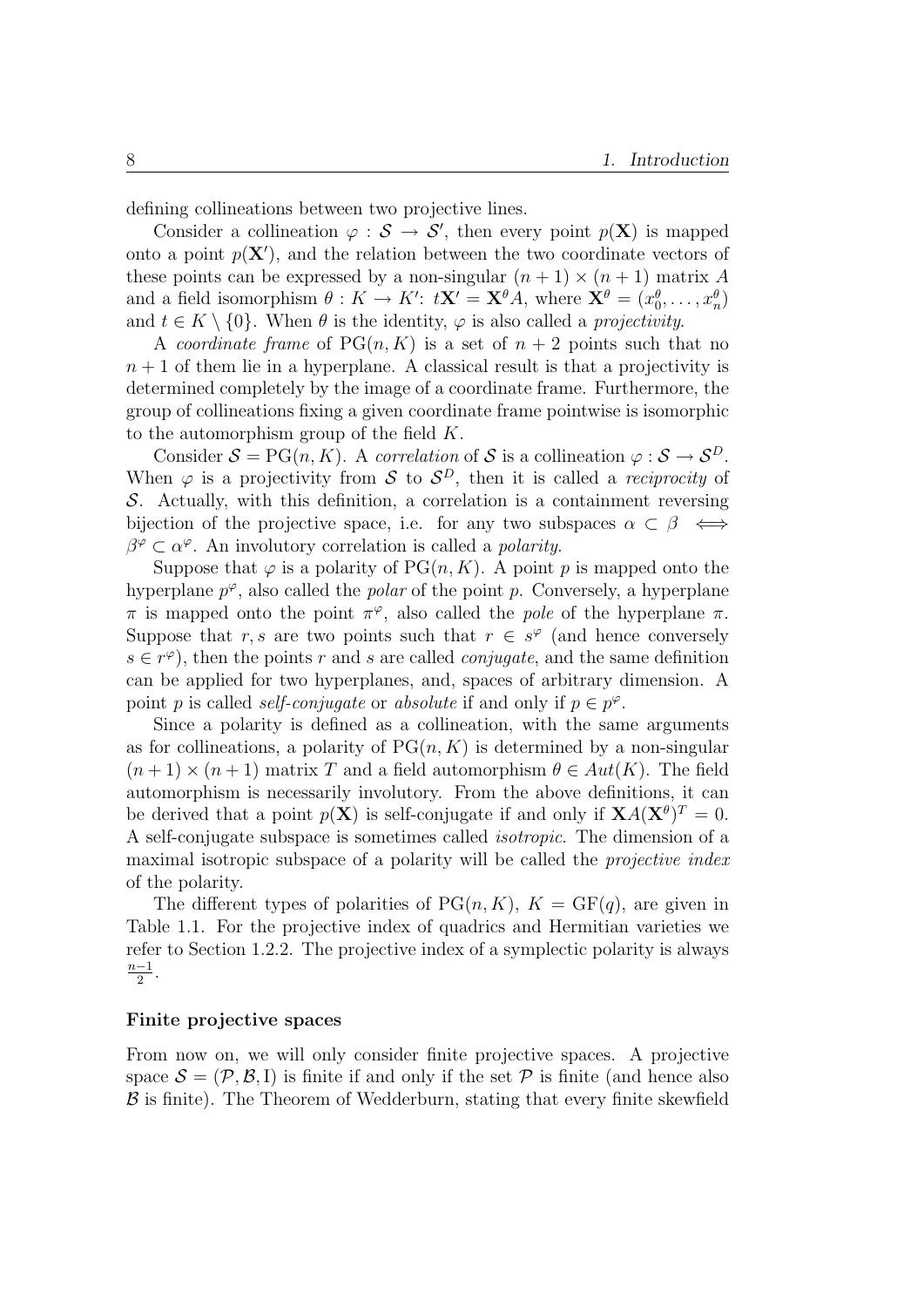defining collineations between two projective lines.

Consider a collineation $\varphi : \mathcal{S} \to \mathcal{S}'$, then every point $p(\mathbf{X})$ is mapped onto a point $p(\mathbf{X}')$, and the relation between the two coordinate vectors of these points can be expressed by a non-singular $(n+1) \times (n+1)$ matrix $A$ and a field isomorphism $\theta : K \to K'$: $t\mathbf{X}' = \mathbf{X}^\theta A$, where $\mathbf{X}^\theta = (x_0^\theta, \ldots, x_n^\theta)$ and $t \in K \setminus \{0\}$. When $\theta$ is the identity, $\varphi$ is also called a *projectivity*.

A *coordinate frame* of $\mathrm{PG}(n, K)$ is a set of $n+2$ points such that no $n+1$ of them lie in a hyperplane. A classical result is that a projectivity is determined completely by the image of a coordinate frame. Furthermore, the group of collineations fixing a given coordinate frame pointwise is isomorphic to the automorphism group of the field $K$.

Consider $\mathcal{S} = \mathrm{PG}(n, K)$. A *correlation* of $\mathcal{S}$ is a collineation $\varphi : \mathcal{S} \to \mathcal{S}^D$. When $\varphi$ is a projectivity from $\mathcal{S}$ to $\mathcal{S}^D$, then it is called a *reciprocity* of $\mathcal{S}$. Actually, with this definition, a correlation is a containment reversing bijection of the projective space, i.e. for any two subspaces $\alpha \subset \beta \iff \beta^\varphi \subset \alpha^\varphi$. An involutory correlation is called a *polarity*.

Suppose that $\varphi$ is a polarity of $\mathrm{PG}(n, K)$. A point $p$ is mapped onto the hyperplane $p^\varphi$, also called the *polar* of the point $p$. Conversely, a hyperplane $\pi$ is mapped onto the point $\pi^\varphi$, also called the *pole* of the hyperplane $\pi$. Suppose that $r, s$ are two points such that $r \in s^\varphi$ (and hence conversely $s \in r^\varphi$), then the points $r$ and $s$ are called *conjugate*, and the same definition can be applied for two hyperplanes, and, spaces of arbitrary dimension. A point $p$ is called *self-conjugate* or *absolute* if and only if $p \in p^\varphi$.

Since a polarity is defined as a collineation, with the same arguments as for collineations, a polarity of $\mathrm{PG}(n, K)$ is determined by a non-singular $(n+1) \times (n+1)$ matrix $T$ and a field automorphism $\theta \in Aut(K)$. The field automorphism is necessarily involutory. From the above definitions, it can be derived that a point $p(\mathbf{X})$ is self-conjugate if and only if $\mathbf{X}A(\mathbf{X}^\theta)^T = 0$. A self-conjugate subspace is sometimes called *isotropic*. The dimension of a maximal isotropic subspace of a polarity will be called the *projective index* of the polarity.

The different types of polarities of $\mathrm{PG}(n, K)$, $K = \mathrm{GF}(q)$, are given in Table 1.1. For the projective index of quadrics and Hermitian varieties we refer to Section 1.2.2. The projective index of a symplectic polarity is always $\frac{n-1}{2}$.

#### Finite projective spaces

From now on, we will only consider finite projective spaces. A projective space $\mathcal{S} = (\mathcal{P}, \mathcal{B}, \mathrm{I})$ is finite if and only if the set $\mathcal{P}$ is finite (and hence also $\mathcal{B}$ is finite). The Theorem of Wedderburn, stating that every finite skewfield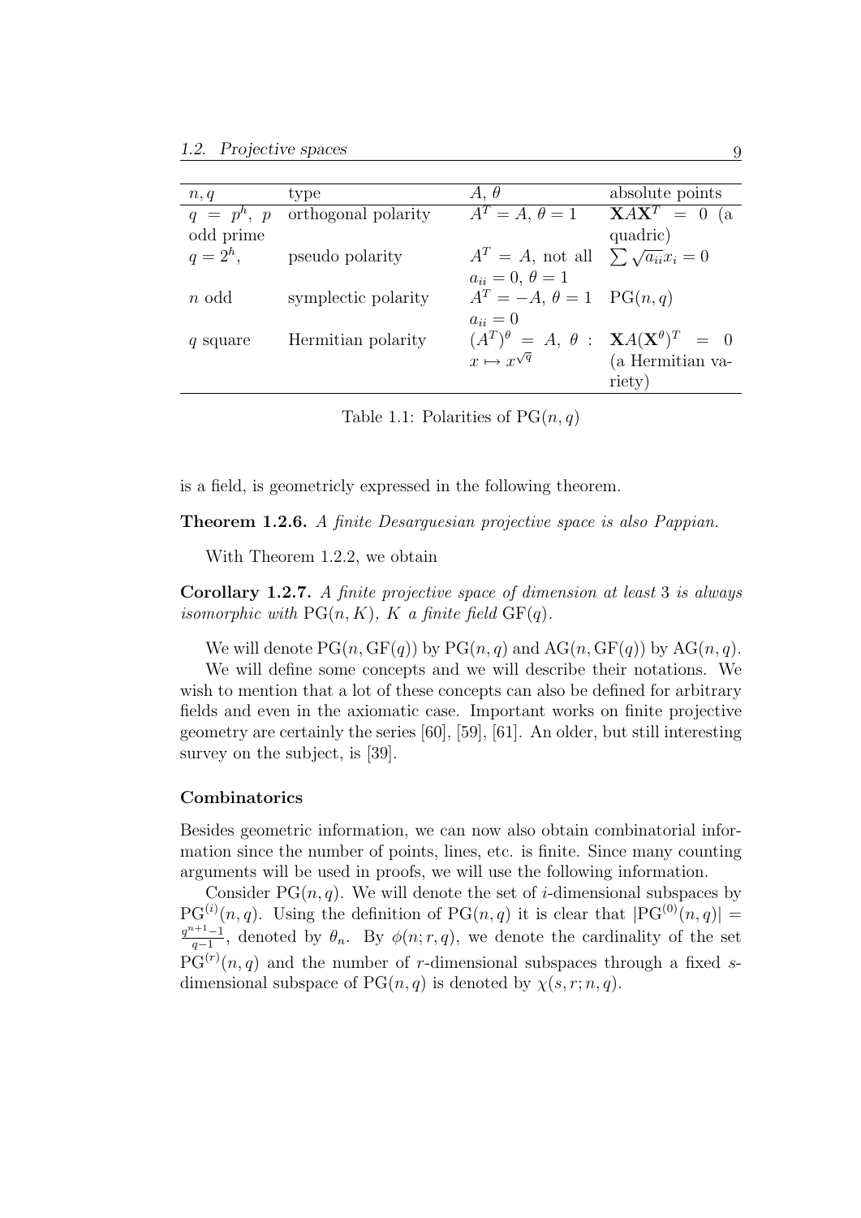| $n, q$ | type | $A$, $\theta$ | absolute points |
|---|---|---|---|
| $q = p^h$, $p$ odd prime | orthogonal polarity | $A^T = A$, $\theta = 1$ | $\mathbf{X}A\mathbf{X}^T = 0$ (a quadric) |
| $q = 2^h$, | pseudo polarity | $A^T = A$, not all $a_{ii} = 0$, $\theta = 1$ | $\sum \sqrt{a_{ii}} x_i = 0$ |
| $n$ odd | symplectic polarity | $A^T = -A$, $\theta = 1$ $a_{ii} = 0$ | $\mathrm{PG}(n, q)$ |
| $q$ square | Hermitian polarity | $(A^T)^\theta = A$, $\theta : x \mapsto x^{\sqrt{q}}$ | $\mathbf{X}A(\mathbf{X}^\theta)^T = 0$ (a Hermitian variety) |

Table 1.1: Polarities of $\mathrm{PG}(n, q)$

is a field, is geometricly expressed in the following theorem.

**Theorem 1.2.6.** *A finite Desarguesian projective space is also Pappian.*

With Theorem 1.2.2, we obtain

**Corollary 1.2.7.** *A finite projective space of dimension at least* 3 *is always isomorphic with* $\mathrm{PG}(n, K)$*,* $K$ *a finite field* $\mathrm{GF}(q)$*.*

We will denote $\mathrm{PG}(n, \mathrm{GF}(q))$ by $\mathrm{PG}(n, q)$ and $\mathrm{AG}(n, \mathrm{GF}(q))$ by $\mathrm{AG}(n, q)$.

We will define some concepts and we will describe their notations. We wish to mention that a lot of these concepts can also be defined for arbitrary fields and even in the axiomatic case. Important works on finite projective geometry are certainly the series [60], [59], [61]. An older, but still interesting survey on the subject, is [39].

### Combinatorics

Besides geometric information, we can now also obtain combinatorial information since the number of points, lines, etc. is finite. Since many counting arguments will be used in proofs, we will use the following information.

Consider $\mathrm{PG}(n, q)$. We will denote the set of $i$-dimensional subspaces by $\mathrm{PG}^{(i)}(n, q)$. Using the definition of $\mathrm{PG}(n, q)$ it is clear that $|\mathrm{PG}^{(0)}(n, q)| = \frac{q^{n+1}-1}{q-1}$, denoted by $\theta_n$. By $\phi(n; r, q)$, we denote the cardinality of the set $\mathrm{PG}^{(r)}(n, q)$ and the number of $r$-dimensional subspaces through a fixed $s$-dimensional subspace of $\mathrm{PG}(n, q)$ is denoted by $\chi(s, r; n, q)$.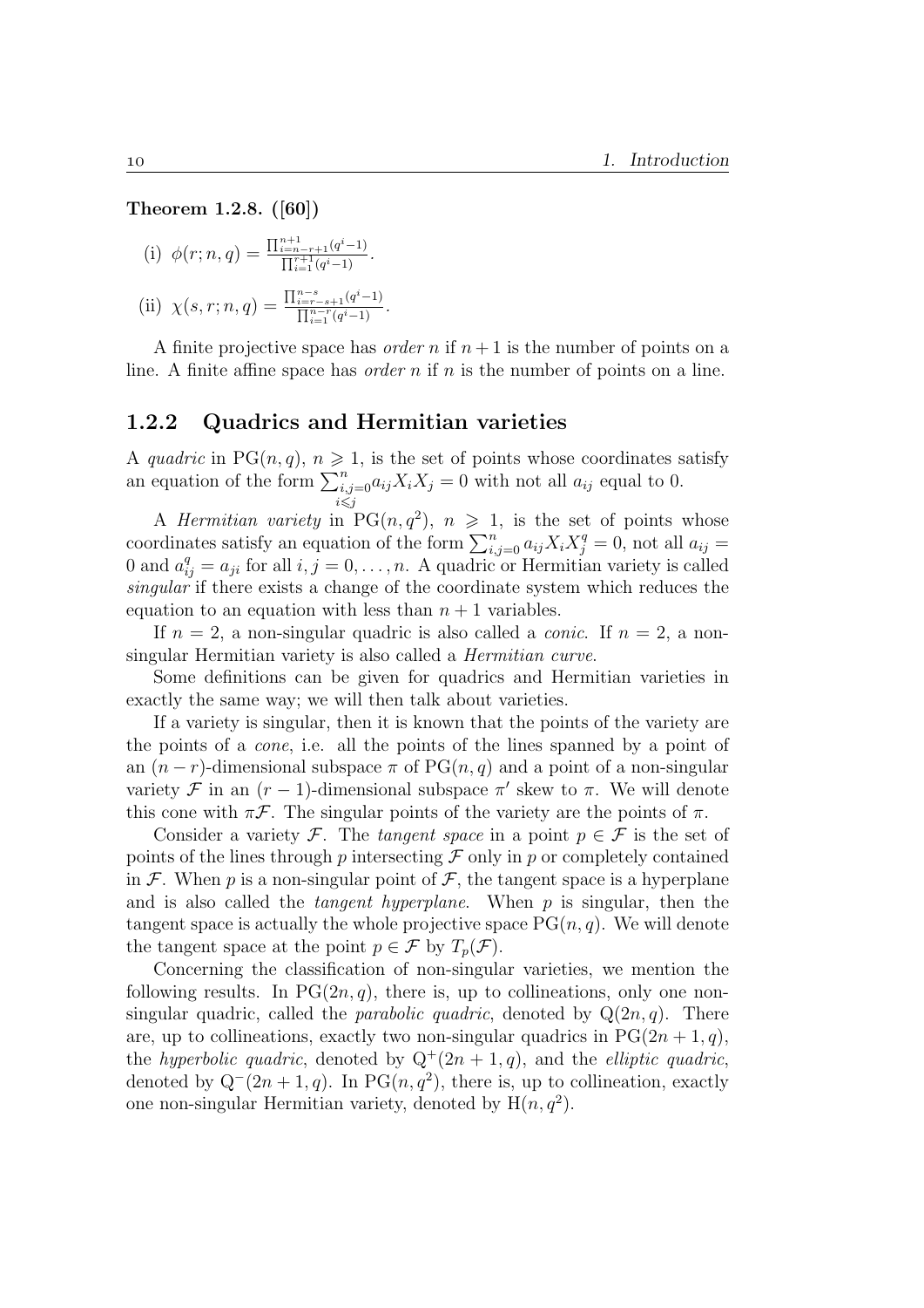**Theorem 1.2.8. ([60])**

(i) $\phi(r; n, q) = \frac{\prod_{i=n-r+1}^{n+1}(q^i-1)}{\prod_{i=1}^{r+1}(q^i-1)}$.

(ii) $\chi(s, r; n, q) = \frac{\prod_{i=r-s+1}^{n-s}(q^i-1)}{\prod_{i=1}^{n-r}(q^i-1)}$.

A finite projective space has *order* $n$ if $n+1$ is the number of points on a line. A finite affine space has *order* $n$ if $n$ is the number of points on a line.

### 1.2.2 Quadrics and Hermitian varieties

A *quadric* in $\mathrm{PG}(n, q)$, $n \geqslant 1$, is the set of points whose coordinates satisfy an equation of the form $\sum_{\substack{i,j=0 \\ i \leqslant j}}^{n} a_{ij} X_i X_j = 0$ with not all $a_{ij}$ equal to 0.

A *Hermitian variety* in $\mathrm{PG}(n, q^2)$, $n \geqslant 1$, is the set of points whose coordinates satisfy an equation of the form $\sum_{i,j=0}^{n} a_{ij} X_i X_j^q = 0$, not all $a_{ij} = 0$ and $a_{ij}^q = a_{ji}$ for all $i, j = 0, \ldots, n$. A quadric or Hermitian variety is called *singular* if there exists a change of the coordinate system which reduces the equation to an equation with less than $n+1$ variables.

If $n = 2$, a non-singular quadric is also called a *conic*. If $n = 2$, a non-singular Hermitian variety is also called a *Hermitian curve*.

Some definitions can be given for quadrics and Hermitian varieties in exactly the same way; we will then talk about varieties.

If a variety is singular, then it is known that the points of the variety are the points of a *cone*, i.e. all the points of the lines spanned by a point of an $(n-r)$-dimensional subspace $\pi$ of $\mathrm{PG}(n, q)$ and a point of a non-singular variety $\mathcal{F}$ in an $(r-1)$-dimensional subspace $\pi'$ skew to $\pi$. We will denote this cone with $\pi\mathcal{F}$. The singular points of the variety are the points of $\pi$.

Consider a variety $\mathcal{F}$. The *tangent space* in a point $p \in \mathcal{F}$ is the set of points of the lines through $p$ intersecting $\mathcal{F}$ only in $p$ or completely contained in $\mathcal{F}$. When $p$ is a non-singular point of $\mathcal{F}$, the tangent space is a hyperplane and is also called the *tangent hyperplane*. When $p$ is singular, then the tangent space is actually the whole projective space $\mathrm{PG}(n, q)$. We will denote the tangent space at the point $p \in \mathcal{F}$ by $T_p(\mathcal{F})$.

Concerning the classification of non-singular varieties, we mention the following results. In $\mathrm{PG}(2n, q)$, there is, up to collineations, only one non-singular quadric, called the *parabolic quadric*, denoted by $\mathrm{Q}(2n, q)$. There are, up to collineations, exactly two non-singular quadrics in $\mathrm{PG}(2n+1, q)$, the *hyperbolic quadric*, denoted by $\mathrm{Q}^+(2n+1, q)$, and the *elliptic quadric*, denoted by $\mathrm{Q}^-(2n+1, q)$. In $\mathrm{PG}(n, q^2)$, there is, up to collineation, exactly one non-singular Hermitian variety, denoted by $\mathrm{H}(n, q^2)$.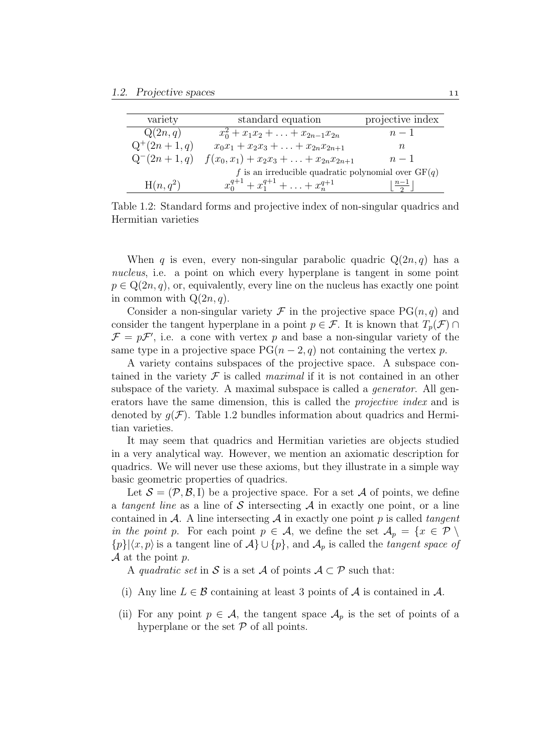| variety | standard equation | projective index |
|---|---|---|
| $\mathrm{Q}(2n,q)$ | $x_0^2 + x_1x_2 + \ldots + x_{2n-1}x_{2n}$ | $n-1$ |
| $\mathrm{Q}^+(2n+1,q)$ | $x_0x_1 + x_2x_3 + \ldots + x_{2n}x_{2n+1}$ | $n$ |
| $\mathrm{Q}^-(2n+1,q)$ | $f(x_0,x_1) + x_2x_3 + \ldots + x_{2n}x_{2n+1}$ | $n-1$ |
| | $f$ is an irreducible quadratic polynomial over $\mathrm{GF}(q)$ | |
| $\mathrm{H}(n,q^2)$ | $x_0^{q+1} + x_1^{q+1} + \ldots + x_n^{q+1}$ | $\lfloor \frac{n-1}{2} \rfloor$ |

Table 1.2: Standard forms and projective index of non-singular quadrics and Hermitian varieties

When $q$ is even, every non-singular parabolic quadric $\mathrm{Q}(2n,q)$ has a *nucleus*, i.e. a point on which every hyperplane is tangent in some point $p \in \mathrm{Q}(2n,q)$, or, equivalently, every line on the nucleus has exactly one point in common with $\mathrm{Q}(2n,q)$.

Consider a non-singular variety $\mathcal{F}$ in the projective space $\mathrm{PG}(n,q)$ and consider the tangent hyperplane in a point $p \in \mathcal{F}$. It is known that $T_p(\mathcal{F}) \cap \mathcal{F} = p\mathcal{F}'$, i.e. a cone with vertex $p$ and base a non-singular variety of the same type in a projective space $\mathrm{PG}(n-2,q)$ not containing the vertex $p$.

A variety contains subspaces of the projective space. A subspace contained in the variety $\mathcal{F}$ is called *maximal* if it is not contained in an other subspace of the variety. A maximal subspace is called a *generator*. All generators have the same dimension, this is called the *projective index* and is denoted by $g(\mathcal{F})$. Table 1.2 bundles information about quadrics and Hermitian varieties.

It may seem that quadrics and Hermitian varieties are objects studied in a very analytical way. However, we mention an axiomatic description for quadrics. We will never use these axioms, but they illustrate in a simple way basic geometric properties of quadrics.

Let $\mathcal{S} = (\mathcal{P}, \mathcal{B}, \mathrm{I})$ be a projective space. For a set $\mathcal{A}$ of points, we define a *tangent line* as a line of $\mathcal{S}$ intersecting $\mathcal{A}$ in exactly one point, or a line contained in $\mathcal{A}$. A line intersecting $\mathcal{A}$ in exactly one point $p$ is called *tangent in the point* $p$. For each point $p \in \mathcal{A}$, we define the set $\mathcal{A}_p = \{x \in \mathcal{P} \setminus \{p\} | \langle x, p \rangle$ is a tangent line of $\mathcal{A}\} \cup \{p\}$, and $\mathcal{A}_p$ is called the *tangent space of* $\mathcal{A}$ at the point $p$.

A *quadratic set* in $\mathcal{S}$ is a set $\mathcal{A}$ of points $\mathcal{A} \subset \mathcal{P}$ such that:

(i) Any line $L \in \mathcal{B}$ containing at least 3 points of $\mathcal{A}$ is contained in $\mathcal{A}$.

(ii) For any point $p \in \mathcal{A}$, the tangent space $\mathcal{A}_p$ is the set of points of a hyperplane or the set $\mathcal{P}$ of all points.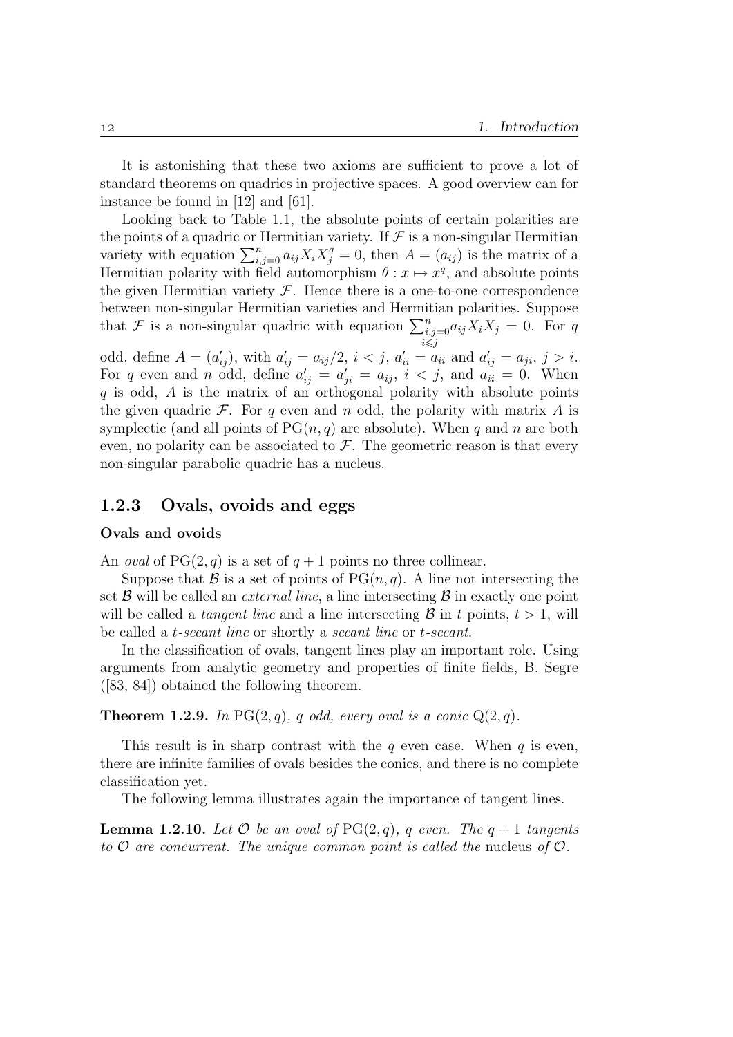It is astonishing that these two axioms are sufficient to prove a lot of standard theorems on quadrics in projective spaces. A good overview can for instance be found in [12] and [61].

Looking back to Table 1.1, the absolute points of certain polarities are the points of a quadric or Hermitian variety. If $\mathcal{F}$ is a non-singular Hermitian variety with equation $\sum_{i,j=0}^{n} a_{ij} X_i X_j^q = 0$, then $A = (a_{ij})$ is the matrix of a Hermitian polarity with field automorphism $\theta : x \mapsto x^q$, and absolute points the given Hermitian variety $\mathcal{F}$. Hence there is a one-to-one correspondence between non-singular Hermitian varieties and Hermitian polarities. Suppose that $\mathcal{F}$ is a non-singular quadric with equation $\sum_{\substack{i,j=0 \\ i \leqslant j}}^{n} a_{ij} X_i X_j = 0$. For $q$ odd, define $A = (a'_{ij})$, with $a'_{ij} = a_{ij}/2$, $i < j$, $a'_{ii} = a_{ii}$ and $a'_{ij} = a_{ji}$, $j > i$. For $q$ even and $n$ odd, define $a'_{ij} = a'_{ji} = a_{ij}$, $i < j$, and $a_{ii} = 0$. When $q$ is odd, $A$ is the matrix of an orthogonal polarity with absolute points the given quadric $\mathcal{F}$. For $q$ even and $n$ odd, the polarity with matrix $A$ is symplectic (and all points of $\mathrm{PG}(n, q)$ are absolute). When $q$ and $n$ are both even, no polarity can be associated to $\mathcal{F}$. The geometric reason is that every non-singular parabolic quadric has a nucleus.

### 1.2.3 Ovals, ovoids and eggs

#### Ovals and ovoids

An *oval* of $\mathrm{PG}(2, q)$ is a set of $q + 1$ points no three collinear.

Suppose that $\mathcal{B}$ is a set of points of $\mathrm{PG}(n, q)$. A line not intersecting the set $\mathcal{B}$ will be called an *external line*, a line intersecting $\mathcal{B}$ in exactly one point will be called a *tangent line* and a line intersecting $\mathcal{B}$ in $t$ points, $t > 1$, will be called a *$t$-secant line* or shortly a *secant line* or *$t$-secant*.

In the classification of ovals, tangent lines play an important role. Using arguments from analytic geometry and properties of finite fields, B. Segre ([83, 84]) obtained the following theorem.

**Theorem 1.2.9.** *In $\mathrm{PG}(2, q)$, $q$ odd, every oval is a conic $\mathrm{Q}(2, q)$.*

This result is in sharp contrast with the $q$ even case. When $q$ is even, there are infinite families of ovals besides the conics, and there is no complete classification yet.

The following lemma illustrates again the importance of tangent lines.

**Lemma 1.2.10.** *Let $\mathcal{O}$ be an oval of $\mathrm{PG}(2, q)$, $q$ even. The $q + 1$ tangents to $\mathcal{O}$ are concurrent. The unique common point is called the* nucleus *of $\mathcal{O}$.*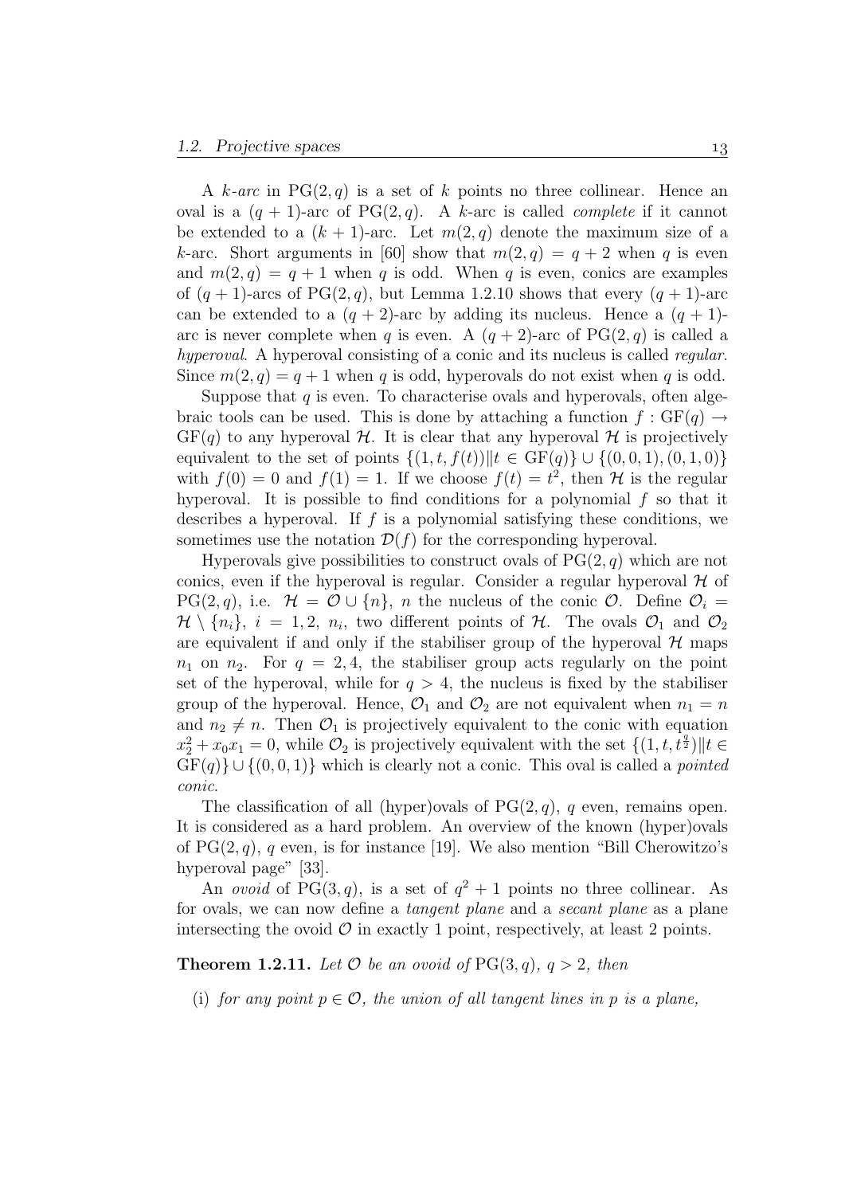A *k-arc* in $\mathrm{PG}(2,q)$ is a set of $k$ points no three collinear. Hence an oval is a $(q+1)$-arc of $\mathrm{PG}(2,q)$. A $k$-arc is called *complete* if it cannot be extended to a $(k+1)$-arc. Let $m(2,q)$ denote the maximum size of a $k$-arc. Short arguments in [60] show that $m(2,q) = q+2$ when $q$ is even and $m(2,q) = q+1$ when $q$ is odd. When $q$ is even, conics are examples of $(q+1)$-arcs of $\mathrm{PG}(2,q)$, but Lemma 1.2.10 shows that every $(q+1)$-arc can be extended to a $(q+2)$-arc by adding its nucleus. Hence a $(q+1)$-arc is never complete when $q$ is even. A $(q+2)$-arc of $\mathrm{PG}(2,q)$ is called a *hyperoval*. A hyperoval consisting of a conic and its nucleus is called *regular*. Since $m(2,q) = q+1$ when $q$ is odd, hyperovals do not exist when $q$ is odd.

Suppose that $q$ is even. To characterise ovals and hyperovals, often algebraic tools can be used. This is done by attaching a function $f : \mathrm{GF}(q) \rightarrow \mathrm{GF}(q)$ to any hyperoval $\mathcal{H}$. It is clear that any hyperoval $\mathcal{H}$ is projectively equivalent to the set of points $\{(1,t,f(t)) \| t \in \mathrm{GF}(q)\} \cup \{(0,0,1),(0,1,0)\}$ with $f(0) = 0$ and $f(1) = 1$. If we choose $f(t) = t^2$, then $\mathcal{H}$ is the regular hyperoval. It is possible to find conditions for a polynomial $f$ so that it describes a hyperoval. If $f$ is a polynomial satisfying these conditions, we sometimes use the notation $\mathcal{D}(f)$ for the corresponding hyperoval.

Hyperovals give possibilities to construct ovals of $\mathrm{PG}(2,q)$ which are not conics, even if the hyperoval is regular. Consider a regular hyperoval $\mathcal{H}$ of $\mathrm{PG}(2,q)$, i.e. $\mathcal{H} = \mathcal{O} \cup \{n\}$, $n$ the nucleus of the conic $\mathcal{O}$. Define $\mathcal{O}_i = \mathcal{H} \setminus \{n_i\}$, $i = 1,2$, $n_i$, two different points of $\mathcal{H}$. The ovals $\mathcal{O}_1$ and $\mathcal{O}_2$ are equivalent if and only if the stabiliser group of the hyperoval $\mathcal{H}$ maps $n_1$ on $n_2$. For $q = 2,4$, the stabiliser group acts regularly on the point set of the hyperoval, while for $q > 4$, the nucleus is fixed by the stabiliser group of the hyperoval. Hence, $\mathcal{O}_1$ and $\mathcal{O}_2$ are not equivalent when $n_1 = n$ and $n_2 \neq n$. Then $\mathcal{O}_1$ is projectively equivalent to the conic with equation $x_2^2 + x_0x_1 = 0$, while $\mathcal{O}_2$ is projectively equivalent with the set $\{(1,t,t^{\frac{q}{2}}) \| t \in \mathrm{GF}(q)\} \cup \{(0,0,1)\}$ which is clearly not a conic. This oval is called a *pointed conic*.

The classification of all (hyper)ovals of $\mathrm{PG}(2,q)$, $q$ even, remains open. It is considered as a hard problem. An overview of the known (hyper)ovals of $\mathrm{PG}(2,q)$, $q$ even, is for instance [19]. We also mention "Bill Cherowitzo's hyperoval page" [33].

An *ovoid* of $\mathrm{PG}(3,q)$, is a set of $q^2+1$ points no three collinear. As for ovals, we can now define a *tangent plane* and a *secant plane* as a plane intersecting the ovoid $\mathcal{O}$ in exactly 1 point, respectively, at least 2 points.

**Theorem 1.2.11.** *Let $\mathcal{O}$ be an ovoid of $\mathrm{PG}(3,q)$, $q > 2$, then*

(i) *for any point $p \in \mathcal{O}$, the union of all tangent lines in $p$ is a plane,*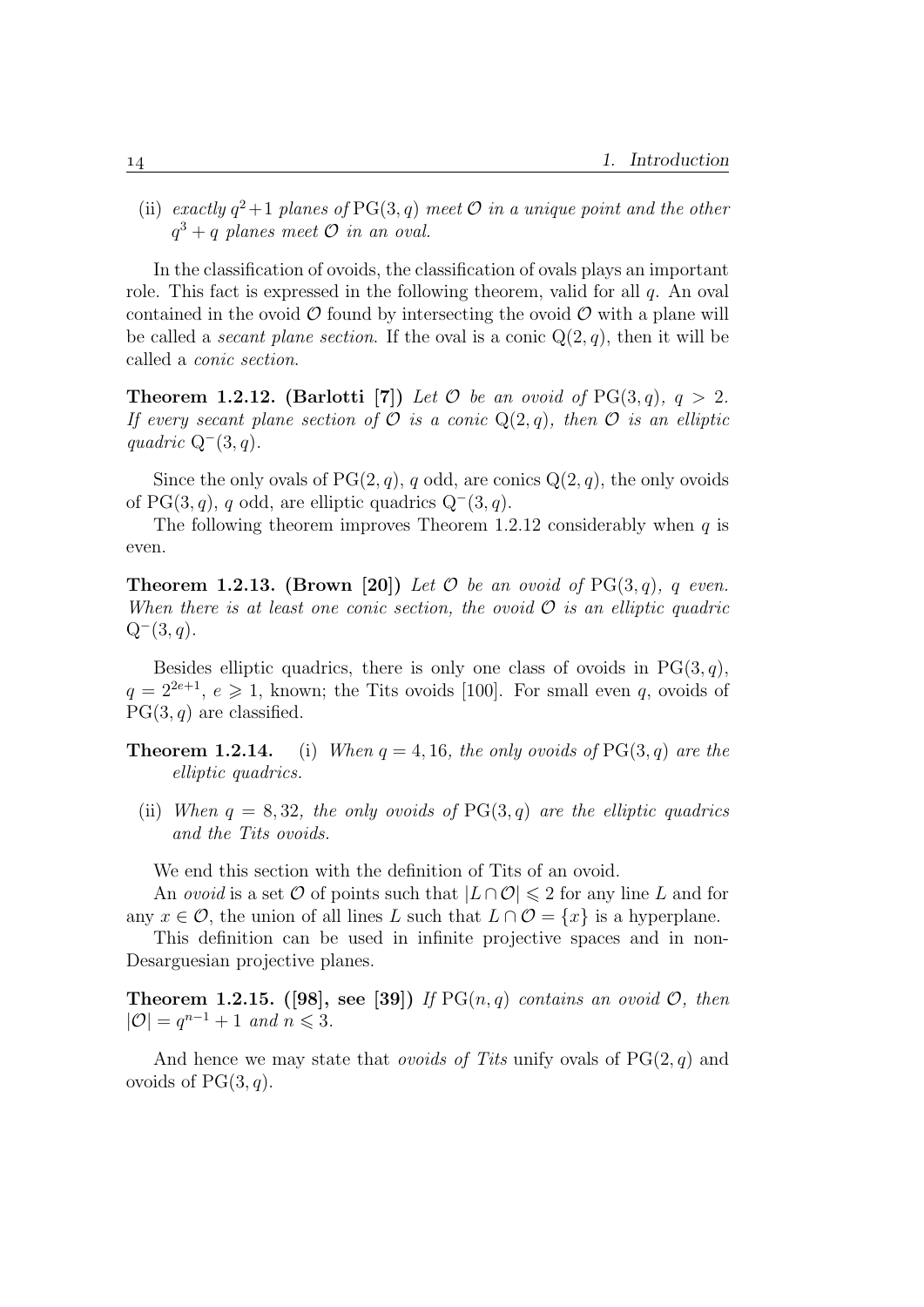(ii) *exactly* $q^2+1$ *planes of* $\mathrm{PG}(3,q)$ *meet* $\mathcal{O}$ *in a unique point and the other* $q^3+q$ *planes meet* $\mathcal{O}$ *in an oval.*

In the classification of ovoids, the classification of ovals plays an important role. This fact is expressed in the following theorem, valid for all $q$. An oval contained in the ovoid $\mathcal{O}$ found by intersecting the ovoid $\mathcal{O}$ with a plane will be called a *secant plane section*. If the oval is a conic $\mathrm{Q}(2,q)$, then it will be called a *conic section*.

**Theorem 1.2.12. (Barlotti [7])** *Let* $\mathcal{O}$ *be an ovoid of* $\mathrm{PG}(3,q)$*,* $q>2$*. If every secant plane section of* $\mathcal{O}$ *is a conic* $\mathrm{Q}(2,q)$*, then* $\mathcal{O}$ *is an elliptic quadric* $\mathrm{Q}^-(3,q)$*.*

Since the only ovals of $\mathrm{PG}(2,q)$, $q$ odd, are conics $\mathrm{Q}(2,q)$, the only ovoids of $\mathrm{PG}(3,q)$, $q$ odd, are elliptic quadrics $\mathrm{Q}^-(3,q)$.

The following theorem improves Theorem 1.2.12 considerably when $q$ is even.

**Theorem 1.2.13. (Brown [20])** *Let* $\mathcal{O}$ *be an ovoid of* $\mathrm{PG}(3,q)$*,* $q$ *even. When there is at least one conic section, the ovoid* $\mathcal{O}$ *is an elliptic quadric* $\mathrm{Q}^-(3,q)$*.*

Besides elliptic quadrics, there is only one class of ovoids in $\mathrm{PG}(3,q)$, $q=2^{2e+1}$, $e\geqslant 1$, known; the Tits ovoids [100]. For small even $q$, ovoids of $\mathrm{PG}(3,q)$ are classified.

**Theorem 1.2.14.** (i) *When* $q=4,16$*, the only ovoids of* $\mathrm{PG}(3,q)$ *are the elliptic quadrics.*

(ii) *When* $q=8,32$*, the only ovoids of* $\mathrm{PG}(3,q)$ *are the elliptic quadrics and the Tits ovoids.*

We end this section with the definition of Tits of an ovoid.

An *ovoid* is a set $\mathcal{O}$ of points such that $|L\cap\mathcal{O}|\leqslant 2$ for any line $L$ and for any $x\in\mathcal{O}$, the union of all lines $L$ such that $L\cap\mathcal{O}=\{x\}$ is a hyperplane.

This definition can be used in infinite projective spaces and in non-Desarguesian projective planes.

**Theorem 1.2.15. ([98], see [39])** *If* $\mathrm{PG}(n,q)$ *contains an ovoid* $\mathcal{O}$*, then* $|\mathcal{O}|=q^{n-1}+1$ *and* $n\leqslant 3$*.*

And hence we may state that *ovoids of Tits* unify ovals of $\mathrm{PG}(2,q)$ and ovoids of $\mathrm{PG}(3,q)$.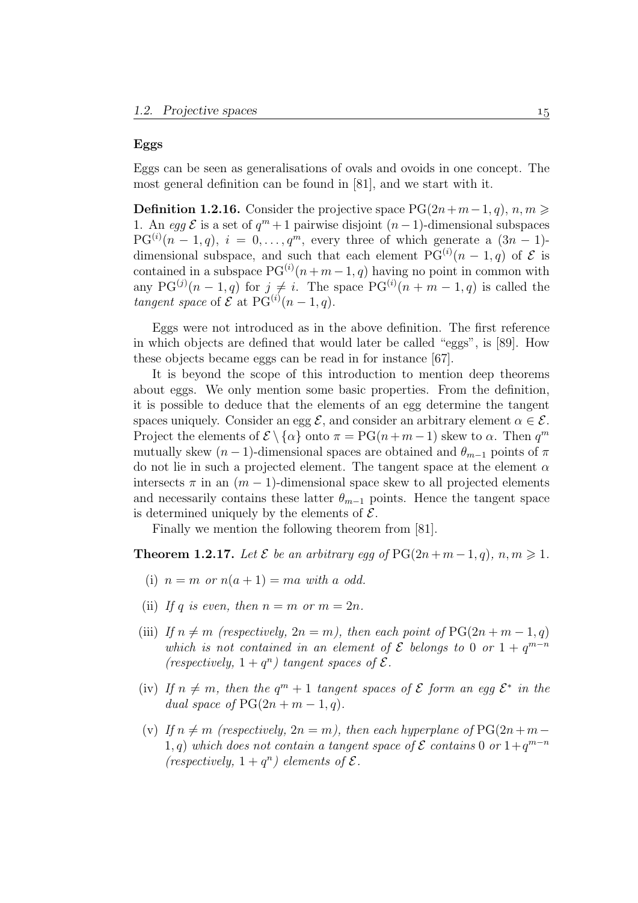### Eggs

Eggs can be seen as generalisations of ovals and ovoids in one concept. The most general definition can be found in [81], and we start with it.

**Definition 1.2.16.** Consider the projective space $\mathrm{PG}(2n+m-1,q)$, $n,m \geqslant 1$. An *egg* $\mathcal{E}$ is a set of $q^m+1$ pairwise disjoint $(n-1)$-dimensional subspaces $\mathrm{PG}^{(i)}(n-1,q)$, $i=0,\ldots,q^m$, every three of which generate a $(3n-1)$-dimensional subspace, and such that each element $\mathrm{PG}^{(i)}(n-1,q)$ of $\mathcal{E}$ is contained in a subspace $\mathrm{PG}^{(i)}(n+m-1,q)$ having no point in common with any $\mathrm{PG}^{(j)}(n-1,q)$ for $j \neq i$. The space $\mathrm{PG}^{(i)}(n+m-1,q)$ is called the *tangent space* of $\mathcal{E}$ at $\mathrm{PG}^{(i)}(n-1,q)$.

Eggs were not introduced as in the above definition. The first reference in which objects are defined that would later be called "eggs", is [89]. How these objects became eggs can be read in for instance [67].

It is beyond the scope of this introduction to mention deep theorems about eggs. We only mention some basic properties. From the definition, it is possible to deduce that the elements of an egg determine the tangent spaces uniquely. Consider an egg $\mathcal{E}$, and consider an arbitrary element $\alpha \in \mathcal{E}$. Project the elements of $\mathcal{E} \setminus \{\alpha\}$ onto $\pi = \mathrm{PG}(n+m-1)$ skew to $\alpha$. Then $q^m$ mutually skew $(n-1)$-dimensional spaces are obtained and $\theta_{m-1}$ points of $\pi$ do not lie in such a projected element. The tangent space at the element $\alpha$ intersects $\pi$ in an $(m-1)$-dimensional space skew to all projected elements and necessarily contains these latter $\theta_{m-1}$ points. Hence the tangent space is determined uniquely by the elements of $\mathcal{E}$.

Finally we mention the following theorem from [81].

**Theorem 1.2.17.** *Let $\mathcal{E}$ be an arbitrary egg of $\mathrm{PG}(2n+m-1,q)$, $n,m \geqslant 1$.*

- (i) *$n=m$ or $n(a+1)=ma$ with $a$ odd.*
- (ii) *If $q$ is even, then $n=m$ or $m=2n$.*
- (iii) *If $n \neq m$ (respectively, $2n=m$), then each point of $\mathrm{PG}(2n+m-1,q)$ which is not contained in an element of $\mathcal{E}$ belongs to $0$ or $1+q^{m-n}$ (respectively, $1+q^n$) tangent spaces of $\mathcal{E}$.*
- (iv) *If $n \neq m$, then the $q^m+1$ tangent spaces of $\mathcal{E}$ form an egg $\mathcal{E}^*$ in the dual space of $\mathrm{PG}(2n+m-1,q)$.*
- (v) *If $n \neq m$ (respectively, $2n=m$), then each hyperplane of $\mathrm{PG}(2n+m-1,q)$ which does not contain a tangent space of $\mathcal{E}$ contains $0$ or $1+q^{m-n}$ (respectively, $1+q^n$) elements of $\mathcal{E}$.*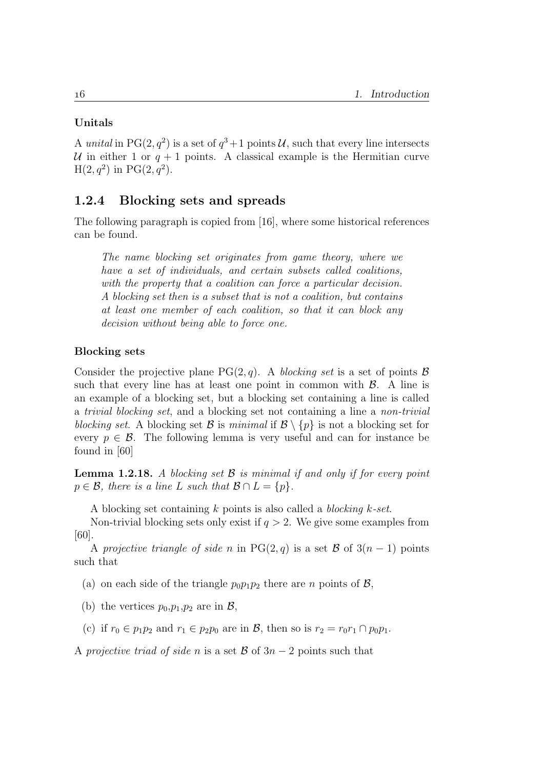#### Unitals

A *unital* in $\mathrm{PG}(2,q^2)$ is a set of $q^3+1$ points $\mathcal{U}$, such that every line intersects $\mathcal{U}$ in either 1 or $q+1$ points. A classical example is the Hermitian curve $\mathrm{H}(2,q^2)$ in $\mathrm{PG}(2,q^2)$.

### 1.2.4 Blocking sets and spreads

The following paragraph is copied from [16], where some historical references can be found.

> *The name blocking set originates from game theory, where we have a set of individuals, and certain subsets called coalitions, with the property that a coalition can force a particular decision. A blocking set then is a subset that is not a coalition, but contains at least one member of each coalition, so that it can block any decision without being able to force one.*

#### Blocking sets

Consider the projective plane $\mathrm{PG}(2,q)$. A *blocking set* is a set of points $\mathcal{B}$ such that every line has at least one point in common with $\mathcal{B}$. A line is an example of a blocking set, but a blocking set containing a line is called a *trivial blocking set*, and a blocking set not containing a line a *non-trivial blocking set*. A blocking set $\mathcal{B}$ is *minimal* if $\mathcal{B} \setminus \{p\}$ is not a blocking set for every $p \in \mathcal{B}$. The following lemma is very useful and can for instance be found in [60]

**Lemma 1.2.18.** *A blocking set $\mathcal{B}$ is minimal if and only if for every point $p \in \mathcal{B}$, there is a line $L$ such that $\mathcal{B} \cap L = \{p\}$.*

A blocking set containing $k$ points is also called a *blocking $k$-set*.

Non-trivial blocking sets only exist if $q > 2$. We give some examples from [60].

A *projective triangle of side $n$* in $\mathrm{PG}(2,q)$ is a set $\mathcal{B}$ of $3(n-1)$ points such that

(a) on each side of the triangle $p_0p_1p_2$ there are $n$ points of $\mathcal{B}$,

(b) the vertices $p_0$,$p_1$,$p_2$ are in $\mathcal{B}$,

(c) if $r_0 \in p_1p_2$ and $r_1 \in p_2p_0$ are in $\mathcal{B}$, then so is $r_2 = r_0r_1 \cap p_0p_1$.

A *projective triad of side $n$* is a set $\mathcal{B}$ of $3n-2$ points such that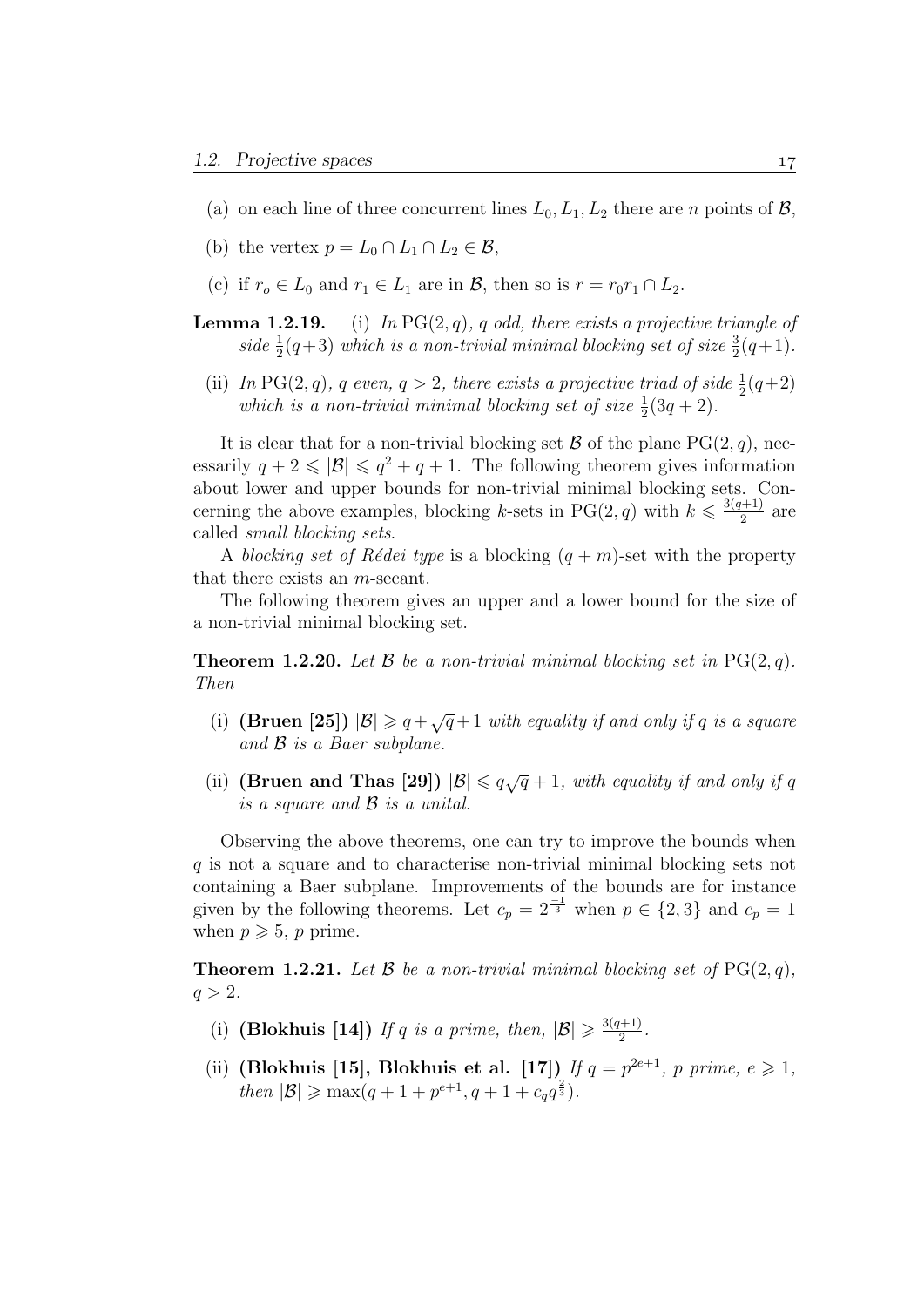(a) on each line of three concurrent lines $L_0, L_1, L_2$ there are $n$ points of $\mathcal{B}$,

(b) the vertex $p = L_0 \cap L_1 \cap L_2 \in \mathcal{B}$,

(c) if $r_o \in L_0$ and $r_1 \in L_1$ are in $\mathcal{B}$, then so is $r = r_0 r_1 \cap L_2$.

**Lemma 1.2.19.** (i) *In* $\mathrm{PG}(2,q)$*,* $q$ *odd, there exists a projective triangle of side* $\frac{1}{2}(q+3)$ *which is a non-trivial minimal blocking set of size* $\frac{3}{2}(q+1)$*.*

(ii) *In* $\mathrm{PG}(2,q)$*,* $q$ *even,* $q > 2$*, there exists a projective triad of side* $\frac{1}{2}(q+2)$ *which is a non-trivial minimal blocking set of size* $\frac{1}{2}(3q+2)$*.*

It is clear that for a non-trivial blocking set $\mathcal{B}$ of the plane $\mathrm{PG}(2,q)$, necessarily $q + 2 \leqslant |\mathcal{B}| \leqslant q^2 + q + 1$. The following theorem gives information about lower and upper bounds for non-trivial minimal blocking sets. Concerning the above examples, blocking $k$-sets in $\mathrm{PG}(2,q)$ with $k \leqslant \frac{3(q+1)}{2}$ are called *small blocking sets*.

A *blocking set of Rédei type* is a blocking $(q+m)$-set with the property that there exists an $m$-secant.

The following theorem gives an upper and a lower bound for the size of a non-trivial minimal blocking set.

**Theorem 1.2.20.** *Let* $\mathcal{B}$ *be a non-trivial minimal blocking set in* $\mathrm{PG}(2,q)$*. Then*

(i) **(Bruen [25])** $|\mathcal{B}| \geqslant q + \sqrt{q} + 1$ *with equality if and only if* $q$ *is a square and* $\mathcal{B}$ *is a Baer subplane.*

(ii) **(Bruen and Thas [29])** $|\mathcal{B}| \leqslant q\sqrt{q} + 1$*, with equality if and only if* $q$ *is a square and* $\mathcal{B}$ *is a unital.*

Observing the above theorems, one can try to improve the bounds when $q$ is not a square and to characterise non-trivial minimal blocking sets not containing a Baer subplane. Improvements of the bounds are for instance given by the following theorems. Let $c_p = 2^{\frac{-1}{3}}$ when $p \in \{2,3\}$ and $c_p = 1$ when $p \geqslant 5$, $p$ prime.

**Theorem 1.2.21.** *Let* $\mathcal{B}$ *be a non-trivial minimal blocking set of* $\mathrm{PG}(2,q)$*,* $q > 2$*.*

(i) **(Blokhuis [14])** *If* $q$ *is a prime, then,* $|\mathcal{B}| \geqslant \frac{3(q+1)}{2}$*.*

(ii) **(Blokhuis [15], Blokhuis et al. [17])** *If* $q = p^{2e+1}$*,* $p$ *prime,* $e \geqslant 1$*, then* $|\mathcal{B}| \geqslant \max(q + 1 + p^{e+1}, q + 1 + c_q q^{\frac{2}{3}})$*.*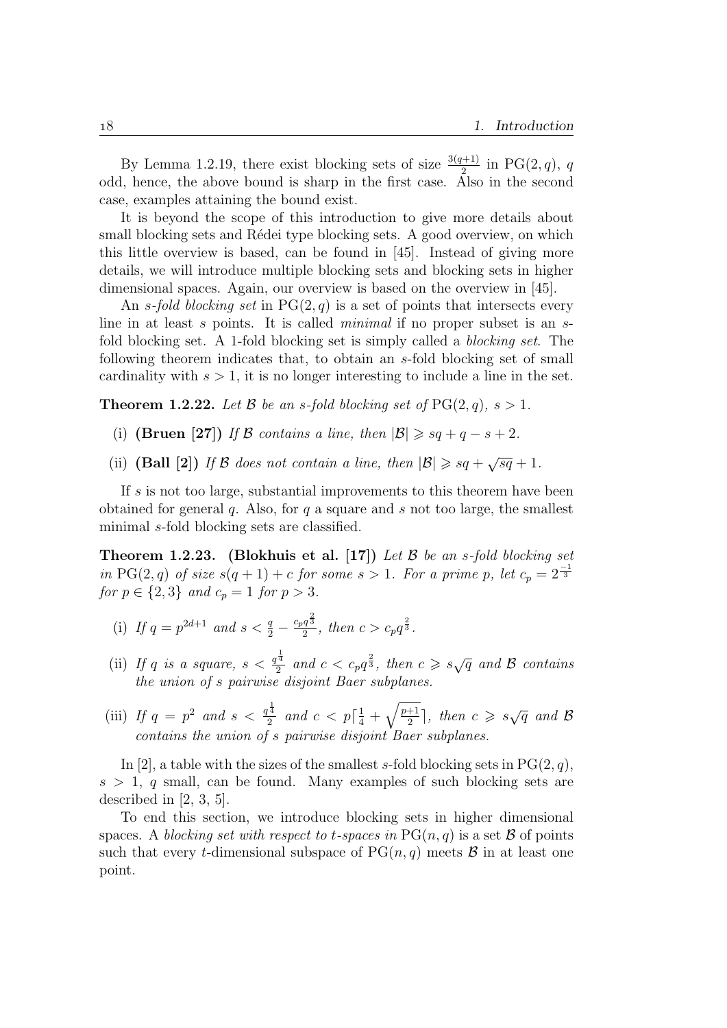By Lemma 1.2.19, there exist blocking sets of size $\frac{3(q+1)}{2}$ in $\mathrm{PG}(2,q)$, $q$ odd, hence, the above bound is sharp in the first case. Also in the second case, examples attaining the bound exist.

It is beyond the scope of this introduction to give more details about small blocking sets and Rédei type blocking sets. A good overview, on which this little overview is based, can be found in [45]. Instead of giving more details, we will introduce multiple blocking sets and blocking sets in higher dimensional spaces. Again, our overview is based on the overview in [45].

An *s-fold blocking set* in $\mathrm{PG}(2,q)$ is a set of points that intersects every line in at least $s$ points. It is called *minimal* if no proper subset is an $s$-fold blocking set. A 1-fold blocking set is simply called a *blocking set*. The following theorem indicates that, to obtain an $s$-fold blocking set of small cardinality with $s > 1$, it is no longer interesting to include a line in the set.

**Theorem 1.2.22.** *Let $\mathcal{B}$ be an $s$-fold blocking set of $\mathrm{PG}(2,q)$, $s > 1$.*

(i) **(Bruen [27])** *If $\mathcal{B}$ contains a line, then $|\mathcal{B}| \geqslant sq + q - s + 2$.*

(ii) **(Ball [2])** *If $\mathcal{B}$ does not contain a line, then $|\mathcal{B}| \geqslant sq + \sqrt{sq} + 1$.*

If $s$ is not too large, substantial improvements to this theorem have been obtained for general $q$. Also, for $q$ a square and $s$ not too large, the smallest minimal $s$-fold blocking sets are classified.

**Theorem 1.2.23. (Blokhuis et al. [17])** *Let $\mathcal{B}$ be an $s$-fold blocking set in $\mathrm{PG}(2,q)$ of size $s(q+1)+c$ for some $s > 1$. For a prime $p$, let $c_p = 2^{\frac{-1}{3}}$ for $p \in \{2,3\}$ and $c_p = 1$ for $p > 3$.*

(i) *If $q = p^{2d+1}$ and $s < \frac{q}{2} - \frac{c_p q^{\frac{2}{3}}}{2}$, then $c > c_p q^{\frac{2}{3}}$.*

(ii) *If $q$ is a square, $s < \frac{q^{\frac{1}{4}}}{2}$ and $c < c_p q^{\frac{2}{3}}$, then $c \geqslant s\sqrt{q}$ and $\mathcal{B}$ contains the union of $s$ pairwise disjoint Baer subplanes.*

(iii) *If $q = p^2$ and $s < \frac{q^{\frac{1}{4}}}{2}$ and $c < p\lceil \frac{1}{4} + \sqrt{\frac{p+1}{2}} \rceil$, then $c \geqslant s\sqrt{q}$ and $\mathcal{B}$ contains the union of $s$ pairwise disjoint Baer subplanes.*

In [2], a table with the sizes of the smallest $s$-fold blocking sets in $\mathrm{PG}(2,q)$, $s > 1$, $q$ small, can be found. Many examples of such blocking sets are described in [2, 3, 5].

To end this section, we introduce blocking sets in higher dimensional spaces. A *blocking set with respect to $t$-spaces in* $\mathrm{PG}(n,q)$ is a set $\mathcal{B}$ of points such that every $t$-dimensional subspace of $\mathrm{PG}(n,q)$ meets $\mathcal{B}$ in at least one point.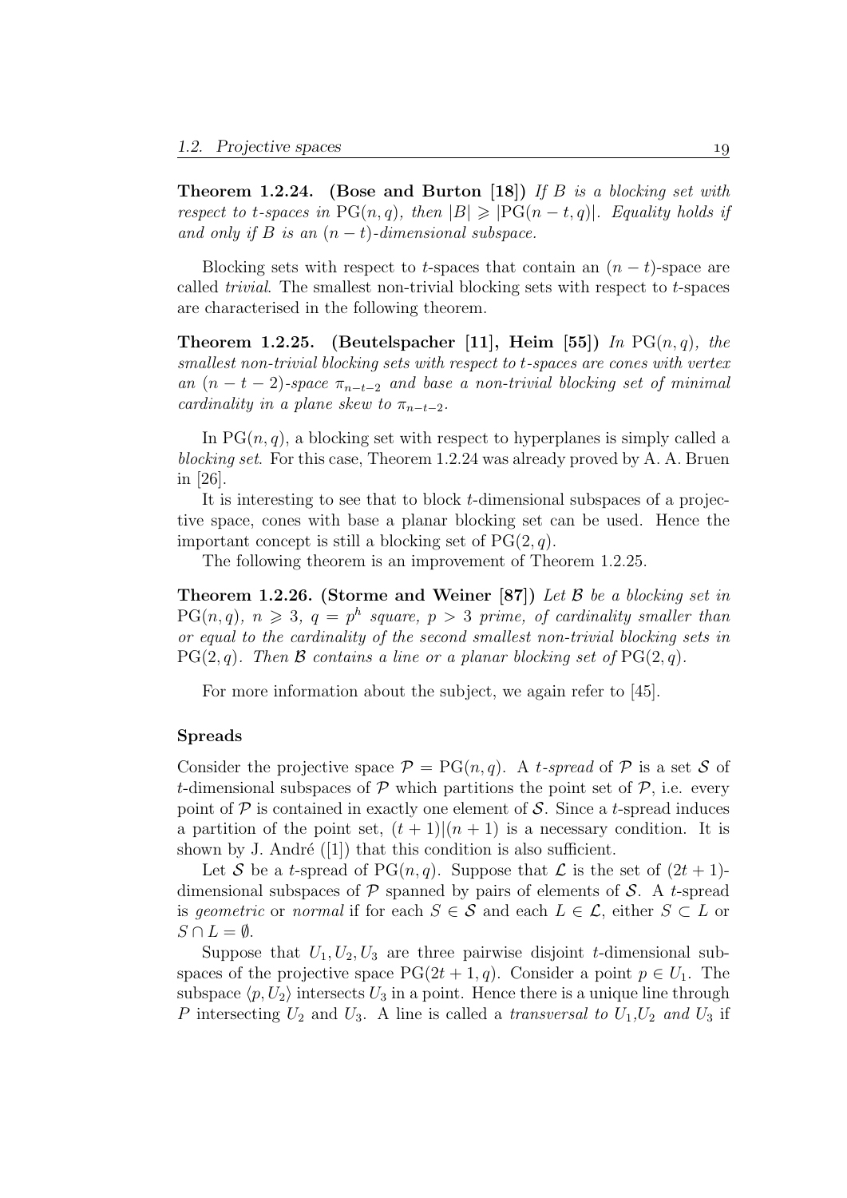**Theorem 1.2.24. (Bose and Burton [18])** *If $B$ is a blocking set with respect to $t$-spaces in $\mathrm{PG}(n,q)$, then $|B| \geqslant |\mathrm{PG}(n-t,q)|$. Equality holds if and only if $B$ is an $(n-t)$-dimensional subspace.*

Blocking sets with respect to $t$-spaces that contain an $(n-t)$-space are called *trivial*. The smallest non-trivial blocking sets with respect to $t$-spaces are characterised in the following theorem.

**Theorem 1.2.25. (Beutelspacher [11], Heim [55])** *In $\mathrm{PG}(n,q)$, the smallest non-trivial blocking sets with respect to $t$-spaces are cones with vertex an $(n-t-2)$-space $\pi_{n-t-2}$ and base a non-trivial blocking set of minimal cardinality in a plane skew to $\pi_{n-t-2}$.*

In $\mathrm{PG}(n,q)$, a blocking set with respect to hyperplanes is simply called a *blocking set*. For this case, Theorem 1.2.24 was already proved by A. A. Bruen in [26].

It is interesting to see that to block $t$-dimensional subspaces of a projective space, cones with base a planar blocking set can be used. Hence the important concept is still a blocking set of $\mathrm{PG}(2,q)$.

The following theorem is an improvement of Theorem 1.2.25.

**Theorem 1.2.26. (Storme and Weiner [87])** *Let $\mathcal{B}$ be a blocking set in $\mathrm{PG}(n,q)$, $n \geqslant 3$, $q = p^h$ square, $p > 3$ prime, of cardinality smaller than or equal to the cardinality of the second smallest non-trivial blocking sets in $\mathrm{PG}(2,q)$. Then $\mathcal{B}$ contains a line or a planar blocking set of $\mathrm{PG}(2,q)$.*

For more information about the subject, we again refer to [45].

**Spreads**

Consider the projective space $\mathcal{P} = \mathrm{PG}(n,q)$. A *$t$-spread* of $\mathcal{P}$ is a set $\mathcal{S}$ of $t$-dimensional subspaces of $\mathcal{P}$ which partitions the point set of $\mathcal{P}$, i.e. every point of $\mathcal{P}$ is contained in exactly one element of $\mathcal{S}$. Since a $t$-spread induces a partition of the point set, $(t+1)|(n+1)$ is a necessary condition. It is shown by J. André ([1]) that this condition is also sufficient.

Let $\mathcal{S}$ be a $t$-spread of $\mathrm{PG}(n,q)$. Suppose that $\mathcal{L}$ is the set of $(2t+1)$-dimensional subspaces of $\mathcal{P}$ spanned by pairs of elements of $\mathcal{S}$. A $t$-spread is *geometric* or *normal* if for each $S \in \mathcal{S}$ and each $L \in \mathcal{L}$, either $S \subset L$ or $S \cap L = \emptyset$.

Suppose that $U_1, U_2, U_3$ are three pairwise disjoint $t$-dimensional subspaces of the projective space $\mathrm{PG}(2t+1,q)$. Consider a point $p \in U_1$. The subspace $\langle p, U_2 \rangle$ intersects $U_3$ in a point. Hence there is a unique line through $P$ intersecting $U_2$ and $U_3$. A line is called a *transversal to $U_1$,$U_2$ and $U_3$* if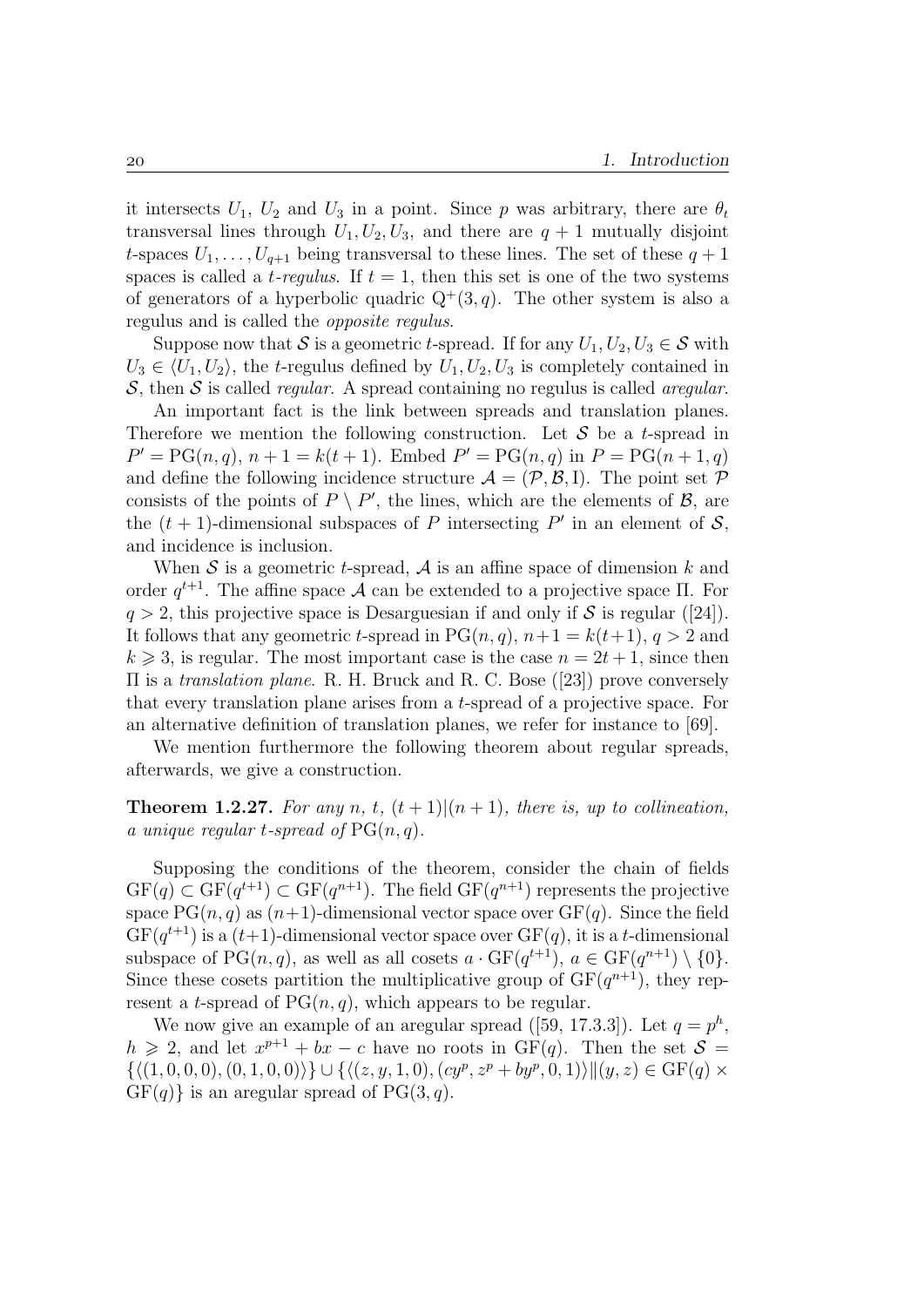it intersects $U_1$, $U_2$ and $U_3$ in a point. Since $p$ was arbitrary, there are $\theta_t$ transversal lines through $U_1, U_2, U_3$, and there are $q+1$ mutually disjoint $t$-spaces $U_1, \ldots, U_{q+1}$ being transversal to these lines. The set of these $q+1$ spaces is called a *$t$-regulus*. If $t = 1$, then this set is one of the two systems of generators of a hyperbolic quadric $\mathrm{Q}^+(3, q)$. The other system is also a regulus and is called the *opposite regulus*.

Suppose now that $\mathcal{S}$ is a geometric $t$-spread. If for any $U_1, U_2, U_3 \in \mathcal{S}$ with $U_3 \in \langle U_1, U_2 \rangle$, the $t$-regulus defined by $U_1, U_2, U_3$ is completely contained in $\mathcal{S}$, then $\mathcal{S}$ is called *regular*. A spread containing no regulus is called *aregular*.

An important fact is the link between spreads and translation planes. Therefore we mention the following construction. Let $\mathcal{S}$ be a $t$-spread in $P' = \mathrm{PG}(n, q)$, $n+1 = k(t+1)$. Embed $P' = \mathrm{PG}(n, q)$ in $P = \mathrm{PG}(n+1, q)$ and define the following incidence structure $\mathcal{A} = (\mathcal{P}, \mathcal{B}, \mathrm{I})$. The point set $\mathcal{P}$ consists of the points of $P \setminus P'$, the lines, which are the elements of $\mathcal{B}$, are the $(t+1)$-dimensional subspaces of $P$ intersecting $P'$ in an element of $\mathcal{S}$, and incidence is inclusion.

When $\mathcal{S}$ is a geometric $t$-spread, $\mathcal{A}$ is an affine space of dimension $k$ and order $q^{t+1}$. The affine space $\mathcal{A}$ can be extended to a projective space $\Pi$. For $q > 2$, this projective space is Desarguesian if and only if $\mathcal{S}$ is regular ([24]). It follows that any geometric $t$-spread in $\mathrm{PG}(n, q)$, $n+1 = k(t+1)$, $q > 2$ and $k \geqslant 3$, is regular. The most important case is the case $n = 2t+1$, since then $\Pi$ is a *translation plane*. R. H. Bruck and R. C. Bose ([23]) prove conversely that every translation plane arises from a $t$-spread of a projective space. For an alternative definition of translation planes, we refer for instance to [69].

We mention furthermore the following theorem about regular spreads, afterwards, we give a construction.

**Theorem 1.2.27.** *For any $n$, $t$, $(t+1)|(n+1)$, there is, up to collineation, a unique regular $t$-spread of $\mathrm{PG}(n, q)$.*

Supposing the conditions of the theorem, consider the chain of fields $\mathrm{GF}(q) \subset \mathrm{GF}(q^{t+1}) \subset \mathrm{GF}(q^{n+1})$. The field $\mathrm{GF}(q^{n+1})$ represents the projective space $\mathrm{PG}(n, q)$ as $(n+1)$-dimensional vector space over $\mathrm{GF}(q)$. Since the field $\mathrm{GF}(q^{t+1})$ is a $(t+1)$-dimensional vector space over $\mathrm{GF}(q)$, it is a $t$-dimensional subspace of $\mathrm{PG}(n, q)$, as well as all cosets $a \cdot \mathrm{GF}(q^{t+1})$, $a \in \mathrm{GF}(q^{n+1}) \setminus \{0\}$. Since these cosets partition the multiplicative group of $\mathrm{GF}(q^{n+1})$, they represent a $t$-spread of $\mathrm{PG}(n, q)$, which appears to be regular.

We now give an example of an aregular spread ([59, 17.3.3]). Let $q = p^h$, $h \geqslant 2$, and let $x^{p+1} + bx - c$ have no roots in $\mathrm{GF}(q)$. Then the set $\mathcal{S} = \{\langle (1, 0, 0, 0), (0, 1, 0, 0) \rangle\} \cup \{\langle (z, y, 1, 0), (cy^p, z^p + by^p, 0, 1) \rangle \| (y, z) \in \mathrm{GF}(q) \times \mathrm{GF}(q)\}$ is an aregular spread of $\mathrm{PG}(3, q)$.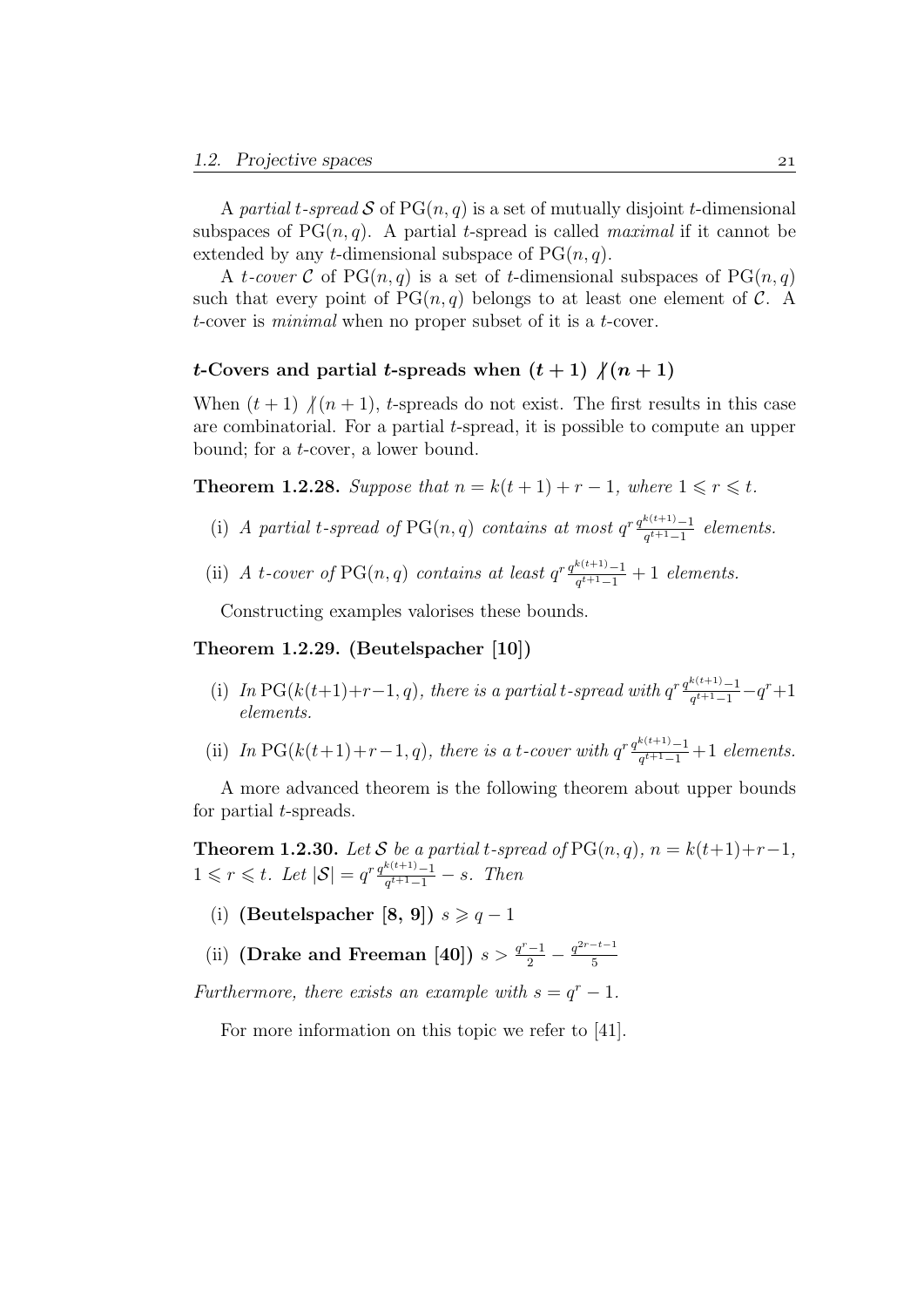A *partial t-spread* $\mathcal{S}$ of $\mathrm{PG}(n,q)$ is a set of mutually disjoint $t$-dimensional subspaces of $\mathrm{PG}(n,q)$. A partial $t$-spread is called *maximal* if it cannot be extended by any $t$-dimensional subspace of $\mathrm{PG}(n,q)$.

A *t-cover* $\mathcal{C}$ of $\mathrm{PG}(n,q)$ is a set of $t$-dimensional subspaces of $\mathrm{PG}(n,q)$ such that every point of $\mathrm{PG}(n,q)$ belongs to at least one element of $\mathcal{C}$. A $t$-cover is *minimal* when no proper subset of it is a $t$-cover.

### $t$-Covers and partial $t$-spreads when $(t+1) \not| (n+1)$

When $(t+1) \not| (n+1)$, $t$-spreads do not exist. The first results in this case are combinatorial. For a partial $t$-spread, it is possible to compute an upper bound; for a $t$-cover, a lower bound.

**Theorem 1.2.28.** *Suppose that $n = k(t+1) + r - 1$, where $1 \leqslant r \leqslant t$.*

(i) *A partial $t$-spread of $\mathrm{PG}(n,q)$ contains at most $q^r \frac{q^{k(t+1)}-1}{q^{t+1}-1}$ elements.*

(ii) *A $t$-cover of $\mathrm{PG}(n,q)$ contains at least $q^r \frac{q^{k(t+1)}-1}{q^{t+1}-1} + 1$ elements.*

Constructing examples valorises these bounds.

**Theorem 1.2.29. (Beutelspacher [10])**

(i) *In $\mathrm{PG}(k(t+1)+r-1,q)$, there is a partial $t$-spread with $q^r \frac{q^{k(t+1)}-1}{q^{t+1}-1} - q^r + 1$ elements.*

(ii) *In $\mathrm{PG}(k(t+1)+r-1,q)$, there is a $t$-cover with $q^r \frac{q^{k(t+1)}-1}{q^{t+1}-1} + 1$ elements.*

A more advanced theorem is the following theorem about upper bounds for partial $t$-spreads.

**Theorem 1.2.30.** *Let $\mathcal{S}$ be a partial $t$-spread of $\mathrm{PG}(n,q)$, $n = k(t+1)+r-1$, $1 \leqslant r \leqslant t$. Let $|\mathcal{S}| = q^r \frac{q^{k(t+1)}-1}{q^{t+1}-1} - s$. Then*

(i) **(Beutelspacher [8, 9])** $s \geqslant q - 1$

(ii) **(Drake and Freeman [40])** $s > \frac{q^r-1}{2} - \frac{q^{2r-t-1}}{5}$

*Furthermore, there exists an example with $s = q^r - 1$.*

For more information on this topic we refer to [41].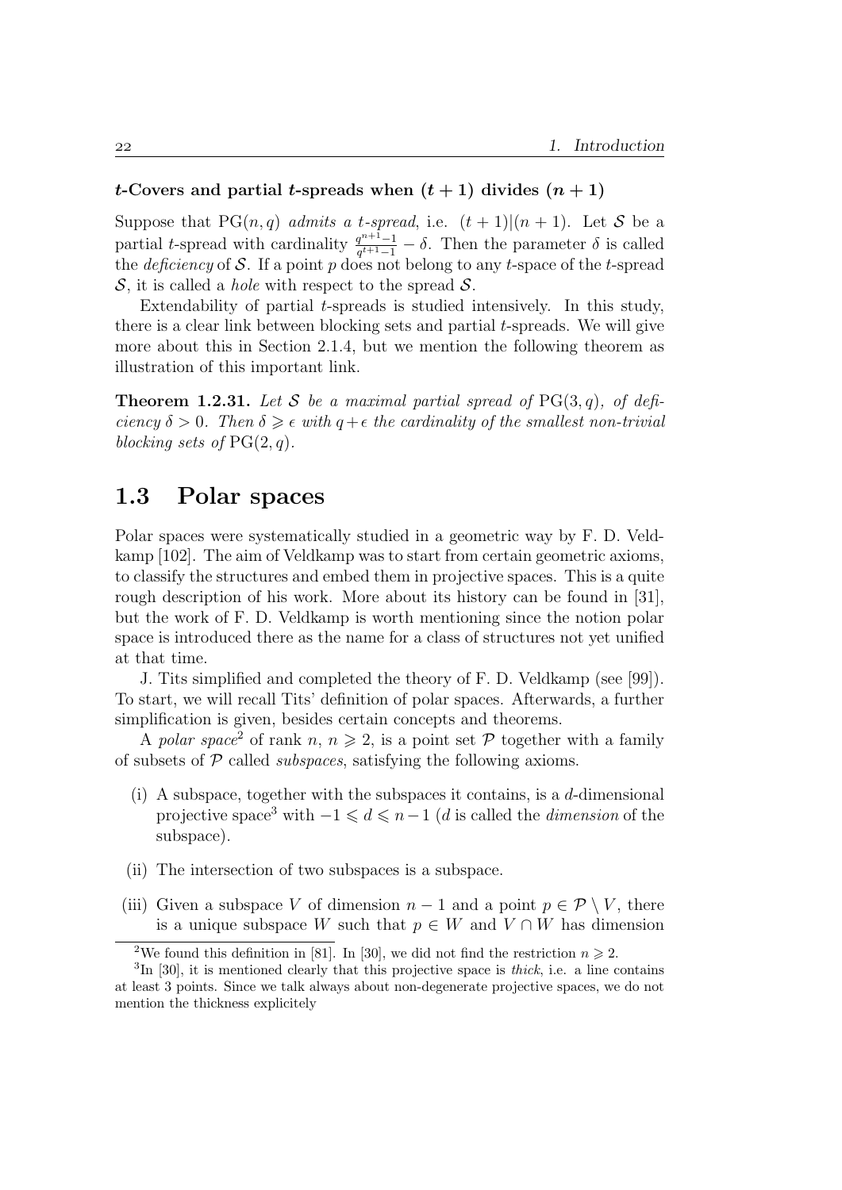#### $t$-Covers and partial $t$-spreads when $(t + 1)$ divides $(n + 1)$

Suppose that $\mathrm{PG}(n, q)$ *admits a $t$-spread*, i.e. $(t + 1)|(n + 1)$. Let $\mathcal{S}$ be a partial $t$-spread with cardinality $\frac{q^{n+1}-1}{q^{t+1}-1} - \delta$. Then the parameter $\delta$ is called the *deficiency* of $\mathcal{S}$. If a point $p$ does not belong to any $t$-space of the $t$-spread $\mathcal{S}$, it is called a *hole* with respect to the spread $\mathcal{S}$.

Extendability of partial $t$-spreads is studied intensively. In this study, there is a clear link between blocking sets and partial $t$-spreads. We will give more about this in Section 2.1.4, but we mention the following theorem as illustration of this important link.

**Theorem 1.2.31.** *Let $\mathcal{S}$ be a maximal partial spread of $\mathrm{PG}(3, q)$, of deficiency $\delta > 0$. Then $\delta \geqslant \epsilon$ with $q+\epsilon$ the cardinality of the smallest non-trivial blocking sets of $\mathrm{PG}(2, q)$.*

## 1.3 Polar spaces

Polar spaces were systematically studied in a geometric way by F. D. Veldkamp [102]. The aim of Veldkamp was to start from certain geometric axioms, to classify the structures and embed them in projective spaces. This is a quite rough description of his work. More about its history can be found in [31], but the work of F. D. Veldkamp is worth mentioning since the notion polar space is introduced there as the name for a class of structures not yet unified at that time.

J. Tits simplified and completed the theory of F. D. Veldkamp (see [99]). To start, we will recall Tits' definition of polar spaces. Afterwards, a further simplification is given, besides certain concepts and theorems.

A *polar space*[2] of rank $n$, $n \geqslant 2$, is a point set $\mathcal{P}$ together with a family of subsets of $\mathcal{P}$ called *subspaces*, satisfying the following axioms.

(i) A subspace, together with the subspaces it contains, is a $d$-dimensional projective space[3] with $-1 \leqslant d \leqslant n-1$ ($d$ is called the *dimension* of the subspace).

(ii) The intersection of two subspaces is a subspace.

(iii) Given a subspace $V$ of dimension $n - 1$ and a point $p \in \mathcal{P} \setminus V$, there is a unique subspace $W$ such that $p \in W$ and $V \cap W$ has dimension

---

[2] We found this definition in [81]. In [30], we did not find the restriction $n \geqslant 2$.

[3] In [30], it is mentioned clearly that this projective space is *thick*, i.e. a line contains at least 3 points. Since we talk always about non-degenerate projective spaces, we do not mention the thickness explicitely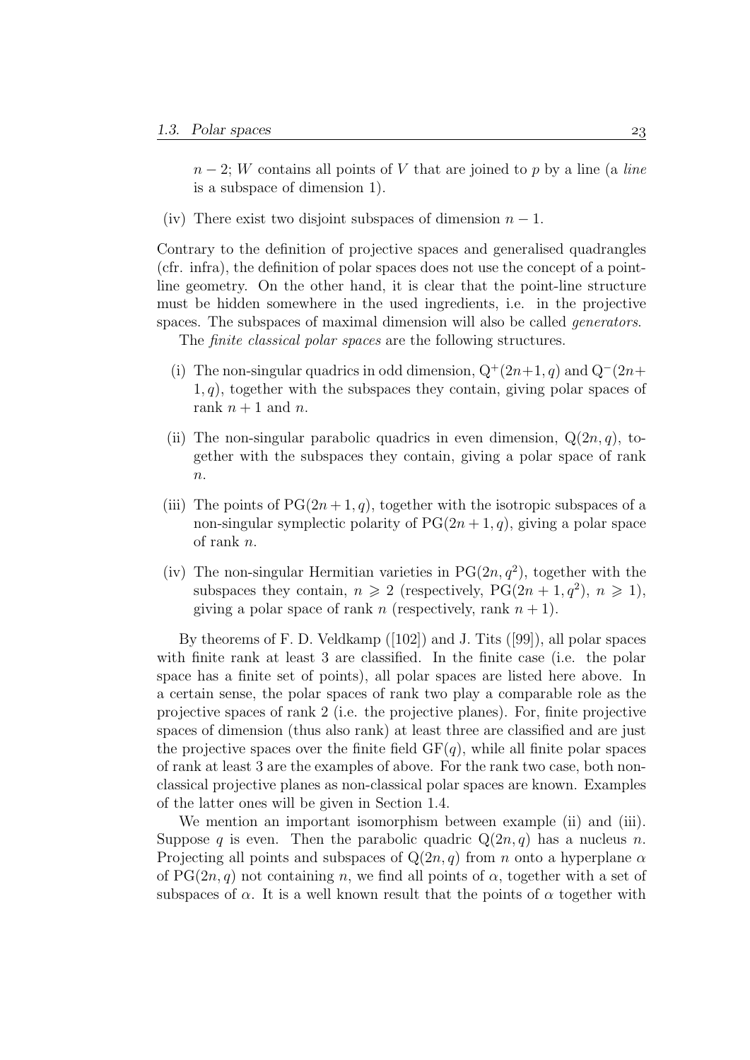$n-2$; $W$ contains all points of $V$ that are joined to $p$ by a line (a *line* is a subspace of dimension 1).

(iv) There exist two disjoint subspaces of dimension $n-1$.

Contrary to the definition of projective spaces and generalised quadrangles (cfr. infra), the definition of polar spaces does not use the concept of a point-line geometry. On the other hand, it is clear that the point-line structure must be hidden somewhere in the used ingredients, i.e. in the projective spaces. The subspaces of maximal dimension will also be called *generators*.

The *finite classical polar spaces* are the following structures.

(i) The non-singular quadrics in odd dimension, $Q^+(2n+1,q)$ and $Q^-(2n+1,q)$, together with the subspaces they contain, giving polar spaces of rank $n+1$ and $n$.

(ii) The non-singular parabolic quadrics in even dimension, $Q(2n,q)$, together with the subspaces they contain, giving a polar space of rank $n$.

(iii) The points of $PG(2n+1,q)$, together with the isotropic subspaces of a non-singular symplectic polarity of $PG(2n+1,q)$, giving a polar space of rank $n$.

(iv) The non-singular Hermitian varieties in $PG(2n,q^2)$, together with the subspaces they contain, $n \geqslant 2$ (respectively, $PG(2n+1,q^2)$, $n \geqslant 1$), giving a polar space of rank $n$ (respectively, rank $n+1$).

By theorems of F. D. Veldkamp ([102]) and J. Tits ([99]), all polar spaces with finite rank at least 3 are classified. In the finite case (i.e. the polar space has a finite set of points), all polar spaces are listed here above. In a certain sense, the polar spaces of rank two play a comparable role as the projective spaces of rank 2 (i.e. the projective planes). For, finite projective spaces of dimension (thus also rank) at least three are classified and are just the projective spaces over the finite field $GF(q)$, while all finite polar spaces of rank at least 3 are the examples of above. For the rank two case, both non-classical projective planes as non-classical polar spaces are known. Examples of the latter ones will be given in Section 1.4.

We mention an important isomorphism between example (ii) and (iii). Suppose $q$ is even. Then the parabolic quadric $Q(2n,q)$ has a nucleus $n$. Projecting all points and subspaces of $Q(2n,q)$ from $n$ onto a hyperplane $\alpha$ of $PG(2n,q)$ not containing $n$, we find all points of $\alpha$, together with a set of subspaces of $\alpha$. It is a well known result that the points of $\alpha$ together with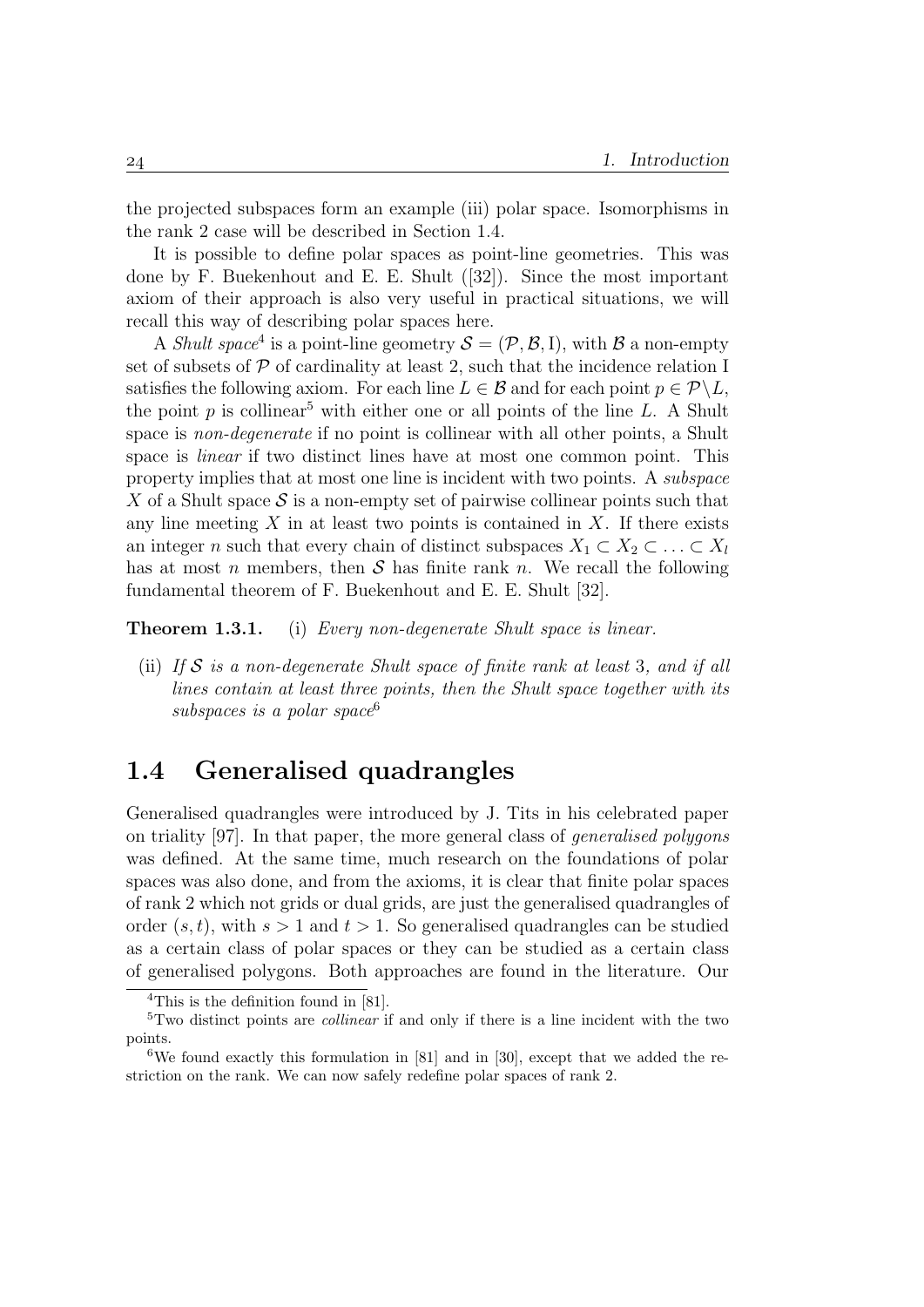the projected subspaces form an example (iii) polar space. Isomorphisms in the rank 2 case will be described in Section 1.4.

It is possible to define polar spaces as point-line geometries. This was done by F. Buekenhout and E. E. Shult ([32]). Since the most important axiom of their approach is also very useful in practical situations, we will recall this way of describing polar spaces here.

A *Shult space*[4] is a point-line geometry $\mathcal{S} = (\mathcal{P}, \mathcal{B}, \mathrm{I})$, with $\mathcal{B}$ a non-empty set of subsets of $\mathcal{P}$ of cardinality at least 2, such that the incidence relation I satisfies the following axiom. For each line $L \in \mathcal{B}$ and for each point $p \in \mathcal{P} \setminus L$, the point $p$ is collinear[5] with either one or all points of the line $L$. A Shult space is *non-degenerate* if no point is collinear with all other points, a Shult space is *linear* if two distinct lines have at most one common point. This property implies that at most one line is incident with two points. A *subspace* $X$ of a Shult space $\mathcal{S}$ is a non-empty set of pairwise collinear points such that any line meeting $X$ in at least two points is contained in $X$. If there exists an integer $n$ such that every chain of distinct subspaces $X_1 \subset X_2 \subset \ldots \subset X_l$ has at most $n$ members, then $\mathcal{S}$ has finite rank $n$. We recall the following fundamental theorem of F. Buekenhout and E. E. Shult [32].

**Theorem 1.3.1.** (i) *Every non-degenerate Shult space is linear.*

(ii) *If $\mathcal{S}$ is a non-degenerate Shult space of finite rank at least 3, and if all lines contain at least three points, then the Shult space together with its subspaces is a polar space*[6]

## 1.4 Generalised quadrangles

Generalised quadrangles were introduced by J. Tits in his celebrated paper on triality [97]. In that paper, the more general class of *generalised polygons* was defined. At the same time, much research on the foundations of polar spaces was also done, and from the axioms, it is clear that finite polar spaces of rank 2 which not grids or dual grids, are just the generalised quadrangles of order $(s, t)$, with $s > 1$ and $t > 1$. So generalised quadrangles can be studied as a certain class of polar spaces or they can be studied as a certain class of generalised polygons. Both approaches are found in the literature. Our

[4] This is the definition found in [81].

[5] Two distinct points are *collinear* if and only if there is a line incident with the two points.

[6] We found exactly this formulation in [81] and in [30], except that we added the restriction on the rank. We can now safely redefine polar spaces of rank 2.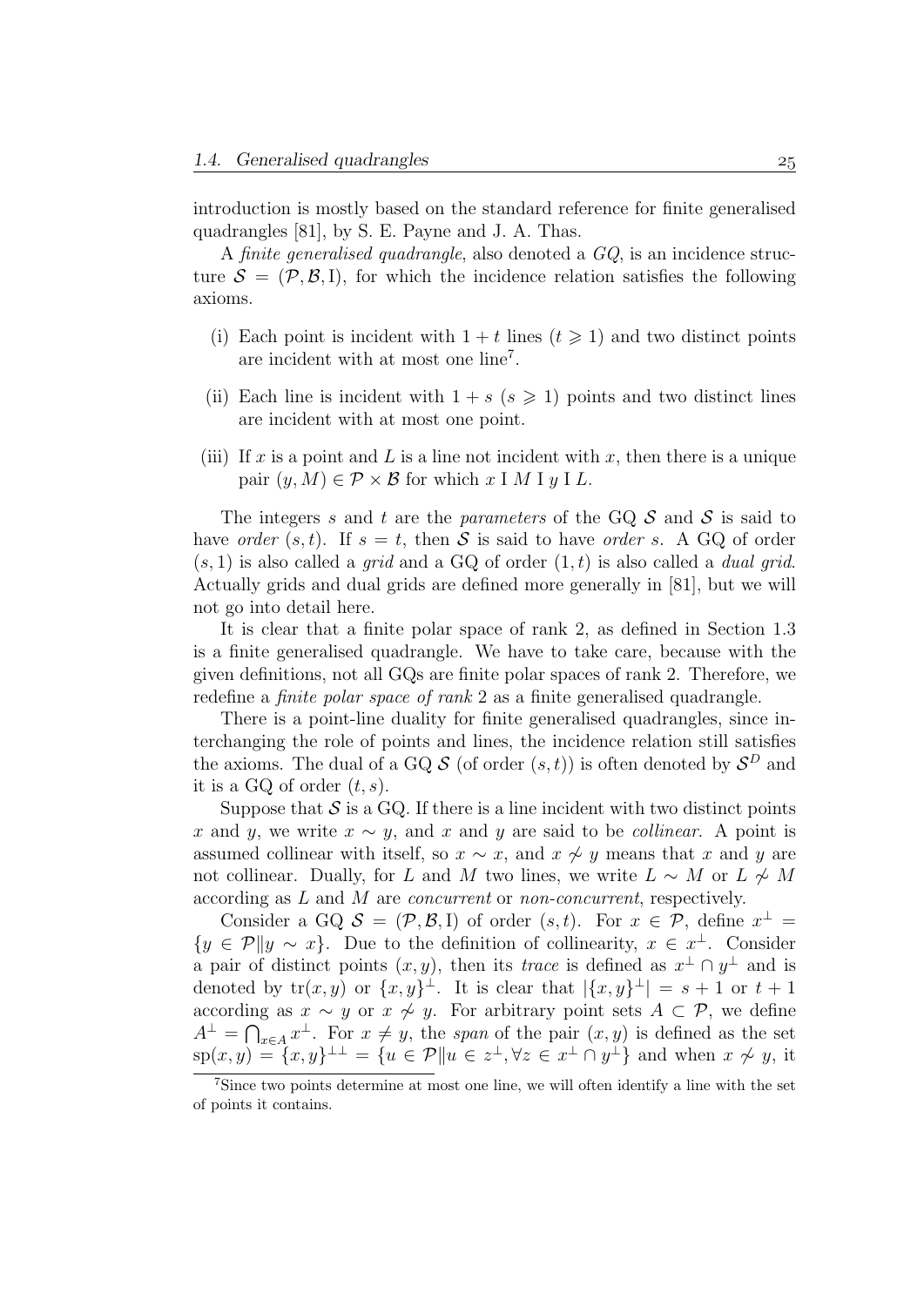introduction is mostly based on the standard reference for finite generalised quadrangles [81], by S. E. Payne and J. A. Thas.

A *finite generalised quadrangle*, also denoted a *GQ*, is an incidence structure $\mathcal{S} = (\mathcal{P}, \mathcal{B}, \mathrm{I})$, for which the incidence relation satisfies the following axioms.

(i) Each point is incident with $1 + t$ lines ($t \geqslant 1$) and two distinct points are incident with at most one line[7].

(ii) Each line is incident with $1 + s$ ($s \geqslant 1$) points and two distinct lines are incident with at most one point.

(iii) If $x$ is a point and $L$ is a line not incident with $x$, then there is a unique pair $(y, M) \in \mathcal{P} \times \mathcal{B}$ for which $x \mathrel{\mathrm{I}} M \mathrel{\mathrm{I}} y \mathrel{\mathrm{I}} L$.

The integers $s$ and $t$ are the *parameters* of the GQ $\mathcal{S}$ and $\mathcal{S}$ is said to have *order* $(s, t)$. If $s = t$, then $\mathcal{S}$ is said to have *order* $s$. A GQ of order $(s, 1)$ is also called a *grid* and a GQ of order $(1, t)$ is also called a *dual grid*. Actually grids and dual grids are defined more generally in [81], but we will not go into detail here.

It is clear that a finite polar space of rank 2, as defined in Section 1.3 is a finite generalised quadrangle. We have to take care, because with the given definitions, not all GQs are finite polar spaces of rank 2. Therefore, we redefine a *finite polar space of rank* 2 as a finite generalised quadrangle.

There is a point-line duality for finite generalised quadrangles, since interchanging the role of points and lines, the incidence relation still satisfies the axioms. The dual of a GQ $\mathcal{S}$ (of order $(s, t)$) is often denoted by $\mathcal{S}^D$ and it is a GQ of order $(t, s)$.

Suppose that $\mathcal{S}$ is a GQ. If there is a line incident with two distinct points $x$ and $y$, we write $x \sim y$, and $x$ and $y$ are said to be *collinear*. A point is assumed collinear with itself, so $x \sim x$, and $x \not\sim y$ means that $x$ and $y$ are not collinear. Dually, for $L$ and $M$ two lines, we write $L \sim M$ or $L \not\sim M$ according as $L$ and $M$ are *concurrent* or *non-concurrent*, respectively.

Consider a GQ $\mathcal{S} = (\mathcal{P}, \mathcal{B}, \mathrm{I})$ of order $(s, t)$. For $x \in \mathcal{P}$, define $x^\perp = \{y \in \mathcal{P} \| y \sim x\}$. Due to the definition of collinearity, $x \in x^\perp$. Consider a pair of distinct points $(x, y)$, then its *trace* is defined as $x^\perp \cap y^\perp$ and is denoted by $\mathrm{tr}(x, y)$ or $\{x, y\}^\perp$. It is clear that $|\{x, y\}^\perp| = s + 1$ or $t + 1$ according as $x \sim y$ or $x \not\sim y$. For arbitrary point sets $A \subset \mathcal{P}$, we define $A^\perp = \bigcap_{x \in A} x^\perp$. For $x \neq y$, the *span* of the pair $(x, y)$ is defined as the set $\mathrm{sp}(x, y) = \{x, y\}^{\perp\perp} = \{u \in \mathcal{P} \| u \in z^\perp, \forall z \in x^\perp \cap y^\perp\}$ and when $x \not\sim y$, it

[7] Since two points determine at most one line, we will often identify a line with the set of points it contains.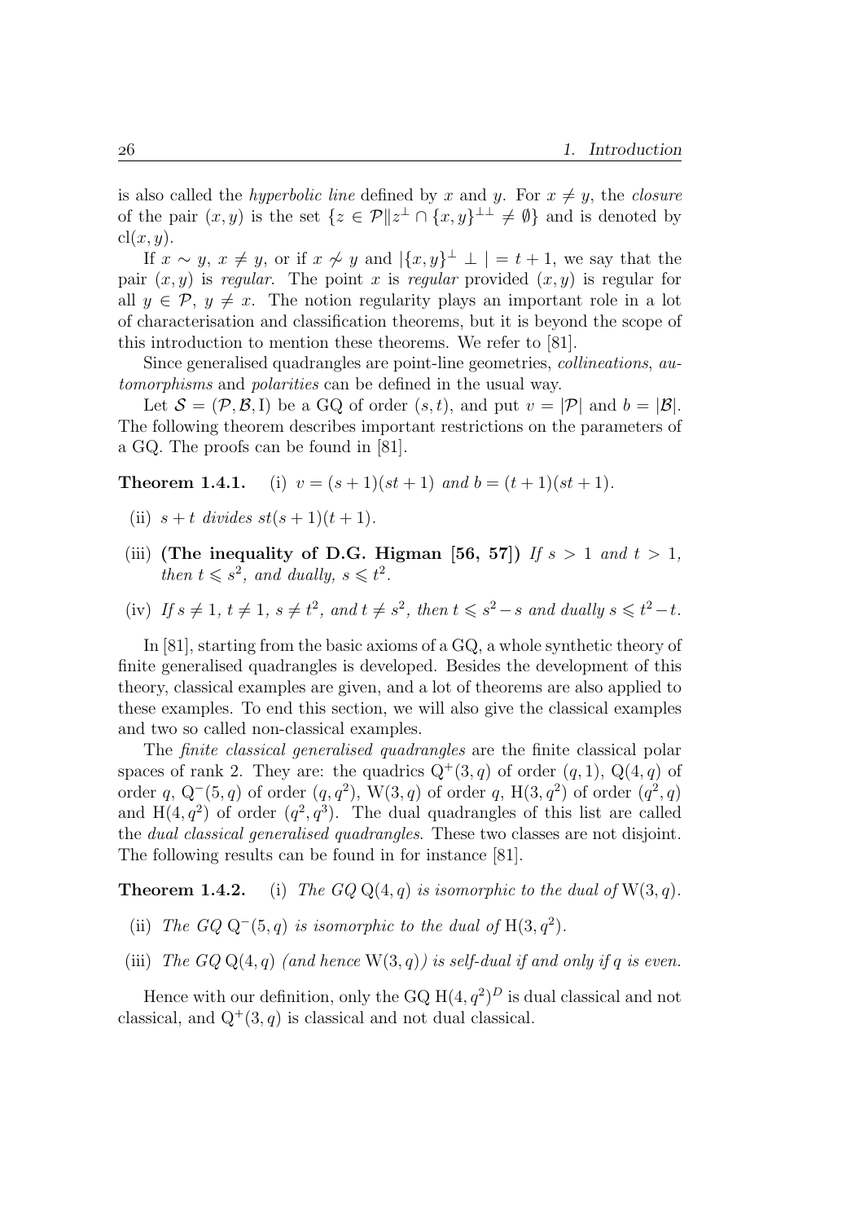is also called the *hyperbolic line* defined by $x$ and $y$. For $x \neq y$, the *closure* of the pair $(x, y)$ is the set $\{z \in \mathcal{P} \| z^{\perp} \cap \{x, y\}^{\perp\perp} \neq \emptyset\}$ and is denoted by $\mathrm{cl}(x, y)$.

If $x \sim y$, $x \neq y$, or if $x \not\sim y$ and $|\{x, y\}^{\perp} \perp| = t + 1$, we say that the pair $(x, y)$ is *regular*. The point $x$ is *regular* provided $(x, y)$ is regular for all $y \in \mathcal{P}$, $y \neq x$. The notion regularity plays an important role in a lot of characterisation and classification theorems, but it is beyond the scope of this introduction to mention these theorems. We refer to [81].

Since generalised quadrangles are point-line geometries, *collineations*, *automorphisms* and *polarities* can be defined in the usual way.

Let $\mathcal{S} = (\mathcal{P}, \mathcal{B}, \mathrm{I})$ be a GQ of order $(s, t)$, and put $v = |\mathcal{P}|$ and $b = |\mathcal{B}|$. The following theorem describes important restrictions on the parameters of a GQ. The proofs can be found in [81].

**Theorem 1.4.1.** (i) *$v = (s + 1)(st + 1)$ and $b = (t + 1)(st + 1)$.*

(ii) *$s + t$ divides $st(s + 1)(t + 1)$.*

(iii) **(The inequality of D.G. Higman [56, 57])** *If $s > 1$ and $t > 1$, then $t \leqslant s^2$, and dually, $s \leqslant t^2$.*

(iv) *If $s \neq 1$, $t \neq 1$, $s \neq t^2$, and $t \neq s^2$, then $t \leqslant s^2 - s$ and dually $s \leqslant t^2 - t$.*

In [81], starting from the basic axioms of a GQ, a whole synthetic theory of finite generalised quadrangles is developed. Besides the development of this theory, classical examples are given, and a lot of theorems are also applied to these examples. To end this section, we will also give the classical examples and two so called non-classical examples.

The *finite classical generalised quadrangles* are the finite classical polar spaces of rank 2. They are: the quadrics $\mathrm{Q}^{+}(3, q)$ of order $(q, 1)$, $\mathrm{Q}(4, q)$ of order $q$, $\mathrm{Q}^{-}(5, q)$ of order $(q, q^2)$, $\mathrm{W}(3, q)$ of order $q$, $\mathrm{H}(3, q^2)$ of order $(q^2, q)$ and $\mathrm{H}(4, q^2)$ of order $(q^2, q^3)$. The dual quadrangles of this list are called the *dual classical generalised quadrangles*. These two classes are not disjoint. The following results can be found in for instance [81].

**Theorem 1.4.2.** (i) *The GQ $\mathrm{Q}(4, q)$ is isomorphic to the dual of $\mathrm{W}(3, q)$.*

(ii) *The GQ $\mathrm{Q}^{-}(5, q)$ is isomorphic to the dual of $\mathrm{H}(3, q^2)$.*

(iii) *The GQ $\mathrm{Q}(4, q)$ (and hence $\mathrm{W}(3, q)$) is self-dual if and only if $q$ is even.*

Hence with our definition, only the GQ $\mathrm{H}(4, q^2)^D$ is dual classical and not classical, and $\mathrm{Q}^{+}(3, q)$ is classical and not dual classical.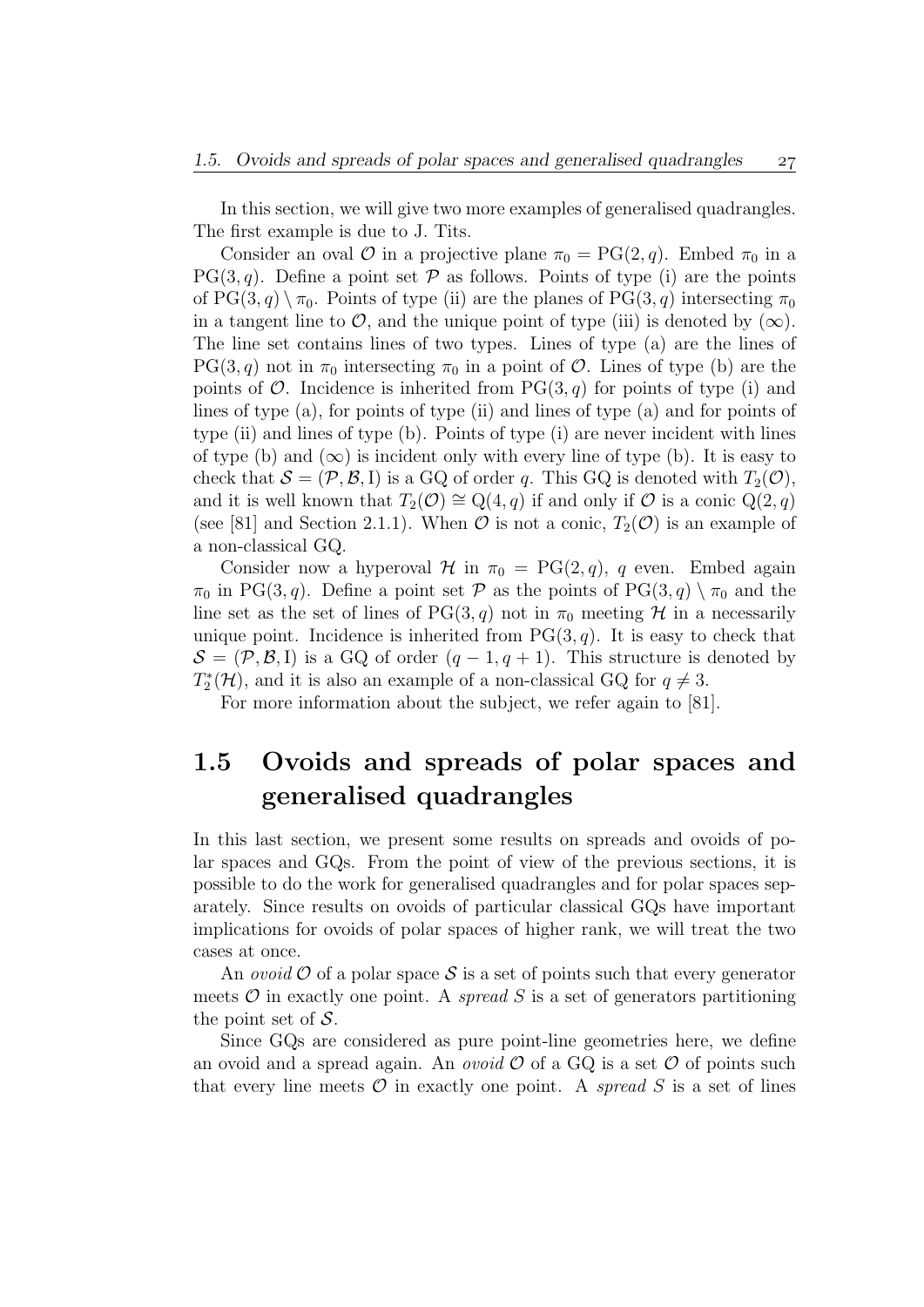In this section, we will give two more examples of generalised quadrangles. The first example is due to J. Tits.

Consider an oval $\mathcal{O}$ in a projective plane $\pi_0 = \mathrm{PG}(2,q)$. Embed $\pi_0$ in a $\mathrm{PG}(3,q)$. Define a point set $\mathcal{P}$ as follows. Points of type (i) are the points of $\mathrm{PG}(3,q) \setminus \pi_0$. Points of type (ii) are the planes of $\mathrm{PG}(3,q)$ intersecting $\pi_0$ in a tangent line to $\mathcal{O}$, and the unique point of type (iii) is denoted by $(\infty)$. The line set contains lines of two types. Lines of type (a) are the lines of $\mathrm{PG}(3,q)$ not in $\pi_0$ intersecting $\pi_0$ in a point of $\mathcal{O}$. Lines of type (b) are the points of $\mathcal{O}$. Incidence is inherited from $\mathrm{PG}(3,q)$ for points of type (i) and lines of type (a), for points of type (ii) and lines of type (a) and for points of type (ii) and lines of type (b). Points of type (i) are never incident with lines of type (b) and $(\infty)$ is incident only with every line of type (b). It is easy to check that $\mathcal{S} = (\mathcal{P}, \mathcal{B}, \mathrm{I})$ is a GQ of order $q$. This GQ is denoted with $T_2(\mathcal{O})$, and it is well known that $T_2(\mathcal{O}) \cong \mathrm{Q}(4,q)$ if and only if $\mathcal{O}$ is a conic $\mathrm{Q}(2,q)$ (see [81] and Section 2.1.1). When $\mathcal{O}$ is not a conic, $T_2(\mathcal{O})$ is an example of a non-classical GQ.

Consider now a hyperoval $\mathcal{H}$ in $\pi_0 = \mathrm{PG}(2,q)$, $q$ even. Embed again $\pi_0$ in $\mathrm{PG}(3,q)$. Define a point set $\mathcal{P}$ as the points of $\mathrm{PG}(3,q) \setminus \pi_0$ and the line set as the set of lines of $\mathrm{PG}(3,q)$ not in $\pi_0$ meeting $\mathcal{H}$ in a necessarily unique point. Incidence is inherited from $\mathrm{PG}(3,q)$. It is easy to check that $\mathcal{S} = (\mathcal{P}, \mathcal{B}, \mathrm{I})$ is a GQ of order $(q-1, q+1)$. This structure is denoted by $T_2^*(\mathcal{H})$, and it is also an example of a non-classical GQ for $q \neq 3$.

For more information about the subject, we refer again to [81].

## 1.5 Ovoids and spreads of polar spaces and generalised quadrangles

In this last section, we present some results on spreads and ovoids of polar spaces and GQs. From the point of view of the previous sections, it is possible to do the work for generalised quadrangles and for polar spaces separately. Since results on ovoids of particular classical GQs have important implications for ovoids of polar spaces of higher rank, we will treat the two cases at once.

An *ovoid* $\mathcal{O}$ of a polar space $\mathcal{S}$ is a set of points such that every generator meets $\mathcal{O}$ in exactly one point. A *spread* $S$ is a set of generators partitioning the point set of $\mathcal{S}$.

Since GQs are considered as pure point-line geometries here, we define an ovoid and a spread again. An *ovoid* $\mathcal{O}$ of a GQ is a set $\mathcal{O}$ of points such that every line meets $\mathcal{O}$ in exactly one point. A *spread* $S$ is a set of lines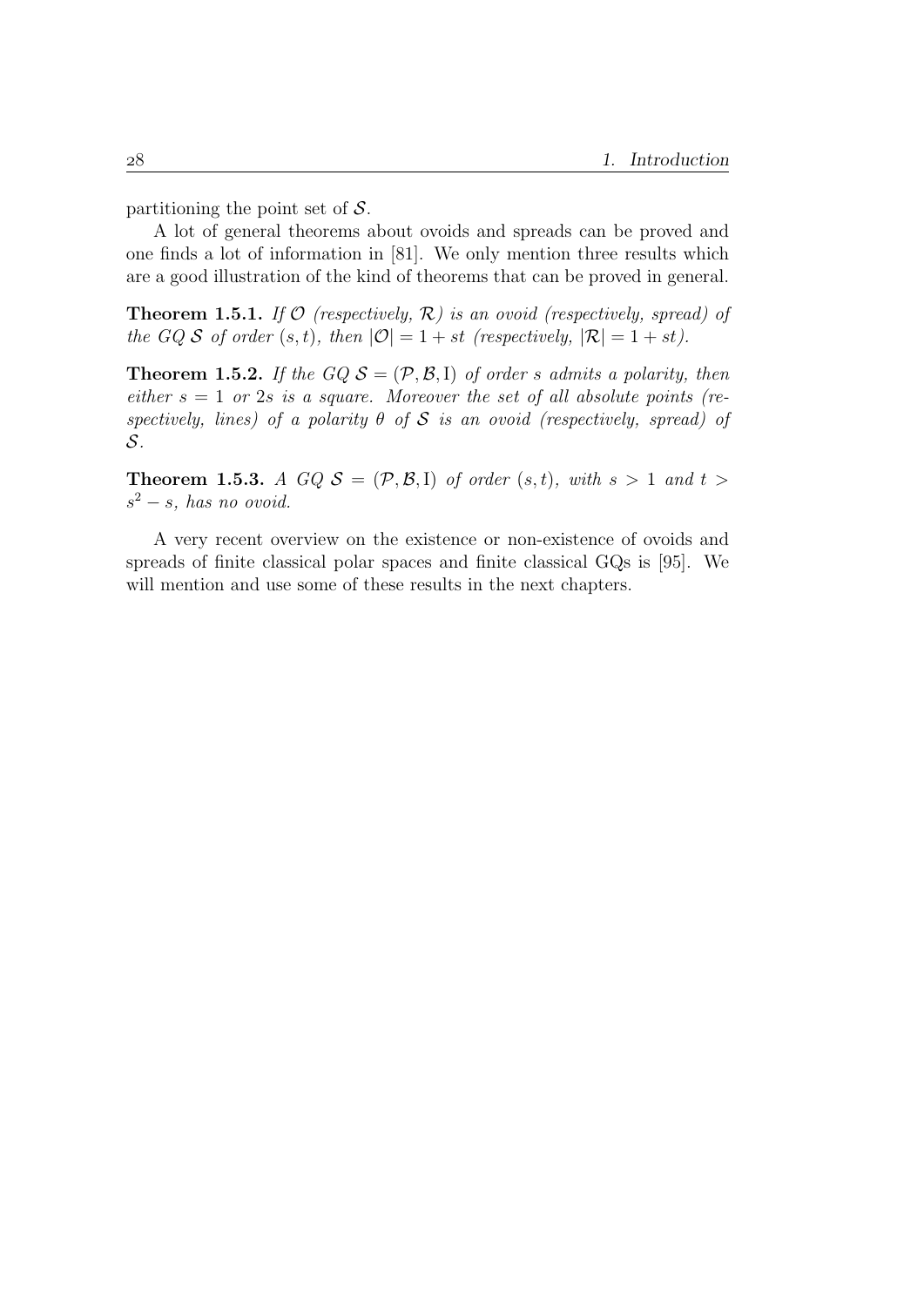partitioning the point set of $\mathcal{S}$.

A lot of general theorems about ovoids and spreads can be proved and one finds a lot of information in [81]. We only mention three results which are a good illustration of the kind of theorems that can be proved in general.

**Theorem 1.5.1.** *If $\mathcal{O}$ (respectively, $\mathcal{R}$) is an ovoid (respectively, spread) of the GQ $\mathcal{S}$ of order $(s,t)$, then $|\mathcal{O}| = 1 + st$ (respectively, $|\mathcal{R}| = 1 + st$).*

**Theorem 1.5.2.** *If the GQ $\mathcal{S} = (\mathcal{P}, \mathcal{B}, \mathrm{I})$ of order $s$ admits a polarity, then either $s = 1$ or $2s$ is a square. Moreover the set of all absolute points (respectively, lines) of a polarity $\theta$ of $\mathcal{S}$ is an ovoid (respectively, spread) of $\mathcal{S}$.*

**Theorem 1.5.3.** *A GQ $\mathcal{S} = (\mathcal{P}, \mathcal{B}, \mathrm{I})$ of order $(s,t)$, with $s > 1$ and $t > s^2 - s$, has no ovoid.*

A very recent overview on the existence or non-existence of ovoids and spreads of finite classical polar spaces and finite classical GQs is [95]. We will mention and use some of these results in the next chapters.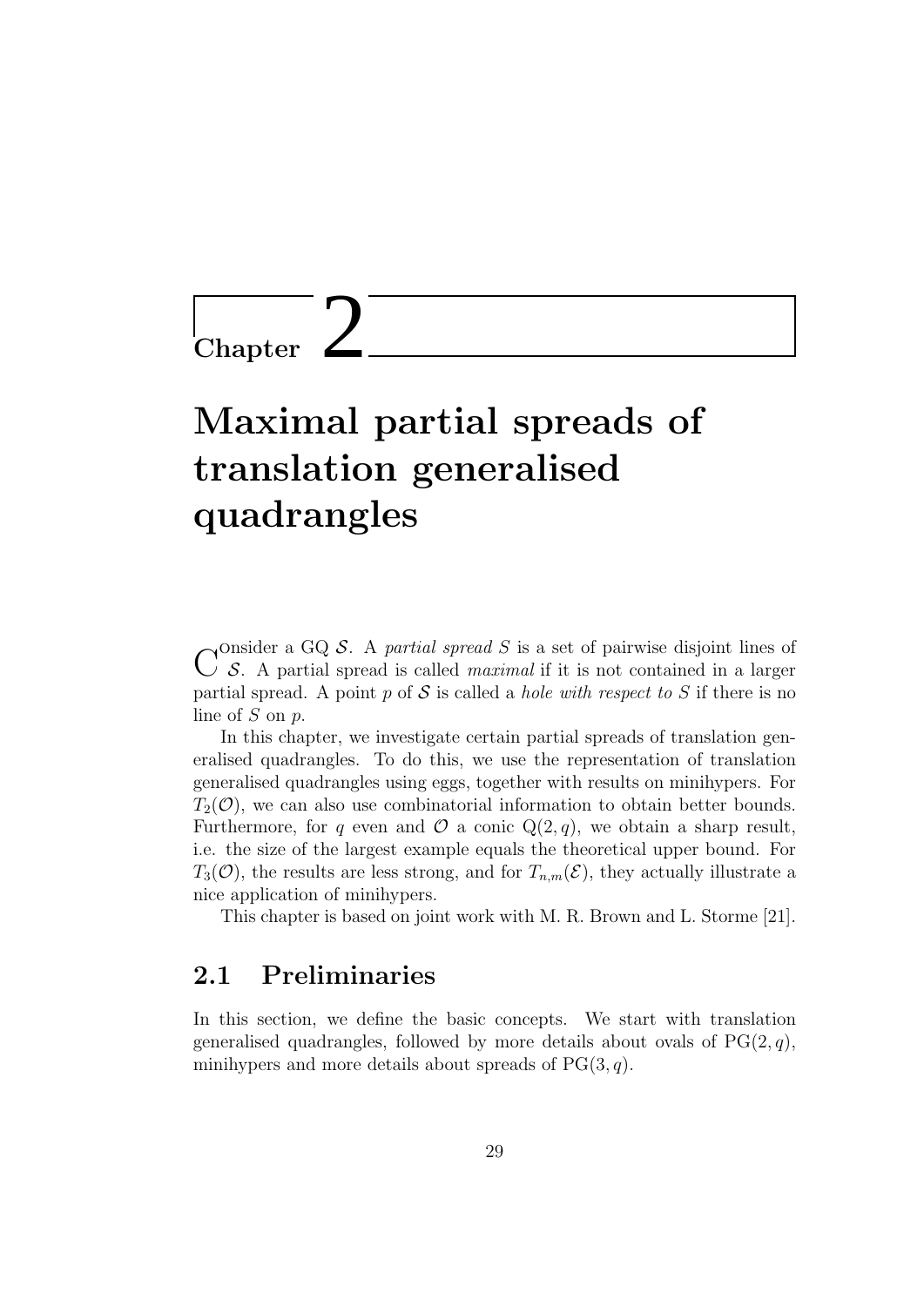# Chapter 2

# Maximal partial spreads of translation generalised quadrangles

Consider a GQ $\mathcal{S}$. A *partial spread* $S$ is a set of pairwise disjoint lines of $\mathcal{S}$. A partial spread is called *maximal* if it is not contained in a larger partial spread. A point $p$ of $\mathcal{S}$ is called a *hole with respect to* $S$ if there is no line of $S$ on $p$.

In this chapter, we investigate certain partial spreads of translation generalised quadrangles. To do this, we use the representation of translation generalised quadrangles using eggs, together with results on minihypers. For $T_2(\mathcal{O})$, we can also use combinatorial information to obtain better bounds. Furthermore, for $q$ even and $\mathcal{O}$ a conic $\mathrm{Q}(2, q)$, we obtain a sharp result, i.e. the size of the largest example equals the theoretical upper bound. For $T_3(\mathcal{O})$, the results are less strong, and for $T_{n,m}(\mathcal{E})$, they actually illustrate a nice application of minihypers.

This chapter is based on joint work with M. R. Brown and L. Storme [21].

## 2.1 Preliminaries

In this section, we define the basic concepts. We start with translation generalised quadrangles, followed by more details about ovals of $\mathrm{PG}(2, q)$, minihypers and more details about spreads of $\mathrm{PG}(3, q)$.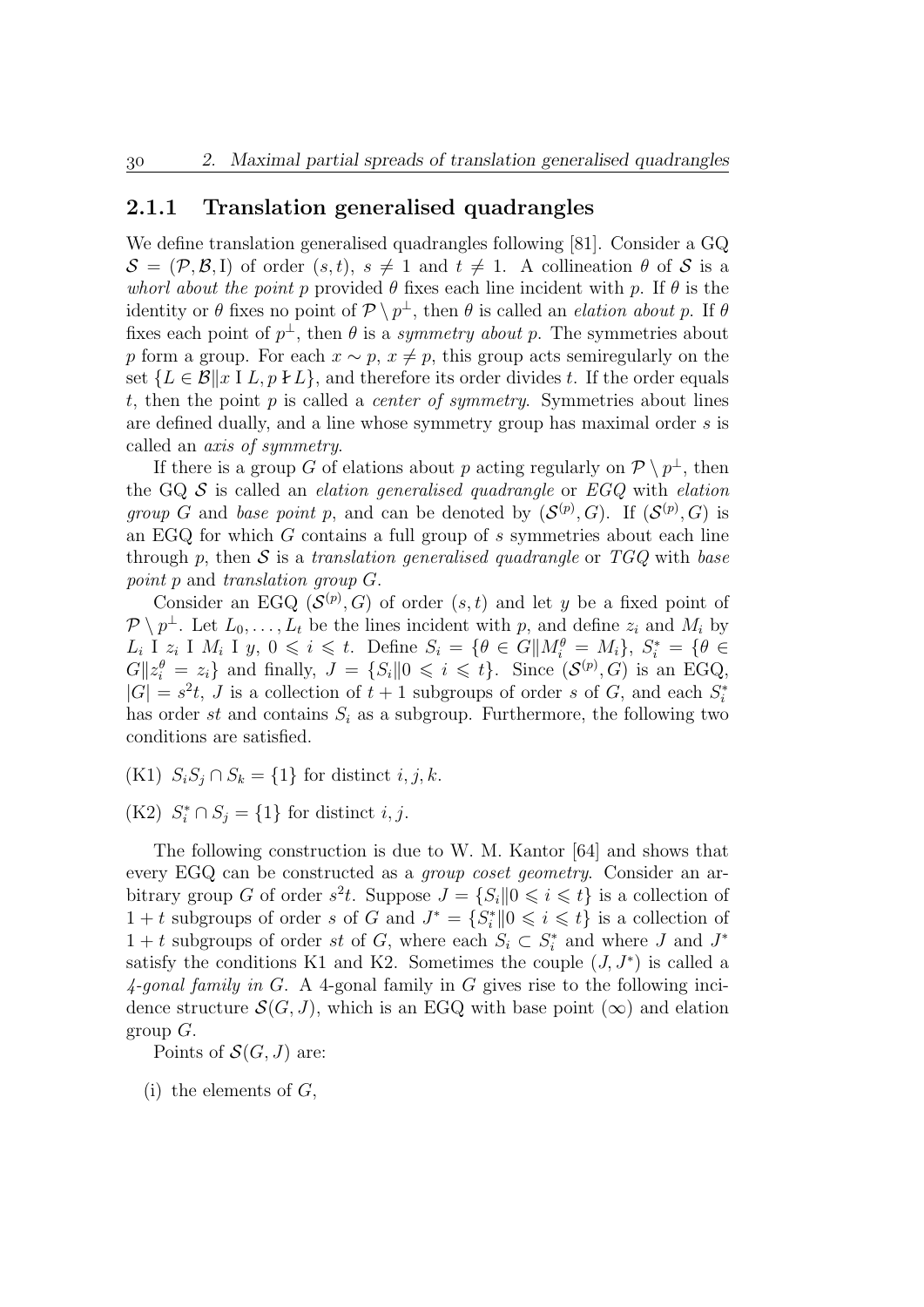### 2.1.1 Translation generalised quadrangles

We define translation generalised quadrangles following [81]. Consider a GQ $\mathcal{S} = (\mathcal{P}, \mathcal{B}, \mathrm{I})$ of order $(s,t)$, $s \neq 1$ and $t \neq 1$. A collineation $\theta$ of $\mathcal{S}$ is a *whorl about the point* $p$ provided $\theta$ fixes each line incident with $p$. If $\theta$ is the identity or $\theta$ fixes no point of $\mathcal{P} \setminus p^\perp$, then $\theta$ is called an *elation about* $p$. If $\theta$ fixes each point of $p^\perp$, then $\theta$ is a *symmetry about* $p$. The symmetries about $p$ form a group. For each $x \sim p$, $x \neq p$, this group acts semiregularly on the set $\{L \in \mathcal{B} \| x \mathrel{\mathrm{I}} L, p \not\mathrel{\mathrm{I}} L\}$, and therefore its order divides $t$. If the order equals $t$, then the point $p$ is called a *center of symmetry*. Symmetries about lines are defined dually, and a line whose symmetry group has maximal order $s$ is called an *axis of symmetry*.

If there is a group $G$ of elations about $p$ acting regularly on $\mathcal{P} \setminus p^\perp$, then the GQ $\mathcal{S}$ is called an *elation generalised quadrangle* or *EGQ* with *elation group* $G$ and *base point* $p$, and can be denoted by $(\mathcal{S}^{(p)}, G)$. If $(\mathcal{S}^{(p)}, G)$ is an EGQ for which $G$ contains a full group of $s$ symmetries about each line through $p$, then $\mathcal{S}$ is a *translation generalised quadrangle* or *TGQ* with *base point* $p$ and *translation group* $G$.

Consider an EGQ $(\mathcal{S}^{(p)}, G)$ of order $(s,t)$ and let $y$ be a fixed point of $\mathcal{P} \setminus p^\perp$. Let $L_0, \ldots, L_t$ be the lines incident with $p$, and define $z_i$ and $M_i$ by $L_i \mathrel{\mathrm{I}} z_i \mathrel{\mathrm{I}} M_i \mathrel{\mathrm{I}} y$, $0 \leqslant i \leqslant t$. Define $S_i = \{\theta \in G \| M_i^\theta = M_i\}$, $S_i^* = \{\theta \in G \| z_i^\theta = z_i\}$ and finally, $J = \{S_i \| 0 \leqslant i \leqslant t\}$. Since $(\mathcal{S}^{(p)}, G)$ is an EGQ, $|G| = s^2 t$, $J$ is a collection of $t+1$ subgroups of order $s$ of $G$, and each $S_i^*$ has order $st$ and contains $S_i$ as a subgroup. Furthermore, the following two conditions are satisfied.

(K1) $S_i S_j \cap S_k = \{1\}$ for distinct $i, j, k$.

(K2) $S_i^* \cap S_j = \{1\}$ for distinct $i, j$.

The following construction is due to W. M. Kantor [64] and shows that every EGQ can be constructed as a *group coset geometry*. Consider an arbitrary group $G$ of order $s^2 t$. Suppose $J = \{S_i \| 0 \leqslant i \leqslant t\}$ is a collection of $1+t$ subgroups of order $s$ of $G$ and $J^* = \{S_i^* \| 0 \leqslant i \leqslant t\}$ is a collection of $1+t$ subgroups of order $st$ of $G$, where each $S_i \subset S_i^*$ and where $J$ and $J^*$ satisfy the conditions K1 and K2. Sometimes the couple $(J, J^*)$ is called a *4-gonal family in* $G$. A 4-gonal family in $G$ gives rise to the following incidence structure $\mathcal{S}(G, J)$, which is an EGQ with base point $(\infty)$ and elation group $G$.

Points of $\mathcal{S}(G, J)$ are:

(i) the elements of $G$,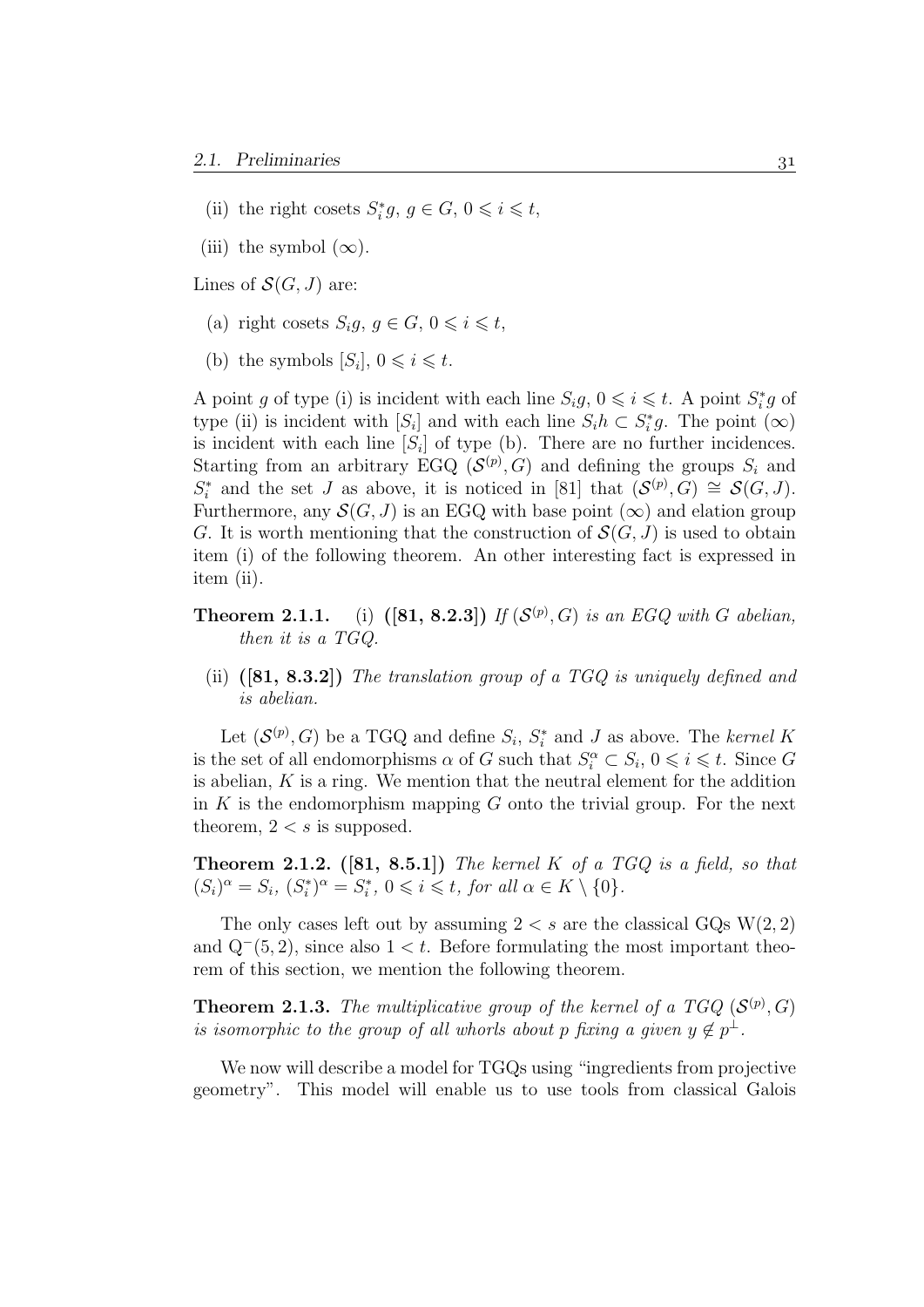(ii) the right cosets $S_i^* g$, $g \in G$, $0 \leqslant i \leqslant t$,

(iii) the symbol $(\infty)$.

Lines of $\mathcal{S}(G, J)$ are:

(a) right cosets $S_i g$, $g \in G$, $0 \leqslant i \leqslant t$,

(b) the symbols $[S_i]$, $0 \leqslant i \leqslant t$.

A point $g$ of type (i) is incident with each line $S_i g$, $0 \leqslant i \leqslant t$. A point $S_i^* g$ of type (ii) is incident with $[S_i]$ and with each line $S_i h \subset S_i^* g$. The point $(\infty)$ is incident with each line $[S_i]$ of type (b). There are no further incidences. Starting from an arbitrary EGQ $(\mathcal{S}^{(p)}, G)$ and defining the groups $S_i$ and $S_i^*$ and the set $J$ as above, it is noticed in [81] that $(\mathcal{S}^{(p)}, G) \cong \mathcal{S}(G, J)$. Furthermore, any $\mathcal{S}(G, J)$ is an EGQ with base point $(\infty)$ and elation group $G$. It is worth mentioning that the construction of $\mathcal{S}(G, J)$ is used to obtain item (i) of the following theorem. An other interesting fact is expressed in item (ii).

**Theorem 2.1.1.** (i) **([81, 8.2.3])** *If $(\mathcal{S}^{(p)}, G)$ is an EGQ with $G$ abelian, then it is a TGQ.*

(ii) **([81, 8.3.2])** *The translation group of a TGQ is uniquely defined and is abelian.*

Let $(\mathcal{S}^{(p)}, G)$ be a TGQ and define $S_i$, $S_i^*$ and $J$ as above. The *kernel* $K$ is the set of all endomorphisms $\alpha$ of $G$ such that $S_i^\alpha \subset S_i$, $0 \leqslant i \leqslant t$. Since $G$ is abelian, $K$ is a ring. We mention that the neutral element for the addition in $K$ is the endomorphism mapping $G$ onto the trivial group. For the next theorem, $2 < s$ is supposed.

**Theorem 2.1.2. ([81, 8.5.1])** *The kernel $K$ of a TGQ is a field, so that $(S_i)^\alpha = S_i$, $(S_i^*)^\alpha = S_i^*$, $0 \leqslant i \leqslant t$, for all $\alpha \in K \setminus \{0\}$.*

The only cases left out by assuming $2 < s$ are the classical GQs $\mathrm{W}(2, 2)$ and $\mathrm{Q}^-(5, 2)$, since also $1 < t$. Before formulating the most important theorem of this section, we mention the following theorem.

**Theorem 2.1.3.** *The multiplicative group of the kernel of a TGQ $(\mathcal{S}^{(p)}, G)$ is isomorphic to the group of all whorls about $p$ fixing a given $y \notin p^\perp$.*

We now will describe a model for TGQs using "ingredients from projective geometry". This model will enable us to use tools from classical Galois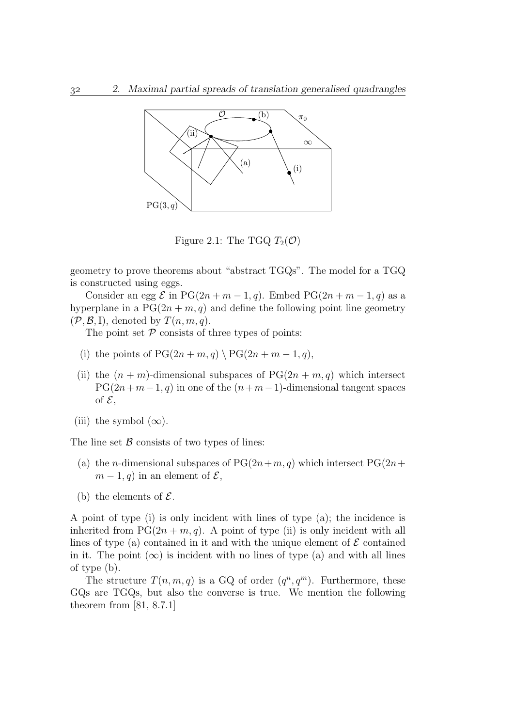Figure 2.1: The TGQ $T_2(\mathcal{O})$

geometry to prove theorems about "abstract TGQs". The model for a TGQ is constructed using eggs.

Consider an egg $\mathcal{E}$ in $\mathrm{PG}(2n+m-1,q)$. Embed $\mathrm{PG}(2n+m-1,q)$ as a hyperplane in a $\mathrm{PG}(2n+m,q)$ and define the following point line geometry $(\mathcal{P},\mathcal{B},\mathrm{I})$, denoted by $T(n,m,q)$.

The point set $\mathcal{P}$ consists of three types of points:

- (i) the points of $\mathrm{PG}(2n+m,q) \setminus \mathrm{PG}(2n+m-1,q)$,
- (ii) the $(n+m)$-dimensional subspaces of $\mathrm{PG}(2n+m,q)$ which intersect $\mathrm{PG}(2n+m-1,q)$ in one of the $(n+m-1)$-dimensional tangent spaces of $\mathcal{E}$,
- (iii) the symbol $(\infty)$.

The line set $\mathcal{B}$ consists of two types of lines:

- (a) the $n$-dimensional subspaces of $\mathrm{PG}(2n+m,q)$ which intersect $\mathrm{PG}(2n+m-1,q)$ in an element of $\mathcal{E}$,
- (b) the elements of $\mathcal{E}$.

A point of type (i) is only incident with lines of type (a); the incidence is inherited from $\mathrm{PG}(2n+m,q)$. A point of type (ii) is only incident with all lines of type (a) contained in it and with the unique element of $\mathcal{E}$ contained in it. The point $(\infty)$ is incident with no lines of type (a) and with all lines of type (b).

The structure $T(n,m,q)$ is a GQ of order $(q^n,q^m)$. Furthermore, these GQs are TGQs, but also the converse is true. We mention the following theorem from [81, 8.7.1]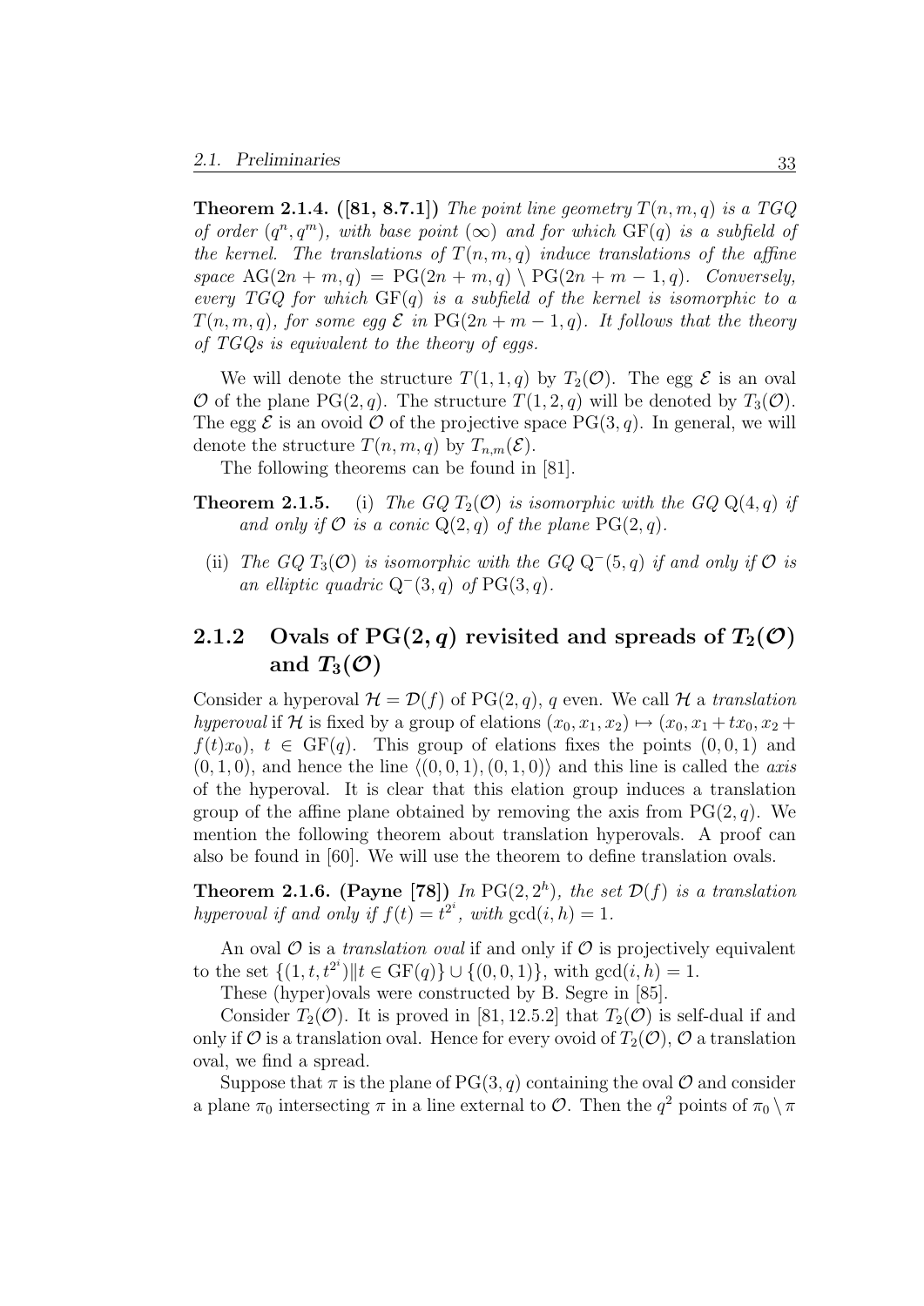**Theorem 2.1.4. ([81, 8.7.1])** *The point line geometry $T(n, m, q)$ is a TGQ of order $(q^n, q^m)$, with base point $(\infty)$ and for which $\mathrm{GF}(q)$ is a subfield of the kernel. The translations of $T(n, m, q)$ induce translations of the affine space $\mathrm{AG}(2n + m, q) = \mathrm{PG}(2n + m, q) \setminus \mathrm{PG}(2n + m - 1, q)$. Conversely, every TGQ for which $\mathrm{GF}(q)$ is a subfield of the kernel is isomorphic to a $T(n, m, q)$, for some egg $\mathcal{E}$ in $\mathrm{PG}(2n + m - 1, q)$. It follows that the theory of TGQs is equivalent to the theory of eggs.*

We will denote the structure $T(1, 1, q)$ by $T_2(\mathcal{O})$. The egg $\mathcal{E}$ is an oval $\mathcal{O}$ of the plane $\mathrm{PG}(2, q)$. The structure $T(1, 2, q)$ will be denoted by $T_3(\mathcal{O})$. The egg $\mathcal{E}$ is an ovoid $\mathcal{O}$ of the projective space $\mathrm{PG}(3, q)$. In general, we will denote the structure $T(n, m, q)$ by $T_{n,m}(\mathcal{E})$.

The following theorems can be found in [81].

**Theorem 2.1.5.**

(i) *The GQ $T_2(\mathcal{O})$ is isomorphic with the GQ $\mathrm{Q}(4, q)$ if and only if $\mathcal{O}$ is a conic $\mathrm{Q}(2, q)$ of the plane $\mathrm{PG}(2, q)$.*

(ii) *The GQ $T_3(\mathcal{O})$ is isomorphic with the GQ $\mathrm{Q}^-(5, q)$ if and only if $\mathcal{O}$ is an elliptic quadric $\mathrm{Q}^-(3, q)$ of $\mathrm{PG}(3, q)$.*

### 2.1.2 Ovals of $\mathrm{PG}(2, q)$ revisited and spreads of $T_2(\mathcal{O})$ and $T_3(\mathcal{O})$

Consider a hyperoval $\mathcal{H} = \mathcal{D}(f)$ of $\mathrm{PG}(2, q)$, $q$ even. We call $\mathcal{H}$ a *translation hyperoval* if $\mathcal{H}$ is fixed by a group of elations $(x_0, x_1, x_2) \mapsto (x_0, x_1 + tx_0, x_2 + f(t)x_0)$, $t \in \mathrm{GF}(q)$. This group of elations fixes the points $(0, 0, 1)$ and $(0, 1, 0)$, and hence the line $\langle (0, 0, 1), (0, 1, 0) \rangle$ and this line is called the *axis* of the hyperoval. It is clear that this elation group induces a translation group of the affine plane obtained by removing the axis from $\mathrm{PG}(2, q)$. We mention the following theorem about translation hyperovals. A proof can also be found in [60]. We will use the theorem to define translation ovals.

**Theorem 2.1.6. (Payne [78])** *In $\mathrm{PG}(2, 2^h)$, the set $\mathcal{D}(f)$ is a translation hyperoval if and only if $f(t) = t^{2^i}$, with $\gcd(i, h) = 1$.*

An oval $\mathcal{O}$ is a *translation oval* if and only if $\mathcal{O}$ is projectively equivalent to the set $\{(1, t, t^{2^i}) \| t \in \mathrm{GF}(q)\} \cup \{(0, 0, 1)\}$, with $\gcd(i, h) = 1$.

These (hyper)ovals were constructed by B. Segre in [85].

Consider $T_2(\mathcal{O})$. It is proved in [81, 12.5.2] that $T_2(\mathcal{O})$ is self-dual if and only if $\mathcal{O}$ is a translation oval. Hence for every ovoid of $T_2(\mathcal{O})$, $\mathcal{O}$ a translation oval, we find a spread.

Suppose that $\pi$ is the plane of $\mathrm{PG}(3, q)$ containing the oval $\mathcal{O}$ and consider a plane $\pi_0$ intersecting $\pi$ in a line external to $\mathcal{O}$. Then the $q^2$ points of $\pi_0 \setminus \pi$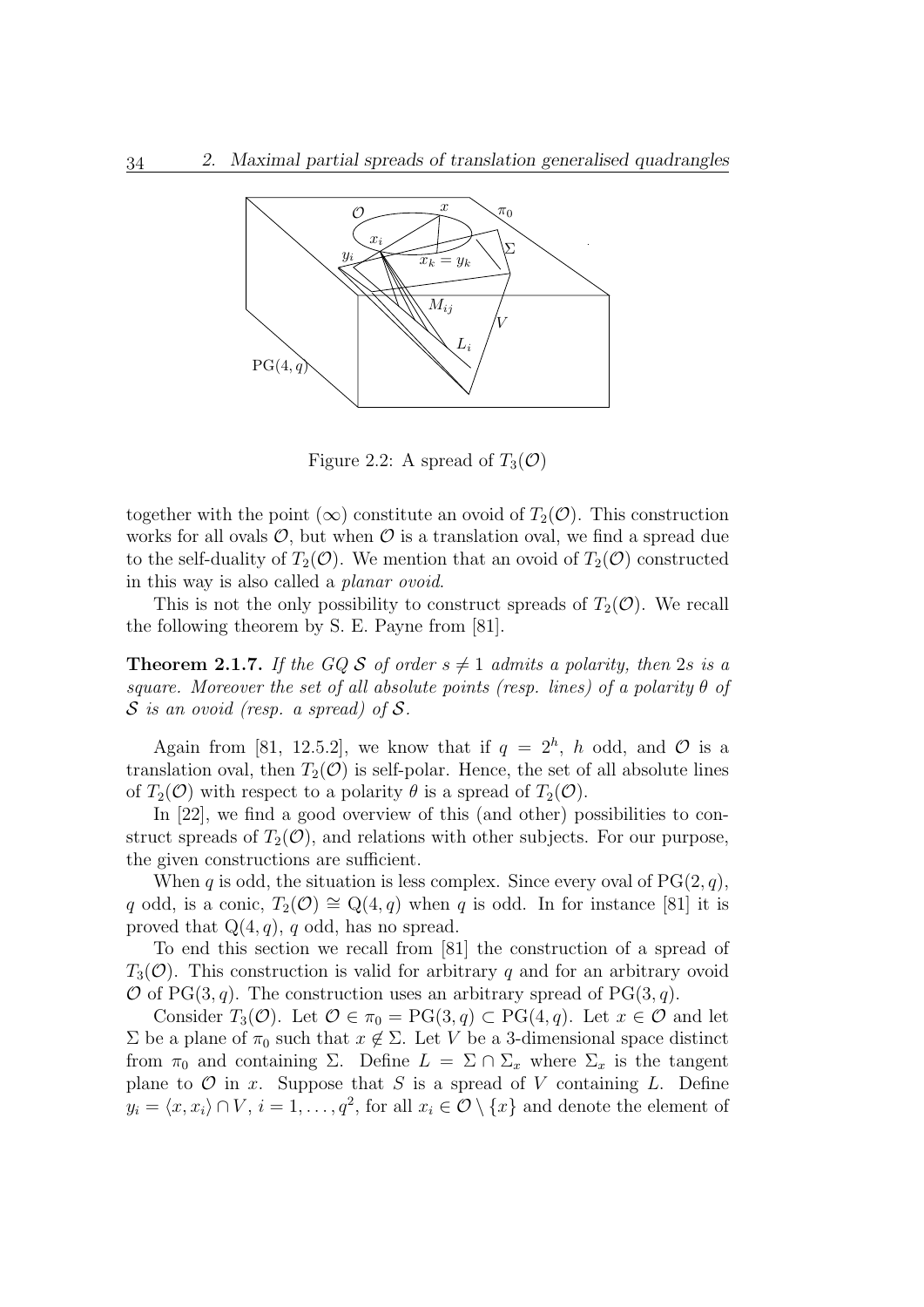Figure 2.2: A spread of $T_3(\mathcal{O})$

together with the point $(\infty)$ constitute an ovoid of $T_2(\mathcal{O})$. This construction works for all ovals $\mathcal{O}$, but when $\mathcal{O}$ is a translation oval, we find a spread due to the self-duality of $T_2(\mathcal{O})$. We mention that an ovoid of $T_2(\mathcal{O})$ constructed in this way is also called a *planar ovoid*.

This is not the only possibility to construct spreads of $T_2(\mathcal{O})$. We recall the following theorem by S. E. Payne from [81].

**Theorem 2.1.7.** *If the GQ $\mathcal{S}$ of order $s \neq 1$ admits a polarity, then $2s$ is a square. Moreover the set of all absolute points (resp. lines) of a polarity $\theta$ of $\mathcal{S}$ is an ovoid (resp. a spread) of $\mathcal{S}$.*

Again from [81, 12.5.2], we know that if $q = 2^h$, $h$ odd, and $\mathcal{O}$ is a translation oval, then $T_2(\mathcal{O})$ is self-polar. Hence, the set of all absolute lines of $T_2(\mathcal{O})$ with respect to a polarity $\theta$ is a spread of $T_2(\mathcal{O})$.

In [22], we find a good overview of this (and other) possibilities to construct spreads of $T_2(\mathcal{O})$, and relations with other subjects. For our purpose, the given constructions are sufficient.

When $q$ is odd, the situation is less complex. Since every oval of $\mathrm{PG}(2, q)$, $q$ odd, is a conic, $T_2(\mathcal{O}) \cong \mathrm{Q}(4, q)$ when $q$ is odd. In for instance [81] it is proved that $\mathrm{Q}(4, q)$, $q$ odd, has no spread.

To end this section we recall from [81] the construction of a spread of $T_3(\mathcal{O})$. This construction is valid for arbitrary $q$ and for an arbitrary ovoid $\mathcal{O}$ of $\mathrm{PG}(3, q)$. The construction uses an arbitrary spread of $\mathrm{PG}(3, q)$.

Consider $T_3(\mathcal{O})$. Let $\mathcal{O} \in \pi_0 = \mathrm{PG}(3, q) \subset \mathrm{PG}(4, q)$. Let $x \in \mathcal{O}$ and let $\Sigma$ be a plane of $\pi_0$ such that $x \notin \Sigma$. Let $V$ be a 3-dimensional space distinct from $\pi_0$ and containing $\Sigma$. Define $L = \Sigma \cap \Sigma_x$ where $\Sigma_x$ is the tangent plane to $\mathcal{O}$ in $x$. Suppose that $S$ is a spread of $V$ containing $L$. Define $y_i = \langle x, x_i \rangle \cap V$, $i = 1, \ldots, q^2$, for all $x_i \in \mathcal{O} \setminus \{x\}$ and denote the element of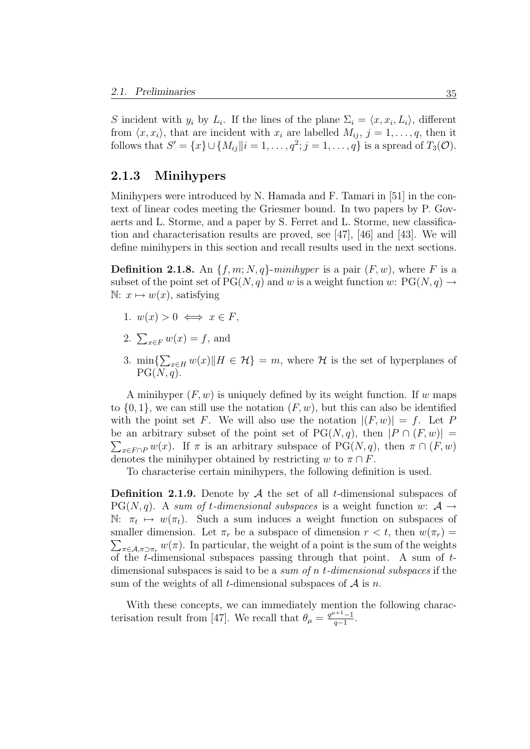$S$ incident with $y_i$ by $L_i$. If the lines of the plane $\Sigma_i = \langle x, x_i, L_i \rangle$, different from $\langle x, x_i \rangle$, that are incident with $x_i$ are labelled $M_{ij}$, $j = 1, \ldots, q$, then it follows that $S' = \{x\} \cup \{M_{ij} \| i = 1, \ldots, q^2; j = 1, \ldots, q\}$ is a spread of $T_3(\mathcal{O})$.

### 2.1.3 Minihypers

Minihypers were introduced by N. Hamada and F. Tamari in [51] in the context of linear codes meeting the Griesmer bound. In two papers by P. Govaerts and L. Storme, and a paper by S. Ferret and L. Storme, new classification and characterisation results are proved, see [47], [46] and [43]. We will define minihypers in this section and recall results used in the next sections.

**Definition 2.1.8.** An $\{f, m; N, q\}$-*minihyper* is a pair $(F, w)$, where $F$ is a subset of the point set of $\mathrm{PG}(N, q)$ and $w$ is a weight function $w\colon \mathrm{PG}(N, q) \to \mathbb{N}\colon x \mapsto w(x)$, satisfying

1. $w(x) > 0 \iff x \in F$,
2. $\sum_{x \in F} w(x) = f$, and
3. $\min\{\sum_{x \in H} w(x) \| H \in \mathcal{H}\} = m$, where $\mathcal{H}$ is the set of hyperplanes of $\mathrm{PG}(N, q)$.

A minihyper $(F, w)$ is uniquely defined by its weight function. If $w$ maps to $\{0, 1\}$, we can still use the notation $(F, w)$, but this can also be identified with the point set $F$. We will also use the notation $|(F, w)| = f$. Let $P$ be an arbitrary subset of the point set of $\mathrm{PG}(N, q)$, then $|P \cap (F, w)| = \sum_{x \in F \cap P} w(x)$. If $\pi$ is an arbitrary subspace of $\mathrm{PG}(N, q)$, then $\pi \cap (F, w)$ denotes the minihyper obtained by restricting $w$ to $\pi \cap F$.

To characterise certain minihypers, the following definition is used.

**Definition 2.1.9.** Denote by $\mathcal{A}$ the set of all $t$-dimensional subspaces of $\mathrm{PG}(N, q)$. A *sum of $t$-dimensional subspaces* is a weight function $w\colon \mathcal{A} \to \mathbb{N}\colon \pi_t \mapsto w(\pi_t)$. Such a sum induces a weight function on subspaces of smaller dimension. Let $\pi_r$ be a subspace of dimension $r < t$, then $w(\pi_r) = \sum_{\pi \in \mathcal{A}, \pi \supset \pi_r} w(\pi)$. In particular, the weight of a point is the sum of the weights of the $t$-dimensional subspaces passing through that point. A sum of $t$-dimensional subspaces is said to be a *sum of $n$ $t$-dimensional subspaces* if the sum of the weights of all $t$-dimensional subspaces of $\mathcal{A}$ is $n$.

With these concepts, we can immediately mention the following characterisation result from [47]. We recall that $\theta_\mu = \frac{q^{\mu+1}-1}{q-1}$.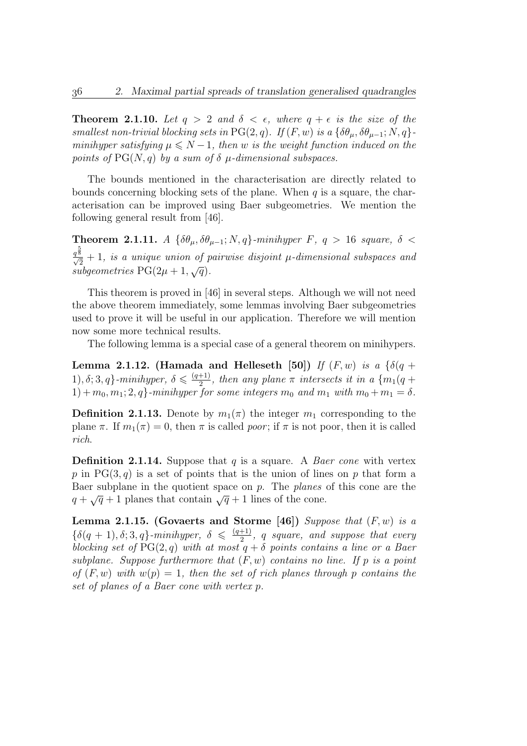**Theorem 2.1.10.** *Let $q > 2$ and $\delta < \epsilon$, where $q + \epsilon$ is the size of the smallest non-trivial blocking sets in* $\mathrm{PG}(2, q)$*. If* $(F, w)$ *is a* $\{\delta\theta_\mu, \delta\theta_{\mu-1}; N, q\}$*-minihyper satisfying* $\mu \leqslant N - 1$*, then* $w$ *is the weight function induced on the points of* $\mathrm{PG}(N, q)$ *by a sum of* $\delta$ $\mu$*-dimensional subspaces.*

The bounds mentioned in the characterisation are directly related to bounds concerning blocking sets of the plane. When $q$ is a square, the characterisation can be improved using Baer subgeometries. We mention the following general result from [46].

**Theorem 2.1.11.** *A* $\{\delta\theta_\mu, \delta\theta_{\mu-1}; N, q\}$*-minihyper* $F$*,* $q > 16$ *square,* $\delta < \frac{q^{\frac{5}{8}}}{\sqrt{2}} + 1$*, is a unique union of pairwise disjoint* $\mu$*-dimensional subspaces and subgeometries* $\mathrm{PG}(2\mu + 1, \sqrt{q})$*.*

This theorem is proved in [46] in several steps. Although we will not need the above theorem immediately, some lemmas involving Baer subgeometries used to prove it will be useful in our application. Therefore we will mention now some more technical results.

The following lemma is a special case of a general theorem on minihypers.

**Lemma 2.1.12. (Hamada and Helleseth [50])** *If* $(F, w)$ *is a* $\{\delta(q + 1), \delta; 3, q\}$*-minihyper,* $\delta \leqslant \frac{(q+1)}{2}$*, then any plane* $\pi$ *intersects it in a* $\{m_1(q + 1) + m_0, m_1; 2, q\}$*-minihyper for some integers* $m_0$ *and* $m_1$ *with* $m_0 + m_1 = \delta$*.*

**Definition 2.1.13.** Denote by $m_1(\pi)$ the integer $m_1$ corresponding to the plane $\pi$. If $m_1(\pi) = 0$, then $\pi$ is called *poor*; if $\pi$ is not poor, then it is called *rich*.

**Definition 2.1.14.** Suppose that $q$ is a square. A *Baer cone* with vertex $p$ in $\mathrm{PG}(3, q)$ is a set of points that is the union of lines on $p$ that form a Baer subplane in the quotient space on $p$. The *planes* of this cone are the $q + \sqrt{q} + 1$ planes that contain $\sqrt{q} + 1$ lines of the cone.

**Lemma 2.1.15. (Govaerts and Storme [46])** *Suppose that* $(F, w)$ *is a* $\{\delta(q + 1), \delta; 3, q\}$*-minihyper,* $\delta \leqslant \frac{(q+1)}{2}$*,* $q$ *square, and suppose that every blocking set of* $\mathrm{PG}(2, q)$ *with at most* $q + \delta$ *points contains a line or a Baer subplane. Suppose furthermore that* $(F, w)$ *contains no line. If* $p$ *is a point of* $(F, w)$ *with* $w(p) = 1$*, then the set of rich planes through* $p$ *contains the set of planes of a Baer cone with vertex* $p$*.*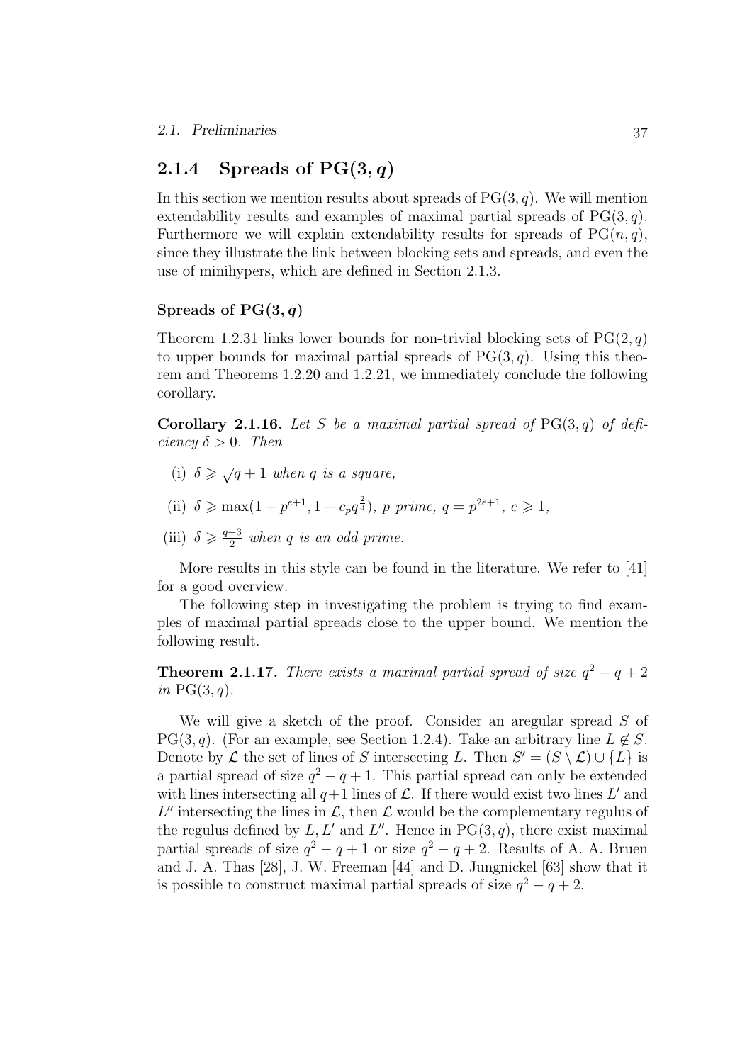### 2.1.4 Spreads of $\mathrm{PG}(3, q)$

In this section we mention results about spreads of $\mathrm{PG}(3, q)$. We will mention extendability results and examples of maximal partial spreads of $\mathrm{PG}(3, q)$. Furthermore we will explain extendability results for spreads of $\mathrm{PG}(n, q)$, since they illustrate the link between blocking sets and spreads, and even the use of minihypers, which are defined in Section 2.1.3.

#### Spreads of $\mathrm{PG}(3, q)$

Theorem 1.2.31 links lower bounds for non-trivial blocking sets of $\mathrm{PG}(2, q)$ to upper bounds for maximal partial spreads of $\mathrm{PG}(3, q)$. Using this theorem and Theorems 1.2.20 and 1.2.21, we immediately conclude the following corollary.

**Corollary 2.1.16.** *Let $S$ be a maximal partial spread of $\mathrm{PG}(3, q)$ of deficiency $\delta > 0$. Then*

(i) $\delta \geqslant \sqrt{q} + 1$ *when $q$ is a square,*

(ii) $\delta \geqslant \max(1 + p^{e+1}, 1 + c_p q^{\frac{2}{3}})$, *$p$ prime, $q = p^{2e+1}$, $e \geqslant 1$,*

(iii) $\delta \geqslant \frac{q+3}{2}$ *when $q$ is an odd prime.*

More results in this style can be found in the literature. We refer to [41] for a good overview.

The following step in investigating the problem is trying to find examples of maximal partial spreads close to the upper bound. We mention the following result.

**Theorem 2.1.17.** *There exists a maximal partial spread of size $q^2 - q + 2$ in $\mathrm{PG}(3, q)$.*

We will give a sketch of the proof. Consider an aregular spread $S$ of $\mathrm{PG}(3, q)$. (For an example, see Section 1.2.4). Take an arbitrary line $L \notin S$. Denote by $\mathcal{L}$ the set of lines of $S$ intersecting $L$. Then $S' = (S \setminus \mathcal{L}) \cup \{L\}$ is a partial spread of size $q^2 - q + 1$. This partial spread can only be extended with lines intersecting all $q+1$ lines of $\mathcal{L}$. If there would exist two lines $L'$ and $L''$ intersecting the lines in $\mathcal{L}$, then $\mathcal{L}$ would be the complementary regulus of the regulus defined by $L, L'$ and $L''$. Hence in $\mathrm{PG}(3, q)$, there exist maximal partial spreads of size $q^2 - q + 1$ or size $q^2 - q + 2$. Results of A. A. Bruen and J. A. Thas [28], J. W. Freeman [44] and D. Jungnickel [63] show that it is possible to construct maximal partial spreads of size $q^2 - q + 2$.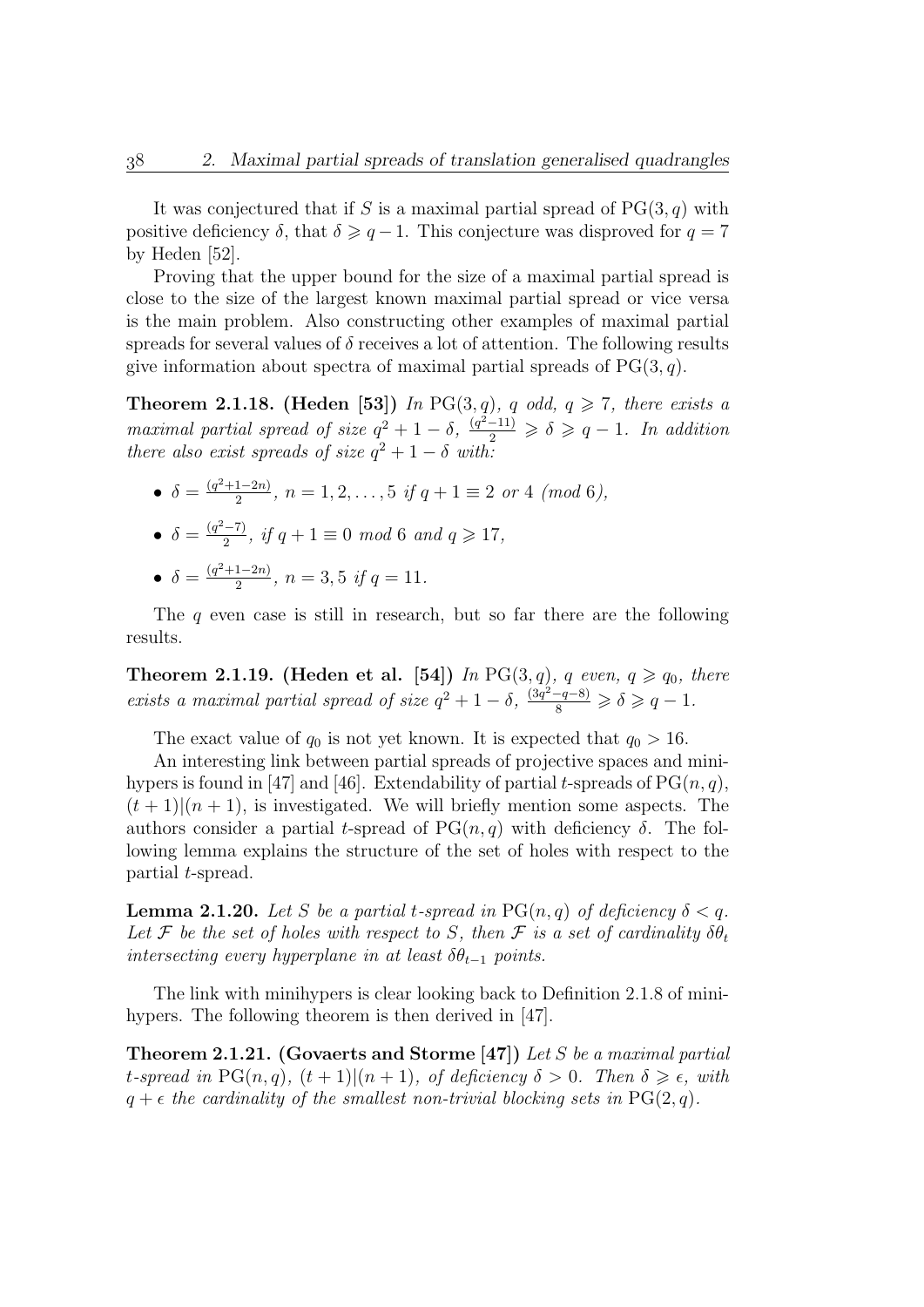It was conjectured that if $S$ is a maximal partial spread of $\mathrm{PG}(3,q)$ with positive deficiency $\delta$, that $\delta \geqslant q-1$. This conjecture was disproved for $q=7$ by Heden [52].

Proving that the upper bound for the size of a maximal partial spread is close to the size of the largest known maximal partial spread or vice versa is the main problem. Also constructing other examples of maximal partial spreads for several values of $\delta$ receives a lot of attention. The following results give information about spectra of maximal partial spreads of $\mathrm{PG}(3,q)$.

**Theorem 2.1.18. (Heden [53])** *In $\mathrm{PG}(3,q)$, $q$ odd, $q \geqslant 7$, there exists a maximal partial spread of size $q^2+1-\delta$, $\frac{(q^2-11)}{2} \geqslant \delta \geqslant q-1$. In addition there also exist spreads of size $q^2+1-\delta$ with:*

- $\delta = \frac{(q^2+1-2n)}{2}$, *$n = 1,2,\ldots,5$ if $q+1 \equiv 2$ or $4$ (mod 6),*
- $\delta = \frac{(q^2-7)}{2}$, *if $q+1 \equiv 0$ mod 6 and $q \geqslant 17$,*
- $\delta = \frac{(q^2+1-2n)}{2}$, *$n = 3,5$ if $q = 11$.*

The $q$ even case is still in research, but so far there are the following results.

**Theorem 2.1.19. (Heden et al. [54])** *In $\mathrm{PG}(3,q)$, $q$ even, $q \geqslant q_0$, there exists a maximal partial spread of size $q^2+1-\delta$, $\frac{(3q^2-q-8)}{8} \geqslant \delta \geqslant q-1$.*

The exact value of $q_0$ is not yet known. It is expected that $q_0 > 16$.

An interesting link between partial spreads of projective spaces and minihypers is found in [47] and [46]. Extendability of partial $t$-spreads of $\mathrm{PG}(n,q)$, $(t+1)|(n+1)$, is investigated. We will briefly mention some aspects. The authors consider a partial $t$-spread of $\mathrm{PG}(n,q)$ with deficiency $\delta$. The following lemma explains the structure of the set of holes with respect to the partial $t$-spread.

**Lemma 2.1.20.** *Let $S$ be a partial $t$-spread in $\mathrm{PG}(n,q)$ of deficiency $\delta < q$. Let $\mathcal{F}$ be the set of holes with respect to $S$, then $\mathcal{F}$ is a set of cardinality $\delta\theta_t$ intersecting every hyperplane in at least $\delta\theta_{t-1}$ points.*

The link with minihypers is clear looking back to Definition 2.1.8 of minihypers. The following theorem is then derived in [47].

**Theorem 2.1.21. (Govaerts and Storme [47])** *Let $S$ be a maximal partial $t$-spread in $\mathrm{PG}(n,q)$, $(t+1)|(n+1)$, of deficiency $\delta > 0$. Then $\delta \geqslant \epsilon$, with $q+\epsilon$ the cardinality of the smallest non-trivial blocking sets in $\mathrm{PG}(2,q)$.*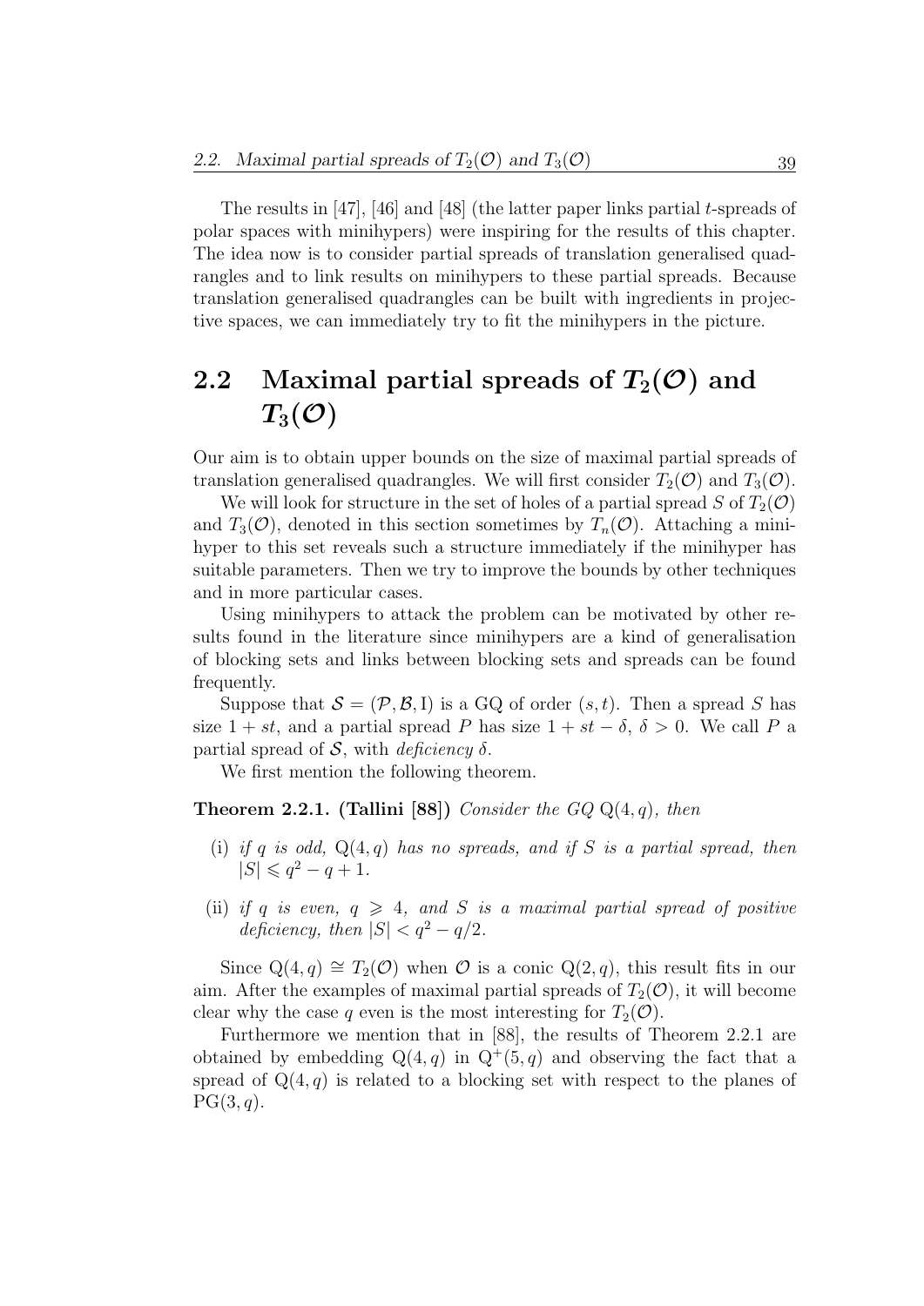The results in [47], [46] and [48] (the latter paper links partial $t$-spreads of polar spaces with minihypers) were inspiring for the results of this chapter. The idea now is to consider partial spreads of translation generalised quadrangles and to link results on minihypers to these partial spreads. Because translation generalised quadrangles can be built with ingredients in projective spaces, we can immediately try to fit the minihypers in the picture.

## 2.2 Maximal partial spreads of $T_2(\mathcal{O})$ and $T_3(\mathcal{O})$

Our aim is to obtain upper bounds on the size of maximal partial spreads of translation generalised quadrangles. We will first consider $T_2(\mathcal{O})$ and $T_3(\mathcal{O})$.

We will look for structure in the set of holes of a partial spread $S$ of $T_2(\mathcal{O})$ and $T_3(\mathcal{O})$, denoted in this section sometimes by $T_n(\mathcal{O})$. Attaching a minihyper to this set reveals such a structure immediately if the minihyper has suitable parameters. Then we try to improve the bounds by other techniques and in more particular cases.

Using minihypers to attack the problem can be motivated by other results found in the literature since minihypers are a kind of generalisation of blocking sets and links between blocking sets and spreads can be found frequently.

Suppose that $\mathcal{S} = (\mathcal{P}, \mathcal{B}, \mathrm{I})$ is a GQ of order $(s,t)$. Then a spread $S$ has size $1 + st$, and a partial spread $P$ has size $1 + st - \delta$, $\delta > 0$. We call $P$ a partial spread of $\mathcal{S}$, with *deficiency* $\delta$.

We first mention the following theorem.

**Theorem 2.2.1. (Tallini [88])** *Consider the GQ* $\mathrm{Q}(4,q)$*, then*

(i) *if $q$ is odd,* $\mathrm{Q}(4,q)$ *has no spreads, and if $S$ is a partial spread, then* $|S| \leqslant q^2 - q + 1$.

(ii) *if $q$ is even, $q \geqslant 4$, and $S$ is a maximal partial spread of positive deficiency, then* $|S| < q^2 - q/2$.

Since $\mathrm{Q}(4,q) \cong T_2(\mathcal{O})$ when $\mathcal{O}$ is a conic $\mathrm{Q}(2,q)$, this result fits in our aim. After the examples of maximal partial spreads of $T_2(\mathcal{O})$, it will become clear why the case $q$ even is the most interesting for $T_2(\mathcal{O})$.

Furthermore we mention that in [88], the results of Theorem 2.2.1 are obtained by embedding $\mathrm{Q}(4,q)$ in $\mathrm{Q}^+(5,q)$ and observing the fact that a spread of $\mathrm{Q}(4,q)$ is related to a blocking set with respect to the planes of $\mathrm{PG}(3,q)$.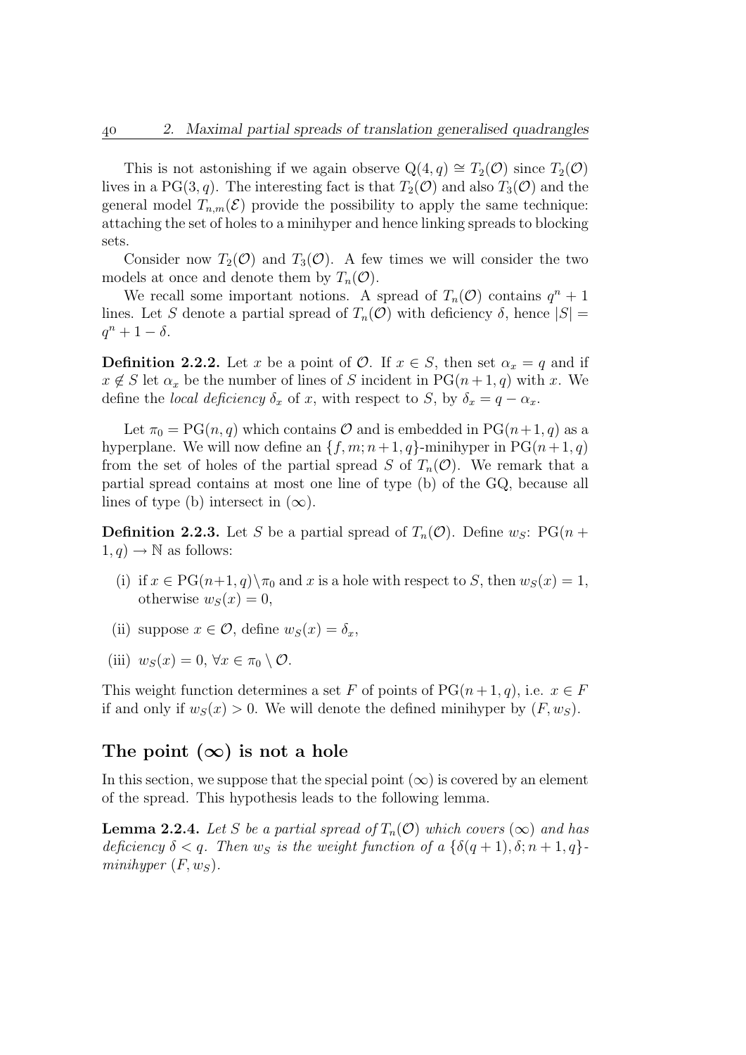This is not astonishing if we again observe $Q(4,q) \cong T_2(\mathcal{O})$ since $T_2(\mathcal{O})$ lives in a $\mathrm{PG}(3,q)$. The interesting fact is that $T_2(\mathcal{O})$ and also $T_3(\mathcal{O})$ and the general model $T_{n,m}(\mathcal{E})$ provide the possibility to apply the same technique: attaching the set of holes to a minihyper and hence linking spreads to blocking sets.

Consider now $T_2(\mathcal{O})$ and $T_3(\mathcal{O})$. A few times we will consider the two models at once and denote them by $T_n(\mathcal{O})$.

We recall some important notions. A spread of $T_n(\mathcal{O})$ contains $q^n + 1$ lines. Let $S$ denote a partial spread of $T_n(\mathcal{O})$ with deficiency $\delta$, hence $|S| = q^n + 1 - \delta$.

**Definition 2.2.2.** Let $x$ be a point of $\mathcal{O}$. If $x \in S$, then set $\alpha_x = q$ and if $x \notin S$ let $\alpha_x$ be the number of lines of $S$ incident in $\mathrm{PG}(n+1,q)$ with $x$. We define the *local deficiency* $\delta_x$ of $x$, with respect to $S$, by $\delta_x = q - \alpha_x$.

Let $\pi_0 = \mathrm{PG}(n,q)$ which contains $\mathcal{O}$ and is embedded in $\mathrm{PG}(n+1,q)$ as a hyperplane. We will now define an $\{f, m; n+1, q\}$-minihyper in $\mathrm{PG}(n+1,q)$ from the set of holes of the partial spread $S$ of $T_n(\mathcal{O})$. We remark that a partial spread contains at most one line of type (b) of the GQ, because all lines of type (b) intersect in $(\infty)$.

**Definition 2.2.3.** Let $S$ be a partial spread of $T_n(\mathcal{O})$. Define $w_S$: $\mathrm{PG}(n+1,q) \to \mathbb{N}$ as follows:

(i) if $x \in \mathrm{PG}(n+1,q) \setminus \pi_0$ and $x$ is a hole with respect to $S$, then $w_S(x) = 1$, otherwise $w_S(x) = 0$,

(ii) suppose $x \in \mathcal{O}$, define $w_S(x) = \delta_x$,

(iii) $w_S(x) = 0$, $\forall x \in \pi_0 \setminus \mathcal{O}$.

This weight function determines a set $F$ of points of $\mathrm{PG}(n+1,q)$, i.e. $x \in F$ if and only if $w_S(x) > 0$. We will denote the defined minihyper by $(F, w_S)$.

## The point $(\infty)$ is not a hole

In this section, we suppose that the special point $(\infty)$ is covered by an element of the spread. This hypothesis leads to the following lemma.

**Lemma 2.2.4.** *Let $S$ be a partial spread of $T_n(\mathcal{O})$ which covers $(\infty)$ and has deficiency $\delta < q$. Then $w_S$ is the weight function of a $\{\delta(q+1), \delta; n+1, q\}$-minihyper $(F, w_S)$.*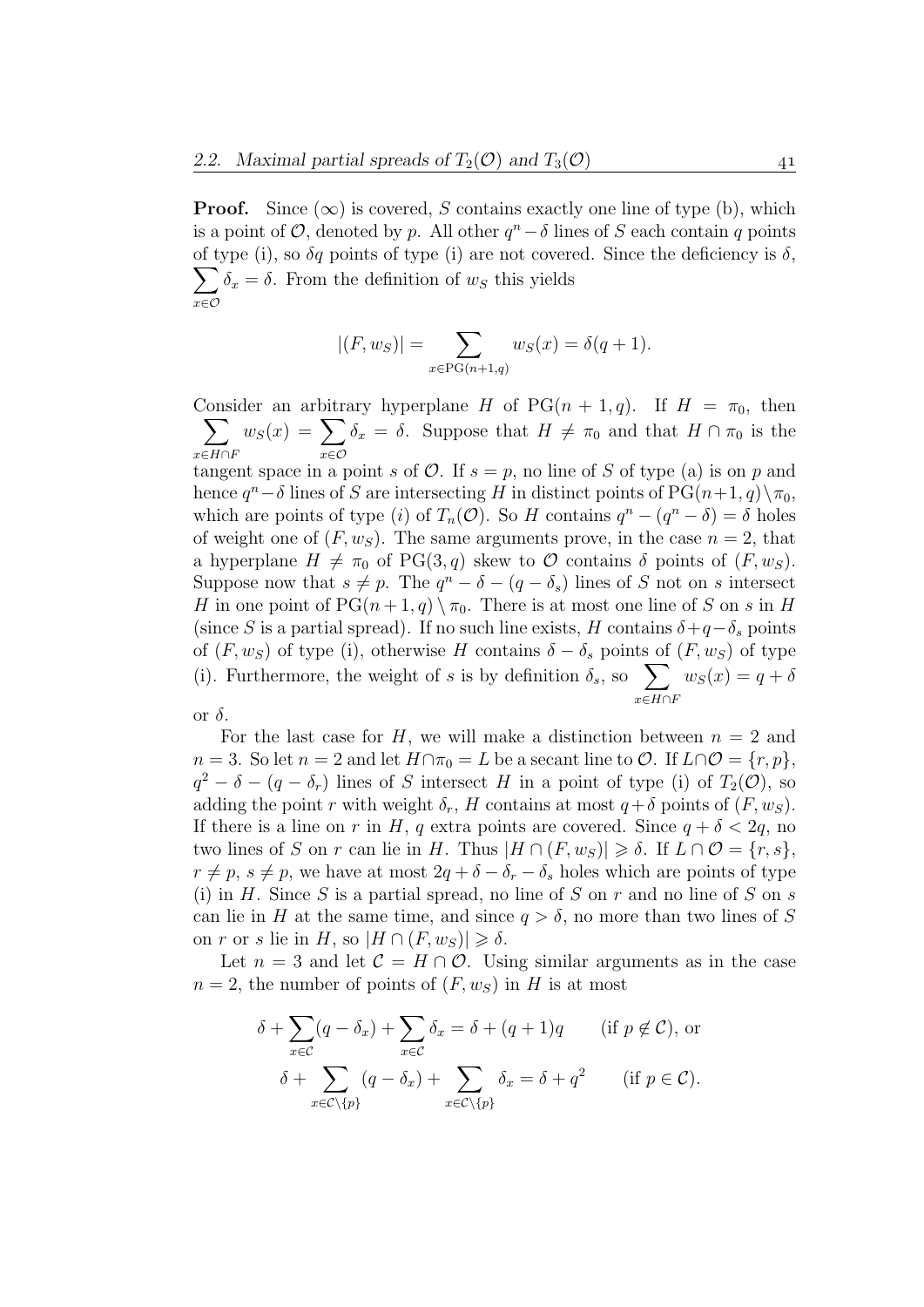**Proof.** Since $(\infty)$ is covered, $S$ contains exactly one line of type (b), which is a point of $\mathcal{O}$, denoted by $p$. All other $q^n - \delta$ lines of $S$ each contain $q$ points of type (i), so $\delta q$ points of type (i) are not covered. Since the deficiency is $\delta$, $\sum_{x \in \mathcal{O}} \delta_x = \delta$. From the definition of $w_S$ this yields

$$|(F, w_S)| = \sum_{x \in \mathrm{PG}(n+1,q)} w_S(x) = \delta(q+1).$$

Consider an arbitrary hyperplane $H$ of $\mathrm{PG}(n+1, q)$. If $H = \pi_0$, then $\sum_{x \in H \cap F} w_S(x) = \sum_{x \in \mathcal{O}} \delta_x = \delta$. Suppose that $H \neq \pi_0$ and that $H \cap \pi_0$ is the tangent space in a point $s$ of $\mathcal{O}$. If $s = p$, no line of $S$ of type (a) is on $p$ and hence $q^n - \delta$ lines of $S$ are intersecting $H$ in distinct points of $\mathrm{PG}(n+1, q) \setminus \pi_0$, which are points of type $(i)$ of $T_n(\mathcal{O})$. So $H$ contains $q^n - (q^n - \delta) = \delta$ holes of weight one of $(F, w_S)$. The same arguments prove, in the case $n = 2$, that a hyperplane $H \neq \pi_0$ of $\mathrm{PG}(3, q)$ skew to $\mathcal{O}$ contains $\delta$ points of $(F, w_S)$. Suppose now that $s \neq p$. The $q^n - \delta - (q - \delta_s)$ lines of $S$ not on $s$ intersect $H$ in one point of $\mathrm{PG}(n+1, q) \setminus \pi_0$. There is at most one line of $S$ on $s$ in $H$ (since $S$ is a partial spread). If no such line exists, $H$ contains $\delta + q - \delta_s$ points of $(F, w_S)$ of type (i), otherwise $H$ contains $\delta - \delta_s$ points of $(F, w_S)$ of type (i). Furthermore, the weight of $s$ is by definition $\delta_s$, so $\sum_{x \in H \cap F} w_S(x) = q + \delta$ or $\delta$.

For the last case for $H$, we will make a distinction between $n = 2$ and $n = 3$. So let $n = 2$ and let $H \cap \pi_0 = L$ be a secant line to $\mathcal{O}$. If $L \cap \mathcal{O} = \{r, p\}$, $q^2 - \delta - (q - \delta_r)$ lines of $S$ intersect $H$ in a point of type (i) of $T_2(\mathcal{O})$, so adding the point $r$ with weight $\delta_r$, $H$ contains at most $q + \delta$ points of $(F, w_S)$. If there is a line on $r$ in $H$, $q$ extra points are covered. Since $q + \delta < 2q$, no two lines of $S$ on $r$ can lie in $H$. Thus $|H \cap (F, w_S)| \geqslant \delta$. If $L \cap \mathcal{O} = \{r, s\}$, $r \neq p$, $s \neq p$, we have at most $2q + \delta - \delta_r - \delta_s$ holes which are points of type (i) in $H$. Since $S$ is a partial spread, no line of $S$ on $r$ and no line of $S$ on $s$ can lie in $H$ at the same time, and since $q > \delta$, no more than two lines of $S$ on $r$ or $s$ lie in $H$, so $|H \cap (F, w_S)| \geqslant \delta$.

Let $n = 3$ and let $\mathcal{C} = H \cap \mathcal{O}$. Using similar arguments as in the case $n = 2$, the number of points of $(F, w_S)$ in $H$ is at most

$$\delta + \sum_{x \in \mathcal{C}} (q - \delta_x) + \sum_{x \in \mathcal{C}} \delta_x = \delta + (q+1)q \qquad (\text{if } p \notin \mathcal{C}), \text{ or}$$

$$\delta + \sum_{x \in \mathcal{C} \setminus \{p\}} (q - \delta_x) + \sum_{x \in \mathcal{C} \setminus \{p\}} \delta_x = \delta + q^2 \qquad (\text{if } p \in \mathcal{C}).$$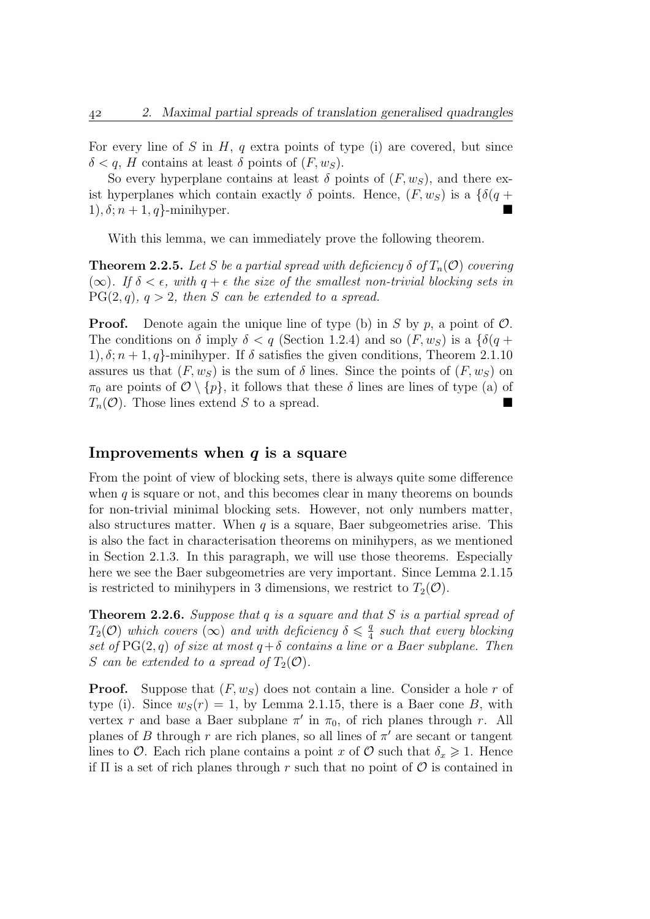For every line of $S$ in $H$, $q$ extra points of type (i) are covered, but since $\delta < q$, $H$ contains at least $\delta$ points of $(F, w_S)$.

So every hyperplane contains at least $\delta$ points of $(F, w_S)$, and there exist hyperplanes which contain exactly $\delta$ points. Hence, $(F, w_S)$ is a $\{\delta(q+1), \delta; n+1, q\}$-minihyper. ■

With this lemma, we can immediately prove the following theorem.

**Theorem 2.2.5.** *Let $S$ be a partial spread with deficiency $\delta$ of $T_n(\mathcal{O})$ covering $(\infty)$. If $\delta < \epsilon$, with $q + \epsilon$ the size of the smallest non-trivial blocking sets in $\mathrm{PG}(2, q)$, $q > 2$, then $S$ can be extended to a spread.*

**Proof.** Denote again the unique line of type (b) in $S$ by $p$, a point of $\mathcal{O}$. The conditions on $\delta$ imply $\delta < q$ (Section 1.2.4) and so $(F, w_S)$ is a $\{\delta(q+1), \delta; n+1, q\}$-minihyper. If $\delta$ satisfies the given conditions, Theorem 2.1.10 assures us that $(F, w_S)$ is the sum of $\delta$ lines. Since the points of $(F, w_S)$ on $\pi_0$ are points of $\mathcal{O} \setminus \{p\}$, it follows that these $\delta$ lines are lines of type (a) of $T_n(\mathcal{O})$. Those lines extend $S$ to a spread. ■

## Improvements when $q$ is a square

From the point of view of blocking sets, there is always quite some difference when $q$ is square or not, and this becomes clear in many theorems on bounds for non-trivial minimal blocking sets. However, not only numbers matter, also structures matter. When $q$ is a square, Baer subgeometries arise. This is also the fact in characterisation theorems on minihypers, as we mentioned in Section 2.1.3. In this paragraph, we will use those theorems. Especially here we see the Baer subgeometries are very important. Since Lemma 2.1.15 is restricted to minihypers in 3 dimensions, we restrict to $T_2(\mathcal{O})$.

**Theorem 2.2.6.** *Suppose that $q$ is a square and that $S$ is a partial spread of $T_2(\mathcal{O})$ which covers $(\infty)$ and with deficiency $\delta \leqslant \frac{q}{4}$ such that every blocking set of $\mathrm{PG}(2, q)$ of size at most $q + \delta$ contains a line or a Baer subplane. Then $S$ can be extended to a spread of $T_2(\mathcal{O})$.*

**Proof.** Suppose that $(F, w_S)$ does not contain a line. Consider a hole $r$ of type (i). Since $w_S(r) = 1$, by Lemma 2.1.15, there is a Baer cone $B$, with vertex $r$ and base a Baer subplane $\pi'$ in $\pi_0$, of rich planes through $r$. All planes of $B$ through $r$ are rich planes, so all lines of $\pi'$ are secant or tangent lines to $\mathcal{O}$. Each rich plane contains a point $x$ of $\mathcal{O}$ such that $\delta_x \geqslant 1$. Hence if $\Pi$ is a set of rich planes through $r$ such that no point of $\mathcal{O}$ is contained in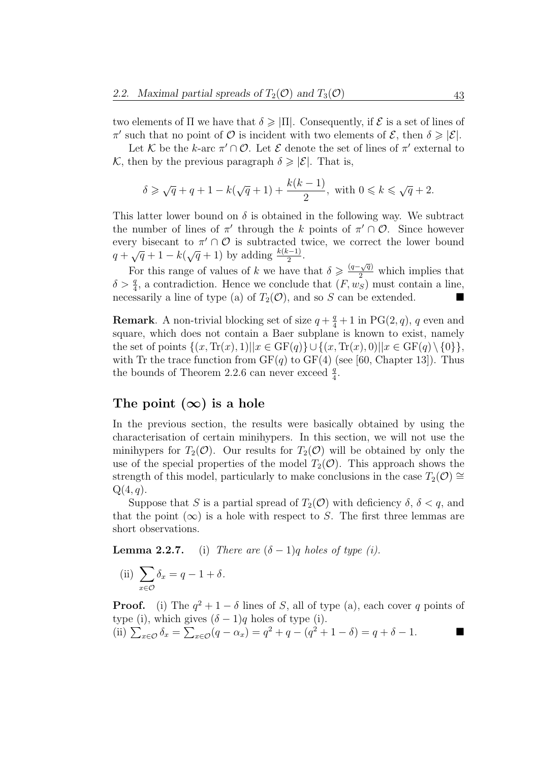two elements of $\Pi$ we have that $\delta \geqslant |\Pi|$. Consequently, if $\mathcal{E}$ is a set of lines of $\pi'$ such that no point of $\mathcal{O}$ is incident with two elements of $\mathcal{E}$, then $\delta \geqslant |\mathcal{E}|$.

Let $\mathcal{K}$ be the $k$-arc $\pi' \cap \mathcal{O}$. Let $\mathcal{E}$ denote the set of lines of $\pi'$ external to $\mathcal{K}$, then by the previous paragraph $\delta \geqslant |\mathcal{E}|$. That is,

$$\delta \geqslant \sqrt{q} + q + 1 - k(\sqrt{q}+1) + \frac{k(k-1)}{2}, \text{ with } 0 \leqslant k \leqslant \sqrt{q}+2.$$

This latter lower bound on $\delta$ is obtained in the following way. We subtract the number of lines of $\pi'$ through the $k$ points of $\pi' \cap \mathcal{O}$. Since however every bisecant to $\pi' \cap \mathcal{O}$ is subtracted twice, we correct the lower bound $q + \sqrt{q} + 1 - k(\sqrt{q}+1)$ by adding $\frac{k(k-1)}{2}$.

For this range of values of $k$ we have that $\delta \geqslant \frac{(q-\sqrt{q})}{2}$ which implies that $\delta > \frac{q}{4}$, a contradiction. Hence we conclude that $(F, w_S)$ must contain a line, necessarily a line of type (a) of $T_2(\mathcal{O})$, and so $S$ can be extended. ■

**Remark**. A non-trivial blocking set of size $q + \frac{q}{4} + 1$ in $\mathrm{PG}(2,q)$, $q$ even and square, which does not contain a Baer subplane is known to exist, namely the set of points $\{(x, \mathrm{Tr}(x), 1) || x \in \mathrm{GF}(q)\} \cup \{(x, \mathrm{Tr}(x), 0) || x \in \mathrm{GF}(q) \setminus \{0\}\}$, with Tr the trace function from $\mathrm{GF}(q)$ to $\mathrm{GF}(4)$ (see [60, Chapter 13]). Thus the bounds of Theorem 2.2.6 can never exceed $\frac{q}{4}$.

## The point $(\infty)$ is a hole

In the previous section, the results were basically obtained by using the characterisation of certain minihypers. In this section, we will not use the minihypers for $T_2(\mathcal{O})$. Our results for $T_2(\mathcal{O})$ will be obtained by only the use of the special properties of the model $T_2(\mathcal{O})$. This approach shows the strength of this model, particularly to make conclusions in the case $T_2(\mathcal{O}) \cong \mathrm{Q}(4,q)$.

Suppose that $S$ is a partial spread of $T_2(\mathcal{O})$ with deficiency $\delta$, $\delta < q$, and that the point $(\infty)$ is a hole with respect to $S$. The first three lemmas are short observations.

**Lemma 2.2.7.** (i) *There are $(\delta - 1)q$ holes of type (i).*

(ii) $\sum_{x \in \mathcal{O}} \delta_x = q - 1 + \delta$.

**Proof.** (i) The $q^2 + 1 - \delta$ lines of $S$, all of type (a), each cover $q$ points of type (i), which gives $(\delta - 1)q$ holes of type (i).
(ii) $\sum_{x \in \mathcal{O}} \delta_x = \sum_{x \in \mathcal{O}} (q - \alpha_x) = q^2 + q - (q^2 + 1 - \delta) = q + \delta - 1$. ■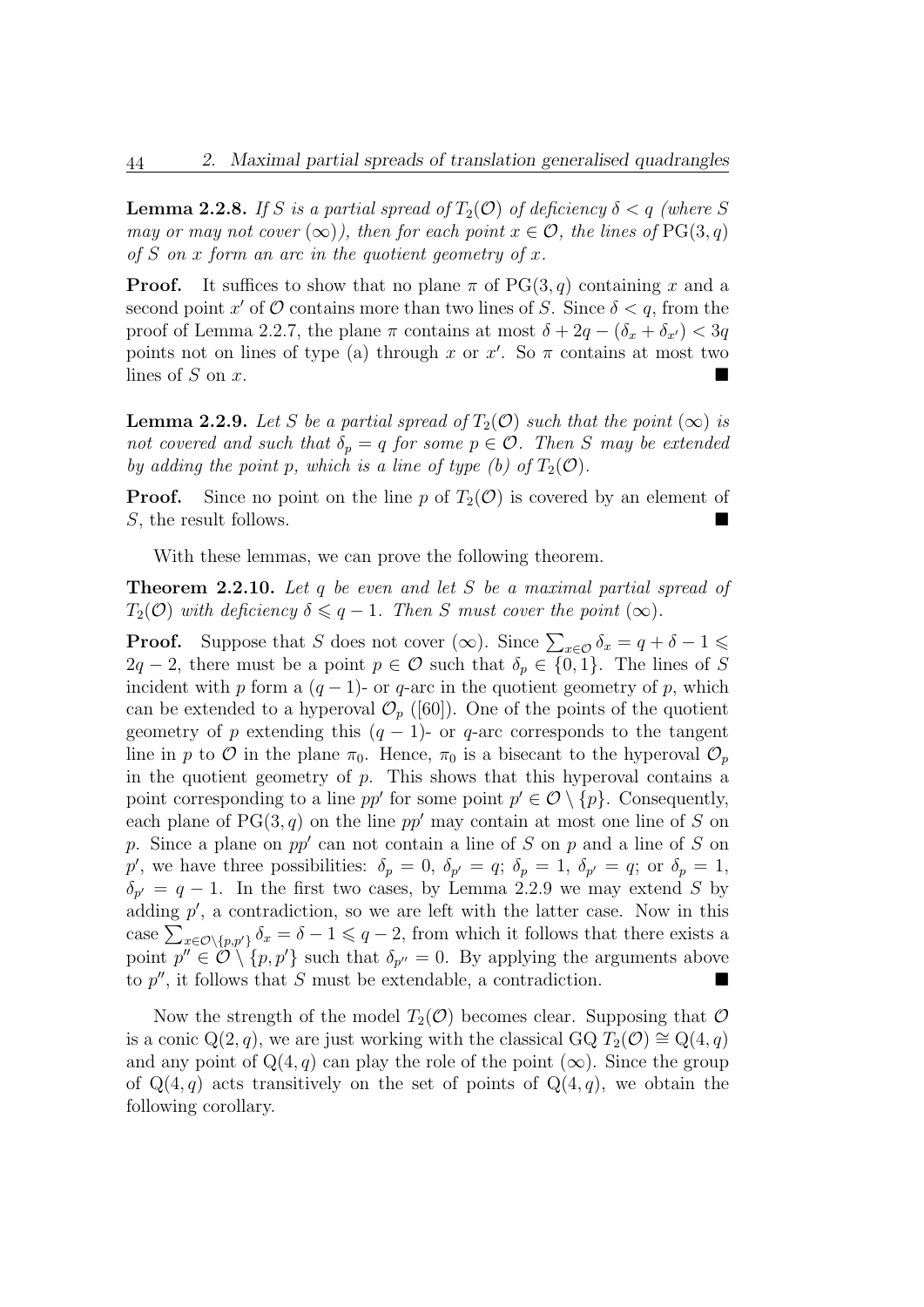**Lemma 2.2.8.** *If $S$ is a partial spread of $T_2(\mathcal{O})$ of deficiency $\delta < q$ (where $S$ may or may not cover $(\infty)$), then for each point $x \in \mathcal{O}$, the lines of $\mathrm{PG}(3,q)$ of $S$ on $x$ form an arc in the quotient geometry of $x$.*

**Proof.** It suffices to show that no plane $\pi$ of $\mathrm{PG}(3,q)$ containing $x$ and a second point $x'$ of $\mathcal{O}$ contains more than two lines of $S$. Since $\delta < q$, from the proof of Lemma 2.2.7, the plane $\pi$ contains at most $\delta + 2q - (\delta_x + \delta_{x'}) < 3q$ points not on lines of type (a) through $x$ or $x'$. So $\pi$ contains at most two lines of $S$ on $x$. ■

**Lemma 2.2.9.** *Let $S$ be a partial spread of $T_2(\mathcal{O})$ such that the point $(\infty)$ is not covered and such that $\delta_p = q$ for some $p \in \mathcal{O}$. Then $S$ may be extended by adding the point $p$, which is a line of type (b) of $T_2(\mathcal{O})$.*

**Proof.** Since no point on the line $p$ of $T_2(\mathcal{O})$ is covered by an element of $S$, the result follows. ■

With these lemmas, we can prove the following theorem.

**Theorem 2.2.10.** *Let $q$ be even and let $S$ be a maximal partial spread of $T_2(\mathcal{O})$ with deficiency $\delta \leqslant q-1$. Then $S$ must cover the point $(\infty)$.*

**Proof.** Suppose that $S$ does not cover $(\infty)$. Since $\sum_{x\in\mathcal{O}} \delta_x = q + \delta - 1 \leqslant 2q-2$, there must be a point $p \in \mathcal{O}$ such that $\delta_p \in \{0,1\}$. The lines of $S$ incident with $p$ form a $(q-1)$- or $q$-arc in the quotient geometry of $p$, which can be extended to a hyperoval $\mathcal{O}_p$ ([60]). One of the points of the quotient geometry of $p$ extending this $(q-1)$- or $q$-arc corresponds to the tangent line in $p$ to $\mathcal{O}$ in the plane $\pi_0$. Hence, $\pi_0$ is a bisecant to the hyperoval $\mathcal{O}_p$ in the quotient geometry of $p$. This shows that this hyperoval contains a point corresponding to a line $pp'$ for some point $p' \in \mathcal{O} \setminus \{p\}$. Consequently, each plane of $\mathrm{PG}(3,q)$ on the line $pp'$ may contain at most one line of $S$ on $p$. Since a plane on $pp'$ can not contain a line of $S$ on $p$ and a line of $S$ on $p'$, we have three possibilities: $\delta_p = 0$, $\delta_{p'} = q$; $\delta_p = 1$, $\delta_{p'} = q$; or $\delta_p = 1$, $\delta_{p'} = q-1$. In the first two cases, by Lemma 2.2.9 we may extend $S$ by adding $p'$, a contradiction, so we are left with the latter case. Now in this case $\sum_{x\in\mathcal{O}\setminus\{p,p'\}} \delta_x = \delta - 1 \leqslant q-2$, from which it follows that there exists a point $p'' \in \mathcal{O} \setminus \{p,p'\}$ such that $\delta_{p''} = 0$. By applying the arguments above to $p''$, it follows that $S$ must be extendable, a contradiction. ■

Now the strength of the model $T_2(\mathcal{O})$ becomes clear. Supposing that $\mathcal{O}$ is a conic $\mathrm{Q}(2,q)$, we are just working with the classical GQ $T_2(\mathcal{O}) \cong \mathrm{Q}(4,q)$ and any point of $\mathrm{Q}(4,q)$ can play the role of the point $(\infty)$. Since the group of $\mathrm{Q}(4,q)$ acts transitively on the set of points of $\mathrm{Q}(4,q)$, we obtain the following corollary.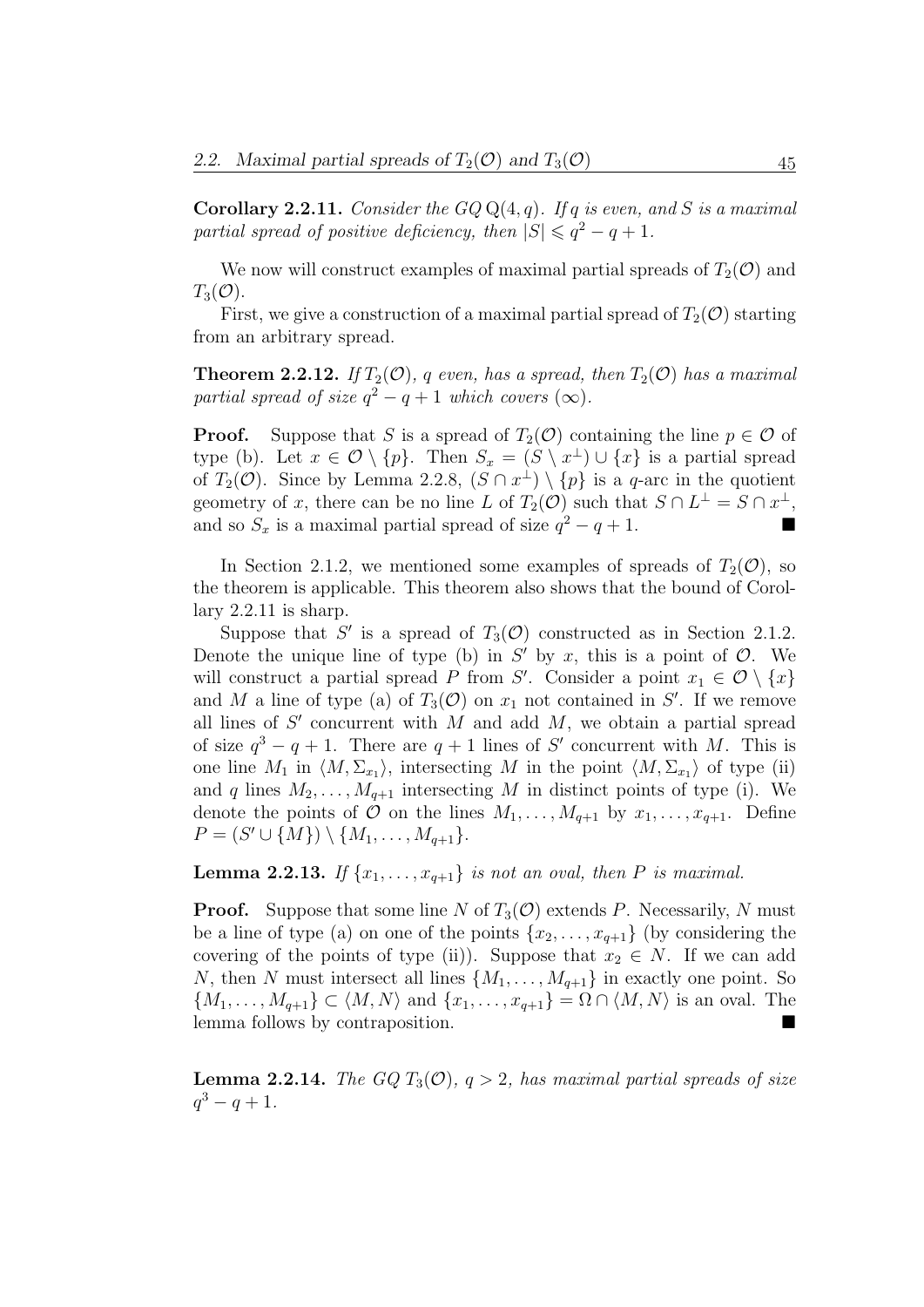**Corollary 2.2.11.** *Consider the GQ* $Q(4, q)$*. If* $q$ *is even, and* $S$ *is a maximal partial spread of positive deficiency, then* $|S| \leqslant q^2 - q + 1$*.*

We now will construct examples of maximal partial spreads of $T_2(\mathcal{O})$ and $T_3(\mathcal{O})$.

First, we give a construction of a maximal partial spread of $T_2(\mathcal{O})$ starting from an arbitrary spread.

**Theorem 2.2.12.** *If* $T_2(\mathcal{O})$*,* $q$ *even, has a spread, then* $T_2(\mathcal{O})$ *has a maximal partial spread of size* $q^2 - q + 1$ *which covers* $(\infty)$*.*

**Proof.** Suppose that $S$ is a spread of $T_2(\mathcal{O})$ containing the line $p \in \mathcal{O}$ of type (b). Let $x \in \mathcal{O} \setminus \{p\}$. Then $S_x = (S \setminus x^\perp) \cup \{x\}$ is a partial spread of $T_2(\mathcal{O})$. Since by Lemma 2.2.8, $(S \cap x^\perp) \setminus \{p\}$ is a $q$-arc in the quotient geometry of $x$, there can be no line $L$ of $T_2(\mathcal{O})$ such that $S \cap L^\perp = S \cap x^\perp$, and so $S_x$ is a maximal partial spread of size $q^2 - q + 1$. ∎

In Section 2.1.2, we mentioned some examples of spreads of $T_2(\mathcal{O})$, so the theorem is applicable. This theorem also shows that the bound of Corollary 2.2.11 is sharp.

Suppose that $S'$ is a spread of $T_3(\mathcal{O})$ constructed as in Section 2.1.2. Denote the unique line of type (b) in $S'$ by $x$, this is a point of $\mathcal{O}$. We will construct a partial spread $P$ from $S'$. Consider a point $x_1 \in \mathcal{O} \setminus \{x\}$ and $M$ a line of type (a) of $T_3(\mathcal{O})$ on $x_1$ not contained in $S'$. If we remove all lines of $S'$ concurrent with $M$ and add $M$, we obtain a partial spread of size $q^3 - q + 1$. There are $q + 1$ lines of $S'$ concurrent with $M$. This is one line $M_1$ in $\langle M, \Sigma_{x_1} \rangle$, intersecting $M$ in the point $\langle M, \Sigma_{x_1} \rangle$ of type (ii) and $q$ lines $M_2, \ldots, M_{q+1}$ intersecting $M$ in distinct points of type (i). We denote the points of $\mathcal{O}$ on the lines $M_1, \ldots, M_{q+1}$ by $x_1, \ldots, x_{q+1}$. Define $P = (S' \cup \{M\}) \setminus \{M_1, \ldots, M_{q+1}\}$.

**Lemma 2.2.13.** *If* $\{x_1, \ldots, x_{q+1}\}$ *is not an oval, then* $P$ *is maximal.*

**Proof.** Suppose that some line $N$ of $T_3(\mathcal{O})$ extends $P$. Necessarily, $N$ must be a line of type (a) on one of the points $\{x_2, \ldots, x_{q+1}\}$ (by considering the covering of the points of type (ii)). Suppose that $x_2 \in N$. If we can add $N$, then $N$ must intersect all lines $\{M_1, \ldots, M_{q+1}\}$ in exactly one point. So $\{M_1, \ldots, M_{q+1}\} \subset \langle M, N \rangle$ and $\{x_1, \ldots, x_{q+1}\} = \Omega \cap \langle M, N \rangle$ is an oval. The lemma follows by contraposition. ∎

**Lemma 2.2.14.** *The GQ* $T_3(\mathcal{O})$*,* $q > 2$*, has maximal partial spreads of size* $q^3 - q + 1$*.*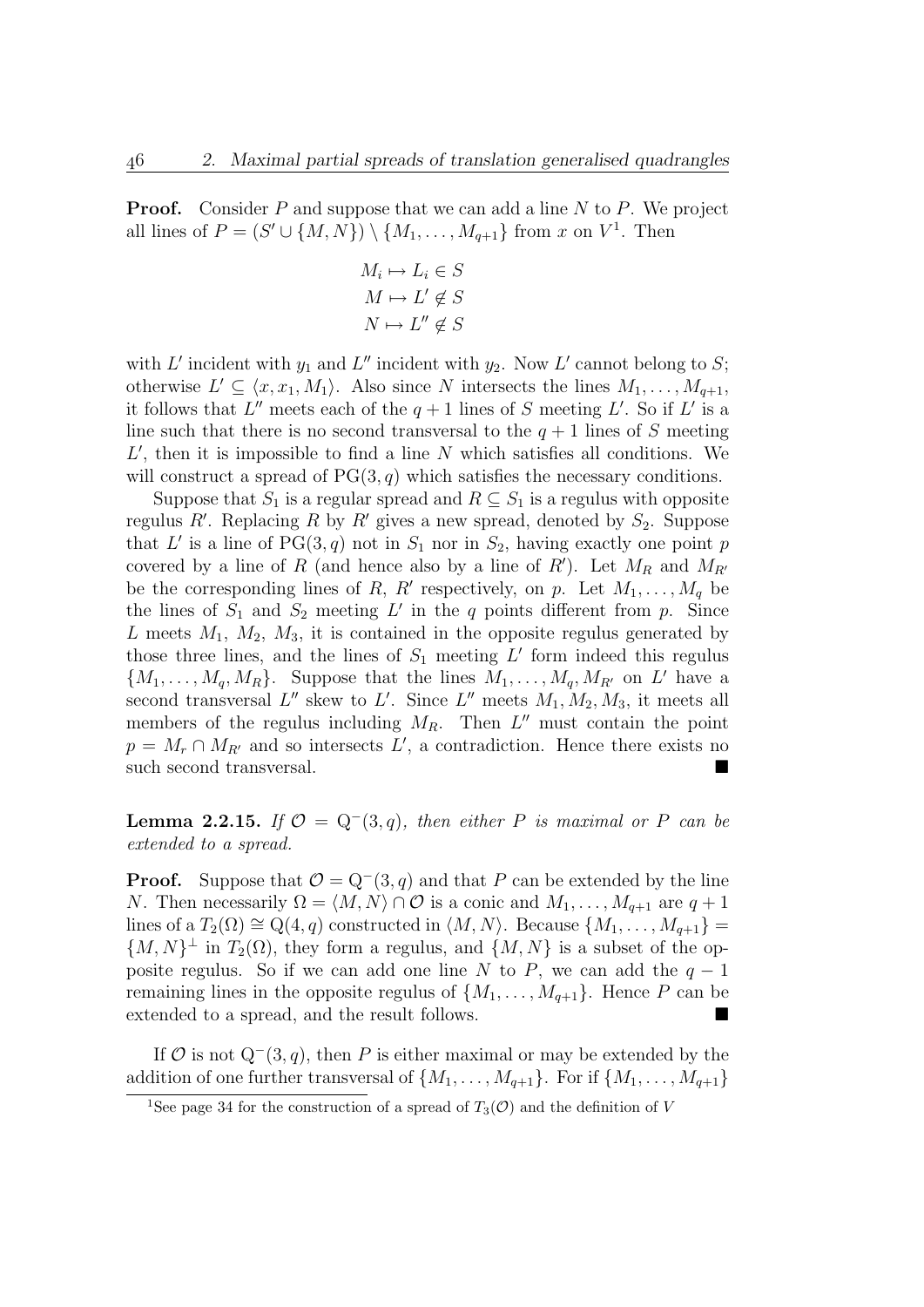**Proof.** Consider $P$ and suppose that we can add a line $N$ to $P$. We project all lines of $P = (S' \cup \{M, N\}) \setminus \{M_1, \dots, M_{q+1}\}$ from $x$ on $V$[1]. Then

$$M_i \mapsto L_i \in S$$
$$M \mapsto L' \notin S$$
$$N \mapsto L'' \notin S$$

with $L'$ incident with $y_1$ and $L''$ incident with $y_2$. Now $L'$ cannot belong to $S$; otherwise $L' \subseteq \langle x, x_1, M_1 \rangle$. Also since $N$ intersects the lines $M_1, \dots, M_{q+1}$, it follows that $L''$ meets each of the $q+1$ lines of $S$ meeting $L'$. So if $L'$ is a line such that there is no second transversal to the $q+1$ lines of $S$ meeting $L'$, then it is impossible to find a line $N$ which satisfies all conditions. We will construct a spread of $\mathrm{PG}(3, q)$ which satisfies the necessary conditions.

Suppose that $S_1$ is a regular spread and $R \subseteq S_1$ is a regulus with opposite regulus $R'$. Replacing $R$ by $R'$ gives a new spread, denoted by $S_2$. Suppose that $L'$ is a line of $\mathrm{PG}(3, q)$ not in $S_1$ nor in $S_2$, having exactly one point $p$ covered by a line of $R$ (and hence also by a line of $R'$). Let $M_R$ and $M_{R'}$ be the corresponding lines of $R$, $R'$ respectively, on $p$. Let $M_1, \dots, M_q$ be the lines of $S_1$ and $S_2$ meeting $L'$ in the $q$ points different from $p$. Since $L$ meets $M_1$, $M_2$, $M_3$, it is contained in the opposite regulus generated by those three lines, and the lines of $S_1$ meeting $L'$ form indeed this regulus $\{M_1, \dots, M_q, M_R\}$. Suppose that the lines $M_1, \dots, M_q, M_{R'}$ on $L'$ have a second transversal $L''$ skew to $L'$. Since $L''$ meets $M_1, M_2, M_3$, it meets all members of the regulus including $M_R$. Then $L''$ must contain the point $p = M_r \cap M_{R'}$ and so intersects $L'$, a contradiction. Hence there exists no such second transversal. ∎

**Lemma 2.2.15.** *If $\mathcal{O} = \mathrm{Q}^-(3, q)$, then either $P$ is maximal or $P$ can be extended to a spread.*

**Proof.** Suppose that $\mathcal{O} = \mathrm{Q}^-(3, q)$ and that $P$ can be extended by the line $N$. Then necessarily $\Omega = \langle M, N \rangle \cap \mathcal{O}$ is a conic and $M_1, \dots, M_{q+1}$ are $q+1$ lines of a $T_2(\Omega) \cong \mathrm{Q}(4, q)$ constructed in $\langle M, N \rangle$. Because $\{M_1, \dots, M_{q+1}\} = \{M, N\}^\perp$ in $T_2(\Omega)$, they form a regulus, and $\{M, N\}$ is a subset of the opposite regulus. So if we can add one line $N$ to $P$, we can add the $q-1$ remaining lines in the opposite regulus of $\{M_1, \dots, M_{q+1}\}$. Hence $P$ can be extended to a spread, and the result follows. ∎

If $\mathcal{O}$ is not $\mathrm{Q}^-(3, q)$, then $P$ is either maximal or may be extended by the addition of one further transversal of $\{M_1, \dots, M_{q+1}\}$. For if $\{M_1, \dots, M_{q+1}\}$

[1] See page 34 for the construction of a spread of $T_3(\mathcal{O})$ and the definition of $V$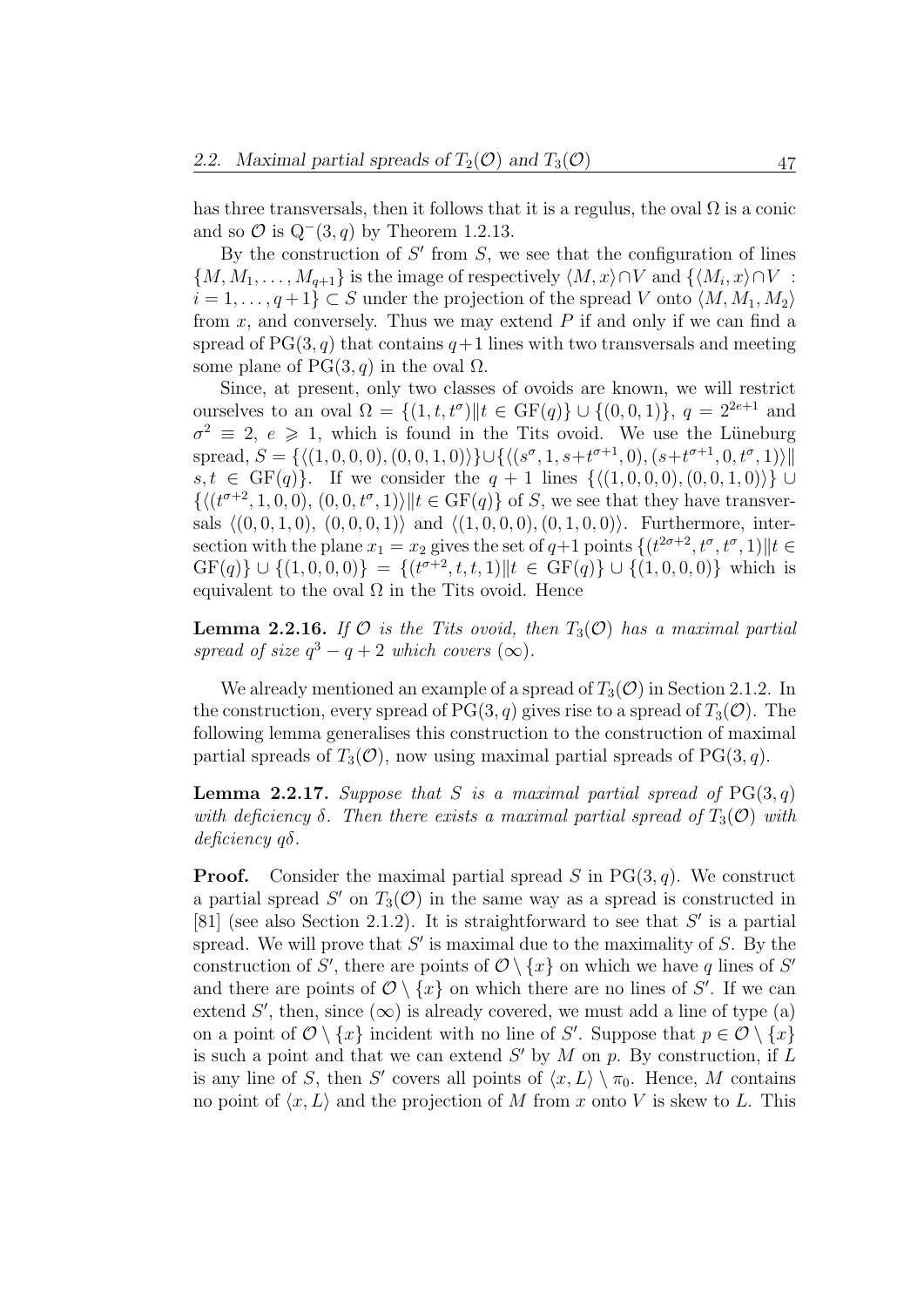has three transversals, then it follows that it is a regulus, the oval $\Omega$ is a conic and so $\mathcal{O}$ is $\mathrm{Q}^-(3,q)$ by Theorem 1.2.13.

By the construction of $S'$ from $S$, we see that the configuration of lines $\{M, M_1, \ldots, M_{q+1}\}$ is the image of respectively $\langle M, x\rangle \cap V$ and $\{\langle M_i, x\rangle \cap V : i = 1, \ldots, q+1\} \subset S$ under the projection of the spread $V$ onto $\langle M, M_1, M_2\rangle$ from $x$, and conversely. Thus we may extend $P$ if and only if we can find a spread of $\mathrm{PG}(3,q)$ that contains $q+1$ lines with two transversals and meeting some plane of $\mathrm{PG}(3,q)$ in the oval $\Omega$.

Since, at present, only two classes of ovoids are known, we will restrict ourselves to an oval $\Omega = \{(1, t, t^\sigma) \| t \in \mathrm{GF}(q)\} \cup \{(0, 0, 1)\}$, $q = 2^{2e+1}$ and $\sigma^2 \equiv 2$, $e \geqslant 1$, which is found in the Tits ovoid. We use the Lüneburg spread, $S = \{\langle (1,0,0,0), (0,0,1,0)\rangle\} \cup \{\langle (s^\sigma, 1, s+t^{\sigma+1}, 0), (s+t^{\sigma+1}, 0, t^\sigma, 1)\rangle \| s, t \in \mathrm{GF}(q)\}$. If we consider the $q+1$ lines $\{\langle (1,0,0,0), (0,0,1,0)\rangle\} \cup \{\langle (t^{\sigma+2}, 1, 0, 0), (0, 0, t^\sigma, 1)\rangle \| t \in \mathrm{GF}(q)\}$ of $S$, we see that they have transversals $\langle (0,0,1,0), (0,0,0,1)\rangle$ and $\langle (1,0,0,0), (0,1,0,0)\rangle$. Furthermore, intersection with the plane $x_1 = x_2$ gives the set of $q+1$ points $\{(t^{2\sigma+2}, t^\sigma, t^\sigma, 1) \| t \in \mathrm{GF}(q)\} \cup \{(1,0,0,0)\} = \{(t^{\sigma+2}, t, t, 1) \| t \in \mathrm{GF}(q)\} \cup \{(1,0,0,0)\}$ which is equivalent to the oval $\Omega$ in the Tits ovoid. Hence

**Lemma 2.2.16.** *If $\mathcal{O}$ is the Tits ovoid, then $T_3(\mathcal{O})$ has a maximal partial spread of size $q^3 - q + 2$ which covers $(\infty)$.*

We already mentioned an example of a spread of $T_3(\mathcal{O})$ in Section 2.1.2. In the construction, every spread of $\mathrm{PG}(3,q)$ gives rise to a spread of $T_3(\mathcal{O})$. The following lemma generalises this construction to the construction of maximal partial spreads of $T_3(\mathcal{O})$, now using maximal partial spreads of $\mathrm{PG}(3,q)$.

**Lemma 2.2.17.** *Suppose that $S$ is a maximal partial spread of $\mathrm{PG}(3,q)$ with deficiency $\delta$. Then there exists a maximal partial spread of $T_3(\mathcal{O})$ with deficiency $q\delta$.*

**Proof.** Consider the maximal partial spread $S$ in $\mathrm{PG}(3,q)$. We construct a partial spread $S'$ on $T_3(\mathcal{O})$ in the same way as a spread is constructed in [81] (see also Section 2.1.2). It is straightforward to see that $S'$ is a partial spread. We will prove that $S'$ is maximal due to the maximality of $S$. By the construction of $S'$, there are points of $\mathcal{O} \setminus \{x\}$ on which we have $q$ lines of $S'$ and there are points of $\mathcal{O} \setminus \{x\}$ on which there are no lines of $S'$. If we can extend $S'$, then, since $(\infty)$ is already covered, we must add a line of type (a) on a point of $\mathcal{O} \setminus \{x\}$ incident with no line of $S'$. Suppose that $p \in \mathcal{O} \setminus \{x\}$ is such a point and that we can extend $S'$ by $M$ on $p$. By construction, if $L$ is any line of $S$, then $S'$ covers all points of $\langle x, L\rangle \setminus \pi_0$. Hence, $M$ contains no point of $\langle x, L\rangle$ and the projection of $M$ from $x$ onto $V$ is skew to $L$. This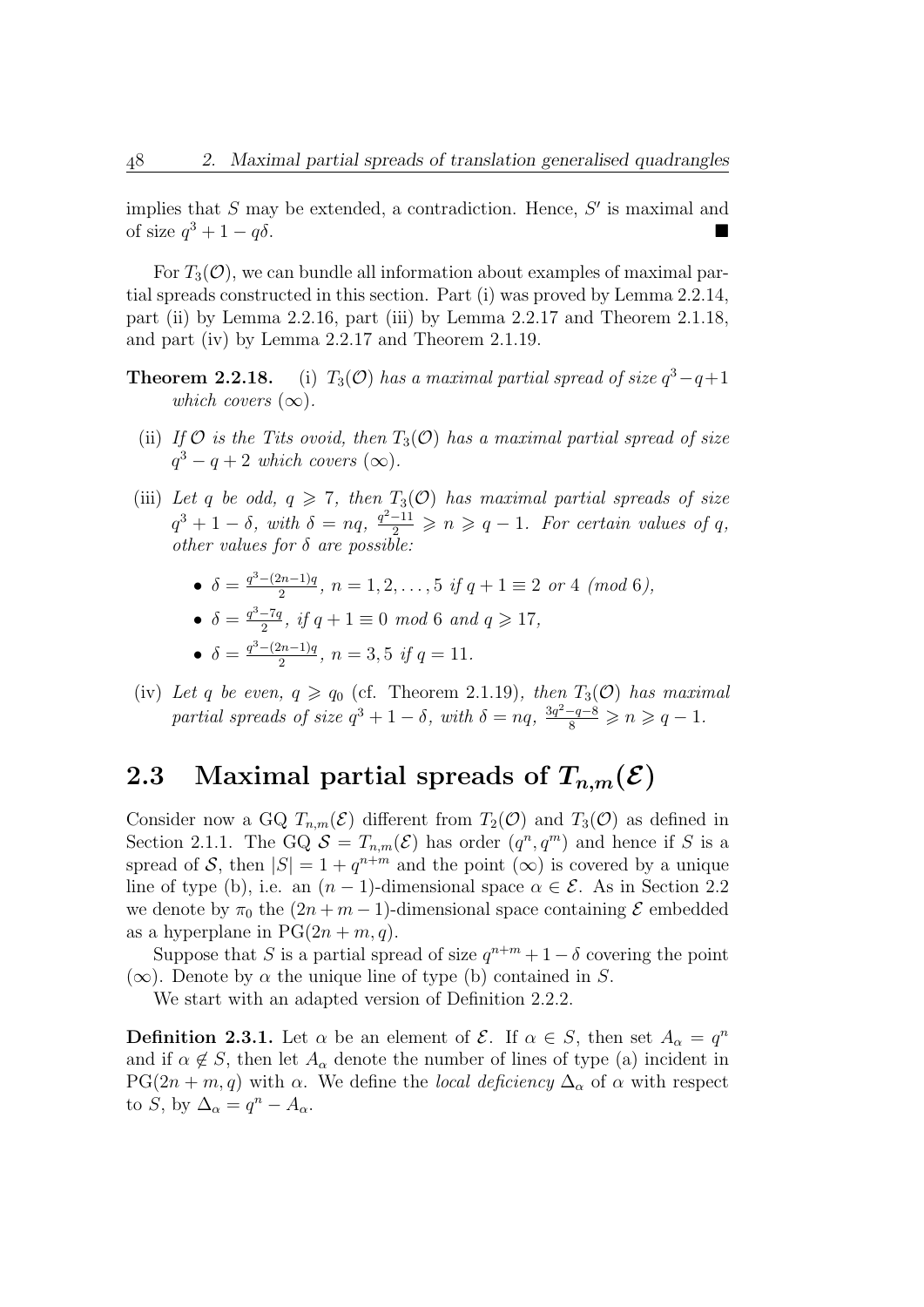implies that $S$ may be extended, a contradiction. Hence, $S'$ is maximal and of size $q^3 + 1 - q\delta$. ■

For $T_3(\mathcal{O})$, we can bundle all information about examples of maximal partial spreads constructed in this section. Part (i) was proved by Lemma 2.2.14, part (ii) by Lemma 2.2.16, part (iii) by Lemma 2.2.17 and Theorem 2.1.18, and part (iv) by Lemma 2.2.17 and Theorem 2.1.19.

**Theorem 2.2.18.** (i) *$T_3(\mathcal{O})$ has a maximal partial spread of size $q^3 - q + 1$ which covers $(\infty)$.*

(ii) *If $\mathcal{O}$ is the Tits ovoid, then $T_3(\mathcal{O})$ has a maximal partial spread of size $q^3 - q + 2$ which covers $(\infty)$.*

(iii) *Let $q$ be odd, $q \geqslant 7$, then $T_3(\mathcal{O})$ has maximal partial spreads of size $q^3 + 1 - \delta$, with $\delta = nq$, $\frac{q^2-11}{2} \geqslant n \geqslant q - 1$. For certain values of $q$, other values for $\delta$ are possible:*

- $\delta = \frac{q^3-(2n-1)q}{2}$, $n = 1, 2, \ldots, 5$ *if $q + 1 \equiv 2$ or $4$ (mod 6),*
- $\delta = \frac{q^3-7q}{2}$, *if $q + 1 \equiv 0$ mod 6 and $q \geqslant 17$,*
- $\delta = \frac{q^3-(2n-1)q}{2}$, $n = 3, 5$ *if $q = 11$.*

(iv) *Let $q$ be even, $q \geqslant q_0$ (cf. Theorem 2.1.19), then $T_3(\mathcal{O})$ has maximal partial spreads of size $q^3 + 1 - \delta$, with $\delta = nq$, $\frac{3q^2-q-8}{8} \geqslant n \geqslant q - 1$.*

## 2.3 Maximal partial spreads of $T_{n,m}(\mathcal{E})$

Consider now a GQ $T_{n,m}(\mathcal{E})$ different from $T_2(\mathcal{O})$ and $T_3(\mathcal{O})$ as defined in Section 2.1.1. The GQ $\mathcal{S} = T_{n,m}(\mathcal{E})$ has order $(q^n, q^m)$ and hence if $S$ is a spread of $\mathcal{S}$, then $|S| = 1 + q^{n+m}$ and the point $(\infty)$ is covered by a unique line of type (b), i.e. an $(n-1)$-dimensional space $\alpha \in \mathcal{E}$. As in Section 2.2 we denote by $\pi_0$ the $(2n+m-1)$-dimensional space containing $\mathcal{E}$ embedded as a hyperplane in $\mathrm{PG}(2n+m, q)$.

Suppose that $S$ is a partial spread of size $q^{n+m} + 1 - \delta$ covering the point $(\infty)$. Denote by $\alpha$ the unique line of type (b) contained in $S$.

We start with an adapted version of Definition 2.2.2.

**Definition 2.3.1.** Let $\alpha$ be an element of $\mathcal{E}$. If $\alpha \in S$, then set $A_\alpha = q^n$ and if $\alpha \notin S$, then let $A_\alpha$ denote the number of lines of type (a) incident in $\mathrm{PG}(2n+m, q)$ with $\alpha$. We define the *local deficiency* $\Delta_\alpha$ of $\alpha$ with respect to $S$, by $\Delta_\alpha = q^n - A_\alpha$.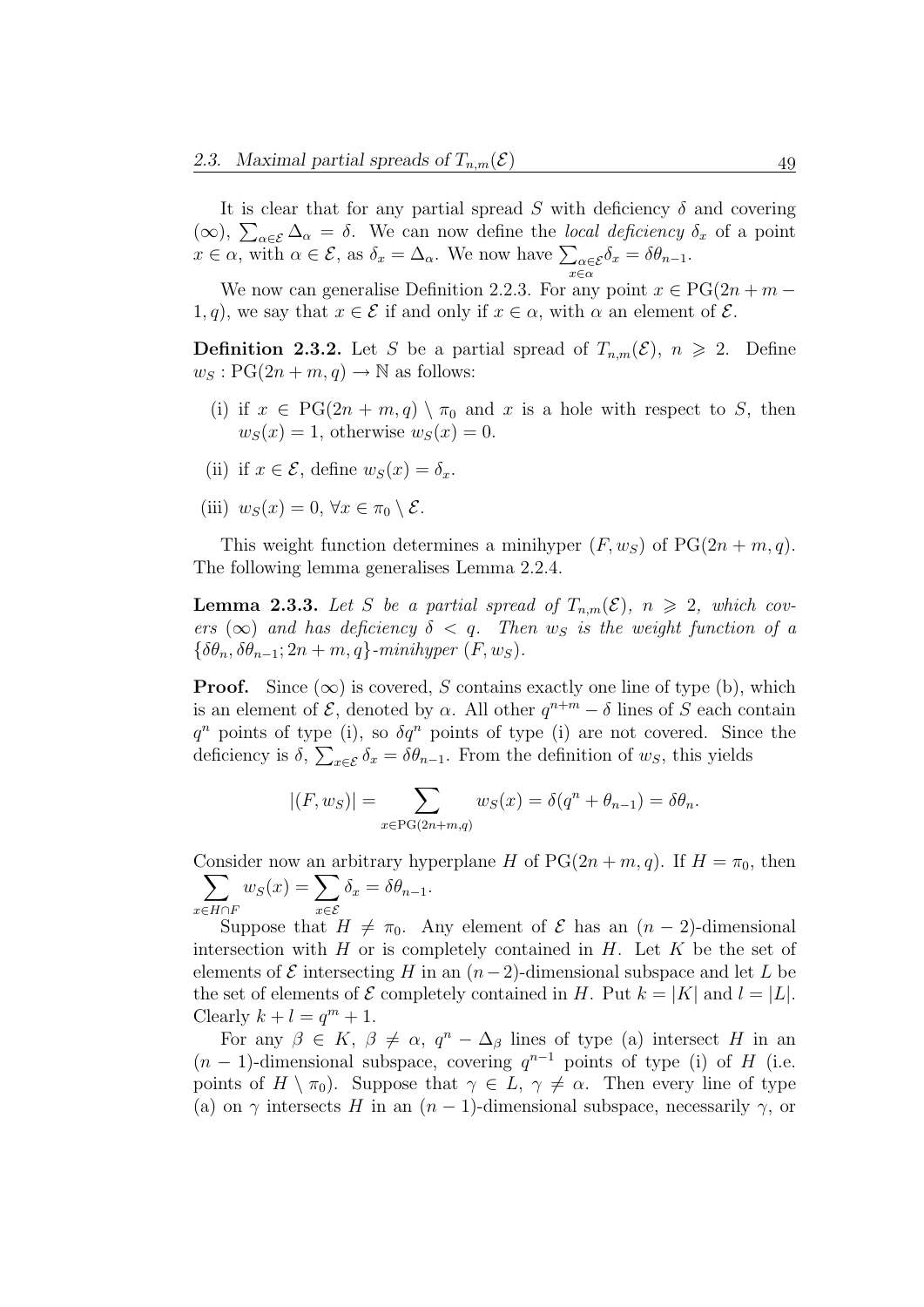It is clear that for any partial spread $S$ with deficiency $\delta$ and covering $(\infty)$, $\sum_{\alpha\in\mathcal{E}} \Delta_\alpha = \delta$. We can now define the *local deficiency* $\delta_x$ of a point $x \in \alpha$, with $\alpha \in \mathcal{E}$, as $\delta_x = \Delta_\alpha$. We now have $\sum_{\substack{\alpha\in\mathcal{E}\\ x\in\alpha}} \delta_x = \delta\theta_{n-1}$.

We now can generalise Definition 2.2.3. For any point $x \in \mathrm{PG}(2n+m-1, q)$, we say that $x \in \mathcal{E}$ if and only if $x \in \alpha$, with $\alpha$ an element of $\mathcal{E}$.

**Definition 2.3.2.** Let $S$ be a partial spread of $T_{n,m}(\mathcal{E})$, $n \geqslant 2$. Define $w_S : \mathrm{PG}(2n+m, q) \to \mathbb{N}$ as follows:

- (i) if $x \in \mathrm{PG}(2n+m, q) \setminus \pi_0$ and $x$ is a hole with respect to $S$, then $w_S(x) = 1$, otherwise $w_S(x) = 0$.
- (ii) if $x \in \mathcal{E}$, define $w_S(x) = \delta_x$.
- (iii) $w_S(x) = 0$, $\forall x \in \pi_0 \setminus \mathcal{E}$.

This weight function determines a minihyper $(F, w_S)$ of $\mathrm{PG}(2n+m, q)$. The following lemma generalises Lemma 2.2.4.

**Lemma 2.3.3.** *Let $S$ be a partial spread of $T_{n,m}(\mathcal{E})$, $n \geqslant 2$, which covers $(\infty)$ and has deficiency $\delta < q$. Then $w_S$ is the weight function of a $\{\delta\theta_n, \delta\theta_{n-1}; 2n+m, q\}$-minihyper $(F, w_S)$.*

**Proof.** Since $(\infty)$ is covered, $S$ contains exactly one line of type (b), which is an element of $\mathcal{E}$, denoted by $\alpha$. All other $q^{n+m} - \delta$ lines of $S$ each contain $q^n$ points of type (i), so $\delta q^n$ points of type (i) are not covered. Since the deficiency is $\delta$, $\sum_{x\in\mathcal{E}} \delta_x = \delta\theta_{n-1}$. From the definition of $w_S$, this yields

$$|(F, w_S)| = \sum_{x\in\mathrm{PG}(2n+m,q)} w_S(x) = \delta(q^n + \theta_{n-1}) = \delta\theta_n.$$

Consider now an arbitrary hyperplane $H$ of $\mathrm{PG}(2n+m, q)$. If $H = \pi_0$, then $\displaystyle\sum_{x\in H\cap F} w_S(x) = \sum_{x\in\mathcal{E}} \delta_x = \delta\theta_{n-1}$.

Suppose that $H \neq \pi_0$. Any element of $\mathcal{E}$ has an $(n-2)$-dimensional intersection with $H$ or is completely contained in $H$. Let $K$ be the set of elements of $\mathcal{E}$ intersecting $H$ in an $(n-2)$-dimensional subspace and let $L$ be the set of elements of $\mathcal{E}$ completely contained in $H$. Put $k = |K|$ and $l = |L|$. Clearly $k + l = q^m + 1$.

For any $\beta \in K$, $\beta \neq \alpha$, $q^n - \Delta_\beta$ lines of type (a) intersect $H$ in an $(n-1)$-dimensional subspace, covering $q^{n-1}$ points of type (i) of $H$ (i.e. points of $H \setminus \pi_0$). Suppose that $\gamma \in L$, $\gamma \neq \alpha$. Then every line of type (a) on $\gamma$ intersects $H$ in an $(n-1)$-dimensional subspace, necessarily $\gamma$, or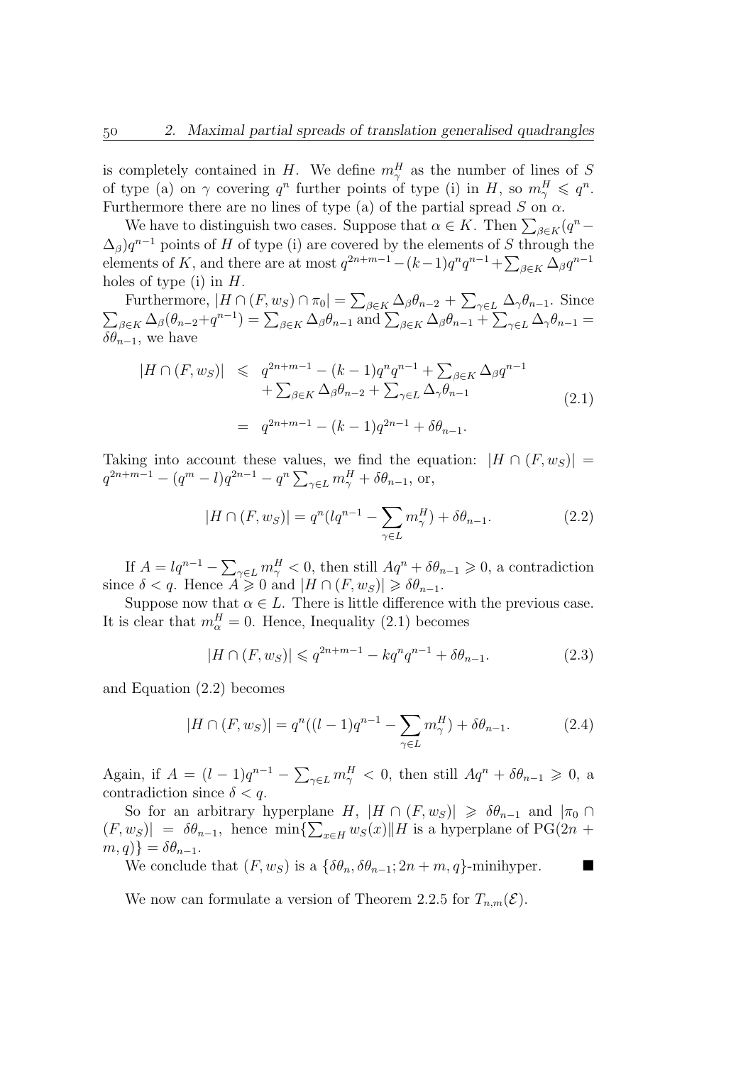is completely contained in $H$. We define $m_\gamma^H$ as the number of lines of $S$ of type (a) on $\gamma$ covering $q^n$ further points of type (i) in $H$, so $m_\gamma^H \leqslant q^n$. Furthermore there are no lines of type (a) of the partial spread $S$ on $\alpha$.

We have to distinguish two cases. Suppose that $\alpha \in K$. Then $\sum_{\beta\in K}(q^n - \Delta_\beta)q^{n-1}$ points of $H$ of type (i) are covered by the elements of $S$ through the elements of $K$, and there are at most $q^{2n+m-1} - (k-1)q^n q^{n-1} + \sum_{\beta\in K}\Delta_\beta q^{n-1}$ holes of type (i) in $H$.

Furthermore, $|H \cap (F, w_S) \cap \pi_0| = \sum_{\beta\in K}\Delta_\beta\theta_{n-2} + \sum_{\gamma\in L}\Delta_\gamma\theta_{n-1}$. Since $\sum_{\beta\in K}\Delta_\beta(\theta_{n-2}+q^{n-1}) = \sum_{\beta\in K}\Delta_\beta\theta_{n-1}$ and $\sum_{\beta\in K}\Delta_\beta\theta_{n-1} + \sum_{\gamma\in L}\Delta_\gamma\theta_{n-1} = \delta\theta_{n-1}$, we have

$$
\begin{aligned}
|H \cap (F, w_S)| \;&\leqslant\; q^{2n+m-1} - (k-1)q^n q^{n-1} + \textstyle\sum_{\beta\in K}\Delta_\beta q^{n-1} \\
&\quad + \textstyle\sum_{\beta\in K}\Delta_\beta\theta_{n-2} + \sum_{\gamma\in L}\Delta_\gamma\theta_{n-1} \\
&= q^{2n+m-1} - (k-1)q^{2n-1} + \delta\theta_{n-1}.
\end{aligned}
\tag{2.1}
$$

Taking into account these values, we find the equation: $|H \cap (F, w_S)| = q^{2n+m-1} - (q^m - l)q^{2n-1} - q^n\sum_{\gamma\in L} m_\gamma^H + \delta\theta_{n-1}$, or,

$$
|H \cap (F, w_S)| = q^n(lq^{n-1} - \sum_{\gamma\in L} m_\gamma^H) + \delta\theta_{n-1}. \tag{2.2}
$$

If $A = lq^{n-1} - \sum_{\gamma\in L} m_\gamma^H < 0$, then still $Aq^n + \delta\theta_{n-1} \geqslant 0$, a contradiction since $\delta < q$. Hence $A \geqslant 0$ and $|H \cap (F, w_S)| \geqslant \delta\theta_{n-1}$.

Suppose now that $\alpha \in L$. There is little difference with the previous case. It is clear that $m_\alpha^H = 0$. Hence, Inequality (2.1) becomes

$$
|H \cap (F, w_S)| \leqslant q^{2n+m-1} - kq^n q^{n-1} + \delta\theta_{n-1}. \tag{2.3}
$$

and Equation (2.2) becomes

$$
|H \cap (F, w_S)| = q^n((l-1)q^{n-1} - \sum_{\gamma\in L} m_\gamma^H) + \delta\theta_{n-1}. \tag{2.4}
$$

Again, if $A = (l-1)q^{n-1} - \sum_{\gamma\in L} m_\gamma^H < 0$, then still $Aq^n + \delta\theta_{n-1} \geqslant 0$, a contradiction since $\delta < q$.

So for an arbitrary hyperplane $H$, $|H \cap (F, w_S)| \geqslant \delta\theta_{n-1}$ and $|\pi_0 \cap (F, w_S)| = \delta\theta_{n-1}$, hence $\min\{\sum_{x\in H} w_S(x) \| H$ is a hyperplane of $\mathrm{PG}(2n+m, q)\} = \delta\theta_{n-1}$.

We conclude that $(F, w_S)$ is a $\{\delta\theta_n, \delta\theta_{n-1}; 2n+m, q\}$-minihyper. ∎

We now can formulate a version of Theorem 2.2.5 for $T_{n,m}(\mathcal{E})$.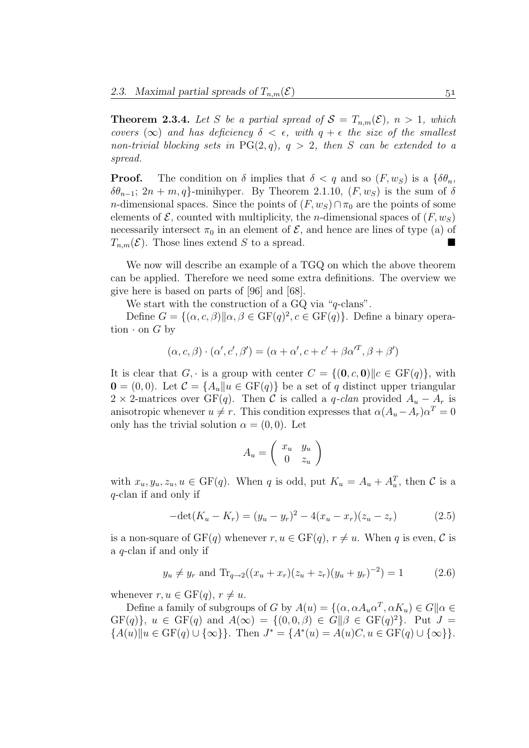**Theorem 2.3.4.** *Let $S$ be a partial spread of $\mathcal{S} = T_{n,m}(\mathcal{E})$, $n > 1$, which covers $(\infty)$ and has deficiency $\delta < \epsilon$, with $q + \epsilon$ the size of the smallest non-trivial blocking sets in $\mathrm{PG}(2, q)$, $q > 2$, then $S$ can be extended to a spread.*

**Proof.** The condition on $\delta$ implies that $\delta < q$ and so $(F, w_S)$ is a $\{\delta\theta_n, \delta\theta_{n-1}; 2n + m, q\}$-minihyper. By Theorem 2.1.10, $(F, w_S)$ is the sum of $\delta$ $n$-dimensional spaces. Since the points of $(F, w_S) \cap \pi_0$ are the points of some elements of $\mathcal{E}$, counted with multiplicity, the $n$-dimensional spaces of $(F, w_S)$ necessarily intersect $\pi_0$ in an element of $\mathcal{E}$, and hence are lines of type (a) of $T_{n,m}(\mathcal{E})$. Those lines extend $S$ to a spread. ∎

We now will describe an example of a TGQ on which the above theorem can be applied. Therefore we need some extra definitions. The overview we give here is based on parts of [96] and [68].

We start with the construction of a GQ via "$q$-clans".

Define $G = \{(\alpha, c, \beta) \| \alpha, \beta \in \mathrm{GF}(q)^2, c \in \mathrm{GF}(q)\}$. Define a binary operation $\cdot$ on $G$ by

$$(\alpha, c, \beta) \cdot (\alpha', c', \beta') = (\alpha + \alpha', c + c' + \beta\alpha'^T, \beta + \beta')$$

It is clear that $G, \cdot$ is a group with center $C = \{(\mathbf{0}, c, \mathbf{0}) \| c \in \mathrm{GF}(q)\}$, with $\mathbf{0} = (0, 0)$. Let $\mathcal{C} = \{A_u \| u \in \mathrm{GF}(q)\}$ be a set of $q$ distinct upper triangular $2 \times 2$-matrices over $\mathrm{GF}(q)$. Then $\mathcal{C}$ is called a *$q$-clan* provided $A_u - A_r$ is anisotropic whenever $u \neq r$. This condition expresses that $\alpha(A_u - A_r)\alpha^T = 0$ only has the trivial solution $\alpha = (0, 0)$. Let

$$A_u = \begin{pmatrix} x_u & y_u \\ 0 & z_u \end{pmatrix}$$

with $x_u, y_u, z_u, u \in \mathrm{GF}(q)$. When $q$ is odd, put $K_u = A_u + A_u^T$, then $\mathcal{C}$ is a $q$-clan if and only if

$$-\det(K_u - K_r) = (y_u - y_r)^2 - 4(x_u - x_r)(z_u - z_r) \tag{2.5}$$

is a non-square of $\mathrm{GF}(q)$ whenever $r, u \in \mathrm{GF}(q)$, $r \neq u$. When $q$ is even, $\mathcal{C}$ is a $q$-clan if and only if

$$y_u \neq y_r \text{ and } \mathrm{Tr}_{q \to 2}((x_u + x_r)(z_u + z_r)(y_u + y_r)^{-2}) = 1 \tag{2.6}$$

whenever $r, u \in \mathrm{GF}(q)$, $r \neq u$.

Define a family of subgroups of $G$ by $A(u) = \{(\alpha, \alpha A_u \alpha^T, \alpha K_u) \in G \| \alpha \in \mathrm{GF}(q)\}$, $u \in \mathrm{GF}(q)$ and $A(\infty) = \{(0, 0, \beta) \in G \| \beta \in \mathrm{GF}(q)^2\}$. Put $J = \{A(u) \| u \in \mathrm{GF}(q) \cup \{\infty\}\}$. Then $J^* = \{A^*(u) = A(u)C, u \in \mathrm{GF}(q) \cup \{\infty\}\}$.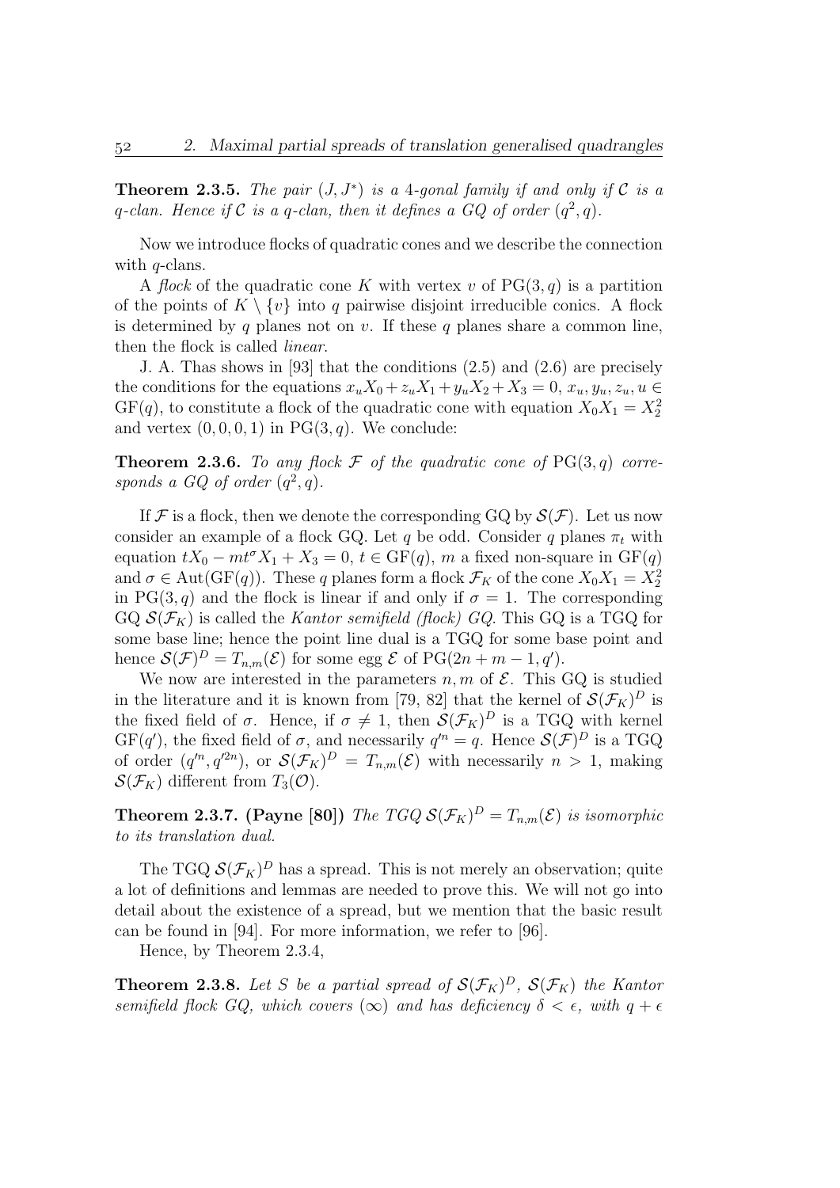**Theorem 2.3.5.** *The pair $(J, J^*)$ is a 4-gonal family if and only if $\mathcal{C}$ is a $q$-clan. Hence if $\mathcal{C}$ is a $q$-clan, then it defines a GQ of order $(q^2, q)$.*

Now we introduce flocks of quadratic cones and we describe the connection with $q$-clans.

A *flock* of the quadratic cone $K$ with vertex $v$ of $\mathrm{PG}(3, q)$ is a partition of the points of $K \setminus \{v\}$ into $q$ pairwise disjoint irreducible conics. A flock is determined by $q$ planes not on $v$. If these $q$ planes share a common line, then the flock is called *linear*.

J. A. Thas shows in [93] that the conditions (2.5) and (2.6) are precisely the conditions for the equations $x_u X_0 + z_u X_1 + y_u X_2 + X_3 = 0$, $x_u, y_u, z_u, u \in \mathrm{GF}(q)$, to constitute a flock of the quadratic cone with equation $X_0 X_1 = X_2^2$ and vertex $(0, 0, 0, 1)$ in $\mathrm{PG}(3, q)$. We conclude:

**Theorem 2.3.6.** *To any flock $\mathcal{F}$ of the quadratic cone of $\mathrm{PG}(3, q)$ corresponds a GQ of order $(q^2, q)$.*

If $\mathcal{F}$ is a flock, then we denote the corresponding GQ by $\mathcal{S}(\mathcal{F})$. Let us now consider an example of a flock GQ. Let $q$ be odd. Consider $q$ planes $\pi_t$ with equation $tX_0 - mt^\sigma X_1 + X_3 = 0$, $t \in \mathrm{GF}(q)$, $m$ a fixed non-square in $\mathrm{GF}(q)$ and $\sigma \in \mathrm{Aut}(\mathrm{GF}(q))$. These $q$ planes form a flock $\mathcal{F}_K$ of the cone $X_0 X_1 = X_2^2$ in $\mathrm{PG}(3, q)$ and the flock is linear if and only if $\sigma = 1$. The corresponding GQ $\mathcal{S}(\mathcal{F}_K)$ is called the *Kantor semifield (flock) GQ*. This GQ is a TGQ for some base line; hence the point line dual is a TGQ for some base point and hence $\mathcal{S}(\mathcal{F})^D = T_{n,m}(\mathcal{E})$ for some egg $\mathcal{E}$ of $\mathrm{PG}(2n + m - 1, q')$.

We now are interested in the parameters $n, m$ of $\mathcal{E}$. This GQ is studied in the literature and it is known from [79, 82] that the kernel of $\mathcal{S}(\mathcal{F}_K)^D$ is the fixed field of $\sigma$. Hence, if $\sigma \neq 1$, then $\mathcal{S}(\mathcal{F}_K)^D$ is a TGQ with kernel $\mathrm{GF}(q')$, the fixed field of $\sigma$, and necessarily $q'^n = q$. Hence $\mathcal{S}(\mathcal{F})^D$ is a TGQ of order $(q'^n, q'^{2n})$, or $\mathcal{S}(\mathcal{F}_K)^D = T_{n,m}(\mathcal{E})$ with necessarily $n > 1$, making $\mathcal{S}(\mathcal{F}_K)$ different from $T_3(\mathcal{O})$.

**Theorem 2.3.7. (Payne [80])** *The TGQ $\mathcal{S}(\mathcal{F}_K)^D = T_{n,m}(\mathcal{E})$ is isomorphic to its translation dual.*

The TGQ $\mathcal{S}(\mathcal{F}_K)^D$ has a spread. This is not merely an observation; quite a lot of definitions and lemmas are needed to prove this. We will not go into detail about the existence of a spread, but we mention that the basic result can be found in [94]. For more information, we refer to [96].

Hence, by Theorem 2.3.4,

**Theorem 2.3.8.** *Let $S$ be a partial spread of $\mathcal{S}(\mathcal{F}_K)^D$, $\mathcal{S}(\mathcal{F}_K)$ the Kantor semifield flock GQ, which covers $(\infty)$ and has deficiency $\delta < \epsilon$, with $q + \epsilon$*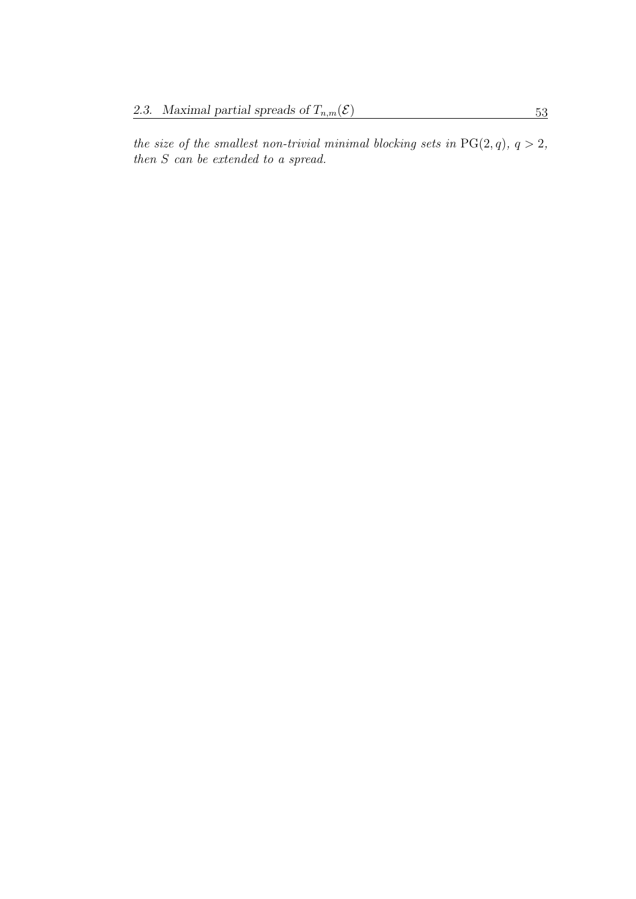*the size of the smallest non-trivial minimal blocking sets in* $\mathrm{PG}(2, q)$, $q > 2$, *then* $S$ *can be extended to a spread.*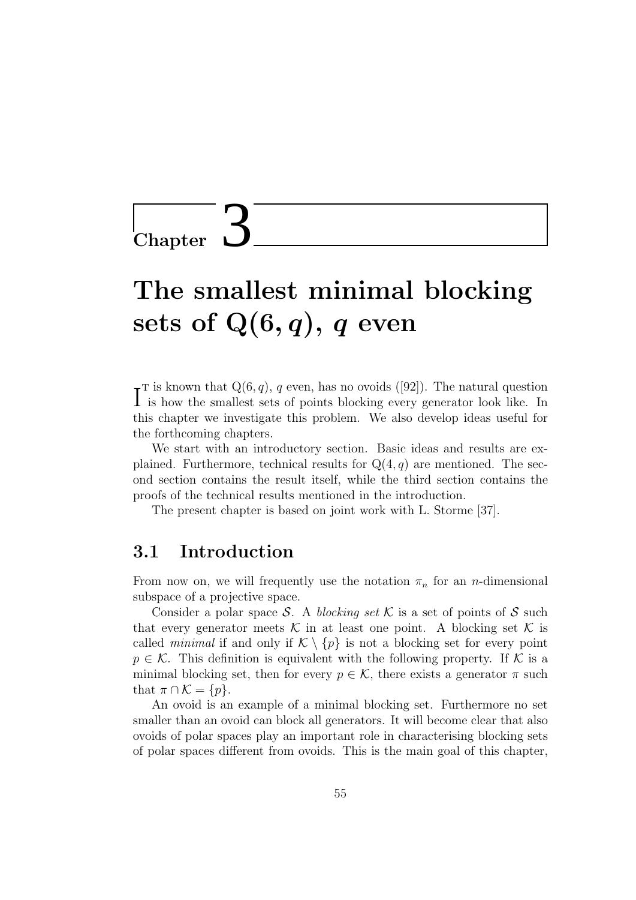# Chapter 3

# The smallest minimal blocking sets of $Q(6, q)$, $q$ even

It is known that $Q(6, q)$, $q$ even, has no ovoids ([92]). The natural question is how the smallest sets of points blocking every generator look like. In this chapter we investigate this problem. We also develop ideas useful for the forthcoming chapters.

We start with an introductory section. Basic ideas and results are explained. Furthermore, technical results for $Q(4, q)$ are mentioned. The second section contains the result itself, while the third section contains the proofs of the technical results mentioned in the introduction.

The present chapter is based on joint work with L. Storme [37].

## 3.1 Introduction

From now on, we will frequently use the notation $\pi_n$ for an $n$-dimensional subspace of a projective space.

Consider a polar space $\mathcal{S}$. A *blocking set* $\mathcal{K}$ is a set of points of $\mathcal{S}$ such that every generator meets $\mathcal{K}$ in at least one point. A blocking set $\mathcal{K}$ is called *minimal* if and only if $\mathcal{K} \setminus \{p\}$ is not a blocking set for every point $p \in \mathcal{K}$. This definition is equivalent with the following property. If $\mathcal{K}$ is a minimal blocking set, then for every $p \in \mathcal{K}$, there exists a generator $\pi$ such that $\pi \cap \mathcal{K} = \{p\}$.

An ovoid is an example of a minimal blocking set. Furthermore no set smaller than an ovoid can block all generators. It will become clear that also ovoids of polar spaces play an important role in characterising blocking sets of polar spaces different from ovoids. This is the main goal of this chapter,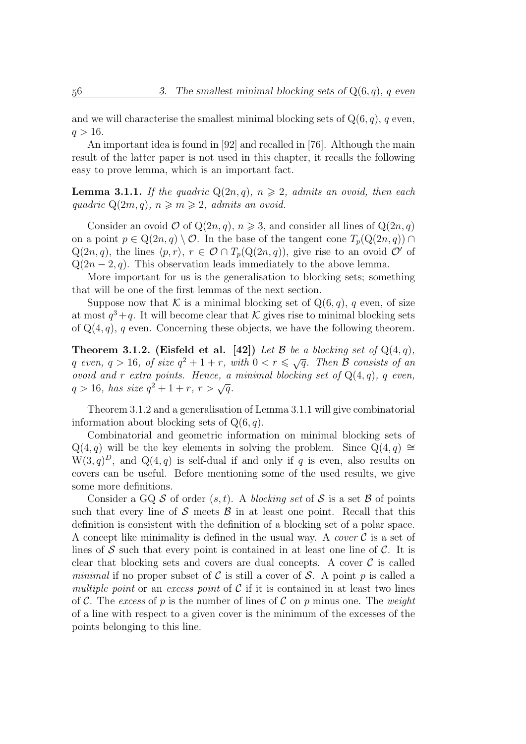and we will characterise the smallest minimal blocking sets of $Q(6,q)$, $q$ even, $q > 16$.

An important idea is found in [92] and recalled in [76]. Although the main result of the latter paper is not used in this chapter, it recalls the following easy to prove lemma, which is an important fact.

**Lemma 3.1.1.** *If the quadric $Q(2n,q)$, $n \geqslant 2$, admits an ovoid, then each quadric $Q(2m,q)$, $n \geqslant m \geqslant 2$, admits an ovoid.*

Consider an ovoid $\mathcal{O}$ of $Q(2n,q)$, $n \geqslant 3$, and consider all lines of $Q(2n,q)$ on a point $p \in Q(2n,q) \setminus \mathcal{O}$. In the base of the tangent cone $T_p(Q(2n,q)) \cap Q(2n,q)$, the lines $\langle p, r\rangle$, $r \in \mathcal{O} \cap T_p(Q(2n,q))$, give rise to an ovoid $\mathcal{O}'$ of $Q(2n-2,q)$. This observation leads immediately to the above lemma.

More important for us is the generalisation to blocking sets; something that will be one of the first lemmas of the next section.

Suppose now that $\mathcal{K}$ is a minimal blocking set of $Q(6,q)$, $q$ even, of size at most $q^3+q$. It will become clear that $\mathcal{K}$ gives rise to minimal blocking sets of $Q(4,q)$, $q$ even. Concerning these objects, we have the following theorem.

**Theorem 3.1.2. (Eisfeld et al. [42])** *Let $\mathcal{B}$ be a blocking set of $Q(4,q)$, $q$ even, $q > 16$, of size $q^2+1+r$, with $0 < r \leqslant \sqrt{q}$. Then $\mathcal{B}$ consists of an ovoid and $r$ extra points. Hence, a minimal blocking set of $Q(4,q)$, $q$ even, $q > 16$, has size $q^2+1+r$, $r > \sqrt{q}$.*

Theorem 3.1.2 and a generalisation of Lemma 3.1.1 will give combinatorial information about blocking sets of $Q(6,q)$.

Combinatorial and geometric information on minimal blocking sets of $Q(4,q)$ will be the key elements in solving the problem. Since $Q(4,q) \cong W(3,q)^D$, and $Q(4,q)$ is self-dual if and only if $q$ is even, also results on covers can be useful. Before mentioning some of the used results, we give some more definitions.

Consider a GQ $\mathcal{S}$ of order $(s,t)$. A *blocking set* of $\mathcal{S}$ is a set $\mathcal{B}$ of points such that every line of $\mathcal{S}$ meets $\mathcal{B}$ in at least one point. Recall that this definition is consistent with the definition of a blocking set of a polar space. A concept like minimality is defined in the usual way. A *cover* $\mathcal{C}$ is a set of lines of $\mathcal{S}$ such that every point is contained in at least one line of $\mathcal{C}$. It is clear that blocking sets and covers are dual concepts. A cover $\mathcal{C}$ is called *minimal* if no proper subset of $\mathcal{C}$ is still a cover of $\mathcal{S}$. A point $p$ is called a *multiple point* or an *excess point* of $\mathcal{C}$ if it is contained in at least two lines of $\mathcal{C}$. The *excess* of $p$ is the number of lines of $\mathcal{C}$ on $p$ minus one. The *weight* of a line with respect to a given cover is the minimum of the excesses of the points belonging to this line.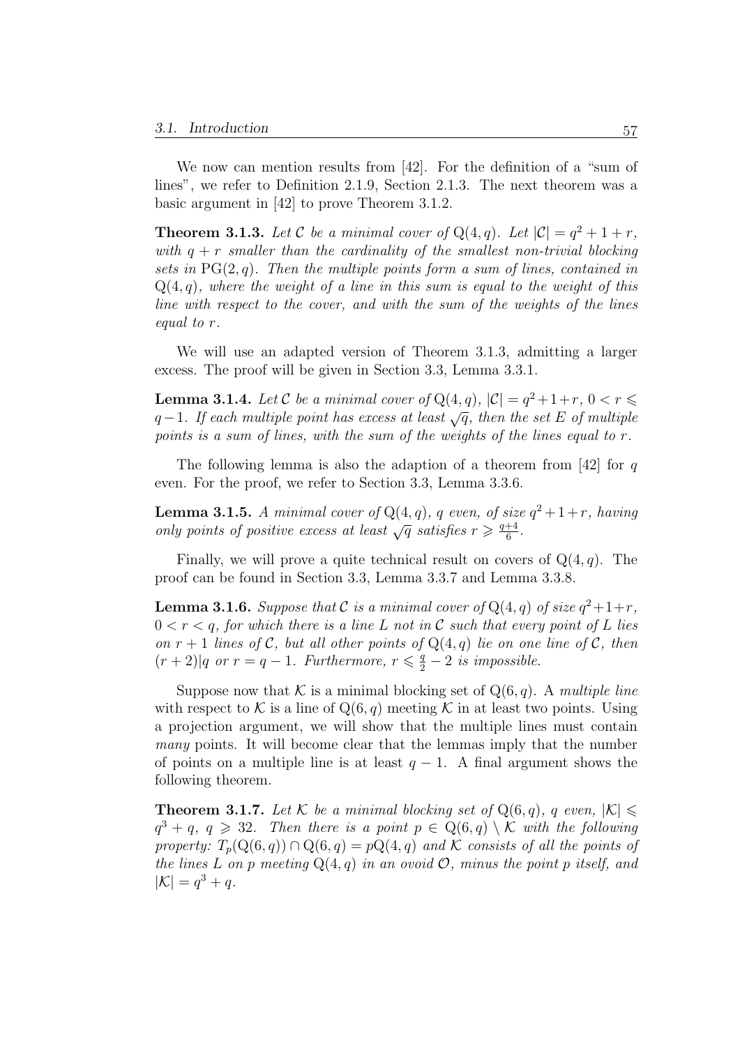We now can mention results from [42]. For the definition of a "sum of lines", we refer to Definition 2.1.9, Section 2.1.3. The next theorem was a basic argument in [42] to prove Theorem 3.1.2.

**Theorem 3.1.3.** *Let $\mathcal{C}$ be a minimal cover of $\mathrm{Q}(4,q)$. Let $|\mathcal{C}| = q^2+1+r$, with $q+r$ smaller than the cardinality of the smallest non-trivial blocking sets in $\mathrm{PG}(2,q)$. Then the multiple points form a sum of lines, contained in $\mathrm{Q}(4,q)$, where the weight of a line in this sum is equal to the weight of this line with respect to the cover, and with the sum of the weights of the lines equal to $r$.*

We will use an adapted version of Theorem 3.1.3, admitting a larger excess. The proof will be given in Section 3.3, Lemma 3.3.1.

**Lemma 3.1.4.** *Let $\mathcal{C}$ be a minimal cover of $\mathrm{Q}(4,q)$, $|\mathcal{C}| = q^2+1+r$, $0 < r \leqslant q-1$. If each multiple point has excess at least $\sqrt{q}$, then the set $E$ of multiple points is a sum of lines, with the sum of the weights of the lines equal to $r$.*

The following lemma is also the adaption of a theorem from [42] for $q$ even. For the proof, we refer to Section 3.3, Lemma 3.3.6.

**Lemma 3.1.5.** *A minimal cover of $\mathrm{Q}(4,q)$, $q$ even, of size $q^2+1+r$, having only points of positive excess at least $\sqrt{q}$ satisfies $r \geqslant \frac{q+4}{6}$.*

Finally, we will prove a quite technical result on covers of $\mathrm{Q}(4,q)$. The proof can be found in Section 3.3, Lemma 3.3.7 and Lemma 3.3.8.

**Lemma 3.1.6.** *Suppose that $\mathcal{C}$ is a minimal cover of $\mathrm{Q}(4,q)$ of size $q^2+1+r$, $0 < r < q$, for which there is a line $L$ not in $\mathcal{C}$ such that every point of $L$ lies on $r+1$ lines of $\mathcal{C}$, but all other points of $\mathrm{Q}(4,q)$ lie on one line of $\mathcal{C}$, then $(r+2)|q$ or $r = q-1$. Furthermore, $r \leqslant \frac{q}{2}-2$ is impossible.*

Suppose now that $\mathcal{K}$ is a minimal blocking set of $\mathrm{Q}(6,q)$. A *multiple line* with respect to $\mathcal{K}$ is a line of $\mathrm{Q}(6,q)$ meeting $\mathcal{K}$ in at least two points. Using a projection argument, we will show that the multiple lines must contain *many* points. It will become clear that the lemmas imply that the number of points on a multiple line is at least $q-1$. A final argument shows the following theorem.

**Theorem 3.1.7.** *Let $\mathcal{K}$ be a minimal blocking set of $\mathrm{Q}(6,q)$, $q$ even, $|\mathcal{K}| \leqslant q^3+q$, $q \geqslant 32$. Then there is a point $p \in \mathrm{Q}(6,q) \setminus \mathcal{K}$ with the following property: $T_p(\mathrm{Q}(6,q)) \cap \mathrm{Q}(6,q) = p\mathrm{Q}(4,q)$ and $\mathcal{K}$ consists of all the points of the lines $L$ on $p$ meeting $\mathrm{Q}(4,q)$ in an ovoid $\mathcal{O}$, minus the point $p$ itself, and $|\mathcal{K}| = q^3+q$.*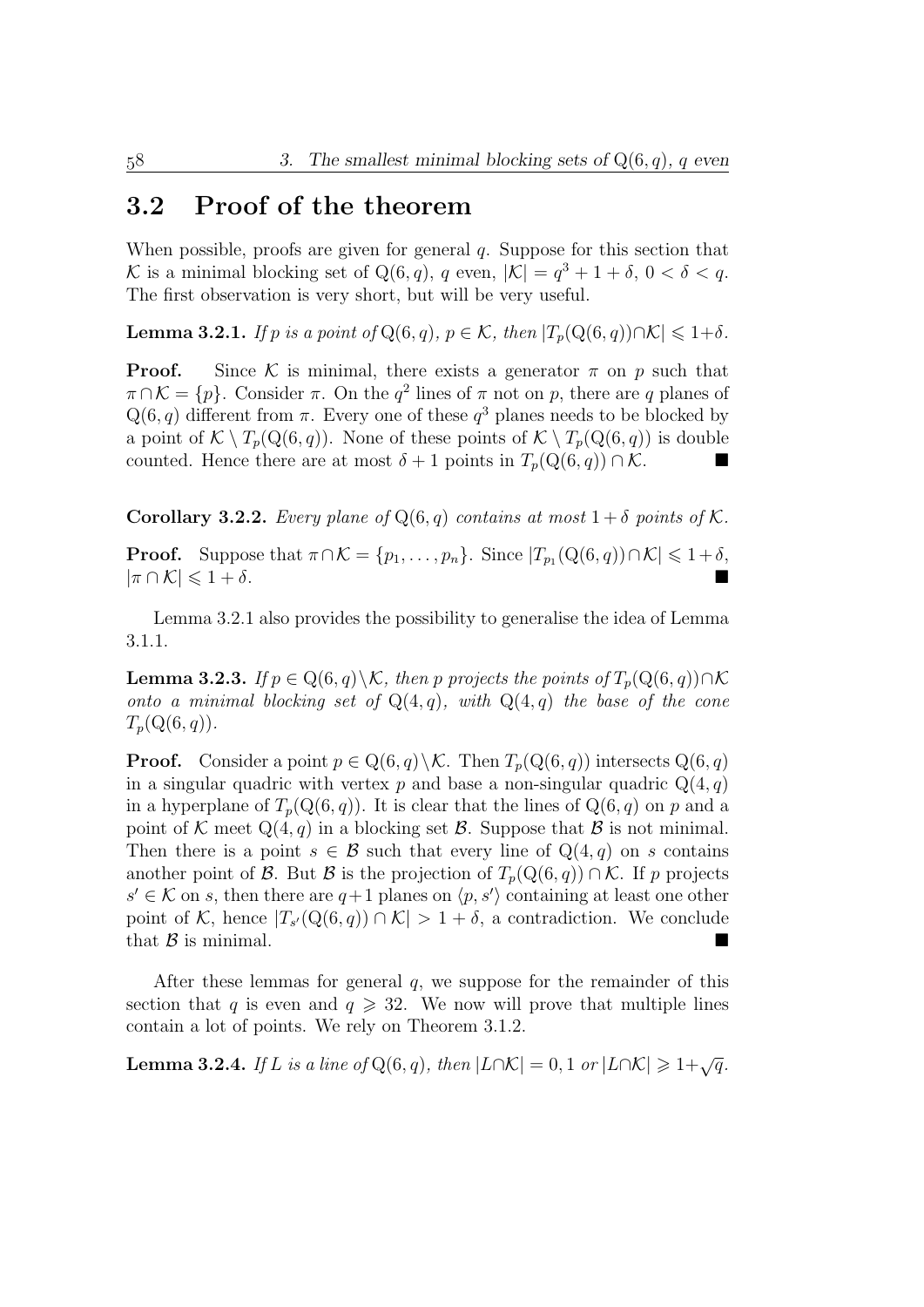## 3.2 Proof of the theorem

When possible, proofs are given for general $q$. Suppose for this section that $\mathcal{K}$ is a minimal blocking set of $\mathrm{Q}(6,q)$, $q$ even, $|\mathcal{K}| = q^3 + 1 + \delta$, $0 < \delta < q$. The first observation is very short, but will be very useful.

**Lemma 3.2.1.** *If $p$ is a point of $\mathrm{Q}(6,q)$, $p \in \mathcal{K}$, then $|T_p(\mathrm{Q}(6,q)) \cap \mathcal{K}| \leqslant 1+\delta$.*

**Proof.** Since $\mathcal{K}$ is minimal, there exists a generator $\pi$ on $p$ such that $\pi \cap \mathcal{K} = \{p\}$. Consider $\pi$. On the $q^2$ lines of $\pi$ not on $p$, there are $q$ planes of $\mathrm{Q}(6,q)$ different from $\pi$. Every one of these $q^3$ planes needs to be blocked by a point of $\mathcal{K} \setminus T_p(\mathrm{Q}(6,q))$. None of these points of $\mathcal{K} \setminus T_p(\mathrm{Q}(6,q))$ is double counted. Hence there are at most $\delta + 1$ points in $T_p(\mathrm{Q}(6,q)) \cap \mathcal{K}$. ■

**Corollary 3.2.2.** *Every plane of $\mathrm{Q}(6,q)$ contains at most $1+\delta$ points of $\mathcal{K}$.*

**Proof.** Suppose that $\pi \cap \mathcal{K} = \{p_1, \ldots, p_n\}$. Since $|T_{p_1}(\mathrm{Q}(6,q)) \cap \mathcal{K}| \leqslant 1+\delta$, $|\pi \cap \mathcal{K}| \leqslant 1+\delta$. ■

Lemma 3.2.1 also provides the possibility to generalise the idea of Lemma 3.1.1.

**Lemma 3.2.3.** *If $p \in \mathrm{Q}(6,q) \setminus \mathcal{K}$, then $p$ projects the points of $T_p(\mathrm{Q}(6,q)) \cap \mathcal{K}$ onto a minimal blocking set of $\mathrm{Q}(4,q)$, with $\mathrm{Q}(4,q)$ the base of the cone $T_p(\mathrm{Q}(6,q))$.*

**Proof.** Consider a point $p \in \mathrm{Q}(6,q) \setminus \mathcal{K}$. Then $T_p(\mathrm{Q}(6,q))$ intersects $\mathrm{Q}(6,q)$ in a singular quadric with vertex $p$ and base a non-singular quadric $\mathrm{Q}(4,q)$ in a hyperplane of $T_p(\mathrm{Q}(6,q))$. It is clear that the lines of $\mathrm{Q}(6,q)$ on $p$ and a point of $\mathcal{K}$ meet $\mathrm{Q}(4,q)$ in a blocking set $\mathcal{B}$. Suppose that $\mathcal{B}$ is not minimal. Then there is a point $s \in \mathcal{B}$ such that every line of $\mathrm{Q}(4,q)$ on $s$ contains another point of $\mathcal{B}$. But $\mathcal{B}$ is the projection of $T_p(\mathrm{Q}(6,q)) \cap \mathcal{K}$. If $p$ projects $s' \in \mathcal{K}$ on $s$, then there are $q+1$ planes on $\langle p, s' \rangle$ containing at least one other point of $\mathcal{K}$, hence $|T_{s'}(\mathrm{Q}(6,q)) \cap \mathcal{K}| > 1+\delta$, a contradiction. We conclude that $\mathcal{B}$ is minimal. ■

After these lemmas for general $q$, we suppose for the remainder of this section that $q$ is even and $q \geqslant 32$. We now will prove that multiple lines contain a lot of points. We rely on Theorem 3.1.2.

**Lemma 3.2.4.** *If $L$ is a line of $\mathrm{Q}(6,q)$, then $|L \cap \mathcal{K}| = 0, 1$ or $|L \cap \mathcal{K}| \geqslant 1+\sqrt{q}$.*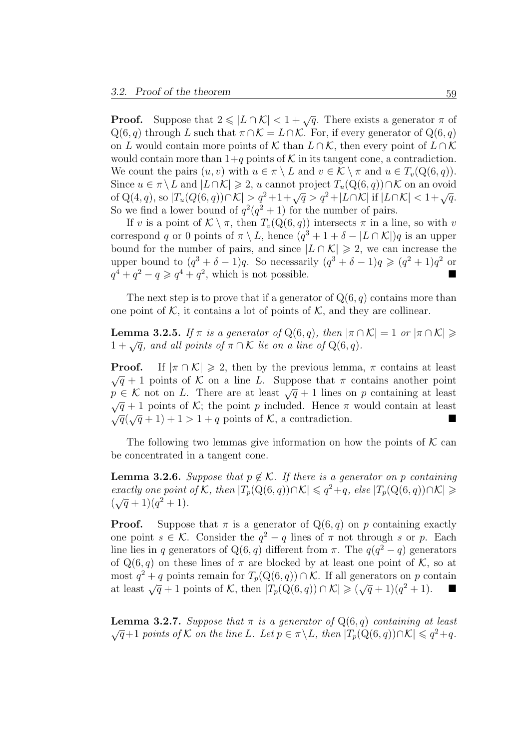**Proof.** Suppose that $2 \leqslant |L \cap \mathcal{K}| < 1 + \sqrt{q}$. There exists a generator $\pi$ of $\mathrm{Q}(6,q)$ through $L$ such that $\pi \cap \mathcal{K} = L \cap \mathcal{K}$. For, if every generator of $\mathrm{Q}(6,q)$ on $L$ would contain more points of $\mathcal{K}$ than $L \cap \mathcal{K}$, then every point of $L \cap \mathcal{K}$ would contain more than $1+q$ points of $\mathcal{K}$ in its tangent cone, a contradiction. We count the pairs $(u,v)$ with $u \in \pi \setminus L$ and $v \in \mathcal{K} \setminus \pi$ and $u \in T_v(\mathrm{Q}(6,q))$. Since $u \in \pi \setminus L$ and $|L \cap \mathcal{K}| \geqslant 2$, $u$ cannot project $T_u(\mathrm{Q}(6,q)) \cap \mathcal{K}$ on an ovoid of $\mathrm{Q}(4,q)$, so $|T_u(Q(6,q)) \cap \mathcal{K}| > q^2+1+\sqrt{q} > q^2 + |L \cap \mathcal{K}|$ if $|L \cap \mathcal{K}| < 1+\sqrt{q}$. So we find a lower bound of $q^2(q^2+1)$ for the number of pairs.

If $v$ is a point of $\mathcal{K} \setminus \pi$, then $T_v(\mathrm{Q}(6,q))$ intersects $\pi$ in a line, so with $v$ correspond $q$ or 0 points of $\pi \setminus L$, hence $(q^3 + 1 + \delta - |L \cap \mathcal{K}|)q$ is an upper bound for the number of pairs, and since $|L \cap \mathcal{K}| \geqslant 2$, we can increase the upper bound to $(q^3 + \delta - 1)q$. So necessarily $(q^3 + \delta - 1)q \geqslant (q^2+1)q^2$ or $q^4 + q^2 - q \geqslant q^4 + q^2$, which is not possible. ∎

The next step is to prove that if a generator of $\mathrm{Q}(6,q)$ contains more than one point of $\mathcal{K}$, it contains a lot of points of $\mathcal{K}$, and they are collinear.

**Lemma 3.2.5.** *If $\pi$ is a generator of $\mathrm{Q}(6,q)$, then $|\pi \cap \mathcal{K}| = 1$ or $|\pi \cap \mathcal{K}| \geqslant 1 + \sqrt{q}$, and all points of $\pi \cap \mathcal{K}$ lie on a line of $\mathrm{Q}(6,q)$.*

**Proof.** If $|\pi \cap \mathcal{K}| \geqslant 2$, then by the previous lemma, $\pi$ contains at least $\sqrt{q}+1$ points of $\mathcal{K}$ on a line $L$. Suppose that $\pi$ contains another point $p \in \mathcal{K}$ not on $L$. There are at least $\sqrt{q}+1$ lines on $p$ containing at least $\sqrt{q}+1$ points of $\mathcal{K}$; the point $p$ included. Hence $\pi$ would contain at least $\sqrt{q}(\sqrt{q}+1)+1 > 1+q$ points of $\mathcal{K}$, a contradiction. ∎

The following two lemmas give information on how the points of $\mathcal{K}$ can be concentrated in a tangent cone.

**Lemma 3.2.6.** *Suppose that $p \notin \mathcal{K}$. If there is a generator on $p$ containing exactly one point of $\mathcal{K}$, then $|T_p(\mathrm{Q}(6,q)) \cap \mathcal{K}| \leqslant q^2+q$, else $|T_p(\mathrm{Q}(6,q)) \cap \mathcal{K}| \geqslant (\sqrt{q}+1)(q^2+1)$.*

**Proof.** Suppose that $\pi$ is a generator of $\mathrm{Q}(6,q)$ on $p$ containing exactly one point $s \in \mathcal{K}$. Consider the $q^2 - q$ lines of $\pi$ not through $s$ or $p$. Each line lies in $q$ generators of $\mathrm{Q}(6,q)$ different from $\pi$. The $q(q^2-q)$ generators of $\mathrm{Q}(6,q)$ on these lines of $\pi$ are blocked by at least one point of $\mathcal{K}$, so at most $q^2+q$ points remain for $T_p(\mathrm{Q}(6,q)) \cap \mathcal{K}$. If all generators on $p$ contain at least $\sqrt{q}+1$ points of $\mathcal{K}$, then $|T_p(\mathrm{Q}(6,q)) \cap \mathcal{K}| \geqslant (\sqrt{q}+1)(q^2+1)$. ∎

**Lemma 3.2.7.** *Suppose that $\pi$ is a generator of $\mathrm{Q}(6,q)$ containing at least $\sqrt{q}+1$ points of $\mathcal{K}$ on the line $L$. Let $p \in \pi \setminus L$, then $|T_p(\mathrm{Q}(6,q)) \cap \mathcal{K}| \leqslant q^2+q$.*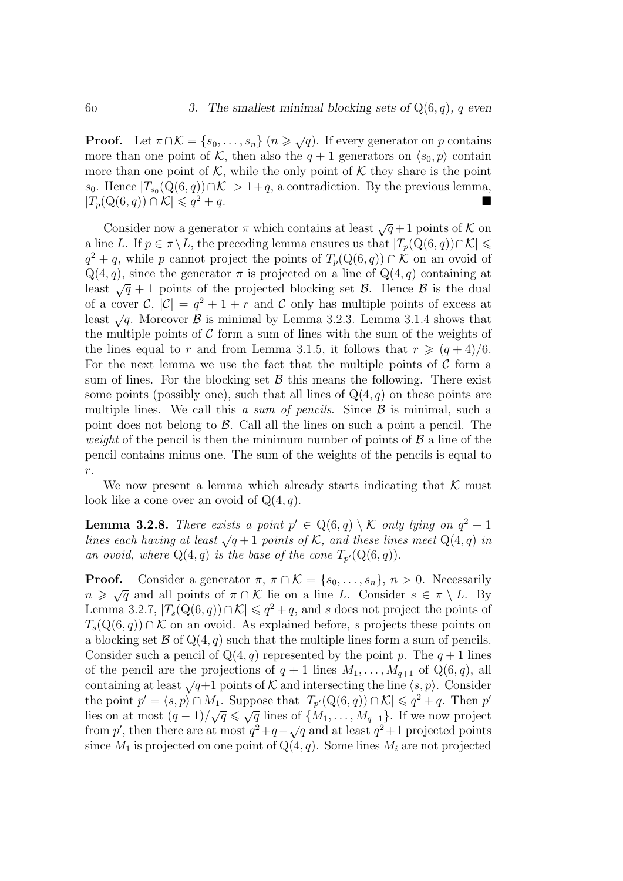**Proof.** Let $\pi \cap \mathcal{K} = \{s_0, \ldots, s_n\}$ ($n \geqslant \sqrt{q}$). If every generator on $p$ contains more than one point of $\mathcal{K}$, then also the $q+1$ generators on $\langle s_0, p\rangle$ contain more than one point of $\mathcal{K}$, while the only point of $\mathcal{K}$ they share is the point $s_0$. Hence $|T_{s_0}(\mathrm{Q}(6,q)) \cap \mathcal{K}| > 1+q$, a contradiction. By the previous lemma, $|T_p(\mathrm{Q}(6,q)) \cap \mathcal{K}| \leqslant q^2 + q$. ■

Consider now a generator $\pi$ which contains at least $\sqrt{q}+1$ points of $\mathcal{K}$ on a line $L$. If $p \in \pi \setminus L$, the preceding lemma ensures us that $|T_p(\mathrm{Q}(6,q)) \cap \mathcal{K}| \leqslant q^2 + q$, while $p$ cannot project the points of $T_p(\mathrm{Q}(6,q)) \cap \mathcal{K}$ on an ovoid of $\mathrm{Q}(4,q)$, since the generator $\pi$ is projected on a line of $\mathrm{Q}(4,q)$ containing at least $\sqrt{q}+1$ points of the projected blocking set $\mathcal{B}$. Hence $\mathcal{B}$ is the dual of a cover $\mathcal{C}$, $|\mathcal{C}| = q^2 + 1 + r$ and $\mathcal{C}$ only has multiple points of excess at least $\sqrt{q}$. Moreover $\mathcal{B}$ is minimal by Lemma 3.2.3. Lemma 3.1.4 shows that the multiple points of $\mathcal{C}$ form a sum of lines with the sum of the weights of the lines equal to $r$ and from Lemma 3.1.5, it follows that $r \geqslant (q+4)/6$. For the next lemma we use the fact that the multiple points of $\mathcal{C}$ form a sum of lines. For the blocking set $\mathcal{B}$ this means the following. There exist some points (possibly one), such that all lines of $\mathrm{Q}(4,q)$ on these points are multiple lines. We call this *a sum of pencils*. Since $\mathcal{B}$ is minimal, such a point does not belong to $\mathcal{B}$. Call all the lines on such a point a pencil. The *weight* of the pencil is then the minimum number of points of $\mathcal{B}$ a line of the pencil contains minus one. The sum of the weights of the pencils is equal to $r$.

We now present a lemma which already starts indicating that $\mathcal{K}$ must look like a cone over an ovoid of $\mathrm{Q}(4,q)$.

**Lemma 3.2.8.** *There exists a point $p' \in \mathrm{Q}(6,q) \setminus \mathcal{K}$ only lying on $q^2+1$ lines each having at least $\sqrt{q}+1$ points of $\mathcal{K}$, and these lines meet $\mathrm{Q}(4,q)$ in an ovoid, where $\mathrm{Q}(4,q)$ is the base of the cone $T_{p'}(\mathrm{Q}(6,q))$.*

**Proof.** Consider a generator $\pi$, $\pi \cap \mathcal{K} = \{s_0, \ldots, s_n\}$, $n > 0$. Necessarily $n \geqslant \sqrt{q}$ and all points of $\pi \cap \mathcal{K}$ lie on a line $L$. Consider $s \in \pi \setminus L$. By Lemma 3.2.7, $|T_s(\mathrm{Q}(6,q)) \cap \mathcal{K}| \leqslant q^2 + q$, and $s$ does not project the points of $T_s(\mathrm{Q}(6,q)) \cap \mathcal{K}$ on an ovoid. As explained before, $s$ projects these points on a blocking set $\mathcal{B}$ of $\mathrm{Q}(4,q)$ such that the multiple lines form a sum of pencils. Consider such a pencil of $\mathrm{Q}(4,q)$ represented by the point $p$. The $q+1$ lines of the pencil are the projections of $q+1$ lines $M_1, \ldots, M_{q+1}$ of $\mathrm{Q}(6,q)$, all containing at least $\sqrt{q}+1$ points of $\mathcal{K}$ and intersecting the line $\langle s, p\rangle$. Consider the point $p' = \langle s, p\rangle \cap M_1$. Suppose that $|T_{p'}(\mathrm{Q}(6,q)) \cap \mathcal{K}| \leqslant q^2 + q$. Then $p'$ lies on at most $(q-1)/\sqrt{q} \leqslant \sqrt{q}$ lines of $\{M_1, \ldots, M_{q+1}\}$. If we now project from $p'$, then there are at most $q^2+q-\sqrt{q}$ and at least $q^2+1$ projected points since $M_1$ is projected on one point of $\mathrm{Q}(4,q)$. Some lines $M_i$ are not projected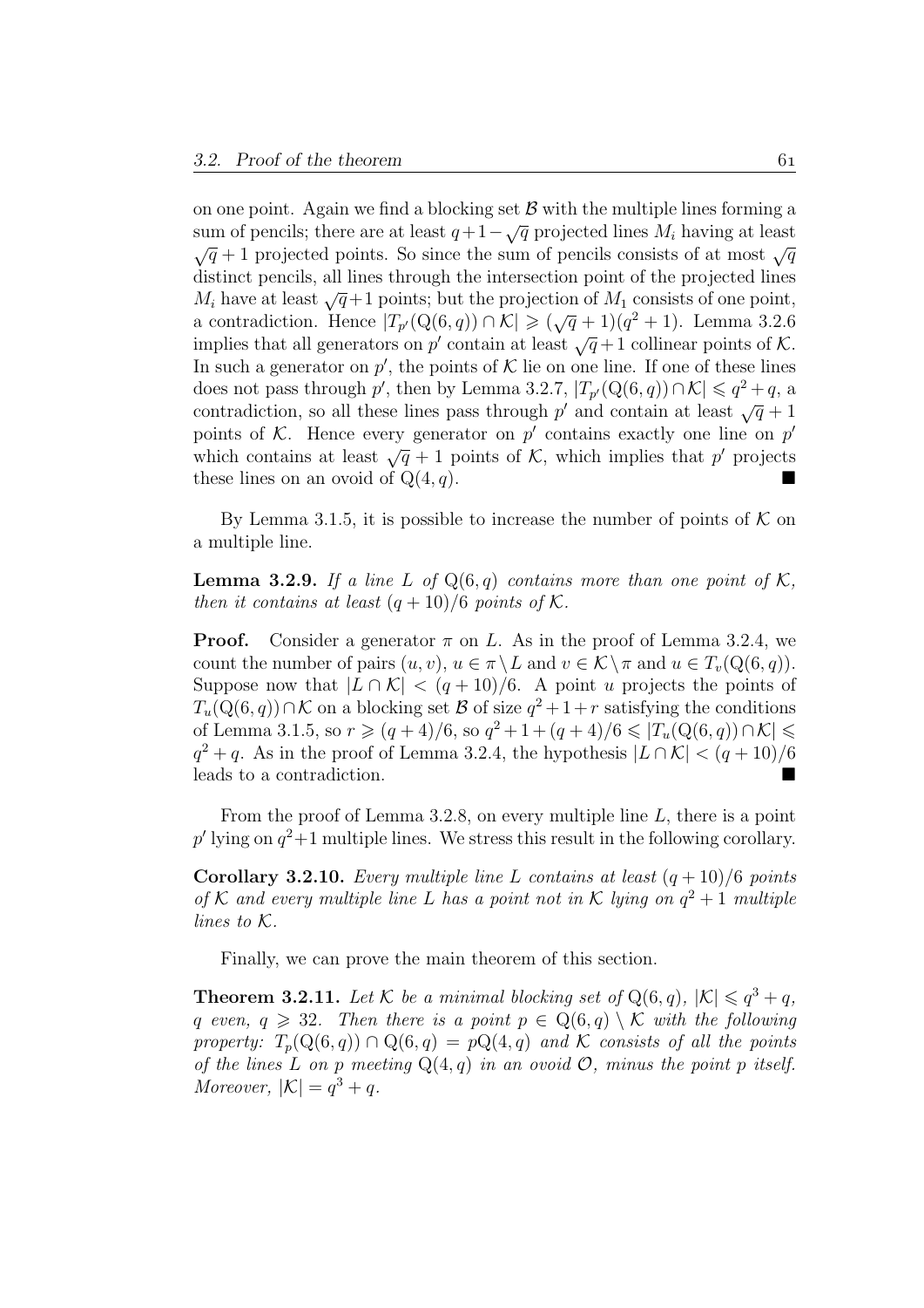on one point. Again we find a blocking set $\mathcal{B}$ with the multiple lines forming a sum of pencils; there are at least $q+1-\sqrt{q}$ projected lines $M_i$ having at least $\sqrt{q}+1$ projected points. So since the sum of pencils consists of at most $\sqrt{q}$ distinct pencils, all lines through the intersection point of the projected lines $M_i$ have at least $\sqrt{q}+1$ points; but the projection of $M_1$ consists of one point, a contradiction. Hence $|T_{p'}(\mathrm{Q}(6,q)) \cap \mathcal{K}| \geqslant (\sqrt{q}+1)(q^2+1)$. Lemma 3.2.6 implies that all generators on $p'$ contain at least $\sqrt{q}+1$ collinear points of $\mathcal{K}$. In such a generator on $p'$, the points of $\mathcal{K}$ lie on one line. If one of these lines does not pass through $p'$, then by Lemma 3.2.7, $|T_{p'}(\mathrm{Q}(6,q)) \cap \mathcal{K}| \leqslant q^2+q$, a contradiction, so all these lines pass through $p'$ and contain at least $\sqrt{q}+1$ points of $\mathcal{K}$. Hence every generator on $p'$ contains exactly one line on $p'$ which contains at least $\sqrt{q}+1$ points of $\mathcal{K}$, which implies that $p'$ projects these lines on an ovoid of $\mathrm{Q}(4,q)$. ■

By Lemma 3.1.5, it is possible to increase the number of points of $\mathcal{K}$ on a multiple line.

**Lemma 3.2.9.** *If a line $L$ of $\mathrm{Q}(6,q)$ contains more than one point of $\mathcal{K}$, then it contains at least $(q+10)/6$ points of $\mathcal{K}$.*

**Proof.** Consider a generator $\pi$ on $L$. As in the proof of Lemma 3.2.4, we count the number of pairs $(u,v)$, $u \in \pi \setminus L$ and $v \in \mathcal{K} \setminus \pi$ and $u \in T_v(\mathrm{Q}(6,q))$. Suppose now that $|L \cap \mathcal{K}| < (q+10)/6$. A point $u$ projects the points of $T_u(\mathrm{Q}(6,q)) \cap \mathcal{K}$ on a blocking set $\mathcal{B}$ of size $q^2+1+r$ satisfying the conditions of Lemma 3.1.5, so $r \geqslant (q+4)/6$, so $q^2+1+(q+4)/6 \leqslant |T_u(\mathrm{Q}(6,q)) \cap \mathcal{K}| \leqslant q^2+q$. As in the proof of Lemma 3.2.4, the hypothesis $|L \cap \mathcal{K}| < (q+10)/6$ leads to a contradiction. ■

From the proof of Lemma 3.2.8, on every multiple line $L$, there is a point $p'$ lying on $q^2+1$ multiple lines. We stress this result in the following corollary.

**Corollary 3.2.10.** *Every multiple line $L$ contains at least $(q+10)/6$ points of $\mathcal{K}$ and every multiple line $L$ has a point not in $\mathcal{K}$ lying on $q^2+1$ multiple lines to $\mathcal{K}$.*

Finally, we can prove the main theorem of this section.

**Theorem 3.2.11.** *Let $\mathcal{K}$ be a minimal blocking set of $\mathrm{Q}(6,q)$, $|\mathcal{K}| \leqslant q^3+q$, $q$ even, $q \geqslant 32$. Then there is a point $p \in \mathrm{Q}(6,q) \setminus \mathcal{K}$ with the following property: $T_p(\mathrm{Q}(6,q)) \cap \mathrm{Q}(6,q) = p\mathrm{Q}(4,q)$ and $\mathcal{K}$ consists of all the points of the lines $L$ on $p$ meeting $\mathrm{Q}(4,q)$ in an ovoid $\mathcal{O}$, minus the point $p$ itself. Moreover, $|\mathcal{K}| = q^3+q$.*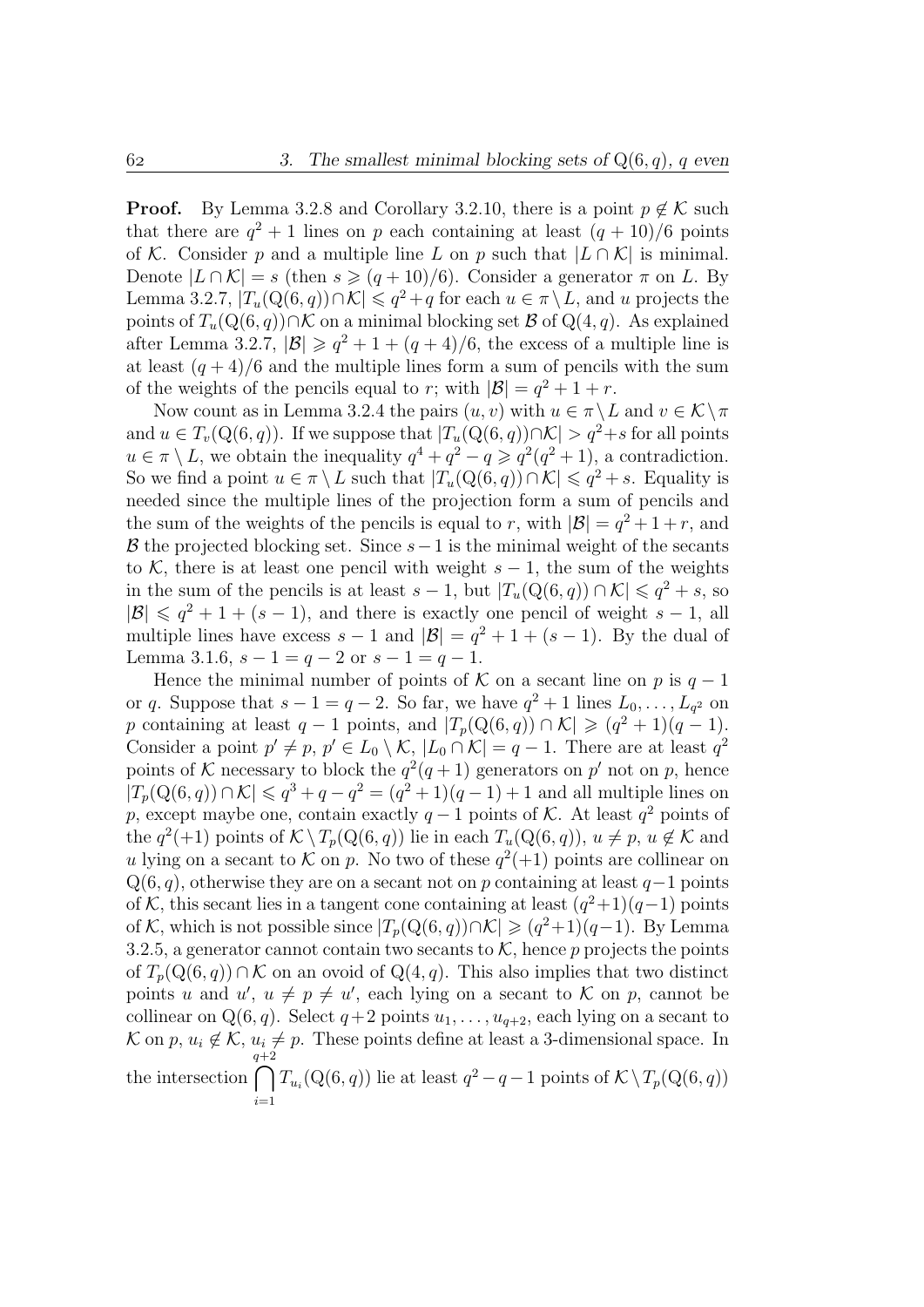**Proof.** By Lemma 3.2.8 and Corollary 3.2.10, there is a point $p \notin \mathcal{K}$ such that there are $q^2+1$ lines on $p$ each containing at least $(q+10)/6$ points of $\mathcal{K}$. Consider $p$ and a multiple line $L$ on $p$ such that $|L \cap \mathcal{K}|$ is minimal. Denote $|L \cap \mathcal{K}| = s$ (then $s \geqslant (q+10)/6$). Consider a generator $\pi$ on $L$. By Lemma 3.2.7, $|T_u(\mathrm{Q}(6,q)) \cap \mathcal{K}| \leqslant q^2+q$ for each $u \in \pi \setminus L$, and $u$ projects the points of $T_u(\mathrm{Q}(6,q)) \cap \mathcal{K}$ on a minimal blocking set $\mathcal{B}$ of $\mathrm{Q}(4,q)$. As explained after Lemma 3.2.7, $|\mathcal{B}| \geqslant q^2+1+(q+4)/6$, the excess of a multiple line is at least $(q+4)/6$ and the multiple lines form a sum of pencils with the sum of the weights of the pencils equal to $r$; with $|\mathcal{B}| = q^2+1+r$.

Now count as in Lemma 3.2.4 the pairs $(u,v)$ with $u \in \pi \setminus L$ and $v \in \mathcal{K} \setminus \pi$ and $u \in T_v(\mathrm{Q}(6,q))$. If we suppose that $|T_u(\mathrm{Q}(6,q)) \cap \mathcal{K}| > q^2+s$ for all points $u \in \pi \setminus L$, we obtain the inequality $q^4+q^2-q \geqslant q^2(q^2+1)$, a contradiction. So we find a point $u \in \pi \setminus L$ such that $|T_u(\mathrm{Q}(6,q)) \cap \mathcal{K}| \leqslant q^2+s$. Equality is needed since the multiple lines of the projection form a sum of pencils and the sum of the weights of the pencils is equal to $r$, with $|\mathcal{B}| = q^2+1+r$, and $\mathcal{B}$ the projected blocking set. Since $s-1$ is the minimal weight of the secants to $\mathcal{K}$, there is at least one pencil with weight $s-1$, the sum of the weights in the sum of the pencils is at least $s-1$, but $|T_u(\mathrm{Q}(6,q)) \cap \mathcal{K}| \leqslant q^2+s$, so $|\mathcal{B}| \leqslant q^2+1+(s-1)$, and there is exactly one pencil of weight $s-1$, all multiple lines have excess $s-1$ and $|\mathcal{B}| = q^2+1+(s-1)$. By the dual of Lemma 3.1.6, $s-1 = q-2$ or $s-1 = q-1$.

Hence the minimal number of points of $\mathcal{K}$ on a secant line on $p$ is $q-1$ or $q$. Suppose that $s-1 = q-2$. So far, we have $q^2+1$ lines $L_0, \ldots, L_{q^2}$ on $p$ containing at least $q-1$ points, and $|T_p(\mathrm{Q}(6,q)) \cap \mathcal{K}| \geqslant (q^2+1)(q-1)$. Consider a point $p' \neq p$, $p' \in L_0 \setminus \mathcal{K}$, $|L_0 \cap \mathcal{K}| = q-1$. There are at least $q^2$ points of $\mathcal{K}$ necessary to block the $q^2(q+1)$ generators on $p'$ not on $p$, hence $|T_p(\mathrm{Q}(6,q)) \cap \mathcal{K}| \leqslant q^3+q-q^2 = (q^2+1)(q-1)+1$ and all multiple lines on $p$, except maybe one, contain exactly $q-1$ points of $\mathcal{K}$. At least $q^2$ points of the $q^2(+1)$ points of $\mathcal{K} \setminus T_p(\mathrm{Q}(6,q))$ lie in each $T_u(\mathrm{Q}(6,q))$, $u \neq p$, $u \notin \mathcal{K}$ and $u$ lying on a secant to $\mathcal{K}$ on $p$. No two of these $q^2(+1)$ points are collinear on $\mathrm{Q}(6,q)$, otherwise they are on a secant not on $p$ containing at least $q-1$ points of $\mathcal{K}$, this secant lies in a tangent cone containing at least $(q^2+1)(q-1)$ points of $\mathcal{K}$, which is not possible since $|T_p(\mathrm{Q}(6,q)) \cap \mathcal{K}| \geqslant (q^2+1)(q-1)$. By Lemma 3.2.5, a generator cannot contain two secants to $\mathcal{K}$, hence $p$ projects the points of $T_p(\mathrm{Q}(6,q)) \cap \mathcal{K}$ on an ovoid of $\mathrm{Q}(4,q)$. This also implies that two distinct points $u$ and $u'$, $u \neq p \neq u'$, each lying on a secant to $\mathcal{K}$ on $p$, cannot be collinear on $\mathrm{Q}(6,q)$. Select $q+2$ points $u_1, \ldots, u_{q+2}$, each lying on a secant to $\mathcal{K}$ on $p$, $u_i \notin \mathcal{K}$, $u_i \neq p$. These points define at least a 3-dimensional space. In the intersection $\bigcap_{i=1}^{q+2} T_{u_i}(\mathrm{Q}(6,q))$ lie at least $q^2-q-1$ points of $\mathcal{K} \setminus T_p(\mathrm{Q}(6,q))$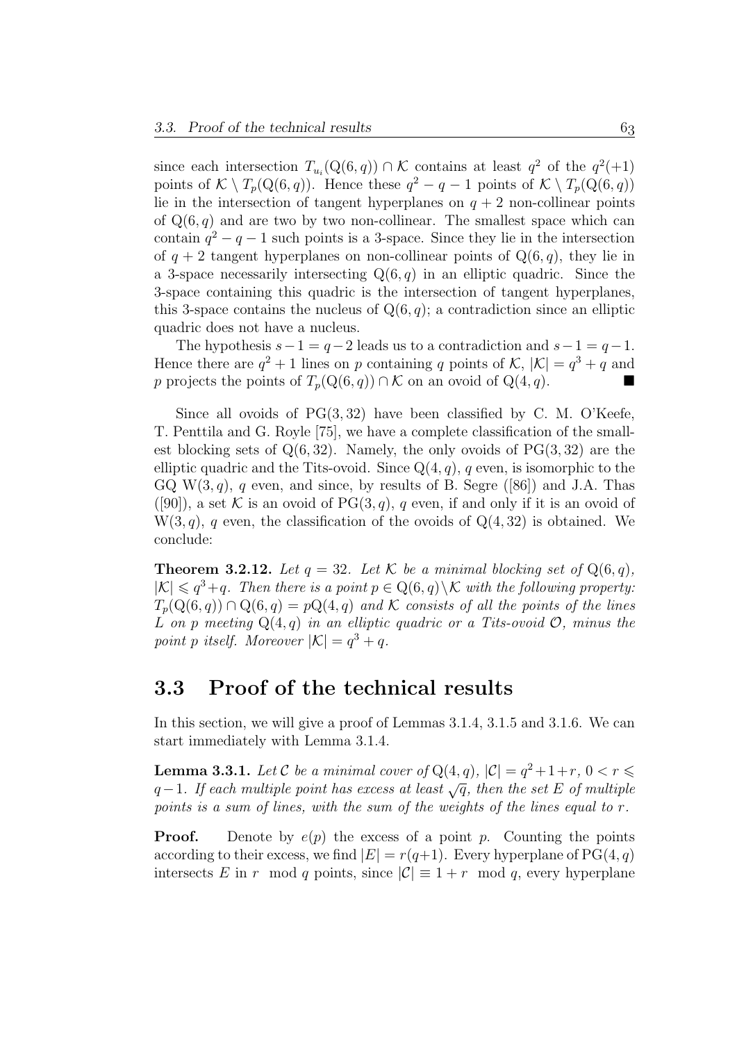since each intersection $T_{u_i}(\mathrm{Q}(6,q)) \cap \mathcal{K}$ contains at least $q^2$ of the $q^2(+1)$ points of $\mathcal{K} \setminus T_p(\mathrm{Q}(6,q))$. Hence these $q^2 - q - 1$ points of $\mathcal{K} \setminus T_p(\mathrm{Q}(6,q))$ lie in the intersection of tangent hyperplanes on $q+2$ non-collinear points of $\mathrm{Q}(6,q)$ and are two by two non-collinear. The smallest space which can contain $q^2 - q - 1$ such points is a 3-space. Since they lie in the intersection of $q+2$ tangent hyperplanes on non-collinear points of $\mathrm{Q}(6,q)$, they lie in a 3-space necessarily intersecting $\mathrm{Q}(6,q)$ in an elliptic quadric. Since the 3-space containing this quadric is the intersection of tangent hyperplanes, this 3-space contains the nucleus of $\mathrm{Q}(6,q)$; a contradiction since an elliptic quadric does not have a nucleus.

The hypothesis $s-1 = q-2$ leads us to a contradiction and $s-1 = q-1$. Hence there are $q^2+1$ lines on $p$ containing $q$ points of $\mathcal{K}$, $|\mathcal{K}| = q^3 + q$ and $p$ projects the points of $T_p(\mathrm{Q}(6,q)) \cap \mathcal{K}$ on an ovoid of $\mathrm{Q}(4,q)$. ■

Since all ovoids of $\mathrm{PG}(3,32)$ have been classified by C. M. O'Keefe, T. Penttila and G. Royle [75], we have a complete classification of the smallest blocking sets of $\mathrm{Q}(6,32)$. Namely, the only ovoids of $\mathrm{PG}(3,32)$ are the elliptic quadric and the Tits-ovoid. Since $\mathrm{Q}(4,q)$, $q$ even, is isomorphic to the GQ $\mathrm{W}(3,q)$, $q$ even, and since, by results of B. Segre ([86]) and J.A. Thas ([90]), a set $\mathcal{K}$ is an ovoid of $\mathrm{PG}(3,q)$, $q$ even, if and only if it is an ovoid of $\mathrm{W}(3,q)$, $q$ even, the classification of the ovoids of $\mathrm{Q}(4,32)$ is obtained. We conclude:

**Theorem 3.2.12.** *Let $q = 32$. Let $\mathcal{K}$ be a minimal blocking set of $\mathrm{Q}(6,q)$, $|\mathcal{K}| \leqslant q^3+q$. Then there is a point $p \in \mathrm{Q}(6,q) \setminus \mathcal{K}$ with the following property: $T_p(\mathrm{Q}(6,q)) \cap \mathrm{Q}(6,q) = p\mathrm{Q}(4,q)$ and $\mathcal{K}$ consists of all the points of the lines $L$ on $p$ meeting $\mathrm{Q}(4,q)$ in an elliptic quadric or a Tits-ovoid $\mathcal{O}$, minus the point $p$ itself. Moreover $|\mathcal{K}| = q^3 + q$.*

## 3.3 Proof of the technical results

In this section, we will give a proof of Lemmas 3.1.4, 3.1.5 and 3.1.6. We can start immediately with Lemma 3.1.4.

**Lemma 3.3.1.** *Let $\mathcal{C}$ be a minimal cover of $\mathrm{Q}(4,q)$, $|\mathcal{C}| = q^2+1+r$, $0 < r \leqslant q-1$. If each multiple point has excess at least $\sqrt{q}$, then the set $E$ of multiple points is a sum of lines, with the sum of the weights of the lines equal to $r$.*

**Proof.** Denote by $e(p)$ the excess of a point $p$. Counting the points according to their excess, we find $|E| = r(q+1)$. Every hyperplane of $\mathrm{PG}(4,q)$ intersects $E$ in $r \mod q$ points, since $|\mathcal{C}| \equiv 1 + r \mod q$, every hyperplane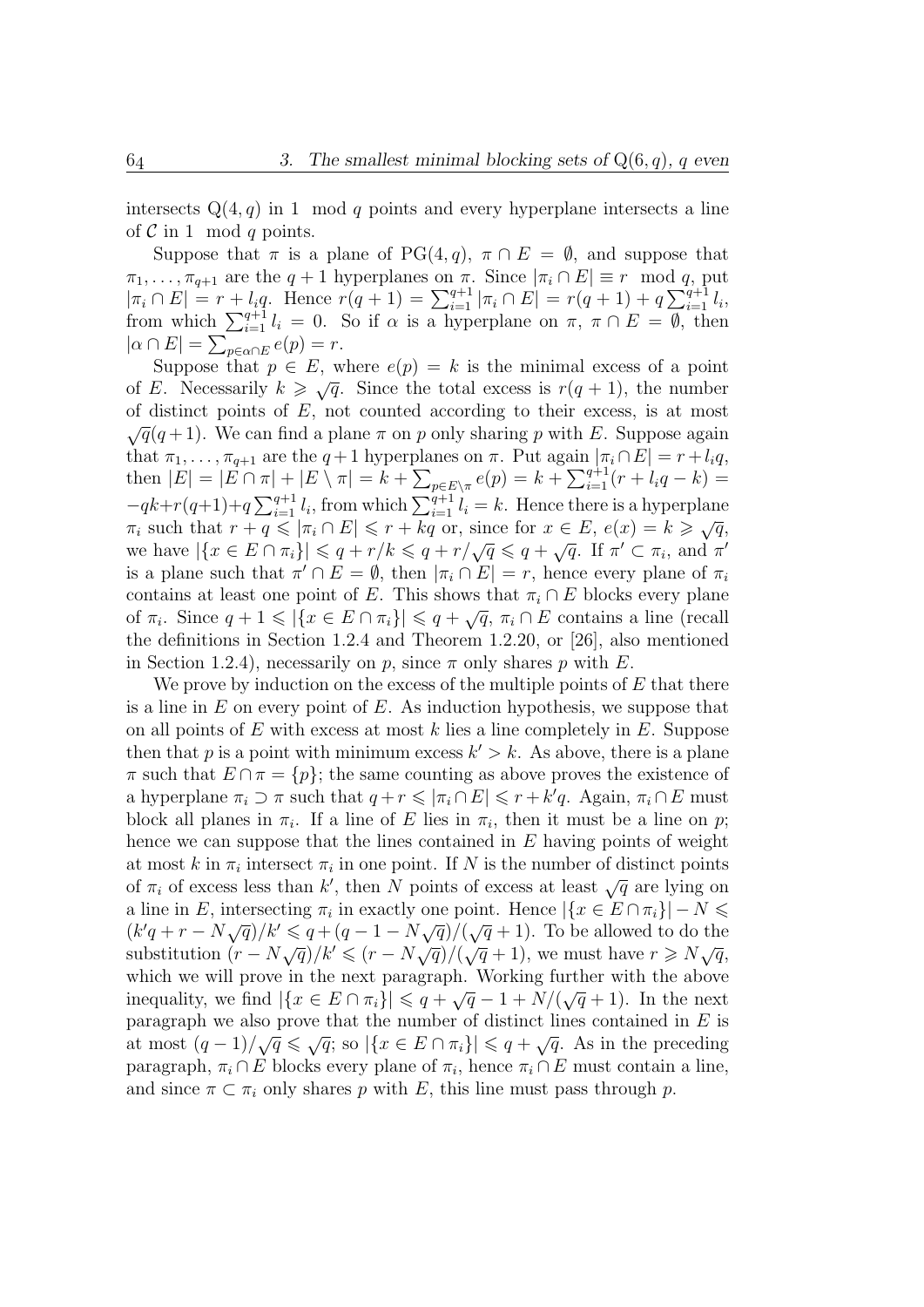intersects $Q(4, q)$ in 1 mod $q$ points and every hyperplane intersects a line of $\mathcal{C}$ in 1 mod $q$ points.

Suppose that $\pi$ is a plane of $PG(4, q)$, $\pi \cap E = \emptyset$, and suppose that $\pi_1, \ldots, \pi_{q+1}$ are the $q+1$ hyperplanes on $\pi$. Since $|\pi_i \cap E| \equiv r \mod q$, put $|\pi_i \cap E| = r + l_i q$. Hence $r(q+1) = \sum_{i=1}^{q+1} |\pi_i \cap E| = r(q+1) + q\sum_{i=1}^{q+1} l_i$, from which $\sum_{i=1}^{q+1} l_i = 0$. So if $\alpha$ is a hyperplane on $\pi$, $\pi \cap E = \emptyset$, then $|\alpha \cap E| = \sum_{p \in \alpha \cap E} e(p) = r$.

Suppose that $p \in E$, where $e(p) = k$ is the minimal excess of a point of $E$. Necessarily $k \geqslant \sqrt{q}$. Since the total excess is $r(q+1)$, the number of distinct points of $E$, not counted according to their excess, is at most $\sqrt{q}(q+1)$. We can find a plane $\pi$ on $p$ only sharing $p$ with $E$. Suppose again that $\pi_1, \ldots, \pi_{q+1}$ are the $q+1$ hyperplanes on $\pi$. Put again $|\pi_i \cap E| = r + l_i q$, then $|E| = |E \cap \pi| + |E \setminus \pi| = k + \sum_{p \in E \setminus \pi} e(p) = k + \sum_{i=1}^{q+1}(r + l_i q - k) = -qk + r(q+1) + q\sum_{i=1}^{q+1} l_i$, from which $\sum_{i=1}^{q+1} l_i = k$. Hence there is a hyperplane $\pi_i$ such that $r + q \leqslant |\pi_i \cap E| \leqslant r + kq$ or, since for $x \in E$, $e(x) = k \geqslant \sqrt{q}$, we have $|\{x \in E \cap \pi_i\}| \leqslant q + r/k \leqslant q + r/\sqrt{q} \leqslant q + \sqrt{q}$. If $\pi' \subset \pi_i$, and $\pi'$ is a plane such that $\pi' \cap E = \emptyset$, then $|\pi_i \cap E| = r$, hence every plane of $\pi_i$ contains at least one point of $E$. This shows that $\pi_i \cap E$ blocks every plane of $\pi_i$. Since $q + 1 \leqslant |\{x \in E \cap \pi_i\}| \leqslant q + \sqrt{q}$, $\pi_i \cap E$ contains a line (recall the definitions in Section 1.2.4 and Theorem 1.2.20, or [26], also mentioned in Section 1.2.4), necessarily on $p$, since $\pi$ only shares $p$ with $E$.

We prove by induction on the excess of the multiple points of $E$ that there is a line in $E$ on every point of $E$. As induction hypothesis, we suppose that on all points of $E$ with excess at most $k$ lies a line completely in $E$. Suppose then that $p$ is a point with minimum excess $k' > k$. As above, there is a plane $\pi$ such that $E \cap \pi = \{p\}$; the same counting as above proves the existence of a hyperplane $\pi_i \supset \pi$ such that $q + r \leqslant |\pi_i \cap E| \leqslant r + k'q$. Again, $\pi_i \cap E$ must block all planes in $\pi_i$. If a line of $E$ lies in $\pi_i$, then it must be a line on $p$; hence we can suppose that the lines contained in $E$ having points of weight at most $k$ in $\pi_i$ intersect $\pi_i$ in one point. If $N$ is the number of distinct points of $\pi_i$ of excess less than $k'$, then $N$ points of excess at least $\sqrt{q}$ are lying on a line in $E$, intersecting $\pi_i$ in exactly one point. Hence $|\{x \in E \cap \pi_i\}| - N \leqslant (k'q + r - N\sqrt{q})/k' \leqslant q + (q - 1 - N\sqrt{q})/(\sqrt{q} + 1)$. To be allowed to do the substitution $(r - N\sqrt{q})/k' \leqslant (r - N\sqrt{q})/(\sqrt{q} + 1)$, we must have $r \geqslant N\sqrt{q}$, which we will prove in the next paragraph. Working further with the above inequality, we find $|\{x \in E \cap \pi_i\}| \leqslant q + \sqrt{q} - 1 + N/(\sqrt{q} + 1)$. In the next paragraph we also prove that the number of distinct lines contained in $E$ is at most $(q-1)/\sqrt{q} \leqslant \sqrt{q}$; so $|\{x \in E \cap \pi_i\}| \leqslant q + \sqrt{q}$. As in the preceding paragraph, $\pi_i \cap E$ blocks every plane of $\pi_i$, hence $\pi_i \cap E$ must contain a line, and since $\pi \subset \pi_i$ only shares $p$ with $E$, this line must pass through $p$.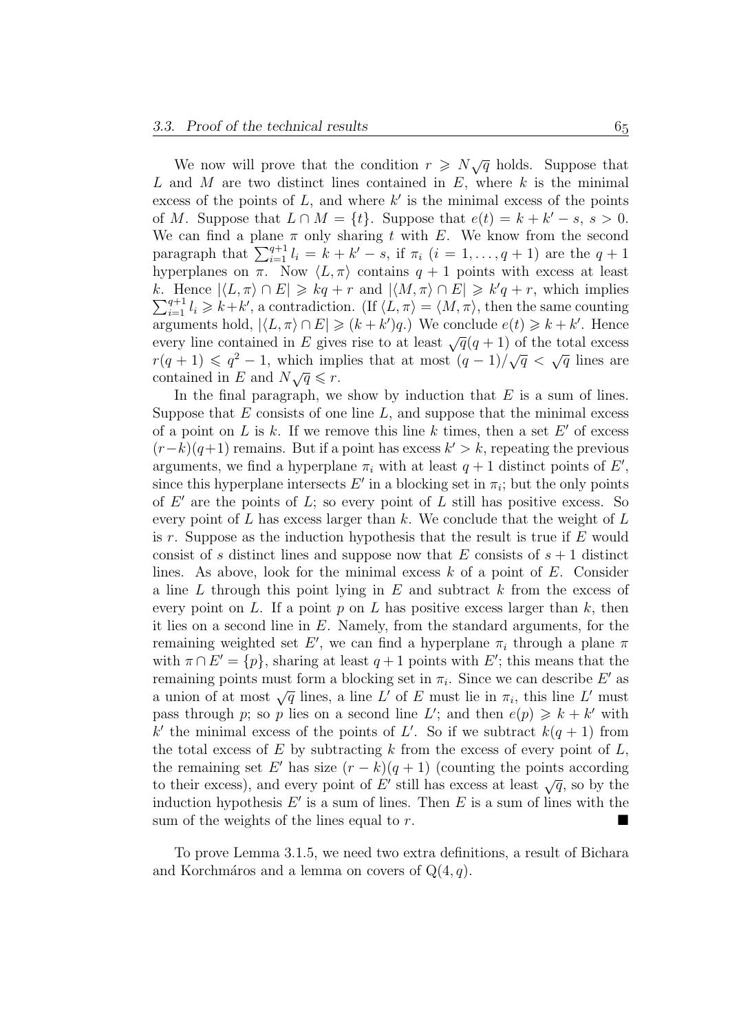We now will prove that the condition $r \geqslant N\sqrt{q}$ holds. Suppose that $L$ and $M$ are two distinct lines contained in $E$, where $k$ is the minimal excess of the points of $L$, and where $k'$ is the minimal excess of the points of $M$. Suppose that $L \cap M = \{t\}$. Suppose that $e(t) = k + k' - s$, $s > 0$. We can find a plane $\pi$ only sharing $t$ with $E$. We know from the second paragraph that $\sum_{i=1}^{q+1} l_i = k + k' - s$, if $\pi_i$ $(i = 1, \ldots, q+1)$ are the $q+1$ hyperplanes on $\pi$. Now $\langle L, \pi \rangle$ contains $q+1$ points with excess at least $k$. Hence $|\langle L, \pi\rangle \cap E| \geqslant kq + r$ and $|\langle M, \pi\rangle \cap E| \geqslant k'q + r$, which implies $\sum_{i=1}^{q+1} l_i \geqslant k + k'$, a contradiction. (If $\langle L, \pi \rangle = \langle M, \pi \rangle$, then the same counting arguments hold, $|\langle L, \pi\rangle \cap E| \geqslant (k+k')q$.) We conclude $e(t) \geqslant k + k'$. Hence every line contained in $E$ gives rise to at least $\sqrt{q}(q+1)$ of the total excess $r(q+1) \leqslant q^2 - 1$, which implies that at most $(q-1)/\sqrt{q} < \sqrt{q}$ lines are contained in $E$ and $N\sqrt{q} \leqslant r$.

In the final paragraph, we show by induction that $E$ is a sum of lines. Suppose that $E$ consists of one line $L$, and suppose that the minimal excess of a point on $L$ is $k$. If we remove this line $k$ times, then a set $E'$ of excess $(r-k)(q+1)$ remains. But if a point has excess $k' > k$, repeating the previous arguments, we find a hyperplane $\pi_i$ with at least $q+1$ distinct points of $E'$, since this hyperplane intersects $E'$ in a blocking set in $\pi_i$; but the only points of $E'$ are the points of $L$; so every point of $L$ still has positive excess. So every point of $L$ has excess larger than $k$. We conclude that the weight of $L$ is $r$. Suppose as the induction hypothesis that the result is true if $E$ would consist of $s$ distinct lines and suppose now that $E$ consists of $s+1$ distinct lines. As above, look for the minimal excess $k$ of a point of $E$. Consider a line $L$ through this point lying in $E$ and subtract $k$ from the excess of every point on $L$. If a point $p$ on $L$ has positive excess larger than $k$, then it lies on a second line in $E$. Namely, from the standard arguments, for the remaining weighted set $E'$, we can find a hyperplane $\pi_i$ through a plane $\pi$ with $\pi \cap E' = \{p\}$, sharing at least $q+1$ points with $E'$; this means that the remaining points must form a blocking set in $\pi_i$. Since we can describe $E'$ as a union of at most $\sqrt{q}$ lines, a line $L'$ of $E$ must lie in $\pi_i$, this line $L'$ must pass through $p$; so $p$ lies on a second line $L'$; and then $e(p) \geqslant k + k'$ with $k'$ the minimal excess of the points of $L'$. So if we subtract $k(q+1)$ from the total excess of $E$ by subtracting $k$ from the excess of every point of $L$, the remaining set $E'$ has size $(r-k)(q+1)$ (counting the points according to their excess), and every point of $E'$ still has excess at least $\sqrt{q}$, so by the induction hypothesis $E'$ is a sum of lines. Then $E$ is a sum of lines with the sum of the weights of the lines equal to $r$. ■

To prove Lemma 3.1.5, we need two extra definitions, a result of Bichara and Korchmáros and a lemma on covers of $\mathrm{Q}(4, q)$.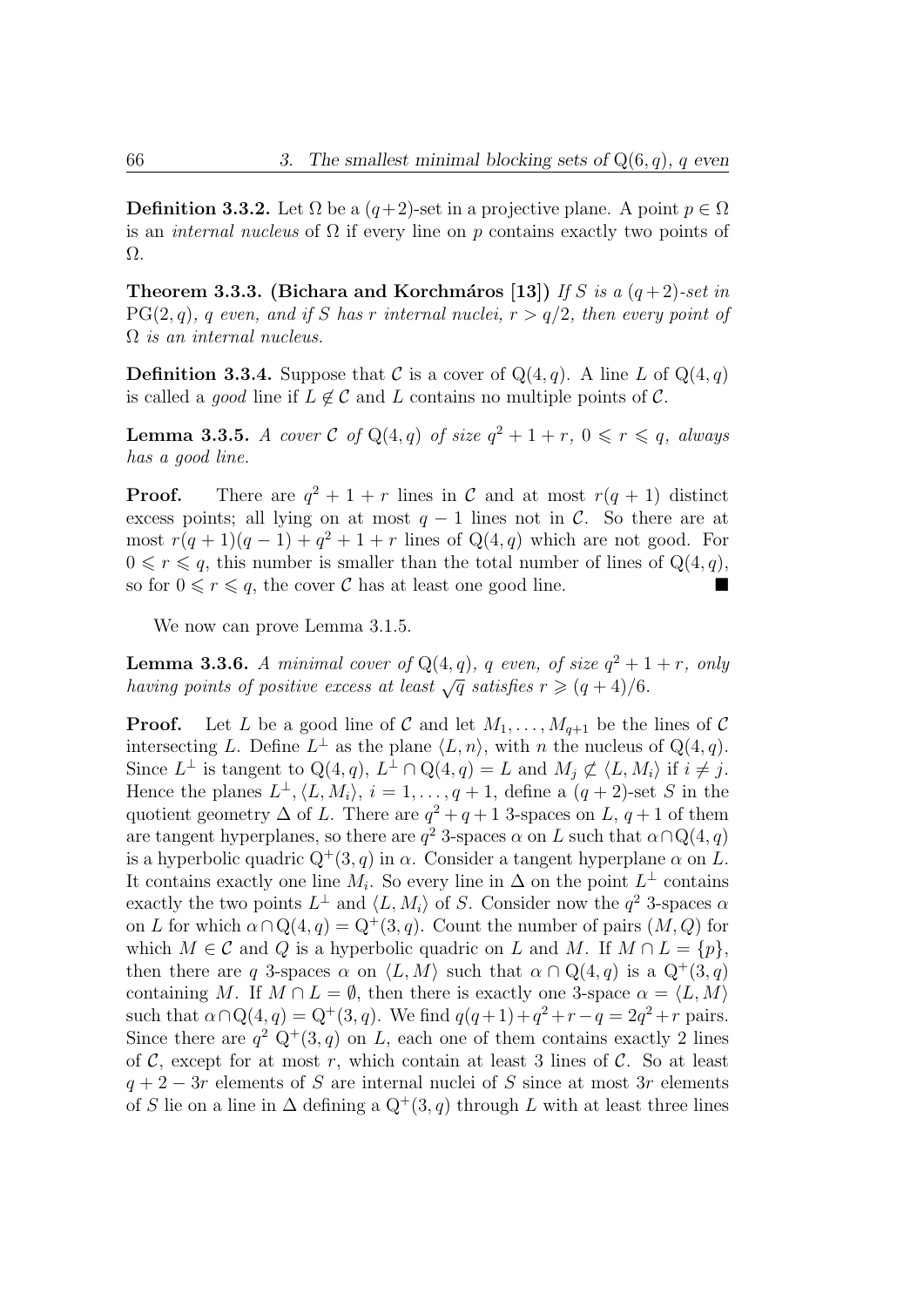**Definition 3.3.2.** Let $\Omega$ be a $(q+2)$-set in a projective plane. A point $p \in \Omega$ is an *internal nucleus* of $\Omega$ if every line on $p$ contains exactly two points of $\Omega$.

**Theorem 3.3.3. (Bichara and Korchmáros [13])** *If $S$ is a $(q+2)$-set in $\mathrm{PG}(2,q)$, $q$ even, and if $S$ has $r$ internal nuclei, $r > q/2$, then every point of $\Omega$ is an internal nucleus.*

**Definition 3.3.4.** Suppose that $\mathcal{C}$ is a cover of $\mathrm{Q}(4,q)$. A line $L$ of $\mathrm{Q}(4,q)$ is called a *good* line if $L \notin \mathcal{C}$ and $L$ contains no multiple points of $\mathcal{C}$.

**Lemma 3.3.5.** *A cover $\mathcal{C}$ of $\mathrm{Q}(4,q)$ of size $q^2+1+r$, $0 \leqslant r \leqslant q$, always has a good line.*

**Proof.** There are $q^2+1+r$ lines in $\mathcal{C}$ and at most $r(q+1)$ distinct excess points; all lying on at most $q-1$ lines not in $\mathcal{C}$. So there are at most $r(q+1)(q-1)+q^2+1+r$ lines of $\mathrm{Q}(4,q)$ which are not good. For $0 \leqslant r \leqslant q$, this number is smaller than the total number of lines of $\mathrm{Q}(4,q)$, so for $0 \leqslant r \leqslant q$, the cover $\mathcal{C}$ has at least one good line. ■

We now can prove Lemma 3.1.5.

**Lemma 3.3.6.** *A minimal cover of $\mathrm{Q}(4,q)$, $q$ even, of size $q^2+1+r$, only having points of positive excess at least $\sqrt{q}$ satisfies $r \geqslant (q+4)/6$.*

**Proof.** Let $L$ be a good line of $\mathcal{C}$ and let $M_1, \ldots, M_{q+1}$ be the lines of $\mathcal{C}$ intersecting $L$. Define $L^\perp$ as the plane $\langle L, n\rangle$, with $n$ the nucleus of $\mathrm{Q}(4,q)$. Since $L^\perp$ is tangent to $\mathrm{Q}(4,q)$, $L^\perp \cap \mathrm{Q}(4,q) = L$ and $M_j \not\subset \langle L, M_i\rangle$ if $i \neq j$. Hence the planes $L^\perp, \langle L, M_i\rangle$, $i = 1, \ldots, q+1$, define a $(q+2)$-set $S$ in the quotient geometry $\Delta$ of $L$. There are $q^2+q+1$ 3-spaces on $L$, $q+1$ of them are tangent hyperplanes, so there are $q^2$ 3-spaces $\alpha$ on $L$ such that $\alpha \cap \mathrm{Q}(4,q)$ is a hyperbolic quadric $\mathrm{Q}^+(3,q)$ in $\alpha$. Consider a tangent hyperplane $\alpha$ on $L$. It contains exactly one line $M_i$. So every line in $\Delta$ on the point $L^\perp$ contains exactly the two points $L^\perp$ and $\langle L, M_i\rangle$ of $S$. Consider now the $q^2$ 3-spaces $\alpha$ on $L$ for which $\alpha \cap \mathrm{Q}(4,q) = \mathrm{Q}^+(3,q)$. Count the number of pairs $(M,Q)$ for which $M \in \mathcal{C}$ and $Q$ is a hyperbolic quadric on $L$ and $M$. If $M \cap L = \{p\}$, then there are $q$ 3-spaces $\alpha$ on $\langle L, M\rangle$ such that $\alpha \cap \mathrm{Q}(4,q)$ is a $\mathrm{Q}^+(3,q)$ containing $M$. If $M \cap L = \emptyset$, then there is exactly one 3-space $\alpha = \langle L, M\rangle$ such that $\alpha \cap \mathrm{Q}(4,q) = \mathrm{Q}^+(3,q)$. We find $q(q+1)+q^2+r-q = 2q^2+r$ pairs. Since there are $q^2$ $\mathrm{Q}^+(3,q)$ on $L$, each one of them contains exactly 2 lines of $\mathcal{C}$, except for at most $r$, which contain at least 3 lines of $\mathcal{C}$. So at least $q+2-3r$ elements of $S$ are internal nuclei of $S$ since at most $3r$ elements of $S$ lie on a line in $\Delta$ defining a $\mathrm{Q}^+(3,q)$ through $L$ with at least three lines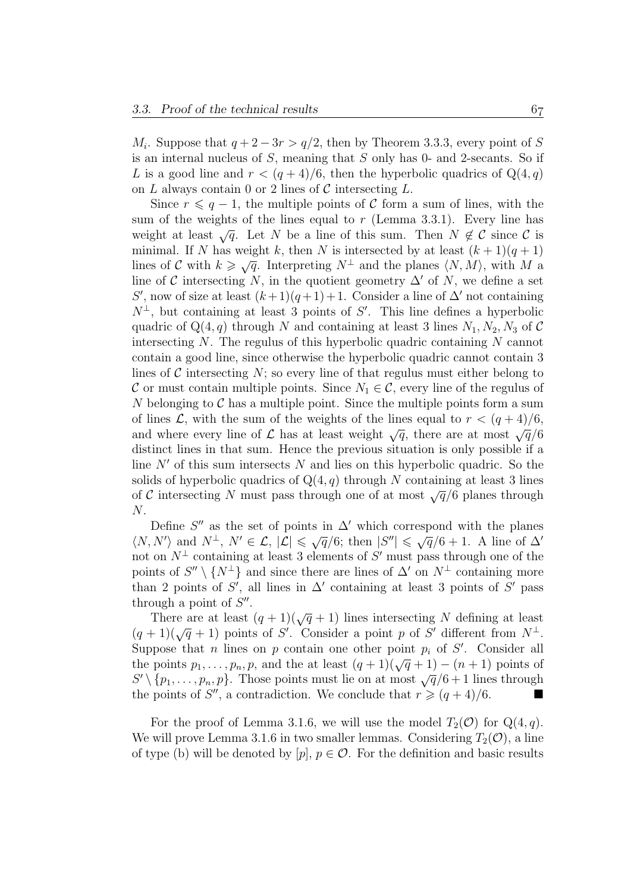$M_i$. Suppose that $q+2-3r > q/2$, then by Theorem 3.3.3, every point of $S$ is an internal nucleus of $S$, meaning that $S$ only has 0- and 2-secants. So if $L$ is a good line and $r < (q+4)/6$, then the hyperbolic quadrics of $\mathrm{Q}(4,q)$ on $L$ always contain 0 or 2 lines of $\mathcal{C}$ intersecting $L$.

Since $r \leqslant q-1$, the multiple points of $\mathcal{C}$ form a sum of lines, with the sum of the weights of the lines equal to $r$ (Lemma 3.3.1). Every line has weight at least $\sqrt{q}$. Let $N$ be a line of this sum. Then $N \notin \mathcal{C}$ since $\mathcal{C}$ is minimal. If $N$ has weight $k$, then $N$ is intersected by at least $(k+1)(q+1)$ lines of $\mathcal{C}$ with $k \geqslant \sqrt{q}$. Interpreting $N^\perp$ and the planes $\langle N, M\rangle$, with $M$ a line of $\mathcal{C}$ intersecting $N$, in the quotient geometry $\Delta'$ of $N$, we define a set $S'$, now of size at least $(k+1)(q+1)+1$. Consider a line of $\Delta'$ not containing $N^\perp$, but containing at least 3 points of $S'$. This line defines a hyperbolic quadric of $\mathrm{Q}(4,q)$ through $N$ and containing at least 3 lines $N_1, N_2, N_3$ of $\mathcal{C}$ intersecting $N$. The regulus of this hyperbolic quadric containing $N$ cannot contain a good line, since otherwise the hyperbolic quadric cannot contain 3 lines of $\mathcal{C}$ intersecting $N$; so every line of that regulus must either belong to $\mathcal{C}$ or must contain multiple points. Since $N_1 \in \mathcal{C}$, every line of the regulus of $N$ belonging to $\mathcal{C}$ has a multiple point. Since the multiple points form a sum of lines $\mathcal{L}$, with the sum of the weights of the lines equal to $r < (q+4)/6$, and where every line of $\mathcal{L}$ has at least weight $\sqrt{q}$, there are at most $\sqrt{q}/6$ distinct lines in that sum. Hence the previous situation is only possible if a line $N'$ of this sum intersects $N$ and lies on this hyperbolic quadric. So the solids of hyperbolic quadrics of $\mathrm{Q}(4,q)$ through $N$ containing at least 3 lines of $\mathcal{C}$ intersecting $N$ must pass through one of at most $\sqrt{q}/6$ planes through $N$.

Define $S''$ as the set of points in $\Delta'$ which correspond with the planes $\langle N, N'\rangle$ and $N^\perp$, $N' \in \mathcal{L}$, $|\mathcal{L}| \leqslant \sqrt{q}/6$; then $|S''| \leqslant \sqrt{q}/6+1$. A line of $\Delta'$ not on $N^\perp$ containing at least 3 elements of $S'$ must pass through one of the points of $S'' \setminus \{N^\perp\}$ and since there are lines of $\Delta'$ on $N^\perp$ containing more than 2 points of $S'$, all lines in $\Delta'$ containing at least 3 points of $S'$ pass through a point of $S''$.

There are at least $(q+1)(\sqrt{q}+1)$ lines intersecting $N$ defining at least $(q+1)(\sqrt{q}+1)$ points of $S'$. Consider a point $p$ of $S'$ different from $N^\perp$. Suppose that $n$ lines on $p$ contain one other point $p_i$ of $S'$. Consider all the points $p_1, \ldots, p_n, p$, and the at least $(q+1)(\sqrt{q}+1)-(n+1)$ points of $S' \setminus \{p_1, \ldots, p_n, p\}$. Those points must lie on at most $\sqrt{q}/6+1$ lines through the points of $S''$, a contradiction. We conclude that $r \geqslant (q+4)/6$. ■

For the proof of Lemma 3.1.6, we will use the model $T_2(\mathcal{O})$ for $\mathrm{Q}(4,q)$. We will prove Lemma 3.1.6 in two smaller lemmas. Considering $T_2(\mathcal{O})$, a line of type (b) will be denoted by $[p]$, $p \in \mathcal{O}$. For the definition and basic results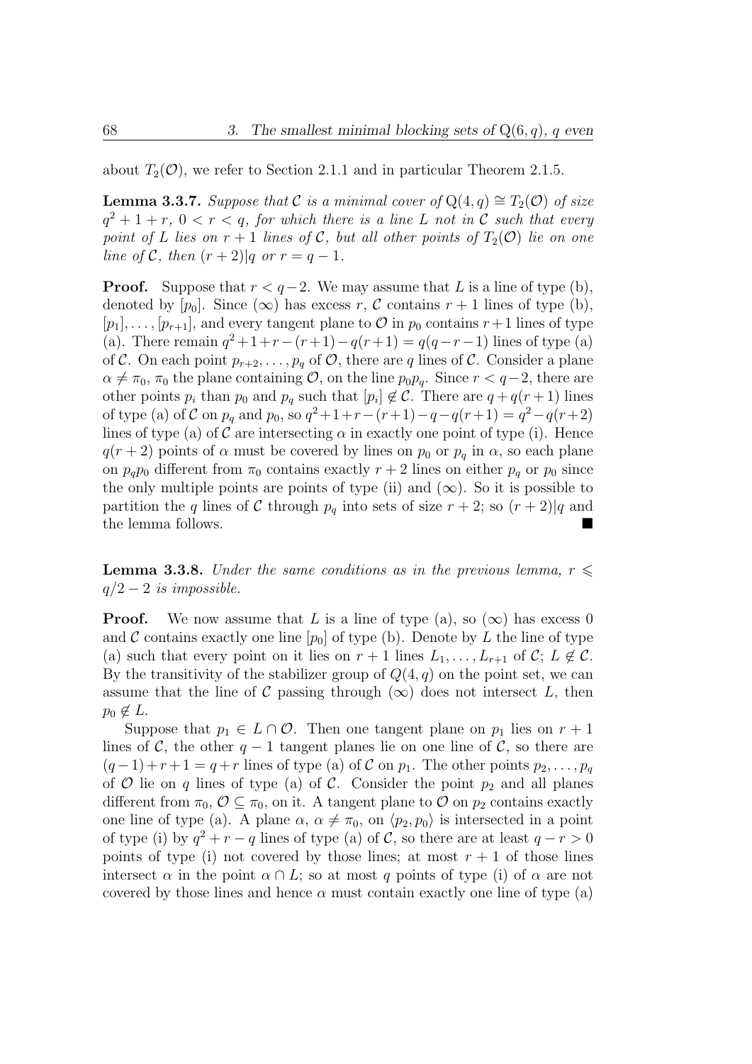about $T_2(\mathcal{O})$, we refer to Section 2.1.1 and in particular Theorem 2.1.5.

**Lemma 3.3.7.** *Suppose that $\mathcal{C}$ is a minimal cover of $\mathrm{Q}(4, q) \cong T_2(\mathcal{O})$ of size $q^2 + 1 + r$, $0 < r < q$, for which there is a line $L$ not in $\mathcal{C}$ such that every point of $L$ lies on $r + 1$ lines of $\mathcal{C}$, but all other points of $T_2(\mathcal{O})$ lie on one line of $\mathcal{C}$, then $(r + 2)|q$ or $r = q - 1$.*

**Proof.** Suppose that $r < q - 2$. We may assume that $L$ is a line of type (b), denoted by $[p_0]$. Since $(\infty)$ has excess $r$, $\mathcal{C}$ contains $r + 1$ lines of type (b), $[p_1], \dots, [p_{r+1}]$, and every tangent plane to $\mathcal{O}$ in $p_0$ contains $r + 1$ lines of type (a). There remain $q^2 + 1 + r - (r + 1) - q(r + 1) = q(q - r - 1)$ lines of type (a) of $\mathcal{C}$. On each point $p_{r+2}, \dots, p_q$ of $\mathcal{O}$, there are $q$ lines of $\mathcal{C}$. Consider a plane $\alpha \neq \pi_0$, $\pi_0$ the plane containing $\mathcal{O}$, on the line $p_0 p_q$. Since $r < q - 2$, there are other points $p_i$ than $p_0$ and $p_q$ such that $[p_i] \notin \mathcal{C}$. There are $q + q(r + 1)$ lines of type (a) of $\mathcal{C}$ on $p_q$ and $p_0$, so $q^2 + 1 + r - (r + 1) - q - q(r + 1) = q^2 - q(r + 2)$ lines of type (a) of $\mathcal{C}$ are intersecting $\alpha$ in exactly one point of type (i). Hence $q(r + 2)$ points of $\alpha$ must be covered by lines on $p_0$ or $p_q$ in $\alpha$, so each plane on $p_q p_0$ different from $\pi_0$ contains exactly $r + 2$ lines on either $p_q$ or $p_0$ since the only multiple points are points of type (ii) and $(\infty)$. So it is possible to partition the $q$ lines of $\mathcal{C}$ through $p_q$ into sets of size $r + 2$; so $(r + 2)|q$ and the lemma follows. ■

**Lemma 3.3.8.** *Under the same conditions as in the previous lemma, $r \leqslant q/2 - 2$ is impossible.*

**Proof.** We now assume that $L$ is a line of type (a), so $(\infty)$ has excess 0 and $\mathcal{C}$ contains exactly one line $[p_0]$ of type (b). Denote by $L$ the line of type (a) such that every point on it lies on $r + 1$ lines $L_1, \dots, L_{r+1}$ of $\mathcal{C}$; $L \notin \mathcal{C}$. By the transitivity of the stabilizer group of $Q(4, q)$ on the point set, we can assume that the line of $\mathcal{C}$ passing through $(\infty)$ does not intersect $L$, then $p_0 \notin L$.

Suppose that $p_1 \in L \cap \mathcal{O}$. Then one tangent plane on $p_1$ lies on $r + 1$ lines of $\mathcal{C}$, the other $q - 1$ tangent planes lie on one line of $\mathcal{C}$, so there are $(q-1)+r+1 = q+r$ lines of type (a) of $\mathcal{C}$ on $p_1$. The other points $p_2, \dots, p_q$ of $\mathcal{O}$ lie on $q$ lines of type (a) of $\mathcal{C}$. Consider the point $p_2$ and all planes different from $\pi_0$, $\mathcal{O} \subseteq \pi_0$, on it. A tangent plane to $\mathcal{O}$ on $p_2$ contains exactly one line of type (a). A plane $\alpha$, $\alpha \neq \pi_0$, on $\langle p_2, p_0 \rangle$ is intersected in a point of type (i) by $q^2 + r - q$ lines of type (a) of $\mathcal{C}$, so there are at least $q - r > 0$ points of type (i) not covered by those lines; at most $r + 1$ of those lines intersect $\alpha$ in the point $\alpha \cap L$; so at most $q$ points of type (i) of $\alpha$ are not covered by those lines and hence $\alpha$ must contain exactly one line of type (a)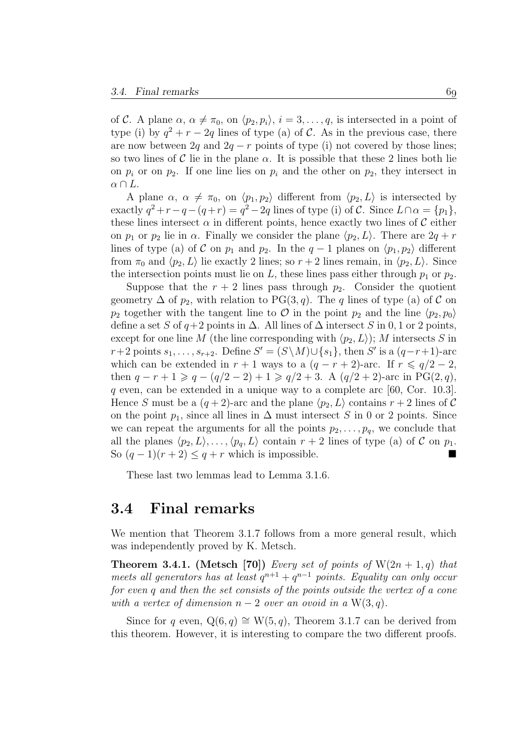of $\mathcal{C}$. A plane $\alpha$, $\alpha \neq \pi_0$, on $\langle p_2, p_i \rangle$, $i = 3, \ldots, q$, is intersected in a point of type (i) by $q^2 + r - 2q$ lines of type (a) of $\mathcal{C}$. As in the previous case, there are now between $2q$ and $2q - r$ points of type (i) not covered by those lines; so two lines of $\mathcal{C}$ lie in the plane $\alpha$. It is possible that these 2 lines both lie on $p_i$ or on $p_2$. If one line lies on $p_i$ and the other on $p_2$, they intersect in $\alpha \cap L$.

A plane $\alpha$, $\alpha \neq \pi_0$, on $\langle p_1, p_2 \rangle$ different from $\langle p_2, L \rangle$ is intersected by exactly $q^2 + r - q - (q + r) = q^2 - 2q$ lines of type (i) of $\mathcal{C}$. Since $L \cap \alpha = \{p_1\}$, these lines intersect $\alpha$ in different points, hence exactly two lines of $\mathcal{C}$ either on $p_1$ or $p_2$ lie in $\alpha$. Finally we consider the plane $\langle p_2, L \rangle$. There are $2q + r$ lines of type (a) of $\mathcal{C}$ on $p_1$ and $p_2$. In the $q - 1$ planes on $\langle p_1, p_2 \rangle$ different from $\pi_0$ and $\langle p_2, L \rangle$ lie exactly 2 lines; so $r + 2$ lines remain, in $\langle p_2, L \rangle$. Since the intersection points must lie on $L$, these lines pass either through $p_1$ or $p_2$.

Suppose that the $r + 2$ lines pass through $p_2$. Consider the quotient geometry $\Delta$ of $p_2$, with relation to $\mathrm{PG}(3, q)$. The $q$ lines of type (a) of $\mathcal{C}$ on $p_2$ together with the tangent line to $\mathcal{O}$ in the point $p_2$ and the line $\langle p_2, p_0 \rangle$ define a set $S$ of $q+2$ points in $\Delta$. All lines of $\Delta$ intersect $S$ in 0, 1 or 2 points, except for one line $M$ (the line corresponding with $\langle p_2, L \rangle$); $M$ intersects $S$ in $r+2$ points $s_1, \ldots, s_{r+2}$. Define $S' = (S \setminus M) \cup \{s_1\}$, then $S'$ is a $(q-r+1)$-arc which can be extended in $r + 1$ ways to a $(q - r + 2)$-arc. If $r \leqslant q/2 - 2$, then $q - r + 1 \geqslant q - (q/2 - 2) + 1 \geqslant q/2 + 3$. A $(q/2 + 2)$-arc in $\mathrm{PG}(2, q)$, $q$ even, can be extended in a unique way to a complete arc [60, Cor. 10.3]. Hence $S$ must be a $(q + 2)$-arc and the plane $\langle p_2, L \rangle$ contains $r + 2$ lines of $\mathcal{C}$ on the point $p_1$, since all lines in $\Delta$ must intersect $S$ in 0 or 2 points. Since we can repeat the arguments for all the points $p_2, \ldots, p_q$, we conclude that all the planes $\langle p_2, L \rangle, \ldots, \langle p_q, L \rangle$ contain $r + 2$ lines of type (a) of $\mathcal{C}$ on $p_1$. So $(q - 1)(r + 2) \leq q + r$ which is impossible. ■

These last two lemmas lead to Lemma 3.1.6.

## 3.4 Final remarks

We mention that Theorem 3.1.7 follows from a more general result, which was independently proved by K. Metsch.

**Theorem 3.4.1. (Metsch [70])** *Every set of points of* $\mathrm{W}(2n + 1, q)$ *that meets all generators has at least* $q^{n+1} + q^{n-1}$ *points. Equality can only occur for even* $q$ *and then the set consists of the points outside the vertex of a cone with a vertex of dimension* $n - 2$ *over an ovoid in a* $\mathrm{W}(3, q)$.

Since for $q$ even, $\mathrm{Q}(6, q) \cong \mathrm{W}(5, q)$, Theorem 3.1.7 can be derived from this theorem. However, it is interesting to compare the two different proofs.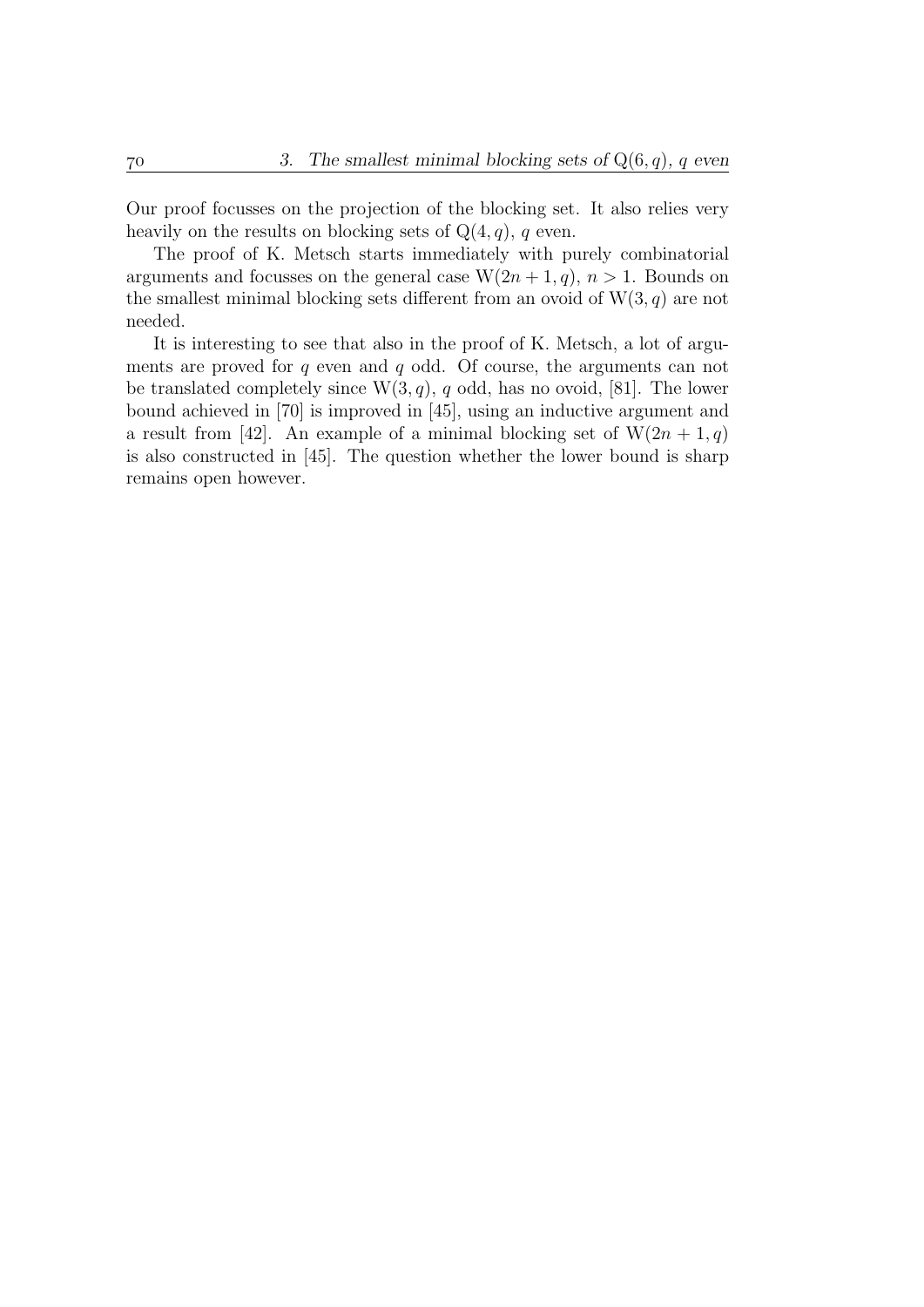Our proof focusses on the projection of the blocking set. It also relies very heavily on the results on blocking sets of $\mathrm{Q}(4, q)$, $q$ even.

The proof of K. Metsch starts immediately with purely combinatorial arguments and focusses on the general case $\mathrm{W}(2n + 1, q)$, $n > 1$. Bounds on the smallest minimal blocking sets different from an ovoid of $\mathrm{W}(3, q)$ are not needed.

It is interesting to see that also in the proof of K. Metsch, a lot of arguments are proved for $q$ even and $q$ odd. Of course, the arguments can not be translated completely since $\mathrm{W}(3, q)$, $q$ odd, has no ovoid, [81]. The lower bound achieved in [70] is improved in [45], using an inductive argument and a result from [42]. An example of a minimal blocking set of $\mathrm{W}(2n + 1, q)$ is also constructed in [45]. The question whether the lower bound is sharp remains open however.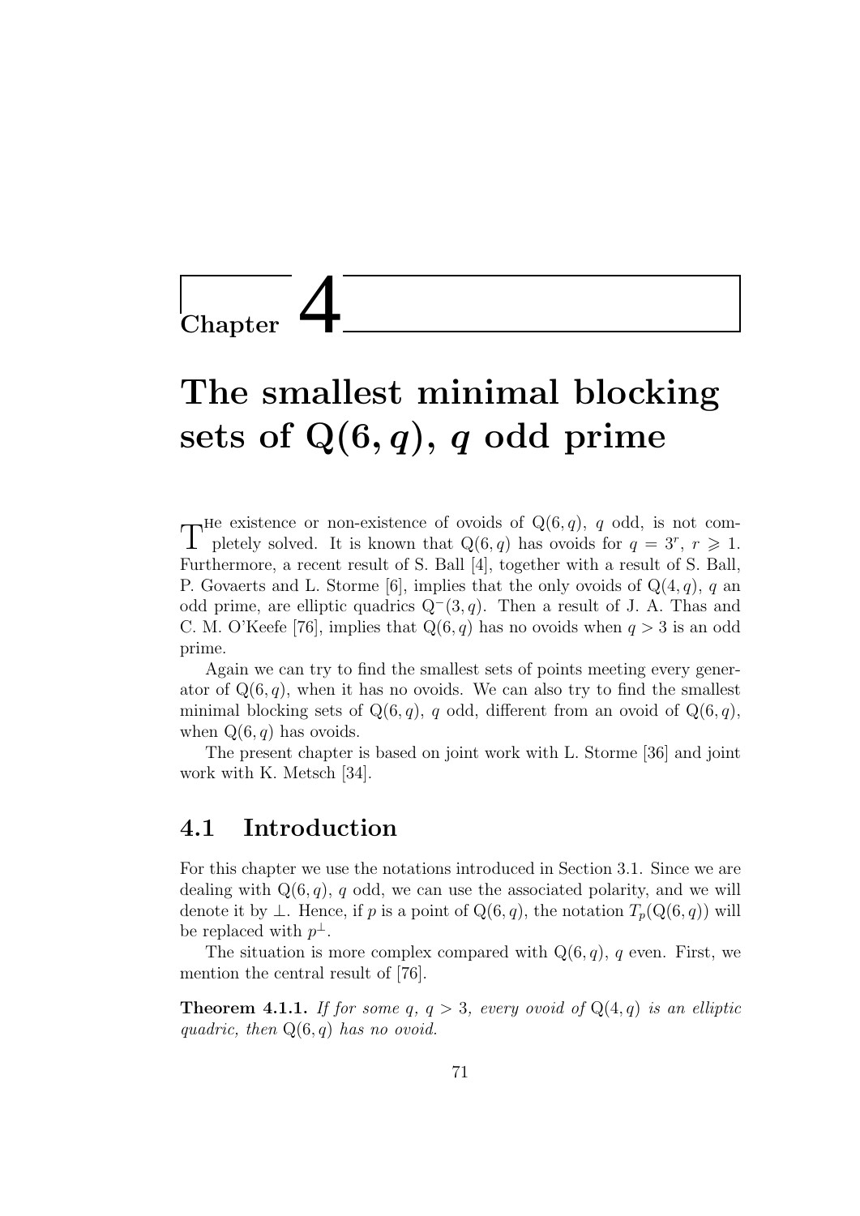# Chapter 4

# The smallest minimal blocking sets of $Q(6, q)$, $q$ odd prime

The existence or non-existence of ovoids of $Q(6, q)$, $q$ odd, is not completely solved. It is known that $Q(6, q)$ has ovoids for $q = 3^r$, $r \geqslant 1$. Furthermore, a recent result of S. Ball [4], together with a result of S. Ball, P. Govaerts and L. Storme [6], implies that the only ovoids of $Q(4, q)$, $q$ an odd prime, are elliptic quadrics $Q^-(3, q)$. Then a result of J. A. Thas and C. M. O'Keefe [76], implies that $Q(6, q)$ has no ovoids when $q > 3$ is an odd prime.

Again we can try to find the smallest sets of points meeting every generator of $Q(6, q)$, when it has no ovoids. We can also try to find the smallest minimal blocking sets of $Q(6, q)$, $q$ odd, different from an ovoid of $Q(6, q)$, when $Q(6, q)$ has ovoids.

The present chapter is based on joint work with L. Storme [36] and joint work with K. Metsch [34].

## 4.1 Introduction

For this chapter we use the notations introduced in Section 3.1. Since we are dealing with $Q(6, q)$, $q$ odd, we can use the associated polarity, and we will denote it by $\perp$. Hence, if $p$ is a point of $Q(6, q)$, the notation $T_p(Q(6, q))$ will be replaced with $p^\perp$.

The situation is more complex compared with $Q(6, q)$, $q$ even. First, we mention the central result of [76].

**Theorem 4.1.1.** *If for some $q$, $q > 3$, every ovoid of $Q(4, q)$ is an elliptic quadric, then $Q(6, q)$ has no ovoid.*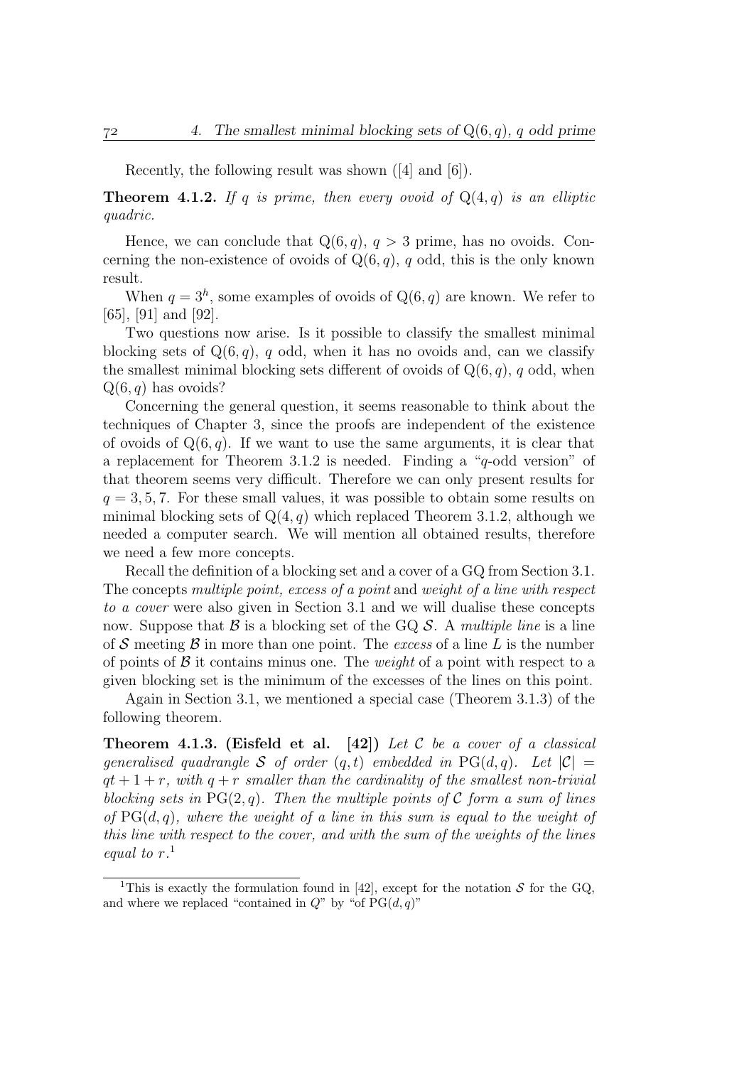Recently, the following result was shown ([4] and [6]).

**Theorem 4.1.2.** *If $q$ is prime, then every ovoid of $\mathrm{Q}(4, q)$ is an elliptic quadric.*

Hence, we can conclude that $\mathrm{Q}(6, q)$, $q > 3$ prime, has no ovoids. Concerning the non-existence of ovoids of $\mathrm{Q}(6, q)$, $q$ odd, this is the only known result.

When $q = 3^h$, some examples of ovoids of $\mathrm{Q}(6, q)$ are known. We refer to [65], [91] and [92].

Two questions now arise. Is it possible to classify the smallest minimal blocking sets of $\mathrm{Q}(6, q)$, $q$ odd, when it has no ovoids and, can we classify the smallest minimal blocking sets different of ovoids of $\mathrm{Q}(6, q)$, $q$ odd, when $\mathrm{Q}(6, q)$ has ovoids?

Concerning the general question, it seems reasonable to think about the techniques of Chapter 3, since the proofs are independent of the existence of ovoids of $\mathrm{Q}(6, q)$. If we want to use the same arguments, it is clear that a replacement for Theorem 3.1.2 is needed. Finding a "$q$-odd version" of that theorem seems very difficult. Therefore we can only present results for $q = 3, 5, 7$. For these small values, it was possible to obtain some results on minimal blocking sets of $\mathrm{Q}(4, q)$ which replaced Theorem 3.1.2, although we needed a computer search. We will mention all obtained results, therefore we need a few more concepts.

Recall the definition of a blocking set and a cover of a GQ from Section 3.1. The concepts *multiple point, excess of a point* and *weight of a line with respect to a cover* were also given in Section 3.1 and we will dualise these concepts now. Suppose that $\mathcal{B}$ is a blocking set of the GQ $\mathcal{S}$. A *multiple line* is a line of $\mathcal{S}$ meeting $\mathcal{B}$ in more than one point. The *excess* of a line $L$ is the number of points of $\mathcal{B}$ it contains minus one. The *weight* of a point with respect to a given blocking set is the minimum of the excesses of the lines on this point.

Again in Section 3.1, we mentioned a special case (Theorem 3.1.3) of the following theorem.

**Theorem 4.1.3. (Eisfeld et al. [42])** *Let $\mathcal{C}$ be a cover of a classical generalised quadrangle $\mathcal{S}$ of order $(q, t)$ embedded in $\mathrm{PG}(d, q)$. Let $|\mathcal{C}| = qt + 1 + r$, with $q + r$ smaller than the cardinality of the smallest non-trivial blocking sets in $\mathrm{PG}(2, q)$. Then the multiple points of $\mathcal{C}$ form a sum of lines of $\mathrm{PG}(d, q)$, where the weight of a line in this sum is equal to the weight of this line with respect to the cover, and with the sum of the weights of the lines equal to $r$.*[1]

---

[1] This is exactly the formulation found in [42], except for the notation $\mathcal{S}$ for the GQ, and where we replaced "contained in $Q$" by "of $\mathrm{PG}(d, q)$"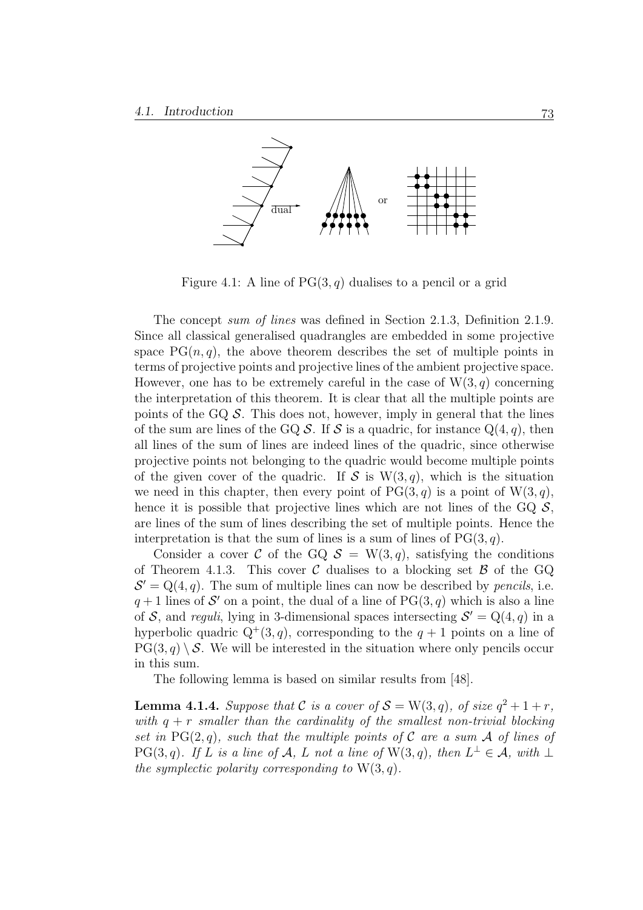Figure 4.1: A line of $\mathrm{PG}(3, q)$ dualises to a pencil or a grid

The concept *sum of lines* was defined in Section 2.1.3, Definition 2.1.9. Since all classical generalised quadrangles are embedded in some projective space $\mathrm{PG}(n, q)$, the above theorem describes the set of multiple points in terms of projective points and projective lines of the ambient projective space. However, one has to be extremely careful in the case of $\mathrm{W}(3, q)$ concerning the interpretation of this theorem. It is clear that all the multiple points are points of the GQ $\mathcal{S}$. This does not, however, imply in general that the lines of the sum are lines of the GQ $\mathcal{S}$. If $\mathcal{S}$ is a quadric, for instance $\mathrm{Q}(4, q)$, then all lines of the sum of lines are indeed lines of the quadric, since otherwise projective points not belonging to the quadric would become multiple points of the given cover of the quadric. If $\mathcal{S}$ is $\mathrm{W}(3, q)$, which is the situation we need in this chapter, then every point of $\mathrm{PG}(3, q)$ is a point of $\mathrm{W}(3, q)$, hence it is possible that projective lines which are not lines of the GQ $\mathcal{S}$, are lines of the sum of lines describing the set of multiple points. Hence the interpretation is that the sum of lines is a sum of lines of $\mathrm{PG}(3, q)$.

Consider a cover $\mathcal{C}$ of the GQ $\mathcal{S} = \mathrm{W}(3, q)$, satisfying the conditions of Theorem 4.1.3. This cover $\mathcal{C}$ dualises to a blocking set $\mathcal{B}$ of the GQ $\mathcal{S}' = \mathrm{Q}(4, q)$. The sum of multiple lines can now be described by *pencils*, i.e. $q + 1$ lines of $\mathcal{S}'$ on a point, the dual of a line of $\mathrm{PG}(3, q)$ which is also a line of $\mathcal{S}$, and *reguli*, lying in 3-dimensional spaces intersecting $\mathcal{S}' = \mathrm{Q}(4, q)$ in a hyperbolic quadric $\mathrm{Q}^+(3, q)$, corresponding to the $q + 1$ points on a line of $\mathrm{PG}(3, q) \setminus \mathcal{S}$. We will be interested in the situation where only pencils occur in this sum.

The following lemma is based on similar results from [48].

**Lemma 4.1.4.** *Suppose that $\mathcal{C}$ is a cover of $\mathcal{S} = \mathrm{W}(3, q)$, of size $q^2 + 1 + r$, with $q + r$ smaller than the cardinality of the smallest non-trivial blocking set in $\mathrm{PG}(2, q)$, such that the multiple points of $\mathcal{C}$ are a sum $\mathcal{A}$ of lines of $\mathrm{PG}(3, q)$. If $L$ is a line of $\mathcal{A}$, $L$ not a line of $\mathrm{W}(3, q)$, then $L^\perp \in \mathcal{A}$, with $\perp$ the symplectic polarity corresponding to $\mathrm{W}(3, q)$.*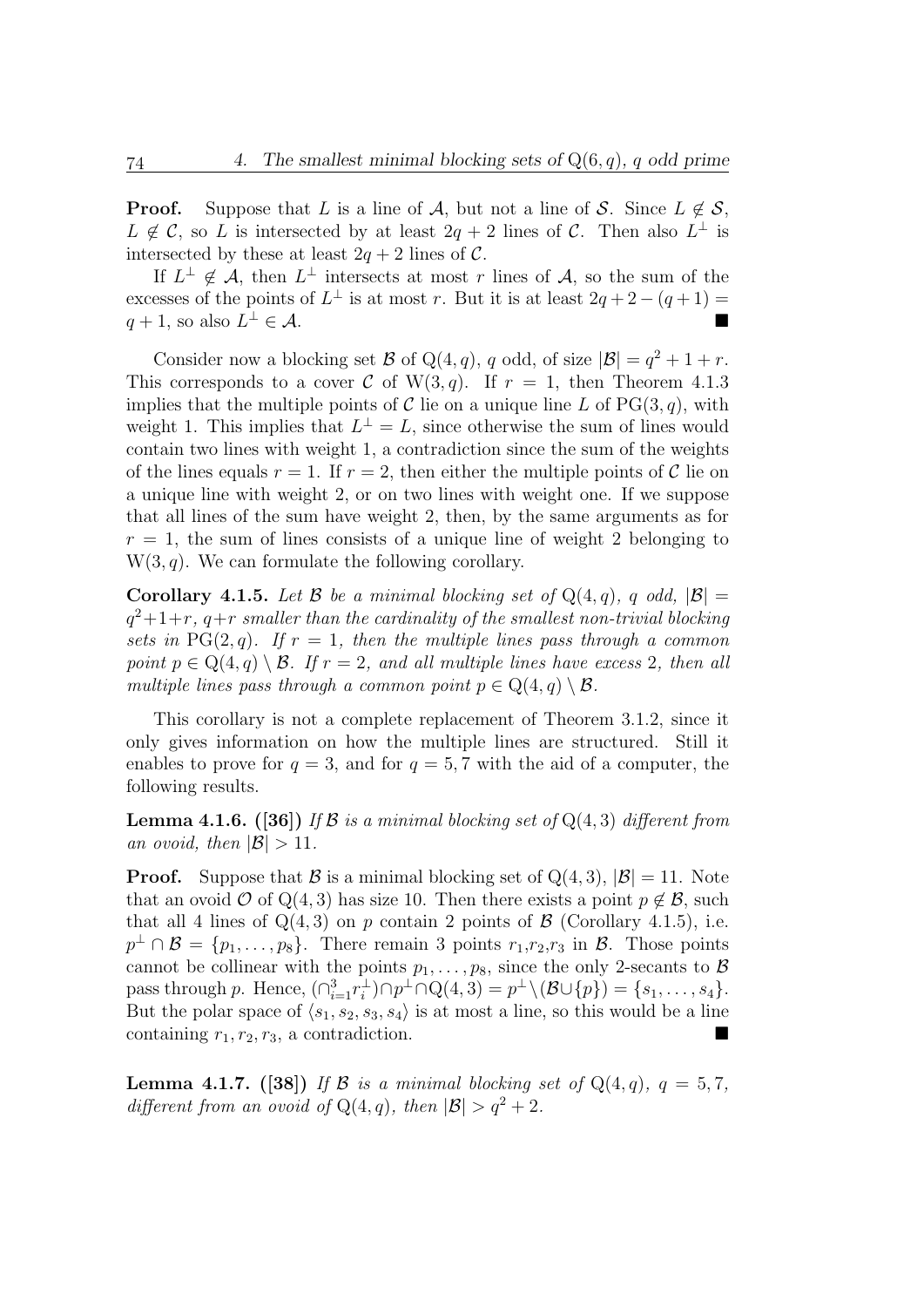**Proof.** Suppose that $L$ is a line of $\mathcal{A}$, but not a line of $\mathcal{S}$. Since $L \notin \mathcal{S}$, $L \notin \mathcal{C}$, so $L$ is intersected by at least $2q+2$ lines of $\mathcal{C}$. Then also $L^\perp$ is intersected by these at least $2q+2$ lines of $\mathcal{C}$.

If $L^\perp \notin \mathcal{A}$, then $L^\perp$ intersects at most $r$ lines of $\mathcal{A}$, so the sum of the excesses of the points of $L^\perp$ is at most $r$. But it is at least $2q+2-(q+1) = q+1$, so also $L^\perp \in \mathcal{A}$. ■

Consider now a blocking set $\mathcal{B}$ of $\mathrm{Q}(4,q)$, $q$ odd, of size $|\mathcal{B}| = q^2+1+r$. This corresponds to a cover $\mathcal{C}$ of $\mathrm{W}(3,q)$. If $r=1$, then Theorem 4.1.3 implies that the multiple points of $\mathcal{C}$ lie on a unique line $L$ of $\mathrm{PG}(3,q)$, with weight 1. This implies that $L^\perp = L$, since otherwise the sum of lines would contain two lines with weight 1, a contradiction since the sum of the weights of the lines equals $r=1$. If $r=2$, then either the multiple points of $\mathcal{C}$ lie on a unique line with weight 2, or on two lines with weight one. If we suppose that all lines of the sum have weight 2, then, by the same arguments as for $r=1$, the sum of lines consists of a unique line of weight 2 belonging to $\mathrm{W}(3,q)$. We can formulate the following corollary.

**Corollary 4.1.5.** *Let $\mathcal{B}$ be a minimal blocking set of $\mathrm{Q}(4,q)$, $q$ odd, $|\mathcal{B}| = q^2+1+r$, $q+r$ smaller than the cardinality of the smallest non-trivial blocking sets in $\mathrm{PG}(2,q)$. If $r=1$, then the multiple lines pass through a common point $p \in \mathrm{Q}(4,q) \setminus \mathcal{B}$. If $r=2$, and all multiple lines have excess 2, then all multiple lines pass through a common point $p \in \mathrm{Q}(4,q) \setminus \mathcal{B}$.*

This corollary is not a complete replacement of Theorem 3.1.2, since it only gives information on how the multiple lines are structured. Still it enables to prove for $q=3$, and for $q=5,7$ with the aid of a computer, the following results.

**Lemma 4.1.6. ([36])** *If $\mathcal{B}$ is a minimal blocking set of $\mathrm{Q}(4,3)$ different from an ovoid, then $|\mathcal{B}| > 11$.*

**Proof.** Suppose that $\mathcal{B}$ is a minimal blocking set of $\mathrm{Q}(4,3)$, $|\mathcal{B}| = 11$. Note that an ovoid $\mathcal{O}$ of $\mathrm{Q}(4,3)$ has size 10. Then there exists a point $p \notin \mathcal{B}$, such that all 4 lines of $\mathrm{Q}(4,3)$ on $p$ contain 2 points of $\mathcal{B}$ (Corollary 4.1.5), i.e. $p^\perp \cap \mathcal{B} = \{p_1, \ldots, p_8\}$. There remain 3 points $r_1$,$r_2$,$r_3$ in $\mathcal{B}$. Those points cannot be collinear with the points $p_1, \ldots, p_8$, since the only 2-secants to $\mathcal{B}$ pass through $p$. Hence, $(\cap_{i=1}^{3} r_i^\perp) \cap p^\perp \cap \mathrm{Q}(4,3) = p^\perp \setminus (\mathcal{B} \cup \{p\}) = \{s_1, \ldots, s_4\}$. But the polar space of $\langle s_1, s_2, s_3, s_4 \rangle$ is at most a line, so this would be a line containing $r_1, r_2, r_3$, a contradiction. ■

**Lemma 4.1.7. ([38])** *If $\mathcal{B}$ is a minimal blocking set of $\mathrm{Q}(4,q)$, $q=5,7$, different from an ovoid of $\mathrm{Q}(4,q)$, then $|\mathcal{B}| > q^2+2$.*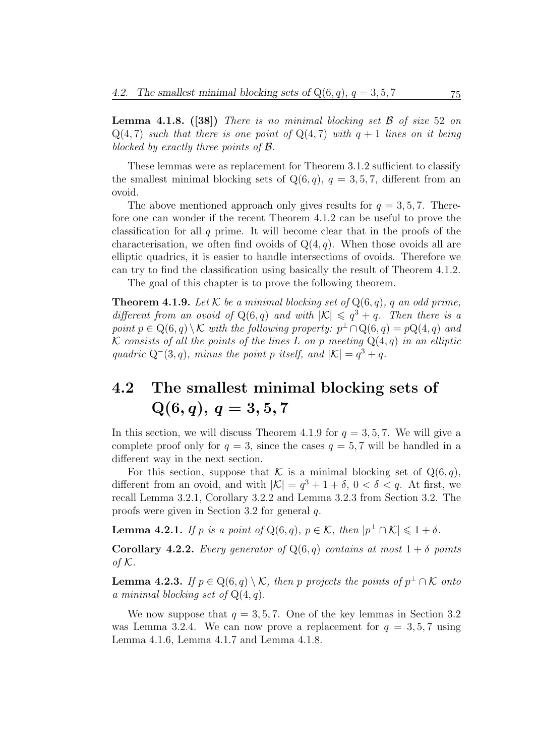**Lemma 4.1.8. ([38])** *There is no minimal blocking set $\mathcal{B}$ of size 52 on $\mathrm{Q}(4,7)$ such that there is one point of $\mathrm{Q}(4,7)$ with $q+1$ lines on it being blocked by exactly three points of $\mathcal{B}$.*

These lemmas were as replacement for Theorem 3.1.2 sufficient to classify the smallest minimal blocking sets of $\mathrm{Q}(6,q)$, $q=3,5,7$, different from an ovoid.

The above mentioned approach only gives results for $q=3,5,7$. Therefore one can wonder if the recent Theorem 4.1.2 can be useful to prove the classification for all $q$ prime. It will become clear that in the proofs of the characterisation, we often find ovoids of $\mathrm{Q}(4,q)$. When those ovoids all are elliptic quadrics, it is easier to handle intersections of ovoids. Therefore we can try to find the classification using basically the result of Theorem 4.1.2.

The goal of this chapter is to prove the following theorem.

**Theorem 4.1.9.** *Let $\mathcal{K}$ be a minimal blocking set of $\mathrm{Q}(6,q)$, $q$ an odd prime, different from an ovoid of $\mathrm{Q}(6,q)$ and with $|\mathcal{K}| \leqslant q^3+q$. Then there is a point $p \in \mathrm{Q}(6,q) \setminus \mathcal{K}$ with the following property: $p^\perp \cap \mathrm{Q}(6,q) = p\mathrm{Q}(4,q)$ and $\mathcal{K}$ consists of all the points of the lines $L$ on $p$ meeting $\mathrm{Q}(4,q)$ in an elliptic quadric $\mathrm{Q}^-(3,q)$, minus the point $p$ itself, and $|\mathcal{K}| = q^3+q$.*

## 4.2 The smallest minimal blocking sets of $\mathrm{Q}(6,q)$, $q=3,5,7$

In this section, we will discuss Theorem 4.1.9 for $q=3,5,7$. We will give a complete proof only for $q=3$, since the cases $q=5,7$ will be handled in a different way in the next section.

For this section, suppose that $\mathcal{K}$ is a minimal blocking set of $\mathrm{Q}(6,q)$, different from an ovoid, and with $|\mathcal{K}| = q^3+1+\delta$, $0<\delta<q$. At first, we recall Lemma 3.2.1, Corollary 3.2.2 and Lemma 3.2.3 from Section 3.2. The proofs were given in Section 3.2 for general $q$.

**Lemma 4.2.1.** *If $p$ is a point of $\mathrm{Q}(6,q)$, $p \in \mathcal{K}$, then $|p^\perp \cap \mathcal{K}| \leqslant 1+\delta$.*

**Corollary 4.2.2.** *Every generator of $\mathrm{Q}(6,q)$ contains at most $1+\delta$ points of $\mathcal{K}$.*

**Lemma 4.2.3.** *If $p \in \mathrm{Q}(6,q) \setminus \mathcal{K}$, then $p$ projects the points of $p^\perp \cap \mathcal{K}$ onto a minimal blocking set of $\mathrm{Q}(4,q)$.*

We now suppose that $q=3,5,7$. One of the key lemmas in Section 3.2 was Lemma 3.2.4. We can now prove a replacement for $q=3,5,7$ using Lemma 4.1.6, Lemma 4.1.7 and Lemma 4.1.8.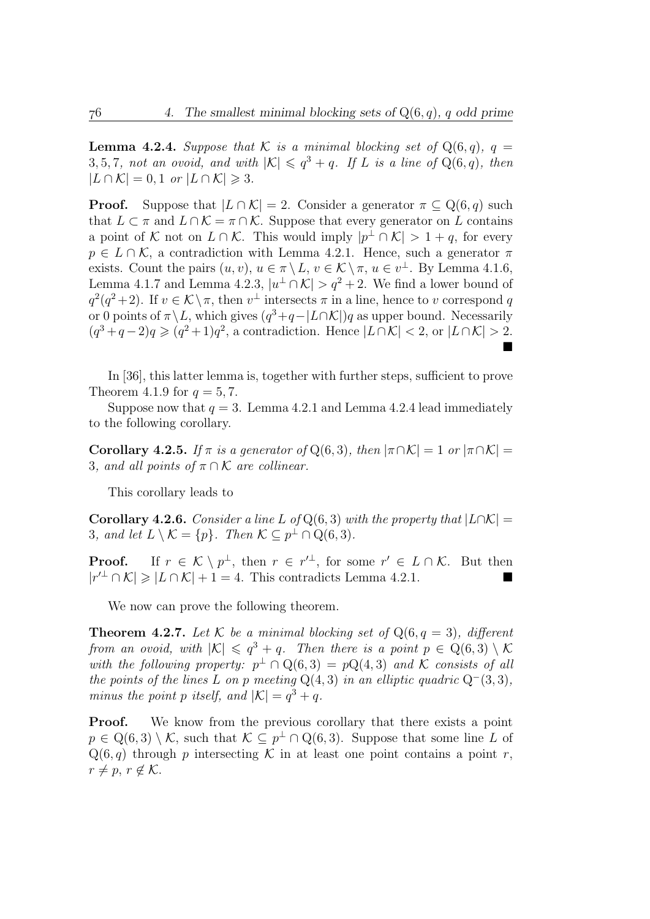**Lemma 4.2.4.** *Suppose that $\mathcal{K}$ is a minimal blocking set of $Q(6,q)$, $q = 3,5,7$, not an ovoid, and with $|\mathcal{K}| \leqslant q^3 + q$. If $L$ is a line of $Q(6,q)$, then $|L \cap \mathcal{K}| = 0, 1$ or $|L \cap \mathcal{K}| \geqslant 3$.*

**Proof.** Suppose that $|L \cap \mathcal{K}| = 2$. Consider a generator $\pi \subseteq Q(6,q)$ such that $L \subset \pi$ and $L \cap \mathcal{K} = \pi \cap \mathcal{K}$. Suppose that every generator on $L$ contains a point of $\mathcal{K}$ not on $L \cap \mathcal{K}$. This would imply $|p^\perp \cap \mathcal{K}| > 1 + q$, for every $p \in L \cap \mathcal{K}$, a contradiction with Lemma 4.2.1. Hence, such a generator $\pi$ exists. Count the pairs $(u, v)$, $u \in \pi \setminus L$, $v \in \mathcal{K} \setminus \pi$, $u \in v^\perp$. By Lemma 4.1.6, Lemma 4.1.7 and Lemma 4.2.3, $|u^\perp \cap \mathcal{K}| > q^2 + 2$. We find a lower bound of $q^2(q^2+2)$. If $v \in \mathcal{K} \setminus \pi$, then $v^\perp$ intersects $\pi$ in a line, hence to $v$ correspond $q$ or 0 points of $\pi \setminus L$, which gives $(q^3 + q - |L \cap \mathcal{K}|)q$ as upper bound. Necessarily $(q^3 + q - 2)q \geqslant (q^2+1)q^2$, a contradiction. Hence $|L \cap \mathcal{K}| < 2$, or $|L \cap \mathcal{K}| > 2$. ■

In [36], this latter lemma is, together with further steps, sufficient to prove Theorem 4.1.9 for $q = 5, 7$.

Suppose now that $q = 3$. Lemma 4.2.1 and Lemma 4.2.4 lead immediately to the following corollary.

**Corollary 4.2.5.** *If $\pi$ is a generator of $Q(6,3)$, then $|\pi \cap \mathcal{K}| = 1$ or $|\pi \cap \mathcal{K}| = 3$, and all points of $\pi \cap \mathcal{K}$ are collinear.*

This corollary leads to

**Corollary 4.2.6.** *Consider a line $L$ of $Q(6,3)$ with the property that $|L \cap \mathcal{K}| = 3$, and let $L \setminus \mathcal{K} = \{p\}$. Then $\mathcal{K} \subseteq p^\perp \cap Q(6,3)$.*

**Proof.** If $r \in \mathcal{K} \setminus p^\perp$, then $r \in r'^\perp$, for some $r' \in L \cap \mathcal{K}$. But then $|r'^\perp \cap \mathcal{K}| \geqslant |L \cap \mathcal{K}| + 1 = 4$. This contradicts Lemma 4.2.1. ■

We now can prove the following theorem.

**Theorem 4.2.7.** *Let $\mathcal{K}$ be a minimal blocking set of $Q(6, q = 3)$, different from an ovoid, with $|\mathcal{K}| \leqslant q^3 + q$. Then there is a point $p \in Q(6,3) \setminus \mathcal{K}$ with the following property: $p^\perp \cap Q(6,3) = pQ(4,3)$ and $\mathcal{K}$ consists of all the points of the lines $L$ on $p$ meeting $Q(4,3)$ in an elliptic quadric $Q^-(3,3)$, minus the point $p$ itself, and $|\mathcal{K}| = q^3 + q$.*

**Proof.** We know from the previous corollary that there exists a point $p \in Q(6,3) \setminus \mathcal{K}$, such that $\mathcal{K} \subseteq p^\perp \cap Q(6,3)$. Suppose that some line $L$ of $Q(6,q)$ through $p$ intersecting $\mathcal{K}$ in at least one point contains a point $r$, $r \neq p$, $r \notin \mathcal{K}$.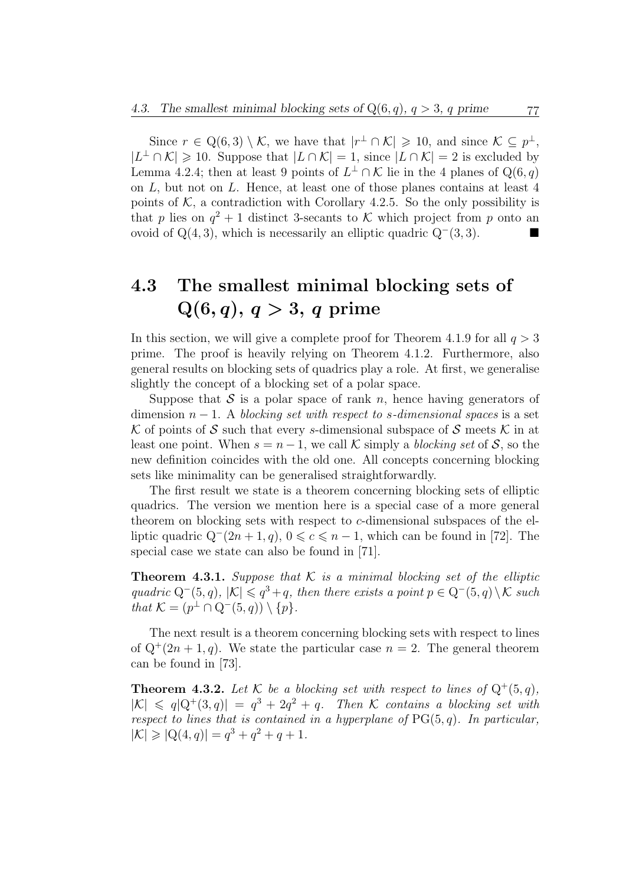Since $r \in Q(6,3) \setminus \mathcal{K}$, we have that $|r^\perp \cap \mathcal{K}| \geqslant 10$, and since $\mathcal{K} \subseteq p^\perp$, $|L^\perp \cap \mathcal{K}| \geqslant 10$. Suppose that $|L \cap \mathcal{K}| = 1$, since $|L \cap \mathcal{K}| = 2$ is excluded by Lemma 4.2.4; then at least 9 points of $L^\perp \cap \mathcal{K}$ lie in the 4 planes of $Q(6,q)$ on $L$, but not on $L$. Hence, at least one of those planes contains at least 4 points of $\mathcal{K}$, a contradiction with Corollary 4.2.5. So the only possibility is that $p$ lies on $q^2+1$ distinct 3-secants to $\mathcal{K}$ which project from $p$ onto an ovoid of $Q(4,3)$, which is necessarily an elliptic quadric $Q^-(3,3)$. ■

## 4.3 The smallest minimal blocking sets of $Q(6,q)$, $q > 3$, $q$ prime

In this section, we will give a complete proof for Theorem 4.1.9 for all $q > 3$ prime. The proof is heavily relying on Theorem 4.1.2. Furthermore, also general results on blocking sets of quadrics play a role. At first, we generalise slightly the concept of a blocking set of a polar space.

Suppose that $\mathcal{S}$ is a polar space of rank $n$, hence having generators of dimension $n-1$. A *blocking set with respect to s-dimensional spaces* is a set $\mathcal{K}$ of points of $\mathcal{S}$ such that every $s$-dimensional subspace of $\mathcal{S}$ meets $\mathcal{K}$ in at least one point. When $s = n-1$, we call $\mathcal{K}$ simply a *blocking set* of $\mathcal{S}$, so the new definition coincides with the old one. All concepts concerning blocking sets like minimality can be generalised straightforwardly.

The first result we state is a theorem concerning blocking sets of elliptic quadrics. The version we mention here is a special case of a more general theorem on blocking sets with respect to $c$-dimensional subspaces of the elliptic quadric $Q^-(2n+1,q)$, $0 \leqslant c \leqslant n-1$, which can be found in [72]. The special case we state can also be found in [71].

**Theorem 4.3.1.** *Suppose that $\mathcal{K}$ is a minimal blocking set of the elliptic quadric $Q^-(5,q)$, $|\mathcal{K}| \leqslant q^3+q$, then there exists a point $p \in Q^-(5,q) \setminus \mathcal{K}$ such that $\mathcal{K} = (p^\perp \cap Q^-(5,q)) \setminus \{p\}$.*

The next result is a theorem concerning blocking sets with respect to lines of $Q^+(2n+1,q)$. We state the particular case $n=2$. The general theorem can be found in [73].

**Theorem 4.3.2.** *Let $\mathcal{K}$ be a blocking set with respect to lines of $Q^+(5,q)$, $|\mathcal{K}| \leqslant q|Q^+(3,q)| = q^3+2q^2+q$. Then $\mathcal{K}$ contains a blocking set with respect to lines that is contained in a hyperplane of $PG(5,q)$. In particular, $|\mathcal{K}| \geqslant |Q(4,q)| = q^3+q^2+q+1$.*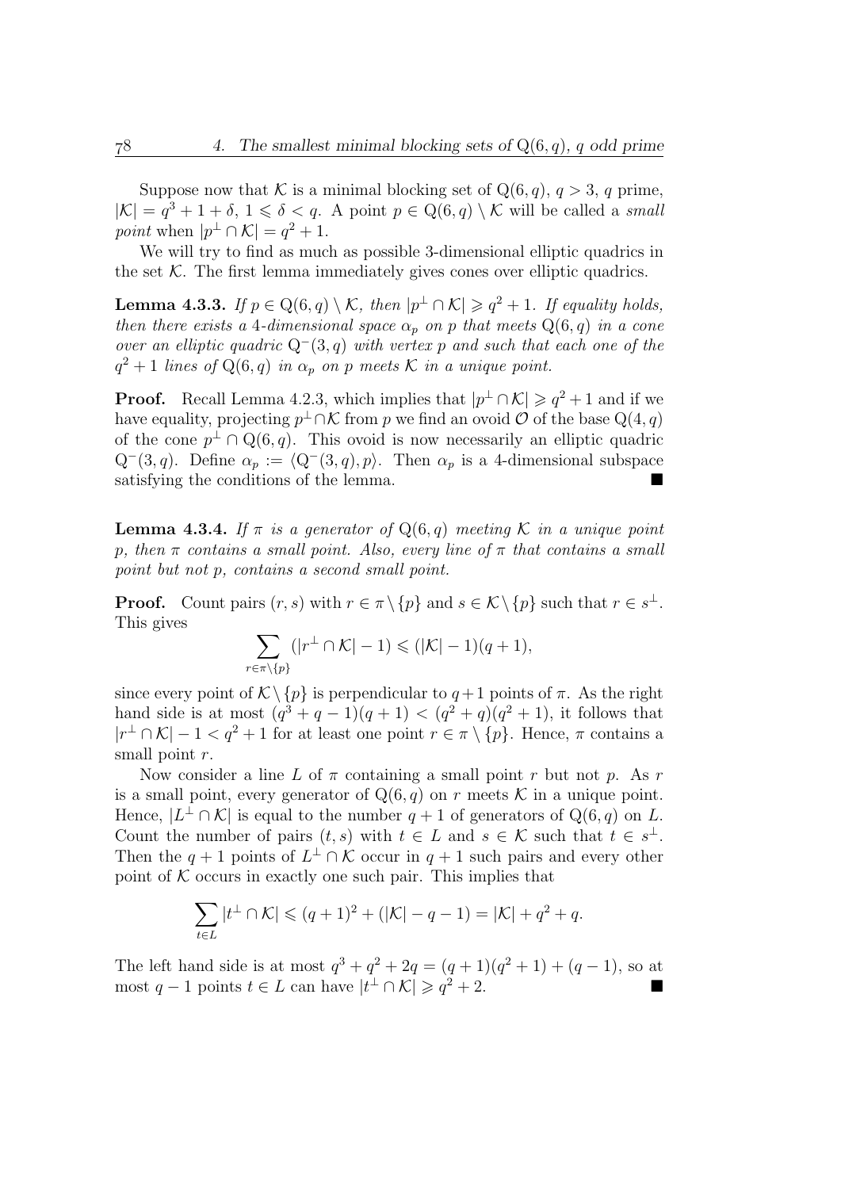Suppose now that $\mathcal{K}$ is a minimal blocking set of $Q(6, q)$, $q > 3$, $q$ prime, $|\mathcal{K}| = q^3 + 1 + \delta$, $1 \leqslant \delta < q$. A point $p \in Q(6, q) \setminus \mathcal{K}$ will be called a *small point* when $|p^\perp \cap \mathcal{K}| = q^2 + 1$.

We will try to find as much as possible 3-dimensional elliptic quadrics in the set $\mathcal{K}$. The first lemma immediately gives cones over elliptic quadrics.

**Lemma 4.3.3.** *If $p \in Q(6, q) \setminus \mathcal{K}$, then $|p^\perp \cap \mathcal{K}| \geqslant q^2 + 1$. If equality holds, then there exists a 4-dimensional space $\alpha_p$ on $p$ that meets $Q(6, q)$ in a cone over an elliptic quadric $Q^-(3, q)$ with vertex $p$ and such that each one of the $q^2 + 1$ lines of $Q(6, q)$ in $\alpha_p$ on $p$ meets $\mathcal{K}$ in a unique point.*

**Proof.** Recall Lemma 4.2.3, which implies that $|p^\perp \cap \mathcal{K}| \geqslant q^2 + 1$ and if we have equality, projecting $p^\perp \cap \mathcal{K}$ from $p$ we find an ovoid $\mathcal{O}$ of the base $Q(4, q)$ of the cone $p^\perp \cap Q(6, q)$. This ovoid is now necessarily an elliptic quadric $Q^-(3, q)$. Define $\alpha_p := \langle Q^-(3, q), p \rangle$. Then $\alpha_p$ is a 4-dimensional subspace satisfying the conditions of the lemma. ■

**Lemma 4.3.4.** *If $\pi$ is a generator of $Q(6, q)$ meeting $\mathcal{K}$ in a unique point $p$, then $\pi$ contains a small point. Also, every line of $\pi$ that contains a small point but not $p$, contains a second small point.*

**Proof.** Count pairs $(r, s)$ with $r \in \pi \setminus \{p\}$ and $s \in \mathcal{K} \setminus \{p\}$ such that $r \in s^\perp$. This gives

$$\sum_{r \in \pi \setminus \{p\}} (|r^\perp \cap \mathcal{K}| - 1) \leqslant (|\mathcal{K}| - 1)(q + 1),$$

since every point of $\mathcal{K} \setminus \{p\}$ is perpendicular to $q + 1$ points of $\pi$. As the right hand side is at most $(q^3 + q - 1)(q + 1) < (q^2 + q)(q^2 + 1)$, it follows that $|r^\perp \cap \mathcal{K}| - 1 < q^2 + 1$ for at least one point $r \in \pi \setminus \{p\}$. Hence, $\pi$ contains a small point $r$.

Now consider a line $L$ of $\pi$ containing a small point $r$ but not $p$. As $r$ is a small point, every generator of $Q(6, q)$ on $r$ meets $\mathcal{K}$ in a unique point. Hence, $|L^\perp \cap \mathcal{K}|$ is equal to the number $q + 1$ of generators of $Q(6, q)$ on $L$. Count the number of pairs $(t, s)$ with $t \in L$ and $s \in \mathcal{K}$ such that $t \in s^\perp$. Then the $q + 1$ points of $L^\perp \cap \mathcal{K}$ occur in $q + 1$ such pairs and every other point of $\mathcal{K}$ occurs in exactly one such pair. This implies that

$$\sum_{t \in L} |t^\perp \cap \mathcal{K}| \leqslant (q + 1)^2 + (|\mathcal{K}| - q - 1) = |\mathcal{K}| + q^2 + q.$$

The left hand side is at most $q^3 + q^2 + 2q = (q + 1)(q^2 + 1) + (q - 1)$, so at most $q - 1$ points $t \in L$ can have $|t^\perp \cap \mathcal{K}| \geqslant q^2 + 2$. ■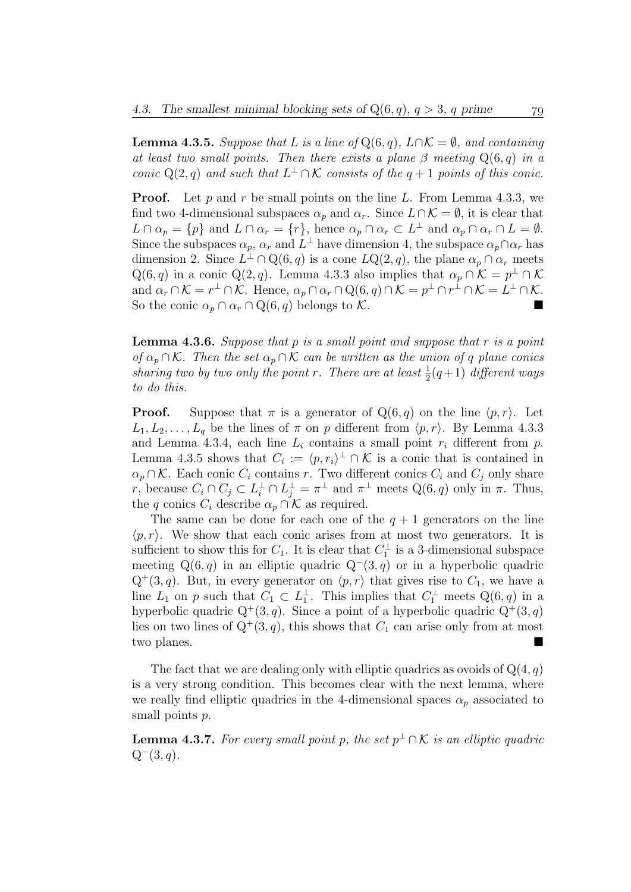**Lemma 4.3.5.** *Suppose that $L$ is a line of $\mathrm{Q}(6,q)$, $L \cap \mathcal{K} = \emptyset$, and containing at least two small points. Then there exists a plane $\beta$ meeting $\mathrm{Q}(6,q)$ in a conic $\mathrm{Q}(2,q)$ and such that $L^{\perp} \cap \mathcal{K}$ consists of the $q+1$ points of this conic.*

**Proof.** Let $p$ and $r$ be small points on the line $L$. From Lemma 4.3.3, we find two 4-dimensional subspaces $\alpha_p$ and $\alpha_r$. Since $L \cap \mathcal{K} = \emptyset$, it is clear that $L \cap \alpha_p = \{p\}$ and $L \cap \alpha_r = \{r\}$, hence $\alpha_p \cap \alpha_r \subset L^{\perp}$ and $\alpha_p \cap \alpha_r \cap L = \emptyset$. Since the subspaces $\alpha_p$, $\alpha_r$ and $L^{\perp}$ have dimension 4, the subspace $\alpha_p \cap \alpha_r$ has dimension 2. Since $L^{\perp} \cap \mathrm{Q}(6,q)$ is a cone $L\mathrm{Q}(2,q)$, the plane $\alpha_p \cap \alpha_r$ meets $\mathrm{Q}(6,q)$ in a conic $\mathrm{Q}(2,q)$. Lemma 4.3.3 also implies that $\alpha_p \cap \mathcal{K} = p^{\perp} \cap \mathcal{K}$ and $\alpha_r \cap \mathcal{K} = r^{\perp} \cap \mathcal{K}$. Hence, $\alpha_p \cap \alpha_r \cap \mathrm{Q}(6,q) \cap \mathcal{K} = p^{\perp} \cap r^{\perp} \cap \mathcal{K} = L^{\perp} \cap \mathcal{K}$. So the conic $\alpha_p \cap \alpha_r \cap \mathrm{Q}(6,q)$ belongs to $\mathcal{K}$. ■

**Lemma 4.3.6.** *Suppose that $p$ is a small point and suppose that $r$ is a point of $\alpha_p \cap \mathcal{K}$. Then the set $\alpha_p \cap \mathcal{K}$ can be written as the union of $q$ plane conics sharing two by two only the point $r$. There are at least $\frac{1}{2}(q+1)$ different ways to do this.*

**Proof.** Suppose that $\pi$ is a generator of $\mathrm{Q}(6,q)$ on the line $\langle p, r\rangle$. Let $L_1, L_2, \ldots, L_q$ be the lines of $\pi$ on $p$ different from $\langle p, r\rangle$. By Lemma 4.3.3 and Lemma 4.3.4, each line $L_i$ contains a small point $r_i$ different from $p$. Lemma 4.3.5 shows that $C_i := \langle p, r_i\rangle^{\perp} \cap \mathcal{K}$ is a conic that is contained in $\alpha_p \cap \mathcal{K}$. Each conic $C_i$ contains $r$. Two different conics $C_i$ and $C_j$ only share $r$, because $C_i \cap C_j \subset L_i^{\perp} \cap L_j^{\perp} = \pi^{\perp}$ and $\pi^{\perp}$ meets $\mathrm{Q}(6,q)$ only in $\pi$. Thus, the $q$ conics $C_i$ describe $\alpha_p \cap \mathcal{K}$ as required.

The same can be done for each one of the $q+1$ generators on the line $\langle p, r\rangle$. We show that each conic arises from at most two generators. It is sufficient to show this for $C_1$. It is clear that $C_1^{\perp}$ is a 3-dimensional subspace meeting $\mathrm{Q}(6,q)$ in an elliptic quadric $\mathrm{Q}^-(3,q)$ or in a hyperbolic quadric $\mathrm{Q}^+(3,q)$. But, in every generator on $\langle p, r\rangle$ that gives rise to $C_1$, we have a line $L_1$ on $p$ such that $C_1 \subset L_1^{\perp}$. This implies that $C_1^{\perp}$ meets $\mathrm{Q}(6,q)$ in a hyperbolic quadric $\mathrm{Q}^+(3,q)$. Since a point of a hyperbolic quadric $\mathrm{Q}^+(3,q)$ lies on two lines of $\mathrm{Q}^+(3,q)$, this shows that $C_1$ can arise only from at most two planes. ■

The fact that we are dealing only with elliptic quadrics as ovoids of $\mathrm{Q}(4,q)$ is a very strong condition. This becomes clear with the next lemma, where we really find elliptic quadrics in the 4-dimensional spaces $\alpha_p$ associated to small points $p$.

**Lemma 4.3.7.** *For every small point $p$, the set $p^{\perp} \cap \mathcal{K}$ is an elliptic quadric $\mathrm{Q}^-(3,q)$.*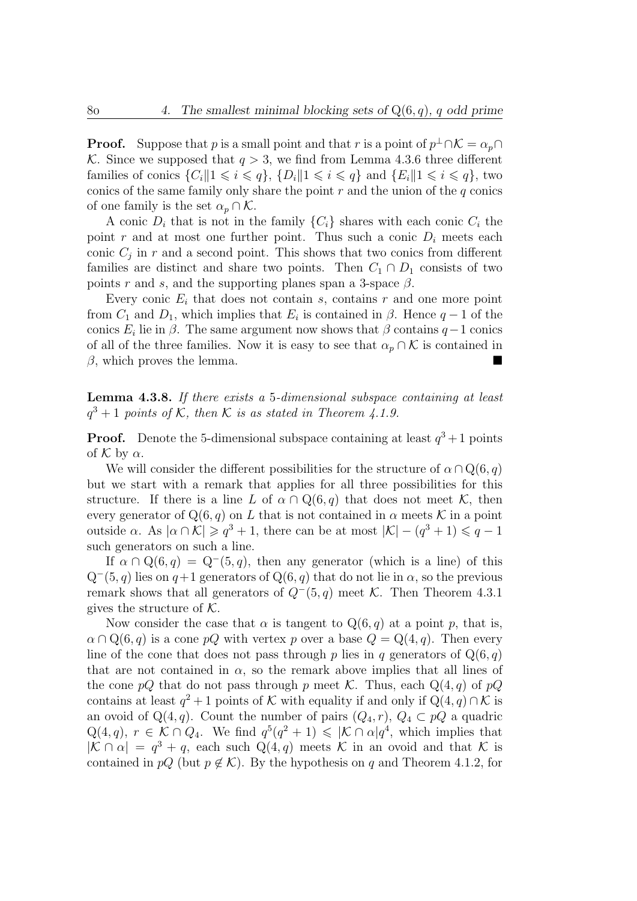**Proof.** Suppose that $p$ is a small point and that $r$ is a point of $p^\perp \cap \mathcal{K} = \alpha_p \cap \mathcal{K}$. Since we supposed that $q > 3$, we find from Lemma 4.3.6 three different families of conics $\{C_i \| 1 \leqslant i \leqslant q\}$, $\{D_i \| 1 \leqslant i \leqslant q\}$ and $\{E_i \| 1 \leqslant i \leqslant q\}$, two conics of the same family only share the point $r$ and the union of the $q$ conics of one family is the set $\alpha_p \cap \mathcal{K}$.

A conic $D_i$ that is not in the family $\{C_i\}$ shares with each conic $C_i$ the point $r$ and at most one further point. Thus such a conic $D_i$ meets each conic $C_j$ in $r$ and a second point. This shows that two conics from different families are distinct and share two points. Then $C_1 \cap D_1$ consists of two points $r$ and $s$, and the supporting planes span a 3-space $\beta$.

Every conic $E_i$ that does not contain $s$, contains $r$ and one more point from $C_1$ and $D_1$, which implies that $E_i$ is contained in $\beta$. Hence $q-1$ of the conics $E_i$ lie in $\beta$. The same argument now shows that $\beta$ contains $q-1$ conics of all of the three families. Now it is easy to see that $\alpha_p \cap \mathcal{K}$ is contained in $\beta$, which proves the lemma. ∎

**Lemma 4.3.8.** *If there exists a 5-dimensional subspace containing at least $q^3 + 1$ points of $\mathcal{K}$, then $\mathcal{K}$ is as stated in Theorem 4.1.9.*

**Proof.** Denote the 5-dimensional subspace containing at least $q^3+1$ points of $\mathcal{K}$ by $\alpha$.

We will consider the different possibilities for the structure of $\alpha \cap \mathrm{Q}(6, q)$ but we start with a remark that applies for all three possibilities for this structure. If there is a line $L$ of $\alpha \cap \mathrm{Q}(6, q)$ that does not meet $\mathcal{K}$, then every generator of $\mathrm{Q}(6, q)$ on $L$ that is not contained in $\alpha$ meets $\mathcal{K}$ in a point outside $\alpha$. As $|\alpha \cap \mathcal{K}| \geqslant q^3 + 1$, there can be at most $|\mathcal{K}| - (q^3 + 1) \leqslant q - 1$ such generators on such a line.

If $\alpha \cap \mathrm{Q}(6, q) = \mathrm{Q}^-(5, q)$, then any generator (which is a line) of this $\mathrm{Q}^-(5, q)$ lies on $q+1$ generators of $\mathrm{Q}(6, q)$ that do not lie in $\alpha$, so the previous remark shows that all generators of $Q^-(5, q)$ meet $\mathcal{K}$. Then Theorem 4.3.1 gives the structure of $\mathcal{K}$.

Now consider the case that $\alpha$ is tangent to $\mathrm{Q}(6, q)$ at a point $p$, that is, $\alpha \cap \mathrm{Q}(6, q)$ is a cone $pQ$ with vertex $p$ over a base $Q = \mathrm{Q}(4, q)$. Then every line of the cone that does not pass through $p$ lies in $q$ generators of $\mathrm{Q}(6, q)$ that are not contained in $\alpha$, so the remark above implies that all lines of the cone $pQ$ that do not pass through $p$ meet $\mathcal{K}$. Thus, each $\mathrm{Q}(4, q)$ of $pQ$ contains at least $q^2+1$ points of $\mathcal{K}$ with equality if and only if $\mathrm{Q}(4, q) \cap \mathcal{K}$ is an ovoid of $\mathrm{Q}(4, q)$. Count the number of pairs $(Q_4, r)$, $Q_4 \subset pQ$ a quadric $\mathrm{Q}(4, q)$, $r \in \mathcal{K} \cap Q_4$. We find $q^5(q^2 + 1) \leqslant |\mathcal{K} \cap \alpha| q^4$, which implies that $|\mathcal{K} \cap \alpha| = q^3 + q$, each such $\mathrm{Q}(4, q)$ meets $\mathcal{K}$ in an ovoid and that $\mathcal{K}$ is contained in $pQ$ (but $p \notin \mathcal{K}$). By the hypothesis on $q$ and Theorem 4.1.2, for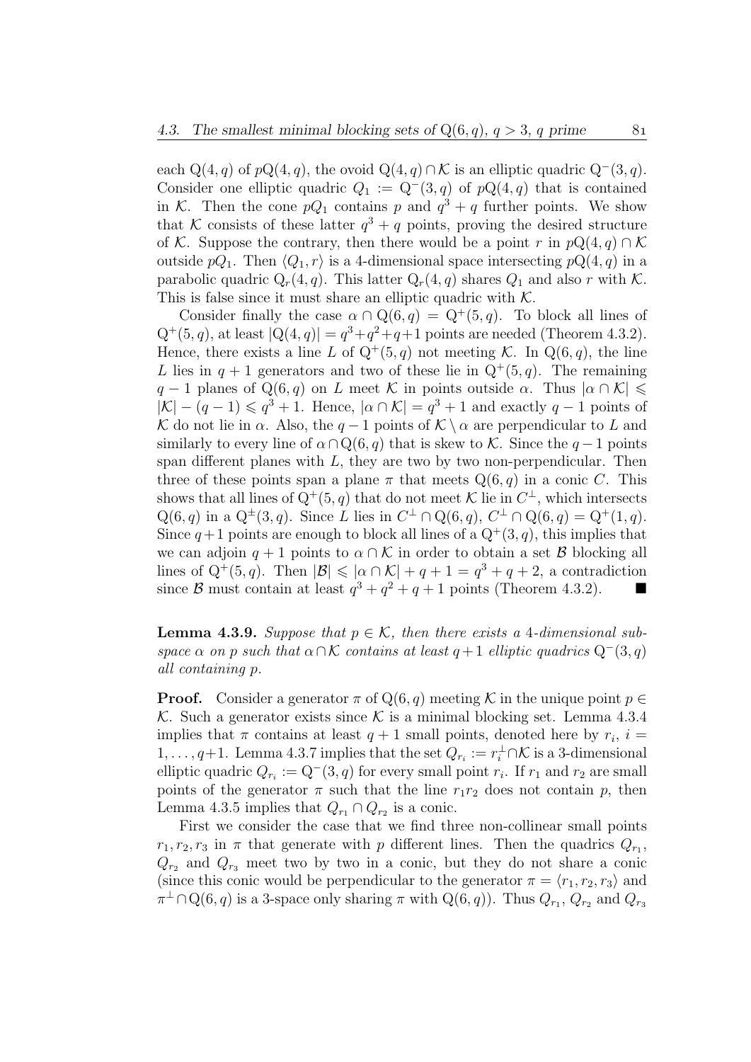each $Q(4,q)$ of $pQ(4,q)$, the ovoid $Q(4,q) \cap \mathcal{K}$ is an elliptic quadric $Q^-(3,q)$. Consider one elliptic quadric $Q_1 := Q^-(3,q)$ of $pQ(4,q)$ that is contained in $\mathcal{K}$. Then the cone $pQ_1$ contains $p$ and $q^3+q$ further points. We show that $\mathcal{K}$ consists of these latter $q^3+q$ points, proving the desired structure of $\mathcal{K}$. Suppose the contrary, then there would be a point $r$ in $pQ(4,q) \cap \mathcal{K}$ outside $pQ_1$. Then $\langle Q_1, r \rangle$ is a 4-dimensional space intersecting $pQ(4,q)$ in a parabolic quadric $Q_r(4,q)$. This latter $Q_r(4,q)$ shares $Q_1$ and also $r$ with $\mathcal{K}$. This is false since it must share an elliptic quadric with $\mathcal{K}$.

Consider finally the case $\alpha \cap Q(6,q) = Q^+(5,q)$. To block all lines of $Q^+(5,q)$, at least $|Q(4,q)| = q^3+q^2+q+1$ points are needed (Theorem 4.3.2). Hence, there exists a line $L$ of $Q^+(5,q)$ not meeting $\mathcal{K}$. In $Q(6,q)$, the line $L$ lies in $q+1$ generators and two of these lie in $Q^+(5,q)$. The remaining $q-1$ planes of $Q(6,q)$ on $L$ meet $\mathcal{K}$ in points outside $\alpha$. Thus $|\alpha \cap \mathcal{K}| \leqslant |\mathcal{K}| - (q-1) \leqslant q^3+1$. Hence, $|\alpha \cap \mathcal{K}| = q^3+1$ and exactly $q-1$ points of $\mathcal{K}$ do not lie in $\alpha$. Also, the $q-1$ points of $\mathcal{K} \setminus \alpha$ are perpendicular to $L$ and similarly to every line of $\alpha \cap Q(6,q)$ that is skew to $\mathcal{K}$. Since the $q-1$ points span different planes with $L$, they are two by two non-perpendicular. Then three of these points span a plane $\pi$ that meets $Q(6,q)$ in a conic $C$. This shows that all lines of $Q^+(5,q)$ that do not meet $\mathcal{K}$ lie in $C^\perp$, which intersects $Q(6,q)$ in a $Q^\pm(3,q)$. Since $L$ lies in $C^\perp \cap Q(6,q)$, $C^\perp \cap Q(6,q) = Q^+(1,q)$. Since $q+1$ points are enough to block all lines of a $Q^+(3,q)$, this implies that we can adjoin $q+1$ points to $\alpha \cap \mathcal{K}$ in order to obtain a set $\mathcal{B}$ blocking all lines of $Q^+(5,q)$. Then $|\mathcal{B}| \leqslant |\alpha \cap \mathcal{K}| + q + 1 = q^3+q+2$, a contradiction since $\mathcal{B}$ must contain at least $q^3+q^2+q+1$ points (Theorem 4.3.2). ■

**Lemma 4.3.9.** *Suppose that $p \in \mathcal{K}$, then there exists a 4-dimensional subspace $\alpha$ on $p$ such that $\alpha \cap \mathcal{K}$ contains at least $q+1$ elliptic quadrics $Q^-(3,q)$ all containing $p$.*

**Proof.** Consider a generator $\pi$ of $Q(6,q)$ meeting $\mathcal{K}$ in the unique point $p \in \mathcal{K}$. Such a generator exists since $\mathcal{K}$ is a minimal blocking set. Lemma 4.3.4 implies that $\pi$ contains at least $q+1$ small points, denoted here by $r_i$, $i = 1, \ldots, q+1$. Lemma 4.3.7 implies that the set $Q_{r_i} := r_i^\perp \cap \mathcal{K}$ is a 3-dimensional elliptic quadric $Q_{r_i} := Q^-(3,q)$ for every small point $r_i$. If $r_1$ and $r_2$ are small points of the generator $\pi$ such that the line $r_1r_2$ does not contain $p$, then Lemma 4.3.5 implies that $Q_{r_1} \cap Q_{r_2}$ is a conic.

First we consider the case that we find three non-collinear small points $r_1, r_2, r_3$ in $\pi$ that generate with $p$ different lines. Then the quadrics $Q_{r_1}$, $Q_{r_2}$ and $Q_{r_3}$ meet two by two in a conic, but they do not share a conic (since this conic would be perpendicular to the generator $\pi = \langle r_1, r_2, r_3 \rangle$ and $\pi^\perp \cap Q(6,q)$ is a 3-space only sharing $\pi$ with $Q(6,q)$). Thus $Q_{r_1}$, $Q_{r_2}$ and $Q_{r_3}$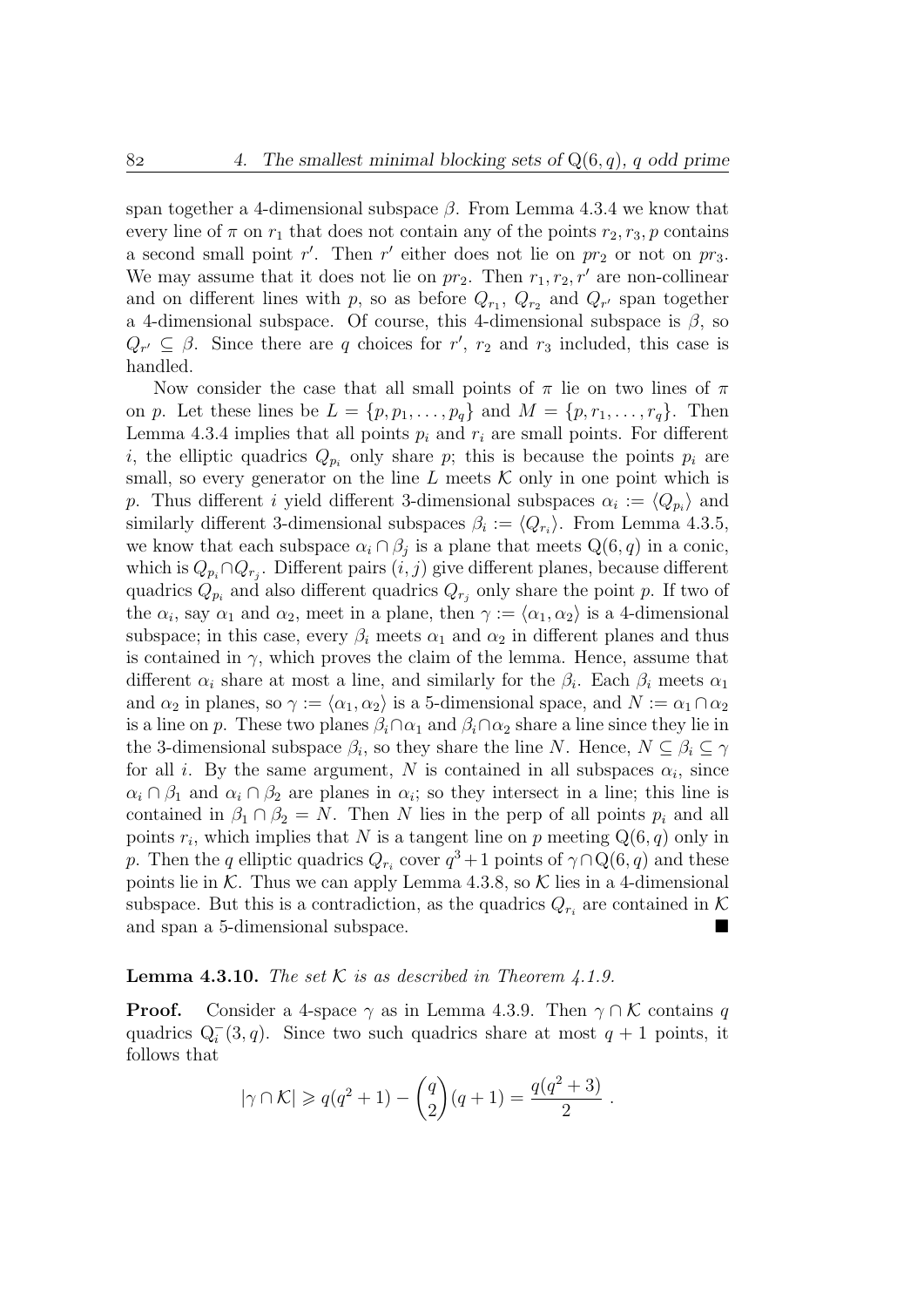span together a 4-dimensional subspace $\beta$. From Lemma 4.3.4 we know that every line of $\pi$ on $r_1$ that does not contain any of the points $r_2, r_3, p$ contains a second small point $r'$. Then $r'$ either does not lie on $pr_2$ or not on $pr_3$. We may assume that it does not lie on $pr_2$. Then $r_1, r_2, r'$ are non-collinear and on different lines with $p$, so as before $Q_{r_1}$, $Q_{r_2}$ and $Q_{r'}$ span together a 4-dimensional subspace. Of course, this 4-dimensional subspace is $\beta$, so $Q_{r'} \subseteq \beta$. Since there are $q$ choices for $r'$, $r_2$ and $r_3$ included, this case is handled.

Now consider the case that all small points of $\pi$ lie on two lines of $\pi$ on $p$. Let these lines be $L = \{p, p_1, \ldots, p_q\}$ and $M = \{p, r_1, \ldots, r_q\}$. Then Lemma 4.3.4 implies that all points $p_i$ and $r_i$ are small points. For different $i$, the elliptic quadrics $Q_{p_i}$ only share $p$; this is because the points $p_i$ are small, so every generator on the line $L$ meets $\mathcal{K}$ only in one point which is $p$. Thus different $i$ yield different 3-dimensional subspaces $\alpha_i := \langle Q_{p_i} \rangle$ and similarly different 3-dimensional subspaces $\beta_i := \langle Q_{r_i} \rangle$. From Lemma 4.3.5, we know that each subspace $\alpha_i \cap \beta_j$ is a plane that meets $\mathrm{Q}(6, q)$ in a conic, which is $Q_{p_i} \cap Q_{r_j}$. Different pairs $(i, j)$ give different planes, because different quadrics $Q_{p_i}$ and also different quadrics $Q_{r_j}$ only share the point $p$. If two of the $\alpha_i$, say $\alpha_1$ and $\alpha_2$, meet in a plane, then $\gamma := \langle \alpha_1, \alpha_2 \rangle$ is a 4-dimensional subspace; in this case, every $\beta_i$ meets $\alpha_1$ and $\alpha_2$ in different planes and thus is contained in $\gamma$, which proves the claim of the lemma. Hence, assume that different $\alpha_i$ share at most a line, and similarly for the $\beta_i$. Each $\beta_i$ meets $\alpha_1$ and $\alpha_2$ in planes, so $\gamma := \langle \alpha_1, \alpha_2 \rangle$ is a 5-dimensional space, and $N := \alpha_1 \cap \alpha_2$ is a line on $p$. These two planes $\beta_i \cap \alpha_1$ and $\beta_i \cap \alpha_2$ share a line since they lie in the 3-dimensional subspace $\beta_i$, so they share the line $N$. Hence, $N \subseteq \beta_i \subseteq \gamma$ for all $i$. By the same argument, $N$ is contained in all subspaces $\alpha_i$, since $\alpha_i \cap \beta_1$ and $\alpha_i \cap \beta_2$ are planes in $\alpha_i$; so they intersect in a line; this line is contained in $\beta_1 \cap \beta_2 = N$. Then $N$ lies in the perp of all points $p_i$ and all points $r_i$, which implies that $N$ is a tangent line on $p$ meeting $\mathrm{Q}(6, q)$ only in $p$. Then the $q$ elliptic quadrics $Q_{r_i}$ cover $q^3 + 1$ points of $\gamma \cap \mathrm{Q}(6, q)$ and these points lie in $\mathcal{K}$. Thus we can apply Lemma 4.3.8, so $\mathcal{K}$ lies in a 4-dimensional subspace. But this is a contradiction, as the quadrics $Q_{r_i}$ are contained in $\mathcal{K}$ and span a 5-dimensional subspace. ∎

**Lemma 4.3.10.** *The set $\mathcal{K}$ is as described in Theorem 4.1.9.*

**Proof.** Consider a 4-space $\gamma$ as in Lemma 4.3.9. Then $\gamma \cap \mathcal{K}$ contains $q$ quadrics $\mathrm{Q}_i^-(3, q)$. Since two such quadrics share at most $q + 1$ points, it follows that

$$|\gamma \cap \mathcal{K}| \geqslant q(q^2 + 1) - \binom{q}{2}(q + 1) = \frac{q(q^2 + 3)}{2} .$$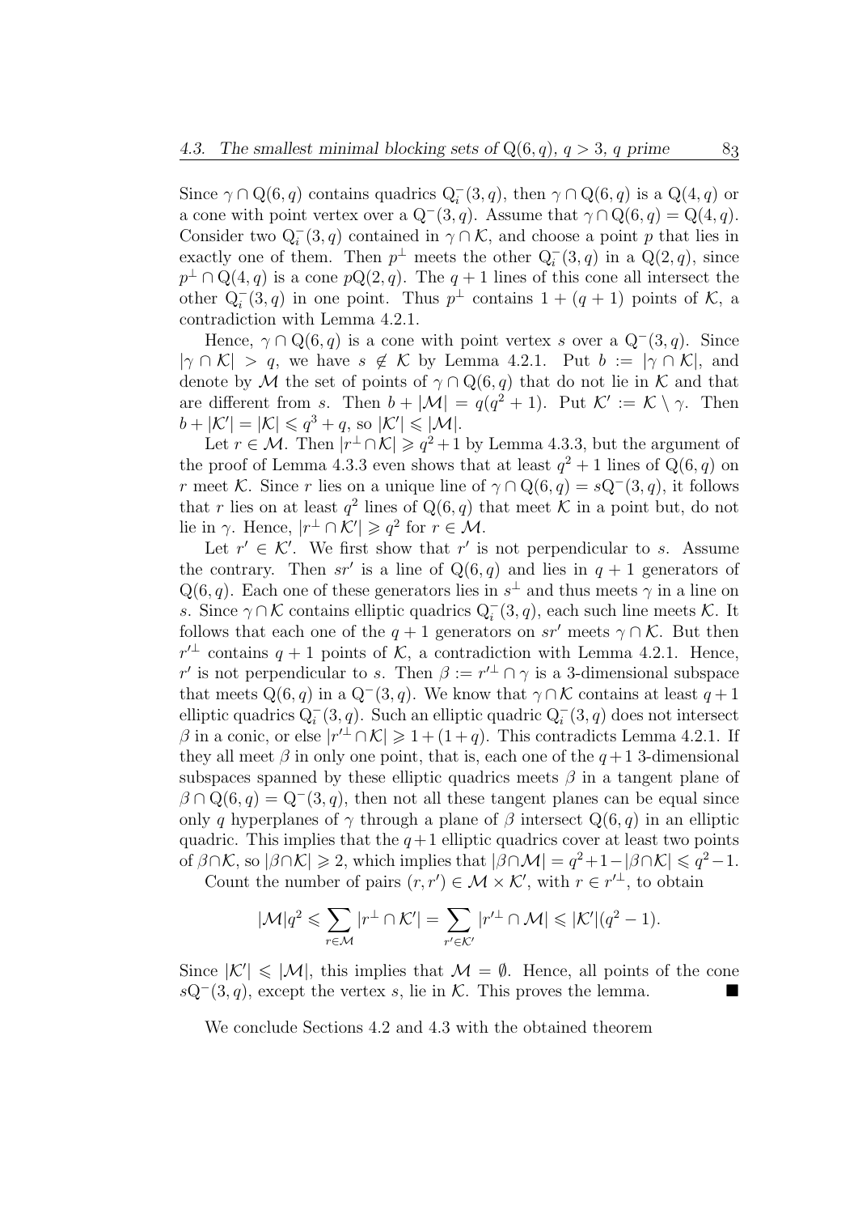Since $\gamma \cap Q(6,q)$ contains quadrics $Q_i^-(3,q)$, then $\gamma \cap Q(6,q)$ is a $Q(4,q)$ or a cone with point vertex over a $Q^-(3,q)$. Assume that $\gamma \cap Q(6,q) = Q(4,q)$. Consider two $Q_i^-(3,q)$ contained in $\gamma \cap \mathcal{K}$, and choose a point $p$ that lies in exactly one of them. Then $p^\perp$ meets the other $Q_i^-(3,q)$ in a $Q(2,q)$, since $p^\perp \cap Q(4,q)$ is a cone $pQ(2,q)$. The $q+1$ lines of this cone all intersect the other $Q_i^-(3,q)$ in one point. Thus $p^\perp$ contains $1 + (q+1)$ points of $\mathcal{K}$, a contradiction with Lemma 4.2.1.

Hence, $\gamma \cap Q(6,q)$ is a cone with point vertex $s$ over a $Q^-(3,q)$. Since $|\gamma \cap \mathcal{K}| > q$, we have $s \notin \mathcal{K}$ by Lemma 4.2.1. Put $b := |\gamma \cap \mathcal{K}|$, and denote by $\mathcal{M}$ the set of points of $\gamma \cap Q(6,q)$ that do not lie in $\mathcal{K}$ and that are different from $s$. Then $b + |\mathcal{M}| = q(q^2+1)$. Put $\mathcal{K}' := \mathcal{K} \setminus \gamma$. Then $b + |\mathcal{K}'| = |\mathcal{K}| \leqslant q^3 + q$, so $|\mathcal{K}'| \leqslant |\mathcal{M}|$.

Let $r \in \mathcal{M}$. Then $|r^\perp \cap \mathcal{K}| \geqslant q^2+1$ by Lemma 4.3.3, but the argument of the proof of Lemma 4.3.3 even shows that at least $q^2+1$ lines of $Q(6,q)$ on $r$ meet $\mathcal{K}$. Since $r$ lies on a unique line of $\gamma \cap Q(6,q) = sQ^-(3,q)$, it follows that $r$ lies on at least $q^2$ lines of $Q(6,q)$ that meet $\mathcal{K}$ in a point but, do not lie in $\gamma$. Hence, $|r^\perp \cap \mathcal{K}'| \geqslant q^2$ for $r \in \mathcal{M}$.

Let $r' \in \mathcal{K}'$. We first show that $r'$ is not perpendicular to $s$. Assume the contrary. Then $sr'$ is a line of $Q(6,q)$ and lies in $q+1$ generators of $Q(6,q)$. Each one of these generators lies in $s^\perp$ and thus meets $\gamma$ in a line on $s$. Since $\gamma \cap \mathcal{K}$ contains elliptic quadrics $Q_i^-(3,q)$, each such line meets $\mathcal{K}$. It follows that each one of the $q+1$ generators on $sr'$ meets $\gamma \cap \mathcal{K}$. But then $r'^\perp$ contains $q+1$ points of $\mathcal{K}$, a contradiction with Lemma 4.2.1. Hence, $r'$ is not perpendicular to $s$. Then $\beta := r'^\perp \cap \gamma$ is a 3-dimensional subspace that meets $Q(6,q)$ in a $Q^-(3,q)$. We know that $\gamma \cap \mathcal{K}$ contains at least $q+1$ elliptic quadrics $Q_i^-(3,q)$. Such an elliptic quadric $Q_i^-(3,q)$ does not intersect $\beta$ in a conic, or else $|r'^\perp \cap \mathcal{K}| \geqslant 1 + (1+q)$. This contradicts Lemma 4.2.1. If they all meet $\beta$ in only one point, that is, each one of the $q+1$ 3-dimensional subspaces spanned by these elliptic quadrics meets $\beta$ in a tangent plane of $\beta \cap Q(6,q) = Q^-(3,q)$, then not all these tangent planes can be equal since only $q$ hyperplanes of $\gamma$ through a plane of $\beta$ intersect $Q(6,q)$ in an elliptic quadric. This implies that the $q+1$ elliptic quadrics cover at least two points of $\beta \cap \mathcal{K}$, so $|\beta \cap \mathcal{K}| \geqslant 2$, which implies that $|\beta \cap \mathcal{M}| = q^2+1-|\beta \cap \mathcal{K}| \leqslant q^2-1$.

Count the number of pairs $(r, r') \in \mathcal{M} \times \mathcal{K}'$, with $r \in r'^\perp$, to obtain

$$|\mathcal{M}|q^2 \leqslant \sum_{r \in \mathcal{M}} |r^\perp \cap \mathcal{K}'| = \sum_{r' \in \mathcal{K}'} |r'^\perp \cap \mathcal{M}| \leqslant |\mathcal{K}'|(q^2-1).$$

Since $|\mathcal{K}'| \leqslant |\mathcal{M}|$, this implies that $\mathcal{M} = \emptyset$. Hence, all points of the cone $sQ^-(3,q)$, except the vertex $s$, lie in $\mathcal{K}$. This proves the lemma. ∎

We conclude Sections 4.2 and 4.3 with the obtained theorem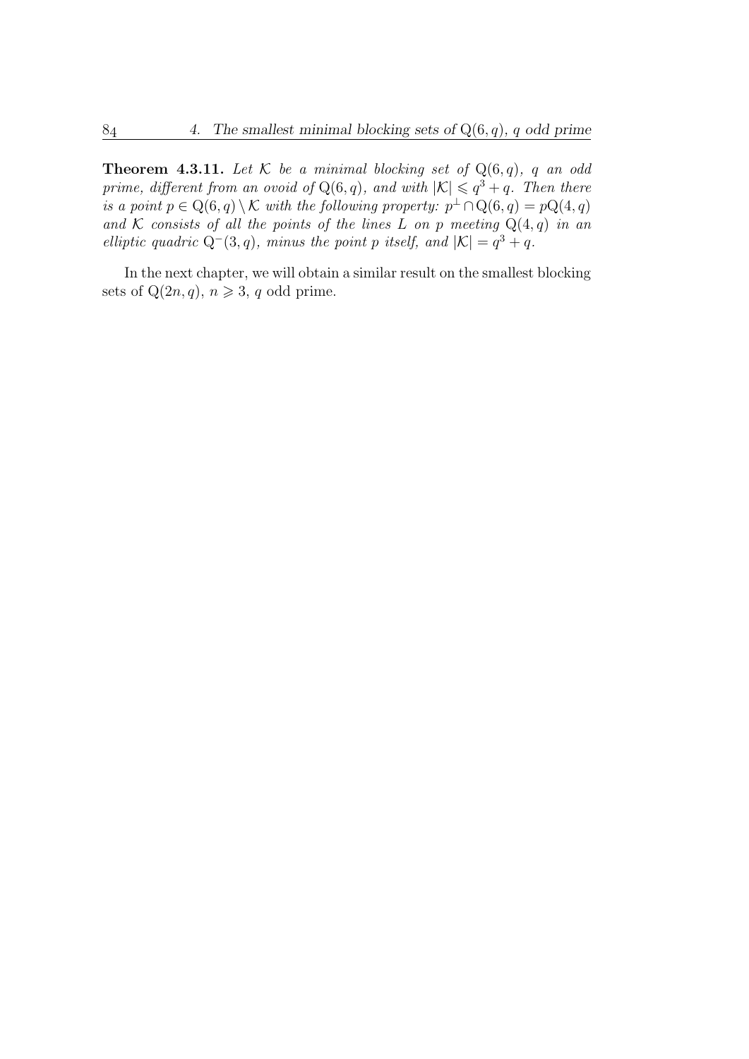**Theorem 4.3.11.** *Let $\mathcal{K}$ be a minimal blocking set of $\mathrm{Q}(6,q)$, $q$ an odd prime, different from an ovoid of $\mathrm{Q}(6,q)$, and with $|\mathcal{K}| \leqslant q^3+q$. Then there is a point $p \in \mathrm{Q}(6,q) \setminus \mathcal{K}$ with the following property: $p^\perp \cap \mathrm{Q}(6,q) = p\mathrm{Q}(4,q)$ and $\mathcal{K}$ consists of all the points of the lines $L$ on $p$ meeting $\mathrm{Q}(4,q)$ in an elliptic quadric $\mathrm{Q}^-(3,q)$, minus the point $p$ itself, and $|\mathcal{K}| = q^3+q$.*

In the next chapter, we will obtain a similar result on the smallest blocking sets of $\mathrm{Q}(2n,q)$, $n \geqslant 3$, $q$ odd prime.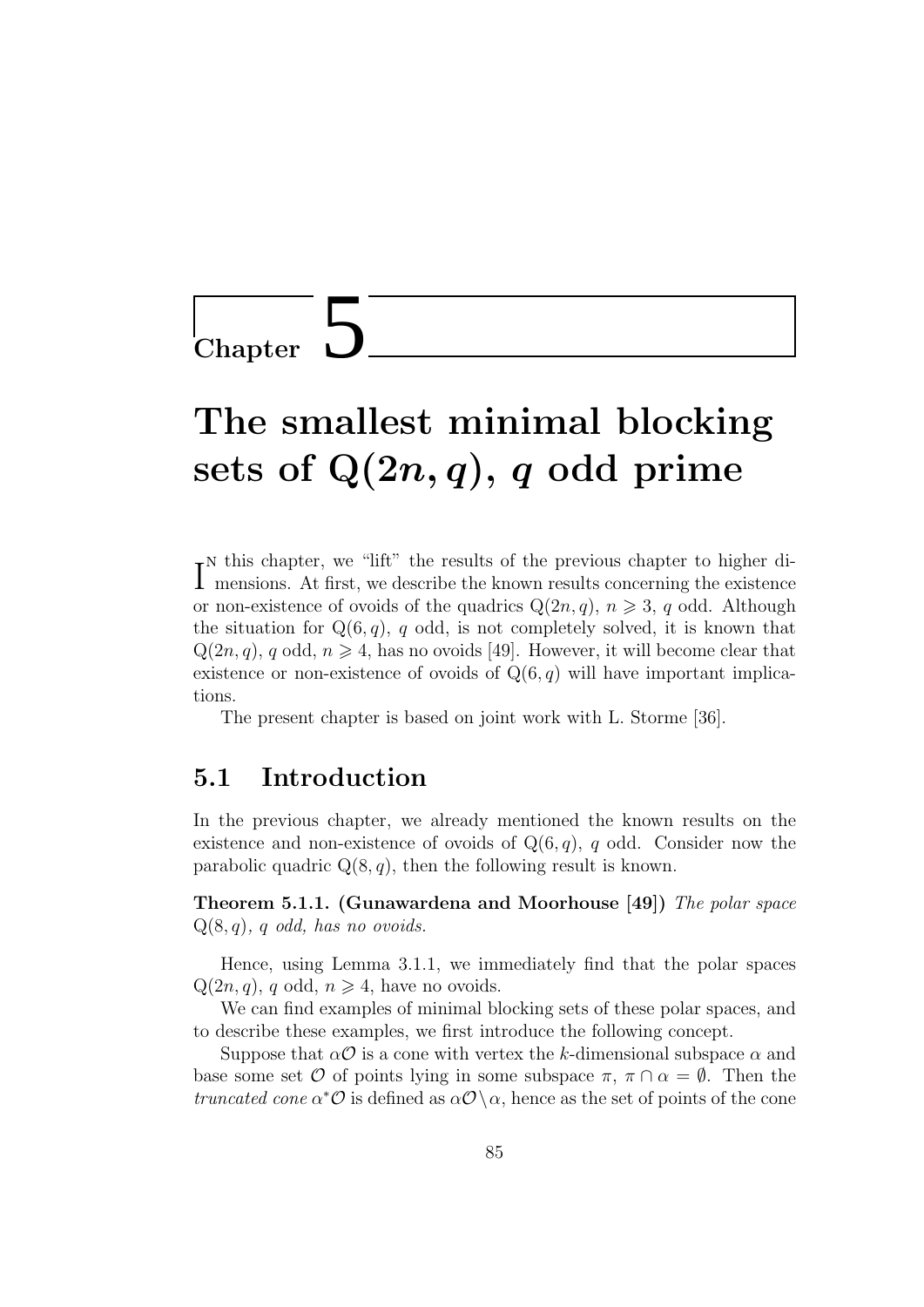# Chapter 5

# The smallest minimal blocking sets of $\mathrm{Q}(2n, q)$, $q$ odd prime

In this chapter, we "lift" the results of the previous chapter to higher dimensions. At first, we describe the known results concerning the existence or non-existence of ovoids of the quadrics $\mathrm{Q}(2n, q)$, $n \geqslant 3$, $q$ odd. Although the situation for $\mathrm{Q}(6, q)$, $q$ odd, is not completely solved, it is known that $\mathrm{Q}(2n, q)$, $q$ odd, $n \geqslant 4$, has no ovoids [49]. However, it will become clear that existence or non-existence of ovoids of $\mathrm{Q}(6, q)$ will have important implications.

The present chapter is based on joint work with L. Storme [36].

## 5.1 Introduction

In the previous chapter, we already mentioned the known results on the existence and non-existence of ovoids of $\mathrm{Q}(6, q)$, $q$ odd. Consider now the parabolic quadric $\mathrm{Q}(8, q)$, then the following result is known.

**Theorem 5.1.1. (Gunawardena and Moorhouse [49])** *The polar space $\mathrm{Q}(8, q)$, $q$ odd, has no ovoids.*

Hence, using Lemma 3.1.1, we immediately find that the polar spaces $\mathrm{Q}(2n, q)$, $q$ odd, $n \geqslant 4$, have no ovoids.

We can find examples of minimal blocking sets of these polar spaces, and to describe these examples, we first introduce the following concept.

Suppose that $\alpha\mathcal{O}$ is a cone with vertex the $k$-dimensional subspace $\alpha$ and base some set $\mathcal{O}$ of points lying in some subspace $\pi$, $\pi \cap \alpha = \emptyset$. Then the *truncated cone* $\alpha^*\mathcal{O}$ is defined as $\alpha\mathcal{O} \setminus \alpha$, hence as the set of points of the cone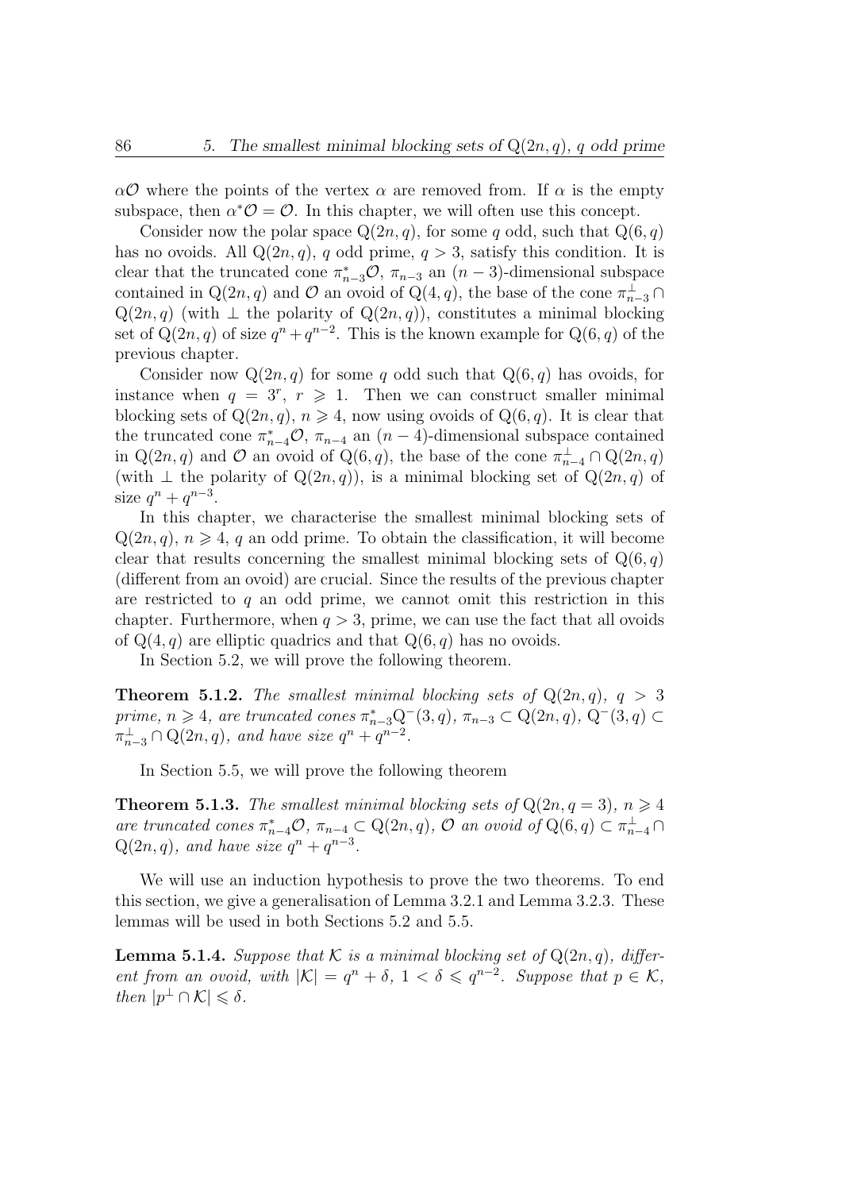$\alpha\mathcal{O}$ where the points of the vertex $\alpha$ are removed from. If $\alpha$ is the empty subspace, then $\alpha^*\mathcal{O} = \mathcal{O}$. In this chapter, we will often use this concept.

Consider now the polar space $Q(2n, q)$, for some $q$ odd, such that $Q(6, q)$ has no ovoids. All $Q(2n, q)$, $q$ odd prime, $q > 3$, satisfy this condition. It is clear that the truncated cone $\pi_{n-3}^*\mathcal{O}$, $\pi_{n-3}$ an $(n-3)$-dimensional subspace contained in $Q(2n, q)$ and $\mathcal{O}$ an ovoid of $Q(4, q)$, the base of the cone $\pi_{n-3}^\perp \cap Q(2n, q)$ (with $\perp$ the polarity of $Q(2n, q)$), constitutes a minimal blocking set of $Q(2n, q)$ of size $q^n + q^{n-2}$. This is the known example for $Q(6, q)$ of the previous chapter.

Consider now $Q(2n, q)$ for some $q$ odd such that $Q(6, q)$ has ovoids, for instance when $q = 3^r$, $r \geqslant 1$. Then we can construct smaller minimal blocking sets of $Q(2n, q)$, $n \geqslant 4$, now using ovoids of $Q(6, q)$. It is clear that the truncated cone $\pi_{n-4}^*\mathcal{O}$, $\pi_{n-4}$ an $(n-4)$-dimensional subspace contained in $Q(2n, q)$ and $\mathcal{O}$ an ovoid of $Q(6, q)$, the base of the cone $\pi_{n-4}^\perp \cap Q(2n, q)$ (with $\perp$ the polarity of $Q(2n, q)$), is a minimal blocking set of $Q(2n, q)$ of size $q^n + q^{n-3}$.

In this chapter, we characterise the smallest minimal blocking sets of $Q(2n, q)$, $n \geqslant 4$, $q$ an odd prime. To obtain the classification, it will become clear that results concerning the smallest minimal blocking sets of $Q(6, q)$ (different from an ovoid) are crucial. Since the results of the previous chapter are restricted to $q$ an odd prime, we cannot omit this restriction in this chapter. Furthermore, when $q > 3$, prime, we can use the fact that all ovoids of $Q(4, q)$ are elliptic quadrics and that $Q(6, q)$ has no ovoids.

In Section 5.2, we will prove the following theorem.

**Theorem 5.1.2.** *The smallest minimal blocking sets of $Q(2n, q)$, $q > 3$ prime, $n \geqslant 4$, are truncated cones $\pi_{n-3}^* Q^-(3, q)$, $\pi_{n-3} \subset Q(2n, q)$, $Q^-(3, q) \subset \pi_{n-3}^\perp \cap Q(2n, q)$, and have size $q^n + q^{n-2}$.*

In Section 5.5, we will prove the following theorem

**Theorem 5.1.3.** *The smallest minimal blocking sets of $Q(2n, q = 3)$, $n \geqslant 4$ are truncated cones $\pi_{n-4}^*\mathcal{O}$, $\pi_{n-4} \subset Q(2n, q)$, $\mathcal{O}$ an ovoid of $Q(6, q) \subset \pi_{n-4}^\perp \cap Q(2n, q)$, and have size $q^n + q^{n-3}$.*

We will use an induction hypothesis to prove the two theorems. To end this section, we give a generalisation of Lemma 3.2.1 and Lemma 3.2.3. These lemmas will be used in both Sections 5.2 and 5.5.

**Lemma 5.1.4.** *Suppose that $\mathcal{K}$ is a minimal blocking set of $Q(2n, q)$, different from an ovoid, with $|\mathcal{K}| = q^n + \delta$, $1 < \delta \leqslant q^{n-2}$. Suppose that $p \in \mathcal{K}$, then $|p^\perp \cap \mathcal{K}| \leqslant \delta$.*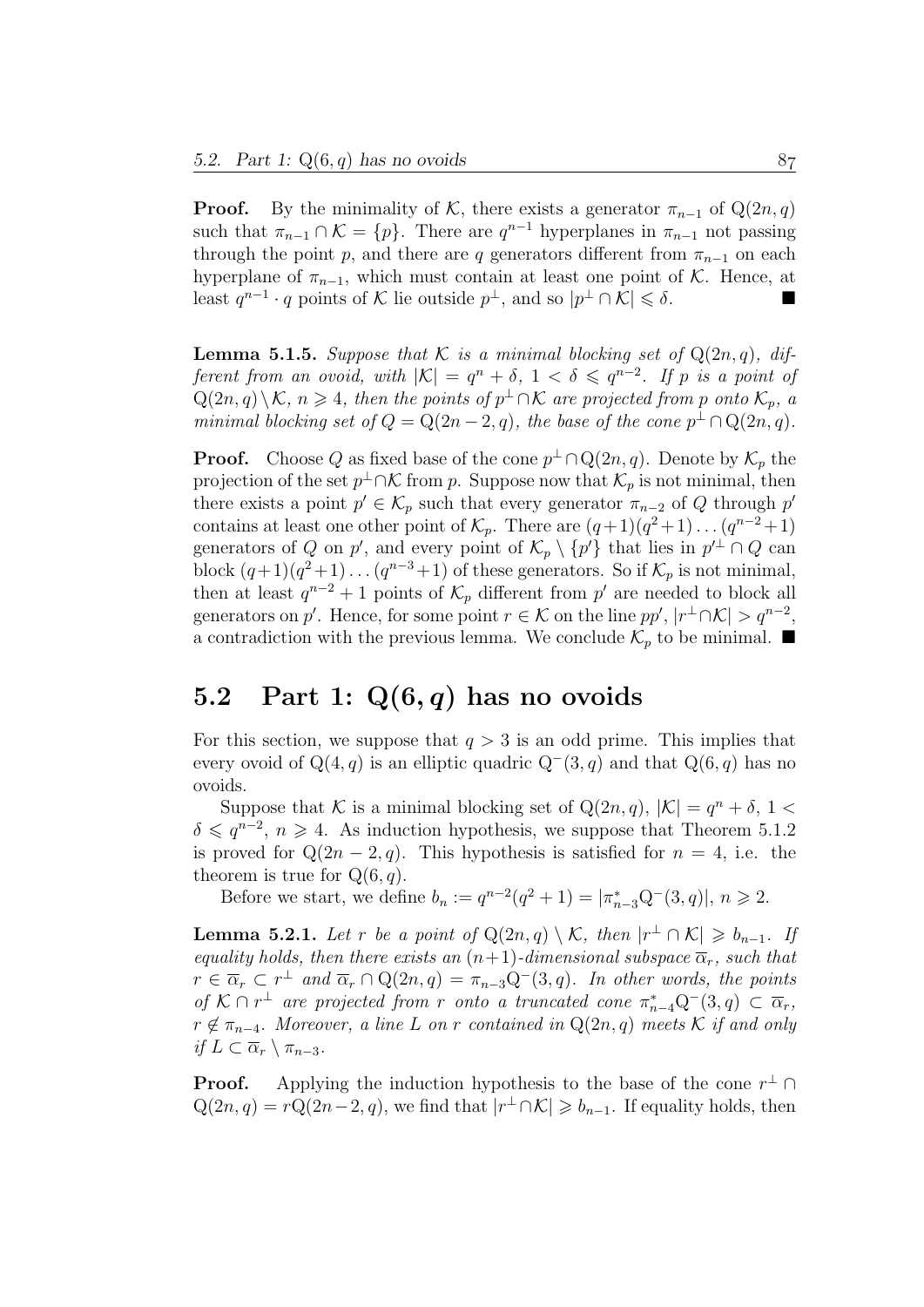**Proof.** By the minimality of $\mathcal{K}$, there exists a generator $\pi_{n-1}$ of $Q(2n, q)$ such that $\pi_{n-1} \cap \mathcal{K} = \{p\}$. There are $q^{n-1}$ hyperplanes in $\pi_{n-1}$ not passing through the point $p$, and there are $q$ generators different from $\pi_{n-1}$ on each hyperplane of $\pi_{n-1}$, which must contain at least one point of $\mathcal{K}$. Hence, at least $q^{n-1} \cdot q$ points of $\mathcal{K}$ lie outside $p^\perp$, and so $|p^\perp \cap \mathcal{K}| \leqslant \delta$. ∎

**Lemma 5.1.5.** *Suppose that $\mathcal{K}$ is a minimal blocking set of $Q(2n, q)$, different from an ovoid, with $|\mathcal{K}| = q^n + \delta$, $1 < \delta \leqslant q^{n-2}$. If $p$ is a point of $Q(2n, q) \setminus \mathcal{K}$, $n \geqslant 4$, then the points of $p^\perp \cap \mathcal{K}$ are projected from $p$ onto $\mathcal{K}_p$, a minimal blocking set of $Q = Q(2n-2, q)$, the base of the cone $p^\perp \cap Q(2n, q)$.*

**Proof.** Choose $Q$ as fixed base of the cone $p^\perp \cap Q(2n, q)$. Denote by $\mathcal{K}_p$ the projection of the set $p^\perp \cap \mathcal{K}$ from $p$. Suppose now that $\mathcal{K}_p$ is not minimal, then there exists a point $p' \in \mathcal{K}_p$ such that every generator $\pi_{n-2}$ of $Q$ through $p'$ contains at least one other point of $\mathcal{K}_p$. There are $(q+1)(q^2+1)\ldots(q^{n-2}+1)$ generators of $Q$ on $p'$, and every point of $\mathcal{K}_p \setminus \{p'\}$ that lies in $p'^\perp \cap Q$ can block $(q+1)(q^2+1)\ldots(q^{n-3}+1)$ of these generators. So if $\mathcal{K}_p$ is not minimal, then at least $q^{n-2}+1$ points of $\mathcal{K}_p$ different from $p'$ are needed to block all generators on $p'$. Hence, for some point $r \in \mathcal{K}$ on the line $pp'$, $|r^\perp \cap \mathcal{K}| > q^{n-2}$, a contradiction with the previous lemma. We conclude $\mathcal{K}_p$ to be minimal. ∎

## 5.2 Part 1: $Q(6, q)$ has no ovoids

For this section, we suppose that $q > 3$ is an odd prime. This implies that every ovoid of $Q(4, q)$ is an elliptic quadric $Q^-(3, q)$ and that $Q(6, q)$ has no ovoids.

Suppose that $\mathcal{K}$ is a minimal blocking set of $Q(2n, q)$, $|\mathcal{K}| = q^n + \delta$, $1 < \delta \leqslant q^{n-2}$, $n \geqslant 4$. As induction hypothesis, we suppose that Theorem 5.1.2 is proved for $Q(2n-2, q)$. This hypothesis is satisfied for $n = 4$, i.e. the theorem is true for $Q(6, q)$.

Before we start, we define $b_n := q^{n-2}(q^2+1) = |\pi^*_{n-3}Q^-(3, q)|$, $n \geqslant 2$.

**Lemma 5.2.1.** *Let $r$ be a point of $Q(2n, q) \setminus \mathcal{K}$, then $|r^\perp \cap \mathcal{K}| \geqslant b_{n-1}$. If equality holds, then there exists an $(n+1)$-dimensional subspace $\overline{\alpha}_r$, such that $r \in \overline{\alpha}_r \subset r^\perp$ and $\overline{\alpha}_r \cap Q(2n, q) = \pi_{n-3}Q^-(3, q)$. In other words, the points of $\mathcal{K} \cap r^\perp$ are projected from $r$ onto a truncated cone $\pi^*_{n-4}Q^-(3, q) \subset \overline{\alpha}_r$, $r \notin \pi_{n-4}$. Moreover, a line $L$ on $r$ contained in $Q(2n, q)$ meets $\mathcal{K}$ if and only if $L \subset \overline{\alpha}_r \setminus \pi_{n-3}$.*

**Proof.** Applying the induction hypothesis to the base of the cone $r^\perp \cap Q(2n, q) = rQ(2n-2, q)$, we find that $|r^\perp \cap \mathcal{K}| \geqslant b_{n-1}$. If equality holds, then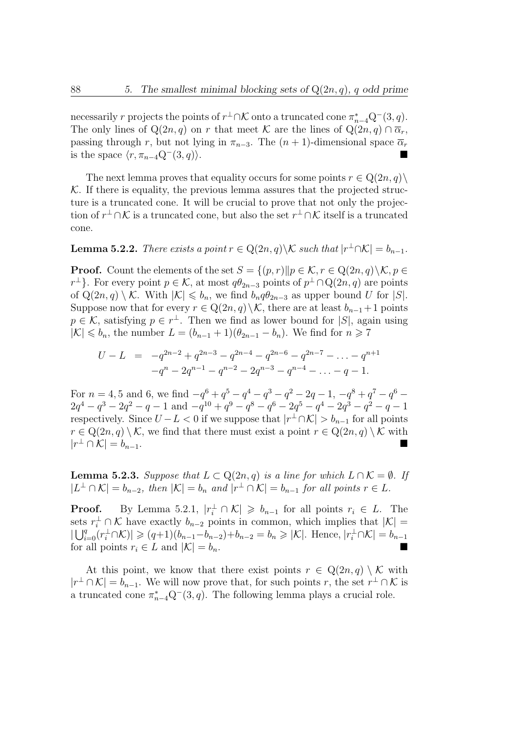necessarily $r$ projects the points of $r^\perp \cap \mathcal{K}$ onto a truncated cone $\pi^*_{n-4}\mathrm{Q}^-(3,q)$. The only lines of $\mathrm{Q}(2n,q)$ on $r$ that meet $\mathcal{K}$ are the lines of $\mathrm{Q}(2n,q) \cap \overline{\alpha}_r$, passing through $r$, but not lying in $\pi_{n-3}$. The $(n+1)$-dimensional space $\overline{\alpha}_r$ is the space $\langle r, \pi_{n-4}\mathrm{Q}^-(3,q)\rangle$. ■

The next lemma proves that equality occurs for some points $r \in \mathrm{Q}(2n,q) \setminus \mathcal{K}$. If there is equality, the previous lemma assures that the projected structure is a truncated cone. It will be crucial to prove that not only the projection of $r^\perp \cap \mathcal{K}$ is a truncated cone, but also the set $r^\perp \cap \mathcal{K}$ itself is a truncated cone.

**Lemma 5.2.2.** *There exists a point $r \in \mathrm{Q}(2n,q) \setminus \mathcal{K}$ such that $|r^\perp \cap \mathcal{K}| = b_{n-1}$.*

**Proof.** Count the elements of the set $S = \{(p,r) \| p \in \mathcal{K}, r \in \mathrm{Q}(2n,q) \setminus \mathcal{K}, p \in r^\perp\}$. For every point $p \in \mathcal{K}$, at most $q\theta_{2n-3}$ points of $p^\perp \cap \mathrm{Q}(2n,q)$ are points of $\mathrm{Q}(2n,q) \setminus \mathcal{K}$. With $|\mathcal{K}| \leqslant b_n$, we find $b_n q \theta_{2n-3}$ as upper bound $U$ for $|S|$. Suppose now that for every $r \in \mathrm{Q}(2n,q) \setminus \mathcal{K}$, there are at least $b_{n-1}+1$ points $p \in \mathcal{K}$, satisfying $p \in r^\perp$. Then we find as lower bound for $|S|$, again using $|\mathcal{K}| \leqslant b_n$, the number $L = (b_{n-1}+1)(\theta_{2n-1} - b_n)$. We find for $n \geqslant 7$

$$
\begin{aligned}
U - L \;=\; & -q^{2n-2} + q^{2n-3} - q^{2n-4} - q^{2n-6} - q^{2n-7} - \ldots - q^{n+1} \\
& -q^n - 2q^{n-1} - q^{n-2} - 2q^{n-3} - q^{n-4} - \ldots - q - 1.
\end{aligned}
$$

For $n = 4, 5$ and $6$, we find $-q^6 + q^5 - q^4 - q^3 - q^2 - 2q - 1$, $-q^8 + q^7 - q^6 - 2q^4 - q^3 - 2q^2 - q - 1$ and $-q^{10} + q^9 - q^8 - q^6 - 2q^5 - q^4 - 2q^3 - q^2 - q - 1$ respectively. Since $U - L < 0$ if we suppose that $|r^\perp \cap \mathcal{K}| > b_{n-1}$ for all points $r \in \mathrm{Q}(2n,q) \setminus \mathcal{K}$, we find that there must exist a point $r \in \mathrm{Q}(2n,q) \setminus \mathcal{K}$ with $|r^\perp \cap \mathcal{K}| = b_{n-1}$. ■

**Lemma 5.2.3.** *Suppose that $L \subset \mathrm{Q}(2n,q)$ is a line for which $L \cap \mathcal{K} = \emptyset$. If $|L^\perp \cap \mathcal{K}| = b_{n-2}$, then $|\mathcal{K}| = b_n$ and $|r^\perp \cap \mathcal{K}| = b_{n-1}$ for all points $r \in L$.*

**Proof.** By Lemma 5.2.1, $|r_i^\perp \cap \mathcal{K}| \geqslant b_{n-1}$ for all points $r_i \in L$. The sets $r_i^\perp \cap \mathcal{K}$ have exactly $b_{n-2}$ points in common, which implies that $|\mathcal{K}| = |\bigcup_{i=0}^{q}(r_i^\perp \cap \mathcal{K})| \geqslant (q+1)(b_{n-1} - b_{n-2}) + b_{n-2} = b_n \geqslant |\mathcal{K}|$. Hence, $|r_i^\perp \cap \mathcal{K}| = b_{n-1}$ for all points $r_i \in L$ and $|\mathcal{K}| = b_n$. ■

At this point, we know that there exist points $r \in \mathrm{Q}(2n,q) \setminus \mathcal{K}$ with $|r^\perp \cap \mathcal{K}| = b_{n-1}$. We will now prove that, for such points $r$, the set $r^\perp \cap \mathcal{K}$ is a truncated cone $\pi^*_{n-4}\mathrm{Q}^-(3,q)$. The following lemma plays a crucial role.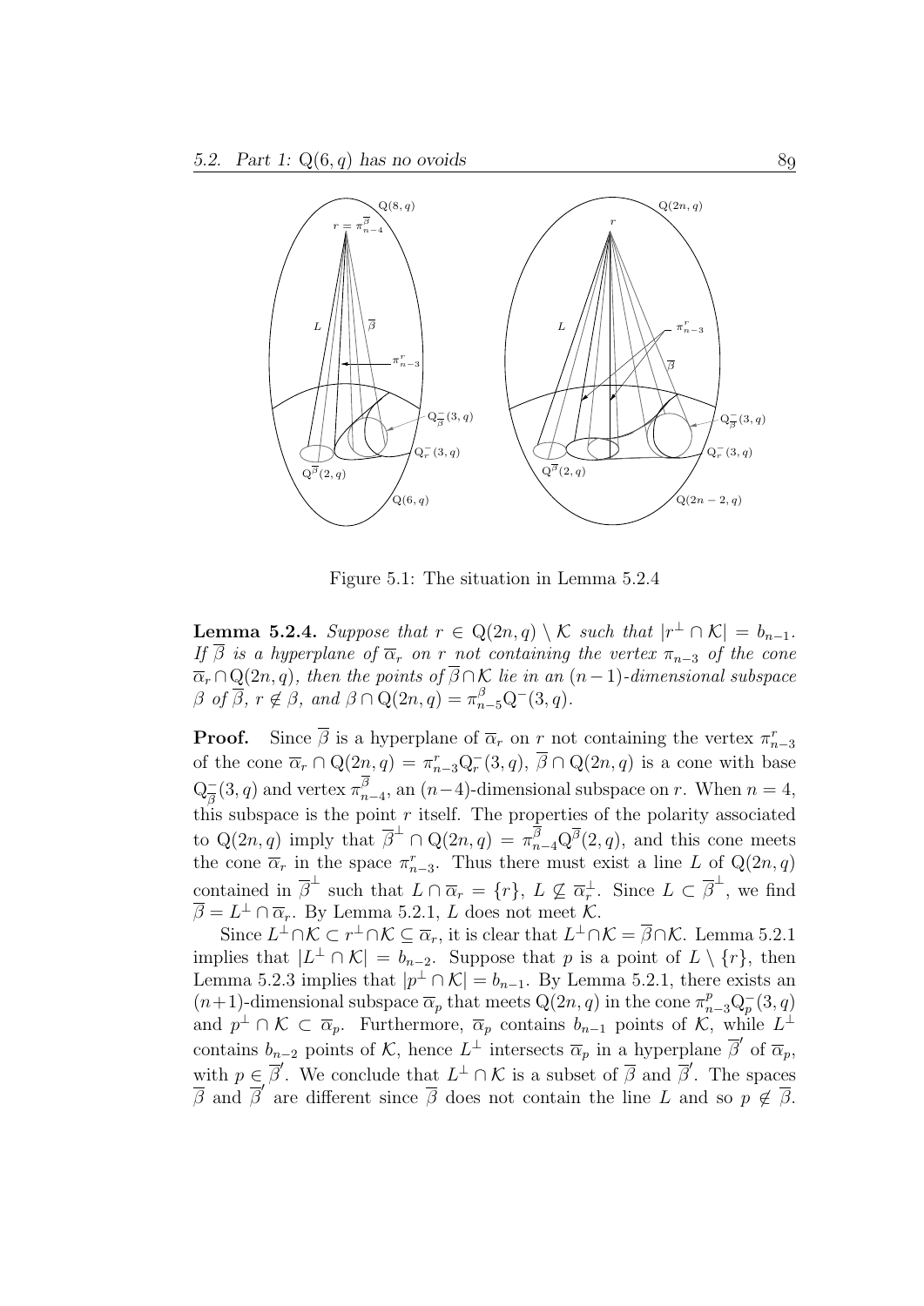Figure 5.1: The situation in Lemma 5.2.4

**Lemma 5.2.4.** *Suppose that $r \in Q(2n, q) \setminus \mathcal{K}$ such that $|r^\perp \cap \mathcal{K}| = b_{n-1}$. If $\overline{\beta}$ is a hyperplane of $\overline{\alpha}_r$ on $r$ not containing the vertex $\pi_{n-3}$ of the cone $\overline{\alpha}_r \cap Q(2n, q)$, then the points of $\overline{\beta} \cap \mathcal{K}$ lie in an $(n-1)$-dimensional subspace $\beta$ of $\overline{\beta}$, $r \notin \beta$, and $\beta \cap Q(2n, q) = \pi^{\beta}_{n-5} Q^-(3, q)$.*

**Proof.** Since $\overline{\beta}$ is a hyperplane of $\overline{\alpha}_r$ on $r$ not containing the vertex $\pi^r_{n-3}$ of the cone $\overline{\alpha}_r \cap Q(2n, q) = \pi^r_{n-3} Q^-_r(3, q)$, $\overline{\beta} \cap Q(2n, q)$ is a cone with base $Q^-_{\overline{\beta}}(3, q)$ and vertex $\pi^{\overline{\beta}}_{n-4}$, an $(n-4)$-dimensional subspace on $r$. When $n = 4$, this subspace is the point $r$ itself. The properties of the polarity associated to $Q(2n, q)$ imply that $\overline{\beta}^\perp \cap Q(2n, q) = \pi^{\overline{\beta}}_{n-4} Q^{\overline{\beta}}(2, q)$, and this cone meets the cone $\overline{\alpha}_r$ in the space $\pi^r_{n-3}$. Thus there must exist a line $L$ of $Q(2n, q)$ contained in $\overline{\beta}^\perp$ such that $L \cap \overline{\alpha}_r = \{r\}$, $L \not\subseteq \overline{\alpha}_r^\perp$. Since $L \subset \overline{\beta}^\perp$, we find $\overline{\beta} = L^\perp \cap \overline{\alpha}_r$. By Lemma 5.2.1, $L$ does not meet $\mathcal{K}$.

Since $L^\perp \cap \mathcal{K} \subset r^\perp \cap \mathcal{K} \subseteq \overline{\alpha}_r$, it is clear that $L^\perp \cap \mathcal{K} = \overline{\beta} \cap \mathcal{K}$. Lemma 5.2.1 implies that $|L^\perp \cap \mathcal{K}| = b_{n-2}$. Suppose that $p$ is a point of $L \setminus \{r\}$, then Lemma 5.2.3 implies that $|p^\perp \cap \mathcal{K}| = b_{n-1}$. By Lemma 5.2.1, there exists an $(n+1)$-dimensional subspace $\overline{\alpha}_p$ that meets $Q(2n, q)$ in the cone $\pi^p_{n-3} Q^-_p(3, q)$ and $p^\perp \cap \mathcal{K} \subset \overline{\alpha}_p$. Furthermore, $\overline{\alpha}_p$ contains $b_{n-1}$ points of $\mathcal{K}$, while $L^\perp$ contains $b_{n-2}$ points of $\mathcal{K}$, hence $L^\perp$ intersects $\overline{\alpha}_p$ in a hyperplane $\overline{\beta}'$ of $\overline{\alpha}_p$, with $p \in \overline{\beta}'$. We conclude that $L^\perp \cap \mathcal{K}$ is a subset of $\overline{\beta}$ and $\overline{\beta}'$. The spaces $\overline{\beta}$ and $\overline{\beta}'$ are different since $\overline{\beta}$ does not contain the line $L$ and so $p \notin \overline{\beta}$.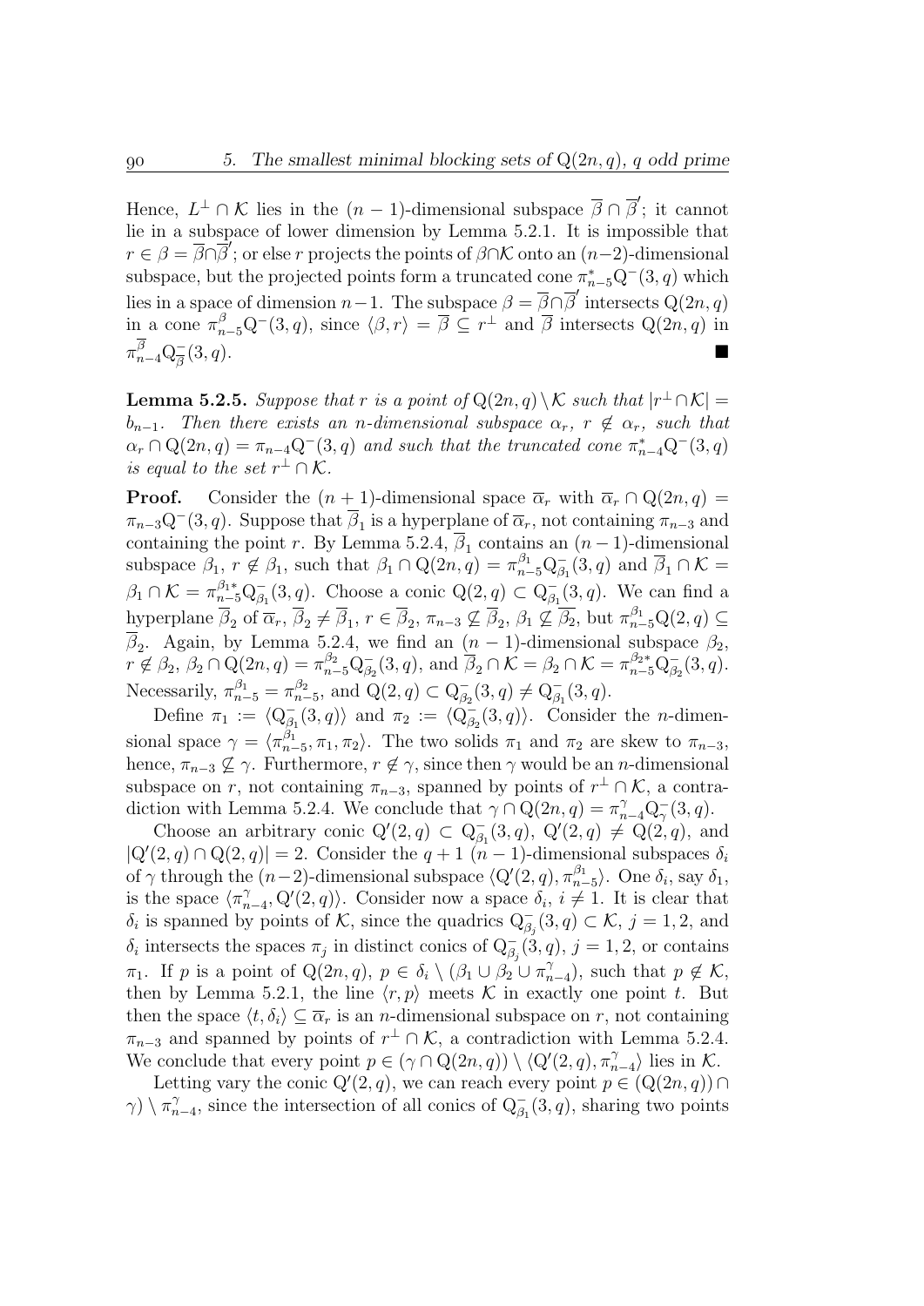Hence, $L^\perp \cap \mathcal{K}$ lies in the $(n-1)$-dimensional subspace $\overline{\beta} \cap \overline{\beta}'$; it cannot lie in a subspace of lower dimension by Lemma 5.2.1. It is impossible that $r \in \beta = \overline{\beta} \cap \overline{\beta}'$; or else $r$ projects the points of $\beta \cap \mathcal{K}$ onto an $(n-2)$-dimensional subspace, but the projected points form a truncated cone $\pi^*_{n-5}\mathrm{Q}^-(3,q)$ which lies in a space of dimension $n-1$. The subspace $\beta = \overline{\beta} \cap \overline{\beta}'$ intersects $\mathrm{Q}(2n,q)$ in a cone $\pi^\beta_{n-5}\mathrm{Q}^-(3,q)$, since $\langle \beta, r\rangle = \overline{\beta} \subseteq r^\perp$ and $\overline{\beta}$ intersects $\mathrm{Q}(2n,q)$ in $\pi^{\overline{\beta}}_{n-4}\mathrm{Q}^-_{\overline{\beta}}(3,q)$. ■

**Lemma 5.2.5.** *Suppose that $r$ is a point of $\mathrm{Q}(2n,q) \setminus \mathcal{K}$ such that $|r^\perp \cap \mathcal{K}| = b_{n-1}$. Then there exists an $n$-dimensional subspace $\alpha_r$, $r \notin \alpha_r$, such that $\alpha_r \cap \mathrm{Q}(2n,q) = \pi_{n-4}\mathrm{Q}^-(3,q)$ and such that the truncated cone $\pi^*_{n-4}\mathrm{Q}^-(3,q)$ is equal to the set $r^\perp \cap \mathcal{K}$.*

**Proof.** Consider the $(n+1)$-dimensional space $\overline{\alpha}_r$ with $\overline{\alpha}_r \cap \mathrm{Q}(2n,q) = \pi_{n-3}\mathrm{Q}^-(3,q)$. Suppose that $\overline{\beta}_1$ is a hyperplane of $\overline{\alpha}_r$, not containing $\pi_{n-3}$ and containing the point $r$. By Lemma 5.2.4, $\overline{\beta}_1$ contains an $(n-1)$-dimensional subspace $\beta_1$, $r \notin \beta_1$, such that $\beta_1 \cap \mathrm{Q}(2n,q) = \pi^{\beta_1}_{n-5}\mathrm{Q}^-_{\beta_1}(3,q)$ and $\overline{\beta}_1 \cap \mathcal{K} = \beta_1 \cap \mathcal{K} = \pi^{\beta_1 *}_{n-5}\mathrm{Q}^-_{\beta_1}(3,q)$. Choose a conic $\mathrm{Q}(2,q) \subset \mathrm{Q}^-_{\beta_1}(3,q)$. We can find a hyperplane $\overline{\beta}_2$ of $\overline{\alpha}_r$, $\overline{\beta}_2 \neq \overline{\beta}_1$, $r \in \overline{\beta}_2$, $\pi_{n-3} \nsubseteq \overline{\beta}_2$, $\beta_1 \nsubseteq \overline{\beta_2}$, but $\pi^{\beta_1}_{n-5}\mathrm{Q}(2,q) \subseteq \overline{\beta}_2$. Again, by Lemma 5.2.4, we find an $(n-1)$-dimensional subspace $\beta_2$, $r \notin \beta_2$, $\beta_2 \cap \mathrm{Q}(2n,q) = \pi^{\beta_2}_{n-5}\mathrm{Q}^-_{\beta_2}(3,q)$, and $\overline{\beta}_2 \cap \mathcal{K} = \beta_2 \cap \mathcal{K} = \pi^{\beta_2 *}_{n-5}\mathrm{Q}^-_{\beta_2}(3,q)$. Necessarily, $\pi^{\beta_1}_{n-5} = \pi^{\beta_2}_{n-5}$, and $\mathrm{Q}(2,q) \subset \mathrm{Q}^-_{\beta_2}(3,q) \neq \mathrm{Q}^-_{\beta_1}(3,q)$.

Define $\pi_1 := \langle \mathrm{Q}^-_{\beta_1}(3,q)\rangle$ and $\pi_2 := \langle \mathrm{Q}^-_{\beta_2}(3,q)\rangle$. Consider the $n$-dimensional space $\gamma = \langle \pi^{\beta_1}_{n-5}, \pi_1, \pi_2\rangle$. The two solids $\pi_1$ and $\pi_2$ are skew to $\pi_{n-3}$, hence, $\pi_{n-3} \nsubseteq \gamma$. Furthermore, $r \notin \gamma$, since then $\gamma$ would be an $n$-dimensional subspace on $r$, not containing $\pi_{n-3}$, spanned by points of $r^\perp \cap \mathcal{K}$, a contradiction with Lemma 5.2.4. We conclude that $\gamma \cap \mathrm{Q}(2n,q) = \pi^\gamma_{n-4}\mathrm{Q}^-_\gamma(3,q)$.

Choose an arbitrary conic $\mathrm{Q}'(2,q) \subset \mathrm{Q}^-_{\beta_1}(3,q)$, $\mathrm{Q}'(2,q) \neq \mathrm{Q}(2,q)$, and $|\mathrm{Q}'(2,q) \cap \mathrm{Q}(2,q)| = 2$. Consider the $q+1$ $(n-1)$-dimensional subspaces $\delta_i$ of $\gamma$ through the $(n-2)$-dimensional subspace $\langle \mathrm{Q}'(2,q), \pi^{\beta_1}_{n-5}\rangle$. One $\delta_i$, say $\delta_1$, is the space $\langle \pi^\gamma_{n-4}, \mathrm{Q}'(2,q)\rangle$. Consider now a space $\delta_i$, $i \neq 1$. It is clear that $\delta_i$ is spanned by points of $\mathcal{K}$, since the quadrics $\mathrm{Q}^-_{\beta_j}(3,q) \subset \mathcal{K}$, $j = 1,2$, and $\delta_i$ intersects the spaces $\pi_j$ in distinct conics of $\mathrm{Q}^-_{\beta_j}(3,q)$, $j = 1,2$, or contains $\pi_1$. If $p$ is a point of $\mathrm{Q}(2n,q)$, $p \in \delta_i \setminus (\beta_1 \cup \beta_2 \cup \pi^\gamma_{n-4})$, such that $p \notin \mathcal{K}$, then by Lemma 5.2.1, the line $\langle r, p\rangle$ meets $\mathcal{K}$ in exactly one point $t$. But then the space $\langle t, \delta_i\rangle \subseteq \overline{\alpha}_r$ is an $n$-dimensional subspace on $r$, not containing $\pi_{n-3}$ and spanned by points of $r^\perp \cap \mathcal{K}$, a contradiction with Lemma 5.2.4. We conclude that every point $p \in (\gamma \cap \mathrm{Q}(2n,q)) \setminus \langle \mathrm{Q}'(2,q), \pi^\gamma_{n-4}\rangle$ lies in $\mathcal{K}$.

Letting vary the conic $\mathrm{Q}'(2,q)$, we can reach every point $p \in (\mathrm{Q}(2n,q)) \cap \gamma) \setminus \pi^\gamma_{n-4}$, since the intersection of all conics of $\mathrm{Q}^-_{\beta_1}(3,q)$, sharing two points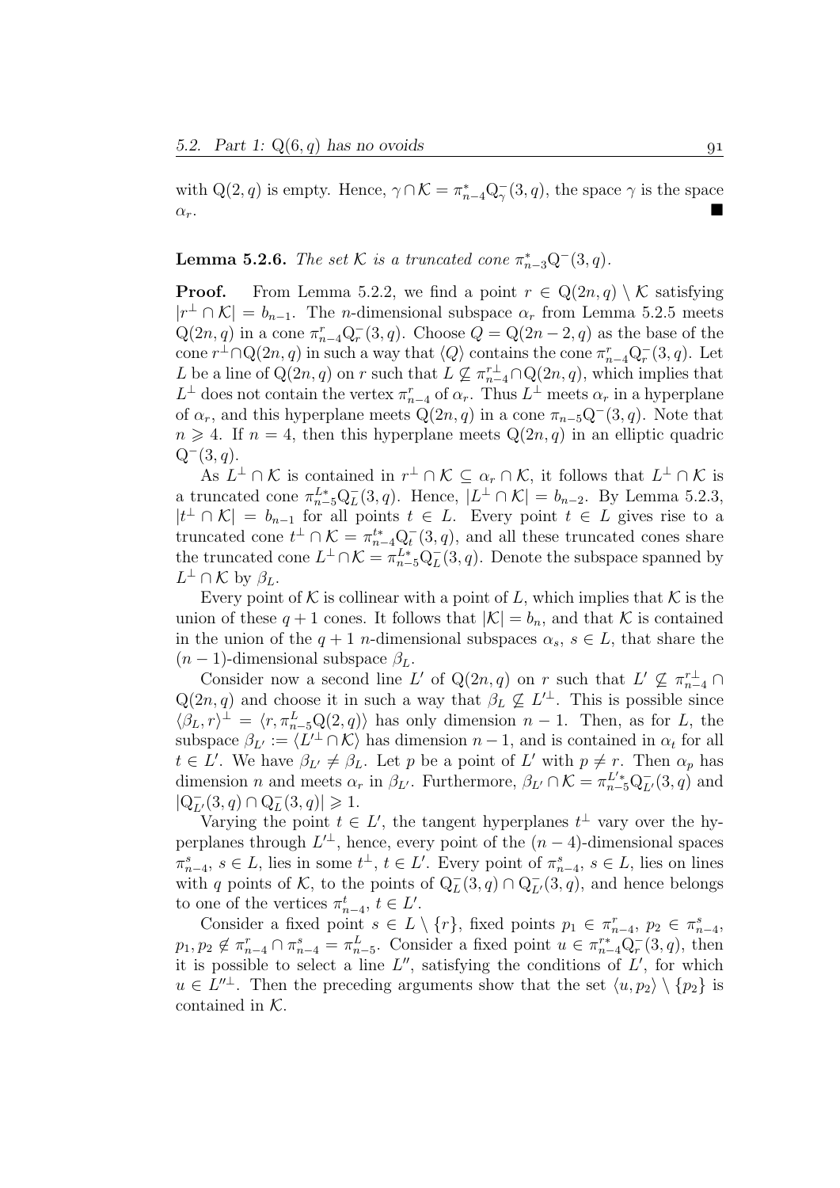with $\mathrm{Q}(2,q)$ is empty. Hence, $\gamma \cap \mathcal{K} = \pi^{*}_{n-4}\mathrm{Q}^{-}_{\gamma}(3,q)$, the space $\gamma$ is the space $\alpha_r$. ■

**Lemma 5.2.6.** *The set $\mathcal{K}$ is a truncated cone $\pi^{*}_{n-3}\mathrm{Q}^{-}(3,q)$.*

**Proof.** From Lemma 5.2.2, we find a point $r \in \mathrm{Q}(2n,q) \setminus \mathcal{K}$ satisfying $|r^{\perp} \cap \mathcal{K}| = b_{n-1}$. The $n$-dimensional subspace $\alpha_r$ from Lemma 5.2.5 meets $\mathrm{Q}(2n,q)$ in a cone $\pi^{r}_{n-4}\mathrm{Q}^{-}_{r}(3,q)$. Choose $Q = \mathrm{Q}(2n-2,q)$ as the base of the cone $r^{\perp} \cap \mathrm{Q}(2n,q)$ in such a way that $\langle Q \rangle$ contains the cone $\pi^{r}_{n-4}\mathrm{Q}^{-}_{r}(3,q)$. Let $L$ be a line of $\mathrm{Q}(2n,q)$ on $r$ such that $L \not\subseteq \pi^{r\perp}_{n-4} \cap \mathrm{Q}(2n,q)$, which implies that $L^{\perp}$ does not contain the vertex $\pi^{r}_{n-4}$ of $\alpha_r$. Thus $L^{\perp}$ meets $\alpha_r$ in a hyperplane of $\alpha_r$, and this hyperplane meets $\mathrm{Q}(2n,q)$ in a cone $\pi_{n-5}\mathrm{Q}^{-}(3,q)$. Note that $n \geqslant 4$. If $n = 4$, then this hyperplane meets $\mathrm{Q}(2n,q)$ in an elliptic quadric $\mathrm{Q}^{-}(3,q)$.

As $L^{\perp} \cap \mathcal{K}$ is contained in $r^{\perp} \cap \mathcal{K} \subseteq \alpha_r \cap \mathcal{K}$, it follows that $L^{\perp} \cap \mathcal{K}$ is a truncated cone $\pi^{L*}_{n-5}\mathrm{Q}^{-}_{L}(3,q)$. Hence, $|L^{\perp} \cap \mathcal{K}| = b_{n-2}$. By Lemma 5.2.3, $|t^{\perp} \cap \mathcal{K}| = b_{n-1}$ for all points $t \in L$. Every point $t \in L$ gives rise to a truncated cone $t^{\perp} \cap \mathcal{K} = \pi^{t*}_{n-4}\mathrm{Q}^{-}_{t}(3,q)$, and all these truncated cones share the truncated cone $L^{\perp} \cap \mathcal{K} = \pi^{L*}_{n-5}\mathrm{Q}^{-}_{L}(3,q)$. Denote the subspace spanned by $L^{\perp} \cap \mathcal{K}$ by $\beta_L$.

Every point of $\mathcal{K}$ is collinear with a point of $L$, which implies that $\mathcal{K}$ is the union of these $q+1$ cones. It follows that $|\mathcal{K}| = b_n$, and that $\mathcal{K}$ is contained in the union of the $q+1$ $n$-dimensional subspaces $\alpha_s$, $s \in L$, that share the $(n-1)$-dimensional subspace $\beta_L$.

Consider now a second line $L'$ of $\mathrm{Q}(2n,q)$ on $r$ such that $L' \not\subseteq \pi^{r\perp}_{n-4} \cap \mathrm{Q}(2n,q)$ and choose it in such a way that $\beta_L \not\subseteq L'^{\perp}$. This is possible since $\langle \beta_L, r \rangle^{\perp} = \langle r, \pi^{L}_{n-5}\mathrm{Q}(2,q) \rangle$ has only dimension $n-1$. Then, as for $L$, the subspace $\beta_{L'} := \langle L'^{\perp} \cap \mathcal{K} \rangle$ has dimension $n-1$, and is contained in $\alpha_t$ for all $t \in L'$. We have $\beta_{L'} \neq \beta_L$. Let $p$ be a point of $L'$ with $p \neq r$. Then $\alpha_p$ has dimension $n$ and meets $\alpha_r$ in $\beta_{L'}$. Furthermore, $\beta_{L'} \cap \mathcal{K} = \pi^{L'*}_{n-5}\mathrm{Q}^{-}_{L'}(3,q)$ and $|\mathrm{Q}^{-}_{L'}(3,q) \cap \mathrm{Q}^{-}_{L}(3,q)| \geqslant 1$.

Varying the point $t \in L'$, the tangent hyperplanes $t^{\perp}$ vary over the hyperplanes through $L'^{\perp}$, hence, every point of the $(n-4)$-dimensional spaces $\pi^{s}_{n-4}$, $s \in L$, lies in some $t^{\perp}$, $t \in L'$. Every point of $\pi^{s}_{n-4}$, $s \in L$, lies on lines with $q$ points of $\mathcal{K}$, to the points of $\mathrm{Q}^{-}_{L}(3,q) \cap \mathrm{Q}^{-}_{L'}(3,q)$, and hence belongs to one of the vertices $\pi^{t}_{n-4}$, $t \in L'$.

Consider a fixed point $s \in L \setminus \{r\}$, fixed points $p_1 \in \pi^{r}_{n-4}$, $p_2 \in \pi^{s}_{n-4}$, $p_1, p_2 \notin \pi^{r}_{n-4} \cap \pi^{s}_{n-4} = \pi^{L}_{n-5}$. Consider a fixed point $u \in \pi^{r*}_{n-4}\mathrm{Q}^{-}_{r}(3,q)$, then it is possible to select a line $L''$, satisfying the conditions of $L'$, for which $u \in L''^{\perp}$. Then the preceding arguments show that the set $\langle u, p_2 \rangle \setminus \{p_2\}$ is contained in $\mathcal{K}$.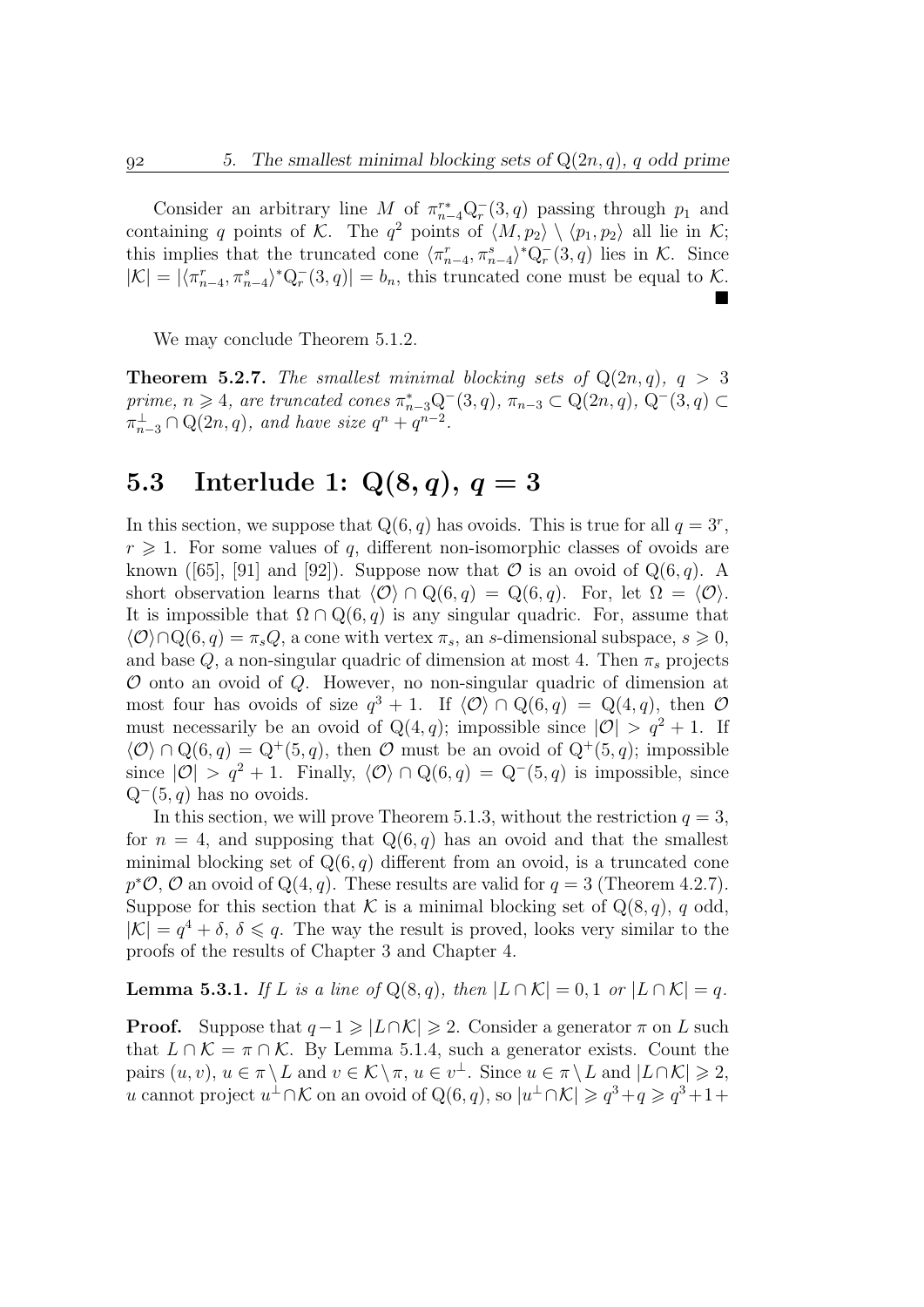Consider an arbitrary line $M$ of $\pi_{n-4}^{r*}\mathrm{Q}_r^-(3,q)$ passing through $p_1$ and containing $q$ points of $\mathcal{K}$. The $q^2$ points of $\langle M, p_2\rangle \setminus \langle p_1, p_2\rangle$ all lie in $\mathcal{K}$; this implies that the truncated cone $\langle \pi_{n-4}^r, \pi_{n-4}^s\rangle^*\mathrm{Q}_r^-(3,q)$ lies in $\mathcal{K}$. Since $|\mathcal{K}| = |\langle \pi_{n-4}^r, \pi_{n-4}^s\rangle^*\mathrm{Q}_r^-(3,q)| = b_n$, this truncated cone must be equal to $\mathcal{K}$. ■

We may conclude Theorem 5.1.2.

**Theorem 5.2.7.** *The smallest minimal blocking sets of* $\mathrm{Q}(2n,q)$*,* $q > 3$ *prime,* $n \geqslant 4$*, are truncated cones* $\pi_{n-3}^*\mathrm{Q}^-(3,q)$*,* $\pi_{n-3} \subset \mathrm{Q}(2n,q)$*,* $\mathrm{Q}^-(3,q) \subset \pi_{n-3}^\perp \cap \mathrm{Q}(2n,q)$*, and have size* $q^n + q^{n-2}$*.*

## 5.3 Interlude 1: $\mathrm{Q}(8,q)$, $q = 3$

In this section, we suppose that $\mathrm{Q}(6,q)$ has ovoids. This is true for all $q = 3^r$, $r \geqslant 1$. For some values of $q$, different non-isomorphic classes of ovoids are known ([65], [91] and [92]). Suppose now that $\mathcal{O}$ is an ovoid of $\mathrm{Q}(6,q)$. A short observation learns that $\langle \mathcal{O}\rangle \cap \mathrm{Q}(6,q) = \mathrm{Q}(6,q)$. For, let $\Omega = \langle \mathcal{O}\rangle$. It is impossible that $\Omega \cap \mathrm{Q}(6,q)$ is any singular quadric. For, assume that $\langle \mathcal{O}\rangle \cap \mathrm{Q}(6,q) = \pi_s Q$, a cone with vertex $\pi_s$, an $s$-dimensional subspace, $s \geqslant 0$, and base $Q$, a non-singular quadric of dimension at most 4. Then $\pi_s$ projects $\mathcal{O}$ onto an ovoid of $Q$. However, no non-singular quadric of dimension at most four has ovoids of size $q^3 + 1$. If $\langle \mathcal{O}\rangle \cap \mathrm{Q}(6,q) = \mathrm{Q}(4,q)$, then $\mathcal{O}$ must necessarily be an ovoid of $\mathrm{Q}(4,q)$; impossible since $|\mathcal{O}| > q^2 + 1$. If $\langle \mathcal{O}\rangle \cap \mathrm{Q}(6,q) = \mathrm{Q}^+(5,q)$, then $\mathcal{O}$ must be an ovoid of $\mathrm{Q}^+(5,q)$; impossible since $|\mathcal{O}| > q^2 + 1$. Finally, $\langle \mathcal{O}\rangle \cap \mathrm{Q}(6,q) = \mathrm{Q}^-(5,q)$ is impossible, since $\mathrm{Q}^-(5,q)$ has no ovoids.

In this section, we will prove Theorem 5.1.3, without the restriction $q = 3$, for $n = 4$, and supposing that $\mathrm{Q}(6,q)$ has an ovoid and that the smallest minimal blocking set of $\mathrm{Q}(6,q)$ different from an ovoid, is a truncated cone $p^*\mathcal{O}$, $\mathcal{O}$ an ovoid of $\mathrm{Q}(4,q)$. These results are valid for $q = 3$ (Theorem 4.2.7). Suppose for this section that $\mathcal{K}$ is a minimal blocking set of $\mathrm{Q}(8,q)$, $q$ odd, $|\mathcal{K}| = q^4 + \delta$, $\delta \leqslant q$. The way the result is proved, looks very similar to the proofs of the results of Chapter 3 and Chapter 4.

**Lemma 5.3.1.** *If* $L$ *is a line of* $\mathrm{Q}(8,q)$*, then* $|L \cap \mathcal{K}| = 0, 1$ *or* $|L \cap \mathcal{K}| = q$*.*

**Proof.** Suppose that $q - 1 \geqslant |L \cap \mathcal{K}| \geqslant 2$. Consider a generator $\pi$ on $L$ such that $L \cap \mathcal{K} = \pi \cap \mathcal{K}$. By Lemma 5.1.4, such a generator exists. Count the pairs $(u, v)$, $u \in \pi \setminus L$ and $v \in \mathcal{K} \setminus \pi$, $u \in v^\perp$. Since $u \in \pi \setminus L$ and $|L \cap \mathcal{K}| \geqslant 2$, $u$ cannot project $u^\perp \cap \mathcal{K}$ on an ovoid of $\mathrm{Q}(6,q)$, so $|u^\perp \cap \mathcal{K}| \geqslant q^3 + q \geqslant q^3 + 1 +$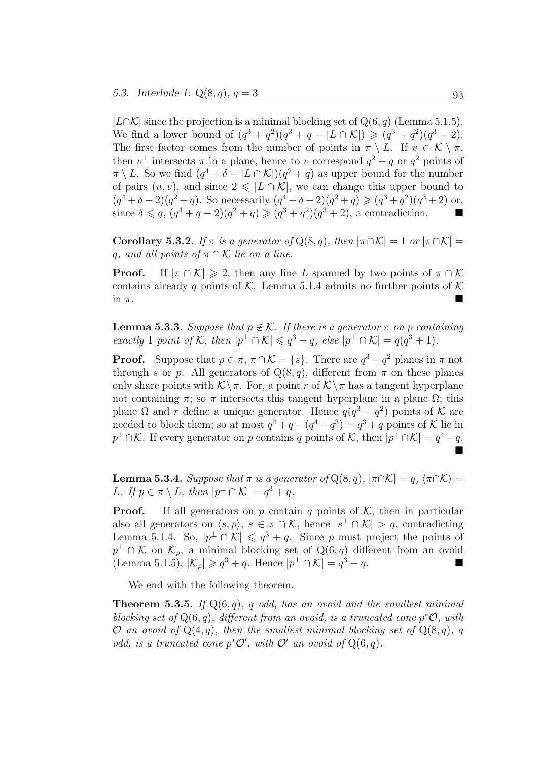$|L \cap \mathcal{K}|$ since the projection is a minimal blocking set of $\mathrm{Q}(6,q)$ (Lemma 5.1.5). We find a lower bound of $(q^3+q^2)(q^3+q-|L\cap\mathcal{K}|) \geqslant (q^3+q^2)(q^3+2)$. The first factor comes from the number of points in $\pi \setminus L$. If $v \in \mathcal{K}\setminus\pi$, then $v^\perp$ intersects $\pi$ in a plane, hence to $v$ correspond $q^2+q$ or $q^2$ points of $\pi \setminus L$. So we find $(q^4+\delta-|L\cap\mathcal{K}|)(q^2+q)$ as upper bound for the number of pairs $(u,v)$, and since $2 \leqslant |L\cap\mathcal{K}|$, we can change this upper bound to $(q^4+\delta-2)(q^2+q)$. So necessarily $(q^4+\delta-2)(q^2+q) \geqslant (q^3+q^2)(q^3+2)$ or, since $\delta \leqslant q$, $(q^4+q-2)(q^2+q) \geqslant (q^3+q^2)(q^3+2)$, a contradiction. ■

**Corollary 5.3.2.** *If $\pi$ is a generator of $\mathrm{Q}(8,q)$, then $|\pi\cap\mathcal{K}| = 1$ or $|\pi\cap\mathcal{K}| = q$, and all points of $\pi\cap\mathcal{K}$ lie on a line.*

**Proof.** If $|\pi\cap\mathcal{K}| \geqslant 2$, then any line $L$ spanned by two points of $\pi\cap\mathcal{K}$ contains already $q$ points of $\mathcal{K}$. Lemma 5.1.4 admits no further points of $\mathcal{K}$ in $\pi$. ■

**Lemma 5.3.3.** *Suppose that $p \notin \mathcal{K}$. If there is a generator $\pi$ on $p$ containing exactly 1 point of $\mathcal{K}$, then $|p^\perp\cap\mathcal{K}| \leqslant q^3+q$, else $|p^\perp\cap\mathcal{K}| = q(q^3+1)$.*

**Proof.** Suppose that $p \in \pi$, $\pi\cap\mathcal{K} = \{s\}$. There are $q^3-q^2$ planes in $\pi$ not through $s$ or $p$. All generators of $\mathrm{Q}(8,q)$, different from $\pi$ on these planes only share points with $\mathcal{K}\setminus\pi$. For, a point $r$ of $\mathcal{K}\setminus\pi$ has a tangent hyperplane not containing $\pi$; so $\pi$ intersects this tangent hyperplane in a plane $\Omega$; this plane $\Omega$ and $r$ define a unique generator. Hence $q(q^3-q^2)$ points of $\mathcal{K}$ are needed to block them; so at most $q^4+q-(q^4-q^3) = q^3+q$ points of $\mathcal{K}$ lie in $p^\perp\cap\mathcal{K}$. If every generator on $p$ contains $q$ points of $\mathcal{K}$, then $|p^\perp\cap\mathcal{K}| = q^4+q$. ■

**Lemma 5.3.4.** *Suppose that $\pi$ is a generator of $\mathrm{Q}(8,q)$, $|\pi\cap\mathcal{K}| = q$, $\langle\pi\cap\mathcal{K}\rangle = L$. If $p \in \pi\setminus L$, then $|p^\perp\cap\mathcal{K}| = q^3+q$.*

**Proof.** If all generators on $p$ contain $q$ points of $\mathcal{K}$, then in particular also all generators on $\langle s,p\rangle$, $s \in \pi\cap\mathcal{K}$, hence $|s^\perp\cap\mathcal{K}| > q$, contradicting Lemma 5.1.4. So, $|p^\perp\cap\mathcal{K}| \leqslant q^3+q$. Since $p$ must project the points of $p^\perp\cap\mathcal{K}$ on $\mathcal{K}_p$, a minimal blocking set of $\mathrm{Q}(6,q)$ different from an ovoid (Lemma 5.1.5), $|\mathcal{K}_p| \geqslant q^3+q$. Hence $|p^\perp\cap\mathcal{K}| = q^3+q$. ■

We end with the following theorem.

**Theorem 5.3.5.** *If $\mathrm{Q}(6,q)$, $q$ odd, has an ovoid and the smallest minimal blocking set of $\mathrm{Q}(6,q)$, different from an ovoid, is a truncated cone $p^*\mathcal{O}$, with $\mathcal{O}$ an ovoid of $\mathrm{Q}(4,q)$, then the smallest minimal blocking set of $\mathrm{Q}(8,q)$, $q$ odd, is a truncated cone $p^*\mathcal{O}'$, with $\mathcal{O}'$ an ovoid of $\mathrm{Q}(6,q)$.*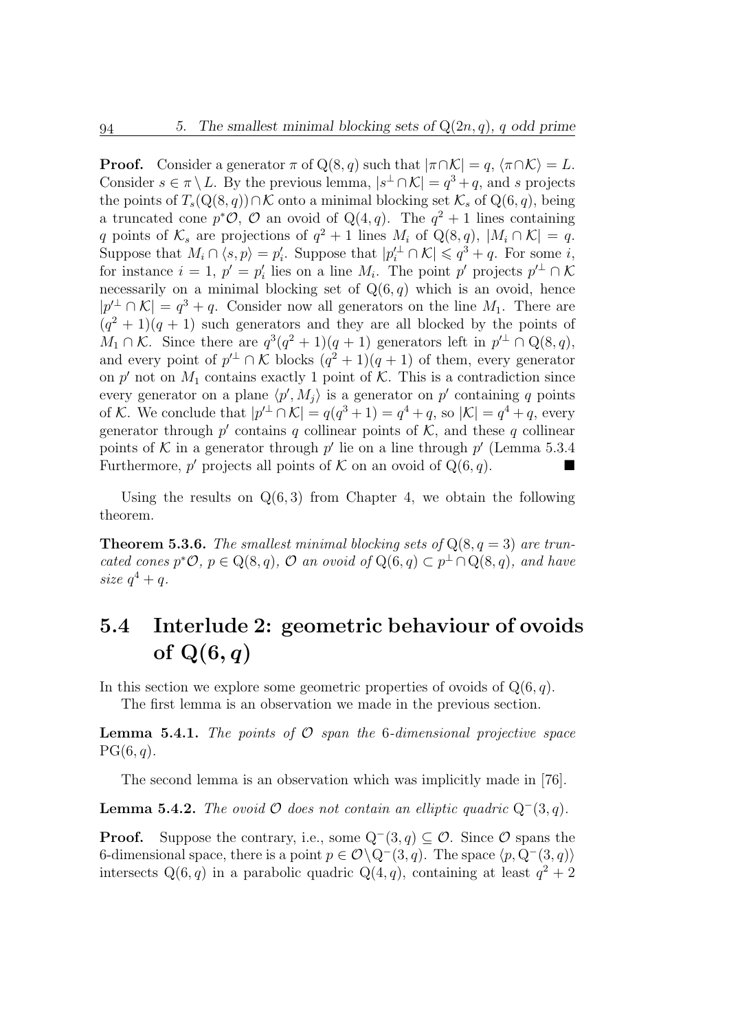**Proof.** Consider a generator $\pi$ of $\mathrm{Q}(8,q)$ such that $|\pi \cap \mathcal{K}| = q$, $\langle \pi \cap \mathcal{K} \rangle = L$. Consider $s \in \pi \setminus L$. By the previous lemma, $|s^\perp \cap \mathcal{K}| = q^3 + q$, and $s$ projects the points of $T_s(\mathrm{Q}(8,q)) \cap \mathcal{K}$ onto a minimal blocking set $\mathcal{K}_s$ of $\mathrm{Q}(6,q)$, being a truncated cone $p^*\mathcal{O}$, $\mathcal{O}$ an ovoid of $\mathrm{Q}(4,q)$. The $q^2+1$ lines containing $q$ points of $\mathcal{K}_s$ are projections of $q^2+1$ lines $M_i$ of $\mathrm{Q}(8,q)$, $|M_i \cap \mathcal{K}| = q$. Suppose that $M_i \cap \langle s, p \rangle = p'_i$. Suppose that $|p_i'^\perp \cap \mathcal{K}| \leqslant q^3 + q$. For some $i$, for instance $i = 1$, $p' = p'_i$ lies on a line $M_i$. The point $p'$ projects $p'^\perp \cap \mathcal{K}$ necessarily on a minimal blocking set of $\mathrm{Q}(6,q)$ which is an ovoid, hence $|p'^\perp \cap \mathcal{K}| = q^3 + q$. Consider now all generators on the line $M_1$. There are $(q^2+1)(q+1)$ such generators and they are all blocked by the points of $M_1 \cap \mathcal{K}$. Since there are $q^3(q^2+1)(q+1)$ generators left in $p'^\perp \cap \mathrm{Q}(8,q)$, and every point of $p'^\perp \cap \mathcal{K}$ blocks $(q^2+1)(q+1)$ of them, every generator on $p'$ not on $M_1$ contains exactly 1 point of $\mathcal{K}$. This is a contradiction since every generator on a plane $\langle p', M_j \rangle$ is a generator on $p'$ containing $q$ points of $\mathcal{K}$. We conclude that $|p'^\perp \cap \mathcal{K}| = q(q^3+1) = q^4 + q$, so $|\mathcal{K}| = q^4 + q$, every generator through $p'$ contains $q$ collinear points of $\mathcal{K}$, and these $q$ collinear points of $\mathcal{K}$ in a generator through $p'$ lie on a line through $p'$ (Lemma 5.3.4 Furthermore, $p'$ projects all points of $\mathcal{K}$ on an ovoid of $\mathrm{Q}(6,q)$. ■

Using the results on $\mathrm{Q}(6,3)$ from Chapter 4, we obtain the following theorem.

**Theorem 5.3.6.** *The smallest minimal blocking sets of* $\mathrm{Q}(8, q = 3)$ *are truncated cones* $p^*\mathcal{O}$*,* $p \in \mathrm{Q}(8,q)$*,* $\mathcal{O}$ *an ovoid of* $\mathrm{Q}(6,q) \subset p^\perp \cap \mathrm{Q}(8,q)$*, and have size* $q^4 + q$*.*

## 5.4 Interlude 2: geometric behaviour of ovoids of $\mathrm{Q}(6,q)$

In this section we explore some geometric properties of ovoids of $\mathrm{Q}(6,q)$.

The first lemma is an observation we made in the previous section.

**Lemma 5.4.1.** *The points of* $\mathcal{O}$ *span the* 6*-dimensional projective space* $\mathrm{PG}(6,q)$*.*

The second lemma is an observation which was implicitly made in [76].

**Lemma 5.4.2.** *The ovoid* $\mathcal{O}$ *does not contain an elliptic quadric* $\mathrm{Q}^-(3,q)$*.*

**Proof.** Suppose the contrary, i.e., some $\mathrm{Q}^-(3,q) \subseteq \mathcal{O}$. Since $\mathcal{O}$ spans the 6-dimensional space, there is a point $p \in \mathcal{O} \setminus \mathrm{Q}^-(3,q)$. The space $\langle p, \mathrm{Q}^-(3,q) \rangle$ intersects $\mathrm{Q}(6,q)$ in a parabolic quadric $\mathrm{Q}(4,q)$, containing at least $q^2+2$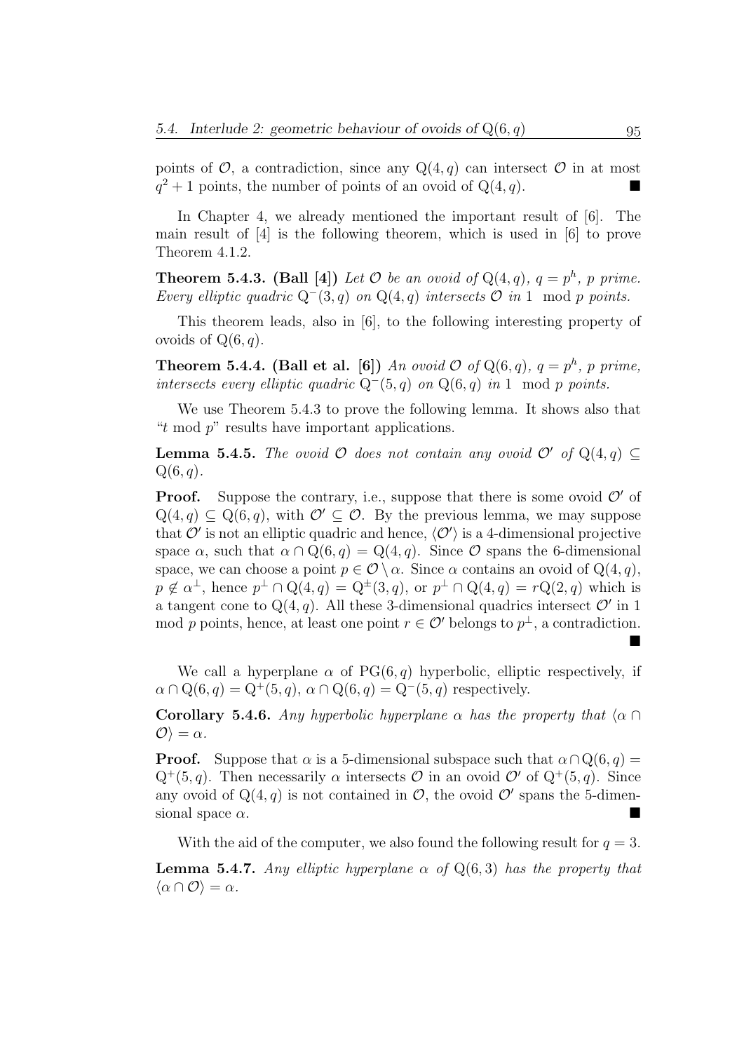points of $\mathcal{O}$, a contradiction, since any $Q(4, q)$ can intersect $\mathcal{O}$ in at most $q^2 + 1$ points, the number of points of an ovoid of $Q(4, q)$. ∎

In Chapter 4, we already mentioned the important result of [6]. The main result of [4] is the following theorem, which is used in [6] to prove Theorem 4.1.2.

**Theorem 5.4.3. (Ball [4])** *Let $\mathcal{O}$ be an ovoid of $Q(4, q)$, $q = p^h$, $p$ prime. Every elliptic quadric $Q^-(3, q)$ on $Q(4, q)$ intersects $\mathcal{O}$ in $1 \mod p$ points.*

This theorem leads, also in [6], to the following interesting property of ovoids of $Q(6, q)$.

**Theorem 5.4.4. (Ball et al. [6])** *An ovoid $\mathcal{O}$ of $Q(6, q)$, $q = p^h$, $p$ prime, intersects every elliptic quadric $Q^-(5, q)$ on $Q(6, q)$ in $1 \mod p$ points.*

We use Theorem 5.4.3 to prove the following lemma. It shows also that "$t \mod p$" results have important applications.

**Lemma 5.4.5.** *The ovoid $\mathcal{O}$ does not contain any ovoid $\mathcal{O}'$ of $Q(4, q) \subseteq Q(6, q)$.*

**Proof.** Suppose the contrary, i.e., suppose that there is some ovoid $\mathcal{O}'$ of $Q(4, q) \subseteq Q(6, q)$, with $\mathcal{O}' \subseteq \mathcal{O}$. By the previous lemma, we may suppose that $\mathcal{O}'$ is not an elliptic quadric and hence, $\langle \mathcal{O}' \rangle$ is a 4-dimensional projective space $\alpha$, such that $\alpha \cap Q(6, q) = Q(4, q)$. Since $\mathcal{O}$ spans the 6-dimensional space, we can choose a point $p \in \mathcal{O} \setminus \alpha$. Since $\alpha$ contains an ovoid of $Q(4, q)$, $p \notin \alpha^\perp$, hence $p^\perp \cap Q(4, q) = Q^\pm(3, q)$, or $p^\perp \cap Q(4, q) = rQ(2, q)$ which is a tangent cone to $Q(4, q)$. All these 3-dimensional quadrics intersect $\mathcal{O}'$ in 1 mod $p$ points, hence, at least one point $r \in \mathcal{O}'$ belongs to $p^\perp$, a contradiction. ∎

We call a hyperplane $\alpha$ of $PG(6, q)$ hyperbolic, elliptic respectively, if $\alpha \cap Q(6, q) = Q^+(5, q)$, $\alpha \cap Q(6, q) = Q^-(5, q)$ respectively.

**Corollary 5.4.6.** *Any hyperbolic hyperplane $\alpha$ has the property that $\langle \alpha \cap \mathcal{O} \rangle = \alpha$.*

**Proof.** Suppose that $\alpha$ is a 5-dimensional subspace such that $\alpha \cap Q(6, q) = Q^+(5, q)$. Then necessarily $\alpha$ intersects $\mathcal{O}$ in an ovoid $\mathcal{O}'$ of $Q^+(5, q)$. Since any ovoid of $Q(4, q)$ is not contained in $\mathcal{O}$, the ovoid $\mathcal{O}'$ spans the 5-dimensional space $\alpha$. ∎

With the aid of the computer, we also found the following result for $q = 3$.

**Lemma 5.4.7.** *Any elliptic hyperplane $\alpha$ of $Q(6, 3)$ has the property that $\langle \alpha \cap \mathcal{O} \rangle = \alpha$.*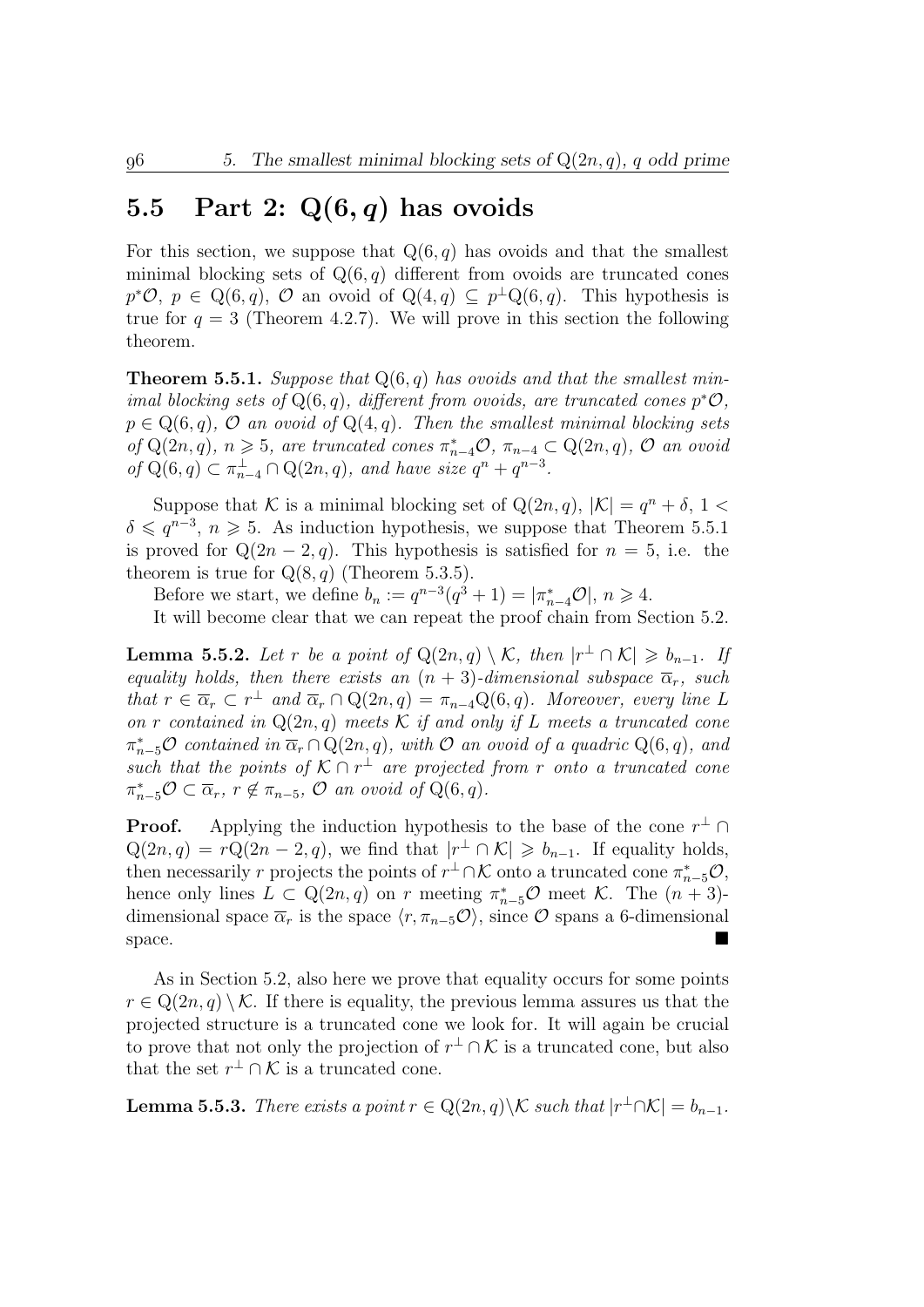## 5.5 Part 2: $Q(6, q)$ has ovoids

For this section, we suppose that $Q(6, q)$ has ovoids and that the smallest minimal blocking sets of $Q(6, q)$ different from ovoids are truncated cones $p^*\mathcal{O}$, $p \in Q(6, q)$, $\mathcal{O}$ an ovoid of $Q(4, q) \subseteq p^\perp Q(6, q)$. This hypothesis is true for $q = 3$ (Theorem 4.2.7). We will prove in this section the following theorem.

**Theorem 5.5.1.** *Suppose that $Q(6, q)$ has ovoids and that the smallest minimal blocking sets of $Q(6, q)$, different from ovoids, are truncated cones $p^*\mathcal{O}$, $p \in Q(6, q)$, $\mathcal{O}$ an ovoid of $Q(4, q)$. Then the smallest minimal blocking sets of $Q(2n, q)$, $n \geqslant 5$, are truncated cones $\pi_{n-4}^*\mathcal{O}$, $\pi_{n-4} \subset Q(2n, q)$, $\mathcal{O}$ an ovoid of $Q(6, q) \subset \pi_{n-4}^\perp \cap Q(2n, q)$, and have size $q^n + q^{n-3}$.*

Suppose that $\mathcal{K}$ is a minimal blocking set of $Q(2n, q)$, $|\mathcal{K}| = q^n + \delta$, $1 < \delta \leqslant q^{n-3}$, $n \geqslant 5$. As induction hypothesis, we suppose that Theorem 5.5.1 is proved for $Q(2n - 2, q)$. This hypothesis is satisfied for $n = 5$, i.e. the theorem is true for $Q(8, q)$ (Theorem 5.3.5).

Before we start, we define $b_n := q^{n-3}(q^3 + 1) = |\pi_{n-4}^*\mathcal{O}|$, $n \geqslant 4$.

It will become clear that we can repeat the proof chain from Section 5.2.

**Lemma 5.5.2.** *Let $r$ be a point of $Q(2n, q) \setminus \mathcal{K}$, then $|r^\perp \cap \mathcal{K}| \geqslant b_{n-1}$. If equality holds, then there exists an $(n + 3)$-dimensional subspace $\overline{\alpha}_r$, such that $r \in \overline{\alpha}_r \subset r^\perp$ and $\overline{\alpha}_r \cap Q(2n, q) = \pi_{n-4}Q(6, q)$. Moreover, every line $L$ on $r$ contained in $Q(2n, q)$ meets $\mathcal{K}$ if and only if $L$ meets a truncated cone $\pi_{n-5}^*\mathcal{O}$ contained in $\overline{\alpha}_r \cap Q(2n, q)$, with $\mathcal{O}$ an ovoid of a quadric $Q(6, q)$, and such that the points of $\mathcal{K} \cap r^\perp$ are projected from $r$ onto a truncated cone $\pi_{n-5}^*\mathcal{O} \subset \overline{\alpha}_r$, $r \notin \pi_{n-5}$, $\mathcal{O}$ an ovoid of $Q(6, q)$.*

**Proof.** Applying the induction hypothesis to the base of the cone $r^\perp \cap Q(2n, q) = rQ(2n - 2, q)$, we find that $|r^\perp \cap \mathcal{K}| \geqslant b_{n-1}$. If equality holds, then necessarily $r$ projects the points of $r^\perp \cap \mathcal{K}$ onto a truncated cone $\pi_{n-5}^*\mathcal{O}$, hence only lines $L \subset Q(2n, q)$ on $r$ meeting $\pi_{n-5}^*\mathcal{O}$ meet $\mathcal{K}$. The $(n + 3)$-dimensional space $\overline{\alpha}_r$ is the space $\langle r, \pi_{n-5}\mathcal{O}\rangle$, since $\mathcal{O}$ spans a 6-dimensional space. ∎

As in Section 5.2, also here we prove that equality occurs for some points $r \in Q(2n, q) \setminus \mathcal{K}$. If there is equality, the previous lemma assures us that the projected structure is a truncated cone we look for. It will again be crucial to prove that not only the projection of $r^\perp \cap \mathcal{K}$ is a truncated cone, but also that the set $r^\perp \cap \mathcal{K}$ is a truncated cone.

**Lemma 5.5.3.** *There exists a point $r \in Q(2n, q) \setminus \mathcal{K}$ such that $|r^\perp \cap \mathcal{K}| = b_{n-1}$.*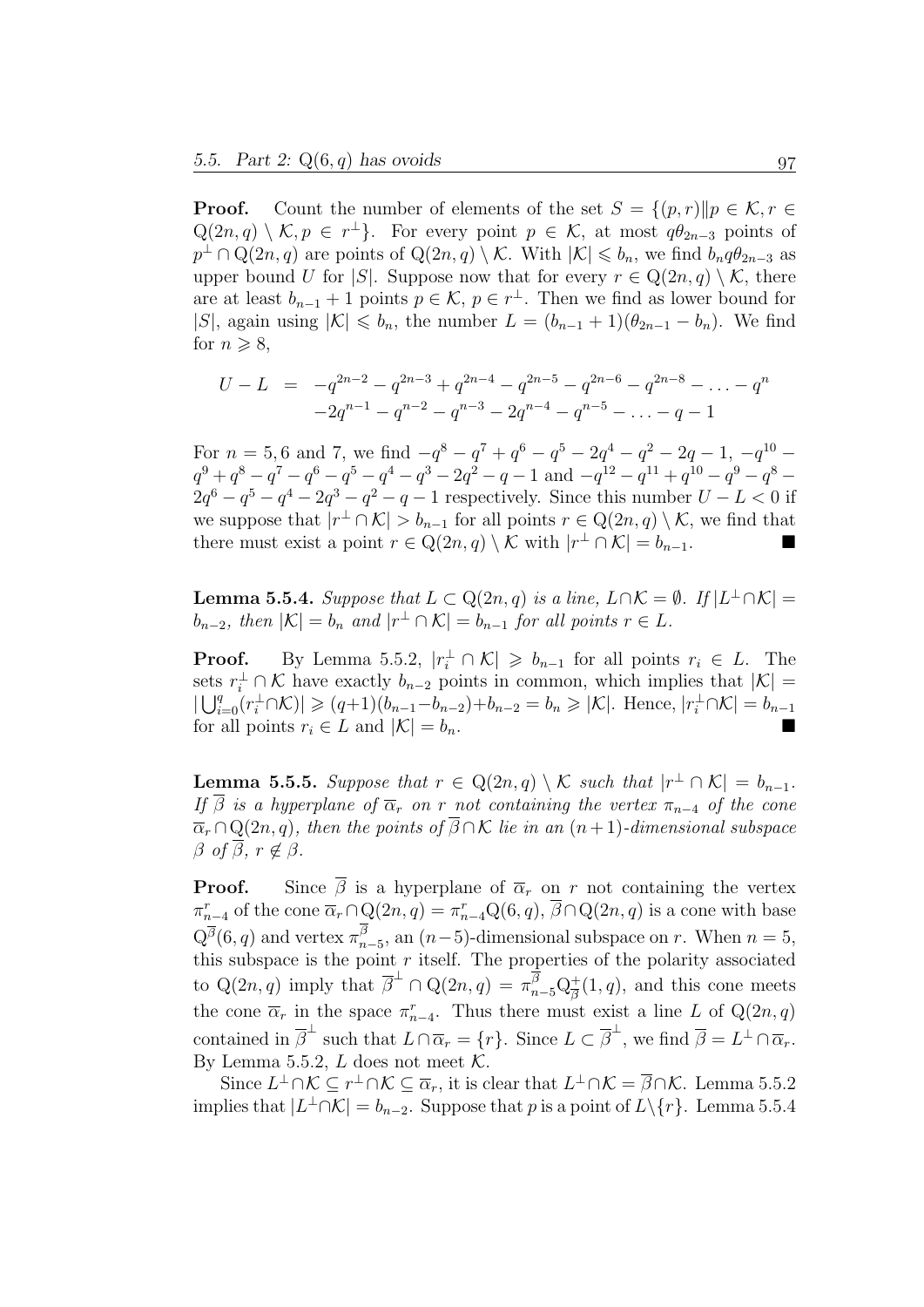**Proof.** Count the number of elements of the set $S = \{(p,r) \| p \in \mathcal{K}, r \in \mathrm{Q}(2n,q) \setminus \mathcal{K}, p \in r^\perp\}$. For every point $p \in \mathcal{K}$, at most $q\theta_{2n-3}$ points of $p^\perp \cap \mathrm{Q}(2n,q)$ are points of $\mathrm{Q}(2n,q) \setminus \mathcal{K}$. With $|\mathcal{K}| \leqslant b_n$, we find $b_n q \theta_{2n-3}$ as upper bound $U$ for $|S|$. Suppose now that for every $r \in \mathrm{Q}(2n,q) \setminus \mathcal{K}$, there are at least $b_{n-1}+1$ points $p \in \mathcal{K}$, $p \in r^\perp$. Then we find as lower bound for $|S|$, again using $|\mathcal{K}| \leqslant b_n$, the number $L = (b_{n-1}+1)(\theta_{2n-1} - b_n)$. We find for $n \geqslant 8$,

$$
\begin{aligned}
U - L &= -q^{2n-2} - q^{2n-3} + q^{2n-4} - q^{2n-5} - q^{2n-6} - q^{2n-8} - \ldots - q^n \\
&\quad -2q^{n-1} - q^{n-2} - q^{n-3} - 2q^{n-4} - q^{n-5} - \ldots - q - 1
\end{aligned}
$$

For $n = 5, 6$ and $7$, we find $-q^8 - q^7 + q^6 - q^5 - 2q^4 - q^2 - 2q - 1$, $-q^{10} - q^9 + q^8 - q^7 - q^6 - q^5 - q^4 - q^3 - 2q^2 - q - 1$ and $-q^{12} - q^{11} + q^{10} - q^9 - q^8 - 2q^6 - q^5 - q^4 - 2q^3 - q^2 - q - 1$ respectively. Since this number $U - L < 0$ if we suppose that $|r^\perp \cap \mathcal{K}| > b_{n-1}$ for all points $r \in \mathrm{Q}(2n,q) \setminus \mathcal{K}$, we find that there must exist a point $r \in \mathrm{Q}(2n,q) \setminus \mathcal{K}$ with $|r^\perp \cap \mathcal{K}| = b_{n-1}$. ■

**Lemma 5.5.4.** *Suppose that $L \subset \mathrm{Q}(2n,q)$ is a line, $L \cap \mathcal{K} = \emptyset$. If $|L^\perp \cap \mathcal{K}| = b_{n-2}$, then $|\mathcal{K}| = b_n$ and $|r^\perp \cap \mathcal{K}| = b_{n-1}$ for all points $r \in L$.*

**Proof.** By Lemma 5.5.2, $|r_i^\perp \cap \mathcal{K}| \geqslant b_{n-1}$ for all points $r_i \in L$. The sets $r_i^\perp \cap \mathcal{K}$ have exactly $b_{n-2}$ points in common, which implies that $|\mathcal{K}| = |\bigcup_{i=0}^{q}(r_i^\perp \cap \mathcal{K})| \geqslant (q+1)(b_{n-1} - b_{n-2}) + b_{n-2} = b_n \geqslant |\mathcal{K}|$. Hence, $|r_i^\perp \cap \mathcal{K}| = b_{n-1}$ for all points $r_i \in L$ and $|\mathcal{K}| = b_n$. ■

**Lemma 5.5.5.** *Suppose that $r \in \mathrm{Q}(2n,q) \setminus \mathcal{K}$ such that $|r^\perp \cap \mathcal{K}| = b_{n-1}$. If $\overline{\beta}$ is a hyperplane of $\overline{\alpha}_r$ on $r$ not containing the vertex $\pi_{n-4}$ of the cone $\overline{\alpha}_r \cap \mathrm{Q}(2n,q)$, then the points of $\overline{\beta} \cap \mathcal{K}$ lie in an $(n+1)$-dimensional subspace $\beta$ of $\overline{\beta}$, $r \notin \beta$.*

**Proof.** Since $\overline{\beta}$ is a hyperplane of $\overline{\alpha}_r$ on $r$ not containing the vertex $\pi_{n-4}^r$ of the cone $\overline{\alpha}_r \cap \mathrm{Q}(2n,q) = \pi_{n-4}^r \mathrm{Q}(6,q)$, $\overline{\beta} \cap \mathrm{Q}(2n,q)$ is a cone with base $\mathrm{Q}^{\overline{\beta}}(6,q)$ and vertex $\pi_{n-5}^{\overline{\beta}}$, an $(n-5)$-dimensional subspace on $r$. When $n = 5$, this subspace is the point $r$ itself. The properties of the polarity associated to $\mathrm{Q}(2n,q)$ imply that $\overline{\beta}^\perp \cap \mathrm{Q}(2n,q) = \pi_{n-5}^{\overline{\beta}} \mathrm{Q}_{\overline{\beta}}^+(1,q)$, and this cone meets the cone $\overline{\alpha}_r$ in the space $\pi_{n-4}^r$. Thus there must exist a line $L$ of $\mathrm{Q}(2n,q)$ contained in $\overline{\beta}^\perp$ such that $L \cap \overline{\alpha}_r = \{r\}$. Since $L \subset \overline{\beta}^\perp$, we find $\overline{\beta} = L^\perp \cap \overline{\alpha}_r$. By Lemma 5.5.2, $L$ does not meet $\mathcal{K}$.

Since $L^\perp \cap \mathcal{K} \subseteq r^\perp \cap \mathcal{K} \subseteq \overline{\alpha}_r$, it is clear that $L^\perp \cap \mathcal{K} = \overline{\beta} \cap \mathcal{K}$. Lemma 5.5.2 implies that $|L^\perp \cap \mathcal{K}| = b_{n-2}$. Suppose that $p$ is a point of $L \setminus \{r\}$. Lemma 5.5.4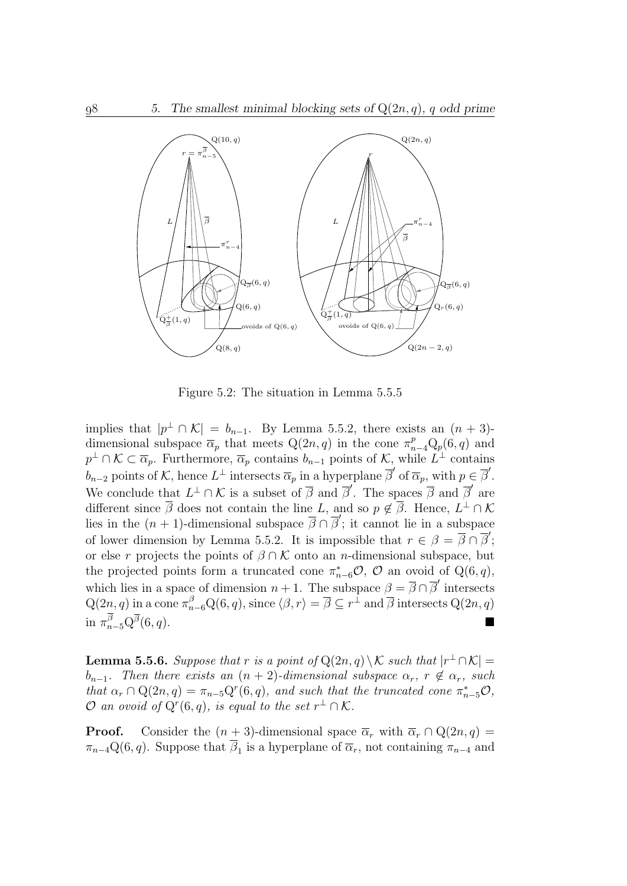Figure 5.2: The situation in Lemma 5.5.5

implies that $|p^\perp \cap \mathcal{K}| = b_{n-1}$. By Lemma 5.5.2, there exists an $(n+3)$-dimensional subspace $\overline{\alpha}_p$ that meets $\mathrm{Q}(2n,q)$ in the cone $\pi^p_{n-4}\mathrm{Q}_p(6,q)$ and $p^\perp \cap \mathcal{K} \subset \overline{\alpha}_p$. Furthermore, $\overline{\alpha}_p$ contains $b_{n-1}$ points of $\mathcal{K}$, while $L^\perp$ contains $b_{n-2}$ points of $\mathcal{K}$, hence $L^\perp$ intersects $\overline{\alpha}_p$ in a hyperplane $\overline{\beta}'$ of $\overline{\alpha}_p$, with $p \in \overline{\beta}'$. We conclude that $L^\perp \cap \mathcal{K}$ is a subset of $\overline{\beta}$ and $\overline{\beta}'$. The spaces $\overline{\beta}$ and $\overline{\beta}'$ are different since $\overline{\beta}$ does not contain the line $L$, and so $p \notin \overline{\beta}$. Hence, $L^\perp \cap \mathcal{K}$ lies in the $(n+1)$-dimensional subspace $\overline{\beta} \cap \overline{\beta}'$; it cannot lie in a subspace of lower dimension by Lemma 5.5.2. It is impossible that $r \in \beta = \overline{\beta} \cap \overline{\beta}'$; or else $r$ projects the points of $\beta \cap \mathcal{K}$ onto an $n$-dimensional subspace, but the projected points form a truncated cone $\pi^*_{n-6}\mathcal{O}$, $\mathcal{O}$ an ovoid of $\mathrm{Q}(6,q)$, which lies in a space of dimension $n+1$. The subspace $\beta = \overline{\beta} \cap \overline{\beta}'$ intersects $\mathrm{Q}(2n,q)$ in a cone $\pi^\beta_{n-6}\mathrm{Q}(6,q)$, since $\langle \beta, r \rangle = \overline{\beta} \subseteq r^\perp$ and $\overline{\beta}$ intersects $\mathrm{Q}(2n,q)$ in $\pi^{\overline{\beta}}_{n-5}\mathrm{Q}^{\overline{\beta}}(6,q)$. ■

**Lemma 5.5.6.** *Suppose that $r$ is a point of $\mathrm{Q}(2n,q) \setminus \mathcal{K}$ such that $|r^\perp \cap \mathcal{K}| = b_{n-1}$. Then there exists an $(n+2)$-dimensional subspace $\alpha_r$, $r \notin \alpha_r$, such that $\alpha_r \cap \mathrm{Q}(2n,q) = \pi_{n-5}\mathrm{Q}^r(6,q)$, and such that the truncated cone $\pi^*_{n-5}\mathcal{O}$, $\mathcal{O}$ an ovoid of $\mathrm{Q}^r(6,q)$, is equal to the set $r^\perp \cap \mathcal{K}$.*

**Proof.** Consider the $(n+3)$-dimensional space $\overline{\alpha}_r$ with $\overline{\alpha}_r \cap \mathrm{Q}(2n,q) = \pi_{n-4}\mathrm{Q}(6,q)$. Suppose that $\overline{\beta}_1$ is a hyperplane of $\overline{\alpha}_r$, not containing $\pi_{n-4}$ and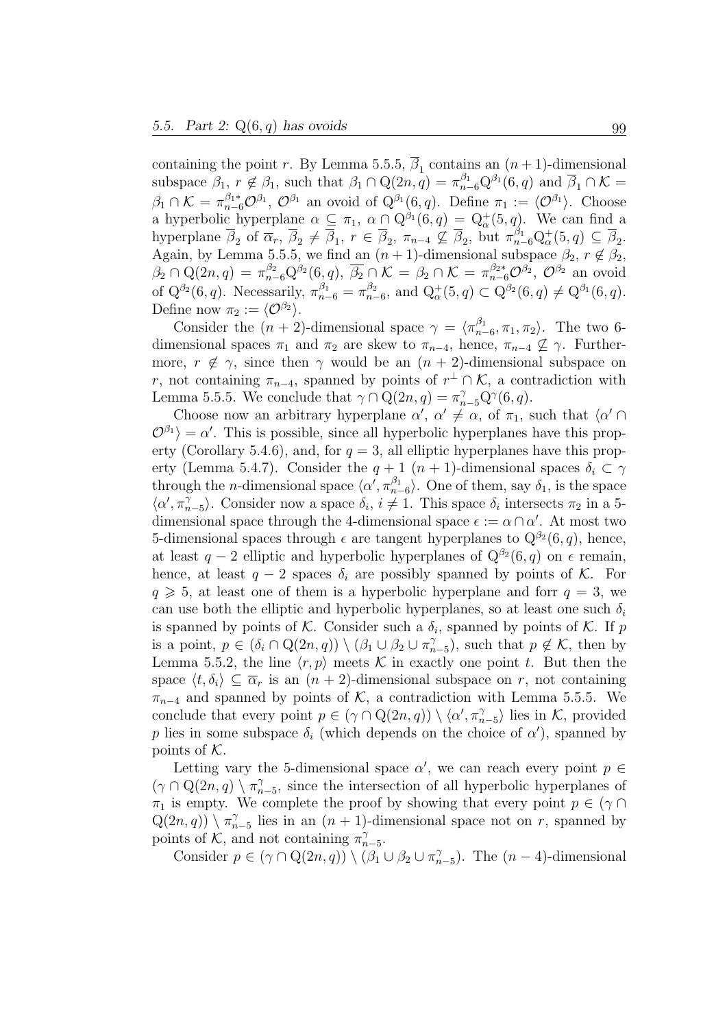containing the point $r$. By Lemma 5.5.5, $\overline{\beta}_1$ contains an $(n+1)$-dimensional subspace $\beta_1$, $r \notin \beta_1$, such that $\beta_1 \cap \mathrm{Q}(2n,q) = \pi_{n-6}^{\beta_1}\mathrm{Q}^{\beta_1}(6,q)$ and $\overline{\beta}_1 \cap \mathcal{K} = \beta_1 \cap \mathcal{K} = \pi_{n-6}^{\beta_1 *}\mathcal{O}^{\beta_1}$, $\mathcal{O}^{\beta_1}$ an ovoid of $\mathrm{Q}^{\beta_1}(6,q)$. Define $\pi_1 := \langle \mathcal{O}^{\beta_1} \rangle$. Choose a hyperbolic hyperplane $\alpha \subsetneq \pi_1$, $\alpha \cap \mathrm{Q}^{\beta_1}(6,q) = \mathrm{Q}_\alpha^+(5,q)$. We can find a hyperplane $\overline{\beta}_2$ of $\overline{\alpha}_r$, $\overline{\beta}_2 \neq \overline{\beta}_1$, $r \in \overline{\beta}_2$, $\pi_{n-4} \not\subseteq \overline{\beta}_2$, but $\pi_{n-6}^{\beta_1}\mathrm{Q}_\alpha^+(5,q) \subseteq \overline{\beta}_2$. Again, by Lemma 5.5.5, we find an $(n+1)$-dimensional subspace $\beta_2$, $r \notin \beta_2$, $\beta_2 \cap \mathrm{Q}(2n,q) = \pi_{n-6}^{\beta_2}\mathrm{Q}^{\beta_2}(6,q)$, $\overline{\beta_2} \cap \mathcal{K} = \beta_2 \cap \mathcal{K} = \pi_{n-6}^{\beta_2 *}\mathcal{O}^{\beta_2}$, $\mathcal{O}^{\beta_2}$ an ovoid of $\mathrm{Q}^{\beta_2}(6,q)$. Necessarily, $\pi_{n-6}^{\beta_1} = \pi_{n-6}^{\beta_2}$, and $\mathrm{Q}_\alpha^+(5,q) \subset \mathrm{Q}^{\beta_2}(6,q) \neq \mathrm{Q}^{\beta_1}(6,q)$. Define now $\pi_2 := \langle \mathcal{O}^{\beta_2} \rangle$.

Consider the $(n+2)$-dimensional space $\gamma = \langle \pi_{n-6}^{\beta_1}, \pi_1, \pi_2 \rangle$. The two 6-dimensional spaces $\pi_1$ and $\pi_2$ are skew to $\pi_{n-4}$, hence, $\pi_{n-4} \not\subseteq \gamma$. Furthermore, $r \notin \gamma$, since then $\gamma$ would be an $(n+2)$-dimensional subspace on $r$, not containing $\pi_{n-4}$, spanned by points of $r^\perp \cap \mathcal{K}$, a contradiction with Lemma 5.5.5. We conclude that $\gamma \cap \mathrm{Q}(2n,q) = \pi_{n-5}^{\gamma}\mathrm{Q}^{\gamma}(6,q)$.

Choose now an arbitrary hyperplane $\alpha'$, $\alpha' \neq \alpha$, of $\pi_1$, such that $\langle \alpha' \cap \mathcal{O}^{\beta_1} \rangle = \alpha'$. This is possible, since all hyperbolic hyperplanes have this property (Corollary 5.4.6), and, for $q = 3$, all elliptic hyperplanes have this property (Lemma 5.4.7). Consider the $q+1$ $(n+1)$-dimensional spaces $\delta_i \subset \gamma$ through the $n$-dimensional space $\langle \alpha', \pi_{n-6}^{\beta_1} \rangle$. One of them, say $\delta_1$, is the space $\langle \alpha', \pi_{n-5}^{\gamma} \rangle$. Consider now a space $\delta_i$, $i \neq 1$. This space $\delta_i$ intersects $\pi_2$ in a 5-dimensional space through the 4-dimensional space $\epsilon := \alpha \cap \alpha'$. At most two 5-dimensional spaces through $\epsilon$ are tangent hyperplanes to $\mathrm{Q}^{\beta_2}(6,q)$, hence, at least $q-2$ elliptic and hyperbolic hyperplanes of $\mathrm{Q}^{\beta_2}(6,q)$ on $\epsilon$ remain, hence, at least $q-2$ spaces $\delta_i$ are possibly spanned by points of $\mathcal{K}$. For $q \geqslant 5$, at least one of them is a hyperbolic hyperplane and forr $q = 3$, we can use both the elliptic and hyperbolic hyperplanes, so at least one such $\delta_i$ is spanned by points of $\mathcal{K}$. Consider such a $\delta_i$, spanned by points of $\mathcal{K}$. If $p$ is a point, $p \in (\delta_i \cap \mathrm{Q}(2n,q)) \setminus (\beta_1 \cup \beta_2 \cup \pi_{n-5}^{\gamma})$, such that $p \notin \mathcal{K}$, then by Lemma 5.5.2, the line $\langle r, p \rangle$ meets $\mathcal{K}$ in exactly one point $t$. But then the space $\langle t, \delta_i \rangle \subseteq \overline{\alpha}_r$ is an $(n+2)$-dimensional subspace on $r$, not containing $\pi_{n-4}$ and spanned by points of $\mathcal{K}$, a contradiction with Lemma 5.5.5. We conclude that every point $p \in (\gamma \cap \mathrm{Q}(2n,q)) \setminus \langle \alpha', \pi_{n-5}^{\gamma} \rangle$ lies in $\mathcal{K}$, provided $p$ lies in some subspace $\delta_i$ (which depends on the choice of $\alpha'$), spanned by points of $\mathcal{K}$.

Letting vary the 5-dimensional space $\alpha'$, we can reach every point $p \in (\gamma \cap \mathrm{Q}(2n,q) \setminus \pi_{n-5}^{\gamma}$, since the intersection of all hyperbolic hyperplanes of $\pi_1$ is empty. We complete the proof by showing that every point $p \in (\gamma \cap \mathrm{Q}(2n,q)) \setminus \pi_{n-5}^{\gamma}$ lies in an $(n+1)$-dimensional space not on $r$, spanned by points of $\mathcal{K}$, and not containing $\pi_{n-5}^{\gamma}$.

Consider $p \in (\gamma \cap \mathrm{Q}(2n,q)) \setminus (\beta_1 \cup \beta_2 \cup \pi_{n-5}^{\gamma})$. The $(n-4)$-dimensional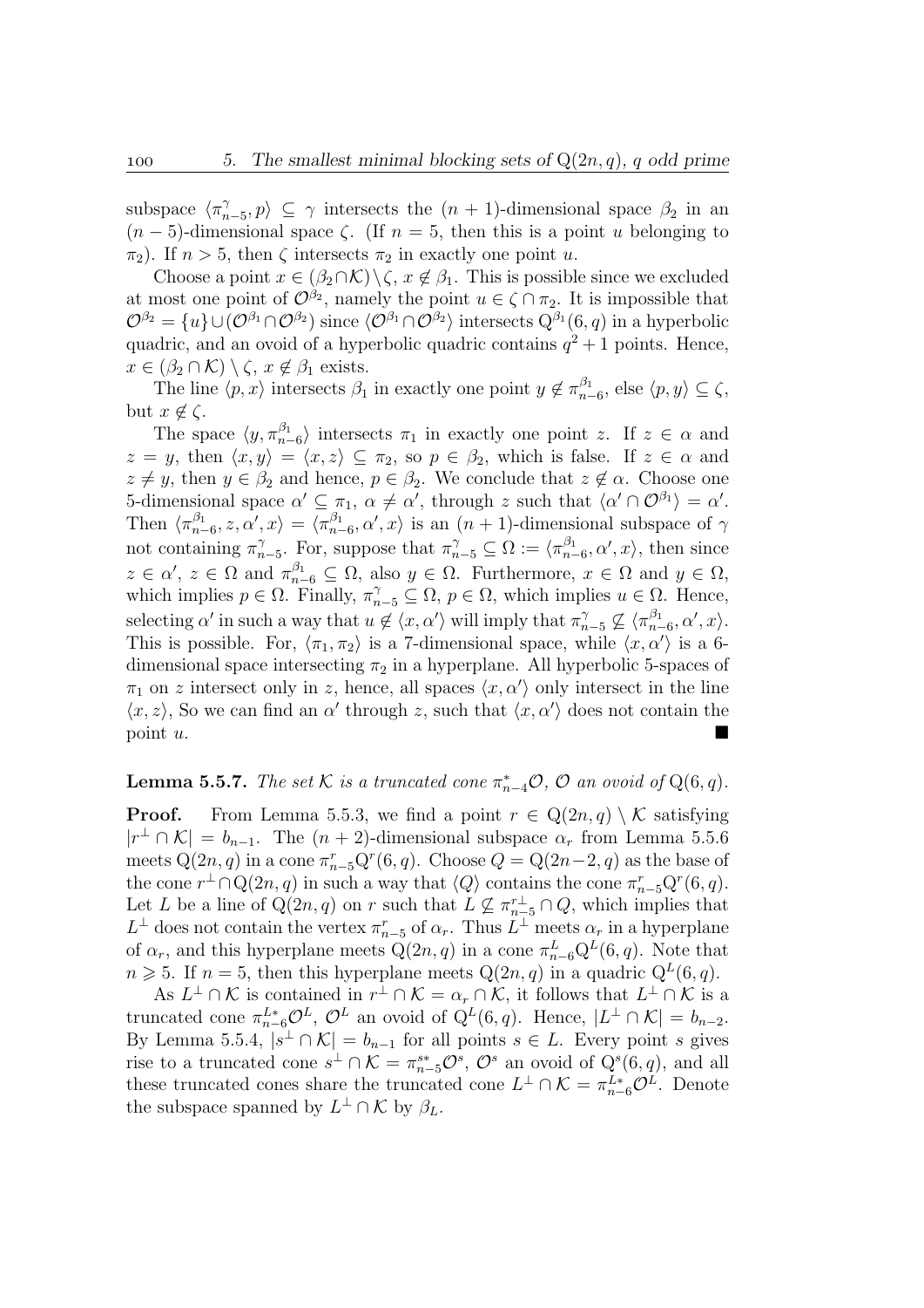subspace $\langle \pi^{\gamma}_{n-5}, p\rangle \subseteq \gamma$ intersects the $(n+1)$-dimensional space $\beta_2$ in an $(n-5)$-dimensional space $\zeta$. (If $n = 5$, then this is a point $u$ belonging to $\pi_2$). If $n > 5$, then $\zeta$ intersects $\pi_2$ in exactly one point $u$.

Choose a point $x \in (\beta_2 \cap \mathcal{K}) \setminus \zeta$, $x \notin \beta_1$. This is possible since we excluded at most one point of $\mathcal{O}^{\beta_2}$, namely the point $u \in \zeta \cap \pi_2$. It is impossible that $\mathcal{O}^{\beta_2} = \{u\} \cup (\mathcal{O}^{\beta_1} \cap \mathcal{O}^{\beta_2})$ since $\langle \mathcal{O}^{\beta_1} \cap \mathcal{O}^{\beta_2}\rangle$ intersects $\mathrm{Q}^{\beta_1}(6, q)$ in a hyperbolic quadric, and an ovoid of a hyperbolic quadric contains $q^2 + 1$ points. Hence, $x \in (\beta_2 \cap \mathcal{K}) \setminus \zeta$, $x \notin \beta_1$ exists.

The line $\langle p, x\rangle$ intersects $\beta_1$ in exactly one point $y \notin \pi^{\beta_1}_{n-6}$, else $\langle p, y\rangle \subseteq \zeta$, but $x \notin \zeta$.

The space $\langle y, \pi^{\beta_1}_{n-6}\rangle$ intersects $\pi_1$ in exactly one point $z$. If $z \in \alpha$ and $z = y$, then $\langle x, y\rangle = \langle x, z\rangle \subseteq \pi_2$, so $p \in \beta_2$, which is false. If $z \in \alpha$ and $z \neq y$, then $y \in \beta_2$ and hence, $p \in \beta_2$. We conclude that $z \notin \alpha$. Choose one 5-dimensional space $\alpha' \subseteq \pi_1$, $\alpha \neq \alpha'$, through $z$ such that $\langle \alpha' \cap \mathcal{O}^{\beta_1}\rangle = \alpha'$. Then $\langle \pi^{\beta_1}_{n-6}, z, \alpha', x\rangle = \langle \pi^{\beta_1}_{n-6}, \alpha', x\rangle$ is an $(n+1)$-dimensional subspace of $\gamma$ not containing $\pi^{\gamma}_{n-5}$. For, suppose that $\pi^{\gamma}_{n-5} \subseteq \Omega := \langle \pi^{\beta_1}_{n-6}, \alpha', x\rangle$, then since $z \in \alpha'$, $z \in \Omega$ and $\pi^{\beta_1}_{n-6} \subseteq \Omega$, also $y \in \Omega$. Furthermore, $x \in \Omega$ and $y \in \Omega$, which implies $p \in \Omega$. Finally, $\pi^{\gamma}_{n-5} \subseteq \Omega$, $p \in \Omega$, which implies $u \in \Omega$. Hence, selecting $\alpha'$ in such a way that $u \notin \langle x, \alpha'\rangle$ will imply that $\pi^{\gamma}_{n-5} \nsubseteq \langle \pi^{\beta_1}_{n-6}, \alpha', x\rangle$. This is possible. For, $\langle \pi_1, \pi_2\rangle$ is a 7-dimensional space, while $\langle x, \alpha'\rangle$ is a 6-dimensional space intersecting $\pi_2$ in a hyperplane. All hyperbolic 5-spaces of $\pi_1$ on $z$ intersect only in $z$, hence, all spaces $\langle x, \alpha'\rangle$ only intersect in the line $\langle x, z\rangle$, So we can find an $\alpha'$ through $z$, such that $\langle x, \alpha'\rangle$ does not contain the point $u$. ∎

**Lemma 5.5.7.** *The set $\mathcal{K}$ is a truncated cone $\pi^{*}_{n-4}\mathcal{O}$, $\mathcal{O}$ an ovoid of $\mathrm{Q}(6, q)$.*

**Proof.** From Lemma 5.5.3, we find a point $r \in \mathrm{Q}(2n, q) \setminus \mathcal{K}$ satisfying $|r^{\perp} \cap \mathcal{K}| = b_{n-1}$. The $(n+2)$-dimensional subspace $\alpha_r$ from Lemma 5.5.6 meets $\mathrm{Q}(2n, q)$ in a cone $\pi^{r}_{n-5}\mathrm{Q}^{r}(6, q)$. Choose $Q = \mathrm{Q}(2n-2, q)$ as the base of the cone $r^{\perp} \cap \mathrm{Q}(2n, q)$ in such a way that $\langle Q\rangle$ contains the cone $\pi^{r}_{n-5}\mathrm{Q}^{r}(6, q)$. Let $L$ be a line of $\mathrm{Q}(2n, q)$ on $r$ such that $L \nsubseteq \pi^{r\perp}_{n-5} \cap Q$, which implies that $L^{\perp}$ does not contain the vertex $\pi^{r}_{n-5}$ of $\alpha_r$. Thus $L^{\perp}$ meets $\alpha_r$ in a hyperplane of $\alpha_r$, and this hyperplane meets $\mathrm{Q}(2n, q)$ in a cone $\pi^{L}_{n-6}\mathrm{Q}^{L}(6, q)$. Note that $n \geqslant 5$. If $n = 5$, then this hyperplane meets $\mathrm{Q}(2n, q)$ in a quadric $\mathrm{Q}^{L}(6, q)$.

As $L^{\perp} \cap \mathcal{K}$ is contained in $r^{\perp} \cap \mathcal{K} = \alpha_r \cap \mathcal{K}$, it follows that $L^{\perp} \cap \mathcal{K}$ is a truncated cone $\pi^{L*}_{n-6}\mathcal{O}^{L}$, $\mathcal{O}^{L}$ an ovoid of $\mathrm{Q}^{L}(6, q)$. Hence, $|L^{\perp} \cap \mathcal{K}| = b_{n-2}$. By Lemma 5.5.4, $|s^{\perp} \cap \mathcal{K}| = b_{n-1}$ for all points $s \in L$. Every point $s$ gives rise to a truncated cone $s^{\perp} \cap \mathcal{K} = \pi^{s*}_{n-5}\mathcal{O}^{s}$, $\mathcal{O}^{s}$ an ovoid of $\mathrm{Q}^{s}(6, q)$, and all these truncated cones share the truncated cone $L^{\perp} \cap \mathcal{K} = \pi^{L*}_{n-6}\mathcal{O}^{L}$. Denote the subspace spanned by $L^{\perp} \cap \mathcal{K}$ by $\beta_L$.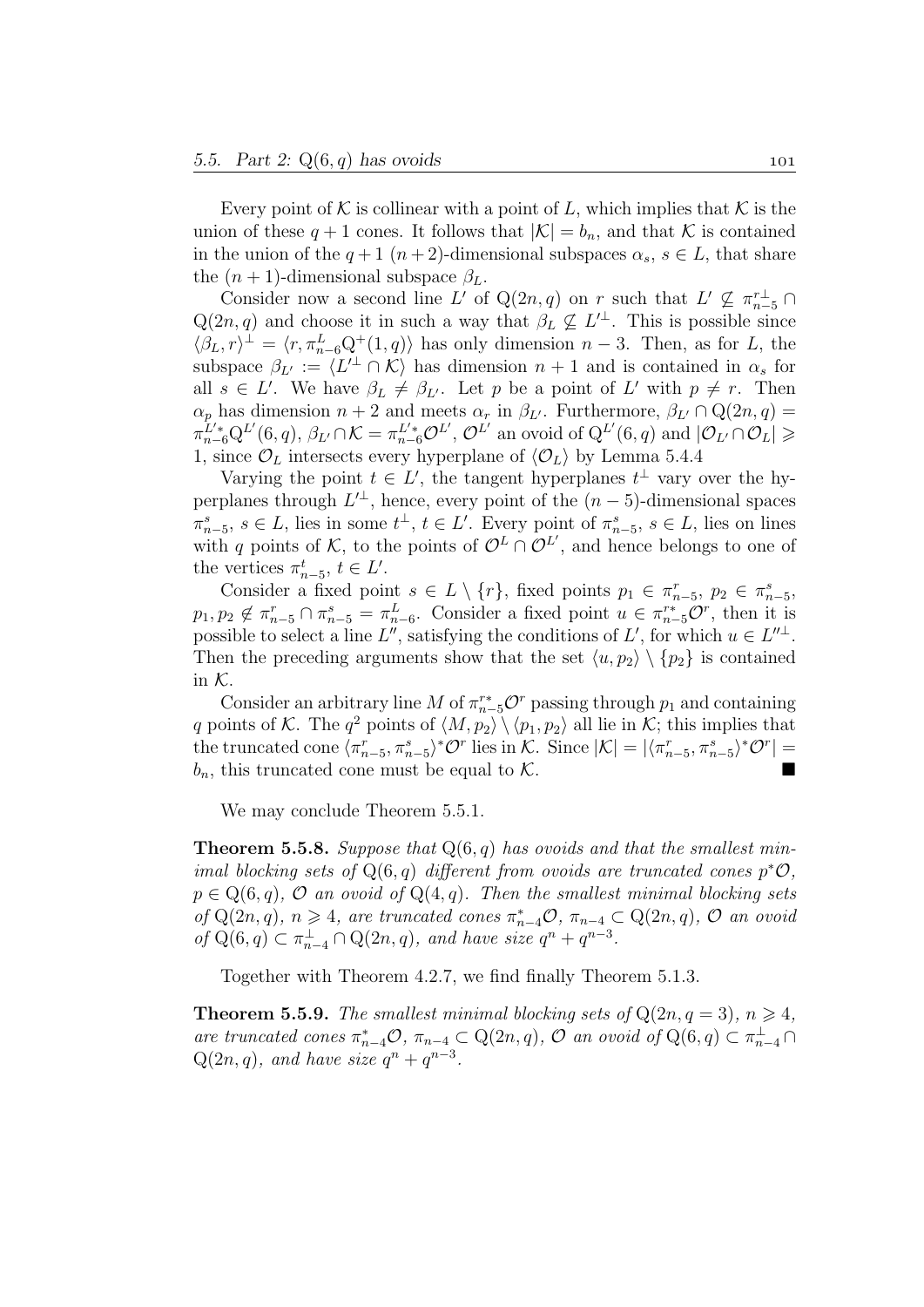Every point of $\mathcal{K}$ is collinear with a point of $L$, which implies that $\mathcal{K}$ is the union of these $q+1$ cones. It follows that $|\mathcal{K}| = b_n$, and that $\mathcal{K}$ is contained in the union of the $q+1$ $(n+2)$-dimensional subspaces $\alpha_s$, $s \in L$, that share the $(n+1)$-dimensional subspace $\beta_L$.

Consider now a second line $L'$ of $\mathrm{Q}(2n,q)$ on $r$ such that $L' \not\subseteq \pi_{n-5}^{r\perp} \cap \mathrm{Q}(2n,q)$ and choose it in such a way that $\beta_L \not\subseteq L'^{\perp}$. This is possible since $\langle \beta_L, r\rangle^{\perp} = \langle r, \pi_{n-6}^{L}\mathrm{Q}^+(1,q)\rangle$ has only dimension $n-3$. Then, as for $L$, the subspace $\beta_{L'} := \langle L'^{\perp} \cap \mathcal{K}\rangle$ has dimension $n+1$ and is contained in $\alpha_s$ for all $s \in L'$. We have $\beta_L \neq \beta_{L'}$. Let $p$ be a point of $L'$ with $p \neq r$. Then $\alpha_p$ has dimension $n+2$ and meets $\alpha_r$ in $\beta_{L'}$. Furthermore, $\beta_{L'} \cap \mathrm{Q}(2n,q) = \pi_{n-6}^{L'*}\mathrm{Q}^{L'}(6,q)$, $\beta_{L'} \cap \mathcal{K} = \pi_{n-6}^{L'*}\mathcal{O}^{L'}$, $\mathcal{O}^{L'}$ an ovoid of $\mathrm{Q}^{L'}(6,q)$ and $|\mathcal{O}_{L'} \cap \mathcal{O}_L| \geqslant 1$, since $\mathcal{O}_L$ intersects every hyperplane of $\langle \mathcal{O}_L\rangle$ by Lemma 5.4.4

Varying the point $t \in L'$, the tangent hyperplanes $t^{\perp}$ vary over the hyperplanes through $L'^{\perp}$, hence, every point of the $(n-5)$-dimensional spaces $\pi_{n-5}^{s}$, $s \in L$, lies in some $t^{\perp}$, $t \in L'$. Every point of $\pi_{n-5}^{s}$, $s \in L$, lies on lines with $q$ points of $\mathcal{K}$, to the points of $\mathcal{O}^L \cap \mathcal{O}^{L'}$, and hence belongs to one of the vertices $\pi_{n-5}^{t}$, $t \in L'$.

Consider a fixed point $s \in L \setminus \{r\}$, fixed points $p_1 \in \pi_{n-5}^{r}$, $p_2 \in \pi_{n-5}^{s}$, $p_1, p_2 \notin \pi_{n-5}^{r} \cap \pi_{n-5}^{s} = \pi_{n-6}^{L}$. Consider a fixed point $u \in \pi_{n-5}^{r*}\mathcal{O}^r$, then it is possible to select a line $L''$, satisfying the conditions of $L'$, for which $u \in L''^{\perp}$. Then the preceding arguments show that the set $\langle u, p_2\rangle \setminus \{p_2\}$ is contained in $\mathcal{K}$.

Consider an arbitrary line $M$ of $\pi_{n-5}^{r*}\mathcal{O}^r$ passing through $p_1$ and containing $q$ points of $\mathcal{K}$. The $q^2$ points of $\langle M, p_2\rangle \setminus \langle p_1, p_2\rangle$ all lie in $\mathcal{K}$; this implies that the truncated cone $\langle \pi_{n-5}^{r}, \pi_{n-5}^{s}\rangle^{*}\mathcal{O}^r$ lies in $\mathcal{K}$. Since $|\mathcal{K}| = |\langle \pi_{n-5}^{r}, \pi_{n-5}^{s}\rangle^{*}\mathcal{O}^r| = b_n$, this truncated cone must be equal to $\mathcal{K}$. ■

We may conclude Theorem 5.5.1.

**Theorem 5.5.8.** *Suppose that $\mathrm{Q}(6,q)$ has ovoids and that the smallest minimal blocking sets of $\mathrm{Q}(6,q)$ different from ovoids are truncated cones $p^*\mathcal{O}$, $p \in \mathrm{Q}(6,q)$, $\mathcal{O}$ an ovoid of $\mathrm{Q}(4,q)$. Then the smallest minimal blocking sets of $\mathrm{Q}(2n,q)$, $n \geqslant 4$, are truncated cones $\pi_{n-4}^{*}\mathcal{O}$, $\pi_{n-4} \subset \mathrm{Q}(2n,q)$, $\mathcal{O}$ an ovoid of $\mathrm{Q}(6,q) \subset \pi_{n-4}^{\perp} \cap \mathrm{Q}(2n,q)$, and have size $q^n + q^{n-3}$.*

Together with Theorem 4.2.7, we find finally Theorem 5.1.3.

**Theorem 5.5.9.** *The smallest minimal blocking sets of $\mathrm{Q}(2n, q=3)$, $n \geqslant 4$, are truncated cones $\pi_{n-4}^{*}\mathcal{O}$, $\pi_{n-4} \subset \mathrm{Q}(2n,q)$, $\mathcal{O}$ an ovoid of $\mathrm{Q}(6,q) \subset \pi_{n-4}^{\perp} \cap \mathrm{Q}(2n,q)$, and have size $q^n + q^{n-3}$.*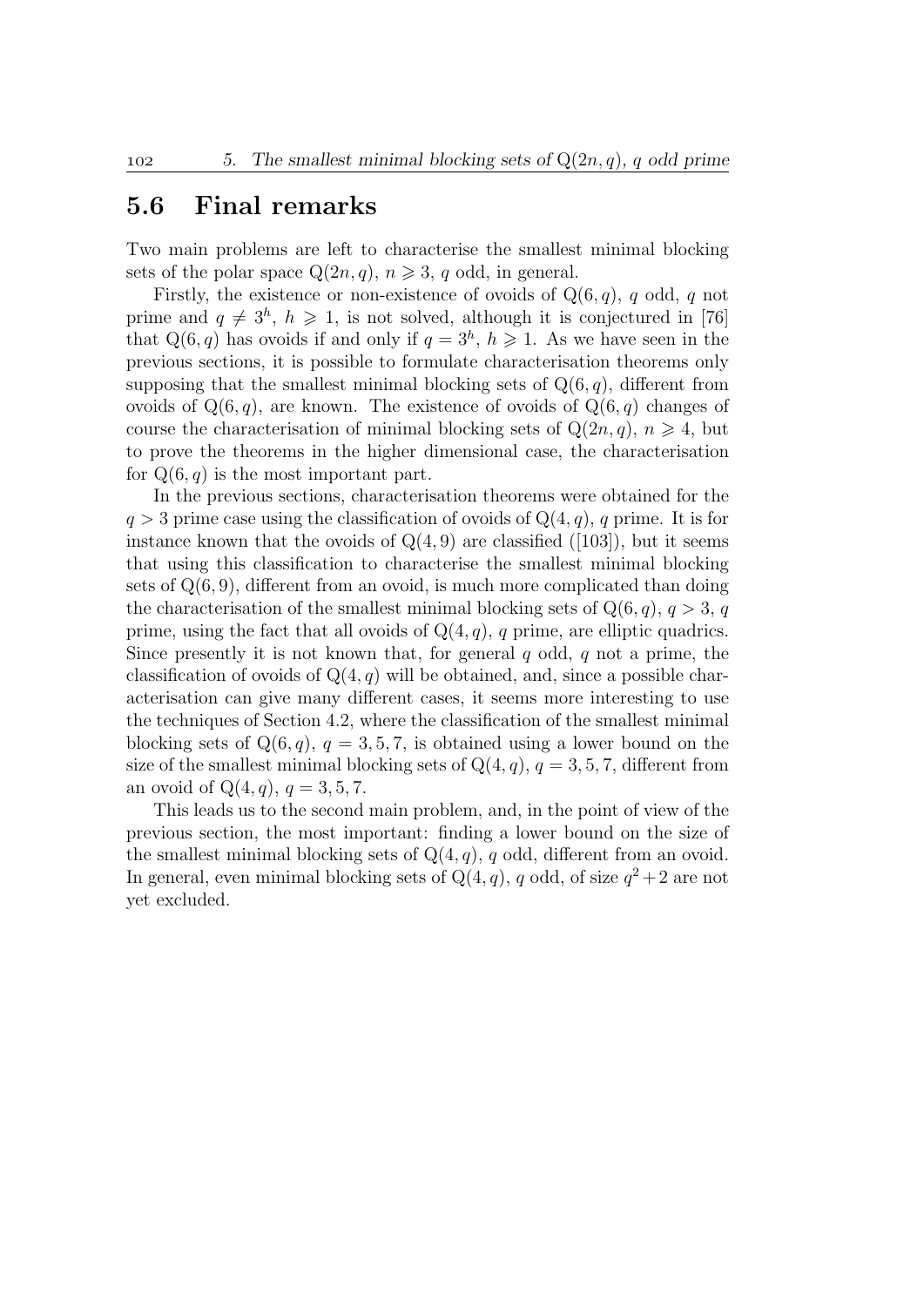## 5.6 Final remarks

Two main problems are left to characterise the smallest minimal blocking sets of the polar space $\mathrm{Q}(2n, q)$, $n \geqslant 3$, $q$ odd, in general.

Firstly, the existence or non-existence of ovoids of $\mathrm{Q}(6, q)$, $q$ odd, $q$ not prime and $q \neq 3^h$, $h \geqslant 1$, is not solved, although it is conjectured in [76] that $\mathrm{Q}(6, q)$ has ovoids if and only if $q = 3^h$, $h \geqslant 1$. As we have seen in the previous sections, it is possible to formulate characterisation theorems only supposing that the smallest minimal blocking sets of $\mathrm{Q}(6, q)$, different from ovoids of $\mathrm{Q}(6, q)$, are known. The existence of ovoids of $\mathrm{Q}(6, q)$ changes of course the characterisation of minimal blocking sets of $\mathrm{Q}(2n, q)$, $n \geqslant 4$, but to prove the theorems in the higher dimensional case, the characterisation for $\mathrm{Q}(6, q)$ is the most important part.

In the previous sections, characterisation theorems were obtained for the $q > 3$ prime case using the classification of ovoids of $\mathrm{Q}(4, q)$, $q$ prime. It is for instance known that the ovoids of $\mathrm{Q}(4, 9)$ are classified ([103]), but it seems that using this classification to characterise the smallest minimal blocking sets of $\mathrm{Q}(6, 9)$, different from an ovoid, is much more complicated than doing the characterisation of the smallest minimal blocking sets of $\mathrm{Q}(6, q)$, $q > 3$, $q$ prime, using the fact that all ovoids of $\mathrm{Q}(4, q)$, $q$ prime, are elliptic quadrics. Since presently it is not known that, for general $q$ odd, $q$ not a prime, the classification of ovoids of $\mathrm{Q}(4, q)$ will be obtained, and, since a possible characterisation can give many different cases, it seems more interesting to use the techniques of Section 4.2, where the classification of the smallest minimal blocking sets of $\mathrm{Q}(6, q)$, $q = 3, 5, 7$, is obtained using a lower bound on the size of the smallest minimal blocking sets of $\mathrm{Q}(4, q)$, $q = 3, 5, 7$, different from an ovoid of $\mathrm{Q}(4, q)$, $q = 3, 5, 7$.

This leads us to the second main problem, and, in the point of view of the previous section, the most important: finding a lower bound on the size of the smallest minimal blocking sets of $\mathrm{Q}(4, q)$, $q$ odd, different from an ovoid. In general, even minimal blocking sets of $\mathrm{Q}(4, q)$, $q$ odd, of size $q^2 + 2$ are not yet excluded.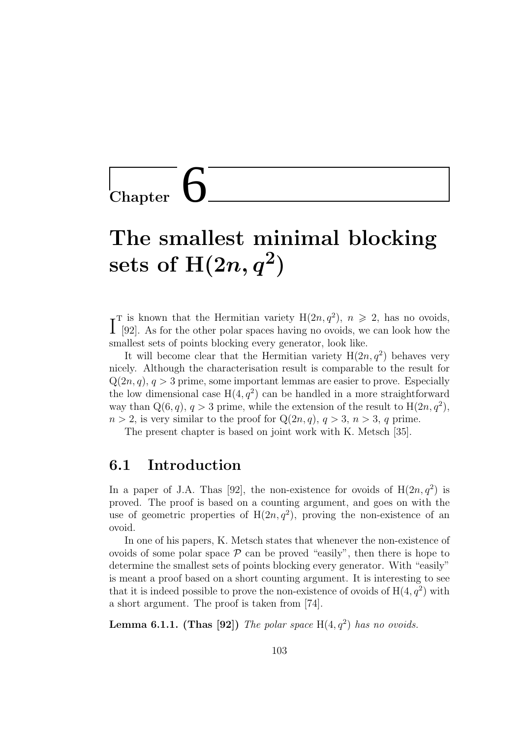# Chapter 6

# The smallest minimal blocking sets of $\mathrm{H}(2n, q^2)$

It is known that the Hermitian variety $\mathrm{H}(2n, q^2)$, $n \geqslant 2$, has no ovoids, [92]. As for the other polar spaces having no ovoids, we can look how the smallest sets of points blocking every generator, look like.

It will become clear that the Hermitian variety $\mathrm{H}(2n, q^2)$ behaves very nicely. Although the characterisation result is comparable to the result for $\mathrm{Q}(2n, q)$, $q > 3$ prime, some important lemmas are easier to prove. Especially the low dimensional case $\mathrm{H}(4, q^2)$ can be handled in a more straightforward way than $\mathrm{Q}(6, q)$, $q > 3$ prime, while the extension of the result to $\mathrm{H}(2n, q^2)$, $n > 2$, is very similar to the proof for $\mathrm{Q}(2n, q)$, $q > 3$, $n > 3$, $q$ prime.

The present chapter is based on joint work with K. Metsch [35].

## 6.1 Introduction

In a paper of J.A. Thas [92], the non-existence for ovoids of $\mathrm{H}(2n, q^2)$ is proved. The proof is based on a counting argument, and goes on with the use of geometric properties of $\mathrm{H}(2n, q^2)$, proving the non-existence of an ovoid.

In one of his papers, K. Metsch states that whenever the non-existence of ovoids of some polar space $\mathcal{P}$ can be proved "easily", then there is hope to determine the smallest sets of points blocking every generator. With "easily" is meant a proof based on a short counting argument. It is interesting to see that it is indeed possible to prove the non-existence of ovoids of $\mathrm{H}(4, q^2)$ with a short argument. The proof is taken from [74].

**Lemma 6.1.1. (Thas [92])** *The polar space* $\mathrm{H}(4, q^2)$ *has no ovoids.*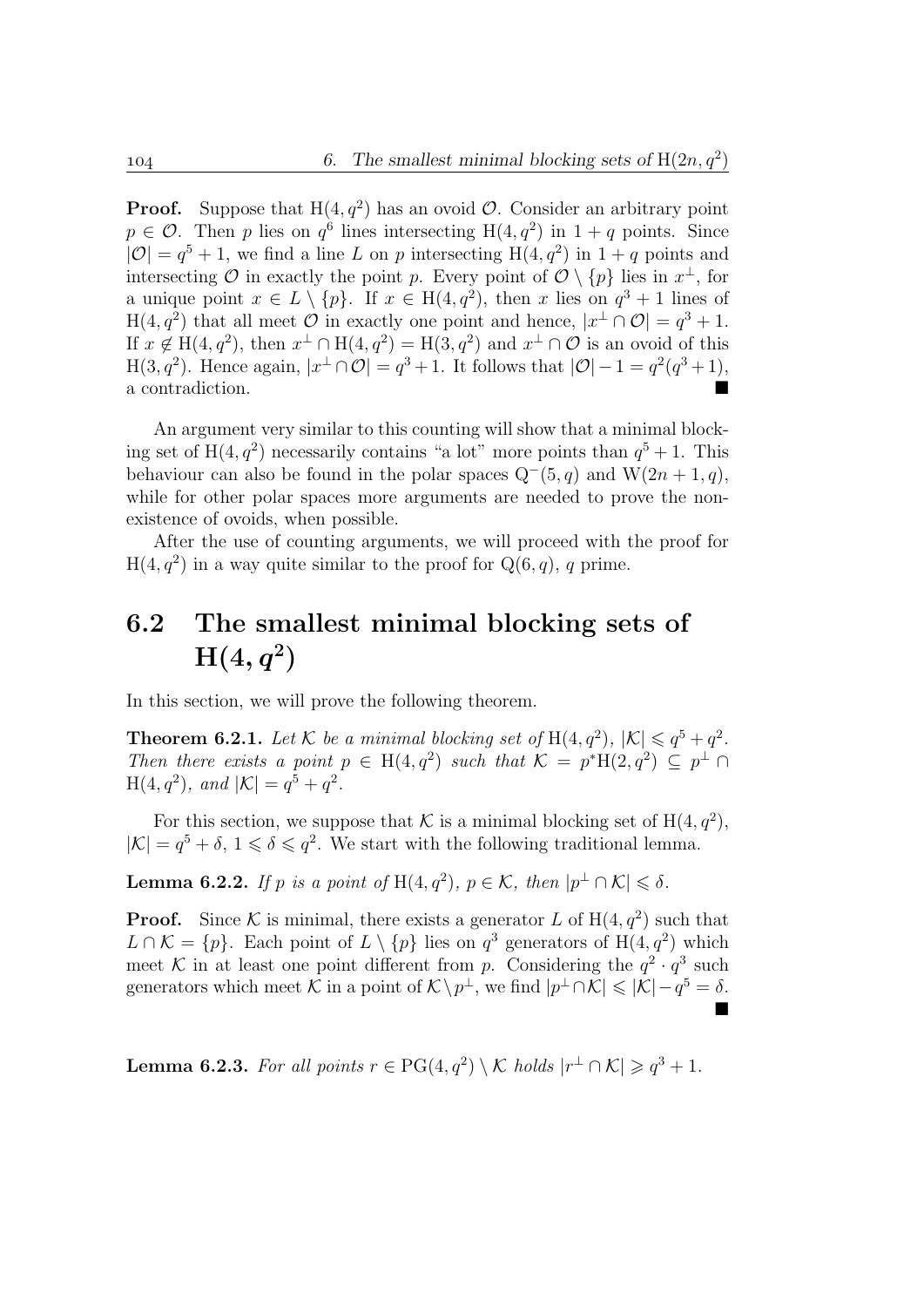**Proof.** Suppose that $\mathrm{H}(4, q^2)$ has an ovoid $\mathcal{O}$. Consider an arbitrary point $p \in \mathcal{O}$. Then $p$ lies on $q^6$ lines intersecting $\mathrm{H}(4, q^2)$ in $1 + q$ points. Since $|\mathcal{O}| = q^5 + 1$, we find a line $L$ on $p$ intersecting $\mathrm{H}(4, q^2)$ in $1 + q$ points and intersecting $\mathcal{O}$ in exactly the point $p$. Every point of $\mathcal{O} \setminus \{p\}$ lies in $x^\perp$, for a unique point $x \in L \setminus \{p\}$. If $x \in \mathrm{H}(4, q^2)$, then $x$ lies on $q^3 + 1$ lines of $\mathrm{H}(4, q^2)$ that all meet $\mathcal{O}$ in exactly one point and hence, $|x^\perp \cap \mathcal{O}| = q^3 + 1$. If $x \notin \mathrm{H}(4, q^2)$, then $x^\perp \cap \mathrm{H}(4, q^2) = \mathrm{H}(3, q^2)$ and $x^\perp \cap \mathcal{O}$ is an ovoid of this $\mathrm{H}(3, q^2)$. Hence again, $|x^\perp \cap \mathcal{O}| = q^3 + 1$. It follows that $|\mathcal{O}| - 1 = q^2(q^3 + 1)$, a contradiction. ■

An argument very similar to this counting will show that a minimal blocking set of $\mathrm{H}(4, q^2)$ necessarily contains "a lot" more points than $q^5 + 1$. This behaviour can also be found in the polar spaces $\mathrm{Q}^-(5, q)$ and $\mathrm{W}(2n + 1, q)$, while for other polar spaces more arguments are needed to prove the non-existence of ovoids, when possible.

After the use of counting arguments, we will proceed with the proof for $\mathrm{H}(4, q^2)$ in a way quite similar to the proof for $\mathrm{Q}(6, q)$, $q$ prime.

## 6.2 The smallest minimal blocking sets of $\mathrm{H}(4, q^2)$

In this section, we will prove the following theorem.

**Theorem 6.2.1.** *Let $\mathcal{K}$ be a minimal blocking set of $\mathrm{H}(4, q^2)$, $|\mathcal{K}| \leqslant q^5 + q^2$. Then there exists a point $p \in \mathrm{H}(4, q^2)$ such that $\mathcal{K} = p^*\mathrm{H}(2, q^2) \subseteq p^\perp \cap \mathrm{H}(4, q^2)$, and $|\mathcal{K}| = q^5 + q^2$.*

For this section, we suppose that $\mathcal{K}$ is a minimal blocking set of $\mathrm{H}(4, q^2)$, $|\mathcal{K}| = q^5 + \delta$, $1 \leqslant \delta \leqslant q^2$. We start with the following traditional lemma.

**Lemma 6.2.2.** *If $p$ is a point of $\mathrm{H}(4, q^2)$, $p \in \mathcal{K}$, then $|p^\perp \cap \mathcal{K}| \leqslant \delta$.*

**Proof.** Since $\mathcal{K}$ is minimal, there exists a generator $L$ of $\mathrm{H}(4, q^2)$ such that $L \cap \mathcal{K} = \{p\}$. Each point of $L \setminus \{p\}$ lies on $q^3$ generators of $\mathrm{H}(4, q^2)$ which meet $\mathcal{K}$ in at least one point different from $p$. Considering the $q^2 \cdot q^3$ such generators which meet $\mathcal{K}$ in a point of $\mathcal{K} \setminus p^\perp$, we find $|p^\perp \cap \mathcal{K}| \leqslant |\mathcal{K}| - q^5 = \delta$. ■

**Lemma 6.2.3.** *For all points $r \in \mathrm{PG}(4, q^2) \setminus \mathcal{K}$ holds $|r^\perp \cap \mathcal{K}| \geqslant q^3 + 1$.*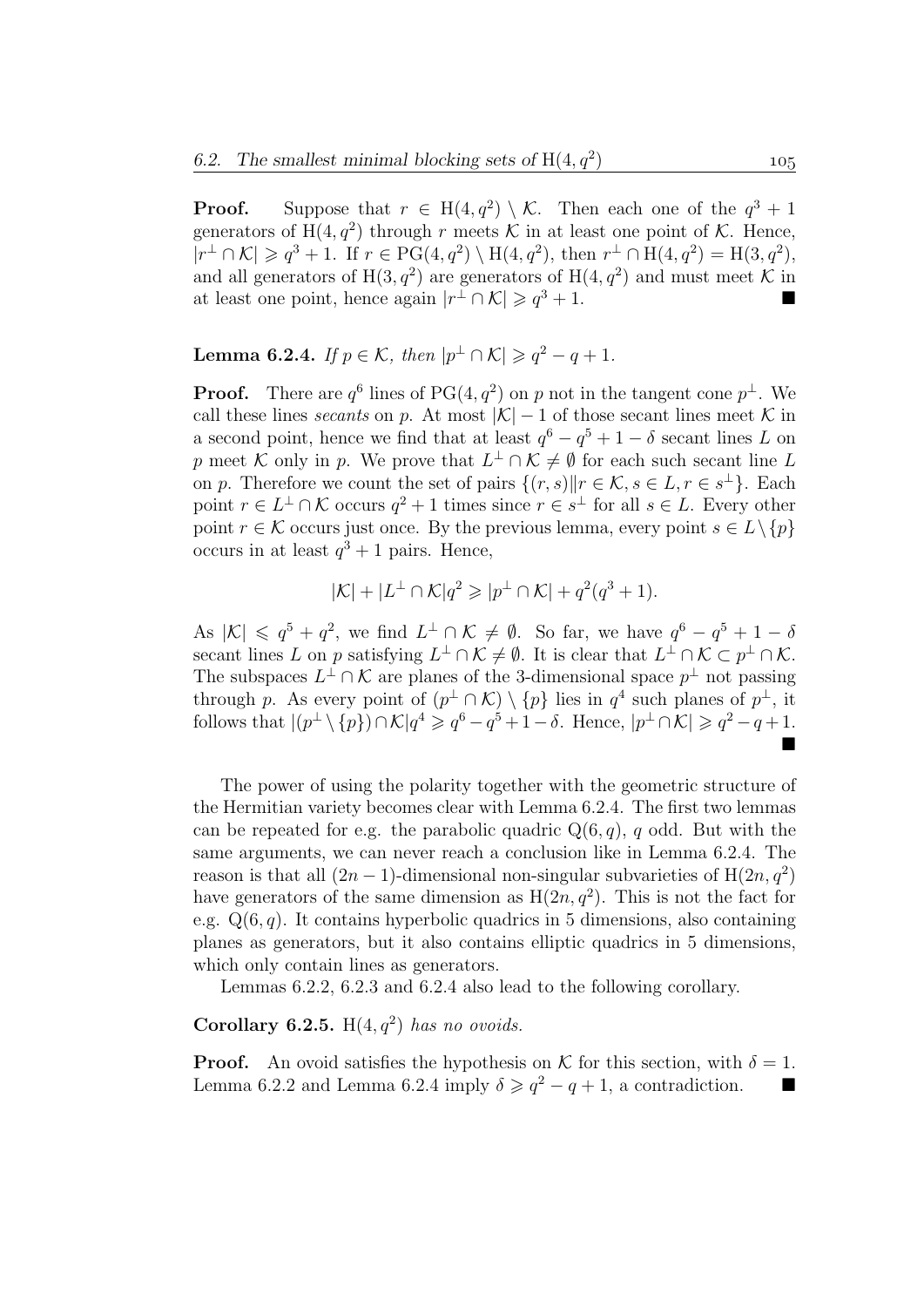**Proof.** Suppose that $r \in \mathrm{H}(4, q^2) \setminus \mathcal{K}$. Then each one of the $q^3 + 1$ generators of $\mathrm{H}(4, q^2)$ through $r$ meets $\mathcal{K}$ in at least one point of $\mathcal{K}$. Hence, $|r^\perp \cap \mathcal{K}| \geqslant q^3 + 1$. If $r \in \mathrm{PG}(4, q^2) \setminus \mathrm{H}(4, q^2)$, then $r^\perp \cap \mathrm{H}(4, q^2) = \mathrm{H}(3, q^2)$, and all generators of $\mathrm{H}(3, q^2)$ are generators of $\mathrm{H}(4, q^2)$ and must meet $\mathcal{K}$ in at least one point, hence again $|r^\perp \cap \mathcal{K}| \geqslant q^3 + 1$. ∎

**Lemma 6.2.4.** *If $p \in \mathcal{K}$, then $|p^\perp \cap \mathcal{K}| \geqslant q^2 - q + 1$.*

**Proof.** There are $q^6$ lines of $\mathrm{PG}(4, q^2)$ on $p$ not in the tangent cone $p^\perp$. We call these lines *secants* on $p$. At most $|\mathcal{K}| - 1$ of those secant lines meet $\mathcal{K}$ in a second point, hence we find that at least $q^6 - q^5 + 1 - \delta$ secant lines $L$ on $p$ meet $\mathcal{K}$ only in $p$. We prove that $L^\perp \cap \mathcal{K} \neq \emptyset$ for each such secant line $L$ on $p$. Therefore we count the set of pairs $\{(r, s) \| r \in \mathcal{K}, s \in L, r \in s^\perp\}$. Each point $r \in L^\perp \cap \mathcal{K}$ occurs $q^2 + 1$ times since $r \in s^\perp$ for all $s \in L$. Every other point $r \in \mathcal{K}$ occurs just once. By the previous lemma, every point $s \in L \setminus \{p\}$ occurs in at least $q^3 + 1$ pairs. Hence,

$$|\mathcal{K}| + |L^\perp \cap \mathcal{K}| q^2 \geqslant |p^\perp \cap \mathcal{K}| + q^2(q^3 + 1).$$

As $|\mathcal{K}| \leqslant q^5 + q^2$, we find $L^\perp \cap \mathcal{K} \neq \emptyset$. So far, we have $q^6 - q^5 + 1 - \delta$ secant lines $L$ on $p$ satisfying $L^\perp \cap \mathcal{K} \neq \emptyset$. It is clear that $L^\perp \cap \mathcal{K} \subset p^\perp \cap \mathcal{K}$. The subspaces $L^\perp \cap \mathcal{K}$ are planes of the 3-dimensional space $p^\perp$ not passing through $p$. As every point of $(p^\perp \cap \mathcal{K}) \setminus \{p\}$ lies in $q^4$ such planes of $p^\perp$, it follows that $|(p^\perp \setminus \{p\}) \cap \mathcal{K}| q^4 \geqslant q^6 - q^5 + 1 - \delta$. Hence, $|p^\perp \cap \mathcal{K}| \geqslant q^2 - q + 1$. ∎

The power of using the polarity together with the geometric structure of the Hermitian variety becomes clear with Lemma 6.2.4. The first two lemmas can be repeated for e.g. the parabolic quadric $\mathrm{Q}(6, q)$, $q$ odd. But with the same arguments, we can never reach a conclusion like in Lemma 6.2.4. The reason is that all $(2n-1)$-dimensional non-singular subvarieties of $\mathrm{H}(2n, q^2)$ have generators of the same dimension as $\mathrm{H}(2n, q^2)$. This is not the fact for e.g. $\mathrm{Q}(6, q)$. It contains hyperbolic quadrics in 5 dimensions, also containing planes as generators, but it also contains elliptic quadrics in 5 dimensions, which only contain lines as generators.

Lemmas 6.2.2, 6.2.3 and 6.2.4 also lead to the following corollary.

**Corollary 6.2.5.** *$\mathrm{H}(4, q^2)$ has no ovoids.*

**Proof.** An ovoid satisfies the hypothesis on $\mathcal{K}$ for this section, with $\delta = 1$. Lemma 6.2.2 and Lemma 6.2.4 imply $\delta \geqslant q^2 - q + 1$, a contradiction. ∎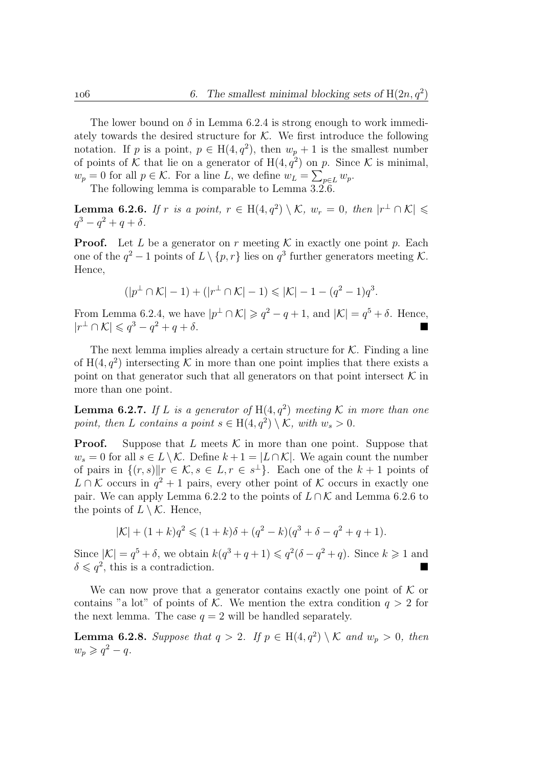The lower bound on $\delta$ in Lemma 6.2.4 is strong enough to work immediately towards the desired structure for $\mathcal{K}$. We first introduce the following notation. If $p$ is a point, $p \in \mathrm{H}(4, q^2)$, then $w_p + 1$ is the smallest number of points of $\mathcal{K}$ that lie on a generator of $\mathrm{H}(4, q^2)$ on $p$. Since $\mathcal{K}$ is minimal, $w_p = 0$ for all $p \in \mathcal{K}$. For a line $L$, we define $w_L = \sum_{p \in L} w_p$.

The following lemma is comparable to Lemma 3.2.6.

**Lemma 6.2.6.** *If $r$ is a point, $r \in \mathrm{H}(4, q^2) \setminus \mathcal{K}$, $w_r = 0$, then $|r^\perp \cap \mathcal{K}| \leqslant q^3 - q^2 + q + \delta$.*

**Proof.** Let $L$ be a generator on $r$ meeting $\mathcal{K}$ in exactly one point $p$. Each one of the $q^2 - 1$ points of $L \setminus \{p, r\}$ lies on $q^3$ further generators meeting $\mathcal{K}$. Hence,

$$(|p^\perp \cap \mathcal{K}| - 1) + (|r^\perp \cap \mathcal{K}| - 1) \leqslant |\mathcal{K}| - 1 - (q^2 - 1)q^3.$$

From Lemma 6.2.4, we have $|p^\perp \cap \mathcal{K}| \geqslant q^2 - q + 1$, and $|\mathcal{K}| = q^5 + \delta$. Hence, $|r^\perp \cap \mathcal{K}| \leqslant q^3 - q^2 + q + \delta$. ■

The next lemma implies already a certain structure for $\mathcal{K}$. Finding a line of $\mathrm{H}(4, q^2)$ intersecting $\mathcal{K}$ in more than one point implies that there exists a point on that generator such that all generators on that point intersect $\mathcal{K}$ in more than one point.

**Lemma 6.2.7.** *If $L$ is a generator of $\mathrm{H}(4, q^2)$ meeting $\mathcal{K}$ in more than one point, then $L$ contains a point $s \in \mathrm{H}(4, q^2) \setminus \mathcal{K}$, with $w_s > 0$.*

**Proof.** Suppose that $L$ meets $\mathcal{K}$ in more than one point. Suppose that $w_s = 0$ for all $s \in L \setminus \mathcal{K}$. Define $k + 1 = |L \cap \mathcal{K}|$. We again count the number of pairs in $\{(r, s) \| r \in \mathcal{K}, s \in L, r \in s^\perp\}$. Each one of the $k + 1$ points of $L \cap \mathcal{K}$ occurs in $q^2 + 1$ pairs, every other point of $\mathcal{K}$ occurs in exactly one pair. We can apply Lemma 6.2.2 to the points of $L \cap \mathcal{K}$ and Lemma 6.2.6 to the points of $L \setminus \mathcal{K}$. Hence,

$$|\mathcal{K}| + (1 + k)q^2 \leqslant (1 + k)\delta + (q^2 - k)(q^3 + \delta - q^2 + q + 1).$$

Since $|\mathcal{K}| = q^5 + \delta$, we obtain $k(q^3 + q + 1) \leqslant q^2(\delta - q^2 + q)$. Since $k \geqslant 1$ and $\delta \leqslant q^2$, this is a contradiction. ■

We can now prove that a generator contains exactly one point of $\mathcal{K}$ or contains "a lot" of points of $\mathcal{K}$. We mention the extra condition $q > 2$ for the next lemma. The case $q = 2$ will be handled separately.

**Lemma 6.2.8.** *Suppose that $q > 2$. If $p \in \mathrm{H}(4, q^2) \setminus \mathcal{K}$ and $w_p > 0$, then $w_p \geqslant q^2 - q$.*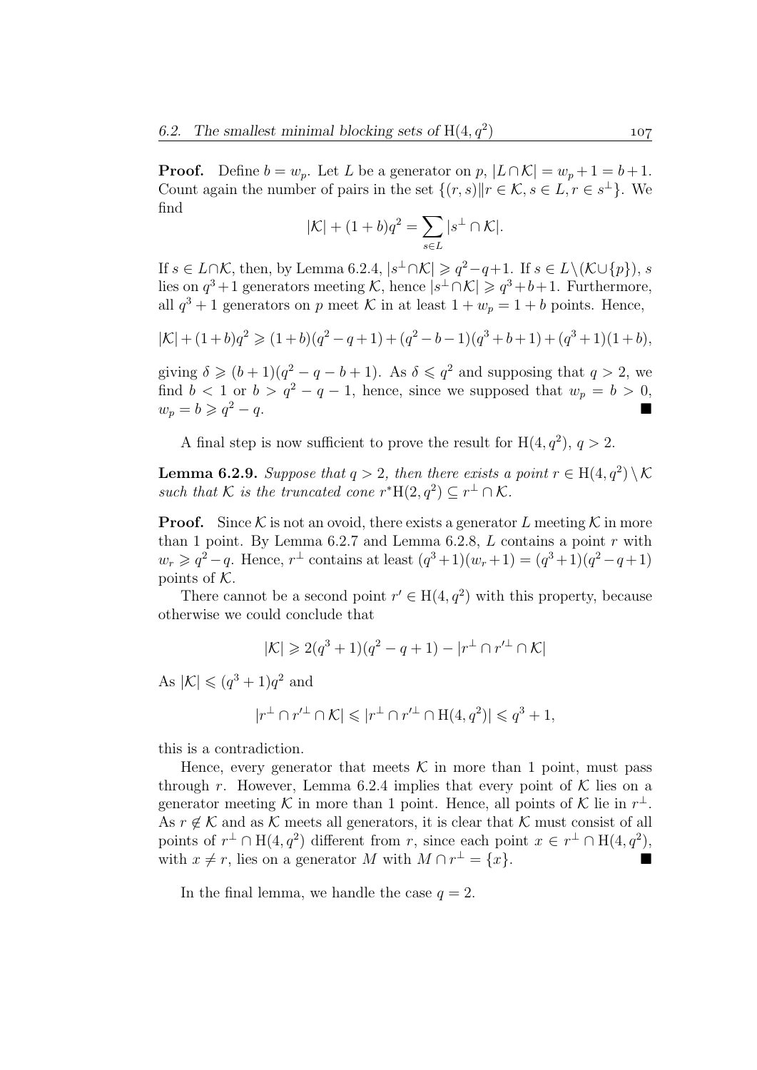**Proof.** Define $b = w_p$. Let $L$ be a generator on $p$, $|L \cap \mathcal{K}| = w_p + 1 = b + 1$. Count again the number of pairs in the set $\{(r,s) \| r \in \mathcal{K}, s \in L, r \in s^\perp\}$. We find

$$|\mathcal{K}| + (1+b)q^2 = \sum_{s \in L} |s^\perp \cap \mathcal{K}|.$$

If $s \in L \cap \mathcal{K}$, then, by Lemma 6.2.4, $|s^\perp \cap \mathcal{K}| \geqslant q^2 - q + 1$. If $s \in L \setminus (\mathcal{K} \cup \{p\})$, $s$ lies on $q^3 + 1$ generators meeting $\mathcal{K}$, hence $|s^\perp \cap \mathcal{K}| \geqslant q^3 + b + 1$. Furthermore, all $q^3 + 1$ generators on $p$ meet $\mathcal{K}$ in at least $1 + w_p = 1 + b$ points. Hence,

$$|\mathcal{K}| + (1+b)q^2 \geqslant (1+b)(q^2 - q + 1) + (q^2 - b - 1)(q^3 + b + 1) + (q^3 + 1)(1 + b),$$

giving $\delta \geqslant (b+1)(q^2 - q - b + 1)$. As $\delta \leqslant q^2$ and supposing that $q > 2$, we find $b < 1$ or $b > q^2 - q - 1$, hence, since we supposed that $w_p = b > 0$, $w_p = b \geqslant q^2 - q$. ■

A final step is now sufficient to prove the result for $\mathrm{H}(4, q^2)$, $q > 2$.

**Lemma 6.2.9.** *Suppose that $q > 2$, then there exists a point $r \in \mathrm{H}(4, q^2) \setminus \mathcal{K}$ such that $\mathcal{K}$ is the truncated cone $r^*\mathrm{H}(2, q^2) \subseteq r^\perp \cap \mathcal{K}$.*

**Proof.** Since $\mathcal{K}$ is not an ovoid, there exists a generator $L$ meeting $\mathcal{K}$ in more than 1 point. By Lemma 6.2.7 and Lemma 6.2.8, $L$ contains a point $r$ with $w_r \geqslant q^2 - q$. Hence, $r^\perp$ contains at least $(q^3 + 1)(w_r + 1) = (q^3 + 1)(q^2 - q + 1)$ points of $\mathcal{K}$.

There cannot be a second point $r' \in \mathrm{H}(4, q^2)$ with this property, because otherwise we could conclude that

$$|\mathcal{K}| \geqslant 2(q^3 + 1)(q^2 - q + 1) - |r^\perp \cap r'^\perp \cap \mathcal{K}|$$

As $|\mathcal{K}| \leqslant (q^3 + 1)q^2$ and

$$|r^\perp \cap r'^\perp \cap \mathcal{K}| \leqslant |r^\perp \cap r'^\perp \cap \mathrm{H}(4, q^2)| \leqslant q^3 + 1,$$

this is a contradiction.

Hence, every generator that meets $\mathcal{K}$ in more than 1 point, must pass through $r$. However, Lemma 6.2.4 implies that every point of $\mathcal{K}$ lies on a generator meeting $\mathcal{K}$ in more than 1 point. Hence, all points of $\mathcal{K}$ lie in $r^\perp$. As $r \notin \mathcal{K}$ and as $\mathcal{K}$ meets all generators, it is clear that $\mathcal{K}$ must consist of all points of $r^\perp \cap \mathrm{H}(4, q^2)$ different from $r$, since each point $x \in r^\perp \cap \mathrm{H}(4, q^2)$, with $x \neq r$, lies on a generator $M$ with $M \cap r^\perp = \{x\}$. ■

In the final lemma, we handle the case $q = 2$.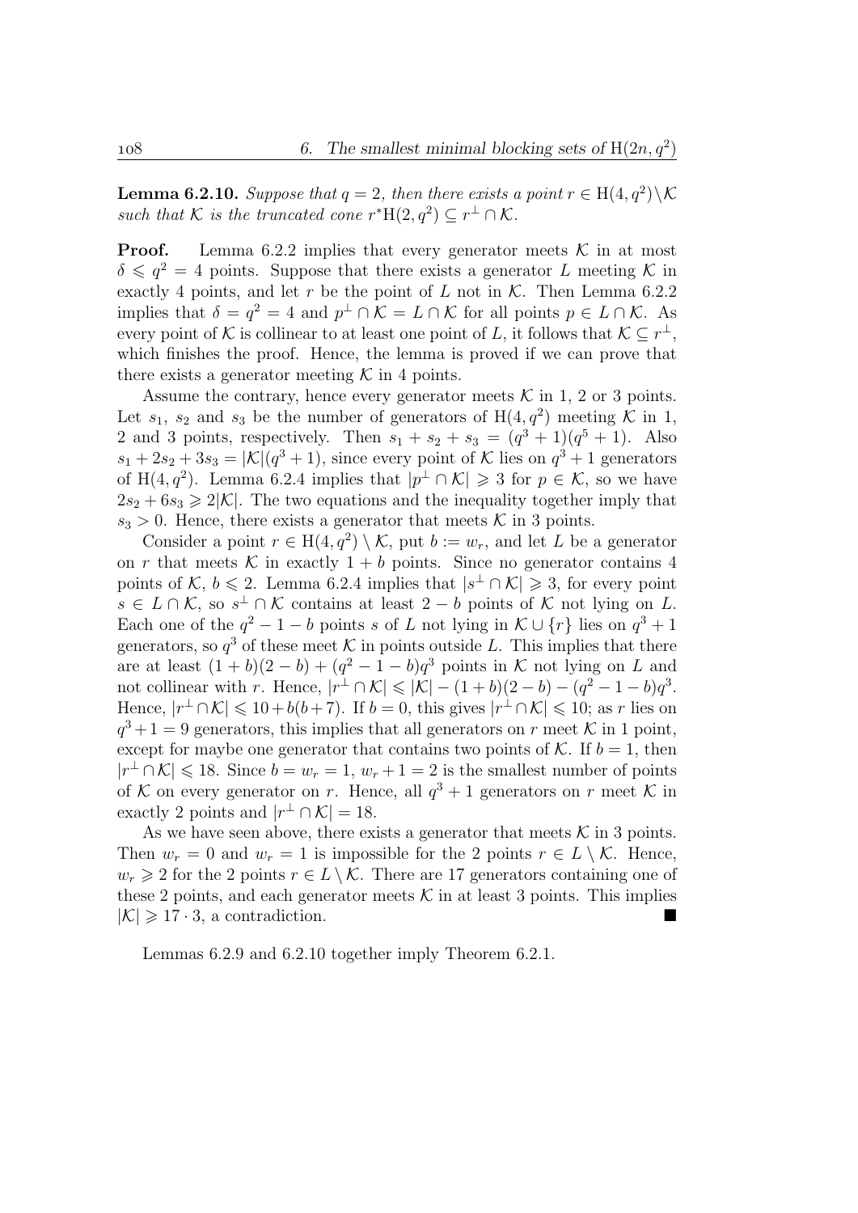**Lemma 6.2.10.** *Suppose that $q = 2$, then there exists a point $r \in \mathrm{H}(4, q^2) \setminus \mathcal{K}$ such that $\mathcal{K}$ is the truncated cone $r^*\mathrm{H}(2, q^2) \subseteq r^\perp \cap \mathcal{K}$.*

**Proof.** Lemma 6.2.2 implies that every generator meets $\mathcal{K}$ in at most $\delta \leqslant q^2 = 4$ points. Suppose that there exists a generator $L$ meeting $\mathcal{K}$ in exactly 4 points, and let $r$ be the point of $L$ not in $\mathcal{K}$. Then Lemma 6.2.2 implies that $\delta = q^2 = 4$ and $p^\perp \cap \mathcal{K} = L \cap \mathcal{K}$ for all points $p \in L \cap \mathcal{K}$. As every point of $\mathcal{K}$ is collinear to at least one point of $L$, it follows that $\mathcal{K} \subseteq r^\perp$, which finishes the proof. Hence, the lemma is proved if we can prove that there exists a generator meeting $\mathcal{K}$ in 4 points.

Assume the contrary, hence every generator meets $\mathcal{K}$ in 1, 2 or 3 points. Let $s_1$, $s_2$ and $s_3$ be the number of generators of $\mathrm{H}(4, q^2)$ meeting $\mathcal{K}$ in 1, 2 and 3 points, respectively. Then $s_1 + s_2 + s_3 = (q^3 + 1)(q^5 + 1)$. Also $s_1 + 2s_2 + 3s_3 = |\mathcal{K}|(q^3 + 1)$, since every point of $\mathcal{K}$ lies on $q^3 + 1$ generators of $\mathrm{H}(4, q^2)$. Lemma 6.2.4 implies that $|p^\perp \cap \mathcal{K}| \geqslant 3$ for $p \in \mathcal{K}$, so we have $2s_2 + 6s_3 \geqslant 2|\mathcal{K}|$. The two equations and the inequality together imply that $s_3 > 0$. Hence, there exists a generator that meets $\mathcal{K}$ in 3 points.

Consider a point $r \in \mathrm{H}(4, q^2) \setminus \mathcal{K}$, put $b := w_r$, and let $L$ be a generator on $r$ that meets $\mathcal{K}$ in exactly $1 + b$ points. Since no generator contains 4 points of $\mathcal{K}$, $b \leqslant 2$. Lemma 6.2.4 implies that $|s^\perp \cap \mathcal{K}| \geqslant 3$, for every point $s \in L \cap \mathcal{K}$, so $s^\perp \cap \mathcal{K}$ contains at least $2 - b$ points of $\mathcal{K}$ not lying on $L$. Each one of the $q^2 - 1 - b$ points $s$ of $L$ not lying in $\mathcal{K} \cup \{r\}$ lies on $q^3 + 1$ generators, so $q^3$ of these meet $\mathcal{K}$ in points outside $L$. This implies that there are at least $(1 + b)(2 - b) + (q^2 - 1 - b)q^3$ points in $\mathcal{K}$ not lying on $L$ and not collinear with $r$. Hence, $|r^\perp \cap \mathcal{K}| \leqslant |\mathcal{K}| - (1 + b)(2 - b) - (q^2 - 1 - b)q^3$. Hence, $|r^\perp \cap \mathcal{K}| \leqslant 10 + b(b + 7)$. If $b = 0$, this gives $|r^\perp \cap \mathcal{K}| \leqslant 10$; as $r$ lies on $q^3 + 1 = 9$ generators, this implies that all generators on $r$ meet $\mathcal{K}$ in 1 point, except for maybe one generator that contains two points of $\mathcal{K}$. If $b = 1$, then $|r^\perp \cap \mathcal{K}| \leqslant 18$. Since $b = w_r = 1$, $w_r + 1 = 2$ is the smallest number of points of $\mathcal{K}$ on every generator on $r$. Hence, all $q^3 + 1$ generators on $r$ meet $\mathcal{K}$ in exactly 2 points and $|r^\perp \cap \mathcal{K}| = 18$.

As we have seen above, there exists a generator that meets $\mathcal{K}$ in 3 points. Then $w_r = 0$ and $w_r = 1$ is impossible for the 2 points $r \in L \setminus \mathcal{K}$. Hence, $w_r \geqslant 2$ for the 2 points $r \in L \setminus \mathcal{K}$. There are 17 generators containing one of these 2 points, and each generator meets $\mathcal{K}$ in at least 3 points. This implies $|\mathcal{K}| \geqslant 17 \cdot 3$, a contradiction. ■

Lemmas 6.2.9 and 6.2.10 together imply Theorem 6.2.1.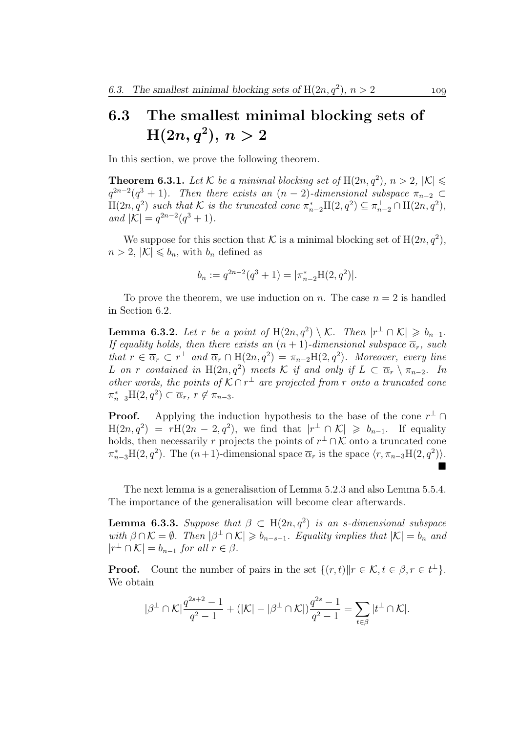## 6.3 The smallest minimal blocking sets of $\mathrm{H}(2n, q^2)$, $n > 2$

In this section, we prove the following theorem.

**Theorem 6.3.1.** *Let $\mathcal{K}$ be a minimal blocking set of $\mathrm{H}(2n, q^2)$, $n > 2$, $|\mathcal{K}| \leqslant q^{2n-2}(q^3 + 1)$. Then there exists an $(n-2)$-dimensional subspace $\pi_{n-2} \subset \mathrm{H}(2n, q^2)$ such that $\mathcal{K}$ is the truncated cone $\pi^*_{n-2}\mathrm{H}(2, q^2) \subseteq \pi^\perp_{n-2} \cap \mathrm{H}(2n, q^2)$, and $|\mathcal{K}| = q^{2n-2}(q^3 + 1)$.*

We suppose for this section that $\mathcal{K}$ is a minimal blocking set of $\mathrm{H}(2n, q^2)$, $n > 2$, $|\mathcal{K}| \leqslant b_n$, with $b_n$ defined as

$$b_n := q^{2n-2}(q^3 + 1) = |\pi^*_{n-2}\mathrm{H}(2, q^2)|.$$

To prove the theorem, we use induction on $n$. The case $n = 2$ is handled in Section 6.2.

**Lemma 6.3.2.** *Let $r$ be a point of $\mathrm{H}(2n, q^2) \setminus \mathcal{K}$. Then $|r^\perp \cap \mathcal{K}| \geqslant b_{n-1}$. If equality holds, then there exists an $(n+1)$-dimensional subspace $\overline{\alpha}_r$, such that $r \in \overline{\alpha}_r \subset r^\perp$ and $\overline{\alpha}_r \cap \mathrm{H}(2n, q^2) = \pi_{n-2}\mathrm{H}(2, q^2)$. Moreover, every line $L$ on $r$ contained in $\mathrm{H}(2n, q^2)$ meets $\mathcal{K}$ if and only if $L \subset \overline{\alpha}_r \setminus \pi_{n-2}$. In other words, the points of $\mathcal{K} \cap r^\perp$ are projected from $r$ onto a truncated cone $\pi^*_{n-3}\mathrm{H}(2, q^2) \subset \overline{\alpha}_r$, $r \notin \pi_{n-3}$.*

**Proof.** Applying the induction hypothesis to the base of the cone $r^\perp \cap \mathrm{H}(2n, q^2) = r\mathrm{H}(2n-2, q^2)$, we find that $|r^\perp \cap \mathcal{K}| \geqslant b_{n-1}$. If equality holds, then necessarily $r$ projects the points of $r^\perp \cap \mathcal{K}$ onto a truncated cone $\pi^*_{n-3}\mathrm{H}(2, q^2)$. The $(n+1)$-dimensional space $\overline{\alpha}_r$ is the space $\langle r, \pi_{n-3}\mathrm{H}(2, q^2)\rangle$. ∎

The next lemma is a generalisation of Lemma 5.2.3 and also Lemma 5.5.4. The importance of the generalisation will become clear afterwards.

**Lemma 6.3.3.** *Suppose that $\beta \subset \mathrm{H}(2n, q^2)$ is an $s$-dimensional subspace with $\beta \cap \mathcal{K} = \emptyset$. Then $|\beta^\perp \cap \mathcal{K}| \geqslant b_{n-s-1}$. Equality implies that $|\mathcal{K}| = b_n$ and $|r^\perp \cap \mathcal{K}| = b_{n-1}$ for all $r \in \beta$.*

**Proof.** Count the number of pairs in the set $\{(r, t) \| r \in \mathcal{K}, t \in \beta, r \in t^\perp\}$. We obtain

$$|\beta^\perp \cap \mathcal{K}| \frac{q^{2s+2} - 1}{q^2 - 1} + (|\mathcal{K}| - |\beta^\perp \cap \mathcal{K}|) \frac{q^{2s} - 1}{q^2 - 1} = \sum_{t \in \beta} |t^\perp \cap \mathcal{K}|.$$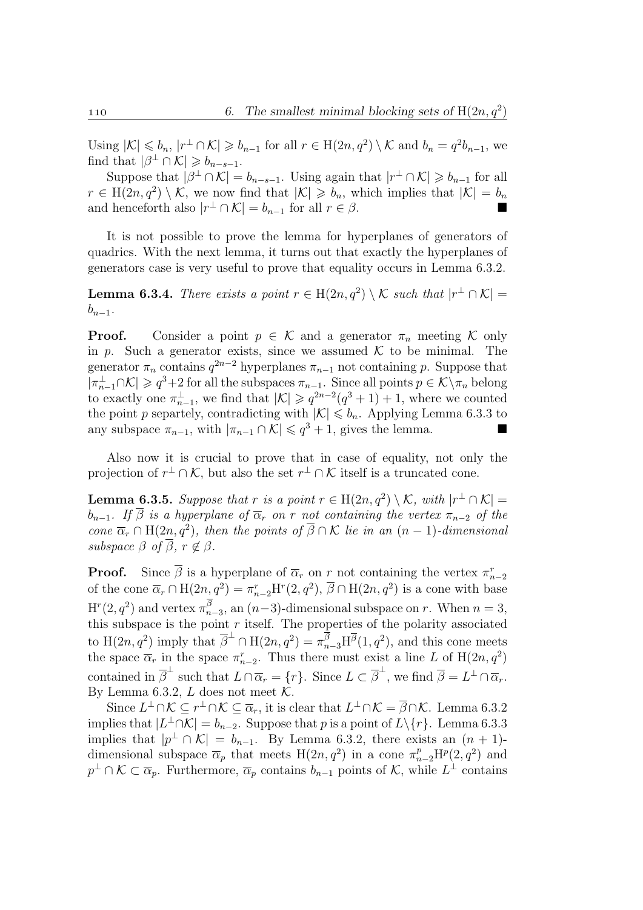Using $|\mathcal{K}| \leqslant b_n$, $|r^\perp \cap \mathcal{K}| \geqslant b_{n-1}$ for all $r \in \mathrm{H}(2n, q^2) \setminus \mathcal{K}$ and $b_n = q^2 b_{n-1}$, we find that $|\beta^\perp \cap \mathcal{K}| \geqslant b_{n-s-1}$.

Suppose that $|\beta^\perp \cap \mathcal{K}| = b_{n-s-1}$. Using again that $|r^\perp \cap \mathcal{K}| \geqslant b_{n-1}$ for all $r \in \mathrm{H}(2n, q^2) \setminus \mathcal{K}$, we now find that $|\mathcal{K}| \geqslant b_n$, which implies that $|\mathcal{K}| = b_n$ and henceforth also $|r^\perp \cap \mathcal{K}| = b_{n-1}$ for all $r \in \beta$. ■

It is not possible to prove the lemma for hyperplanes of generators of quadrics. With the next lemma, it turns out that exactly the hyperplanes of generators case is very useful to prove that equality occurs in Lemma 6.3.2.

**Lemma 6.3.4.** *There exists a point $r \in \mathrm{H}(2n, q^2) \setminus \mathcal{K}$ such that $|r^\perp \cap \mathcal{K}| = b_{n-1}$.*

**Proof.** Consider a point $p \in \mathcal{K}$ and a generator $\pi_n$ meeting $\mathcal{K}$ only in $p$. Such a generator exists, since we assumed $\mathcal{K}$ to be minimal. The generator $\pi_n$ contains $q^{2n-2}$ hyperplanes $\pi_{n-1}$ not containing $p$. Suppose that $|\pi_{n-1}^\perp \cap \mathcal{K}| \geqslant q^3+2$ for all the subspaces $\pi_{n-1}$. Since all points $p \in \mathcal{K} \setminus \pi_n$ belong to exactly one $\pi_{n-1}^\perp$, we find that $|\mathcal{K}| \geqslant q^{2n-2}(q^3+1)+1$, where we counted the point $p$ separtely, contradicting with $|\mathcal{K}| \leqslant b_n$. Applying Lemma 6.3.3 to any subspace $\pi_{n-1}$, with $|\pi_{n-1} \cap \mathcal{K}| \leqslant q^3+1$, gives the lemma. ■

Also now it is crucial to prove that in case of equality, not only the projection of $r^\perp \cap \mathcal{K}$, but also the set $r^\perp \cap \mathcal{K}$ itself is a truncated cone.

**Lemma 6.3.5.** *Suppose that $r$ is a point $r \in \mathrm{H}(2n, q^2) \setminus \mathcal{K}$, with $|r^\perp \cap \mathcal{K}| = b_{n-1}$. If $\overline{\beta}$ is a hyperplane of $\overline{\alpha}_r$ on $r$ not containing the vertex $\pi_{n-2}$ of the cone $\overline{\alpha}_r \cap \mathrm{H}(2n, q^2)$, then the points of $\overline{\beta} \cap \mathcal{K}$ lie in an $(n-1)$-dimensional subspace $\beta$ of $\overline{\beta}$, $r \notin \beta$.*

**Proof.** Since $\overline{\beta}$ is a hyperplane of $\overline{\alpha}_r$ on $r$ not containing the vertex $\pi_{n-2}^r$ of the cone $\overline{\alpha}_r \cap \mathrm{H}(2n, q^2) = \pi_{n-2}^r \mathrm{H}^r(2, q^2)$, $\overline{\beta} \cap \mathrm{H}(2n, q^2)$ is a cone with base $\mathrm{H}^r(2, q^2)$ and vertex $\pi_{n-3}^{\overline{\beta}}$, an $(n-3)$-dimensional subspace on $r$. When $n=3$, this subspace is the point $r$ itself. The properties of the polarity associated to $\mathrm{H}(2n, q^2)$ imply that $\overline{\beta}^\perp \cap \mathrm{H}(2n, q^2) = \pi_{n-3}^{\overline{\beta}} \mathrm{H}^{\overline{\beta}}(1, q^2)$, and this cone meets the space $\overline{\alpha}_r$ in the space $\pi_{n-2}^r$. Thus there must exist a line $L$ of $\mathrm{H}(2n, q^2)$ contained in $\overline{\beta}^\perp$ such that $L \cap \overline{\alpha}_r = \{r\}$. Since $L \subset \overline{\beta}^\perp$, we find $\overline{\beta} = L^\perp \cap \overline{\alpha}_r$. By Lemma 6.3.2, $L$ does not meet $\mathcal{K}$.

Since $L^\perp \cap \mathcal{K} \subseteq r^\perp \cap \mathcal{K} \subseteq \overline{\alpha}_r$, it is clear that $L^\perp \cap \mathcal{K} = \overline{\beta} \cap \mathcal{K}$. Lemma 6.3.2 implies that $|L^\perp \cap \mathcal{K}| = b_{n-2}$. Suppose that $p$ is a point of $L \setminus \{r\}$. Lemma 6.3.3 implies that $|p^\perp \cap \mathcal{K}| = b_{n-1}$. By Lemma 6.3.2, there exists an $(n+1)$-dimensional subspace $\overline{\alpha}_p$ that meets $\mathrm{H}(2n, q^2)$ in a cone $\pi_{n-2}^p \mathrm{H}^p(2, q^2)$ and $p^\perp \cap \mathcal{K} \subset \overline{\alpha}_p$. Furthermore, $\overline{\alpha}_p$ contains $b_{n-1}$ points of $\mathcal{K}$, while $L^\perp$ contains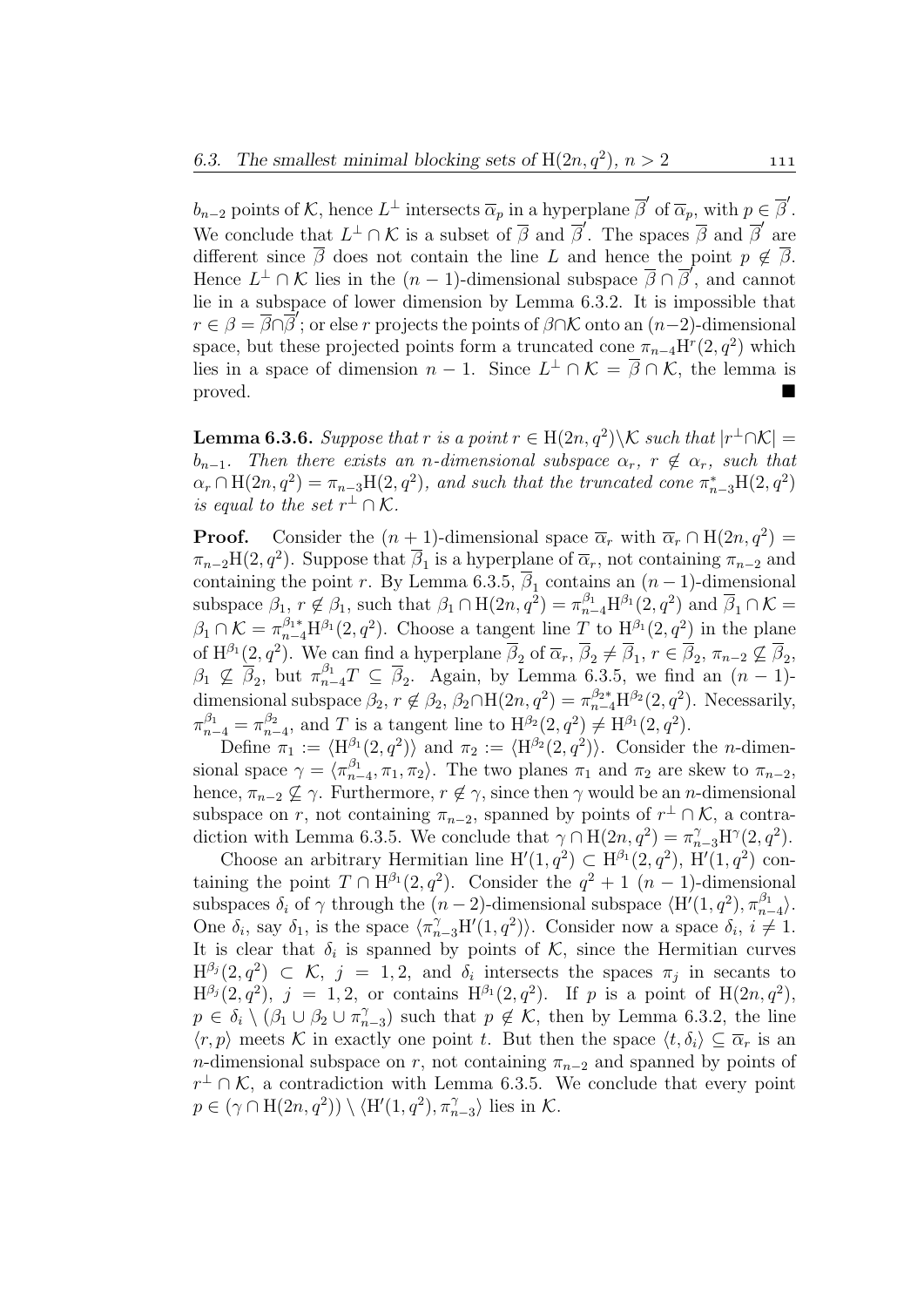$b_{n-2}$ points of $\mathcal{K}$, hence $L^\perp$ intersects $\overline{\alpha}_p$ in a hyperplane $\overline{\beta}'$ of $\overline{\alpha}_p$, with $p \in \overline{\beta}'$. We conclude that $L^\perp \cap \mathcal{K}$ is a subset of $\overline{\beta}$ and $\overline{\beta}'$. The spaces $\overline{\beta}$ and $\overline{\beta}'$ are different since $\overline{\beta}$ does not contain the line $L$ and hence the point $p \notin \overline{\beta}$. Hence $L^\perp \cap \mathcal{K}$ lies in the $(n-1)$-dimensional subspace $\overline{\beta} \cap \overline{\beta}'$, and cannot lie in a subspace of lower dimension by Lemma 6.3.2. It is impossible that $r \in \beta = \overline{\beta} \cap \overline{\beta}'$; or else $r$ projects the points of $\beta \cap \mathcal{K}$ onto an $(n-2)$-dimensional space, but these projected points form a truncated cone $\pi_{n-4}\mathrm{H}^r(2, q^2)$ which lies in a space of dimension $n-1$. Since $L^\perp \cap \mathcal{K} = \overline{\beta} \cap \mathcal{K}$, the lemma is proved. ■

**Lemma 6.3.6.** *Suppose that $r$ is a point $r \in \mathrm{H}(2n, q^2) \backslash \mathcal{K}$ such that $|r^\perp \cap \mathcal{K}| = b_{n-1}$. Then there exists an $n$-dimensional subspace $\alpha_r$, $r \notin \alpha_r$, such that $\alpha_r \cap \mathrm{H}(2n, q^2) = \pi_{n-3}\mathrm{H}(2, q^2)$, and such that the truncated cone $\pi^*_{n-3}\mathrm{H}(2, q^2)$ is equal to the set $r^\perp \cap \mathcal{K}$.*

**Proof.** Consider the $(n+1)$-dimensional space $\overline{\alpha}_r$ with $\overline{\alpha}_r \cap \mathrm{H}(2n, q^2) = \pi_{n-2}\mathrm{H}(2, q^2)$. Suppose that $\overline{\beta}_1$ is a hyperplane of $\overline{\alpha}_r$, not containing $\pi_{n-2}$ and containing the point $r$. By Lemma 6.3.5, $\overline{\beta}_1$ contains an $(n-1)$-dimensional subspace $\beta_1$, $r \notin \beta_1$, such that $\beta_1 \cap \mathrm{H}(2n, q^2) = \pi^{\beta_1}_{n-4}\mathrm{H}^{\beta_1}(2, q^2)$ and $\overline{\beta}_1 \cap \mathcal{K} = \beta_1 \cap \mathcal{K} = \pi^{\beta_1 *}_{n-4}\mathrm{H}^{\beta_1}(2, q^2)$. Choose a tangent line $T$ to $\mathrm{H}^{\beta_1}(2, q^2)$ in the plane of $\mathrm{H}^{\beta_1}(2, q^2)$. We can find a hyperplane $\overline{\beta}_2$ of $\overline{\alpha}_r$, $\overline{\beta}_2 \neq \overline{\beta}_1$, $r \in \overline{\beta}_2$, $\pi_{n-2} \not\subseteq \overline{\beta}_2$, $\beta_1 \not\subseteq \overline{\beta}_2$, but $\pi^{\beta_1}_{n-4}T \subseteq \overline{\beta}_2$. Again, by Lemma 6.3.5, we find an $(n-1)$-dimensional subspace $\beta_2$, $r \notin \beta_2$, $\beta_2 \cap \mathrm{H}(2n, q^2) = \pi^{\beta_2 *}_{n-4}\mathrm{H}^{\beta_2}(2, q^2)$. Necessarily, $\pi^{\beta_1}_{n-4} = \pi^{\beta_2}_{n-4}$, and $T$ is a tangent line to $\mathrm{H}^{\beta_2}(2, q^2) \neq \mathrm{H}^{\beta_1}(2, q^2)$.

Define $\pi_1 := \langle \mathrm{H}^{\beta_1}(2, q^2) \rangle$ and $\pi_2 := \langle \mathrm{H}^{\beta_2}(2, q^2) \rangle$. Consider the $n$-dimensional space $\gamma = \langle \pi^{\beta_1}_{n-4}, \pi_1, \pi_2 \rangle$. The two planes $\pi_1$ and $\pi_2$ are skew to $\pi_{n-2}$, hence, $\pi_{n-2} \not\subseteq \gamma$. Furthermore, $r \notin \gamma$, since then $\gamma$ would be an $n$-dimensional subspace on $r$, not containing $\pi_{n-2}$, spanned by points of $r^\perp \cap \mathcal{K}$, a contradiction with Lemma 6.3.5. We conclude that $\gamma \cap \mathrm{H}(2n, q^2) = \pi^\gamma_{n-3}\mathrm{H}^\gamma(2, q^2)$.

Choose an arbitrary Hermitian line $\mathrm{H}'(1, q^2) \subset \mathrm{H}^{\beta_1}(2, q^2)$, $\mathrm{H}'(1, q^2)$ containing the point $T \cap \mathrm{H}^{\beta_1}(2, q^2)$. Consider the $q^2 + 1$ $(n-1)$-dimensional subspaces $\delta_i$ of $\gamma$ through the $(n-2)$-dimensional subspace $\langle \mathrm{H}'(1, q^2), \pi^{\beta_1}_{n-4} \rangle$. One $\delta_i$, say $\delta_1$, is the space $\langle \pi^\gamma_{n-3}\mathrm{H}'(1, q^2) \rangle$. Consider now a space $\delta_i$, $i \neq 1$. It is clear that $\delta_i$ is spanned by points of $\mathcal{K}$, since the Hermitian curves $\mathrm{H}^{\beta_j}(2, q^2) \subset \mathcal{K}$, $j = 1, 2$, and $\delta_i$ intersects the spaces $\pi_j$ in secants to $\mathrm{H}^{\beta_j}(2, q^2)$, $j = 1, 2$, or contains $\mathrm{H}^{\beta_1}(2, q^2)$. If $p$ is a point of $\mathrm{H}(2n, q^2)$, $p \in \delta_i \setminus (\beta_1 \cup \beta_2 \cup \pi^\gamma_{n-3})$ such that $p \notin \mathcal{K}$, then by Lemma 6.3.2, the line $\langle r, p \rangle$ meets $\mathcal{K}$ in exactly one point $t$. But then the space $\langle t, \delta_i \rangle \subseteq \overline{\alpha}_r$ is an $n$-dimensional subspace on $r$, not containing $\pi_{n-2}$ and spanned by points of $r^\perp \cap \mathcal{K}$, a contradiction with Lemma 6.3.5. We conclude that every point $p \in (\gamma \cap \mathrm{H}(2n, q^2)) \setminus \langle \mathrm{H}'(1, q^2), \pi^\gamma_{n-3} \rangle$ lies in $\mathcal{K}$.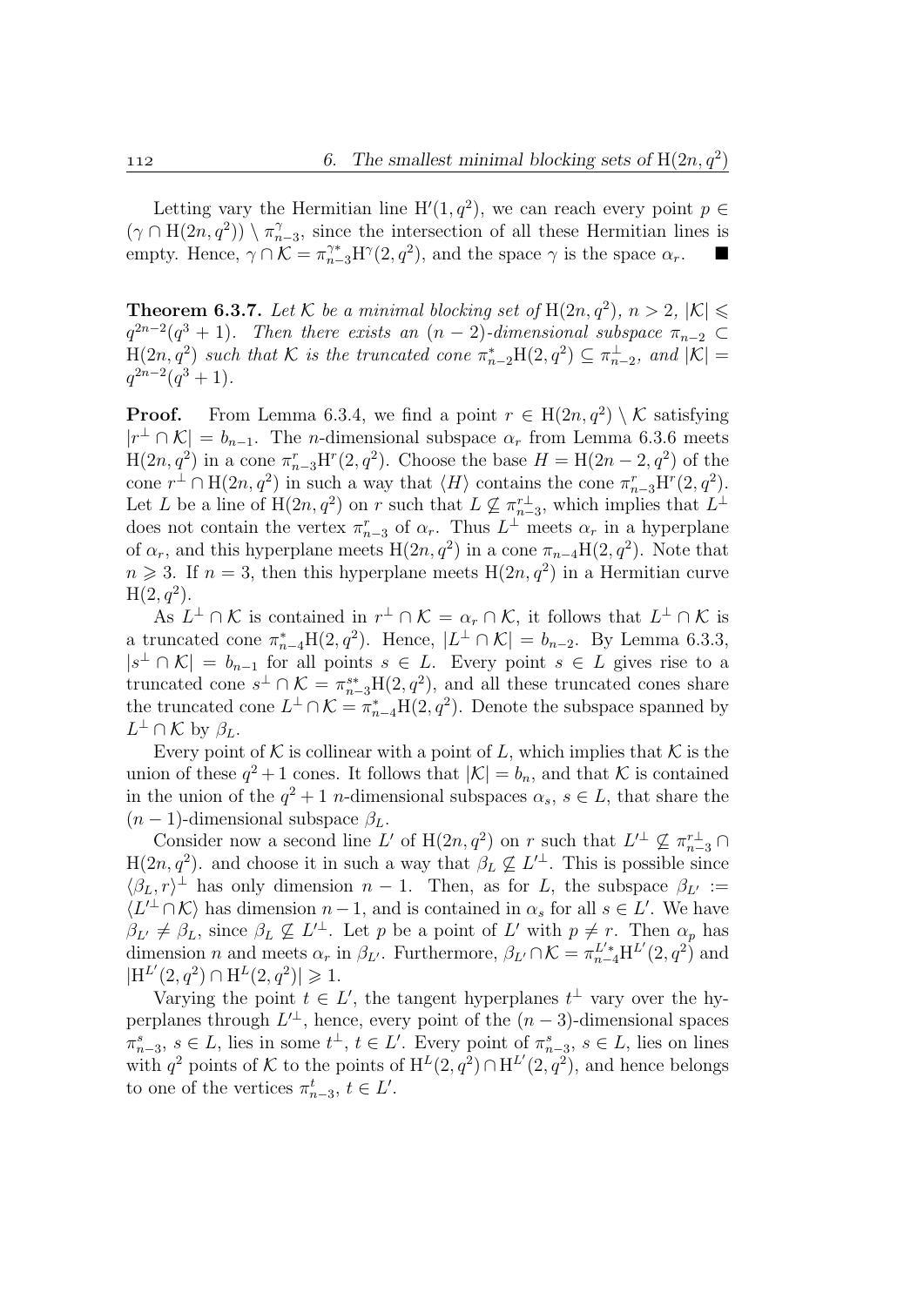Letting vary the Hermitian line $\mathrm{H}'(1, q^2)$, we can reach every point $p \in (\gamma \cap \mathrm{H}(2n, q^2)) \setminus \pi_{n-3}^{\gamma}$, since the intersection of all these Hermitian lines is empty. Hence, $\gamma \cap \mathcal{K} = \pi_{n-3}^{\gamma *}\mathrm{H}^{\gamma}(2, q^2)$, and the space $\gamma$ is the space $\alpha_r$. ■

**Theorem 6.3.7.** *Let $\mathcal{K}$ be a minimal blocking set of $\mathrm{H}(2n, q^2)$, $n > 2$, $|\mathcal{K}| \leqslant q^{2n-2}(q^3 + 1)$. Then there exists an $(n-2)$-dimensional subspace $\pi_{n-2} \subset \mathrm{H}(2n, q^2)$ such that $\mathcal{K}$ is the truncated cone $\pi_{n-2}^{*}\mathrm{H}(2, q^2) \subseteq \pi_{n-2}^{\perp}$, and $|\mathcal{K}| = q^{2n-2}(q^3 + 1)$.*

**Proof.** From Lemma 6.3.4, we find a point $r \in \mathrm{H}(2n, q^2) \setminus \mathcal{K}$ satisfying $|r^{\perp} \cap \mathcal{K}| = b_{n-1}$. The $n$-dimensional subspace $\alpha_r$ from Lemma 6.3.6 meets $\mathrm{H}(2n, q^2)$ in a cone $\pi_{n-3}^{r}\mathrm{H}^{r}(2, q^2)$. Choose the base $H = \mathrm{H}(2n-2, q^2)$ of the cone $r^{\perp} \cap \mathrm{H}(2n, q^2)$ in such a way that $\langle H \rangle$ contains the cone $\pi_{n-3}^{r}\mathrm{H}^{r}(2, q^2)$. Let $L$ be a line of $\mathrm{H}(2n, q^2)$ on $r$ such that $L \not\subseteq \pi_{n-3}^{r\perp}$, which implies that $L^{\perp}$ does not contain the vertex $\pi_{n-3}^{r}$ of $\alpha_r$. Thus $L^{\perp}$ meets $\alpha_r$ in a hyperplane of $\alpha_r$, and this hyperplane meets $\mathrm{H}(2n, q^2)$ in a cone $\pi_{n-4}\mathrm{H}(2, q^2)$. Note that $n \geqslant 3$. If $n = 3$, then this hyperplane meets $\mathrm{H}(2n, q^2)$ in a Hermitian curve $\mathrm{H}(2, q^2)$.

As $L^{\perp} \cap \mathcal{K}$ is contained in $r^{\perp} \cap \mathcal{K} = \alpha_r \cap \mathcal{K}$, it follows that $L^{\perp} \cap \mathcal{K}$ is a truncated cone $\pi_{n-4}^{*}\mathrm{H}(2, q^2)$. Hence, $|L^{\perp} \cap \mathcal{K}| = b_{n-2}$. By Lemma 6.3.3, $|s^{\perp} \cap \mathcal{K}| = b_{n-1}$ for all points $s \in L$. Every point $s \in L$ gives rise to a truncated cone $s^{\perp} \cap \mathcal{K} = \pi_{n-3}^{s*}\mathrm{H}(2, q^2)$, and all these truncated cones share the truncated cone $L^{\perp} \cap \mathcal{K} = \pi_{n-4}^{*}\mathrm{H}(2, q^2)$. Denote the subspace spanned by $L^{\perp} \cap \mathcal{K}$ by $\beta_L$.

Every point of $\mathcal{K}$ is collinear with a point of $L$, which implies that $\mathcal{K}$ is the union of these $q^2 + 1$ cones. It follows that $|\mathcal{K}| = b_n$, and that $\mathcal{K}$ is contained in the union of the $q^2 + 1$ $n$-dimensional subspaces $\alpha_s$, $s \in L$, that share the $(n-1)$-dimensional subspace $\beta_L$.

Consider now a second line $L'$ of $\mathrm{H}(2n, q^2)$ on $r$ such that $L'^{\perp} \not\subseteq \pi_{n-3}^{r\perp} \cap \mathrm{H}(2n, q^2)$. and choose it in such a way that $\beta_L \not\subseteq L'^{\perp}$. This is possible since $\langle \beta_L, r \rangle^{\perp}$ has only dimension $n-1$. Then, as for $L$, the subspace $\beta_{L'} := \langle L'^{\perp} \cap \mathcal{K} \rangle$ has dimension $n-1$, and is contained in $\alpha_s$ for all $s \in L'$. We have $\beta_{L'} \neq \beta_L$, since $\beta_L \not\subseteq L'^{\perp}$. Let $p$ be a point of $L'$ with $p \neq r$. Then $\alpha_p$ has dimension $n$ and meets $\alpha_r$ in $\beta_{L'}$. Furthermore, $\beta_{L'} \cap \mathcal{K} = \pi_{n-4}^{L'*}\mathrm{H}^{L'}(2, q^2)$ and $|\mathrm{H}^{L'}(2, q^2) \cap \mathrm{H}^{L}(2, q^2)| \geqslant 1$.

Varying the point $t \in L'$, the tangent hyperplanes $t^{\perp}$ vary over the hyperplanes through $L'^{\perp}$, hence, every point of the $(n-3)$-dimensional spaces $\pi_{n-3}^{s}$, $s \in L$, lies in some $t^{\perp}$, $t \in L'$. Every point of $\pi_{n-3}^{s}$, $s \in L$, lies on lines with $q^2$ points of $\mathcal{K}$ to the points of $\mathrm{H}^{L}(2, q^2) \cap \mathrm{H}^{L'}(2, q^2)$, and hence belongs to one of the vertices $\pi_{n-3}^{t}$, $t \in L'$.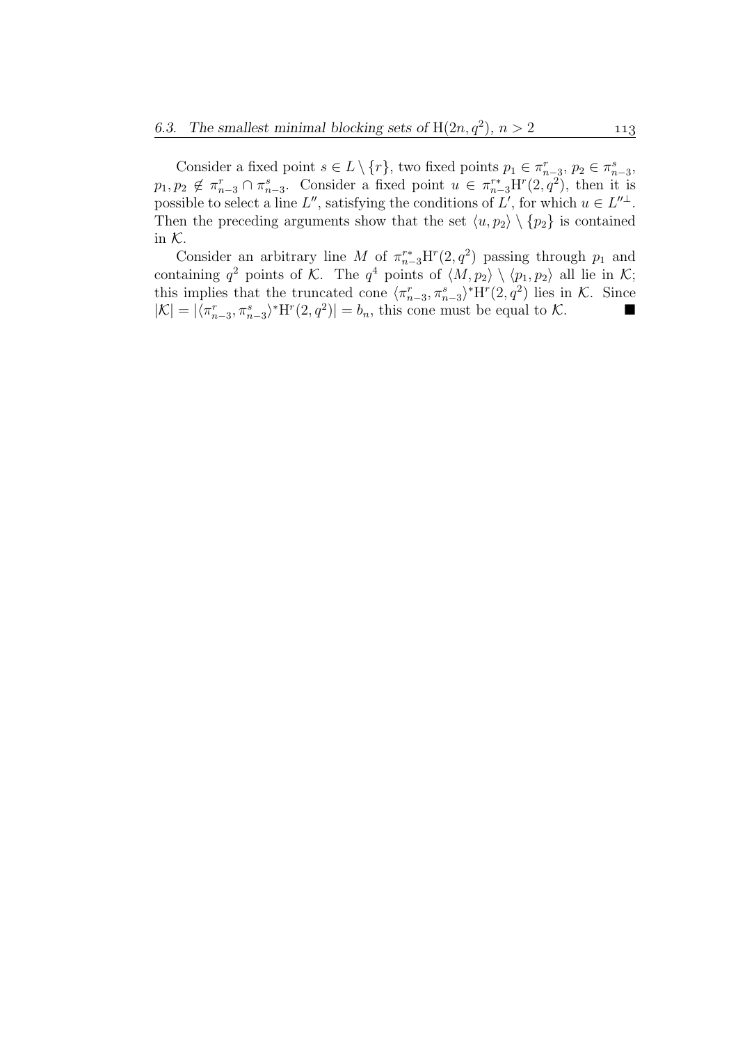Consider a fixed point $s \in L \setminus \{r\}$, two fixed points $p_1 \in \pi^r_{n-3}$, $p_2 \in \pi^s_{n-3}$, $p_1, p_2 \notin \pi^r_{n-3} \cap \pi^s_{n-3}$. Consider a fixed point $u \in \pi^{r*}_{n-3}\mathrm{H}^r(2,q^2)$, then it is possible to select a line $L''$, satisfying the conditions of $L'$, for which $u \in L''^{\perp}$. Then the preceding arguments show that the set $\langle u, p_2 \rangle \setminus \{p_2\}$ is contained in $\mathcal{K}$.

Consider an arbitrary line $M$ of $\pi^{r*}_{n-3}\mathrm{H}^r(2,q^2)$ passing through $p_1$ and containing $q^2$ points of $\mathcal{K}$. The $q^4$ points of $\langle M, p_2 \rangle \setminus \langle p_1, p_2 \rangle$ all lie in $\mathcal{K}$; this implies that the truncated cone $\langle \pi^r_{n-3}, \pi^s_{n-3} \rangle^* \mathrm{H}^r(2,q^2)$ lies in $\mathcal{K}$. Since $|\mathcal{K}| = |\langle \pi^r_{n-3}, \pi^s_{n-3} \rangle^* \mathrm{H}^r(2,q^2)| = b_n$, this cone must be equal to $\mathcal{K}$. ∎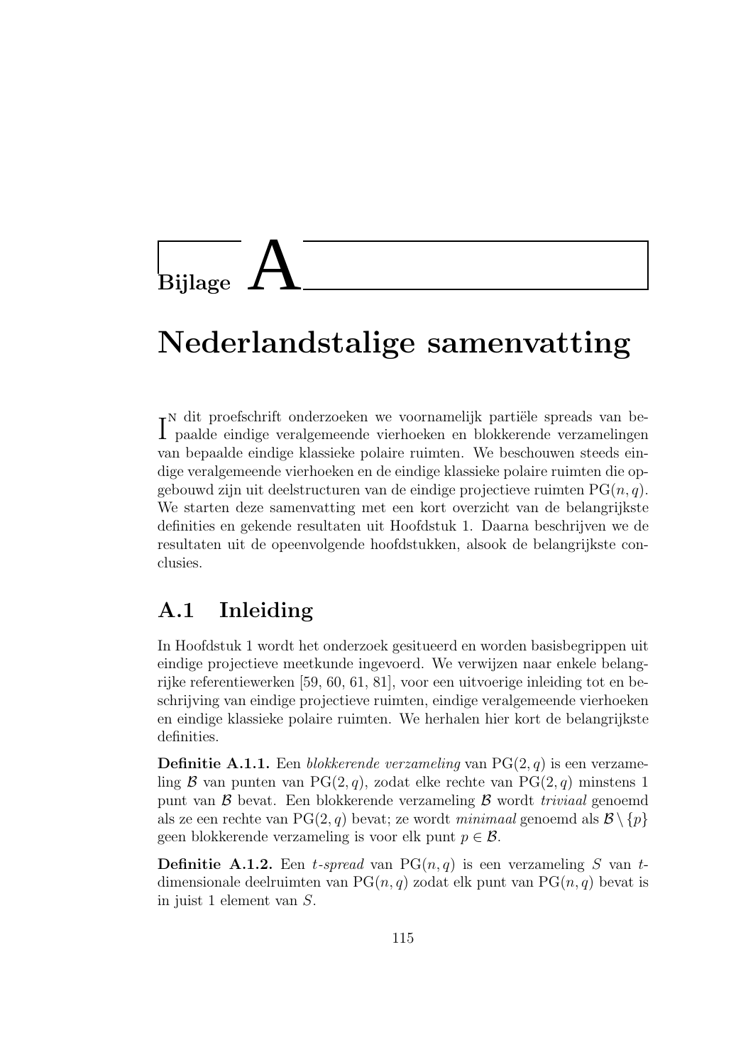# Bijlage A

# Nederlandstalige samenvatting

In dit proefschrift onderzoeken we voornamelijk partiële spreads van bepaalde eindige veralgemeende vierhoeken en blokkerende verzamelingen van bepaalde eindige klassieke polaire ruimten. We beschouwen steeds eindige veralgemeende vierhoeken en de eindige klassieke polaire ruimten die opgebouwd zijn uit deelstructuren van de eindige projectieve ruimten $\mathrm{PG}(n, q)$. We starten deze samenvatting met een kort overzicht van de belangrijkste definities en gekende resultaten uit Hoofdstuk 1. Daarna beschrijven we de resultaten uit de opeenvolgende hoofdstukken, alsook de belangrijkste conclusies.

## A.1 Inleiding

In Hoofdstuk 1 wordt het onderzoek gesitueerd en worden basisbegrippen uit eindige projectieve meetkunde ingevoerd. We verwijzen naar enkele belangrijke referentiewerken [59, 60, 61, 81], voor een uitvoerige inleiding tot en beschrijving van eindige projectieve ruimten, eindige veralgemeende vierhoeken en eindige klassieke polaire ruimten. We herhalen hier kort de belangrijkste definities.

**Definitie A.1.1.** Een *blokkerende verzameling* van $\mathrm{PG}(2, q)$ is een verzameling $\mathcal{B}$ van punten van $\mathrm{PG}(2, q)$, zodat elke rechte van $\mathrm{PG}(2, q)$ minstens 1 punt van $\mathcal{B}$ bevat. Een blokkerende verzameling $\mathcal{B}$ wordt *triviaal* genoemd als ze een rechte van $\mathrm{PG}(2, q)$ bevat; ze wordt *minimaal* genoemd als $\mathcal{B} \setminus \{p\}$ geen blokkerende verzameling is voor elk punt $p \in \mathcal{B}$.

**Definitie A.1.2.** Een *$t$-spread* van $\mathrm{PG}(n, q)$ is een verzameling $S$ van $t$-dimensionale deelruimten van $\mathrm{PG}(n, q)$ zodat elk punt van $\mathrm{PG}(n, q)$ bevat is in juist 1 element van $S$.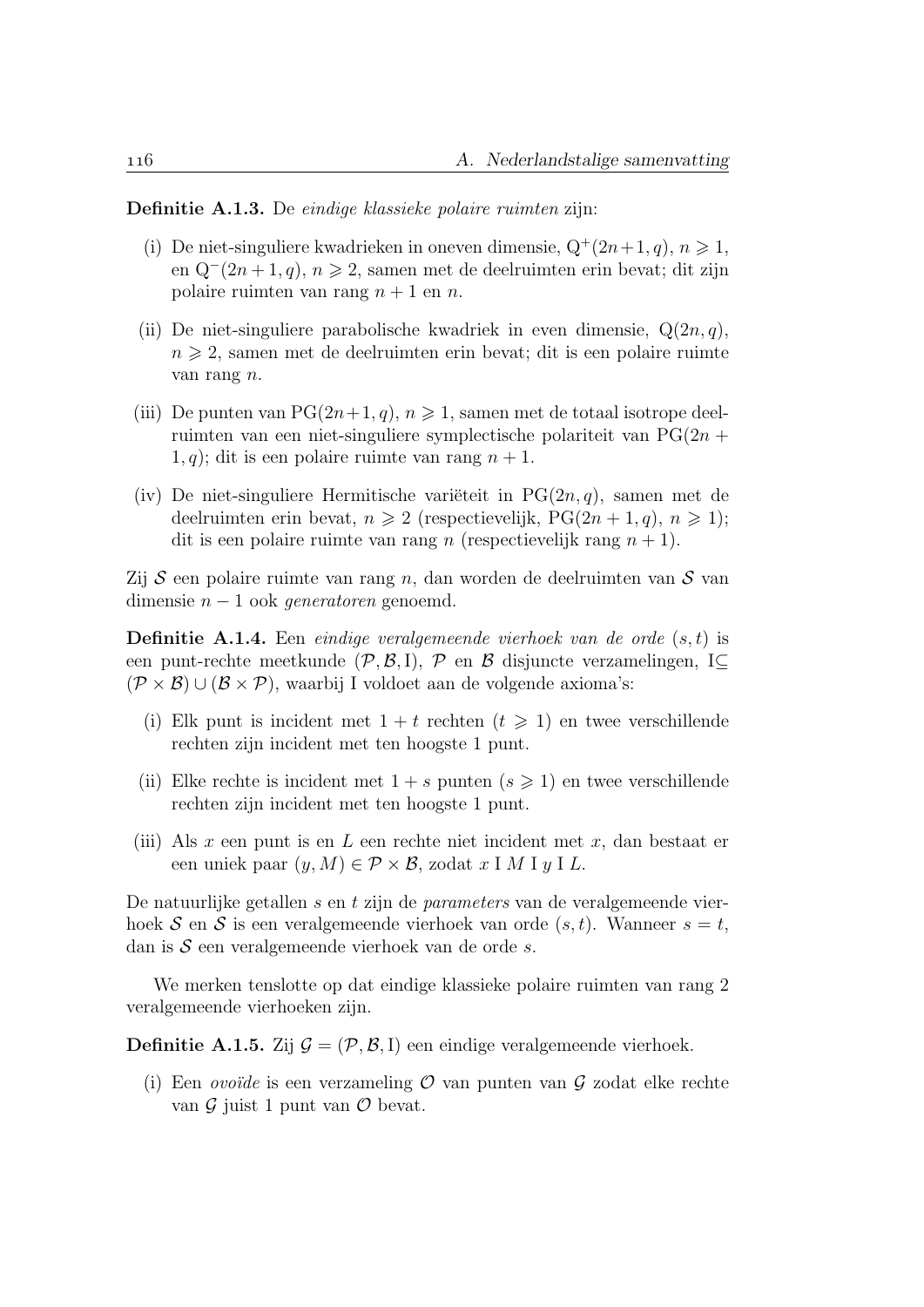**Definitie A.1.3.** De *eindige klassieke polaire ruimten* zijn:

(i) De niet-singuliere kwadrieken in oneven dimensie, $Q^+(2n+1, q)$, $n \geqslant 1$, en $Q^-(2n+1, q)$, $n \geqslant 2$, samen met de deelruimten erin bevat; dit zijn polaire ruimten van rang $n + 1$ en $n$.

(ii) De niet-singuliere parabolische kwadriek in even dimensie, $Q(2n, q)$, $n \geqslant 2$, samen met de deelruimten erin bevat; dit is een polaire ruimte van rang $n$.

(iii) De punten van $PG(2n+1, q)$, $n \geqslant 1$, samen met de totaal isotrope deelruimten van een niet-singuliere symplectische polariteit van $PG(2n + 1, q)$; dit is een polaire ruimte van rang $n + 1$.

(iv) De niet-singuliere Hermitische variëteit in $PG(2n, q)$, samen met de deelruimten erin bevat, $n \geqslant 2$ (respectievelijk, $PG(2n + 1, q)$, $n \geqslant 1$); dit is een polaire ruimte van rang $n$ (respectievelijk rang $n + 1$).

Zij $\mathcal{S}$ een polaire ruimte van rang $n$, dan worden de deelruimten van $\mathcal{S}$ van dimensie $n - 1$ ook *generatoren* genoemd.

**Definitie A.1.4.** Een *eindige veralgemeende vierhoek van de orde* $(s, t)$ is een punt-rechte meetkunde $(\mathcal{P}, \mathcal{B}, \mathrm{I})$, $\mathcal{P}$ en $\mathcal{B}$ disjuncte verzamelingen, $\mathrm{I} \subseteq (\mathcal{P} \times \mathcal{B}) \cup (\mathcal{B} \times \mathcal{P})$, waarbij I voldoet aan de volgende axioma's:

(i) Elk punt is incident met $1 + t$ rechten ($t \geqslant 1$) en twee verschillende rechten zijn incident met ten hoogste 1 punt.

(ii) Elke rechte is incident met $1 + s$ punten ($s \geqslant 1$) en twee verschillende rechten zijn incident met ten hoogste 1 punt.

(iii) Als $x$ een punt is en $L$ een rechte niet incident met $x$, dan bestaat er een uniek paar $(y, M) \in \mathcal{P} \times \mathcal{B}$, zodat $x \mathrm{~I~} M \mathrm{~I~} y \mathrm{~I~} L$.

De natuurlijke getallen $s$ en $t$ zijn de *parameters* van de veralgemeende vierhoek $\mathcal{S}$ en $\mathcal{S}$ is een veralgemeende vierhoek van orde $(s, t)$. Wanneer $s = t$, dan is $\mathcal{S}$ een veralgemeende vierhoek van de orde $s$.

We merken tenslotte op dat eindige klassieke polaire ruimten van rang 2 veralgemeende vierhoeken zijn.

**Definitie A.1.5.** Zij $\mathcal{G} = (\mathcal{P}, \mathcal{B}, \mathrm{I})$ een eindige veralgemeende vierhoek.

(i) Een *ovoïde* is een verzameling $\mathcal{O}$ van punten van $\mathcal{G}$ zodat elke rechte van $\mathcal{G}$ juist 1 punt van $\mathcal{O}$ bevat.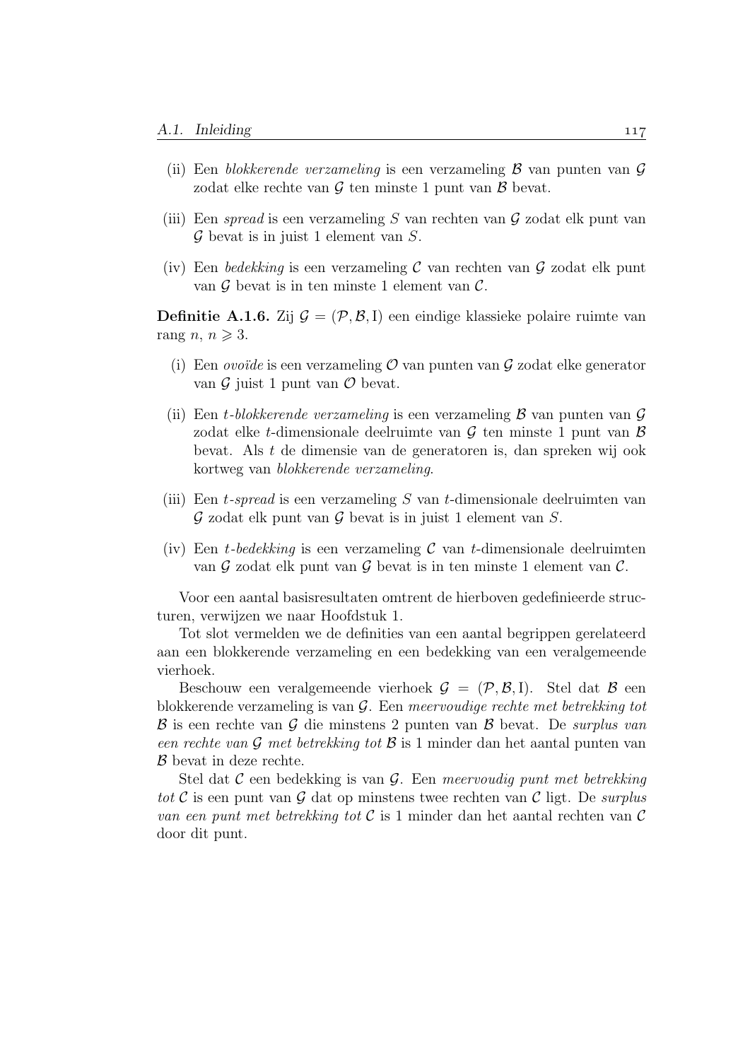(ii) Een *blokkerende verzameling* is een verzameling $\mathcal{B}$ van punten van $\mathcal{G}$ zodat elke rechte van $\mathcal{G}$ ten minste 1 punt van $\mathcal{B}$ bevat.

(iii) Een *spread* is een verzameling $S$ van rechten van $\mathcal{G}$ zodat elk punt van $\mathcal{G}$ bevat is in juist 1 element van $S$.

(iv) Een *bedekking* is een verzameling $\mathcal{C}$ van rechten van $\mathcal{G}$ zodat elk punt van $\mathcal{G}$ bevat is in ten minste 1 element van $\mathcal{C}$.

**Definitie A.1.6.** Zij $\mathcal{G} = (\mathcal{P}, \mathcal{B}, \mathrm{I})$ een eindige klassieke polaire ruimte van rang $n$, $n \geqslant 3$.

(i) Een *ovoïde* is een verzameling $\mathcal{O}$ van punten van $\mathcal{G}$ zodat elke generator van $\mathcal{G}$ juist 1 punt van $\mathcal{O}$ bevat.

(ii) Een *$t$-blokkerende verzameling* is een verzameling $\mathcal{B}$ van punten van $\mathcal{G}$ zodat elke $t$-dimensionale deelruimte van $\mathcal{G}$ ten minste 1 punt van $\mathcal{B}$ bevat. Als $t$ de dimensie van de generatoren is, dan spreken wij ook kortweg van *blokkerende verzameling*.

(iii) Een *$t$-spread* is een verzameling $S$ van $t$-dimensionale deelruimten van $\mathcal{G}$ zodat elk punt van $\mathcal{G}$ bevat is in juist 1 element van $S$.

(iv) Een *$t$-bedekking* is een verzameling $\mathcal{C}$ van $t$-dimensionale deelruimten van $\mathcal{G}$ zodat elk punt van $\mathcal{G}$ bevat is in ten minste 1 element van $\mathcal{C}$.

Voor een aantal basisresultaten omtrent de hierboven gedefinieerde structuren, verwijzen we naar Hoofdstuk 1.

Tot slot vermelden we de definities van een aantal begrippen gerelateerd aan een blokkerende verzameling en een bedekking van een veralgemeende vierhoek.

Beschouw een veralgemeende vierhoek $\mathcal{G} = (\mathcal{P}, \mathcal{B}, \mathrm{I})$. Stel dat $\mathcal{B}$ een blokkerende verzameling is van $\mathcal{G}$. Een *meervoudige rechte met betrekking tot* $\mathcal{B}$ is een rechte van $\mathcal{G}$ die minstens 2 punten van $\mathcal{B}$ bevat. De *surplus van een rechte van* $\mathcal{G}$ *met betrekking tot* $\mathcal{B}$ is 1 minder dan het aantal punten van $\mathcal{B}$ bevat in deze rechte.

Stel dat $\mathcal{C}$ een bedekking is van $\mathcal{G}$. Een *meervoudig punt met betrekking tot* $\mathcal{C}$ is een punt van $\mathcal{G}$ dat op minstens twee rechten van $\mathcal{C}$ ligt. De *surplus van een punt met betrekking tot* $\mathcal{C}$ is 1 minder dan het aantal rechten van $\mathcal{C}$ door dit punt.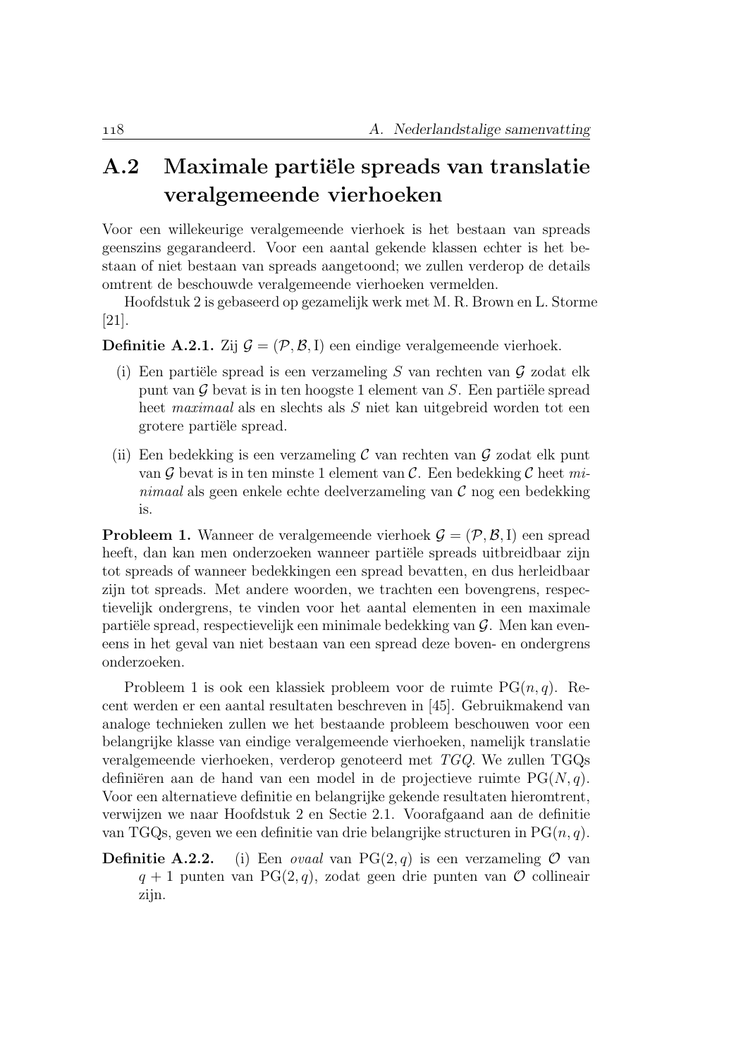## A.2 Maximale partiële spreads van translatie veralgemeende vierhoeken

Voor een willekeurige veralgemeende vierhoek is het bestaan van spreads geenszins gegarandeerd. Voor een aantal gekende klassen echter is het bestaan of niet bestaan van spreads aangetoond; we zullen verderop de details omtrent de beschouwde veralgemeende vierhoeken vermelden.

Hoofdstuk 2 is gebaseerd op gezamelijk werk met M. R. Brown en L. Storme [21].

**Definitie A.2.1.** Zij $\mathcal{G} = (\mathcal{P}, \mathcal{B}, \mathrm{I})$ een eindige veralgemeende vierhoek.

(i) Een partiële spread is een verzameling $S$ van rechten van $\mathcal{G}$ zodat elk punt van $\mathcal{G}$ bevat is in ten hoogste 1 element van $S$. Een partiële spread heet *maximaal* als en slechts als $S$ niet kan uitgebreid worden tot een grotere partiële spread.

(ii) Een bedekking is een verzameling $\mathcal{C}$ van rechten van $\mathcal{G}$ zodat elk punt van $\mathcal{G}$ bevat is in ten minste 1 element van $\mathcal{C}$. Een bedekking $\mathcal{C}$ heet *minimaal* als geen enkele echte deelverzameling van $\mathcal{C}$ nog een bedekking is.

**Probleem 1.** Wanneer de veralgemeende vierhoek $\mathcal{G} = (\mathcal{P}, \mathcal{B}, \mathrm{I})$ een spread heeft, dan kan men onderzoeken wanneer partiële spreads uitbreidbaar zijn tot spreads of wanneer bedekkingen een spread bevatten, en dus herleidbaar zijn tot spreads. Met andere woorden, we trachten een bovengrens, respectievelijk ondergrens, te vinden voor het aantal elementen in een maximale partiële spread, respectievelijk een minimale bedekking van $\mathcal{G}$. Men kan eveneens in het geval van niet bestaan van een spread deze boven- en ondergrens onderzoeken.

Probleem 1 is ook een klassiek probleem voor de ruimte $\mathrm{PG}(n, q)$. Recent werden er een aantal resultaten beschreven in [45]. Gebruikmakend van analoge technieken zullen we het bestaande probleem beschouwen voor een belangrijke klasse van eindige veralgemeende vierhoeken, namelijk translatie veralgemeende vierhoeken, verderop genoteerd met *TGQ*. We zullen TGQs definiëren aan de hand van een model in de projectieve ruimte $\mathrm{PG}(N, q)$. Voor een alternatieve definitie en belangrijke gekende resultaten hieromtrent, verwijzen we naar Hoofdstuk 2 en Sectie 2.1. Voorafgaand aan de definitie van TGQs, geven we een definitie van drie belangrijke structuren in $\mathrm{PG}(n, q)$.

**Definitie A.2.2.** (i) Een *ovaal* van $\mathrm{PG}(2, q)$ is een verzameling $\mathcal{O}$ van $q + 1$ punten van $\mathrm{PG}(2, q)$, zodat geen drie punten van $\mathcal{O}$ collineair zijn.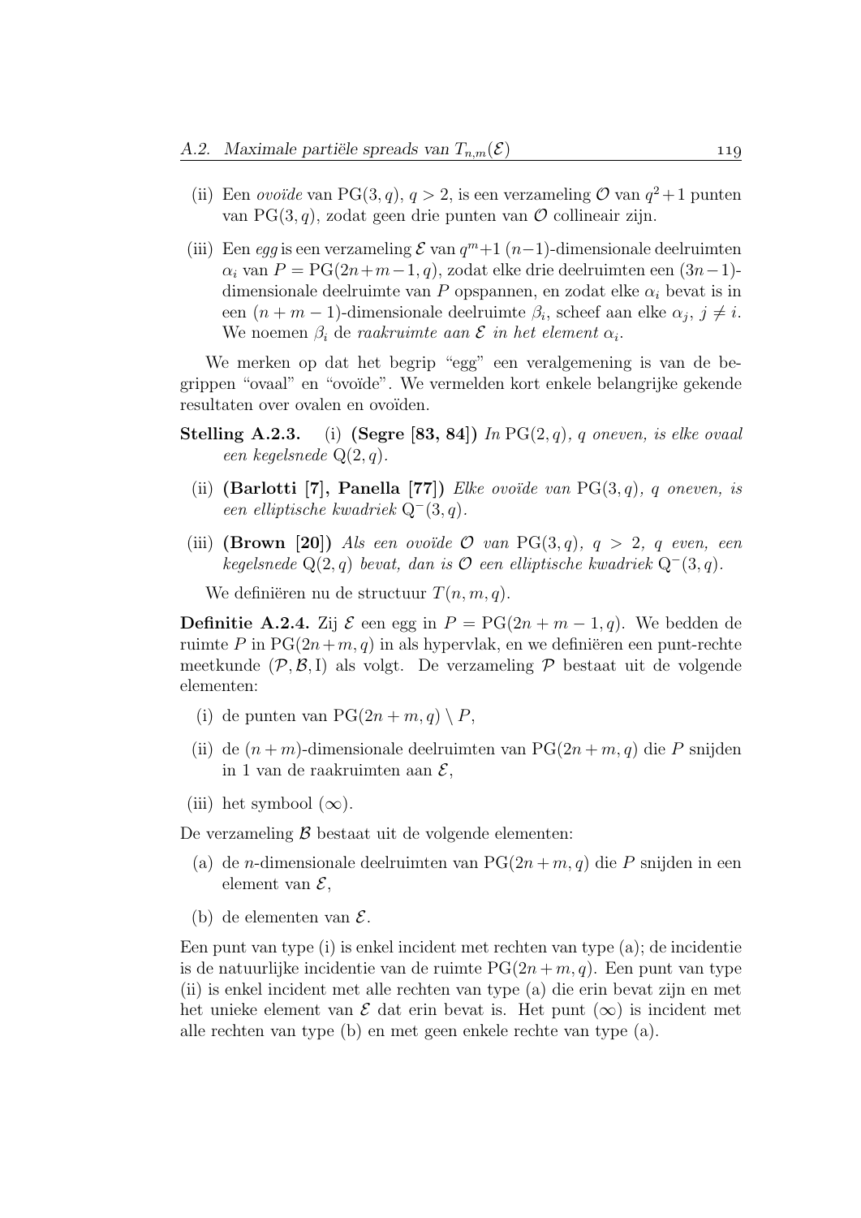(ii) Een *ovoïde* van $\mathrm{PG}(3,q)$, $q > 2$, is een verzameling $\mathcal{O}$ van $q^2+1$ punten van $\mathrm{PG}(3,q)$, zodat geen drie punten van $\mathcal{O}$ collineair zijn.

(iii) Een *egg* is een verzameling $\mathcal{E}$ van $q^m+1$ $(n-1)$-dimensionale deelruimten $\alpha_i$ van $P = \mathrm{PG}(2n+m-1,q)$, zodat elke drie deelruimten een $(3n-1)$-dimensionale deelruimte van $P$ opspannen, en zodat elke $\alpha_i$ bevat is in een $(n+m-1)$-dimensionale deelruimte $\beta_i$, scheef aan elke $\alpha_j$, $j \neq i$. We noemen $\beta_i$ de *raakruimte aan $\mathcal{E}$ in het element $\alpha_i$*.

We merken op dat het begrip "egg" een veralgemening is van de begrippen "ovaal" en "ovoïde". We vermelden kort enkele belangrijke gekende resultaten over ovalen en ovoïden.

**Stelling A.2.3.** (i) **(Segre [83, 84])** *In $\mathrm{PG}(2,q)$, $q$ oneven, is elke ovaal een kegelsnede $\mathrm{Q}(2,q)$.*

(ii) **(Barlotti [7], Panella [77])** *Elke ovoïde van $\mathrm{PG}(3,q)$, $q$ oneven, is een elliptische kwadriek $\mathrm{Q}^-(3,q)$.*

(iii) **(Brown [20])** *Als een ovoïde $\mathcal{O}$ van $\mathrm{PG}(3,q)$, $q > 2$, $q$ even, een kegelsnede $\mathrm{Q}(2,q)$ bevat, dan is $\mathcal{O}$ een elliptische kwadriek $\mathrm{Q}^-(3,q)$.*

We definiëren nu de structuur $T(n,m,q)$.

**Definitie A.2.4.** Zij $\mathcal{E}$ een egg in $P = \mathrm{PG}(2n+m-1,q)$. We bedden de ruimte $P$ in $\mathrm{PG}(2n+m,q)$ in als hypervlak, en we definiëren een punt-rechte meetkunde $(\mathcal{P},\mathcal{B},\mathrm{I})$ als volgt. De verzameling $\mathcal{P}$ bestaat uit de volgende elementen:

(i) de punten van $\mathrm{PG}(2n+m,q) \setminus P$,

(ii) de $(n+m)$-dimensionale deelruimten van $\mathrm{PG}(2n+m,q)$ die $P$ snijden in 1 van de raakruimten aan $\mathcal{E}$,

(iii) het symbool $(\infty)$.

De verzameling $\mathcal{B}$ bestaat uit de volgende elementen:

(a) de $n$-dimensionale deelruimten van $\mathrm{PG}(2n+m,q)$ die $P$ snijden in een element van $\mathcal{E}$,

(b) de elementen van $\mathcal{E}$.

Een punt van type (i) is enkel incident met rechten van type (a); de incidentie is de natuurlijke incidentie van de ruimte $\mathrm{PG}(2n+m,q)$. Een punt van type (ii) is enkel incident met alle rechten van type (a) die erin bevat zijn en met het unieke element van $\mathcal{E}$ dat erin bevat is. Het punt $(\infty)$ is incident met alle rechten van type (b) en met geen enkele rechte van type (a).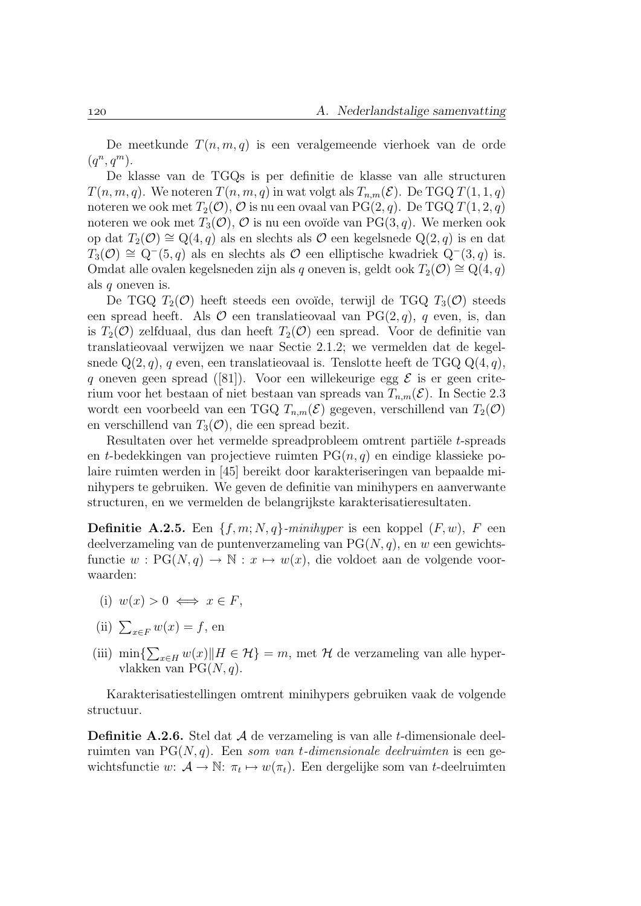De meetkunde $T(n, m, q)$ is een veralgemeende vierhoek van de orde $(q^n, q^m)$.

De klasse van de TGQs is per definitie de klasse van alle structuren $T(n, m, q)$. We noteren $T(n, m, q)$ in wat volgt als $T_{n,m}(\mathcal{E})$. De TGQ $T(1, 1, q)$ noteren we ook met $T_2(\mathcal{O})$, $\mathcal{O}$ is nu een ovaal van $\mathrm{PG}(2, q)$. De TGQ $T(1, 2, q)$ noteren we ook met $T_3(\mathcal{O})$, $\mathcal{O}$ is nu een ovoïde van $\mathrm{PG}(3, q)$. We merken ook op dat $T_2(\mathcal{O}) \cong \mathrm{Q}(4, q)$ als en slechts als $\mathcal{O}$ een kegelsnede $\mathrm{Q}(2, q)$ is en dat $T_3(\mathcal{O}) \cong \mathrm{Q}^-(5, q)$ als en slechts als $\mathcal{O}$ een elliptische kwadriek $\mathrm{Q}^-(3, q)$ is. Omdat alle ovalen kegelsneden zijn als $q$ oneven is, geldt ook $T_2(\mathcal{O}) \cong \mathrm{Q}(4, q)$ als $q$ oneven is.

De TGQ $T_2(\mathcal{O})$ heeft steeds een ovoïde, terwijl de TGQ $T_3(\mathcal{O})$ steeds een spread heeft. Als $\mathcal{O}$ een translatieovaal van $\mathrm{PG}(2, q)$, $q$ even, is, dan is $T_2(\mathcal{O})$ zelfduaal, dus dan heeft $T_2(\mathcal{O})$ een spread. Voor de definitie van translatieovaal verwijzen we naar Sectie 2.1.2; we vermelden dat de kegelsnede $\mathrm{Q}(2, q)$, $q$ even, een translatieovaal is. Tenslotte heeft de TGQ $\mathrm{Q}(4, q)$, $q$ oneven geen spread ([81]). Voor een willekeurige egg $\mathcal{E}$ is er geen criterium voor het bestaan of niet bestaan van spreads van $T_{n,m}(\mathcal{E})$. In Sectie 2.3 wordt een voorbeeld van een TGQ $T_{n,m}(\mathcal{E})$ gegeven, verschillend van $T_2(\mathcal{O})$ en verschillend van $T_3(\mathcal{O})$, die een spread bezit.

Resultaten over het vermelde spreadprobleem omtrent partiële $t$-spreads en $t$-bedekkingen van projectieve ruimten $\mathrm{PG}(n, q)$ en eindige klassieke polaire ruimten werden in [45] bereikt door karakteriseringen van bepaalde minihypers te gebruiken. We geven de definitie van minihypers en aanverwante structuren, en we vermelden de belangrijkste karakterisatieresultaten.

**Definitie A.2.5.** Een $\{f, m; N, q\}$-*minihyper* is een koppel $(F, w)$, $F$ een deelverzameling van de puntenverzameling van $\mathrm{PG}(N, q)$, en $w$ een gewichtsfunctie $w : \mathrm{PG}(N, q) \to \mathbb{N} : x \mapsto w(x)$, die voldoet aan de volgende voorwaarden:

(i) $w(x) > 0 \iff x \in F$,

(ii) $\sum_{x \in F} w(x) = f$, en

(iii) $\min\{\sum_{x \in H} w(x) \| H \in \mathcal{H}\} = m$, met $\mathcal{H}$ de verzameling van alle hypervlakken van $\mathrm{PG}(N, q)$.

Karakterisatiestellingen omtrent minihypers gebruiken vaak de volgende structuur.

**Definitie A.2.6.** Stel dat $\mathcal{A}$ de verzameling is van alle $t$-dimensionale deelruimten van $\mathrm{PG}(N, q)$. Een *som van t-dimensionale deelruimten* is een gewichtsfunctie $w$: $\mathcal{A} \to \mathbb{N}$: $\pi_t \mapsto w(\pi_t)$. Een dergelijke som van $t$-deelruimten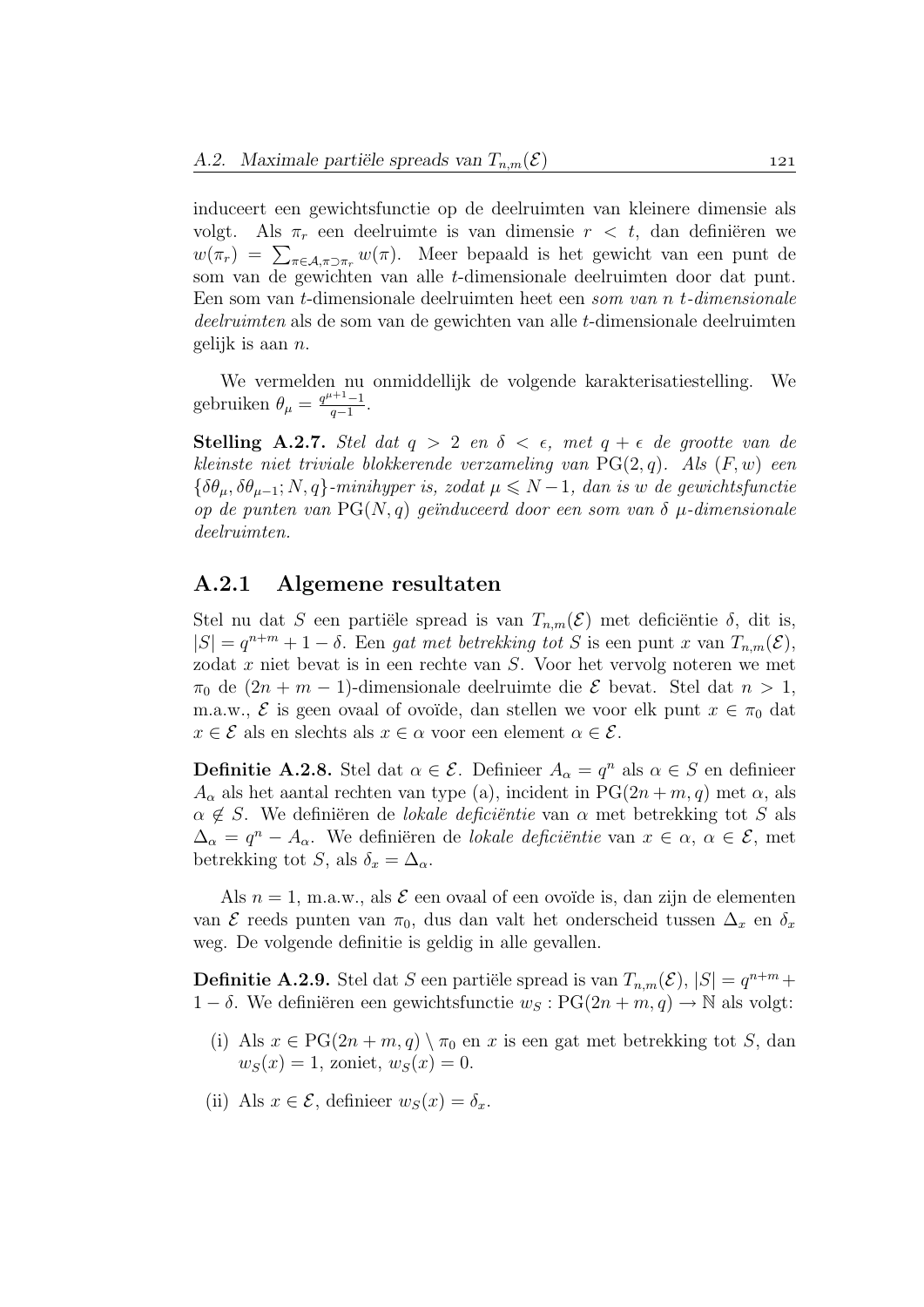induceert een gewichtsfunctie op de deelruimten van kleinere dimensie als volgt. Als $\pi_r$ een deelruimte is van dimensie $r < t$, dan definiëren we $w(\pi_r) = \sum_{\pi \in \mathcal{A}, \pi \supset \pi_r} w(\pi)$. Meer bepaald is het gewicht van een punt de som van de gewichten van alle $t$-dimensionale deelruimten door dat punt. Een som van $t$-dimensionale deelruimten heet een *som van n t-dimensionale deelruimten* als de som van de gewichten van alle $t$-dimensionale deelruimten gelijk is aan $n$.

We vermelden nu onmiddellijk de volgende karakterisatiestelling. We gebruiken $\theta_\mu = \frac{q^{\mu+1}-1}{q-1}$.

**Stelling A.2.7.** *Stel dat $q > 2$ en $\delta < \epsilon$, met $q + \epsilon$ de grootte van de kleinste niet triviale blokkerende verzameling van $\mathrm{PG}(2, q)$. Als $(F, w)$ een $\{\delta\theta_\mu, \delta\theta_{\mu-1}; N, q\}$-minihyper is, zodat $\mu \leqslant N - 1$, dan is $w$ de gewichtsfunctie op de punten van $\mathrm{PG}(N, q)$ geïnduceerd door een som van $\delta$ $\mu$-dimensionale deelruimten.*

## A.2.1 Algemene resultaten

Stel nu dat $S$ een partiële spread is van $T_{n,m}(\mathcal{E})$ met deficiëntie $\delta$, dit is, $|S| = q^{n+m} + 1 - \delta$. Een *gat met betrekking tot* $S$ is een punt $x$ van $T_{n,m}(\mathcal{E})$, zodat $x$ niet bevat is in een rechte van $S$. Voor het vervolg noteren we met $\pi_0$ de $(2n + m - 1)$-dimensionale deelruimte die $\mathcal{E}$ bevat. Stel dat $n > 1$, m.a.w., $\mathcal{E}$ is geen ovaal of ovoïde, dan stellen we voor elk punt $x \in \pi_0$ dat $x \in \mathcal{E}$ als en slechts als $x \in \alpha$ voor een element $\alpha \in \mathcal{E}$.

**Definitie A.2.8.** Stel dat $\alpha \in \mathcal{E}$. Definieer $A_\alpha = q^n$ als $\alpha \in S$ en definieer $A_\alpha$ als het aantal rechten van type (a), incident in $\mathrm{PG}(2n+m, q)$ met $\alpha$, als $\alpha \notin S$. We definiëren de *lokale deficiëntie* van $\alpha$ met betrekking tot $S$ als $\Delta_\alpha = q^n - A_\alpha$. We definiëren de *lokale deficiëntie* van $x \in \alpha$, $\alpha \in \mathcal{E}$, met betrekking tot $S$, als $\delta_x = \Delta_\alpha$.

Als $n = 1$, m.a.w., als $\mathcal{E}$ een ovaal of een ovoïde is, dan zijn de elementen van $\mathcal{E}$ reeds punten van $\pi_0$, dus dan valt het onderscheid tussen $\Delta_x$ en $\delta_x$ weg. De volgende definitie is geldig in alle gevallen.

**Definitie A.2.9.** Stel dat $S$ een partiële spread is van $T_{n,m}(\mathcal{E})$, $|S| = q^{n+m} + 1 - \delta$. We definiëren een gewichtsfunctie $w_S : \mathrm{PG}(2n + m, q) \to \mathbb{N}$ als volgt:

(i) Als $x \in \mathrm{PG}(2n + m, q) \setminus \pi_0$ en $x$ is een gat met betrekking tot $S$, dan $w_S(x) = 1$, zoniet, $w_S(x) = 0$.

(ii) Als $x \in \mathcal{E}$, definieer $w_S(x) = \delta_x$.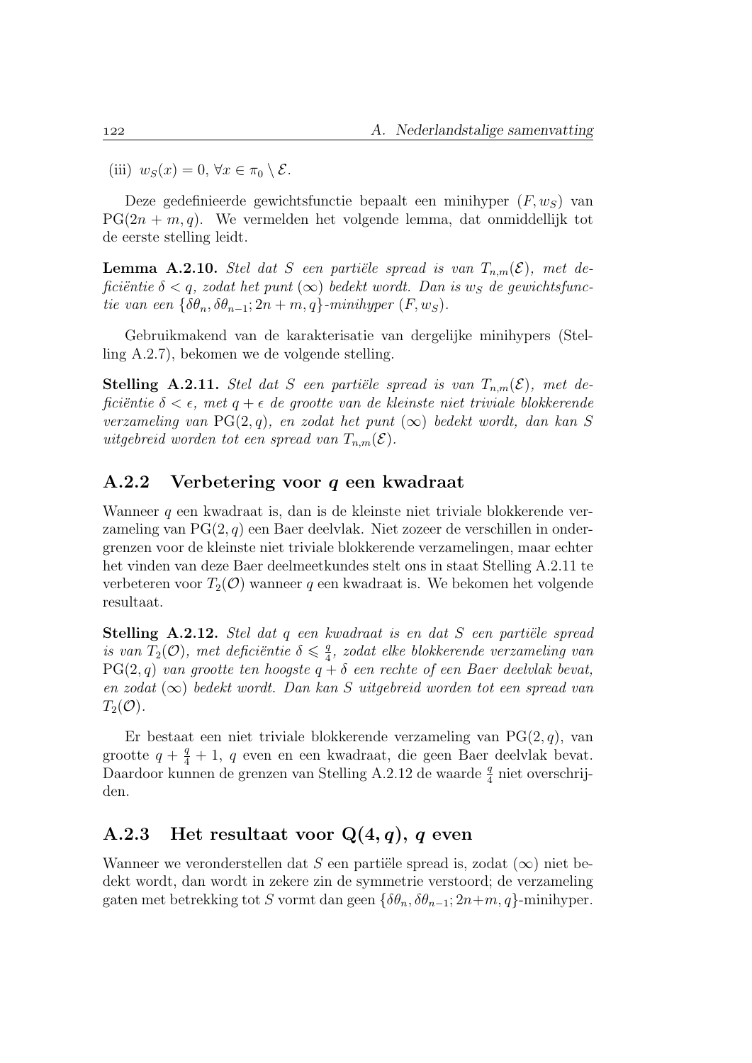(iii) $w_S(x) = 0$, $\forall x \in \pi_0 \setminus \mathcal{E}$.

Deze gedefinieerde gewichtsfunctie bepaalt een minihyper $(F, w_S)$ van $\mathrm{PG}(2n+m, q)$. We vermelden het volgende lemma, dat onmiddellijk tot de eerste stelling leidt.

**Lemma A.2.10.** *Stel dat $S$ een partiële spread is van $T_{n,m}(\mathcal{E})$, met deficiëntie $\delta < q$, zodat het punt $(\infty)$ bedekt wordt. Dan is $w_S$ de gewichtsfunctie van een $\{\delta\theta_n, \delta\theta_{n-1}; 2n+m, q\}$-minihyper $(F, w_S)$.*

Gebruikmakend van de karakterisatie van dergelijke minihypers (Stelling A.2.7), bekomen we de volgende stelling.

**Stelling A.2.11.** *Stel dat $S$ een partiële spread is van $T_{n,m}(\mathcal{E})$, met deficiëntie $\delta < \epsilon$, met $q + \epsilon$ de grootte van de kleinste niet triviale blokkerende verzameling van $\mathrm{PG}(2, q)$, en zodat het punt $(\infty)$ bedekt wordt, dan kan $S$ uitgebreid worden tot een spread van $T_{n,m}(\mathcal{E})$.*

## A.2.2 Verbetering voor $q$ een kwadraat

Wanneer $q$ een kwadraat is, dan is de kleinste niet triviale blokkerende verzameling van $\mathrm{PG}(2, q)$ een Baer deelvlak. Niet zozeer de verschillen in ondergrenzen voor de kleinste niet triviale blokkerende verzamelingen, maar echter het vinden van deze Baer deelmeetkundes stelt ons in staat Stelling A.2.11 te verbeteren voor $T_2(\mathcal{O})$ wanneer $q$ een kwadraat is. We bekomen het volgende resultaat.

**Stelling A.2.12.** *Stel dat $q$ een kwadraat is en dat $S$ een partiële spread is van $T_2(\mathcal{O})$, met deficiëntie $\delta \leqslant \frac{q}{4}$, zodat elke blokkerende verzameling van $\mathrm{PG}(2, q)$ van grootte ten hoogste $q + \delta$ een rechte of een Baer deelvlak bevat, en zodat $(\infty)$ bedekt wordt. Dan kan $S$ uitgebreid worden tot een spread van $T_2(\mathcal{O})$.*

Er bestaat een niet triviale blokkerende verzameling van $\mathrm{PG}(2, q)$, van grootte $q + \frac{q}{4} + 1$, $q$ even en een kwadraat, die geen Baer deelvlak bevat. Daardoor kunnen de grenzen van Stelling A.2.12 de waarde $\frac{q}{4}$ niet overschrijden.

## A.2.3 Het resultaat voor $\mathrm{Q}(4, q)$, $q$ even

Wanneer we veronderstellen dat $S$ een partiële spread is, zodat $(\infty)$ niet bedekt wordt, dan wordt in zekere zin de symmetrie verstoord; de verzameling gaten met betrekking tot $S$ vormt dan geen $\{\delta\theta_n, \delta\theta_{n-1}; 2n+m, q\}$-minihyper.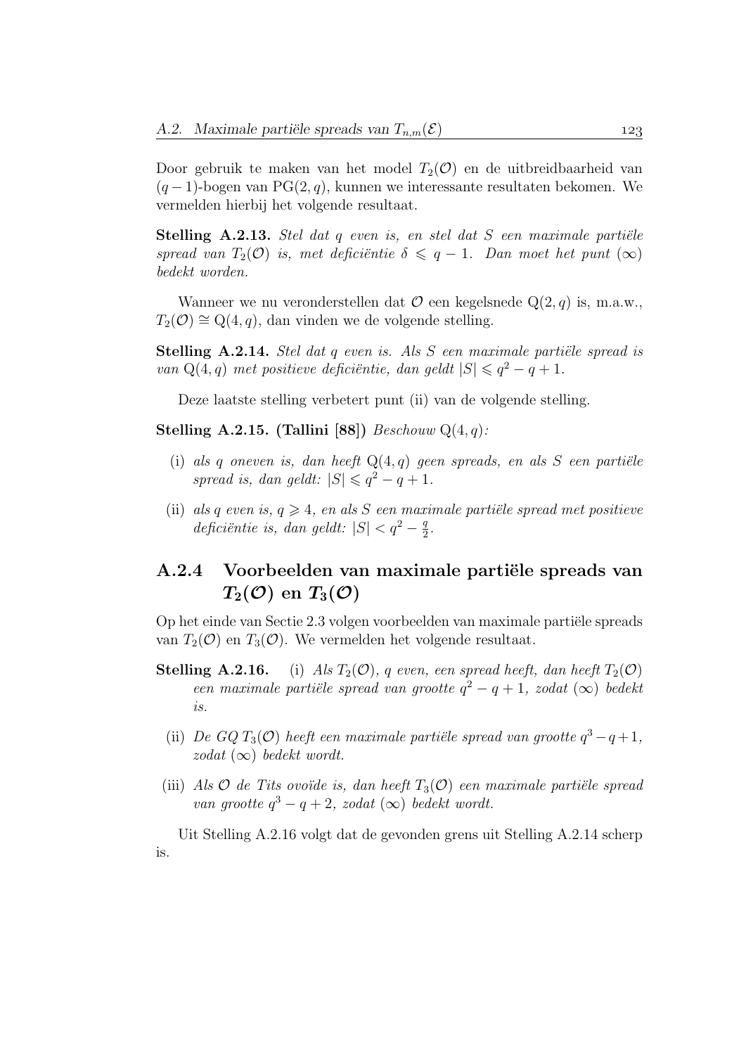Door gebruik te maken van het model $T_2(\mathcal{O})$ en de uitbreidbaarheid van $(q-1)$-bogen van $\mathrm{PG}(2,q)$, kunnen we interessante resultaten bekomen. We vermelden hierbij het volgende resultaat.

**Stelling A.2.13.** *Stel dat $q$ even is, en stel dat $S$ een maximale partiële spread van $T_2(\mathcal{O})$ is, met deficiëntie $\delta \leqslant q-1$. Dan moet het punt $(\infty)$ bedekt worden.*

Wanneer we nu veronderstellen dat $\mathcal{O}$ een kegelsnede $\mathrm{Q}(2,q)$ is, m.a.w., $T_2(\mathcal{O}) \cong \mathrm{Q}(4,q)$, dan vinden we de volgende stelling.

**Stelling A.2.14.** *Stel dat $q$ even is. Als $S$ een maximale partiële spread is van $\mathrm{Q}(4,q)$ met positieve deficiëntie, dan geldt $|S| \leqslant q^2 - q + 1$.*

Deze laatste stelling verbetert punt (ii) van de volgende stelling.

**Stelling A.2.15. (Tallini [88])** *Beschouw $\mathrm{Q}(4,q)$:*

(i) *als $q$ oneven is, dan heeft $\mathrm{Q}(4,q)$ geen spreads, en als $S$ een partiële spread is, dan geldt: $|S| \leqslant q^2 - q + 1$.*

(ii) *als $q$ even is, $q \geqslant 4$, en als $S$ een maximale partiële spread met positieve deficiëntie is, dan geldt: $|S| < q^2 - \frac{q}{2}$.*

### A.2.4 Voorbeelden van maximale partiële spreads van $T_2(\mathcal{O})$ en $T_3(\mathcal{O})$

Op het einde van Sectie 2.3 volgen voorbeelden van maximale partiële spreads van $T_2(\mathcal{O})$ en $T_3(\mathcal{O})$. We vermelden het volgende resultaat.

**Stelling A.2.16.** (i) *Als $T_2(\mathcal{O})$, $q$ even, een spread heeft, dan heeft $T_2(\mathcal{O})$ een maximale partiële spread van grootte $q^2 - q + 1$, zodat $(\infty)$ bedekt is.*

(ii) *De GQ $T_3(\mathcal{O})$ heeft een maximale partiële spread van grootte $q^3 - q + 1$, zodat $(\infty)$ bedekt wordt.*

(iii) *Als $\mathcal{O}$ de Tits ovoïde is, dan heeft $T_3(\mathcal{O})$ een maximale partiële spread van grootte $q^3 - q + 2$, zodat $(\infty)$ bedekt wordt.*

Uit Stelling A.2.16 volgt dat de gevonden grens uit Stelling A.2.14 scherp is.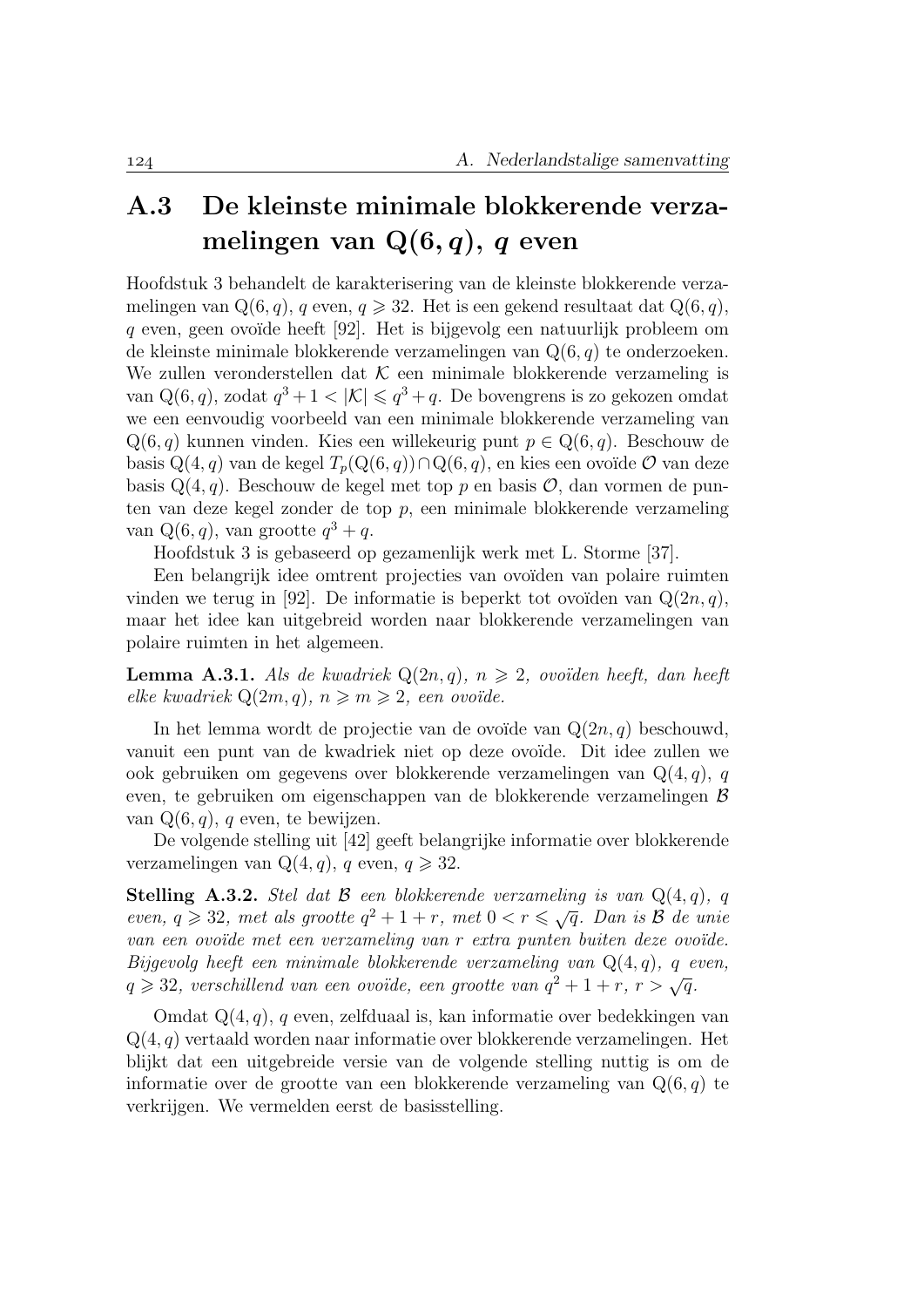## A.3 De kleinste minimale blokkerende verzamelingen van $\mathrm{Q}(6, q)$, $q$ even

Hoofdstuk 3 behandelt de karakterisering van de kleinste blokkerende verzamelingen van $\mathrm{Q}(6, q)$, $q$ even, $q \geqslant 32$. Het is een gekend resultaat dat $\mathrm{Q}(6, q)$, $q$ even, geen ovoïde heeft [92]. Het is bijgevolg een natuurlijk probleem om de kleinste minimale blokkerende verzamelingen van $\mathrm{Q}(6, q)$ te onderzoeken. We zullen veronderstellen dat $\mathcal{K}$ een minimale blokkerende verzameling is van $\mathrm{Q}(6, q)$, zodat $q^3 + 1 < |\mathcal{K}| \leqslant q^3 + q$. De bovengrens is zo gekozen omdat we een eenvoudig voorbeeld van een minimale blokkerende verzameling van $\mathrm{Q}(6, q)$ kunnen vinden. Kies een willekeurig punt $p \in \mathrm{Q}(6, q)$. Beschouw de basis $\mathrm{Q}(4, q)$ van de kegel $T_p(\mathrm{Q}(6, q)) \cap \mathrm{Q}(6, q)$, en kies een ovoïde $\mathcal{O}$ van deze basis $\mathrm{Q}(4, q)$. Beschouw de kegel met top $p$ en basis $\mathcal{O}$, dan vormen de punten van deze kegel zonder de top $p$, een minimale blokkerende verzameling van $\mathrm{Q}(6, q)$, van grootte $q^3 + q$.

Hoofdstuk 3 is gebaseerd op gezamenlijk werk met L. Storme [37].

Een belangrijk idee omtrent projecties van ovoïden van polaire ruimten vinden we terug in [92]. De informatie is beperkt tot ovoïden van $\mathrm{Q}(2n, q)$, maar het idee kan uitgebreid worden naar blokkerende verzamelingen van polaire ruimten in het algemeen.

**Lemma A.3.1.** *Als de kwadriek $\mathrm{Q}(2n, q)$, $n \geqslant 2$, ovoïden heeft, dan heeft elke kwadriek $\mathrm{Q}(2m, q)$, $n \geqslant m \geqslant 2$, een ovoïde.*

In het lemma wordt de projectie van de ovoïde van $\mathrm{Q}(2n, q)$ beschouwd, vanuit een punt van de kwadriek niet op deze ovoïde. Dit idee zullen we ook gebruiken om gegevens over blokkerende verzamelingen van $\mathrm{Q}(4, q)$, $q$ even, te gebruiken om eigenschappen van de blokkerende verzamelingen $\mathcal{B}$ van $\mathrm{Q}(6, q)$, $q$ even, te bewijzen.

De volgende stelling uit [42] geeft belangrijke informatie over blokkerende verzamelingen van $\mathrm{Q}(4, q)$, $q$ even, $q \geqslant 32$.

**Stelling A.3.2.** *Stel dat $\mathcal{B}$ een blokkerende verzameling is van $\mathrm{Q}(4, q)$, $q$ even, $q \geqslant 32$, met als grootte $q^2 + 1 + r$, met $0 < r \leqslant \sqrt{q}$. Dan is $\mathcal{B}$ de unie van een ovoïde met een verzameling van $r$ extra punten buiten deze ovoïde. Bijgevolg heeft een minimale blokkerende verzameling van $\mathrm{Q}(4, q)$, $q$ even, $q \geqslant 32$, verschillend van een ovoïde, een grootte van $q^2 + 1 + r$, $r > \sqrt{q}$.*

Omdat $\mathrm{Q}(4, q)$, $q$ even, zelfduaal is, kan informatie over bedekkingen van $\mathrm{Q}(4, q)$ vertaald worden naar informatie over blokkerende verzamelingen. Het blijkt dat een uitgebreide versie van de volgende stelling nuttig is om de informatie over de grootte van een blokkerende verzameling van $\mathrm{Q}(6, q)$ te verkrijgen. We vermelden eerst de basisstelling.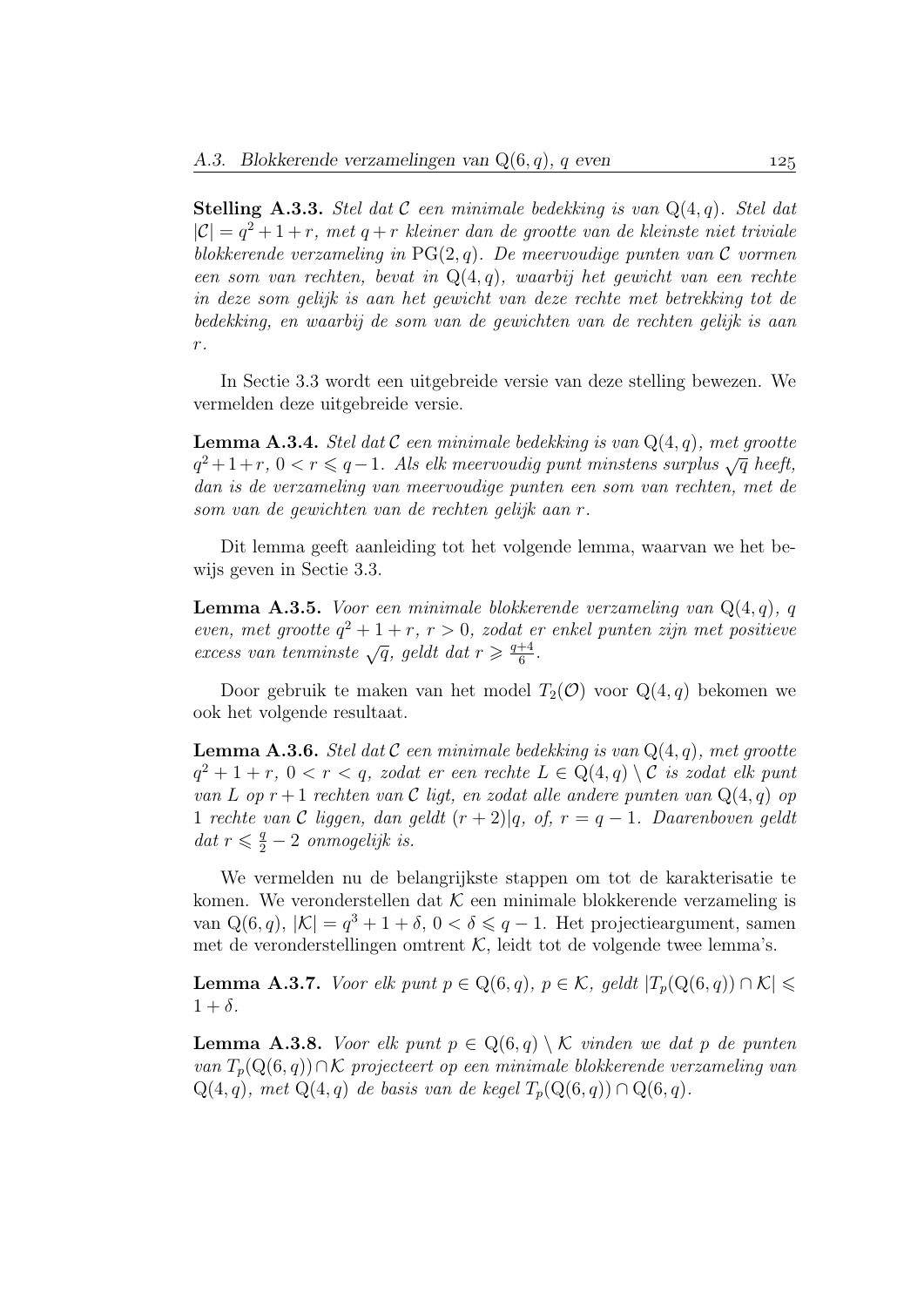**Stelling A.3.3.** *Stel dat $\mathcal{C}$ een minimale bedekking is van $\mathrm{Q}(4,q)$. Stel dat $|\mathcal{C}| = q^2+1+r$, met $q+r$ kleiner dan de grootte van de kleinste niet triviale blokkerende verzameling in $\mathrm{PG}(2,q)$. De meervoudige punten van $\mathcal{C}$ vormen een som van rechten, bevat in $\mathrm{Q}(4,q)$, waarbij het gewicht van een rechte in deze som gelijk is aan het gewicht van deze rechte met betrekking tot de bedekking, en waarbij de som van de gewichten van de rechten gelijk is aan $r$.*

In Sectie 3.3 wordt een uitgebreide versie van deze stelling bewezen. We vermelden deze uitgebreide versie.

**Lemma A.3.4.** *Stel dat $\mathcal{C}$ een minimale bedekking is van $\mathrm{Q}(4,q)$, met grootte $q^2+1+r$, $0 < r \leqslant q-1$. Als elk meervoudig punt minstens surplus $\sqrt{q}$ heeft, dan is de verzameling van meervoudige punten een som van rechten, met de som van de gewichten van de rechten gelijk aan $r$.*

Dit lemma geeft aanleiding tot het volgende lemma, waarvan we het bewijs geven in Sectie 3.3.

**Lemma A.3.5.** *Voor een minimale blokkerende verzameling van $\mathrm{Q}(4,q)$, $q$ even, met grootte $q^2+1+r$, $r > 0$, zodat er enkel punten zijn met positieve excess van tenminste $\sqrt{q}$, geldt dat $r \geqslant \frac{q+4}{6}$.*

Door gebruik te maken van het model $T_2(\mathcal{O})$ voor $\mathrm{Q}(4,q)$ bekomen we ook het volgende resultaat.

**Lemma A.3.6.** *Stel dat $\mathcal{C}$ een minimale bedekking is van $\mathrm{Q}(4,q)$, met grootte $q^2+1+r$, $0 < r < q$, zodat er een rechte $L \in \mathrm{Q}(4,q) \setminus \mathcal{C}$ is zodat elk punt van $L$ op $r+1$ rechten van $\mathcal{C}$ ligt, en zodat alle andere punten van $\mathrm{Q}(4,q)$ op 1 rechte van $\mathcal{C}$ liggen, dan geldt $(r+2)|q$, of, $r = q-1$. Daarenboven geldt dat $r \leqslant \frac{q}{2} - 2$ onmogelijk is.*

We vermelden nu de belangrijkste stappen om tot de karakterisatie te komen. We veronderstellen dat $\mathcal{K}$ een minimale blokkerende verzameling is van $\mathrm{Q}(6,q)$, $|\mathcal{K}| = q^3+1+\delta$, $0 < \delta \leqslant q-1$. Het projectieargument, samen met de veronderstellingen omtrent $\mathcal{K}$, leidt tot de volgende twee lemma's.

**Lemma A.3.7.** *Voor elk punt $p \in \mathrm{Q}(6,q)$, $p \in \mathcal{K}$, geldt $|T_p(\mathrm{Q}(6,q)) \cap \mathcal{K}| \leqslant 1+\delta$.*

**Lemma A.3.8.** *Voor elk punt $p \in \mathrm{Q}(6,q) \setminus \mathcal{K}$ vinden we dat $p$ de punten van $T_p(\mathrm{Q}(6,q)) \cap \mathcal{K}$ projecteert op een minimale blokkerende verzameling van $\mathrm{Q}(4,q)$, met $\mathrm{Q}(4,q)$ de basis van de kegel $T_p(\mathrm{Q}(6,q)) \cap \mathrm{Q}(6,q)$.*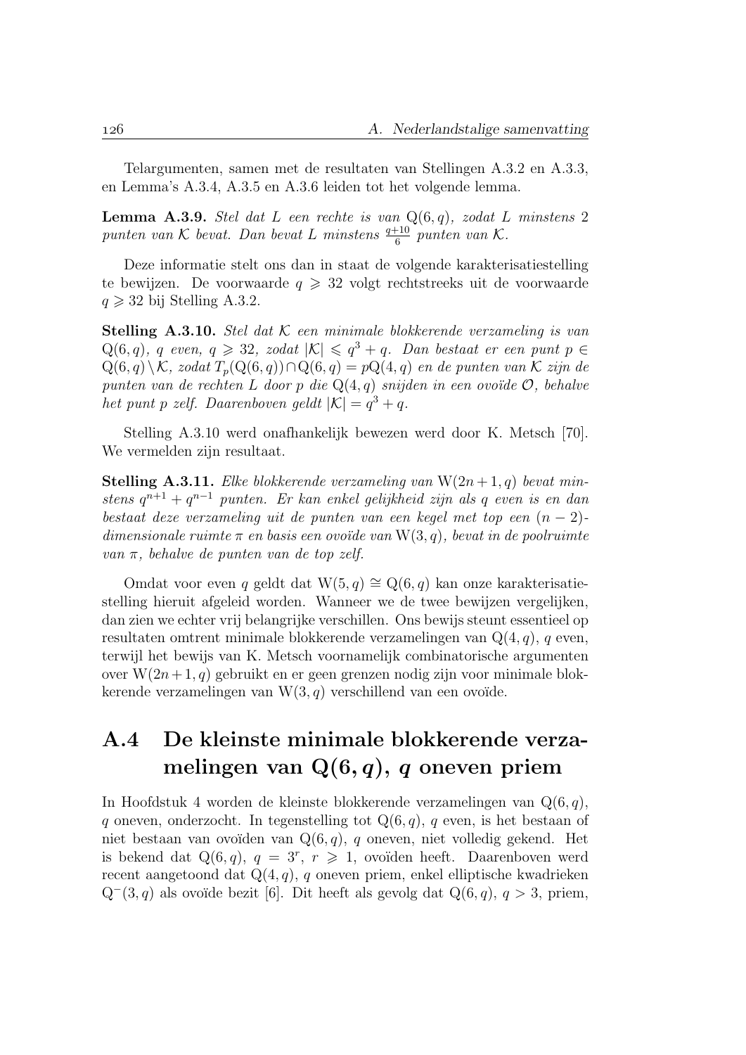Telargumenten, samen met de resultaten van Stellingen A.3.2 en A.3.3, en Lemma's A.3.4, A.3.5 en A.3.6 leiden tot het volgende lemma.

**Lemma A.3.9.** *Stel dat $L$ een rechte is van $\mathrm{Q}(6,q)$, zodat $L$ minstens 2 punten van $\mathcal{K}$ bevat. Dan bevat $L$ minstens $\frac{q+10}{6}$ punten van $\mathcal{K}$.*

Deze informatie stelt ons dan in staat de volgende karakterisatiestelling te bewijzen. De voorwaarde $q \geqslant 32$ volgt rechtstreeks uit de voorwaarde $q \geqslant 32$ bij Stelling A.3.2.

**Stelling A.3.10.** *Stel dat $\mathcal{K}$ een minimale blokkerende verzameling is van $\mathrm{Q}(6,q)$, $q$ even, $q \geqslant 32$, zodat $|\mathcal{K}| \leqslant q^3 + q$. Dan bestaat er een punt $p \in \mathrm{Q}(6,q) \setminus \mathcal{K}$, zodat $T_p(\mathrm{Q}(6,q)) \cap \mathrm{Q}(6,q) = p\mathrm{Q}(4,q)$ en de punten van $\mathcal{K}$ zijn de punten van de rechten $L$ door $p$ die $\mathrm{Q}(4,q)$ snijden in een ovoïde $\mathcal{O}$, behalve het punt $p$ zelf. Daarenboven geldt $|\mathcal{K}| = q^3 + q$.*

Stelling A.3.10 werd onafhankelijk bewezen werd door K. Metsch [70]. We vermelden zijn resultaat.

**Stelling A.3.11.** *Elke blokkerende verzameling van $\mathrm{W}(2n+1,q)$ bevat minstens $q^{n+1} + q^{n-1}$ punten. Er kan enkel gelijkheid zijn als $q$ even is en dan bestaat deze verzameling uit de punten van een kegel met top een $(n-2)$-dimensionale ruimte $\pi$ en basis een ovoïde van $\mathrm{W}(3,q)$, bevat in de poolruimte van $\pi$, behalve de punten van de top zelf.*

Omdat voor even $q$ geldt dat $\mathrm{W}(5,q) \cong \mathrm{Q}(6,q)$ kan onze karakterisatiestelling hieruit afgeleid worden. Wanneer we de twee bewijzen vergelijken, dan zien we echter vrij belangrijke verschillen. Ons bewijs steunt essentieel op resultaten omtrent minimale blokkerende verzamelingen van $\mathrm{Q}(4,q)$, $q$ even, terwijl het bewijs van K. Metsch voornamelijk combinatorische argumenten over $\mathrm{W}(2n+1,q)$ gebruikt en er geen grenzen nodig zijn voor minimale blokkerende verzamelingen van $\mathrm{W}(3,q)$ verschillend van een ovoïde.

## A.4 De kleinste minimale blokkerende verzamelingen van $\mathrm{Q}(6,q)$, $q$ oneven priem

In Hoofdstuk 4 worden de kleinste blokkerende verzamelingen van $\mathrm{Q}(6,q)$, $q$ oneven, onderzocht. In tegenstelling tot $\mathrm{Q}(6,q)$, $q$ even, is het bestaan of niet bestaan van ovoïden van $\mathrm{Q}(6,q)$, $q$ oneven, niet volledig gekend. Het is bekend dat $\mathrm{Q}(6,q)$, $q = 3^r$, $r \geqslant 1$, ovoïden heeft. Daarenboven werd recent aangetoond dat $\mathrm{Q}(4,q)$, $q$ oneven priem, enkel elliptische kwadrieken $\mathrm{Q}^-(3,q)$ als ovoïde bezit [6]. Dit heeft als gevolg dat $\mathrm{Q}(6,q)$, $q > 3$, priem,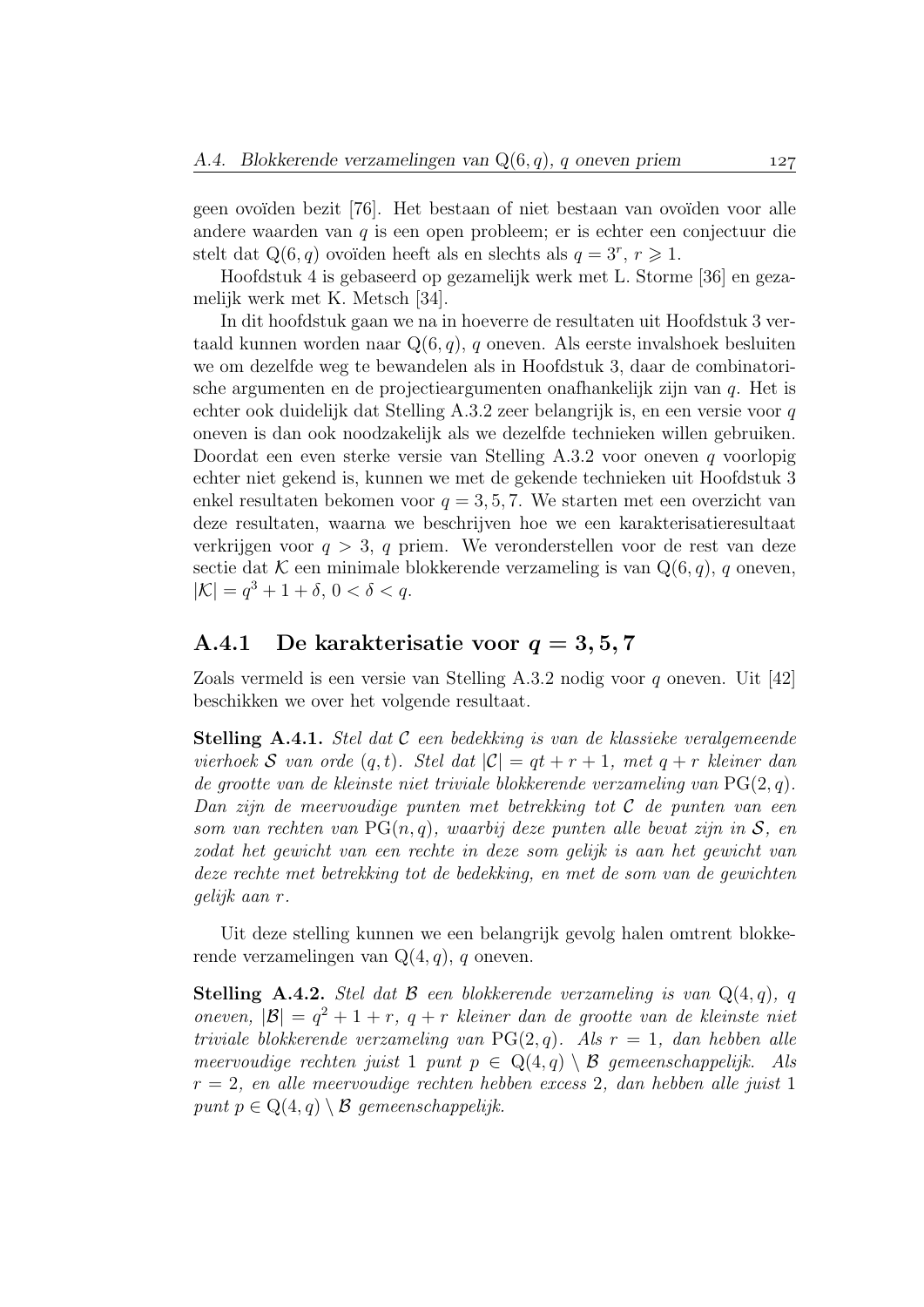geen ovoïden bezit [76]. Het bestaan of niet bestaan van ovoïden voor alle andere waarden van $q$ is een open probleem; er is echter een conjectuur die stelt dat $\mathrm{Q}(6,q)$ ovoïden heeft als en slechts als $q = 3^r$, $r \geqslant 1$.

Hoofdstuk 4 is gebaseerd op gezamelijk werk met L. Storme [36] en gezamelijk werk met K. Metsch [34].

In dit hoofdstuk gaan we na in hoeverre de resultaten uit Hoofdstuk 3 vertaald kunnen worden naar $\mathrm{Q}(6,q)$, $q$ oneven. Als eerste invalshoek besluiten we om dezelfde weg te bewandelen als in Hoofdstuk 3, daar de combinatorische argumenten en de projectieargumenten onafhankelijk zijn van $q$. Het is echter ook duidelijk dat Stelling A.3.2 zeer belangrijk is, en een versie voor $q$ oneven is dan ook noodzakelijk als we dezelfde technieken willen gebruiken. Doordat een even sterke versie van Stelling A.3.2 voor oneven $q$ voorlopig echter niet gekend is, kunnen we met de gekende technieken uit Hoofdstuk 3 enkel resultaten bekomen voor $q = 3, 5, 7$. We starten met een overzicht van deze resultaten, waarna we beschrijven hoe we een karakterisatieresultaat verkrijgen voor $q > 3$, $q$ priem. We veronderstellen voor de rest van deze sectie dat $\mathcal{K}$ een minimale blokkerende verzameling is van $\mathrm{Q}(6,q)$, $q$ oneven, $|\mathcal{K}| = q^3 + 1 + \delta$, $0 < \delta < q$.

## A.4.1 De karakterisatie voor $q = 3, 5, 7$

Zoals vermeld is een versie van Stelling A.3.2 nodig voor $q$ oneven. Uit [42] beschikken we over het volgende resultaat.

**Stelling A.4.1.** *Stel dat $\mathcal{C}$ een bedekking is van de klassieke veralgemeende vierhoek $\mathcal{S}$ van orde $(q,t)$. Stel dat $|\mathcal{C}| = qt + r + 1$, met $q + r$ kleiner dan de grootte van de kleinste niet triviale blokkerende verzameling van $\mathrm{PG}(2,q)$. Dan zijn de meervoudige punten met betrekking tot $\mathcal{C}$ de punten van een som van rechten van $\mathrm{PG}(n,q)$, waarbij deze punten alle bevat zijn in $\mathcal{S}$, en zodat het gewicht van een rechte in deze som gelijk is aan het gewicht van deze rechte met betrekking tot de bedekking, en met de som van de gewichten gelijk aan $r$.*

Uit deze stelling kunnen we een belangrijk gevolg halen omtrent blokkerende verzamelingen van $\mathrm{Q}(4,q)$, $q$ oneven.

**Stelling A.4.2.** *Stel dat $\mathcal{B}$ een blokkerende verzameling is van $\mathrm{Q}(4,q)$, $q$ oneven, $|\mathcal{B}| = q^2 + 1 + r$, $q + r$ kleiner dan de grootte van de kleinste niet triviale blokkerende verzameling van $\mathrm{PG}(2,q)$. Als $r = 1$, dan hebben alle meervoudige rechten juist 1 punt $p \in \mathrm{Q}(4,q) \setminus \mathcal{B}$ gemeenschappelijk. Als $r = 2$, en alle meervoudige rechten hebben excess 2, dan hebben alle juist 1 punt $p \in \mathrm{Q}(4,q) \setminus \mathcal{B}$ gemeenschappelijk.*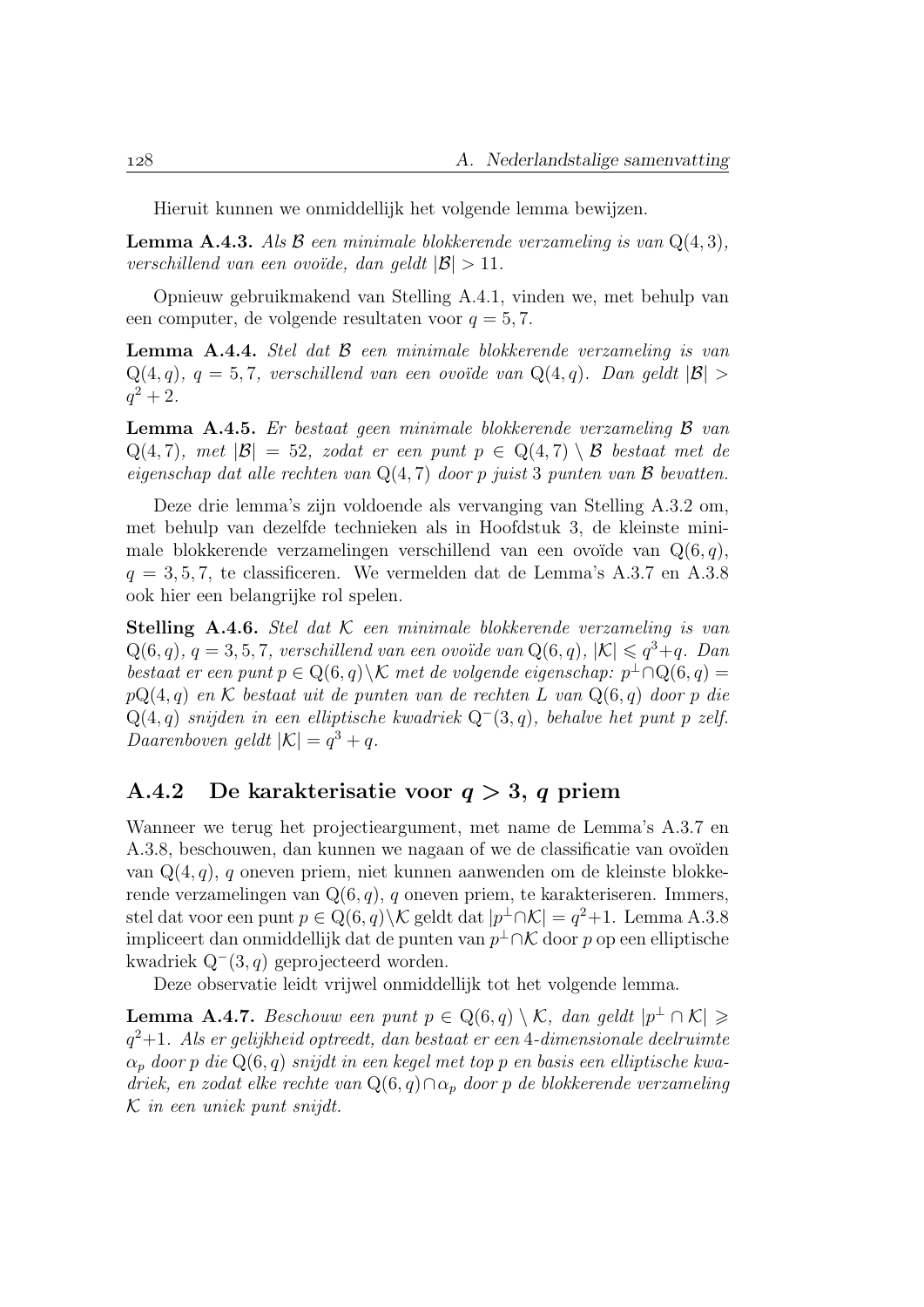Hieruit kunnen we onmiddellijk het volgende lemma bewijzen.

**Lemma A.4.3.** *Als $\mathcal{B}$ een minimale blokkerende verzameling is van $\mathrm{Q}(4,3)$, verschillend van een ovoïde, dan geldt $|\mathcal{B}| > 11$.*

Opnieuw gebruikmakend van Stelling A.4.1, vinden we, met behulp van een computer, de volgende resultaten voor $q = 5, 7$.

**Lemma A.4.4.** *Stel dat $\mathcal{B}$ een minimale blokkerende verzameling is van $\mathrm{Q}(4,q)$, $q = 5, 7$, verschillend van een ovoïde van $\mathrm{Q}(4,q)$. Dan geldt $|\mathcal{B}| > q^2 + 2$.*

**Lemma A.4.5.** *Er bestaat geen minimale blokkerende verzameling $\mathcal{B}$ van $\mathrm{Q}(4,7)$, met $|\mathcal{B}| = 52$, zodat er een punt $p \in \mathrm{Q}(4,7) \setminus \mathcal{B}$ bestaat met de eigenschap dat alle rechten van $\mathrm{Q}(4,7)$ door $p$ juist 3 punten van $\mathcal{B}$ bevatten.*

Deze drie lemma's zijn voldoende als vervanging van Stelling A.3.2 om, met behulp van dezelfde technieken als in Hoofdstuk 3, de kleinste minimale blokkerende verzamelingen verschillend van een ovoïde van $\mathrm{Q}(6,q)$, $q = 3, 5, 7$, te classificeren. We vermelden dat de Lemma's A.3.7 en A.3.8 ook hier een belangrijke rol spelen.

**Stelling A.4.6.** *Stel dat $\mathcal{K}$ een minimale blokkerende verzameling is van $\mathrm{Q}(6,q)$, $q = 3, 5, 7$, verschillend van een ovoïde van $\mathrm{Q}(6,q)$, $|\mathcal{K}| \leqslant q^3+q$. Dan bestaat er een punt $p \in \mathrm{Q}(6,q) \setminus \mathcal{K}$ met de volgende eigenschap: $p^\perp \cap \mathrm{Q}(6,q) = p\mathrm{Q}(4,q)$ en $\mathcal{K}$ bestaat uit de punten van de rechten $L$ van $\mathrm{Q}(6,q)$ door $p$ die $\mathrm{Q}(4,q)$ snijden in een elliptische kwadriek $\mathrm{Q}^-(3,q)$, behalve het punt $p$ zelf. Daarenboven geldt $|\mathcal{K}| = q^3 + q$.*

## A.4.2 De karakterisatie voor $q > 3$, $q$ priem

Wanneer we terug het projectieargument, met name de Lemma's A.3.7 en A.3.8, beschouwen, dan kunnen we nagaan of we de classificatie van ovoïden van $\mathrm{Q}(4,q)$, $q$ oneven priem, niet kunnen aanwenden om de kleinste blokkerende verzamelingen van $\mathrm{Q}(6,q)$, $q$ oneven priem, te karakteriseren. Immers, stel dat voor een punt $p \in \mathrm{Q}(6,q) \setminus \mathcal{K}$ geldt dat $|p^\perp \cap \mathcal{K}| = q^2+1$. Lemma A.3.8 impliceert dan onmiddellijk dat de punten van $p^\perp \cap \mathcal{K}$ door $p$ op een elliptische kwadriek $\mathrm{Q}^-(3,q)$ geprojecteerd worden.

Deze observatie leidt vrijwel onmiddellijk tot het volgende lemma.

**Lemma A.4.7.** *Beschouw een punt $p \in \mathrm{Q}(6,q) \setminus \mathcal{K}$, dan geldt $|p^\perp \cap \mathcal{K}| \geqslant q^2+1$. Als er gelijkheid optreedt, dan bestaat er een 4-dimensionale deelruimte $\alpha_p$ door $p$ die $\mathrm{Q}(6,q)$ snijdt in een kegel met top $p$ en basis een elliptische kwadriek, en zodat elke rechte van $\mathrm{Q}(6,q) \cap \alpha_p$ door $p$ de blokkerende verzameling $\mathcal{K}$ in een uniek punt snijdt.*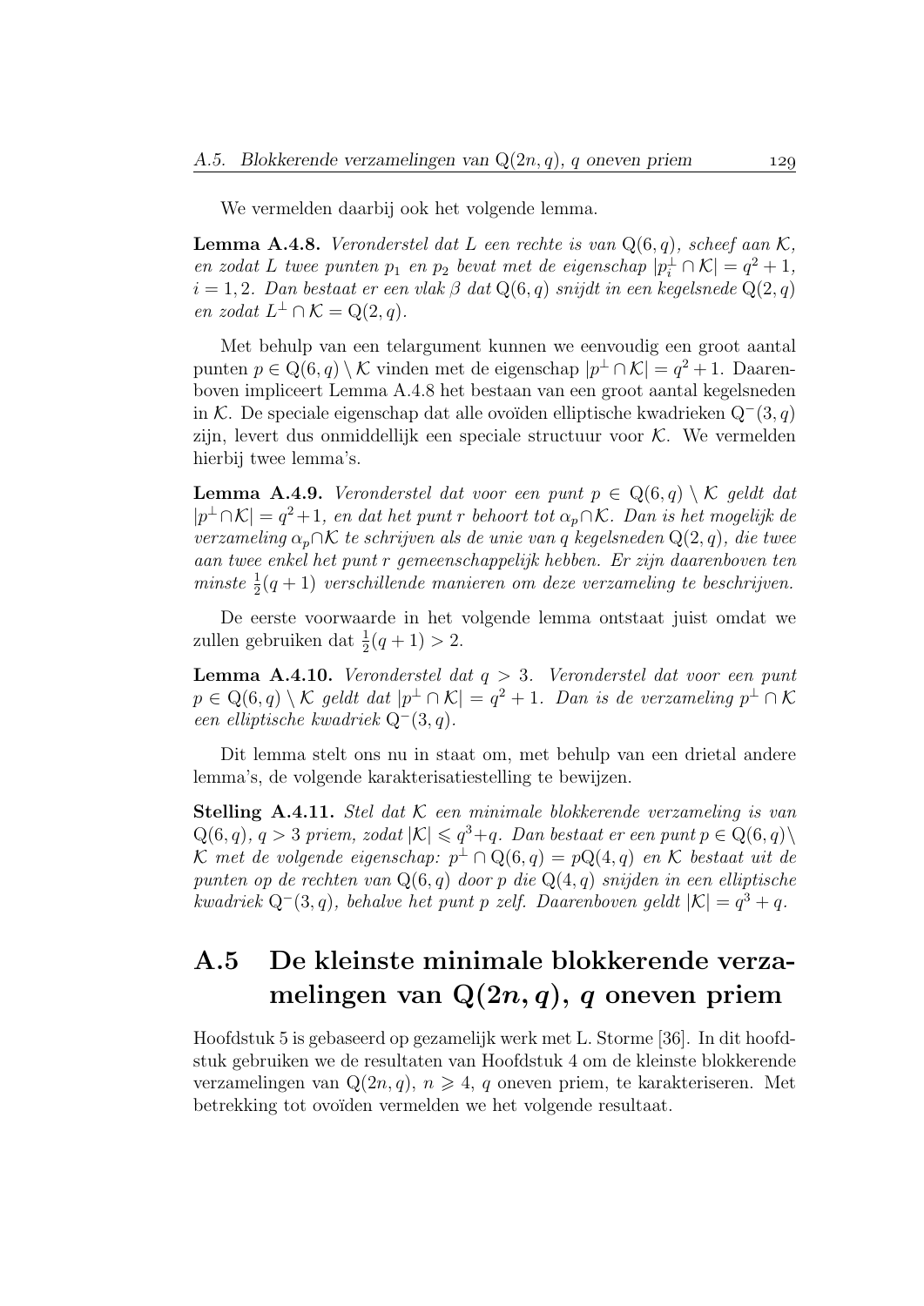We vermelden daarbij ook het volgende lemma.

**Lemma A.4.8.** *Veronderstel dat $L$ een rechte is van $Q(6, q)$, scheef aan $\mathcal{K}$, en zodat $L$ twee punten $p_1$ en $p_2$ bevat met de eigenschap $|p_i^\perp \cap \mathcal{K}| = q^2 + 1$, $i = 1, 2$. Dan bestaat er een vlak $\beta$ dat $Q(6, q)$ snijdt in een kegelsnede $Q(2, q)$ en zodat $L^\perp \cap \mathcal{K} = Q(2, q)$.*

Met behulp van een telargument kunnen we eenvoudig een groot aantal punten $p \in Q(6, q) \setminus \mathcal{K}$ vinden met de eigenschap $|p^\perp \cap \mathcal{K}| = q^2 + 1$. Daarenboven impliceert Lemma A.4.8 het bestaan van een groot aantal kegelsneden in $\mathcal{K}$. De speciale eigenschap dat alle ovoïden elliptische kwadrieken $Q^-(3, q)$ zijn, levert dus onmiddellijk een speciale structuur voor $\mathcal{K}$. We vermelden hierbij twee lemma's.

**Lemma A.4.9.** *Veronderstel dat voor een punt $p \in Q(6, q) \setminus \mathcal{K}$ geldt dat $|p^\perp \cap \mathcal{K}| = q^2 + 1$, en dat het punt $r$ behoort tot $\alpha_p \cap \mathcal{K}$. Dan is het mogelijk de verzameling $\alpha_p \cap \mathcal{K}$ te schrijven als de unie van $q$ kegelsneden $Q(2, q)$, die twee aan twee enkel het punt $r$ gemeenschappelijk hebben. Er zijn daarenboven ten minste $\frac{1}{2}(q + 1)$ verschillende manieren om deze verzameling te beschrijven.*

De eerste voorwaarde in het volgende lemma ontstaat juist omdat we zullen gebruiken dat $\frac{1}{2}(q + 1) > 2$.

**Lemma A.4.10.** *Veronderstel dat $q > 3$. Veronderstel dat voor een punt $p \in Q(6, q) \setminus \mathcal{K}$ geldt dat $|p^\perp \cap \mathcal{K}| = q^2 + 1$. Dan is de verzameling $p^\perp \cap \mathcal{K}$ een elliptische kwadriek $Q^-(3, q)$.*

Dit lemma stelt ons nu in staat om, met behulp van een drietal andere lemma's, de volgende karakterisatiestelling te bewijzen.

**Stelling A.4.11.** *Stel dat $\mathcal{K}$ een minimale blokkerende verzameling is van $Q(6, q)$, $q > 3$ priem, zodat $|\mathcal{K}| \leqslant q^3 + q$. Dan bestaat er een punt $p \in Q(6, q) \setminus \mathcal{K}$ met de volgende eigenschap: $p^\perp \cap Q(6, q) = pQ(4, q)$ en $\mathcal{K}$ bestaat uit de punten op de rechten van $Q(6, q)$ door $p$ die $Q(4, q)$ snijden in een elliptische kwadriek $Q^-(3, q)$, behalve het punt $p$ zelf. Daarenboven geldt $|\mathcal{K}| = q^3 + q$.*

## A.5 De kleinste minimale blokkerende verzamelingen van $Q(2n, q)$, $q$ oneven priem

Hoofdstuk 5 is gebaseerd op gezamelijk werk met L. Storme [36]. In dit hoofdstuk gebruiken we de resultaten van Hoofdstuk 4 om de kleinste blokkerende verzamelingen van $Q(2n, q)$, $n \geqslant 4$, $q$ oneven priem, te karakteriseren. Met betrekking tot ovoïden vermelden we het volgende resultaat.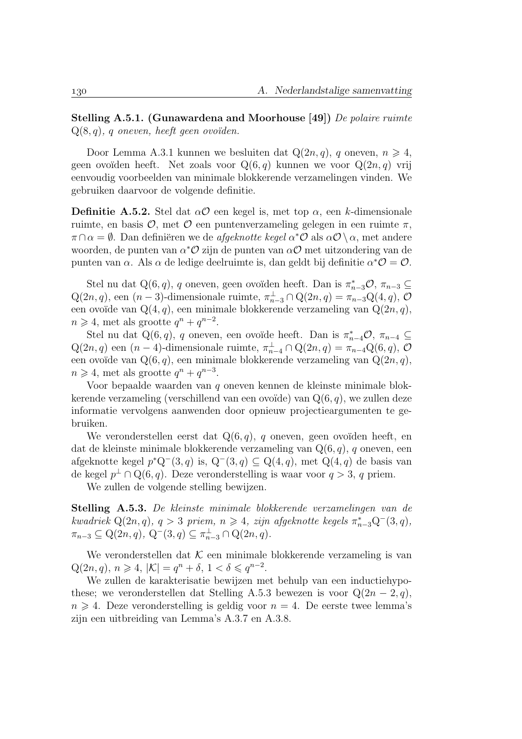**Stelling A.5.1. (Gunawardena and Moorhouse [49])** *De polaire ruimte* $Q(8, q)$*, q oneven, heeft geen ovoïden.*

Door Lemma A.3.1 kunnen we besluiten dat $Q(2n, q)$, $q$ oneven, $n \geqslant 4$, geen ovoïden heeft. Net zoals voor $Q(6, q)$ kunnen we voor $Q(2n, q)$ vrij eenvoudig voorbeelden van minimale blokkerende verzamelingen vinden. We gebruiken daarvoor de volgende definitie.

**Definitie A.5.2.** Stel dat $\alpha\mathcal{O}$ een kegel is, met top $\alpha$, een $k$-dimensionale ruimte, en basis $\mathcal{O}$, met $\mathcal{O}$ een puntenverzameling gelegen in een ruimte $\pi$, $\pi \cap \alpha = \emptyset$. Dan definiëren we de *afgeknotte kegel* $\alpha^*\mathcal{O}$ als $\alpha\mathcal{O} \setminus \alpha$, met andere woorden, de punten van $\alpha^*\mathcal{O}$ zijn de punten van $\alpha\mathcal{O}$ met uitzondering van de punten van $\alpha$. Als $\alpha$ de ledige deelruimte is, dan geldt bij definitie $\alpha^*\mathcal{O} = \mathcal{O}$.

Stel nu dat $Q(6, q)$, $q$ oneven, geen ovoïden heeft. Dan is $\pi_{n-3}^*\mathcal{O}$, $\pi_{n-3} \subseteq Q(2n, q)$, een $(n-3)$-dimensionale ruimte, $\pi_{n-3}^\perp \cap Q(2n, q) = \pi_{n-3}Q(4, q)$, $\mathcal{O}$ een ovoïde van $Q(4, q)$, een minimale blokkerende verzameling van $Q(2n, q)$, $n \geqslant 4$, met als grootte $q^n + q^{n-2}$.

Stel nu dat $Q(6, q)$, $q$ oneven, een ovoïde heeft. Dan is $\pi_{n-4}^*\mathcal{O}$, $\pi_{n-4} \subseteq Q(2n, q)$ een $(n-4)$-dimensionale ruimte, $\pi_{n-4}^\perp \cap Q(2n, q) = \pi_{n-4}Q(6, q)$, $\mathcal{O}$ een ovoïde van $Q(6, q)$, een minimale blokkerende verzameling van $Q(2n, q)$, $n \geqslant 4$, met als grootte $q^n + q^{n-3}$.

Voor bepaalde waarden van $q$ oneven kennen de kleinste minimale blokkerende verzameling (verschillend van een ovoïde) van $Q(6, q)$, we zullen deze informatie vervolgens aanwenden door opnieuw projectieargumenten te gebruiken.

We veronderstellen eerst dat $Q(6, q)$, $q$ oneven, geen ovoïden heeft, en dat de kleinste minimale blokkerende verzameling van $Q(6, q)$, $q$ oneven, een afgeknotte kegel $p^*Q^-(3, q)$ is, $Q^-(3, q) \subseteq Q(4, q)$, met $Q(4, q)$ de basis van de kegel $p^\perp \cap Q(6, q)$. Deze veronderstelling is waar voor $q > 3$, $q$ priem.

We zullen de volgende stelling bewijzen.

**Stelling A.5.3.** *De kleinste minimale blokkerende verzamelingen van de kwadriek* $Q(2n, q)$*,* $q > 3$ *priem,* $n \geqslant 4$*, zijn afgeknotte kegels* $\pi_{n-3}^*Q^-(3, q)$*,* $\pi_{n-3} \subseteq Q(2n, q)$*,* $Q^-(3, q) \subseteq \pi_{n-3}^\perp \cap Q(2n, q)$*.*

We veronderstellen dat $\mathcal{K}$ een minimale blokkerende verzameling is van $Q(2n, q)$, $n \geqslant 4$, $|\mathcal{K}| = q^n + \delta$, $1 < \delta \leqslant q^{n-2}$.

We zullen de karakterisatie bewijzen met behulp van een inductiehypothese; we veronderstellen dat Stelling A.5.3 bewezen is voor $Q(2n-2, q)$, $n \geqslant 4$. Deze veronderstelling is geldig voor $n = 4$. De eerste twee lemma's zijn een uitbreiding van Lemma's A.3.7 en A.3.8.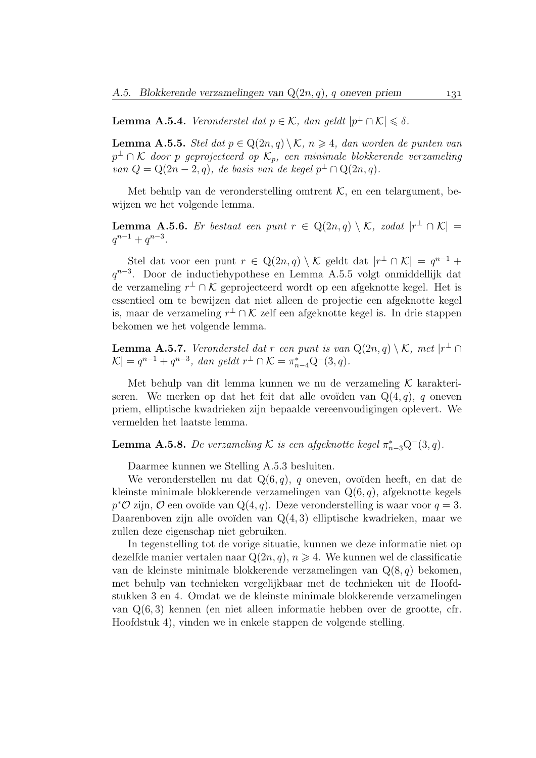**Lemma A.5.4.** *Veronderstel dat $p \in \mathcal{K}$, dan geldt $|p^\perp \cap \mathcal{K}| \leqslant \delta$.*

**Lemma A.5.5.** *Stel dat $p \in \mathrm{Q}(2n,q) \setminus \mathcal{K}$, $n \geqslant 4$, dan worden de punten van $p^\perp \cap \mathcal{K}$ door $p$ geprojecteerd op $\mathcal{K}_p$, een minimale blokkerende verzameling van $Q = \mathrm{Q}(2n-2,q)$, de basis van de kegel $p^\perp \cap \mathrm{Q}(2n,q)$.*

Met behulp van de veronderstelling omtrent $\mathcal{K}$, en een telargument, bewijzen we het volgende lemma.

**Lemma A.5.6.** *Er bestaat een punt $r \in \mathrm{Q}(2n,q) \setminus \mathcal{K}$, zodat $|r^\perp \cap \mathcal{K}| = q^{n-1} + q^{n-3}$.*

Stel dat voor een punt $r \in \mathrm{Q}(2n,q) \setminus \mathcal{K}$ geldt dat $|r^\perp \cap \mathcal{K}| = q^{n-1} + q^{n-3}$. Door de inductiehypothese en Lemma A.5.5 volgt onmiddellijk dat de verzameling $r^\perp \cap \mathcal{K}$ geprojecteerd wordt op een afgeknotte kegel. Het is essentieel om te bewijzen dat niet alleen de projectie een afgeknotte kegel is, maar de verzameling $r^\perp \cap \mathcal{K}$ zelf een afgeknotte kegel is. In drie stappen bekomen we het volgende lemma.

**Lemma A.5.7.** *Veronderstel dat $r$ een punt is van $\mathrm{Q}(2n,q) \setminus \mathcal{K}$, met $|r^\perp \cap \mathcal{K}| = q^{n-1} + q^{n-3}$, dan geldt $r^\perp \cap \mathcal{K} = \pi^*_{n-4}\mathrm{Q}^-(3,q)$.*

Met behulp van dit lemma kunnen we nu de verzameling $\mathcal{K}$ karakteriseren. We merken op dat het feit dat alle ovoïden van $\mathrm{Q}(4,q)$, $q$ oneven priem, elliptische kwadrieken zijn bepaalde vereenvoudigingen oplevert. We vermelden het laatste lemma.

**Lemma A.5.8.** *De verzameling $\mathcal{K}$ is een afgeknotte kegel $\pi^*_{n-3}\mathrm{Q}^-(3,q)$.*

Daarmee kunnen we Stelling A.5.3 besluiten.

We veronderstellen nu dat $\mathrm{Q}(6,q)$, $q$ oneven, ovoïden heeft, en dat de kleinste minimale blokkerende verzamelingen van $\mathrm{Q}(6,q)$, afgeknotte kegels $p^*\mathcal{O}$ zijn, $\mathcal{O}$ een ovoïde van $\mathrm{Q}(4,q)$. Deze veronderstelling is waar voor $q = 3$. Daarenboven zijn alle ovoïden van $\mathrm{Q}(4,3)$ elliptische kwadrieken, maar we zullen deze eigenschap niet gebruiken.

In tegenstelling tot de vorige situatie, kunnen we deze informatie niet op dezelfde manier vertalen naar $\mathrm{Q}(2n,q)$, $n \geqslant 4$. We kunnen wel de classificatie van de kleinste minimale blokkerende verzamelingen van $\mathrm{Q}(8,q)$ bekomen, met behulp van technieken vergelijkbaar met de technieken uit de Hoofdstukken 3 en 4. Omdat we de kleinste minimale blokkerende verzamelingen van $\mathrm{Q}(6,3)$ kennen (en niet alleen informatie hebben over de grootte, cfr. Hoofdstuk 4), vinden we in enkele stappen de volgende stelling.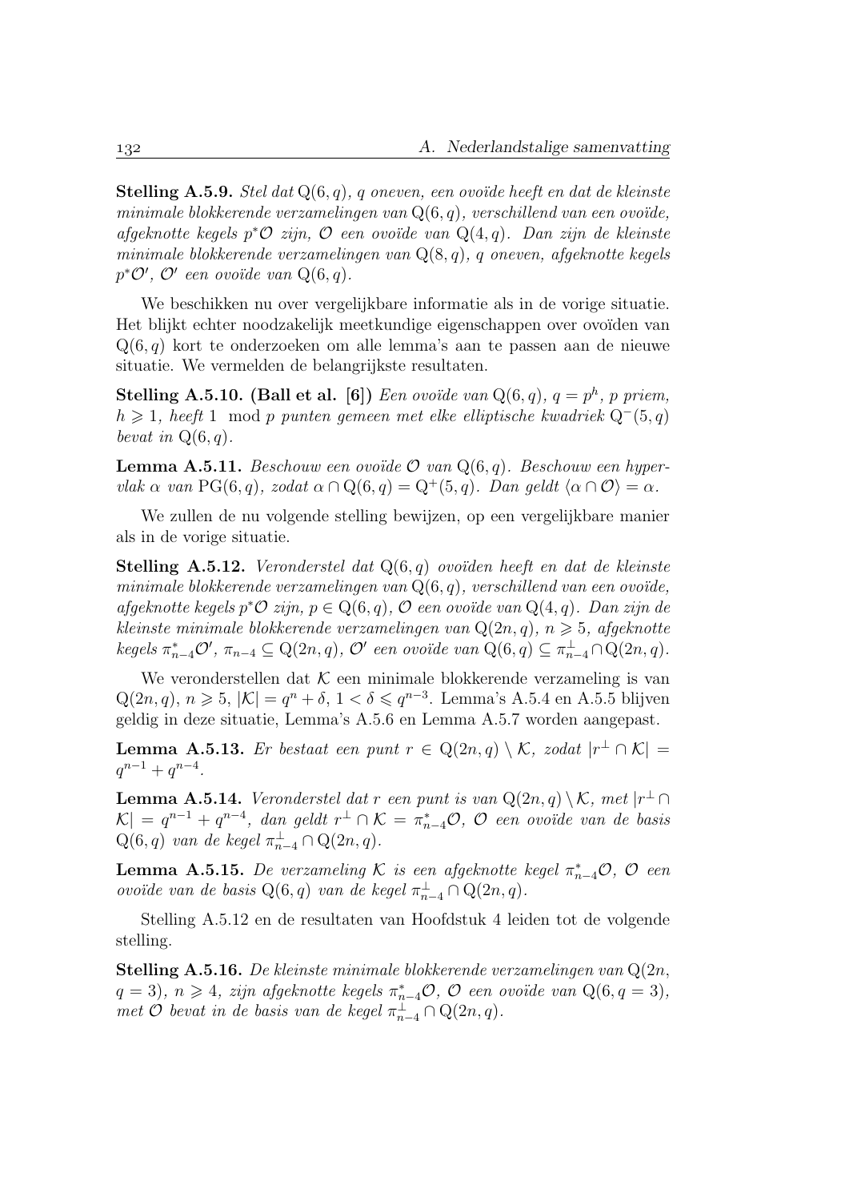**Stelling A.5.9.** *Stel dat $\mathrm{Q}(6,q)$, $q$ oneven, een ovoïde heeft en dat de kleinste minimale blokkerende verzamelingen van $\mathrm{Q}(6,q)$, verschillend van een ovoïde, afgeknotte kegels $p^*\mathcal{O}$ zijn, $\mathcal{O}$ een ovoïde van $\mathrm{Q}(4,q)$. Dan zijn de kleinste minimale blokkerende verzamelingen van $\mathrm{Q}(8,q)$, $q$ oneven, afgeknotte kegels $p^*\mathcal{O}'$, $\mathcal{O}'$ een ovoïde van $\mathrm{Q}(6,q)$.*

We beschikken nu over vergelijkbare informatie als in de vorige situatie. Het blijkt echter noodzakelijk meetkundige eigenschappen over ovoïden van $\mathrm{Q}(6,q)$ kort te onderzoeken om alle lemma's aan te passen aan de nieuwe situatie. We vermelden de belangrijkste resultaten.

**Stelling A.5.10. (Ball et al. [6])** *Een ovoïde van $\mathrm{Q}(6,q)$, $q=p^h$, $p$ priem, $h \geqslant 1$, heeft $1 \mod p$ punten gemeen met elke elliptische kwadriek $\mathrm{Q}^-(5,q)$ bevat in $\mathrm{Q}(6,q)$.*

**Lemma A.5.11.** *Beschouw een ovoïde $\mathcal{O}$ van $\mathrm{Q}(6,q)$. Beschouw een hypervlak $\alpha$ van $\mathrm{PG}(6,q)$, zodat $\alpha \cap \mathrm{Q}(6,q) = \mathrm{Q}^+(5,q)$. Dan geldt $\langle \alpha \cap \mathcal{O} \rangle = \alpha$.*

We zullen de nu volgende stelling bewijzen, op een vergelijkbare manier als in de vorige situatie.

**Stelling A.5.12.** *Veronderstel dat $\mathrm{Q}(6,q)$ ovoïden heeft en dat de kleinste minimale blokkerende verzamelingen van $\mathrm{Q}(6,q)$, verschillend van een ovoïde, afgeknotte kegels $p^*\mathcal{O}$ zijn, $p \in \mathrm{Q}(6,q)$, $\mathcal{O}$ een ovoïde van $\mathrm{Q}(4,q)$. Dan zijn de kleinste minimale blokkerende verzamelingen van $\mathrm{Q}(2n,q)$, $n \geqslant 5$, afgeknotte kegels $\pi_{n-4}^*\mathcal{O}'$, $\pi_{n-4} \subseteq \mathrm{Q}(2n,q)$, $\mathcal{O}'$ een ovoïde van $\mathrm{Q}(6,q) \subseteq \pi_{n-4}^\perp \cap \mathrm{Q}(2n,q)$.*

We veronderstellen dat $\mathcal{K}$ een minimale blokkerende verzameling is van $\mathrm{Q}(2n,q)$, $n \geqslant 5$, $|\mathcal{K}| = q^n + \delta$, $1 < \delta \leqslant q^{n-3}$. Lemma's A.5.4 en A.5.5 blijven geldig in deze situatie, Lemma's A.5.6 en Lemma A.5.7 worden aangepast.

**Lemma A.5.13.** *Er bestaat een punt $r \in \mathrm{Q}(2n,q) \setminus \mathcal{K}$, zodat $|r^\perp \cap \mathcal{K}| = q^{n-1} + q^{n-4}$.*

**Lemma A.5.14.** *Veronderstel dat $r$ een punt is van $\mathrm{Q}(2n,q) \setminus \mathcal{K}$, met $|r^\perp \cap \mathcal{K}| = q^{n-1} + q^{n-4}$, dan geldt $r^\perp \cap \mathcal{K} = \pi_{n-4}^*\mathcal{O}$, $\mathcal{O}$ een ovoïde van de basis $\mathrm{Q}(6,q)$ van de kegel $\pi_{n-4}^\perp \cap \mathrm{Q}(2n,q)$.*

**Lemma A.5.15.** *De verzameling $\mathcal{K}$ is een afgeknotte kegel $\pi_{n-4}^*\mathcal{O}$, $\mathcal{O}$ een ovoïde van de basis $\mathrm{Q}(6,q)$ van de kegel $\pi_{n-4}^\perp \cap \mathrm{Q}(2n,q)$.*

Stelling A.5.12 en de resultaten van Hoofdstuk 4 leiden tot de volgende stelling.

**Stelling A.5.16.** *De kleinste minimale blokkerende verzamelingen van $\mathrm{Q}(2n, q=3)$, $n \geqslant 4$, zijn afgeknotte kegels $\pi_{n-4}^*\mathcal{O}$, $\mathcal{O}$ een ovoïde van $\mathrm{Q}(6, q=3)$, met $\mathcal{O}$ bevat in de basis van de kegel $\pi_{n-4}^\perp \cap \mathrm{Q}(2n,q)$.*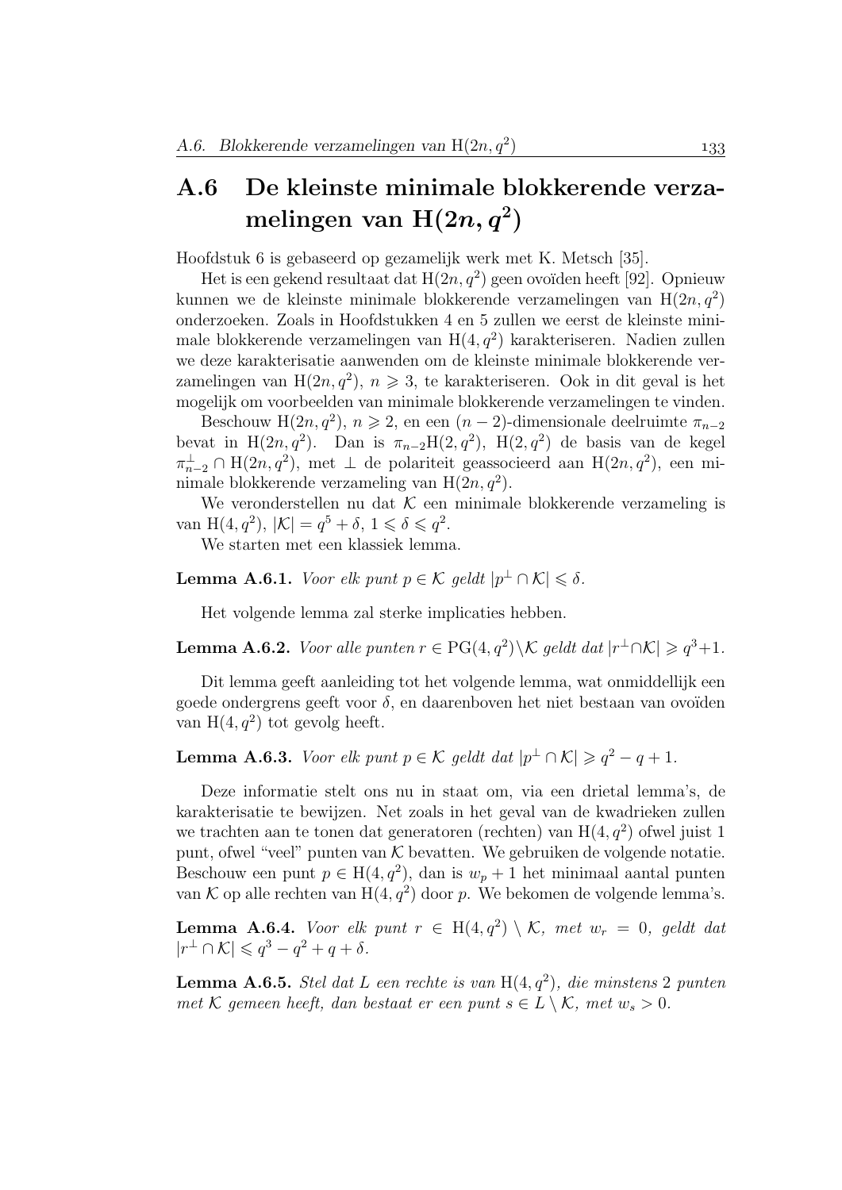## A.6 De kleinste minimale blokkerende verzamelingen van $\mathrm{H}(2n, q^2)$

Hoofdstuk 6 is gebaseerd op gezamelijk werk met K. Metsch [35].

Het is een gekend resultaat dat $\mathrm{H}(2n, q^2)$ geen ovoïden heeft [92]. Opnieuw kunnen we de kleinste minimale blokkerende verzamelingen van $\mathrm{H}(2n, q^2)$ onderzoeken. Zoals in Hoofdstukken 4 en 5 zullen we eerst de kleinste minimale blokkerende verzamelingen van $\mathrm{H}(4, q^2)$ karakteriseren. Nadien zullen we deze karakterisatie aanwenden om de kleinste minimale blokkerende verzamelingen van $\mathrm{H}(2n, q^2)$, $n \geqslant 3$, te karakteriseren. Ook in dit geval is het mogelijk om voorbeelden van minimale blokkerende verzamelingen te vinden.

Beschouw $\mathrm{H}(2n, q^2)$, $n \geqslant 2$, en een $(n-2)$-dimensionale deelruimte $\pi_{n-2}$ bevat in $\mathrm{H}(2n, q^2)$. Dan is $\pi_{n-2}\mathrm{H}(2, q^2)$, $\mathrm{H}(2, q^2)$ de basis van de kegel $\pi_{n-2}^{\perp} \cap \mathrm{H}(2n, q^2)$, met $\perp$ de polariteit geassocieerd aan $\mathrm{H}(2n, q^2)$, een minimale blokkerende verzameling van $\mathrm{H}(2n, q^2)$.

We veronderstellen nu dat $\mathcal{K}$ een minimale blokkerende verzameling is van $\mathrm{H}(4, q^2)$, $|\mathcal{K}| = q^5 + \delta$, $1 \leqslant \delta \leqslant q^2$.

We starten met een klassiek lemma.

**Lemma A.6.1.** *Voor elk punt $p \in \mathcal{K}$ geldt $|p^{\perp} \cap \mathcal{K}| \leqslant \delta$.*

Het volgende lemma zal sterke implicaties hebben.

**Lemma A.6.2.** *Voor alle punten $r \in \mathrm{PG}(4, q^2) \setminus \mathcal{K}$ geldt dat $|r^{\perp} \cap \mathcal{K}| \geqslant q^3 + 1$.*

Dit lemma geeft aanleiding tot het volgende lemma, wat onmiddellijk een goede ondergrens geeft voor $\delta$, en daarenboven het niet bestaan van ovoïden van $\mathrm{H}(4, q^2)$ tot gevolg heeft.

**Lemma A.6.3.** *Voor elk punt $p \in \mathcal{K}$ geldt dat $|p^{\perp} \cap \mathcal{K}| \geqslant q^2 - q + 1$.*

Deze informatie stelt ons nu in staat om, via een drietal lemma's, de karakterisatie te bewijzen. Net zoals in het geval van de kwadrieken zullen we trachten aan te tonen dat generatoren (rechten) van $\mathrm{H}(4, q^2)$ ofwel juist 1 punt, ofwel "veel" punten van $\mathcal{K}$ bevatten. We gebruiken de volgende notatie. Beschouw een punt $p \in \mathrm{H}(4, q^2)$, dan is $w_p + 1$ het minimaal aantal punten van $\mathcal{K}$ op alle rechten van $\mathrm{H}(4, q^2)$ door $p$. We bekomen de volgende lemma's.

**Lemma A.6.4.** *Voor elk punt $r \in \mathrm{H}(4, q^2) \setminus \mathcal{K}$, met $w_r = 0$, geldt dat $|r^{\perp} \cap \mathcal{K}| \leqslant q^3 - q^2 + q + \delta$.*

**Lemma A.6.5.** *Stel dat $L$ een rechte is van $\mathrm{H}(4, q^2)$, die minstens 2 punten met $\mathcal{K}$ gemeen heeft, dan bestaat er een punt $s \in L \setminus \mathcal{K}$, met $w_s > 0$.*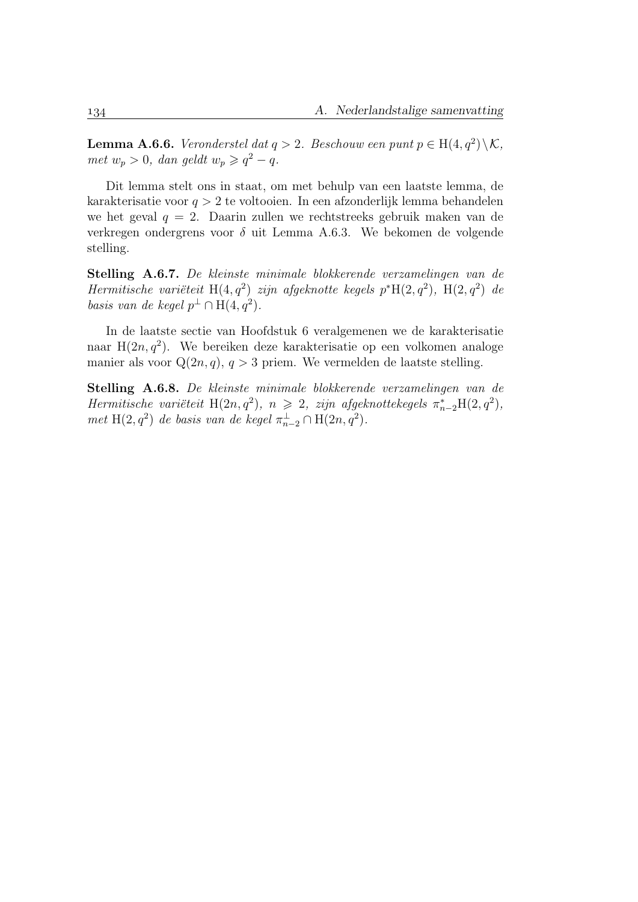**Lemma A.6.6.** *Veronderstel dat $q > 2$. Beschouw een punt $p \in \mathrm{H}(4, q^2) \setminus \mathcal{K}$, met $w_p > 0$, dan geldt $w_p \geqslant q^2 - q$.*

Dit lemma stelt ons in staat, om met behulp van een laatste lemma, de karakterisatie voor $q > 2$ te voltooien. In een afzonderlijk lemma behandelen we het geval $q = 2$. Daarin zullen we rechtstreeks gebruik maken van de verkregen ondergrens voor $\delta$ uit Lemma A.6.3. We bekomen de volgende stelling.

**Stelling A.6.7.** *De kleinste minimale blokkerende verzamelingen van de Hermitische variëteit $\mathrm{H}(4, q^2)$ zijn afgeknotte kegels $p^*\mathrm{H}(2, q^2)$, $\mathrm{H}(2, q^2)$ de basis van de kegel $p^\perp \cap \mathrm{H}(4, q^2)$.*

In de laatste sectie van Hoofdstuk 6 veralgemenen we de karakterisatie naar $\mathrm{H}(2n, q^2)$. We bereiken deze karakterisatie op een volkomen analoge manier als voor $\mathrm{Q}(2n, q)$, $q > 3$ priem. We vermelden de laatste stelling.

**Stelling A.6.8.** *De kleinste minimale blokkerende verzamelingen van de Hermitische variëteit $\mathrm{H}(2n, q^2)$, $n \geqslant 2$, zijn afgeknottekegels $\pi_{n-2}^*\mathrm{H}(2, q^2)$, met $\mathrm{H}(2, q^2)$ de basis van de kegel $\pi_{n-2}^\perp \cap \mathrm{H}(2n, q^2)$.*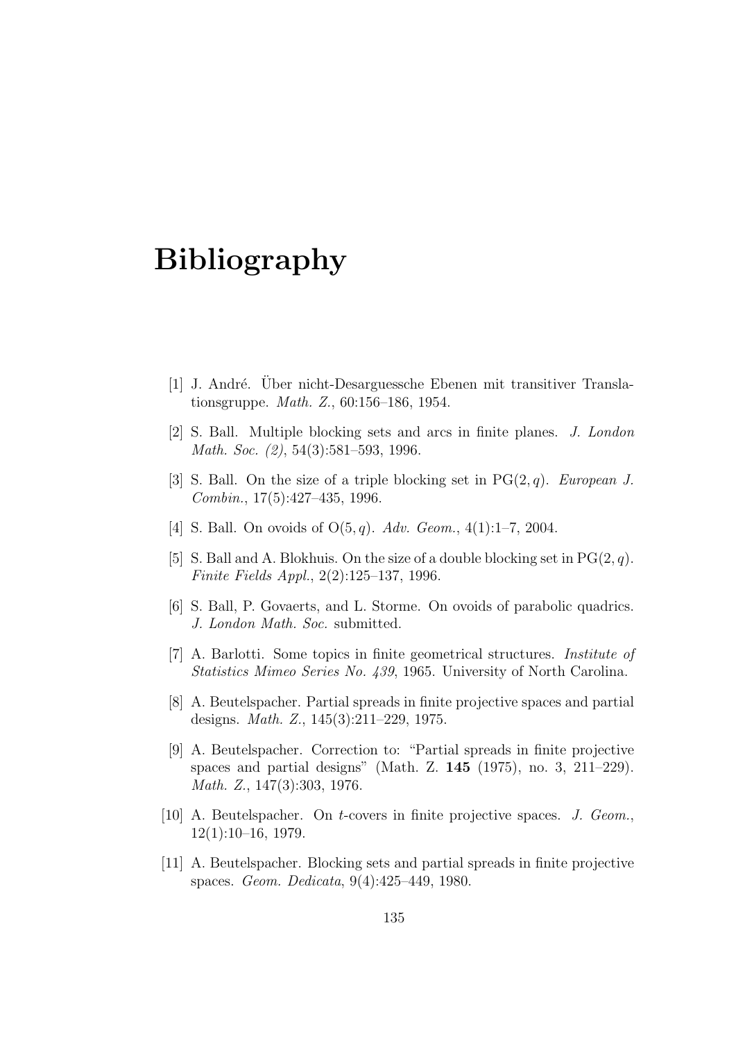# Bibliography

[1] J. André. Über nicht-Desarguessche Ebenen mit transitiver Translationsgruppe. *Math. Z.*, 60:156–186, 1954.

[2] S. Ball. Multiple blocking sets and arcs in finite planes. *J. London Math. Soc. (2)*, 54(3):581–593, 1996.

[3] S. Ball. On the size of a triple blocking set in $\mathrm{PG}(2,q)$. *European J. Combin.*, 17(5):427–435, 1996.

[4] S. Ball. On ovoids of $\mathrm{O}(5,q)$. *Adv. Geom.*, 4(1):1–7, 2004.

[5] S. Ball and A. Blokhuis. On the size of a double blocking set in $\mathrm{PG}(2,q)$. *Finite Fields Appl.*, 2(2):125–137, 1996.

[6] S. Ball, P. Govaerts, and L. Storme. On ovoids of parabolic quadrics. *J. London Math. Soc.* submitted.

[7] A. Barlotti. Some topics in finite geometrical structures. *Institute of Statistics Mimeo Series No. 439*, 1965. University of North Carolina.

[8] A. Beutelspacher. Partial spreads in finite projective spaces and partial designs. *Math. Z.*, 145(3):211–229, 1975.

[9] A. Beutelspacher. Correction to: "Partial spreads in finite projective spaces and partial designs" (Math. Z. **145** (1975), no. 3, 211–229). *Math. Z.*, 147(3):303, 1976.

[10] A. Beutelspacher. On $t$-covers in finite projective spaces. *J. Geom.*, 12(1):10–16, 1979.

[11] A. Beutelspacher. Blocking sets and partial spreads in finite projective spaces. *Geom. Dedicata*, 9(4):425–449, 1980.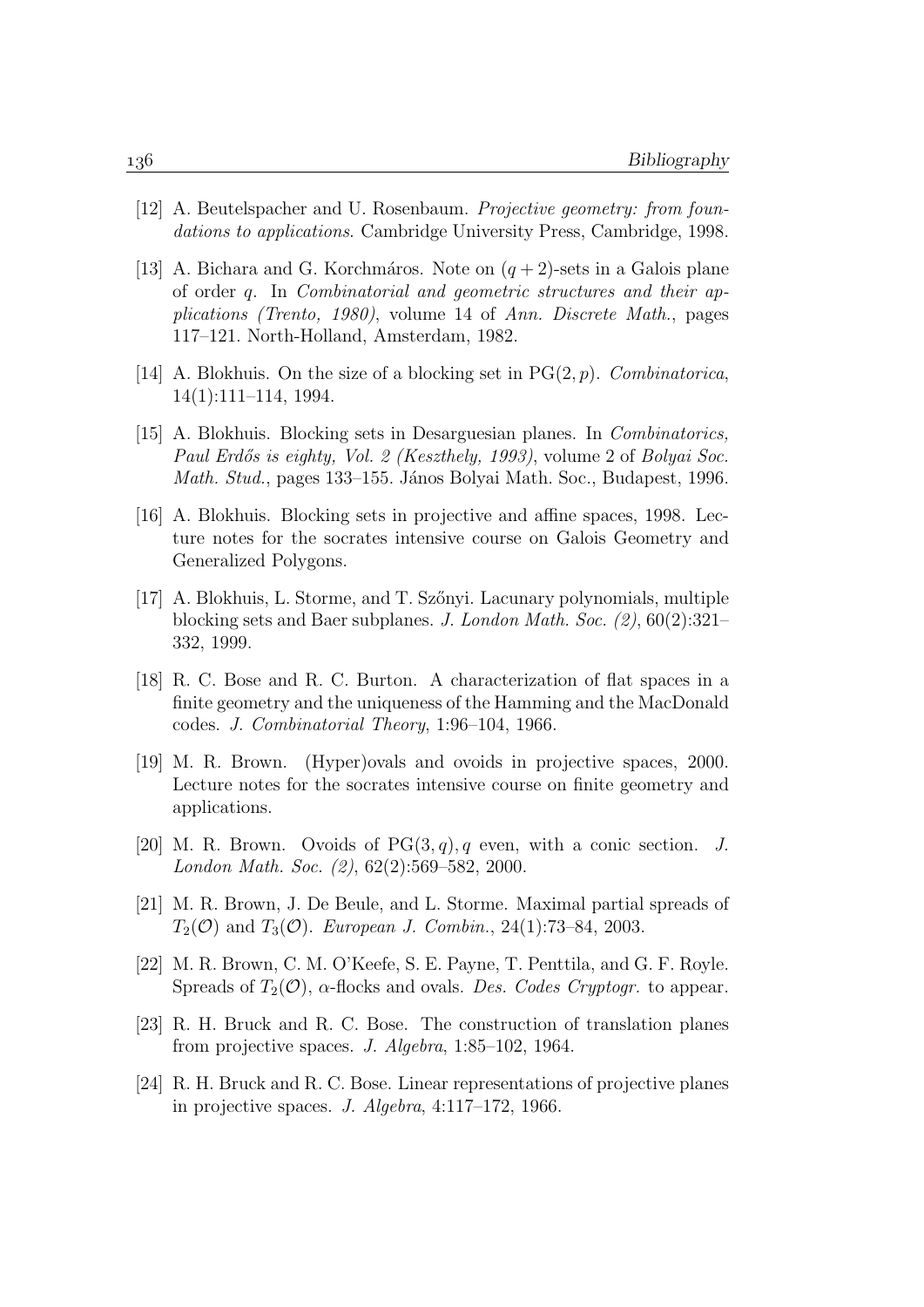[12] A. Beutelspacher and U. Rosenbaum. *Projective geometry: from foundations to applications*. Cambridge University Press, Cambridge, 1998.

[13] A. Bichara and G. Korchmáros. Note on $(q+2)$-sets in a Galois plane of order $q$. In *Combinatorial and geometric structures and their applications (Trento, 1980)*, volume 14 of *Ann. Discrete Math.*, pages 117–121. North-Holland, Amsterdam, 1982.

[14] A. Blokhuis. On the size of a blocking set in $\mathrm{PG}(2,p)$. *Combinatorica*, 14(1):111–114, 1994.

[15] A. Blokhuis. Blocking sets in Desarguesian planes. In *Combinatorics, Paul Erdős is eighty, Vol. 2 (Keszthely, 1993)*, volume 2 of *Bolyai Soc. Math. Stud.*, pages 133–155. János Bolyai Math. Soc., Budapest, 1996.

[16] A. Blokhuis. Blocking sets in projective and affine spaces, 1998. Lecture notes for the socrates intensive course on Galois Geometry and Generalized Polygons.

[17] A. Blokhuis, L. Storme, and T. Szőnyi. Lacunary polynomials, multiple blocking sets and Baer subplanes. *J. London Math. Soc. (2)*, 60(2):321–332, 1999.

[18] R. C. Bose and R. C. Burton. A characterization of flat spaces in a finite geometry and the uniqueness of the Hamming and the MacDonald codes. *J. Combinatorial Theory*, 1:96–104, 1966.

[19] M. R. Brown. (Hyper)ovals and ovoids in projective spaces, 2000. Lecture notes for the socrates intensive course on finite geometry and applications.

[20] M. R. Brown. Ovoids of $\mathrm{PG}(3,q), q$ even, with a conic section. *J. London Math. Soc. (2)*, 62(2):569–582, 2000.

[21] M. R. Brown, J. De Beule, and L. Storme. Maximal partial spreads of $T_2(\mathcal{O})$ and $T_3(\mathcal{O})$. *European J. Combin.*, 24(1):73–84, 2003.

[22] M. R. Brown, C. M. O'Keefe, S. E. Payne, T. Penttila, and G. F. Royle. Spreads of $T_2(\mathcal{O})$, $\alpha$-flocks and ovals. *Des. Codes Cryptogr.* to appear.

[23] R. H. Bruck and R. C. Bose. The construction of translation planes from projective spaces. *J. Algebra*, 1:85–102, 1964.

[24] R. H. Bruck and R. C. Bose. Linear representations of projective planes in projective spaces. *J. Algebra*, 4:117–172, 1966.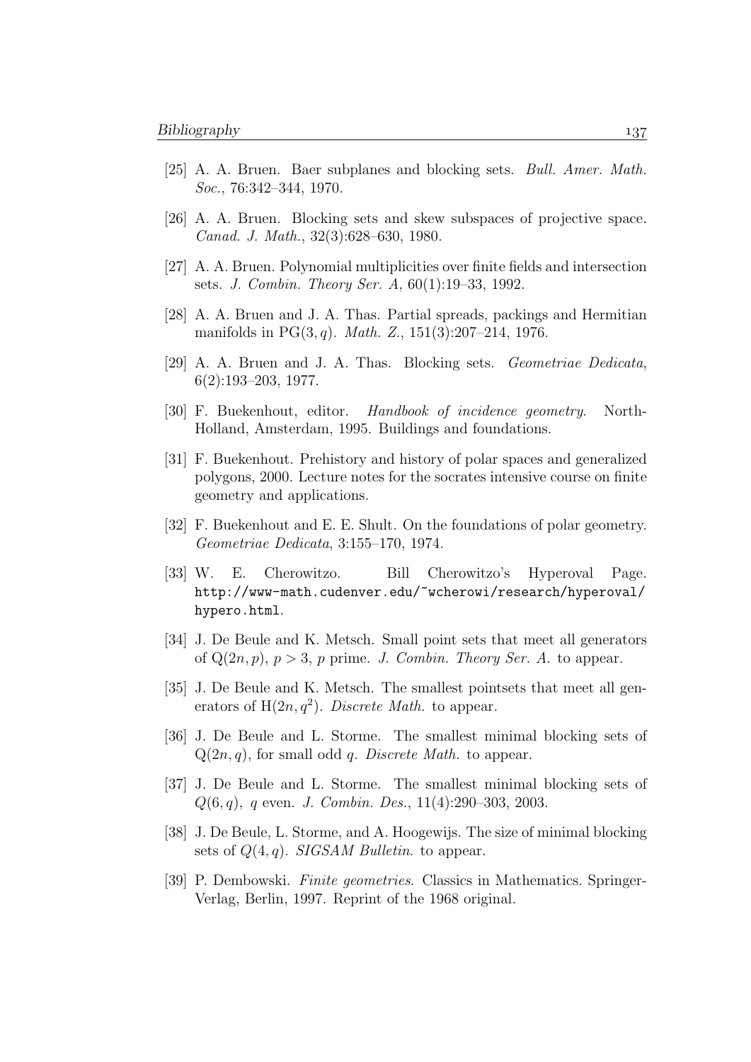[25] A. A. Bruen. Baer subplanes and blocking sets. *Bull. Amer. Math. Soc.*, 76:342–344, 1970.

[26] A. A. Bruen. Blocking sets and skew subspaces of projective space. *Canad. J. Math.*, 32(3):628–630, 1980.

[27] A. A. Bruen. Polynomial multiplicities over finite fields and intersection sets. *J. Combin. Theory Ser. A*, 60(1):19–33, 1992.

[28] A. A. Bruen and J. A. Thas. Partial spreads, packings and Hermitian manifolds in $\mathrm{PG}(3, q)$. *Math. Z.*, 151(3):207–214, 1976.

[29] A. A. Bruen and J. A. Thas. Blocking sets. *Geometriae Dedicata*, 6(2):193–203, 1977.

[30] F. Buekenhout, editor. *Handbook of incidence geometry*. North-Holland, Amsterdam, 1995. Buildings and foundations.

[31] F. Buekenhout. Prehistory and history of polar spaces and generalized polygons, 2000. Lecture notes for the socrates intensive course on finite geometry and applications.

[32] F. Buekenhout and E. E. Shult. On the foundations of polar geometry. *Geometriae Dedicata*, 3:155–170, 1974.

[33] W. E. Cherowitzo. Bill Cherowitzo's Hyperoval Page. `http://www-math.cudenver.edu/~wcherowi/research/hyperoval/hypero.html`.

[34] J. De Beule and K. Metsch. Small point sets that meet all generators of $\mathrm{Q}(2n, p)$, $p > 3$, $p$ prime. *J. Combin. Theory Ser. A.* to appear.

[35] J. De Beule and K. Metsch. The smallest pointsets that meet all generators of $\mathrm{H}(2n, q^2)$. *Discrete Math.* to appear.

[36] J. De Beule and L. Storme. The smallest minimal blocking sets of $\mathrm{Q}(2n, q)$, for small odd $q$. *Discrete Math.* to appear.

[37] J. De Beule and L. Storme. The smallest minimal blocking sets of $Q(6, q)$, $q$ even. *J. Combin. Des.*, 11(4):290–303, 2003.

[38] J. De Beule, L. Storme, and A. Hoogewijs. The size of minimal blocking sets of $Q(4, q)$. *SIGSAM Bulletin*. to appear.

[39] P. Dembowski. *Finite geometries*. Classics in Mathematics. Springer-Verlag, Berlin, 1997. Reprint of the 1968 original.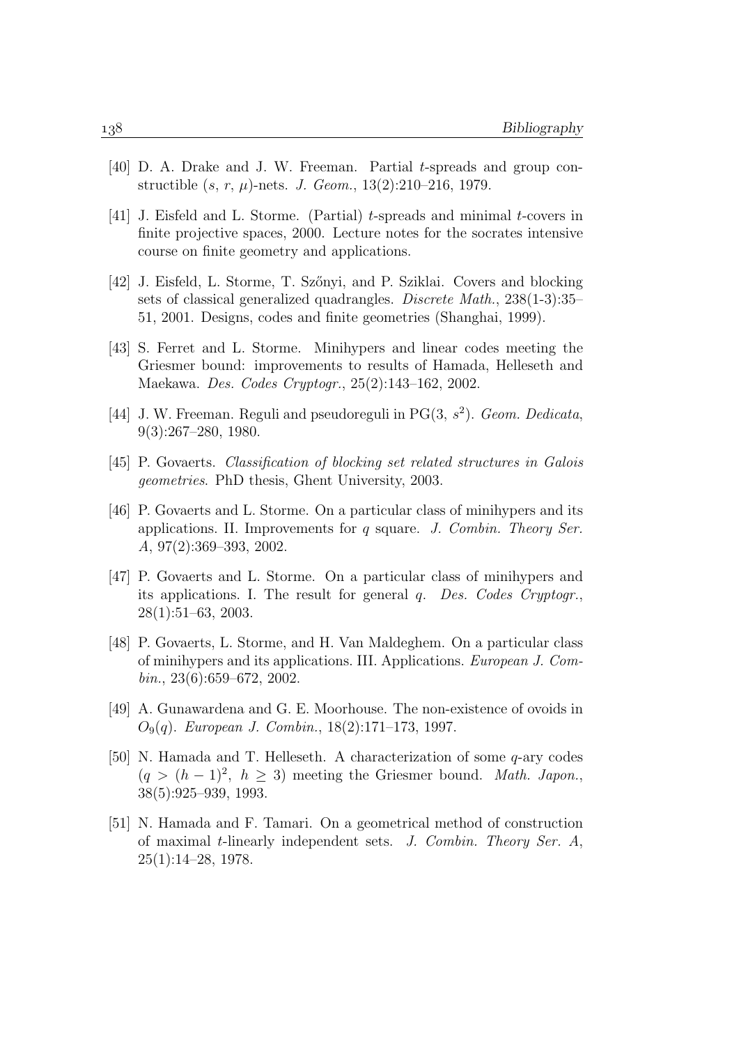[40] D. A. Drake and J. W. Freeman. Partial $t$-spreads and group constructible $(s, r, \mu)$-nets. *J. Geom.*, 13(2):210–216, 1979.

[41] J. Eisfeld and L. Storme. (Partial) $t$-spreads and minimal $t$-covers in finite projective spaces, 2000. Lecture notes for the socrates intensive course on finite geometry and applications.

[42] J. Eisfeld, L. Storme, T. Szőnyi, and P. Sziklai. Covers and blocking sets of classical generalized quadrangles. *Discrete Math.*, 238(1-3):35–51, 2001. Designs, codes and finite geometries (Shanghai, 1999).

[43] S. Ferret and L. Storme. Minihypers and linear codes meeting the Griesmer bound: improvements to results of Hamada, Helleseth and Maekawa. *Des. Codes Cryptogr.*, 25(2):143–162, 2002.

[44] J. W. Freeman. Reguli and pseudoreguli in $\mathrm{PG}(3, s^2)$. *Geom. Dedicata*, 9(3):267–280, 1980.

[45] P. Govaerts. *Classification of blocking set related structures in Galois geometries*. PhD thesis, Ghent University, 2003.

[46] P. Govaerts and L. Storme. On a particular class of minihypers and its applications. II. Improvements for $q$ square. *J. Combin. Theory Ser. A*, 97(2):369–393, 2002.

[47] P. Govaerts and L. Storme. On a particular class of minihypers and its applications. I. The result for general $q$. *Des. Codes Cryptogr.*, 28(1):51–63, 2003.

[48] P. Govaerts, L. Storme, and H. Van Maldeghem. On a particular class of minihypers and its applications. III. Applications. *European J. Combin.*, 23(6):659–672, 2002.

[49] A. Gunawardena and G. E. Moorhouse. The non-existence of ovoids in $O_9(q)$. *European J. Combin.*, 18(2):171–173, 1997.

[50] N. Hamada and T. Helleseth. A characterization of some $q$-ary codes $(q > (h-1)^2,\ h \geq 3)$ meeting the Griesmer bound. *Math. Japon.*, 38(5):925–939, 1993.

[51] N. Hamada and F. Tamari. On a geometrical method of construction of maximal $t$-linearly independent sets. *J. Combin. Theory Ser. A*, 25(1):14–28, 1978.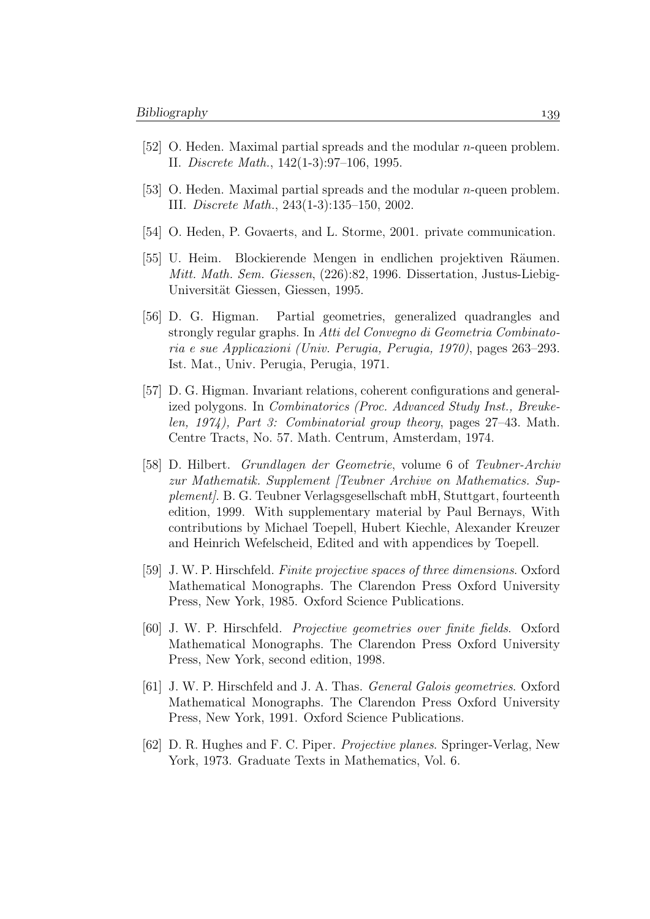[52] O. Heden. Maximal partial spreads and the modular $n$-queen problem. II. *Discrete Math.*, 142(1-3):97–106, 1995.

[53] O. Heden. Maximal partial spreads and the modular $n$-queen problem. III. *Discrete Math.*, 243(1-3):135–150, 2002.

[54] O. Heden, P. Govaerts, and L. Storme, 2001. private communication.

[55] U. Heim. Blockierende Mengen in endlichen projektiven Räumen. *Mitt. Math. Sem. Giessen*, (226):82, 1996. Dissertation, Justus-Liebig-Universität Giessen, Giessen, 1995.

[56] D. G. Higman. Partial geometries, generalized quadrangles and strongly regular graphs. In *Atti del Convegno di Geometria Combinatoria e sue Applicazioni (Univ. Perugia, Perugia, 1970)*, pages 263–293. Ist. Mat., Univ. Perugia, Perugia, 1971.

[57] D. G. Higman. Invariant relations, coherent configurations and generalized polygons. In *Combinatorics (Proc. Advanced Study Inst., Breukelen, 1974), Part 3: Combinatorial group theory*, pages 27–43. Math. Centre Tracts, No. 57. Math. Centrum, Amsterdam, 1974.

[58] D. Hilbert. *Grundlagen der Geometrie*, volume 6 of *Teubner-Archiv zur Mathematik. Supplement [Teubner Archive on Mathematics. Supplement]*. B. G. Teubner Verlagsgesellschaft mbH, Stuttgart, fourteenth edition, 1999. With supplementary material by Paul Bernays, With contributions by Michael Toepell, Hubert Kiechle, Alexander Kreuzer and Heinrich Wefelscheid, Edited and with appendices by Toepell.

[59] J. W. P. Hirschfeld. *Finite projective spaces of three dimensions*. Oxford Mathematical Monographs. The Clarendon Press Oxford University Press, New York, 1985. Oxford Science Publications.

[60] J. W. P. Hirschfeld. *Projective geometries over finite fields*. Oxford Mathematical Monographs. The Clarendon Press Oxford University Press, New York, second edition, 1998.

[61] J. W. P. Hirschfeld and J. A. Thas. *General Galois geometries*. Oxford Mathematical Monographs. The Clarendon Press Oxford University Press, New York, 1991. Oxford Science Publications.

[62] D. R. Hughes and F. C. Piper. *Projective planes*. Springer-Verlag, New York, 1973. Graduate Texts in Mathematics, Vol. 6.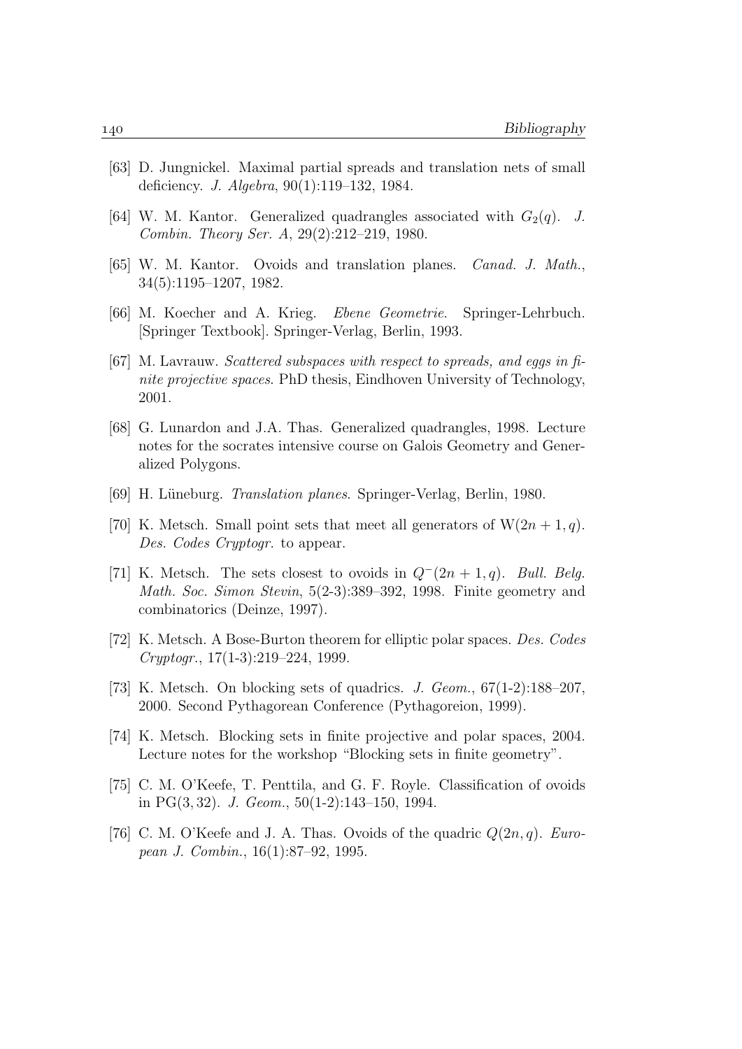[63] D. Jungnickel. Maximal partial spreads and translation nets of small deficiency. *J. Algebra*, 90(1):119–132, 1984.

[64] W. M. Kantor. Generalized quadrangles associated with $G_2(q)$. *J. Combin. Theory Ser. A*, 29(2):212–219, 1980.

[65] W. M. Kantor. Ovoids and translation planes. *Canad. J. Math.*, 34(5):1195–1207, 1982.

[66] M. Koecher and A. Krieg. *Ebene Geometrie*. Springer-Lehrbuch. [Springer Textbook]. Springer-Verlag, Berlin, 1993.

[67] M. Lavrauw. *Scattered subspaces with respect to spreads, and eggs in finite projective spaces*. PhD thesis, Eindhoven University of Technology, 2001.

[68] G. Lunardon and J.A. Thas. Generalized quadrangles, 1998. Lecture notes for the socrates intensive course on Galois Geometry and Generalized Polygons.

[69] H. Lüneburg. *Translation planes*. Springer-Verlag, Berlin, 1980.

[70] K. Metsch. Small point sets that meet all generators of $\mathrm{W}(2n+1, q)$. *Des. Codes Cryptogr.* to appear.

[71] K. Metsch. The sets closest to ovoids in $Q^-(2n+1, q)$. *Bull. Belg. Math. Soc. Simon Stevin*, 5(2-3):389–392, 1998. Finite geometry and combinatorics (Deinze, 1997).

[72] K. Metsch. A Bose-Burton theorem for elliptic polar spaces. *Des. Codes Cryptogr.*, 17(1-3):219–224, 1999.

[73] K. Metsch. On blocking sets of quadrics. *J. Geom.*, 67(1-2):188–207, 2000. Second Pythagorean Conference (Pythagoreion, 1999).

[74] K. Metsch. Blocking sets in finite projective and polar spaces, 2004. Lecture notes for the workshop "Blocking sets in finite geometry".

[75] C. M. O'Keefe, T. Penttila, and G. F. Royle. Classification of ovoids in $\mathrm{PG}(3, 32)$. *J. Geom.*, 50(1-2):143–150, 1994.

[76] C. M. O'Keefe and J. A. Thas. Ovoids of the quadric $Q(2n, q)$. *European J. Combin.*, 16(1):87–92, 1995.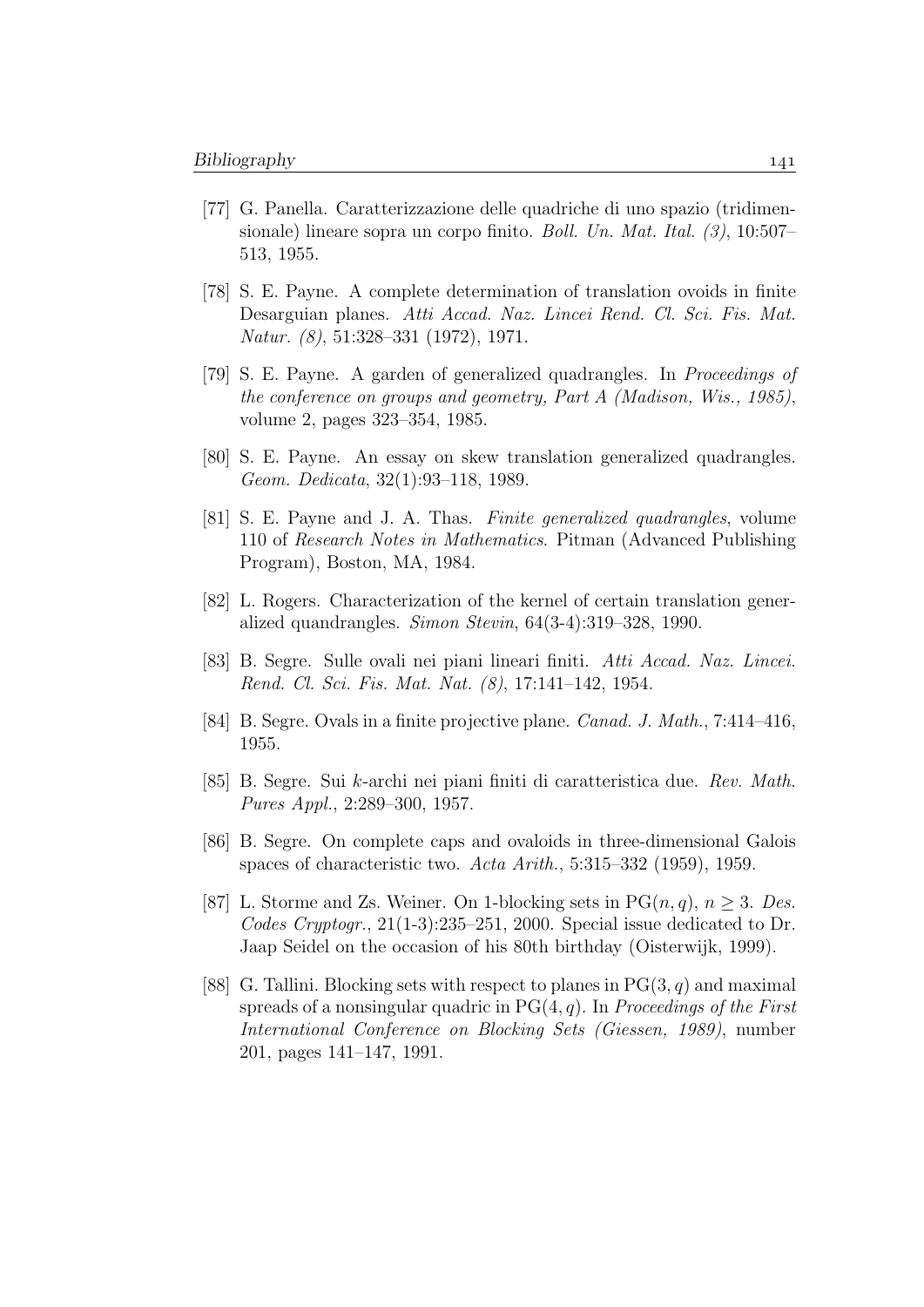[77] G. Panella. Caratterizzazione delle quadriche di uno spazio (tridimensionale) lineare sopra un corpo finito. *Boll. Un. Mat. Ital. (3)*, 10:507–513, 1955.

[78] S. E. Payne. A complete determination of translation ovoids in finite Desarguian planes. *Atti Accad. Naz. Lincei Rend. Cl. Sci. Fis. Mat. Natur. (8)*, 51:328–331 (1972), 1971.

[79] S. E. Payne. A garden of generalized quadrangles. In *Proceedings of the conference on groups and geometry, Part A (Madison, Wis., 1985)*, volume 2, pages 323–354, 1985.

[80] S. E. Payne. An essay on skew translation generalized quadrangles. *Geom. Dedicata*, 32(1):93–118, 1989.

[81] S. E. Payne and J. A. Thas. *Finite generalized quadrangles*, volume 110 of *Research Notes in Mathematics*. Pitman (Advanced Publishing Program), Boston, MA, 1984.

[82] L. Rogers. Characterization of the kernel of certain translation generalized quandrangles. *Simon Stevin*, 64(3-4):319–328, 1990.

[83] B. Segre. Sulle ovali nei piani lineari finiti. *Atti Accad. Naz. Lincei. Rend. Cl. Sci. Fis. Mat. Nat. (8)*, 17:141–142, 1954.

[84] B. Segre. Ovals in a finite projective plane. *Canad. J. Math.*, 7:414–416, 1955.

[85] B. Segre. Sui $k$-archi nei piani finiti di caratteristica due. *Rev. Math. Pures Appl.*, 2:289–300, 1957.

[86] B. Segre. On complete caps and ovaloids in three-dimensional Galois spaces of characteristic two. *Acta Arith.*, 5:315–332 (1959), 1959.

[87] L. Storme and Zs. Weiner. On 1-blocking sets in $\mathrm{PG}(n, q)$, $n \geq 3$. *Des. Codes Cryptogr.*, 21(1-3):235–251, 2000. Special issue dedicated to Dr. Jaap Seidel on the occasion of his 80th birthday (Oisterwijk, 1999).

[88] G. Tallini. Blocking sets with respect to planes in $\mathrm{PG}(3, q)$ and maximal spreads of a nonsingular quadric in $\mathrm{PG}(4, q)$. In *Proceedings of the First International Conference on Blocking Sets (Giessen, 1989)*, number 201, pages 141–147, 1991.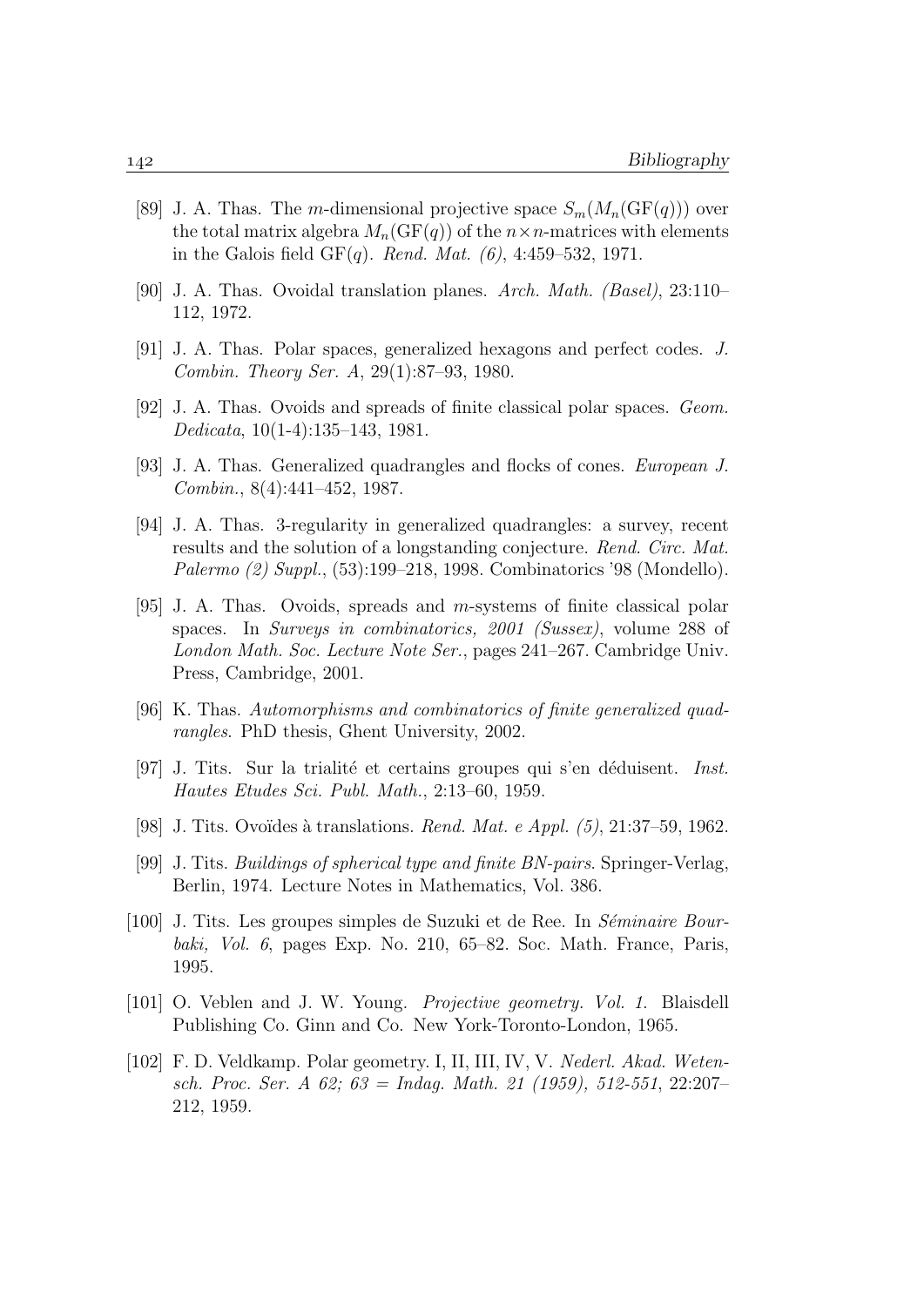[89] J. A. Thas. The $m$-dimensional projective space $S_m(M_n(\mathrm{GF}(q)))$ over the total matrix algebra $M_n(\mathrm{GF}(q))$ of the $n \times n$-matrices with elements in the Galois field $\mathrm{GF}(q)$. *Rend. Mat. (6)*, 4:459–532, 1971.

[90] J. A. Thas. Ovoidal translation planes. *Arch. Math. (Basel)*, 23:110–112, 1972.

[91] J. A. Thas. Polar spaces, generalized hexagons and perfect codes. *J. Combin. Theory Ser. A*, 29(1):87–93, 1980.

[92] J. A. Thas. Ovoids and spreads of finite classical polar spaces. *Geom. Dedicata*, 10(1-4):135–143, 1981.

[93] J. A. Thas. Generalized quadrangles and flocks of cones. *European J. Combin.*, 8(4):441–452, 1987.

[94] J. A. Thas. 3-regularity in generalized quadrangles: a survey, recent results and the solution of a longstanding conjecture. *Rend. Circ. Mat. Palermo (2) Suppl.*, (53):199–218, 1998. Combinatorics '98 (Mondello).

[95] J. A. Thas. Ovoids, spreads and $m$-systems of finite classical polar spaces. In *Surveys in combinatorics, 2001 (Sussex)*, volume 288 of *London Math. Soc. Lecture Note Ser.*, pages 241–267. Cambridge Univ. Press, Cambridge, 2001.

[96] K. Thas. *Automorphisms and combinatorics of finite generalized quadrangles*. PhD thesis, Ghent University, 2002.

[97] J. Tits. Sur la trialité et certains groupes qui s'en déduisent. *Inst. Hautes Etudes Sci. Publ. Math.*, 2:13–60, 1959.

[98] J. Tits. Ovoïdes à translations. *Rend. Mat. e Appl. (5)*, 21:37–59, 1962.

[99] J. Tits. *Buildings of spherical type and finite BN-pairs*. Springer-Verlag, Berlin, 1974. Lecture Notes in Mathematics, Vol. 386.

[100] J. Tits. Les groupes simples de Suzuki et de Ree. In *Séminaire Bourbaki, Vol. 6*, pages Exp. No. 210, 65–82. Soc. Math. France, Paris, 1995.

[101] O. Veblen and J. W. Young. *Projective geometry. Vol. 1.* Blaisdell Publishing Co. Ginn and Co. New York-Toronto-London, 1965.

[102] F. D. Veldkamp. Polar geometry. I, II, III, IV, V. *Nederl. Akad. Wetensch. Proc. Ser. A 62; 63 = Indag. Math. 21 (1959), 512-551*, 22:207–212, 1959.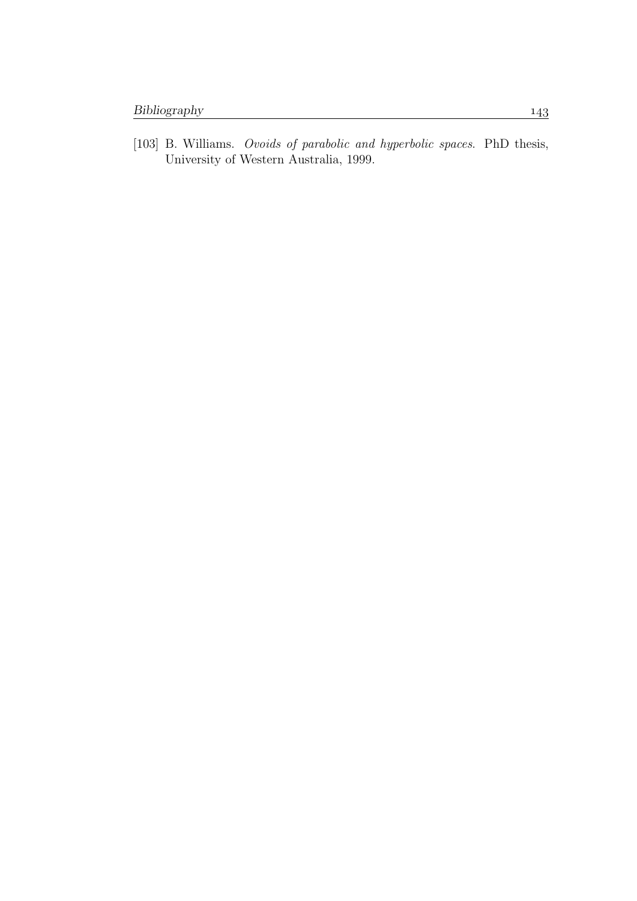[103] B. Williams. *Ovoids of parabolic and hyperbolic spaces*. PhD thesis, University of Western Australia, 1999.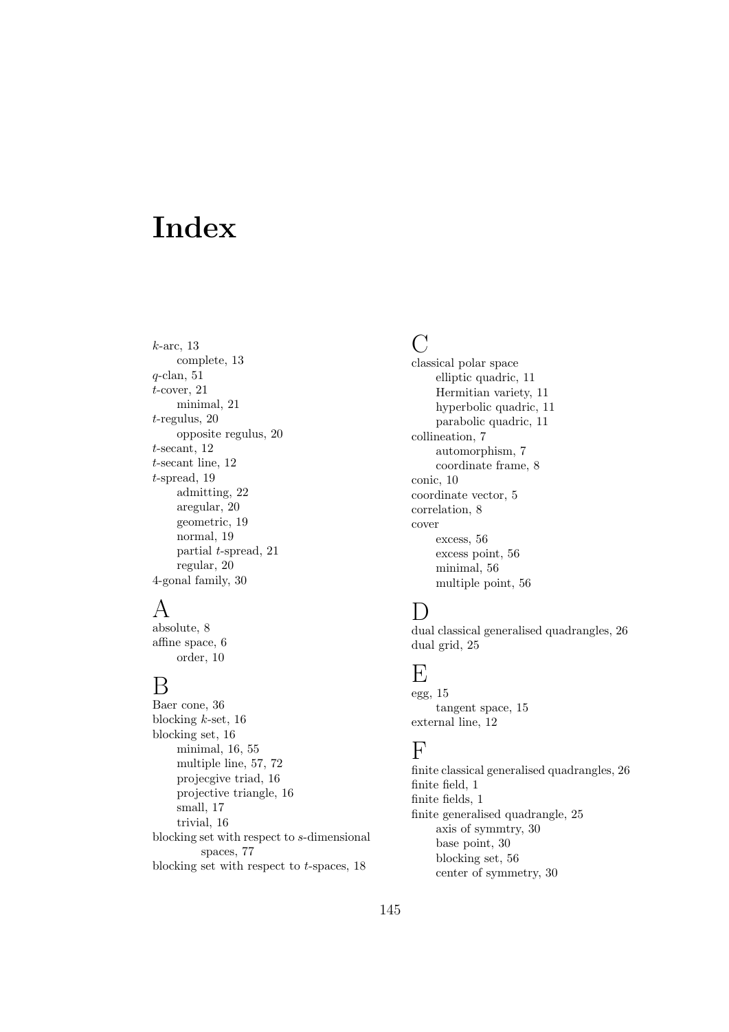# Index

$k$-arc, 13
    complete, 13
$q$-clan, 51
$t$-cover, 21
    minimal, 21
$t$-regulus, 20
    opposite regulus, 20
$t$-secant, 12
$t$-secant line, 12
$t$-spread, 19
    admitting, 22
    aregular, 20
    geometric, 19
    normal, 19
    partial $t$-spread, 21
    regular, 20
4-gonal family, 30

## A

absolute, 8
affine space, 6
    order, 10

## B

Baer cone, 36
blocking $k$-set, 16
blocking set, 16
    minimal, 16, 55
    multiple line, 57, 72
    projecgive triad, 16
    projective triangle, 16
    small, 17
    trivial, 16
blocking set with respect to $s$-dimensional spaces, 77
blocking set with respect to $t$-spaces, 18

## C

classical polar space
    elliptic quadric, 11
    Hermitian variety, 11
    hyperbolic quadric, 11
    parabolic quadric, 11
collineation, 7
    automorphism, 7
    coordinate frame, 8
conic, 10
coordinate vector, 5
correlation, 8
cover
    excess, 56
    excess point, 56
    minimal, 56
    multiple point, 56

## D

dual classical generalised quadrangles, 26
dual grid, 25

## E

egg, 15
    tangent space, 15
external line, 12

## F

finite classical generalised quadrangles, 26
finite field, 1
finite fields, 1
finite generalised quadrangle, 25
    axis of symmtry, 30
    base point, 30
    blocking set, 56
    center of symmetry, 30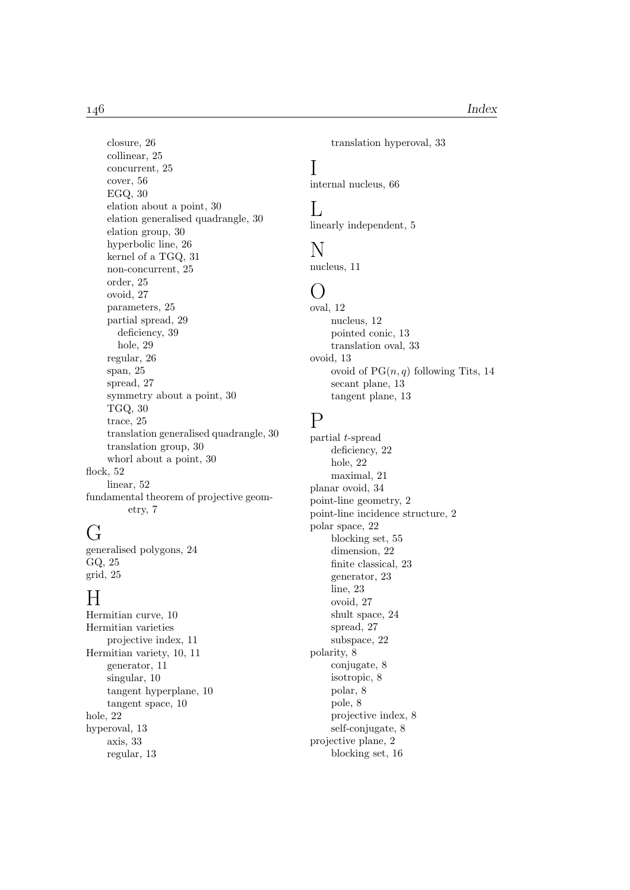closure, 26
collinear, 25
concurrent, 25
cover, 56
EGQ, 30
elation about a point, 30
elation generalised quadrangle, 30
elation group, 30
hyperbolic line, 26
kernel of a TGQ, 31
non-concurrent, 25
order, 25
ovoid, 27
parameters, 25
partial spread, 29
  deficiency, 39
  hole, 29
regular, 26
span, 25
spread, 27
symmetry about a point, 30
TGQ, 30
trace, 25
translation generalised quadrangle, 30
translation group, 30
whorl about a point, 30

flock, 52
  linear, 52

fundamental theorem of projective geometry, 7

# G

generalised polygons, 24
GQ, 25
grid, 25

# H

Hermitian curve, 10
Hermitian varieties
  projective index, 11
Hermitian variety, 10, 11
  generator, 11
  singular, 10
  tangent hyperplane, 10
  tangent space, 10
hole, 22
hyperoval, 13
  axis, 33
  regular, 13
  translation hyperoval, 33

# I

internal nucleus, 66

# L

linearly independent, 5

# N

nucleus, 11

# O

oval, 12
  nucleus, 12
  pointed conic, 13
  translation oval, 33
ovoid, 13
  ovoid of $\mathrm{PG}(n, q)$ following Tits, 14
  secant plane, 13
  tangent plane, 13

# P

partial $t$-spread
  deficiency, 22
  hole, 22
  maximal, 21
planar ovoid, 34
point-line geometry, 2
point-line incidence structure, 2
polar space, 22
  blocking set, 55
  dimension, 22
  finite classical, 23
  generator, 23
  line, 23
  ovoid, 27
  shult space, 24
  spread, 27
  subspace, 22
polarity, 8
  conjugate, 8
  isotropic, 8
  polar, 8
  pole, 8
  projective index, 8
  self-conjugate, 8
projective plane, 2
  blocking set, 16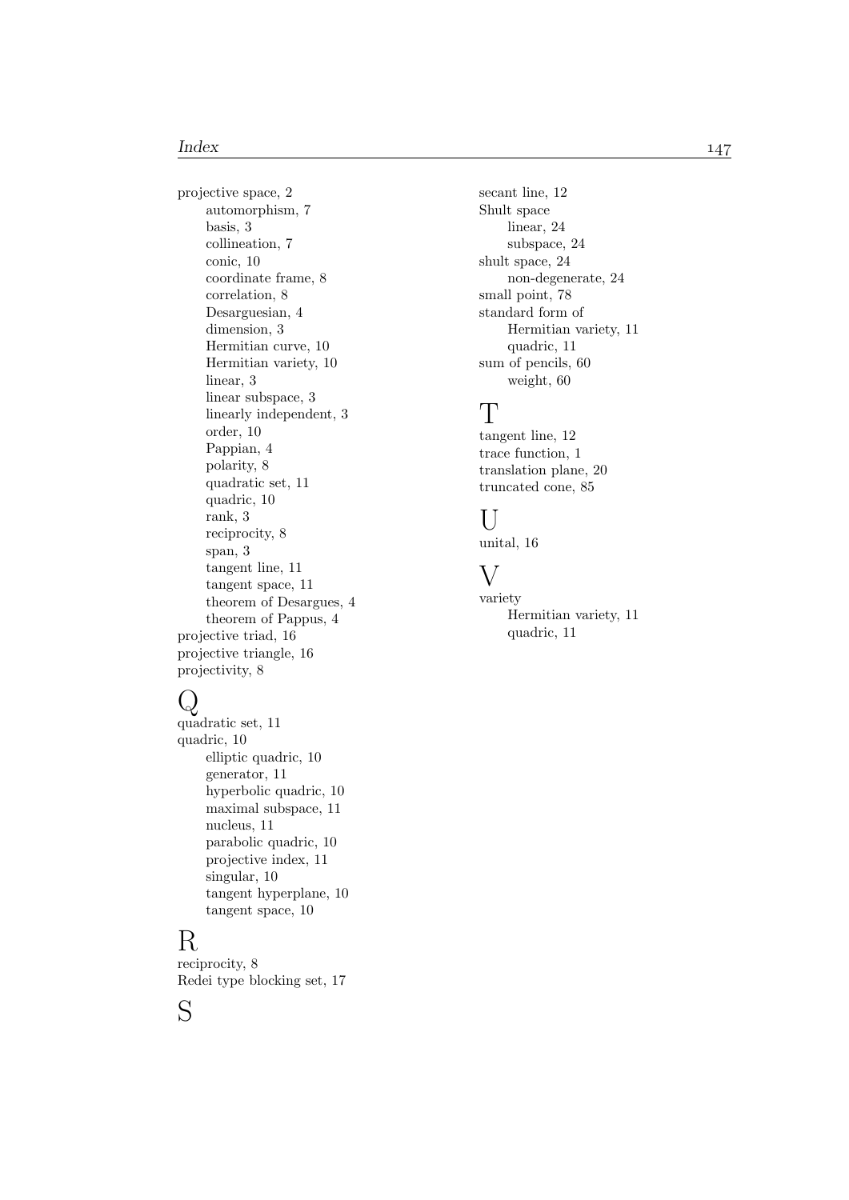projective space, 2
- automorphism, 7
- basis, 3
- collineation, 7
- conic, 10
- coordinate frame, 8
- correlation, 8
- Desarguesian, 4
- dimension, 3
- Hermitian curve, 10
- Hermitian variety, 10
- linear, 3
- linear subspace, 3
- linearly independent, 3
- order, 10
- Pappian, 4
- polarity, 8
- quadratic set, 11
- quadric, 10
- rank, 3
- reciprocity, 8
- span, 3
- tangent line, 11
- tangent space, 11
- theorem of Desargues, 4
- theorem of Pappus, 4

projective triad, 16
projective triangle, 16
projectivity, 8

# Q

quadratic set, 11
quadric, 10
- elliptic quadric, 10
- generator, 11
- hyperbolic quadric, 10
- maximal subspace, 11
- nucleus, 11
- parabolic quadric, 10
- projective index, 11
- singular, 10
- tangent hyperplane, 10
- tangent space, 10

# R

reciprocity, 8
Redei type blocking set, 17

# S

secant line, 12
Shult space
- linear, 24
- subspace, 24

shult space, 24
- non-degenerate, 24

small point, 78
standard form of
- Hermitian variety, 11
- quadric, 11

sum of pencils, 60
- weight, 60

# T

tangent line, 12
trace function, 1
translation plane, 20
truncated cone, 85

# U

unital, 16

# V

variety
- Hermitian variety, 11
- quadric, 11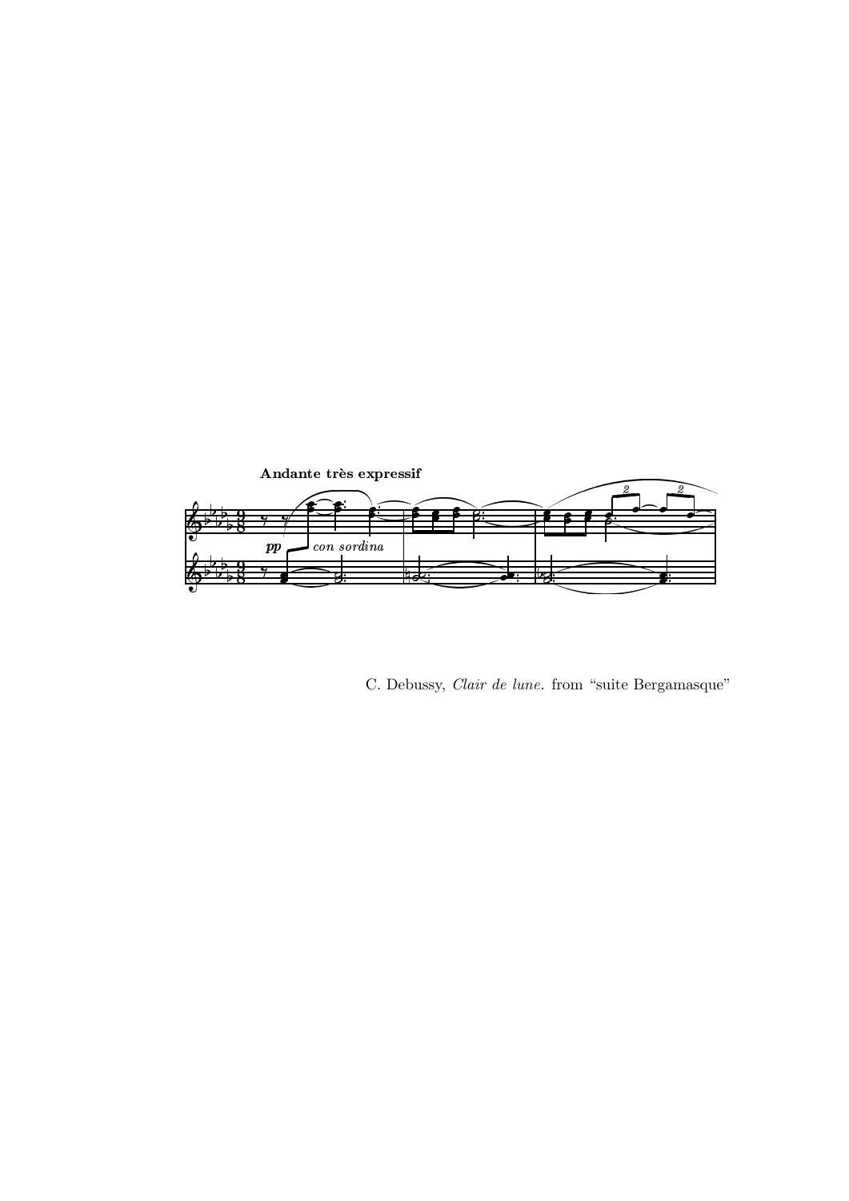C. Debussy, *Clair de lune.* from “suite Bergamasque”